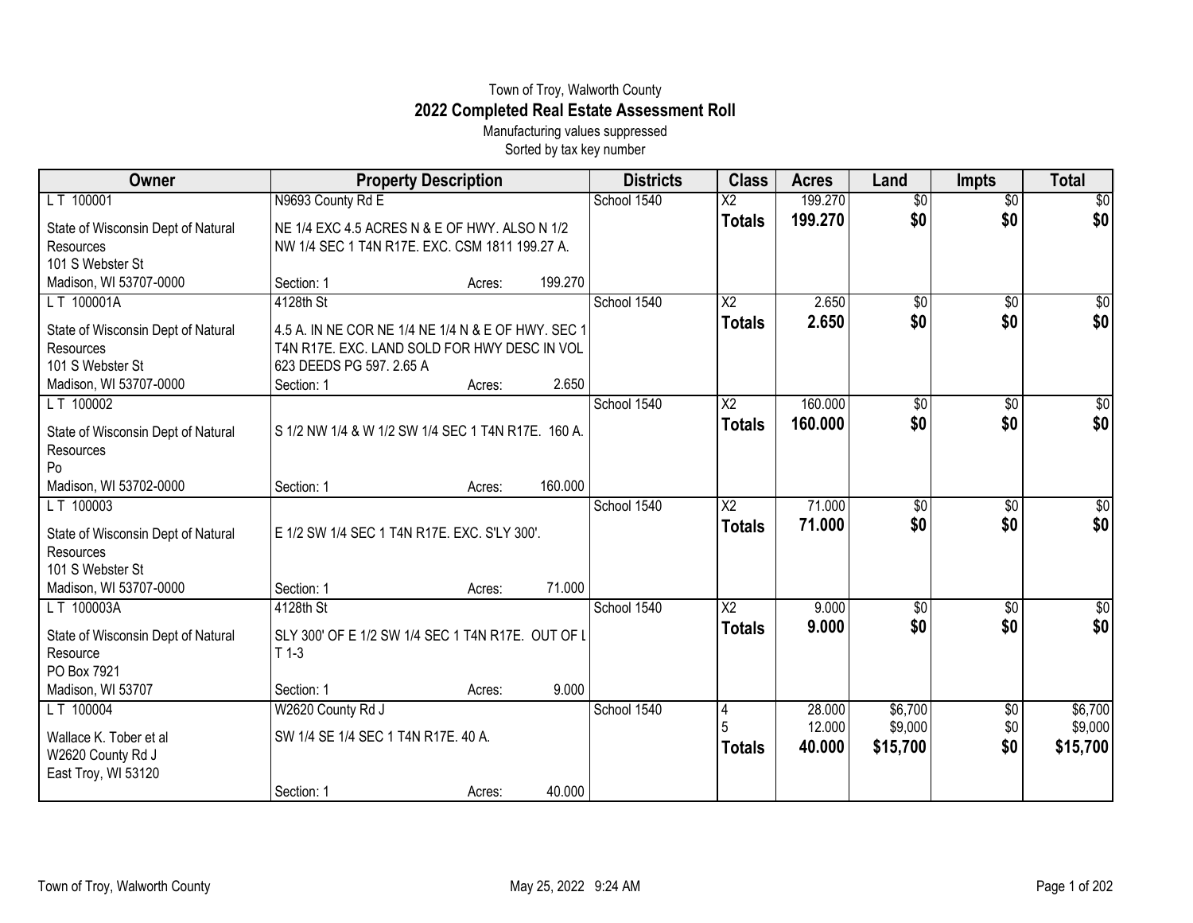Town of Troy, Walworth County

# 2022 Completed Real Estate Assessment Roll

Manufacturing values suppressed

Sorted by tax key number

| Owner | Property Description | Districts | Class | Acres | Land | Impts | Total |
|---|---|---|---|---|---|---|---|
| L T 100001 | N9693 County Rd E | School 1540 | X2 | 199.270 | $0 | $0 | $0 |
| State of Wisconsin Dept of Natural Resources<br>101 S Webster St<br>Madison, WI 53707-0000 | NE 1/4 EXC 4.5 ACRES N & E OF HWY. ALSO N 1/2 NW 1/4 SEC 1 T4N R17E. EXC. CSM 1811 199.27 A.<br>Section: 1 Acres: 199.270 | | **Totals** | **199.270** | **$0** | **$0** | **$0** |
| L T 100001A | 4128th St | School 1540 | X2 | 2.650 | $0 | $0 | $0 |
| State of Wisconsin Dept of Natural Resources<br>101 S Webster St<br>Madison, WI 53707-0000 | 4.5 A. IN NE COR NE 1/4 NE 1/4 N & E OF HWY. SEC 1 T4N R17E. EXC. LAND SOLD FOR HWY DESC IN VOL 623 DEEDS PG 597. 2.65 A<br>Section: 1 Acres: 2.650 | | **Totals** | **2.650** | **$0** | **$0** | **$0** |
| L T 100002 | | School 1540 | X2 | 160.000 | $0 | $0 | $0 |
| State of Wisconsin Dept of Natural Resources<br>Po<br>Madison, WI 53702-0000 | S 1/2 NW 1/4 & W 1/2 SW 1/4 SEC 1 T4N R17E. 160 A.<br>Section: 1 Acres: 160.000 | | **Totals** | **160.000** | **$0** | **$0** | **$0** |
| L T 100003 | | School 1540 | X2 | 71.000 | $0 | $0 | $0 |
| State of Wisconsin Dept of Natural Resources<br>101 S Webster St<br>Madison, WI 53707-0000 | E 1/2 SW 1/4 SEC 1 T4N R17E. EXC. S'LY 300'.<br>Section: 1 Acres: 71.000 | | **Totals** | **71.000** | **$0** | **$0** | **$0** |
| L T 100003A | 4128th St | School 1540 | X2 | 9.000 | $0 | $0 | $0 |
| State of Wisconsin Dept of Natural Resource<br>PO Box 7921<br>Madison, WI 53707 | SLY 300' OF E 1/2 SW 1/4 SEC 1 T4N R17E. OUT OF L T 1-3<br>Section: 1 Acres: 9.000 | | **Totals** | **9.000** | **$0** | **$0** | **$0** |
| L T 100004 | W2620 County Rd J | School 1540 | 4 | 28.000 | $6,700 | $0 | $6,700 |
| Wallace K. Tober et al<br>W2620 County Rd J<br>East Troy, WI 53120 | SW 1/4 SE 1/4 SEC 1 T4N R17E. 40 A.<br>Section: 1 Acres: 40.000 | | 5 | 12.000 | $9,000 | $0 | $9,000 |
| | | | **Totals** | **40.000** | **$15,700** | **$0** | **$15,700** |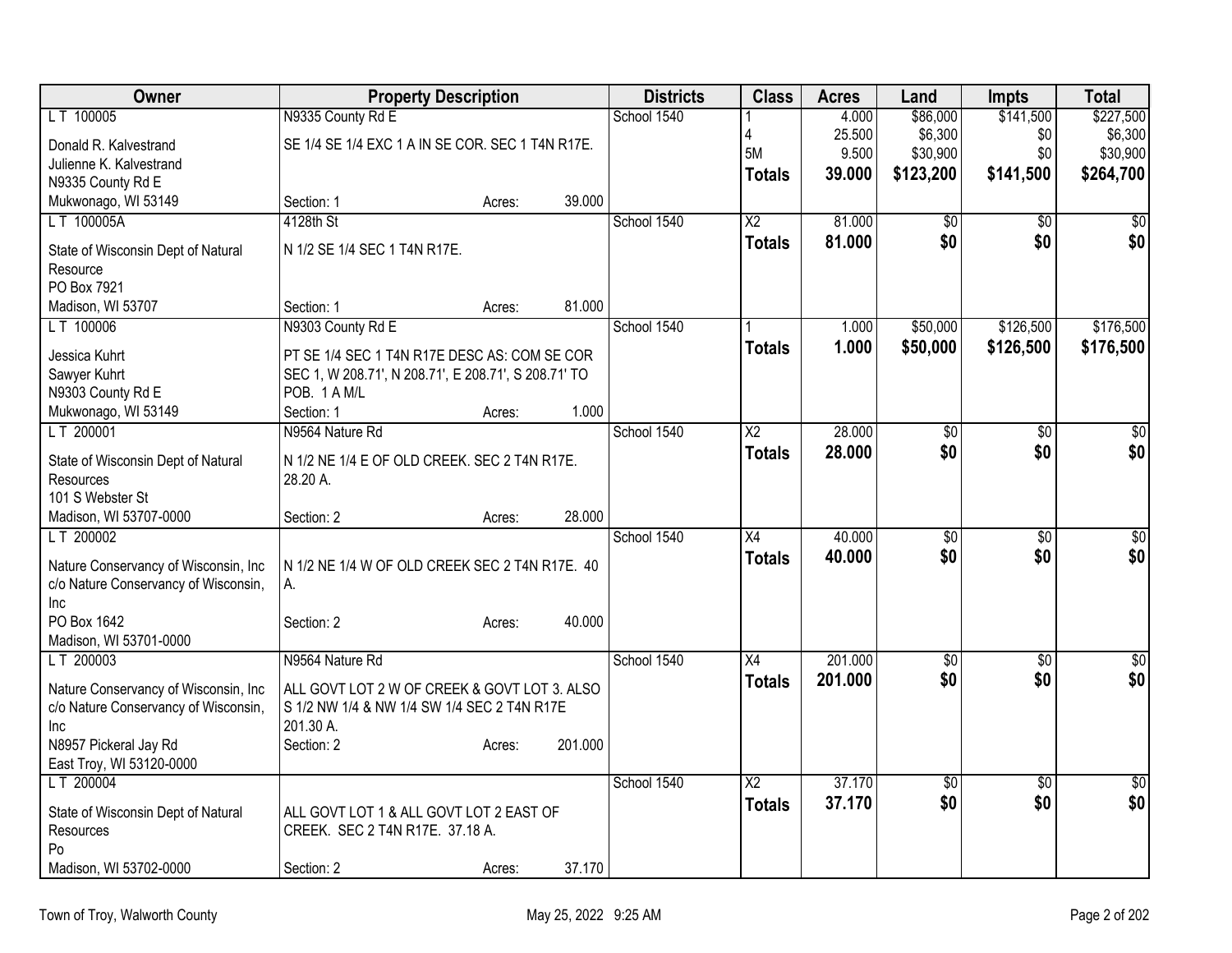| Owner | Property Description | Districts | Class | Acres | Land | Impts | Total |
|---|---|---|---|---|---|---|---|
| L T 100005<br>Donald R. Kalvestrand<br>Julienne K. Kalvestrand<br>N9335 County Rd E<br>Mukwonago, WI 53149 | N9335 County Rd E<br>SE 1/4 SE 1/4 EXC 1 A IN SE COR. SEC 1 T4N R17E.<br>Section: 1 Acres: 39.000 | School 1540 | 1<br>4<br>5M<br>**Totals** | 4.000<br>25.500<br>9.500<br>**39.000** | $86,000<br>$6,300<br>$30,900<br>**$123,200** | $141,500<br>$0<br>$0<br>**$141,500** | $227,500<br>$6,300<br>$30,900<br>**$264,700** |
| L T 100005A<br>State of Wisconsin Dept of Natural Resource<br>PO Box 7921<br>Madison, WI 53707 | 4128th St<br>N 1/2 SE 1/4 SEC 1 T4N R17E.<br>Section: 1 Acres: 81.000 | School 1540 | X2<br>**Totals** | 81.000<br>**81.000** | $0<br>**$0** | $0<br>**$0** | $0<br>**$0** |
| L T 100006<br>Jessica Kuhrt<br>Sawyer Kuhrt<br>N9303 County Rd E<br>Mukwonago, WI 53149 | N9303 County Rd E<br>PT SE 1/4 SEC 1 T4N R17E DESC AS: COM SE COR SEC 1, W 208.71', N 208.71', E 208.71', S 208.71' TO POB. 1 A M/L<br>Section: 1 Acres: 1.000 | School 1540 | 1<br>**Totals** | 1.000<br>**1.000** | $50,000<br>**$50,000** | $126,500<br>**$126,500** | $176,500<br>**$176,500** |
| L T 200001<br>State of Wisconsin Dept of Natural Resources<br>101 S Webster St<br>Madison, WI 53707-0000 | N9564 Nature Rd<br>N 1/2 NE 1/4 E OF OLD CREEK. SEC 2 T4N R17E. 28.20 A.<br>Section: 2 Acres: 28.000 | School 1540 | X2<br>**Totals** | 28.000<br>**28.000** | $0<br>**$0** | $0<br>**$0** | $0<br>**$0** |
| L T 200002<br>Nature Conservancy of Wisconsin, Inc<br>c/o Nature Conservancy of Wisconsin, Inc<br>PO Box 1642<br>Madison, WI 53701-0000 | N 1/2 NE 1/4 W OF OLD CREEK SEC 2 T4N R17E. 40 A.<br>Section: 2 Acres: 40.000 | School 1540 | X4<br>**Totals** | 40.000<br>**40.000** | $0<br>**$0** | $0<br>**$0** | $0<br>**$0** |
| L T 200003<br>Nature Conservancy of Wisconsin, Inc<br>c/o Nature Conservancy of Wisconsin, Inc<br>N8957 Pickeral Jay Rd<br>East Troy, WI 53120-0000 | N9564 Nature Rd<br>ALL GOVT LOT 2 W OF CREEK & GOVT LOT 3. ALSO S 1/2 NW 1/4 & NW 1/4 SW 1/4 SEC 2 T4N R17E 201.30 A.<br>Section: 2 Acres: 201.000 | School 1540 | X4<br>**Totals** | 201.000<br>**201.000** | $0<br>**$0** | $0<br>**$0** | $0<br>**$0** |
| L T 200004<br>State of Wisconsin Dept of Natural Resources<br>Po<br>Madison, WI 53702-0000 | ALL GOVT LOT 1 & ALL GOVT LOT 2 EAST OF CREEK. SEC 2 T4N R17E. 37.18 A.<br>Section: 2 Acres: 37.170 | School 1540 | X2<br>**Totals** | 37.170<br>**37.170** | $0<br>**$0** | $0<br>**$0** | $0<br>**$0** |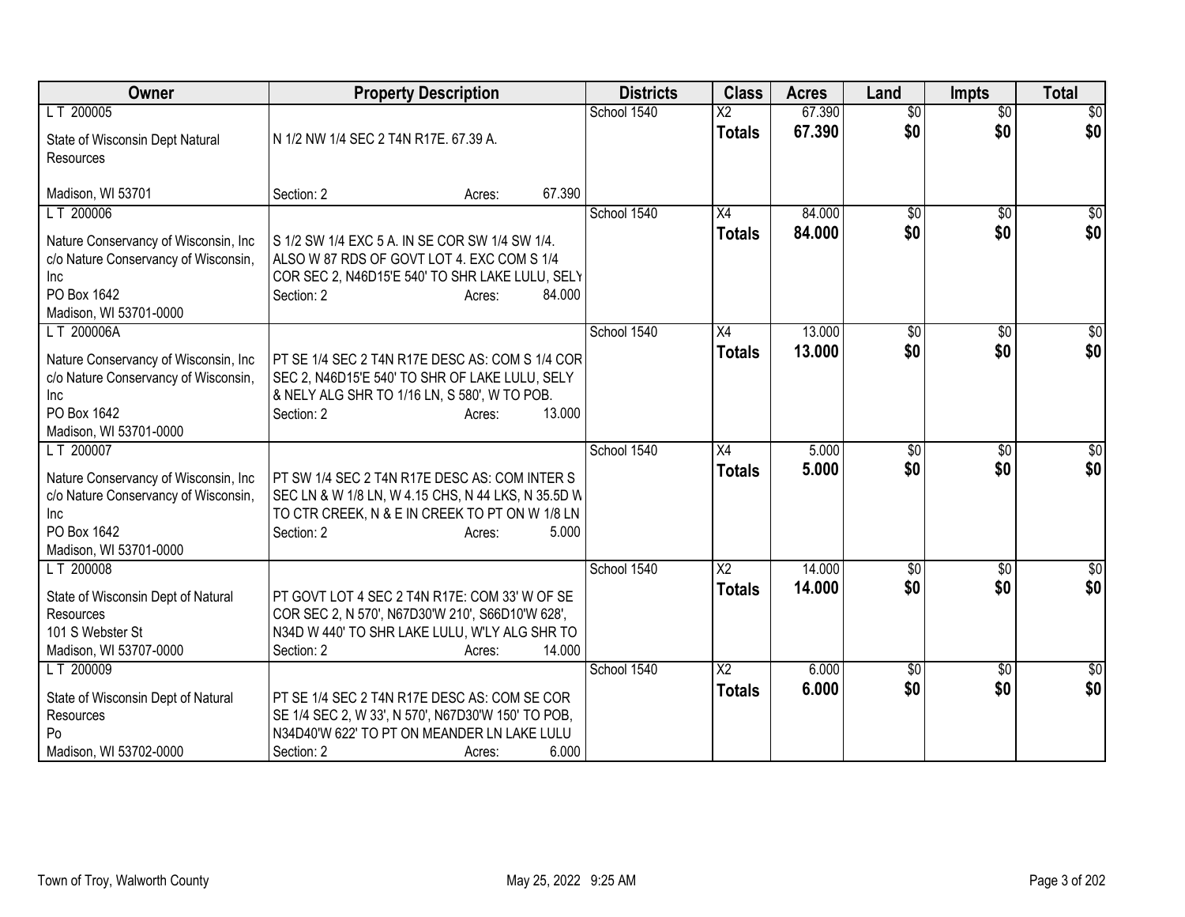| Owner | Property Description | Districts | Class | Acres | Land | Impts | Total |
|---|---|---|---|---|---|---|---|
| L T 200005<br>State of Wisconsin Dept Natural Resources<br>Madison, WI 53701 | N 1/2 NW 1/4 SEC 2 T4N R17E. 67.39 A.<br>Section: 2 Acres: 67.390 | School 1540 | X2<br>**Totals** | 67.390<br>**67.390** | $0<br>**$0** | $0<br>**$0** | $0<br>**$0** |
| L T 200006<br>Nature Conservancy of Wisconsin, Inc<br>c/o Nature Conservancy of Wisconsin, Inc<br>PO Box 1642<br>Madison, WI 53701-0000 | S 1/2 SW 1/4 EXC 5 A. IN SE COR SW 1/4 SW 1/4. ALSO W 87 RDS OF GOVT LOT 4. EXC COM S 1/4 COR SEC 2, N46D15'E 540' TO SHR LAKE LULU, SELY<br>Section: 2 Acres: 84.000 | School 1540 | X4<br>**Totals** | 84.000<br>**84.000** | $0<br>**$0** | $0<br>**$0** | $0<br>**$0** |
| L T 200006A<br>Nature Conservancy of Wisconsin, Inc<br>c/o Nature Conservancy of Wisconsin, Inc<br>PO Box 1642<br>Madison, WI 53701-0000 | PT SE 1/4 SEC 2 T4N R17E DESC AS: COM S 1/4 COR SEC 2, N46D15'E 540' TO SHR OF LAKE LULU, SELY & NELY ALG SHR TO 1/16 LN, S 580', W TO POB.<br>Section: 2 Acres: 13.000 | School 1540 | X4<br>**Totals** | 13.000<br>**13.000** | $0<br>**$0** | $0<br>**$0** | $0<br>**$0** |
| L T 200007<br>Nature Conservancy of Wisconsin, Inc<br>c/o Nature Conservancy of Wisconsin, Inc<br>PO Box 1642<br>Madison, WI 53701-0000 | PT SW 1/4 SEC 2 T4N R17E DESC AS: COM INTER S SEC LN & W 1/8 LN, W 4.15 CHS, N 44 LKS, N 35.5D W TO CTR CREEK, N & E IN CREEK TO PT ON W 1/8 LN<br>Section: 2 Acres: 5.000 | School 1540 | X4<br>**Totals** | 5.000<br>**5.000** | $0<br>**$0** | $0<br>**$0** | $0<br>**$0** |
| L T 200008<br>State of Wisconsin Dept of Natural Resources<br>101 S Webster St<br>Madison, WI 53707-0000 | PT GOVT LOT 4 SEC 2 T4N R17E: COM 33' W OF SE COR SEC 2, N 570', N67D30'W 210', S66D10'W 628', N34D W 440' TO SHR LAKE LULU, W'LY ALG SHR TO<br>Section: 2 Acres: 14.000 | School 1540 | X2<br>**Totals** | 14.000<br>**14.000** | $0<br>**$0** | $0<br>**$0** | $0<br>**$0** |
| L T 200009<br>State of Wisconsin Dept of Natural Resources<br>Po<br>Madison, WI 53702-0000 | PT SE 1/4 SEC 2 T4N R17E DESC AS: COM SE COR SE 1/4 SEC 2, W 33', N 570', N67D30'W 150' TO POB, N34D40'W 622' TO PT ON MEANDER LN LAKE LULU<br>Section: 2 Acres: 6.000 | School 1540 | X2<br>**Totals** | 6.000<br>**6.000** | $0<br>**$0** | $0<br>**$0** | $0<br>**$0** |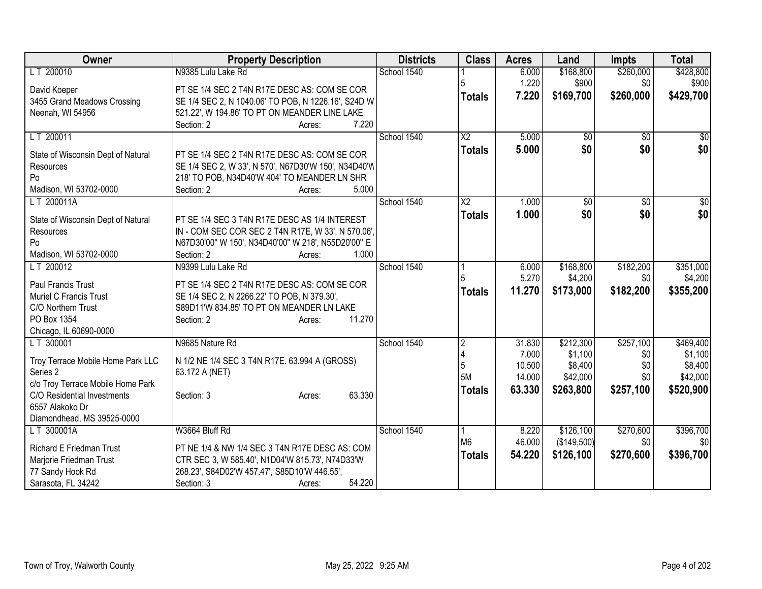| Owner | Property Description | Districts | Class | Acres | Land | Impts | Total |
|---|---|---|---|---|---|---|---|
| L T 200010 | N9385 Lulu Lake Rd | School 1540 | 1 | 6.000 | $168,800 | $260,000 | $428,800 |
| David Koeper | PT SE 1/4 SEC 2 T4N R17E DESC AS: COM SE COR | | 5 | 1.220 | $900 | $0 | $900 |
| 3455 Grand Meadows Crossing | SE 1/4 SEC 2, N 1040.06' TO POB, N 1226.16', S24D W | | **Totals** | **7.220** | **$169,700** | **$260,000** | **$429,700** |
| Neenah, WI 54956 | 521.22', W 194.86' TO PT ON MEANDER LINE LAKE | | | | | | |
| | Section: 2 Acres: 7.220 | | | | | | |
| L T 200011 | | School 1540 | X2 | 5.000 | $0 | $0 | $0 |
| State of Wisconsin Dept of Natural | PT SE 1/4 SEC 2 T4N R17E DESC AS: COM SE COR | | **Totals** | **5.000** | **$0** | **$0** | **$0** |
| Resources | SE 1/4 SEC 2, W 33', N 570', N67D30'W 150', N34D40'W | | | | | | |
| Po | 218' TO POB, N34D40'W 404' TO MEANDER LN SHR | | | | | | |
| Madison, WI 53702-0000 | Section: 2 Acres: 5.000 | | | | | | |
| L T 200011A | | School 1540 | X2 | 1.000 | $0 | $0 | $0 |
| State of Wisconsin Dept of Natural | PT SE 1/4 SEC 3 T4N R17E DESC AS 1/4 INTEREST | | **Totals** | **1.000** | **$0** | **$0** | **$0** |
| Resources | IN - COM SEC COR SEC 2 T4N R17E, W 33', N 570.06', | | | | | | |
| Po | N67D30'00" W 150', N34D40'00" W 218', N55D20'00" E | | | | | | |
| Madison, WI 53702-0000 | Section: 2 Acres: 1.000 | | | | | | |
| L T 200012 | N9399 Lulu Lake Rd | School 1540 | 1 | 6.000 | $168,800 | $182,200 | $351,000 |
| Paul Francis Trust | PT SE 1/4 SEC 2 T4N R17E DESC AS: COM SE COR | | 5 | 5.270 | $4,200 | $0 | $4,200 |
| Muriel C Francis Trust | SE 1/4 SEC 2, N 2266.22' TO POB, N 379.30', | | **Totals** | **11.270** | **$173,000** | **$182,200** | **$355,200** |
| C/O Northern Trust | S89D11'W 834.85' TO PT ON MEANDER LN LAKE | | | | | | |
| PO Box 1354 | Section: 2 Acres: 11.270 | | | | | | |
| Chicago, IL 60690-0000 | | | | | | | |
| L T 300001 | N9685 Nature Rd | School 1540 | 2 | 31.830 | $212,300 | $257,100 | $469,400 |
| Troy Terrace Mobile Home Park LLC | N 1/2 NE 1/4 SEC 3 T4N R17E. 63.994 A (GROSS) | | 4 | 7.000 | $1,100 | $0 | $1,100 |
| Series 2 | 63.172 A (NET) | | 5 | 10.500 | $8,400 | $0 | $8,400 |
| c/o Troy Terrace Mobile Home Park | | | 5M | 14.000 | $42,000 | $0 | $42,000 |
| C/O Residential Investments | Section: 3 Acres: 63.330 | | **Totals** | **63.330** | **$263,800** | **$257,100** | **$520,900** |
| 6557 Alakoko Dr | | | | | | | |
| Diamondhead, MS 39525-0000 | | | | | | | |
| L T 300001A | W3664 Bluff Rd | School 1540 | 1 | 8.220 | $126,100 | $270,600 | $396,700 |
| Richard E Friedman Trust | PT NE 1/4 & NW 1/4 SEC 3 T4N R17E DESC AS: COM | | M6 | 46.000 | ($149,500) | $0 | $0 |
| Marjorie Friedman Trust | CTR SEC 3, W 585.40', N1D04'W 815.73', N74D33'W | | **Totals** | **54.220** | **$126,100** | **$270,600** | **$396,700** |
| 77 Sandy Hook Rd | 268.23', S84D02'W 457.47', S85D10'W 446.55', | | | | | | |
| Sarasota, FL 34242 | Section: 3 Acres: 54.220 | | | | | | |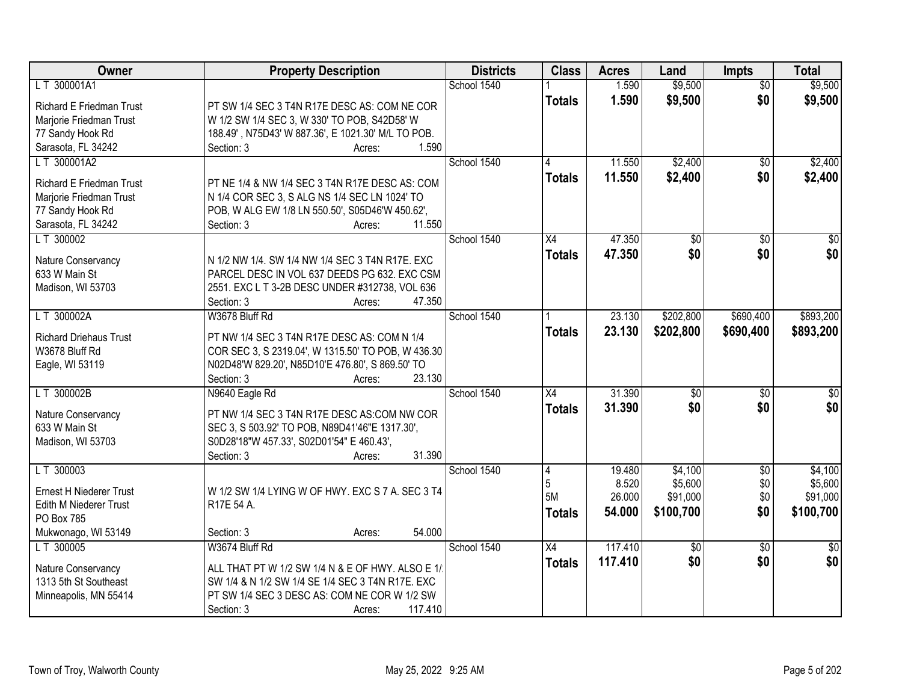| Owner | Property Description | Districts | Class | Acres | Land | Impts | Total |
|---|---|---|---|---|---|---|---|
| L T 300001A1<br>Richard E Friedman Trust<br>Marjorie Friedman Trust<br>77 Sandy Hook Rd<br>Sarasota, FL 34242 | PT SW 1/4 SEC 3 T4N R17E DESC AS: COM NE COR W 1/2 SW 1/4 SEC 3, W 330' TO POB, S42D58' W 188.49' , N75D43' W 887.36', E 1021.30' M/L TO POB.<br>Section: 3 Acres: 1.590 | School 1540 | 1<br>**Totals** | 1.590<br>**1.590** | $9,500<br>**$9,500** | $0<br>**$0** | $9,500<br>**$9,500** |
| L T 300001A2<br>Richard E Friedman Trust<br>Marjorie Friedman Trust<br>77 Sandy Hook Rd<br>Sarasota, FL 34242 | PT NE 1/4 & NW 1/4 SEC 3 T4N R17E DESC AS: COM N 1/4 COR SEC 3, S ALG NS 1/4 SEC LN 1024' TO POB, W ALG EW 1/8 LN 550.50', S05D46'W 450.62',<br>Section: 3 Acres: 11.550 | School 1540 | 4<br>**Totals** | 11.550<br>**11.550** | $2,400<br>**$2,400** | $0<br>**$0** | $2,400<br>**$2,400** |
| L T 300002<br>Nature Conservancy<br>633 W Main St<br>Madison, WI 53703 | N 1/2 NW 1/4. SW 1/4 NW 1/4 SEC 3 T4N R17E. EXC PARCEL DESC IN VOL 637 DEEDS PG 632. EXC CSM 2551. EXC L T 3-2B DESC UNDER #312738, VOL 636<br>Section: 3 Acres: 47.350 | School 1540 | X4<br>**Totals** | 47.350<br>**47.350** | $0<br>**$0** | $0<br>**$0** | $0<br>**$0** |
| L T 300002A<br>Richard Driehaus Trust<br>W3678 Bluff Rd<br>Eagle, WI 53119 | W3678 Bluff Rd<br>PT NW 1/4 SEC 3 T4N R17E DESC AS: COM N 1/4 COR SEC 3, S 2319.04', W 1315.50' TO POB, W 436.30 N02D48'W 829.20', N85D10'E 476.80', S 869.50' TO<br>Section: 3 Acres: 23.130 | School 1540 | 1<br>**Totals** | 23.130<br>**23.130** | $202,800<br>**$202,800** | $690,400<br>**$690,400** | $893,200<br>**$893,200** |
| L T 300002B<br>Nature Conservancy<br>633 W Main St<br>Madison, WI 53703 | N9640 Eagle Rd<br>PT NW 1/4 SEC 3 T4N R17E DESC AS:COM NW COR SEC 3, S 503.92' TO POB, N89D41'46"E 1317.30', S0D28'18"W 457.33', S02D01'54" E 460.43',<br>Section: 3 Acres: 31.390 | School 1540 | X4<br>**Totals** | 31.390<br>**31.390** | $0<br>**$0** | $0<br>**$0** | $0<br>**$0** |
| L T 300003<br>Ernest H Niederer Trust<br>Edith M Niederer Trust<br>PO Box 785<br>Mukwonago, WI 53149 | W 1/2 SW 1/4 LYING W OF HWY. EXC S 7 A. SEC 3 T4 R17E 54 A.<br>Section: 3 Acres: 54.000 | School 1540 | 4<br>5<br>5M<br>**Totals** | 19.480<br>8.520<br>26.000<br>**54.000** | $4,100<br>$5,600<br>$91,000<br>**$100,700** | $0<br>$0<br>$0<br>**$0** | $4,100<br>$5,600<br>$91,000<br>**$100,700** |
| L T 300005<br>Nature Conservancy<br>1313 5th St Southeast<br>Minneapolis, MN 55414 | W3674 Bluff Rd<br>ALL THAT PT W 1/2 SW 1/4 N & E OF HWY. ALSO E 1/ SW 1/4 & N 1/2 SW 1/4 SE 1/4 SEC 3 T4N R17E. EXC PT SW 1/4 SEC 3 DESC AS: COM NE COR W 1/2 SW<br>Section: 3 Acres: 117.410 | School 1540 | X4<br>**Totals** | 117.410<br>**117.410** | $0<br>**$0** | $0<br>**$0** | $0<br>**$0** |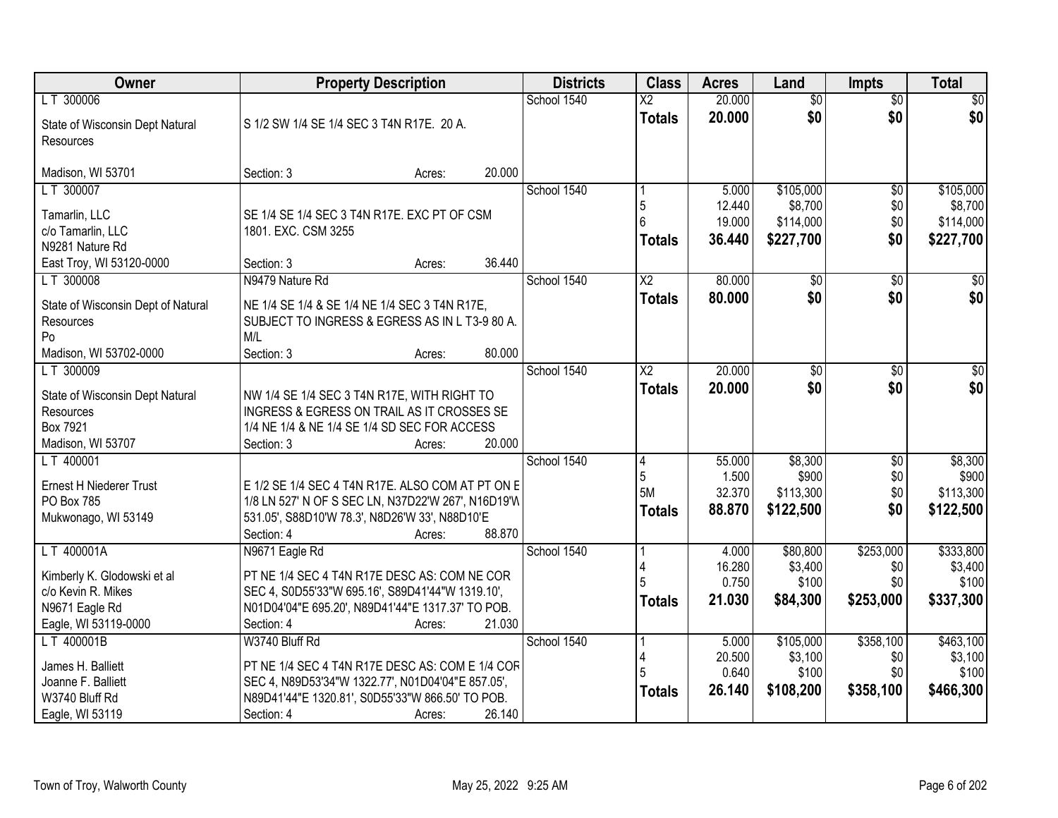| Owner | Property Description | Districts | Class | Acres | Land | Impts | Total |
|---|---|---|---|---|---|---|---|
| L T 300006<br>State of Wisconsin Dept Natural Resources<br>Madison, WI 53701 | S 1/2 SW 1/4 SE 1/4 SEC 3 T4N R17E. 20 A.<br>Section: 3 Acres: 20.000 | School 1540 | X2<br>**Totals** | 20.000<br>**20.000** | $0<br>**$0** | $0<br>**$0** | $0<br>**$0** |
| L T 300007<br>Tamarlin, LLC<br>c/o Tamarlin, LLC<br>N9281 Nature Rd<br>East Troy, WI 53120-0000 | SE 1/4 SE 1/4 SEC 3 T4N R17E. EXC PT OF CSM 1801. EXC. CSM 3255<br>Section: 3 Acres: 36.440 | School 1540 | 1<br>5<br>6<br>**Totals** | 5.000<br>12.440<br>19.000<br>**36.440** | $105,000<br>$8,700<br>$114,000<br>**$227,700** | $0<br>$0<br>$0<br>**$0** | $105,000<br>$8,700<br>$114,000<br>**$227,700** |
| L T 300008<br>State of Wisconsin Dept of Natural Resources<br>Po<br>Madison, WI 53702-0000 | N9479 Nature Rd<br>NE 1/4 SE 1/4 & SE 1/4 NE 1/4 SEC 3 T4N R17E, SUBJECT TO INGRESS & EGRESS AS IN L T3-9 80 A. M/L<br>Section: 3 Acres: 80.000 | School 1540 | X2<br>**Totals** | 80.000<br>**80.000** | $0<br>**$0** | $0<br>**$0** | $0<br>**$0** |
| L T 300009<br>State of Wisconsin Dept Natural Resources<br>Box 7921<br>Madison, WI 53707 | NW 1/4 SE 1/4 SEC 3 T4N R17E, WITH RIGHT TO INGRESS & EGRESS ON TRAIL AS IT CROSSES SE 1/4 NE 1/4 & NE 1/4 SE 1/4 SD SEC FOR ACCESS<br>Section: 3 Acres: 20.000 | School 1540 | X2<br>**Totals** | 20.000<br>**20.000** | $0<br>**$0** | $0<br>**$0** | $0<br>**$0** |
| L T 400001<br>Ernest H Niederer Trust<br>PO Box 785<br>Mukwonago, WI 53149 | E 1/2 SE 1/4 SEC 4 T4N R17E. ALSO COM AT PT ON E 1/8 LN 527' N OF S SEC LN, N37D22'W 267', N16D19'W 531.05', S88D10'W 78.3', N8D26'W 33', N88D10'E<br>Section: 4 Acres: 88.870 | School 1540 | 4<br>5<br>5M<br>**Totals** | 55.000<br>1.500<br>32.370<br>**88.870** | $8,300<br>$900<br>$113,300<br>**$122,500** | $0<br>$0<br>$0<br>**$0** | $8,300<br>$900<br>$113,300<br>**$122,500** |
| L T 400001A<br>Kimberly K. Glodowski et al<br>c/o Kevin R. Mikes<br>N9671 Eagle Rd<br>Eagle, WI 53119-0000 | N9671 Eagle Rd<br>PT NE 1/4 SEC 4 T4N R17E DESC AS: COM NE COR SEC 4, S0D55'33"W 695.16', S89D41'44"W 1319.10', N01D04'04"E 695.20', N89D41'44"E 1317.37' TO POB.<br>Section: 4 Acres: 21.030 | School 1540 | 1<br>4<br>5<br>**Totals** | 4.000<br>16.280<br>0.750<br>**21.030** | $80,800<br>$3,400<br>$100<br>**$84,300** | $253,000<br>$0<br>$0<br>**$253,000** | $333,800<br>$3,400<br>$100<br>**$337,300** |
| L T 400001B<br>James H. Balliett<br>Joanne F. Balliett<br>W3740 Bluff Rd<br>Eagle, WI 53119 | W3740 Bluff Rd<br>PT NE 1/4 SEC 4 T4N R17E DESC AS: COM E 1/4 COR SEC 4, N89D53'34"W 1322.77', N01D04'04"E 857.05', N89D41'44"E 1320.81', S0D55'33"W 866.50' TO POB.<br>Section: 4 Acres: 26.140 | School 1540 | 1<br>4<br>5<br>**Totals** | 5.000<br>20.500<br>0.640<br>**26.140** | $105,000<br>$3,100<br>$100<br>**$108,200** | $358,100<br>$0<br>$0<br>**$358,100** | $463,100<br>$3,100<br>$100<br>**$466,300** |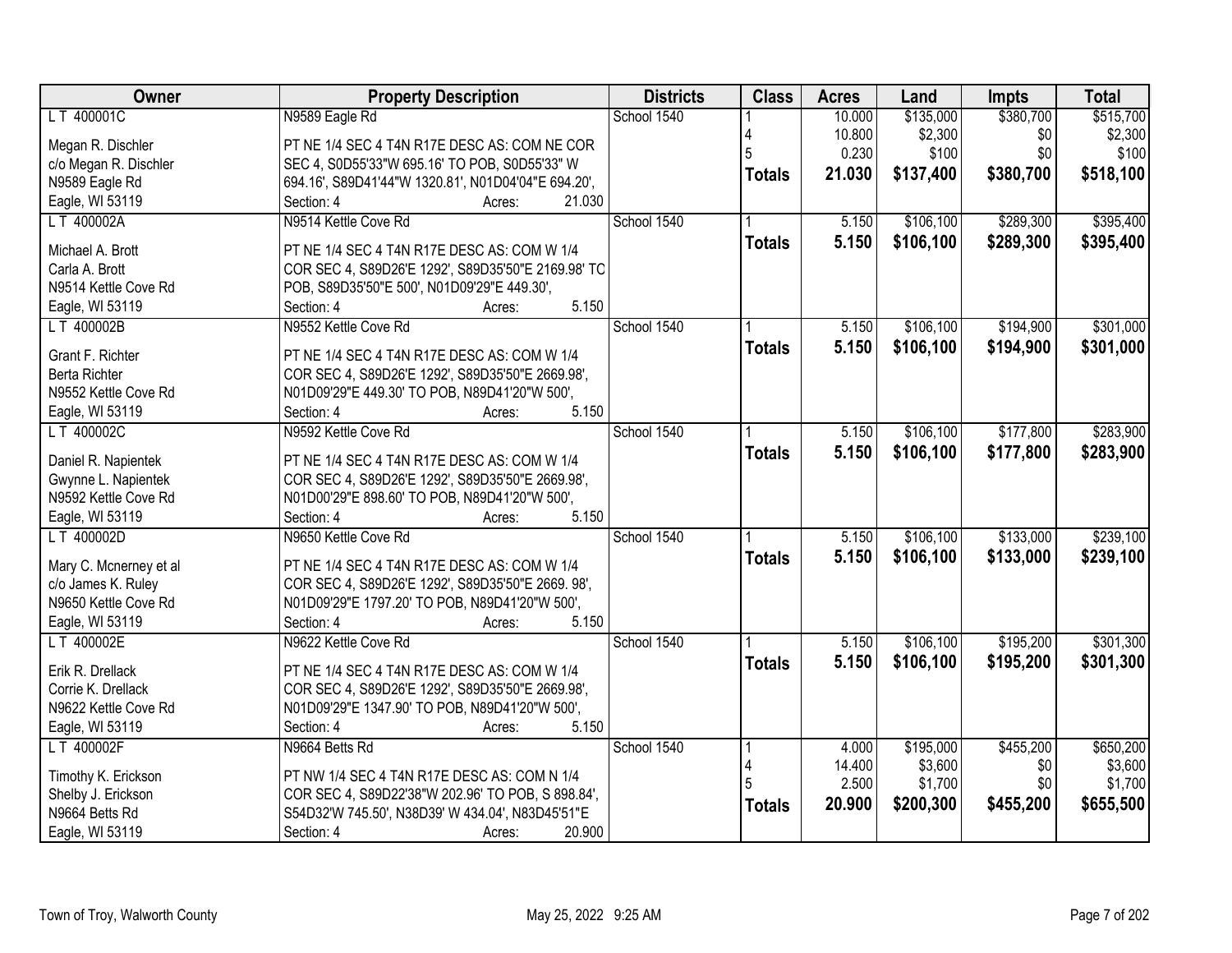| Owner | Property Description | Districts | Class | Acres | Land | Impts | Total |
|---|---|---|---|---|---|---|---|
| L T 400001C | N9589 Eagle Rd | School 1540 | 1 | 10.000 | $135,000 | $380,700 | $515,700 |
| Megan R. Dischler | PT NE 1/4 SEC 4 T4N R17E DESC AS: COM NE COR | | 4 | 10.800 | $2,300 | $0 | $2,300 |
| c/o Megan R. Dischler | SEC 4, S0D55'33"W 695.16' TO POB, S0D55'33" W | | 5 | 0.230 | $100 | $0 | $100 |
| N9589 Eagle Rd | 694.16', S89D41'44"W 1320.81', N01D04'04"E 694.20', | | **Totals** | **21.030** | **$137,400** | **$380,700** | **$518,100** |
| Eagle, WI 53119 | Section: 4 Acres: 21.030 | | | | | | |
| L T 400002A | N9514 Kettle Cove Rd | School 1540 | 1 | 5.150 | $106,100 | $289,300 | $395,400 |
| Michael A. Brott | PT NE 1/4 SEC 4 T4N R17E DESC AS: COM W 1/4 | | **Totals** | **5.150** | **$106,100** | **$289,300** | **$395,400** |
| Carla A. Brott | COR SEC 4, S89D26'E 1292', S89D35'50"E 2169.98' TO | | | | | | |
| N9514 Kettle Cove Rd | POB, S89D35'50"E 500', N01D09'29"E 449.30', | | | | | | |
| Eagle, WI 53119 | Section: 4 Acres: 5.150 | | | | | | |
| L T 400002B | N9552 Kettle Cove Rd | School 1540 | 1 | 5.150 | $106,100 | $194,900 | $301,000 |
| Grant F. Richter | PT NE 1/4 SEC 4 T4N R17E DESC AS: COM W 1/4 | | **Totals** | **5.150** | **$106,100** | **$194,900** | **$301,000** |
| Berta Richter | COR SEC 4, S89D26'E 1292', S89D35'50"E 2669.98', | | | | | | |
| N9552 Kettle Cove Rd | N01D09'29"E 449.30' TO POB, N89D41'20"W 500', | | | | | | |
| Eagle, WI 53119 | Section: 4 Acres: 5.150 | | | | | | |
| L T 400002C | N9592 Kettle Cove Rd | School 1540 | 1 | 5.150 | $106,100 | $177,800 | $283,900 |
| Daniel R. Napientek | PT NE 1/4 SEC 4 T4N R17E DESC AS: COM W 1/4 | | **Totals** | **5.150** | **$106,100** | **$177,800** | **$283,900** |
| Gwynne L. Napientek | COR SEC 4, S89D26'E 1292', S89D35'50"E 2669.98', | | | | | | |
| N9592 Kettle Cove Rd | N01D00'29"E 898.60' TO POB, N89D41'20"W 500', | | | | | | |
| Eagle, WI 53119 | Section: 4 Acres: 5.150 | | | | | | |
| L T 400002D | N9650 Kettle Cove Rd | School 1540 | 1 | 5.150 | $106,100 | $133,000 | $239,100 |
| Mary C. Mcnerney et al | PT NE 1/4 SEC 4 T4N R17E DESC AS: COM W 1/4 | | **Totals** | **5.150** | **$106,100** | **$133,000** | **$239,100** |
| c/o James K. Ruley | COR SEC 4, S89D26'E 1292', S89D35'50"E 2669. 98', | | | | | | |
| N9650 Kettle Cove Rd | N01D09'29"E 1797.20' TO POB, N89D41'20"W 500', | | | | | | |
| Eagle, WI 53119 | Section: 4 Acres: 5.150 | | | | | | |
| L T 400002E | N9622 Kettle Cove Rd | School 1540 | 1 | 5.150 | $106,100 | $195,200 | $301,300 |
| Erik R. Drellack | PT NE 1/4 SEC 4 T4N R17E DESC AS: COM W 1/4 | | **Totals** | **5.150** | **$106,100** | **$195,200** | **$301,300** |
| Corrie K. Drellack | COR SEC 4, S89D26'E 1292', S89D35'50"E 2669.98', | | | | | | |
| N9622 Kettle Cove Rd | N01D09'29"E 1347.90' TO POB, N89D41'20"W 500', | | | | | | |
| Eagle, WI 53119 | Section: 4 Acres: 5.150 | | | | | | |
| L T 400002F | N9664 Betts Rd | School 1540 | 1 | 4.000 | $195,000 | $455,200 | $650,200 |
| Timothy K. Erickson | PT NW 1/4 SEC 4 T4N R17E DESC AS: COM N 1/4 | | 4 | 14.400 | $3,600 | $0 | $3,600 |
| Shelby J. Erickson | COR SEC 4, S89D22'38"W 202.96' TO POB, S 898.84', | | 5 | 2.500 | $1,700 | $0 | $1,700 |
| N9664 Betts Rd | S54D32'W 745.50', N38D39' W 434.04', N83D45'51"E | | **Totals** | **20.900** | **$200,300** | **$455,200** | **$655,500** |
| Eagle, WI 53119 | Section: 4 Acres: 20.900 | | | | | | |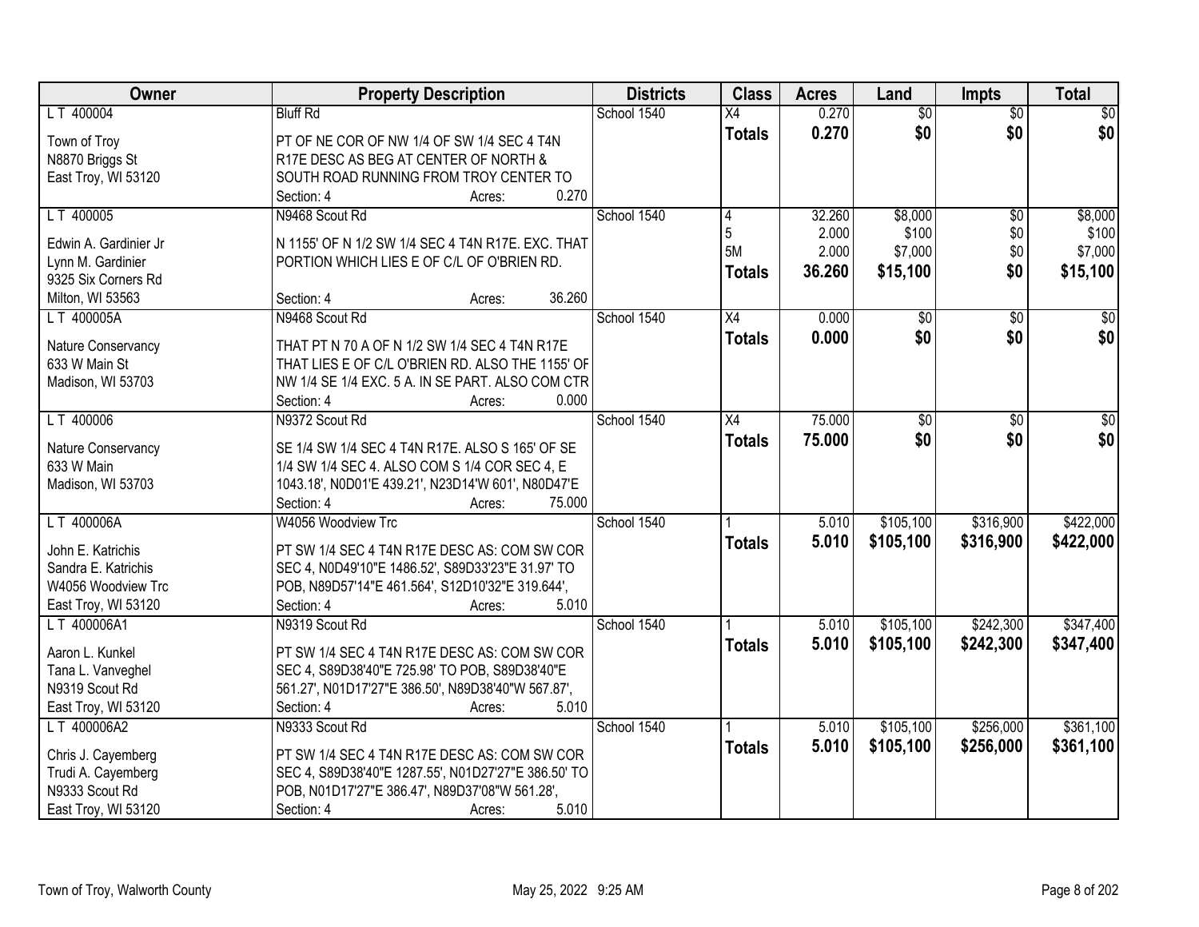| Owner | Property Description | Districts | Class | Acres | Land | Impts | Total |
|---|---|---|---|---|---|---|---|
| L T 400004<br>Town of Troy<br>N8870 Briggs St<br>East Troy, WI 53120 | Bluff Rd<br>PT OF NE COR OF NW 1/4 OF SW 1/4 SEC 4 T4N R17E DESC AS BEG AT CENTER OF NORTH & SOUTH ROAD RUNNING FROM TROY CENTER TO<br>Section: 4 Acres: 0.270 | School 1540 | X4<br>**Totals** | 0.270<br>**0.270** | $0<br>**$0** | $0<br>**$0** | $0<br>**$0** |
| L T 400005<br>Edwin A. Gardinier Jr<br>Lynn M. Gardinier<br>9325 Six Corners Rd<br>Milton, WI 53563 | N9468 Scout Rd<br>N 1155' OF N 1/2 SW 1/4 SEC 4 T4N R17E. EXC. THAT PORTION WHICH LIES E OF C/L OF O'BRIEN RD.<br>Section: 4 Acres: 36.260 | School 1540 | 4<br>5<br>5M<br>**Totals** | 32.260<br>2.000<br>2.000<br>**36.260** | $8,000<br>$100<br>$7,000<br>**$15,100** | $0<br>$0<br>$0<br>**$0** | $8,000<br>$100<br>$7,000<br>**$15,100** |
| L T 400005A<br>Nature Conservancy<br>633 W Main St<br>Madison, WI 53703 | N9468 Scout Rd<br>THAT PT N 70 A OF N 1/2 SW 1/4 SEC 4 T4N R17E THAT LIES E OF C/L O'BRIEN RD. ALSO THE 1155' OF NW 1/4 SE 1/4 EXC. 5 A. IN SE PART. ALSO COM CTR<br>Section: 4 Acres: 0.000 | School 1540 | X4<br>**Totals** | 0.000<br>**0.000** | $0<br>**$0** | $0<br>**$0** | $0<br>**$0** |
| L T 400006<br>Nature Conservancy<br>633 W Main<br>Madison, WI 53703 | N9372 Scout Rd<br>SE 1/4 SW 1/4 SEC 4 T4N R17E. ALSO S 165' OF SE 1/4 SW 1/4 SEC 4. ALSO COM S 1/4 COR SEC 4, E 1043.18', N0D01'E 439.21', N23D14'W 601', N80D47'E<br>Section: 4 Acres: 75.000 | School 1540 | X4<br>**Totals** | 75.000<br>**75.000** | $0<br>**$0** | $0<br>**$0** | $0<br>**$0** |
| L T 400006A<br>John E. Katrichis<br>Sandra E. Katrichis<br>W4056 Woodview Trc<br>East Troy, WI 53120 | W4056 Woodview Trc<br>PT SW 1/4 SEC 4 T4N R17E DESC AS: COM SW COR SEC 4, N0D49'10"E 1486.52', S89D33'23"E 31.97' TO POB, N89D57'14"E 461.564', S12D10'32"E 319.644',<br>Section: 4 Acres: 5.010 | School 1540 | 1<br>**Totals** | 5.010<br>**5.010** | $105,100<br>**$105,100** | $316,900<br>**$316,900** | $422,000<br>**$422,000** |
| L T 400006A1<br>Aaron L. Kunkel<br>Tana L. Vanveghel<br>N9319 Scout Rd<br>East Troy, WI 53120 | N9319 Scout Rd<br>PT SW 1/4 SEC 4 T4N R17E DESC AS: COM SW COR SEC 4, S89D38'40"E 725.98' TO POB, S89D38'40"E 561.27', N01D17'27"E 386.50', N89D38'40"W 567.87',<br>Section: 4 Acres: 5.010 | School 1540 | 1<br>**Totals** | 5.010<br>**5.010** | $105,100<br>**$105,100** | $242,300<br>**$242,300** | $347,400<br>**$347,400** |
| L T 400006A2<br>Chris J. Cayemberg<br>Trudi A. Cayemberg<br>N9333 Scout Rd<br>East Troy, WI 53120 | N9333 Scout Rd<br>PT SW 1/4 SEC 4 T4N R17E DESC AS: COM SW COR SEC 4, S89D38'40"E 1287.55', N01D27'27"E 386.50' TO POB, N01D17'27"E 386.47', N89D37'08"W 561.28',<br>Section: 4 Acres: 5.010 | School 1540 | 1<br>**Totals** | 5.010<br>**5.010** | $105,100<br>**$105,100** | $256,000<br>**$256,000** | $361,100<br>**$361,100** |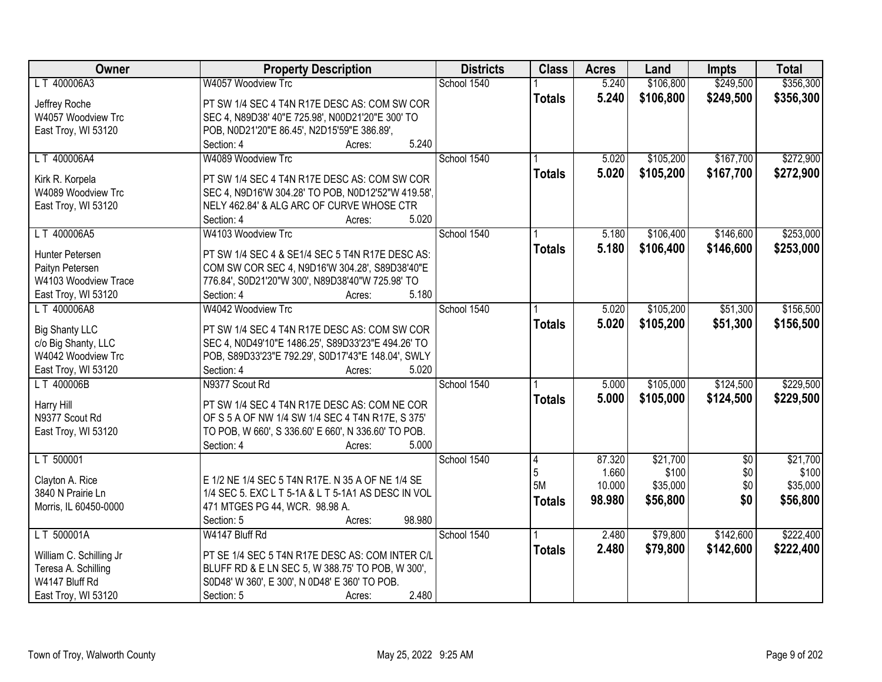| Owner | Property Description | Districts | Class | Acres | Land | Impts | Total |
|---|---|---|---|---|---|---|---|
| L T 400006A3 | W4057 Woodview Trc | School 1540 | 1 | 5.240 | $106,800 | $249,500 | $356,300 |
| Jeffrey Roche<br>W4057 Woodview Trc<br>East Troy, WI 53120 | PT SW 1/4 SEC 4 T4N R17E DESC AS: COM SW COR SEC 4, N89D38' 40"E 725.98', N00D21'20"E 300' TO POB, N0D21'20"E 86.45', N2D15'59"E 386.89',<br>Section: 4 Acres: 5.240 | | **Totals** | **5.240** | **$106,800** | **$249,500** | **$356,300** |
| L T 400006A4 | W4089 Woodview Trc | School 1540 | 1 | 5.020 | $105,200 | $167,700 | $272,900 |
| Kirk R. Korpela<br>W4089 Woodview Trc<br>East Troy, WI 53120 | PT SW 1/4 SEC 4 T4N R17E DESC AS: COM SW COR SEC 4, N9D16'W 304.28' TO POB, N0D12'52"W 419.58', NELY 462.84' & ALG ARC OF CURVE WHOSE CTR<br>Section: 4 Acres: 5.020 | | **Totals** | **5.020** | **$105,200** | **$167,700** | **$272,900** |
| L T 400006A5 | W4103 Woodview Trc | School 1540 | 1 | 5.180 | $106,400 | $146,600 | $253,000 |
| Hunter Petersen<br>Paityn Petersen<br>W4103 Woodview Trace<br>East Troy, WI 53120 | PT SW 1/4 SEC 4 & SE1/4 SEC 5 T4N R17E DESC AS: COM SW COR SEC 4, N9D16'W 304.28', S89D38'40"E 776.84', S0D21'20"W 300', N89D38'40"W 725.98' TO<br>Section: 4 Acres: 5.180 | | **Totals** | **5.180** | **$106,400** | **$146,600** | **$253,000** |
| L T 400006A8 | W4042 Woodview Trc | School 1540 | 1 | 5.020 | $105,200 | $51,300 | $156,500 |
| Big Shanty LLC<br>c/o Big Shanty, LLC<br>W4042 Woodview Trc<br>East Troy, WI 53120 | PT SW 1/4 SEC 4 T4N R17E DESC AS: COM SW COR SEC 4, N0D49'10"E 1486.25', S89D33'23"E 494.26' TO POB, S89D33'23"E 792.29', S0D17'43"E 148.04', SWLY<br>Section: 4 Acres: 5.020 | | **Totals** | **5.020** | **$105,200** | **$51,300** | **$156,500** |
| L T 400006B | N9377 Scout Rd | School 1540 | 1 | 5.000 | $105,000 | $124,500 | $229,500 |
| Harry Hill<br>N9377 Scout Rd<br>East Troy, WI 53120 | PT SW 1/4 SEC 4 T4N R17E DESC AS: COM NE COR OF S 5 A OF NW 1/4 SW 1/4 SEC 4 T4N R17E, S 375' TO POB, W 660', S 336.60' E 660', N 336.60' TO POB.<br>Section: 4 Acres: 5.000 | | **Totals** | **5.000** | **$105,000** | **$124,500** | **$229,500** |
| L T 500001 | | School 1540 | 4 | 87.320 | $21,700 | $0 | $21,700 |
| Clayton A. Rice<br>3840 N Prairie Ln<br>Morris, IL 60450-0000 | E 1/2 NE 1/4 SEC 5 T4N R17E. N 35 A OF NE 1/4 SE 1/4 SEC 5. EXC L T 5-1A & L T 5-1A1 AS DESC IN VOL 471 MTGES PG 44, WCR. 98.98 A.<br>Section: 5 Acres: 98.980 | | 5 | 1.660 | $100 | $0 | $100 |
| | | | 5M | 10.000 | $35,000 | $0 | $35,000 |
| | | | **Totals** | **98.980** | **$56,800** | **$0** | **$56,800** |
| L T 500001A | W4147 Bluff Rd | School 1540 | 1 | 2.480 | $79,800 | $142,600 | $222,400 |
| William C. Schilling Jr<br>Teresa A. Schilling<br>W4147 Bluff Rd<br>East Troy, WI 53120 | PT SE 1/4 SEC 5 T4N R17E DESC AS: COM INTER C/L BLUFF RD & E LN SEC 5, W 388.75' TO POB, W 300', S0D48' W 360', E 300', N 0D48' E 360' TO POB.<br>Section: 5 Acres: 2.480 | | **Totals** | **2.480** | **$79,800** | **$142,600** | **$222,400** |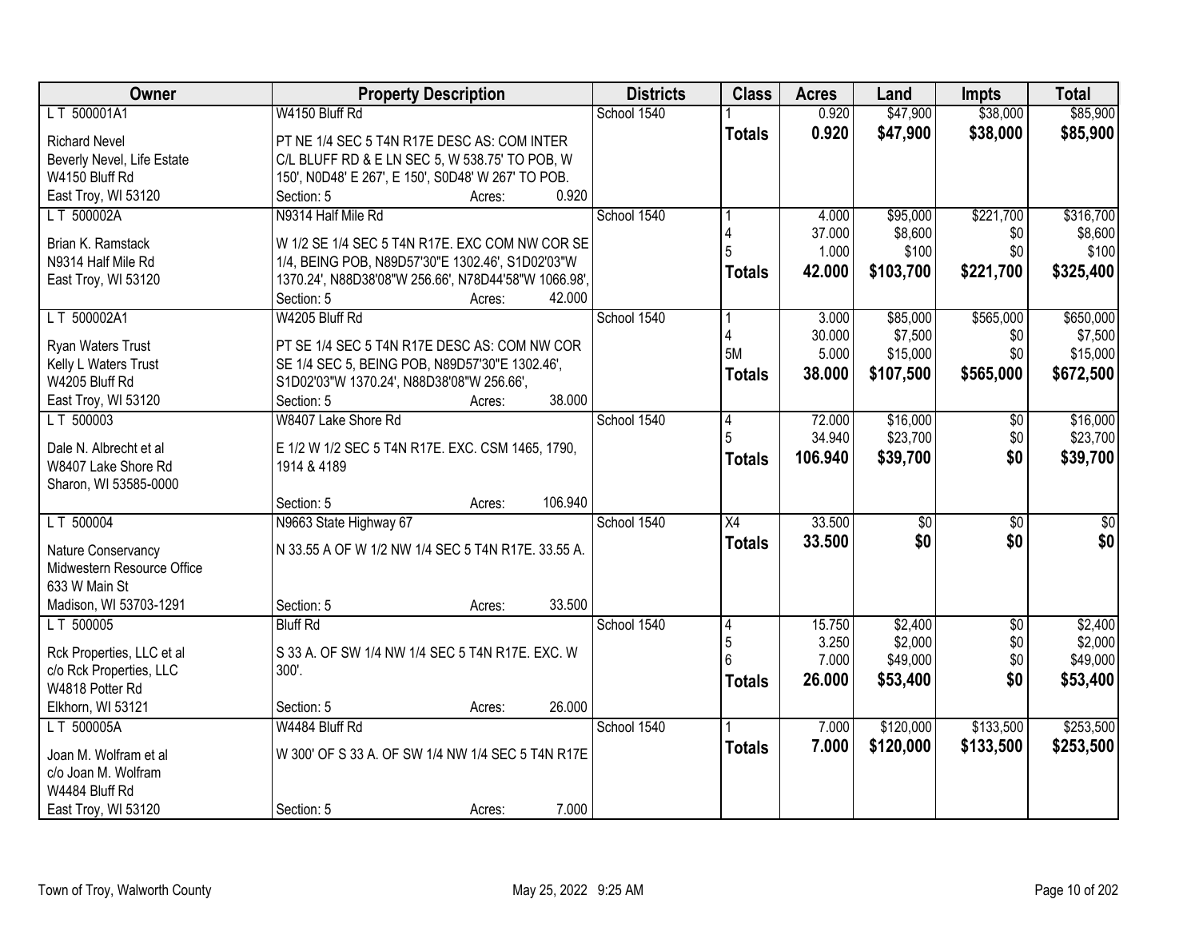| Owner | Property Description | Districts | Class | Acres | Land | Impts | Total |
|---|---|---|---|---|---|---|---|
| L T 500001A<br>Richard Nevel<br>Beverly Nevel, Life Estate<br>W4150 Bluff Rd<br>East Troy, WI 53120 | W4150 Bluff Rd<br>PT NE 1/4 SEC 5 T4N R17E DESC AS: COM INTER C/L BLUFF RD & E LN SEC 5, W 538.75' TO POB, W 150', N0D48' E 267', E 150', S0D48' W 267' TO POB.<br>Section: 5 Acres: 0.920 | School 1540 | 1<br>**Totals** | 0.920<br>**0.920** | $47,900<br>**$47,900** | $38,000<br>**$38,000** | $85,900<br>**$85,900** |
| L T 500002A<br>Brian K. Ramstack<br>N9314 Half Mile Rd<br>East Troy, WI 53120 | N9314 Half Mile Rd<br>W 1/2 SE 1/4 SEC 5 T4N R17E. EXC COM NW COR SE 1/4, BEING POB, N89D57'30"E 1302.46', S1D02'03"W 1370.24', N88D38'08"W 256.66', N78D44'58"W 1066.98',<br>Section: 5 Acres: 42.000 | School 1540 | 1<br>4<br>5<br>**Totals** | 4.000<br>37.000<br>1.000<br>**42.000** | $95,000<br>$8,600<br>$100<br>**$103,700** | $221,700<br>$0<br>$0<br>**$221,700** | $316,700<br>$8,600<br>$100<br>**$325,400** |
| L T 500002A1<br>Ryan Waters Trust<br>Kelly L Waters Trust<br>W4205 Bluff Rd<br>East Troy, WI 53120 | W4205 Bluff Rd<br>PT SE 1/4 SEC 5 T4N R17E DESC AS: COM NW COR SE 1/4 SEC 5, BEING POB, N89D57'30"E 1302.46', S1D02'03"W 1370.24', N88D38'08"W 256.66',<br>Section: 5 Acres: 38.000 | School 1540 | 1<br>4<br>5M<br>**Totals** | 3.000<br>30.000<br>5.000<br>**38.000** | $85,000<br>$7,500<br>$15,000<br>**$107,500** | $565,000<br>$0<br>$0<br>**$565,000** | $650,000<br>$7,500<br>$15,000<br>**$672,500** |
| L T 500003<br>Dale N. Albrecht et al<br>W8407 Lake Shore Rd<br>Sharon, WI 53585-0000 | W8407 Lake Shore Rd<br>E 1/2 W 1/2 SEC 5 T4N R17E. EXC. CSM 1465, 1790, 1914 & 4189<br>Section: 5 Acres: 106.940 | School 1540 | 4<br>5<br>**Totals** | 72.000<br>34.940<br>**106.940** | $16,000<br>$23,700<br>**$39,700** | $0<br>$0<br>**$0** | $16,000<br>$23,700<br>**$39,700** |
| L T 500004<br>Nature Conservancy<br>Midwestern Resource Office<br>633 W Main St<br>Madison, WI 53703-1291 | N9663 State Highway 67<br>N 33.55 A OF W 1/2 NW 1/4 SEC 5 T4N R17E. 33.55 A.<br>Section: 5 Acres: 33.500 | School 1540 | X4<br>**Totals** | 33.500<br>**33.500** | $0<br>**$0** | $0<br>**$0** | $0<br>**$0** |
| L T 500005<br>Rck Properties, LLC et al<br>c/o Rck Properties, LLC<br>W4818 Potter Rd<br>Elkhorn, WI 53121 | Bluff Rd<br>S 33 A. OF SW 1/4 NW 1/4 SEC 5 T4N R17E. EXC. W 300'.<br>Section: 5 Acres: 26.000 | School 1540 | 4<br>5<br>6<br>**Totals** | 15.750<br>3.250<br>7.000<br>**26.000** | $2,400<br>$2,000<br>$49,000<br>**$53,400** | $0<br>$0<br>$0<br>**$0** | $2,400<br>$2,000<br>$49,000<br>**$53,400** |
| L T 500005A<br>Joan M. Wolfram et al<br>c/o Joan M. Wolfram<br>W4484 Bluff Rd<br>East Troy, WI 53120 | W4484 Bluff Rd<br>W 300' OF S 33 A. OF SW 1/4 NW 1/4 SEC 5 T4N R17E<br>Section: 5 Acres: 7.000 | School 1540 | 1<br>**Totals** | 7.000<br>**7.000** | $120,000<br>**$120,000** | $133,500<br>**$133,500** | $253,500<br>**$253,500** |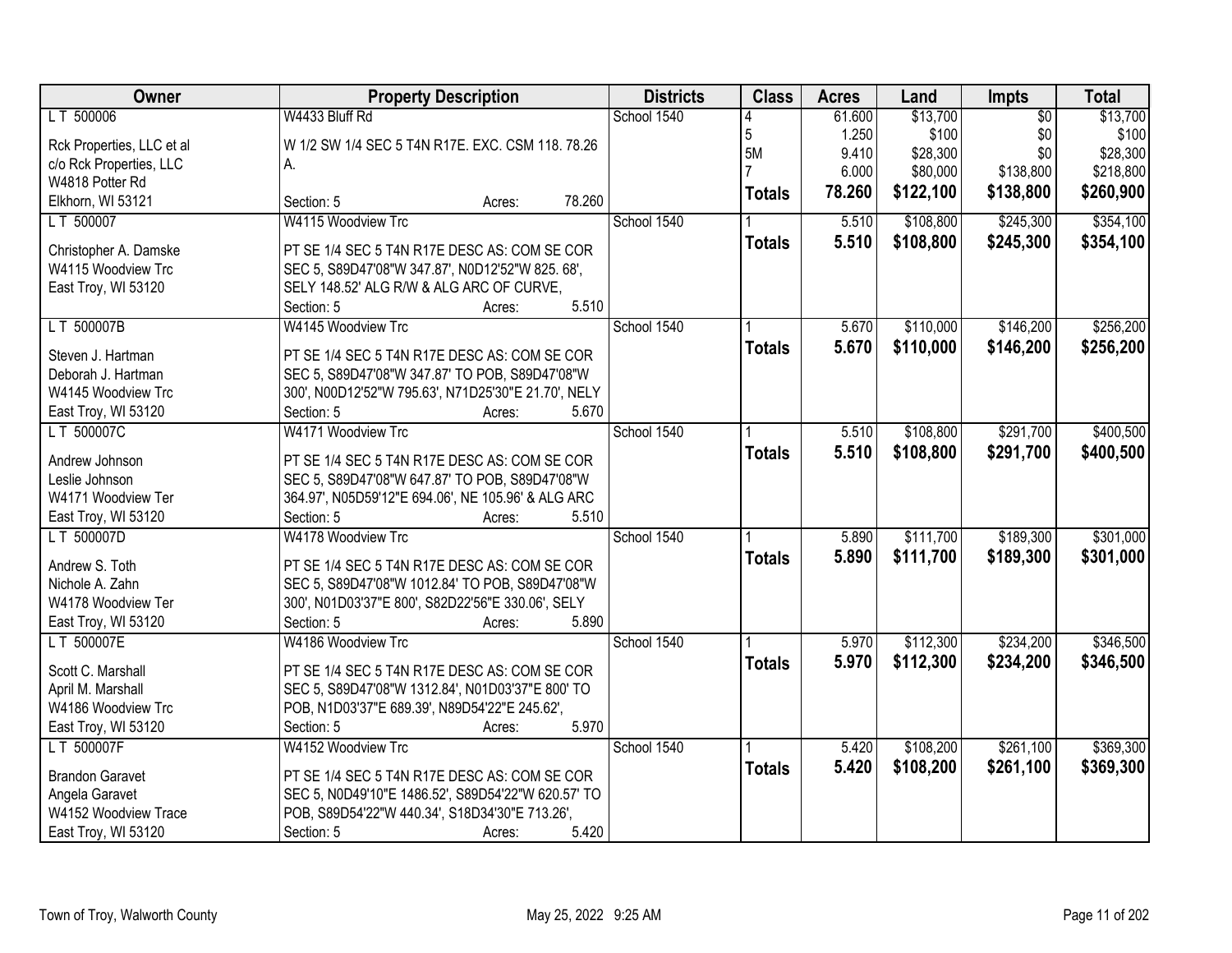| Owner | Property Description | Districts | Class | Acres | Land | Impts | Total |
|---|---|---|---|---|---|---|---|
| L T 500006 | W4433 Bluff Rd | School 1540 | 4 | 61.600 | $13,700 | $0 | $13,700 |
| Rck Properties, LLC et al | W 1/2 SW 1/4 SEC 5 T4N R17E. EXC. CSM 118. 78.26 | | 5 | 1.250 | $100 | $0 | $100 |
| c/o Rck Properties, LLC | A. | | 5M | 9.410 | $28,300 | $0 | $28,300 |
| W4818 Potter Rd | | | 7 | 6.000 | $80,000 | $138,800 | $218,800 |
| Elkhorn, WI 53121 | Section: 5 Acres: 78.260 | | **Totals** | **78.260** | **$122,100** | **$138,800** | **$260,900** |
| L T 500007 | W4115 Woodview Trc | School 1540 | 1 | 5.510 | $108,800 | $245,300 | $354,100 |
| Christopher A. Damske | PT SE 1/4 SEC 5 T4N R17E DESC AS: COM SE COR | | **Totals** | **5.510** | **$108,800** | **$245,300** | **$354,100** |
| W4115 Woodview Trc | SEC 5, S89D47'08"W 347.87', N0D12'52"W 825. 68', | | | | | | |
| East Troy, WI 53120 | SELY 148.52' ALG R/W & ALG ARC OF CURVE, | | | | | | |
| | Section: 5 Acres: 5.510 | | | | | | |
| L T 500007B | W4145 Woodview Trc | School 1540 | 1 | 5.670 | $110,000 | $146,200 | $256,200 |
| Steven J. Hartman | PT SE 1/4 SEC 5 T4N R17E DESC AS: COM SE COR | | **Totals** | **5.670** | **$110,000** | **$146,200** | **$256,200** |
| Deborah J. Hartman | SEC 5, S89D47'08"W 347.87' TO POB, S89D47'08"W | | | | | | |
| W4145 Woodview Trc | 300', N00D12'52"W 795.63', N71D25'30"E 21.70', NELY | | | | | | |
| East Troy, WI 53120 | Section: 5 Acres: 5.670 | | | | | | |
| L T 500007C | W4171 Woodview Trc | School 1540 | 1 | 5.510 | $108,800 | $291,700 | $400,500 |
| Andrew Johnson | PT SE 1/4 SEC 5 T4N R17E DESC AS: COM SE COR | | **Totals** | **5.510** | **$108,800** | **$291,700** | **$400,500** |
| Leslie Johnson | SEC 5, S89D47'08"W 647.87' TO POB, S89D47'08"W | | | | | | |
| W4171 Woodview Ter | 364.97', N05D59'12"E 694.06', NE 105.96' & ALG ARC | | | | | | |
| East Troy, WI 53120 | Section: 5 Acres: 5.510 | | | | | | |
| L T 500007D | W4178 Woodview Trc | School 1540 | 1 | 5.890 | $111,700 | $189,300 | $301,000 |
| Andrew S. Toth | PT SE 1/4 SEC 5 T4N R17E DESC AS: COM SE COR | | **Totals** | **5.890** | **$111,700** | **$189,300** | **$301,000** |
| Nichole A. Zahn | SEC 5, S89D47'08"W 1012.84' TO POB, S89D47'08"W | | | | | | |
| W4178 Woodview Ter | 300', N01D03'37"E 800', S82D22'56"E 330.06', SELY | | | | | | |
| East Troy, WI 53120 | Section: 5 Acres: 5.890 | | | | | | |
| L T 500007E | W4186 Woodview Trc | School 1540 | 1 | 5.970 | $112,300 | $234,200 | $346,500 |
| Scott C. Marshall | PT SE 1/4 SEC 5 T4N R17E DESC AS: COM SE COR | | **Totals** | **5.970** | **$112,300** | **$234,200** | **$346,500** |
| April M. Marshall | SEC 5, S89D47'08"W 1312.84', N01D03'37"E 800' TO | | | | | | |
| W4186 Woodview Trc | POB, N1D03'37"E 689.39', N89D54'22"E 245.62', | | | | | | |
| East Troy, WI 53120 | Section: 5 Acres: 5.970 | | | | | | |
| L T 500007F | W4152 Woodview Trc | School 1540 | 1 | 5.420 | $108,200 | $261,100 | $369,300 |
| Brandon Garavet | PT SE 1/4 SEC 5 T4N R17E DESC AS: COM SE COR | | **Totals** | **5.420** | **$108,200** | **$261,100** | **$369,300** |
| Angela Garavet | SEC 5, N0D49'10"E 1486.52', S89D54'22"W 620.57' TO | | | | | | |
| W4152 Woodview Trace | POB, S89D54'22"W 440.34', S18D34'30"E 713.26', | | | | | | |
| East Troy, WI 53120 | Section: 5 Acres: 5.420 | | | | | | |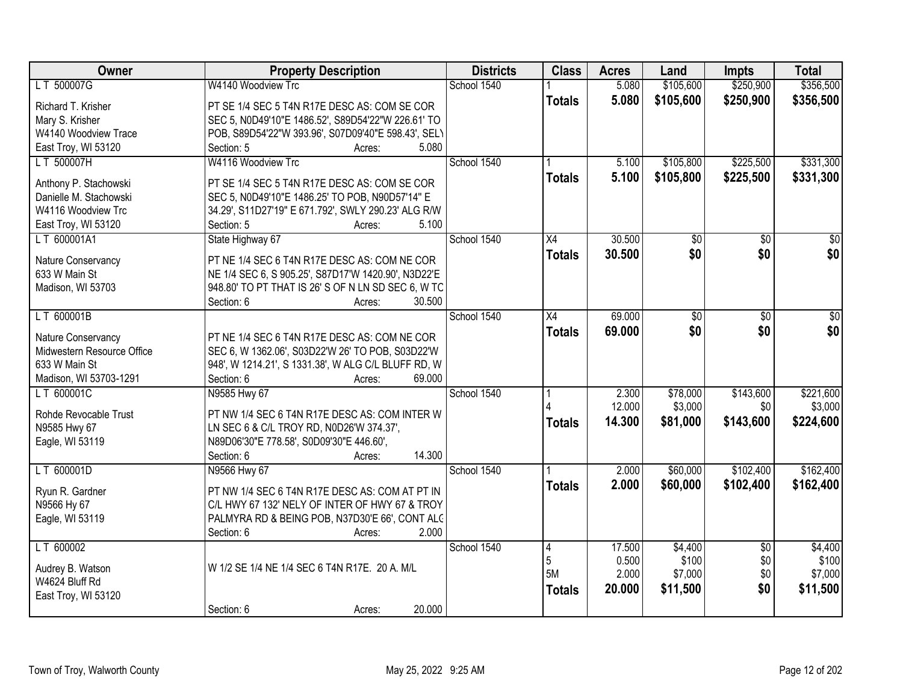| Owner | Property Description | Districts | Class | Acres | Land | Impts | Total |
|---|---|---|---|---|---|---|---|
| L T 500007G | W4140 Woodview Trc | School 1540 | 1 | 5.080 | $105,600 | $250,900 | $356,500 |
| Richard T. Krisher<br>Mary S. Krisher<br>W4140 Woodview Trace<br>East Troy, WI 53120 | PT SE 1/4 SEC 5 T4N R17E DESC AS: COM SE COR SEC 5, N0D49'10"E 1486.52', S89D54'22"W 226.61' TO POB, S89D54'22"W 393.96', S07D09'40"E 598.43', SEL\<br>Section: 5 Acres: 5.080 | | **Totals** | **5.080** | **$105,600** | **$250,900** | **$356,500** |
| L T 500007H | W4116 Woodview Trc | School 1540 | 1 | 5.100 | $105,800 | $225,500 | $331,300 |
| Anthony P. Stachowski<br>Danielle M. Stachowski<br>W4116 Woodview Trc<br>East Troy, WI 53120 | PT SE 1/4 SEC 5 T4N R17E DESC AS: COM SE COR SEC 5, N0D49'10"E 1486.25' TO POB, N90D57'14" E 34.29', S11D27'19" E 671.792', SWLY 290.23' ALG R/W<br>Section: 5 Acres: 5.100 | | **Totals** | **5.100** | **$105,800** | **$225,500** | **$331,300** |
| L T 600001A1 | State Highway 67 | School 1540 | X4 | 30.500 | $0 | $0 | $0 |
| Nature Conservancy<br>633 W Main St<br>Madison, WI 53703 | PT NE 1/4 SEC 6 T4N R17E DESC AS: COM NE COR NE 1/4 SEC 6, S 905.25', S87D17'W 1420.90', N3D22'E 948.80' TO PT THAT IS 26' S OF N LN SD SEC 6, W TC<br>Section: 6 Acres: 30.500 | | **Totals** | **30.500** | **$0** | **$0** | **$0** |
| L T 600001B | | School 1540 | X4 | 69.000 | $0 | $0 | $0 |
| Nature Conservancy<br>Midwestern Resource Office<br>633 W Main St<br>Madison, WI 53703-1291 | PT NE 1/4 SEC 6 T4N R17E DESC AS: COM NE COR SEC 6, W 1362.06', S03D22'W 26' TO POB, S03D22'W 948', W 1214.21', S 1331.38', W ALG C/L BLUFF RD, W<br>Section: 6 Acres: 69.000 | | **Totals** | **69.000** | **$0** | **$0** | **$0** |
| L T 600001C | N9585 Hwy 67 | School 1540 | 1 | 2.300 | $78,000 | $143,600 | $221,600 |
| | | | 4 | 12.000 | $3,000 | $0 | $3,000 |
| Rohde Revocable Trust<br>N9585 Hwy 67<br>Eagle, WI 53119 | PT NW 1/4 SEC 6 T4N R17E DESC AS: COM INTER W LN SEC 6 & C/L TROY RD, N0D26'W 374.37', N89D06'30"E 778.58', S0D09'30"E 446.60',<br>Section: 6 Acres: 14.300 | | **Totals** | **14.300** | **$81,000** | **$143,600** | **$224,600** |
| L T 600001D | N9566 Hwy 67 | School 1540 | 1 | 2.000 | $60,000 | $102,400 | $162,400 |
| Ryun R. Gardner<br>N9566 Hy 67<br>Eagle, WI 53119 | PT NW 1/4 SEC 6 T4N R17E DESC AS: COM AT PT IN C/L HWY 67 132' NELY OF INTER OF HWY 67 & TROY PALMYRA RD & BEING POB, N37D30'E 66', CONT ALC<br>Section: 6 Acres: 2.000 | | **Totals** | **2.000** | **$60,000** | **$102,400** | **$162,400** |
| L T 600002 | | School 1540 | 4 | 17.500 | $4,400 | $0 | $4,400 |
| | | | 5 | 0.500 | $100 | $0 | $100 |
| | | | 5M | 2.000 | $7,000 | $0 | $7,000 |
| Audrey B. Watson<br>W4624 Bluff Rd<br>East Troy, WI 53120 | W 1/2 SE 1/4 NE 1/4 SEC 6 T4N R17E. 20 A. M/L<br>Section: 6 Acres: 20.000 | | **Totals** | **20.000** | **$11,500** | **$0** | **$11,500** |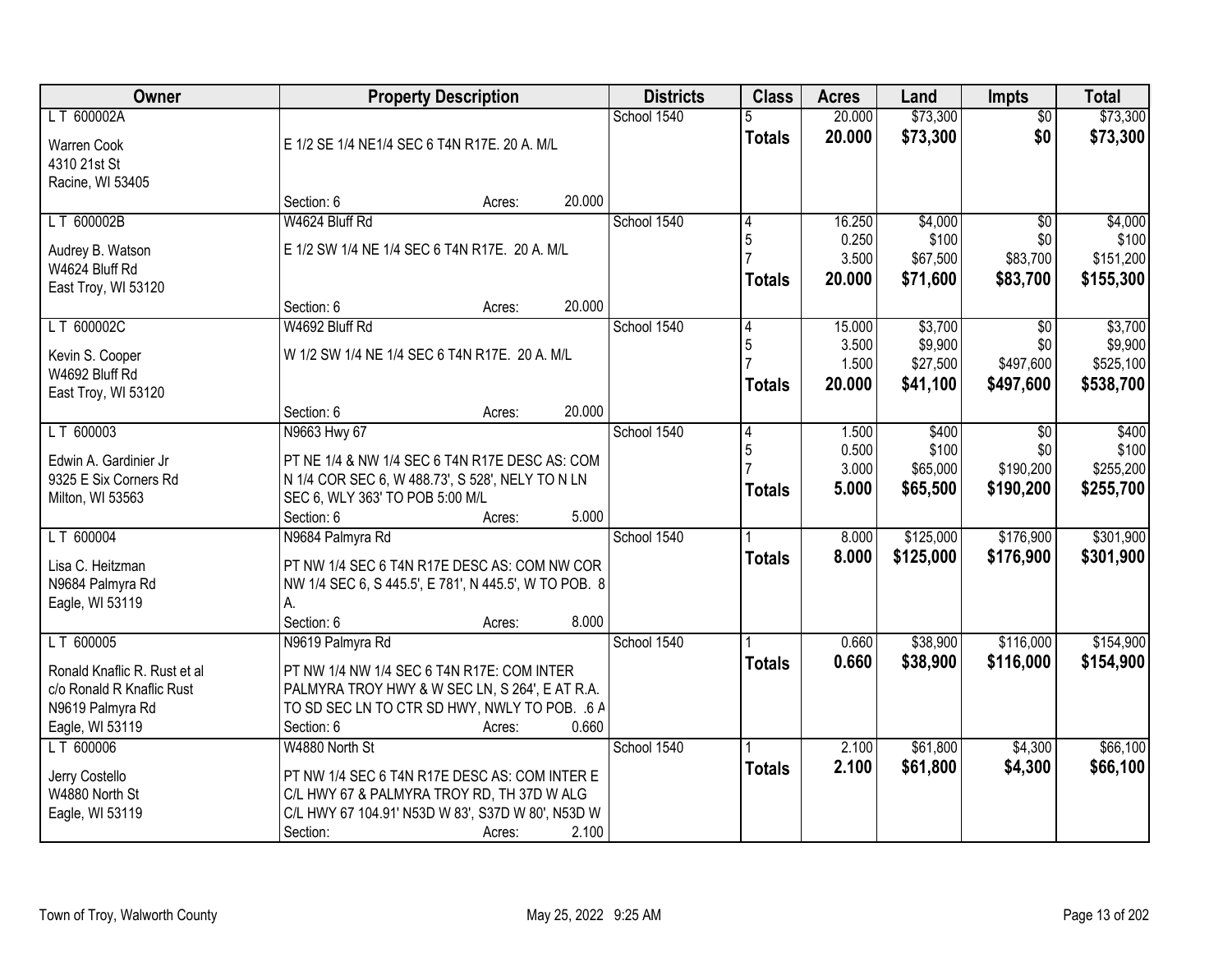| Owner | Property Description | Districts | Class | Acres | Land | Impts | Total |
|---|---|---|---|---|---|---|---|
| L T 600002A<br>Warren Cook<br>4310 21st St<br>Racine, WI 53405 | E 1/2 SE 1/4 NE1/4 SEC 6 T4N R17E. 20 A. M/L<br>Section: 6 Acres: 20.000 | School 1540 | 5<br>**Totals** | 20.000<br>**20.000** | $73,300<br>**$73,300** | $0<br>**$0** | $73,300<br>**$73,300** |
| L T 600002B<br>Audrey B. Watson<br>W4624 Bluff Rd<br>East Troy, WI 53120 | W4624 Bluff Rd<br>E 1/2 SW 1/4 NE 1/4 SEC 6 T4N R17E. 20 A. M/L<br>Section: 6 Acres: 20.000 | School 1540 | 4<br>5<br>7<br>**Totals** | 16.250<br>0.250<br>3.500<br>**20.000** | $4,000<br>$100<br>$67,500<br>**$71,600** | $0<br>$0<br>$83,700<br>**$83,700** | $4,000<br>$100<br>$151,200<br>**$155,300** |
| L T 600002C<br>Kevin S. Cooper<br>W4692 Bluff Rd<br>East Troy, WI 53120 | W4692 Bluff Rd<br>W 1/2 SW 1/4 NE 1/4 SEC 6 T4N R17E. 20 A. M/L<br>Section: 6 Acres: 20.000 | School 1540 | 4<br>5<br>7<br>**Totals** | 15.000<br>3.500<br>1.500<br>**20.000** | $3,700<br>$9,900<br>$27,500<br>**$41,100** | $0<br>$0<br>$497,600<br>**$497,600** | $3,700<br>$9,900<br>$525,100<br>**$538,700** |
| L T 600003<br>Edwin A. Gardinier Jr<br>9325 E Six Corners Rd<br>Milton, WI 53563 | N9663 Hwy 67<br>PT NE 1/4 & NW 1/4 SEC 6 T4N R17E DESC AS: COM N 1/4 COR SEC 6, W 488.73', S 528', NELY TO N LN SEC 6, WLY 363' TO POB 5:00 M/L<br>Section: 6 Acres: 5.000 | School 1540 | 4<br>5<br>7<br>**Totals** | 1.500<br>0.500<br>3.000<br>**5.000** | $400<br>$100<br>$65,000<br>**$65,500** | $0<br>$0<br>$190,200<br>**$190,200** | $400<br>$100<br>$255,200<br>**$255,700** |
| L T 600004<br>Lisa C. Heitzman<br>N9684 Palmyra Rd<br>Eagle, WI 53119 | N9684 Palmyra Rd<br>PT NW 1/4 SEC 6 T4N R17E DESC AS: COM NW COR NW 1/4 SEC 6, S 445.5', E 781', N 445.5', W TO POB. 8 A.<br>Section: 6 Acres: 8.000 | School 1540 | 1<br>**Totals** | 8.000<br>**8.000** | $125,000<br>**$125,000** | $176,900<br>**$176,900** | $301,900<br>**$301,900** |
| L T 600005<br>Ronald Knaflic R. Rust et al<br>c/o Ronald R Knaflic Rust<br>N9619 Palmyra Rd<br>Eagle, WI 53119 | N9619 Palmyra Rd<br>PT NW 1/4 NW 1/4 SEC 6 T4N R17E: COM INTER PALMYRA TROY HWY & W SEC LN, S 264', E AT R.A. TO SD SEC LN TO CTR SD HWY, NWLY TO POB. .6 A<br>Section: 6 Acres: 0.660 | School 1540 | 1<br>**Totals** | 0.660<br>**0.660** | $38,900<br>**$38,900** | $116,000<br>**$116,000** | $154,900<br>**$154,900** |
| L T 600006<br>Jerry Costello<br>W4880 North St<br>Eagle, WI 53119 | W4880 North St<br>PT NW 1/4 SEC 6 T4N R17E DESC AS: COM INTER E C/L HWY 67 & PALMYRA TROY RD, TH 37D W ALG C/L HWY 67 104.91' N53D W 83', S37D W 80', N53D W<br>Section: Acres: 2.100 | School 1540 | 1<br>**Totals** | 2.100<br>**2.100** | $61,800<br>**$61,800** | $4,300<br>**$4,300** | $66,100<br>**$66,100** |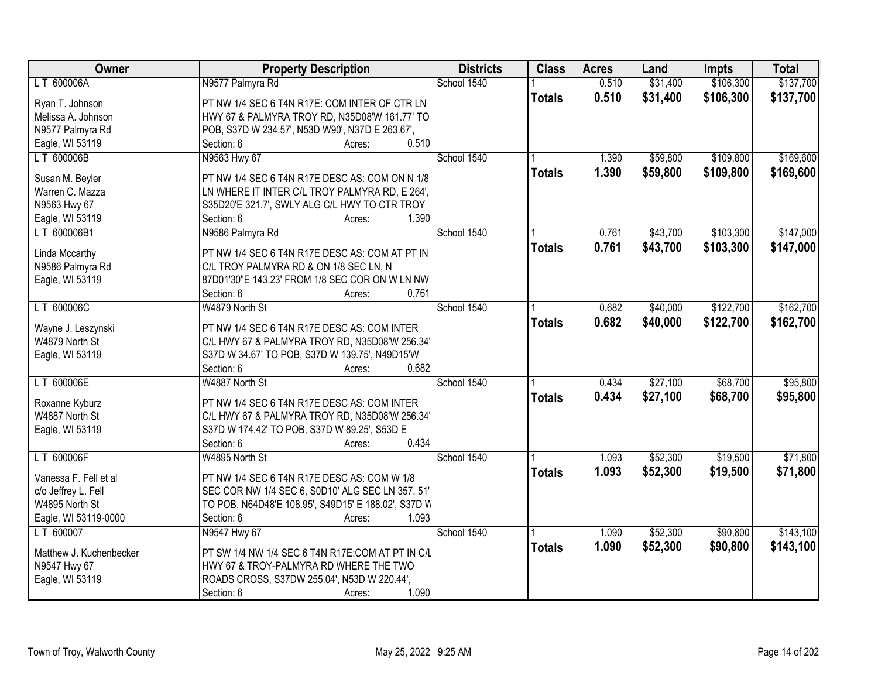| Owner | Property Description | Districts | Class | Acres | Land | Impts | Total |
|---|---|---|---|---|---|---|---|
| L T 600006A | N9577 Palmyra Rd | School 1540 | 1 | 0.510 | $31,400 | $106,300 | $137,700 |
| Ryan T. Johnson<br>Melissa A. Johnson<br>N9577 Palmyra Rd<br>Eagle, WI 53119 | PT NW 1/4 SEC 6 T4N R17E: COM INTER OF CTR LN HWY 67 & PALMYRA TROY RD, N35D08'W 161.77' TO POB, S37D W 234.57', N53D W90', N37D E 263.67',<br>Section: 6 Acres: 0.510 | | **Totals** | **0.510** | **$31,400** | **$106,300** | **$137,700** |
| L T 600006B | N9563 Hwy 67 | School 1540 | 1 | 1.390 | $59,800 | $109,800 | $169,600 |
| Susan M. Beyler<br>Warren C. Mazza<br>N9563 Hwy 67<br>Eagle, WI 53119 | PT NW 1/4 SEC 6 T4N R17E DESC AS: COM ON N 1/8 LN WHERE IT INTER C/L TROY PALMYRA RD, E 264', S35D20'E 321.7', SWLY ALG C/L HWY TO CTR TROY<br>Section: 6 Acres: 1.390 | | **Totals** | **1.390** | **$59,800** | **$109,800** | **$169,600** |
| L T 600006B1 | N9586 Palmyra Rd | School 1540 | 1 | 0.761 | $43,700 | $103,300 | $147,000 |
| Linda Mccarthy<br>N9586 Palmyra Rd<br>Eagle, WI 53119 | PT NW 1/4 SEC 6 T4N R17E DESC AS: COM AT PT IN C/L TROY PALMYRA RD & ON 1/8 SEC LN, N 87D01'30"E 143.23' FROM 1/8 SEC COR ON W LN NW<br>Section: 6 Acres: 0.761 | | **Totals** | **0.761** | **$43,700** | **$103,300** | **$147,000** |
| L T 600006C | W4879 North St | School 1540 | 1 | 0.682 | $40,000 | $122,700 | $162,700 |
| Wayne J. Leszynski<br>W4879 North St<br>Eagle, WI 53119 | PT NW 1/4 SEC 6 T4N R17E DESC AS: COM INTER C/L HWY 67 & PALMYRA TROY RD, N35D08'W 256.34' S37D W 34.67' TO POB, S37D W 139.75', N49D15'W<br>Section: 6 Acres: 0.682 | | **Totals** | **0.682** | **$40,000** | **$122,700** | **$162,700** |
| L T 600006E | W4887 North St | School 1540 | 1 | 0.434 | $27,100 | $68,700 | $95,800 |
| Roxanne Kyburz<br>W4887 North St<br>Eagle, WI 53119 | PT NW 1/4 SEC 6 T4N R17E DESC AS: COM INTER C/L HWY 67 & PALMYRA TROY RD, N35D08'W 256.34' S37D W 174.42' TO POB, S37D W 89.25', S53D E<br>Section: 6 Acres: 0.434 | | **Totals** | **0.434** | **$27,100** | **$68,700** | **$95,800** |
| L T 600006F | W4895 North St | School 1540 | 1 | 1.093 | $52,300 | $19,500 | $71,800 |
| Vanessa F. Fell et al<br>c/o Jeffrey L. Fell<br>W4895 North St<br>Eagle, WI 53119-0000 | PT NW 1/4 SEC 6 T4N R17E DESC AS: COM W 1/8 SEC COR NW 1/4 SEC 6, S0D10' ALG SEC LN 357. 51' TO POB, N64D48'E 108.95', S49D15' E 188.02', S37D W<br>Section: 6 Acres: 1.093 | | **Totals** | **1.093** | **$52,300** | **$19,500** | **$71,800** |
| L T 600007 | N9547 Hwy 67 | School 1540 | 1 | 1.090 | $52,300 | $90,800 | $143,100 |
| Matthew J. Kuchenbecker<br>N9547 Hwy 67<br>Eagle, WI 53119 | PT SW 1/4 NW 1/4 SEC 6 T4N R17E:COM AT PT IN C/L HWY 67 & TROY-PALMYRA RD WHERE THE TWO ROADS CROSS, S37DW 255.04', N53D W 220.44',<br>Section: 6 Acres: 1.090 | | **Totals** | **1.090** | **$52,300** | **$90,800** | **$143,100** |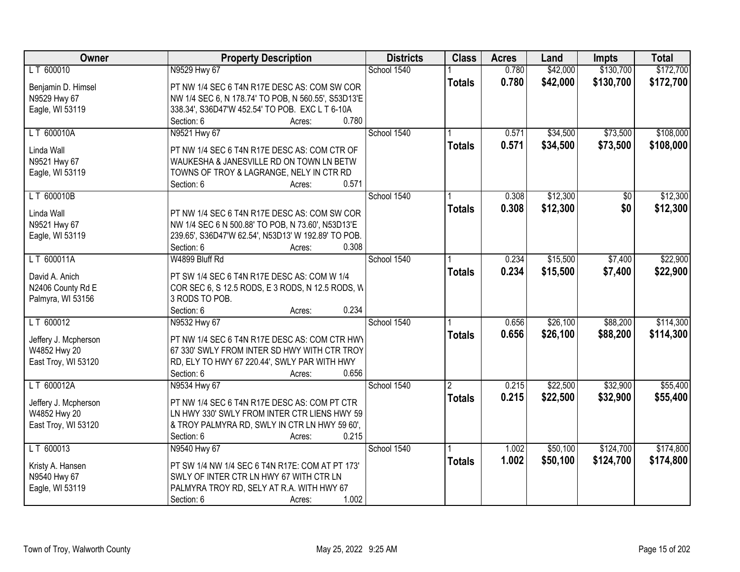| Owner | Property Description | Districts | Class | Acres | Land | Impts | Total |
|---|---|---|---|---|---|---|---|
| L T 600010 | N9529 Hwy 67 | School 1540 | 1 | 0.780 | $42,000 | $130,700 | $172,700 |
| Benjamin D. Himsel<br>N9529 Hwy 67<br>Eagle, WI 53119 | PT NW 1/4 SEC 6 T4N R17E DESC AS: COM SW COR NW 1/4 SEC 6, N 178.74' TO POB, N 560.55', S53D13'E 338.34', S36D47'W 452.54' TO POB. EXC L T 6-10A<br>Section: 6 Acres: 0.780 | | **Totals** | **0.780** | **$42,000** | **$130,700** | **$172,700** |
| L T 600010A | N9521 Hwy 67 | School 1540 | 1 | 0.571 | $34,500 | $73,500 | $108,000 |
| Linda Wall<br>N9521 Hwy 67<br>Eagle, WI 53119 | PT NW 1/4 SEC 6 T4N R17E DESC AS: COM CTR OF WAUKESHA & JANESVILLE RD ON TOWN LN BETW TOWNS OF TROY & LAGRANGE, NELY IN CTR RD<br>Section: 6 Acres: 0.571 | | **Totals** | **0.571** | **$34,500** | **$73,500** | **$108,000** |
| L T 600010B | | School 1540 | 1 | 0.308 | $12,300 | $0 | $12,300 |
| Linda Wall<br>N9521 Hwy 67<br>Eagle, WI 53119 | PT NW 1/4 SEC 6 T4N R17E DESC AS: COM SW COR NW 1/4 SEC 6 N 500.88' TO POB, N 73.60', N53D13'E 239.65', S36D47'W 62.54', N53D13' W 192.89' TO POB.<br>Section: 6 Acres: 0.308 | | **Totals** | **0.308** | **$12,300** | **$0** | **$12,300** |
| L T 600011A | W4899 Bluff Rd | School 1540 | 1 | 0.234 | $15,500 | $7,400 | $22,900 |
| David A. Anich<br>N2406 County Rd E<br>Palmyra, WI 53156 | PT SW 1/4 SEC 6 T4N R17E DESC AS: COM W 1/4 COR SEC 6, S 12.5 RODS, E 3 RODS, N 12.5 RODS, W 3 RODS TO POB.<br>Section: 6 Acres: 0.234 | | **Totals** | **0.234** | **$15,500** | **$7,400** | **$22,900** |
| L T 600012 | N9532 Hwy 67 | School 1540 | 1 | 0.656 | $26,100 | $88,200 | $114,300 |
| Jeffery J. Mcpherson<br>W4852 Hwy 20<br>East Troy, WI 53120 | PT NW 1/4 SEC 6 T4N R17E DESC AS: COM CTR HWY 67 330' SWLY FROM INTER SD HWY WITH CTR TROY RD, ELY TO HWY 67 220.44', SWLY PAR WITH HWY<br>Section: 6 Acres: 0.656 | | **Totals** | **0.656** | **$26,100** | **$88,200** | **$114,300** |
| L T 600012A | N9534 Hwy 67 | School 1540 | 2 | 0.215 | $22,500 | $32,900 | $55,400 |
| Jeffery J. Mcpherson<br>W4852 Hwy 20<br>East Troy, WI 53120 | PT NW 1/4 SEC 6 T4N R17E DESC AS: COM PT CTR LN HWY 330' SWLY FROM INTER CTR LIENS HWY 59 & TROY PALMYRA RD, SWLY IN CTR LN HWY 59 60',<br>Section: 6 Acres: 0.215 | | **Totals** | **0.215** | **$22,500** | **$32,900** | **$55,400** |
| L T 600013 | N9540 Hwy 67 | School 1540 | 1 | 1.002 | $50,100 | $124,700 | $174,800 |
| Kristy A. Hansen<br>N9540 Hwy 67<br>Eagle, WI 53119 | PT SW 1/4 NW 1/4 SEC 6 T4N R17E: COM AT PT 173' SWLY OF INTER CTR LN HWY 67 WITH CTR LN PALMYRA TROY RD, SELY AT R.A. WITH HWY 67<br>Section: 6 Acres: 1.002 | | **Totals** | **1.002** | **$50,100** | **$124,700** | **$174,800** |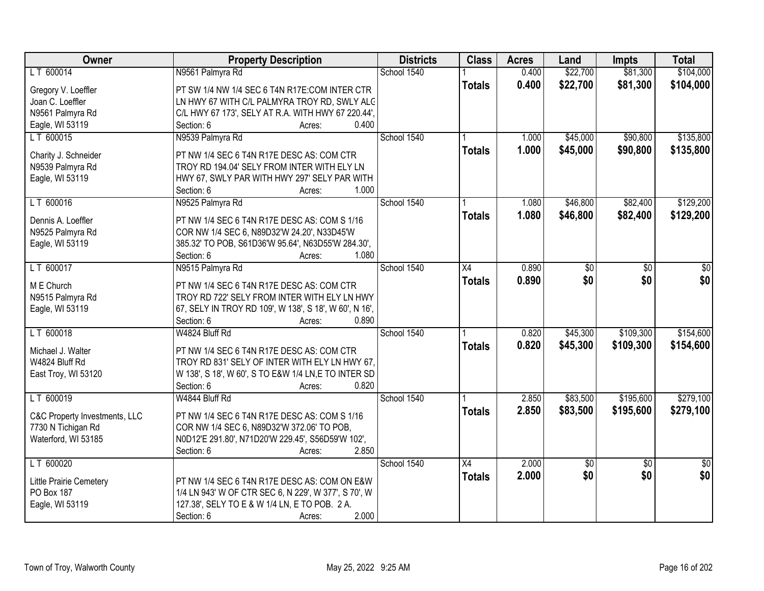| Owner | Property Description | Districts | Class | Acres | Land | Impts | Total |
|---|---|---|---|---|---|---|---|
| L T 600014 | N9561 Palmyra Rd | School 1540 | 1 | 0.400 | $22,700 | $81,300 | $104,000 |
| Gregory V. Loeffler<br>Joan C. Loeffler<br>N9561 Palmyra Rd<br>Eagle, WI 53119 | PT SW 1/4 NW 1/4 SEC 6 T4N R17E:COM INTER CTR LN HWY 67 WITH C/L PALMYRA TROY RD, SWLY ALG C/L HWY 67 173', SELY AT R.A. WITH HWY 67 220.44',<br>Section: 6 Acres: 0.400 | | **Totals** | **0.400** | **$22,700** | **$81,300** | **$104,000** |
| L T 600015 | N9539 Palmyra Rd | School 1540 | 1 | 1.000 | $45,000 | $90,800 | $135,800 |
| Charity J. Schneider<br>N9539 Palmyra Rd<br>Eagle, WI 53119 | PT NW 1/4 SEC 6 T4N R17E DESC AS: COM CTR TROY RD 194.04' SELY FROM INTER WITH ELY LN HWY 67, SWLY PAR WITH HWY 297' SELY PAR WITH<br>Section: 6 Acres: 1.000 | | **Totals** | **1.000** | **$45,000** | **$90,800** | **$135,800** |
| L T 600016 | N9525 Palmyra Rd | School 1540 | 1 | 1.080 | $46,800 | $82,400 | $129,200 |
| Dennis A. Loeffler<br>N9525 Palmyra Rd<br>Eagle, WI 53119 | PT NW 1/4 SEC 6 T4N R17E DESC AS: COM S 1/16 COR NW 1/4 SEC 6, N89D32'W 24.20', N33D45'W 385.32' TO POB, S61D36'W 95.64', N63D55'W 284.30',<br>Section: 6 Acres: 1.080 | | **Totals** | **1.080** | **$46,800** | **$82,400** | **$129,200** |
| L T 600017 | N9515 Palmyra Rd | School 1540 | X4 | 0.890 | $0 | $0 | $0 |
| M E Church<br>N9515 Palmyra Rd<br>Eagle, WI 53119 | PT NW 1/4 SEC 6 T4N R17E DESC AS: COM CTR TROY RD 722' SELY FROM INTER WITH ELY LN HWY 67, SELY IN TROY RD 109', W 138', S 18', W 60', N 16',<br>Section: 6 Acres: 0.890 | | **Totals** | **0.890** | **$0** | **$0** | **$0** |
| L T 600018 | W4824 Bluff Rd | School 1540 | 1 | 0.820 | $45,300 | $109,300 | $154,600 |
| Michael J. Walter<br>W4824 Bluff Rd<br>East Troy, WI 53120 | PT NW 1/4 SEC 6 T4N R17E DESC AS: COM CTR TROY RD 831' SELY OF INTER WITH ELY LN HWY 67, W 138', S 18', W 60', S TO E&W 1/4 LN,E TO INTER SD<br>Section: 6 Acres: 0.820 | | **Totals** | **0.820** | **$45,300** | **$109,300** | **$154,600** |
| L T 600019 | W4844 Bluff Rd | School 1540 | 1 | 2.850 | $83,500 | $195,600 | $279,100 |
| C&C Property Investments, LLC<br>7730 N Tichigan Rd<br>Waterford, WI 53185 | PT NW 1/4 SEC 6 T4N R17E DESC AS: COM S 1/16 COR NW 1/4 SEC 6, N89D32'W 372.06' TO POB, N0D12'E 291.80', N71D20'W 229.45', S56D59'W 102',<br>Section: 6 Acres: 2.850 | | **Totals** | **2.850** | **$83,500** | **$195,600** | **$279,100** |
| L T 600020 | | School 1540 | X4 | 2.000 | $0 | $0 | $0 |
| Little Prairie Cemetery<br>PO Box 187<br>Eagle, WI 53119 | PT NW 1/4 SEC 6 T4N R17E DESC AS: COM ON E&W 1/4 LN 943' W OF CTR SEC 6, N 229', W 377', S 70', W 127.38', SELY TO E & W 1/4 LN, E TO POB. 2 A.<br>Section: 6 Acres: 2.000 | | **Totals** | **2.000** | **$0** | **$0** | **$0** |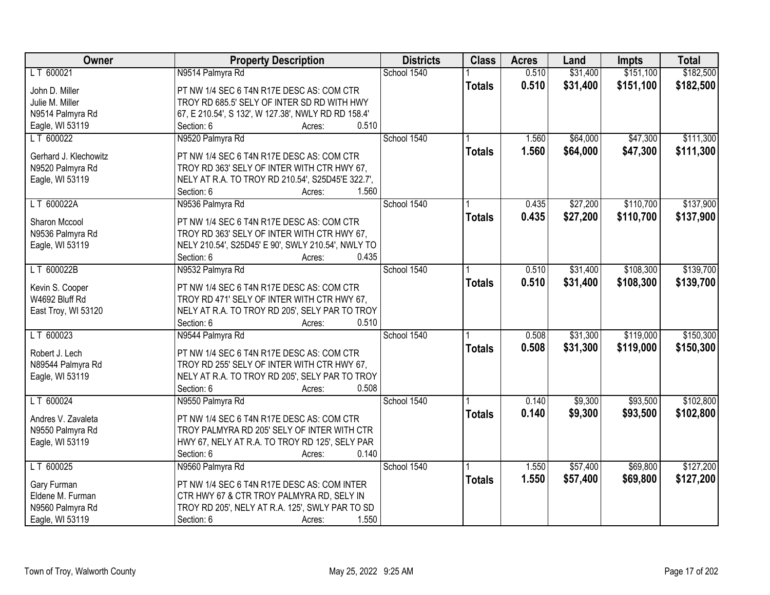| Owner | Property Description | Districts | Class | Acres | Land | Impts | Total |
|---|---|---|---|---|---|---|---|
| L T 600021 | N9514 Palmyra Rd | School 1540 | 1 | 0.510 | $31,400 | $151,100 | $182,500 |
| John D. Miller<br>Julie M. Miller<br>N9514 Palmyra Rd<br>Eagle, WI 53119 | PT NW 1/4 SEC 6 T4N R17E DESC AS: COM CTR TROY RD 685.5' SELY OF INTER SD RD WITH HWY 67, E 210.54', S 132', W 127.38', NWLY RD RD 158.4'<br>Section: 6 Acres: 0.510 | | **Totals** | **0.510** | **$31,400** | **$151,100** | **$182,500** |
| L T 600022 | N9520 Palmyra Rd | School 1540 | 1 | 1.560 | $64,000 | $47,300 | $111,300 |
| Gerhard J. Klechowitz<br>N9520 Palmyra Rd<br>Eagle, WI 53119 | PT NW 1/4 SEC 6 T4N R17E DESC AS: COM CTR TROY RD 363' SELY OF INTER WITH CTR HWY 67, NELY AT R.A. TO TROY RD 210.54', S25D45'E 322.7',<br>Section: 6 Acres: 1.560 | | **Totals** | **1.560** | **$64,000** | **$47,300** | **$111,300** |
| L T 600022A | N9536 Palmyra Rd | School 1540 | 1 | 0.435 | $27,200 | $110,700 | $137,900 |
| Sharon Mccool<br>N9536 Palmyra Rd<br>Eagle, WI 53119 | PT NW 1/4 SEC 6 T4N R17E DESC AS: COM CTR TROY RD 363' SELY OF INTER WITH CTR HWY 67, NELY 210.54', S25D45' E 90', SWLY 210.54', NWLY TO<br>Section: 6 Acres: 0.435 | | **Totals** | **0.435** | **$27,200** | **$110,700** | **$137,900** |
| L T 600022B | N9532 Palmyra Rd | School 1540 | 1 | 0.510 | $31,400 | $108,300 | $139,700 |
| Kevin S. Cooper<br>W4692 Bluff Rd<br>East Troy, WI 53120 | PT NW 1/4 SEC 6 T4N R17E DESC AS: COM CTR TROY RD 471' SELY OF INTER WITH CTR HWY 67, NELY AT R.A. TO TROY RD 205', SELY PAR TO TROY<br>Section: 6 Acres: 0.510 | | **Totals** | **0.510** | **$31,400** | **$108,300** | **$139,700** |
| L T 600023 | N9544 Palmyra Rd | School 1540 | 1 | 0.508 | $31,300 | $119,000 | $150,300 |
| Robert J. Lech<br>N89544 Palmyra Rd<br>Eagle, WI 53119 | PT NW 1/4 SEC 6 T4N R17E DESC AS: COM CTR TROY RD 255' SELY OF INTER WITH CTR HWY 67, NELY AT R.A. TO TROY RD 205', SELY PAR TO TROY<br>Section: 6 Acres: 0.508 | | **Totals** | **0.508** | **$31,300** | **$119,000** | **$150,300** |
| L T 600024 | N9550 Palmyra Rd | School 1540 | 1 | 0.140 | $9,300 | $93,500 | $102,800 |
| Andres V. Zavaleta<br>N9550 Palmyra Rd<br>Eagle, WI 53119 | PT NW 1/4 SEC 6 T4N R17E DESC AS: COM CTR TROY PALMYRA RD 205' SELY OF INTER WITH CTR HWY 67, NELY AT R.A. TO TROY RD 125', SELY PAR<br>Section: 6 Acres: 0.140 | | **Totals** | **0.140** | **$9,300** | **$93,500** | **$102,800** |
| L T 600025 | N9560 Palmyra Rd | School 1540 | 1 | 1.550 | $57,400 | $69,800 | $127,200 |
| Gary Furman<br>Eldene M. Furman<br>N9560 Palmyra Rd<br>Eagle, WI 53119 | PT NW 1/4 SEC 6 T4N R17E DESC AS: COM INTER CTR HWY 67 & CTR TROY PALMYRA RD, SELY IN TROY RD 205', NELY AT R.A. 125', SWLY PAR TO SD<br>Section: 6 Acres: 1.550 | | **Totals** | **1.550** | **$57,400** | **$69,800** | **$127,200** |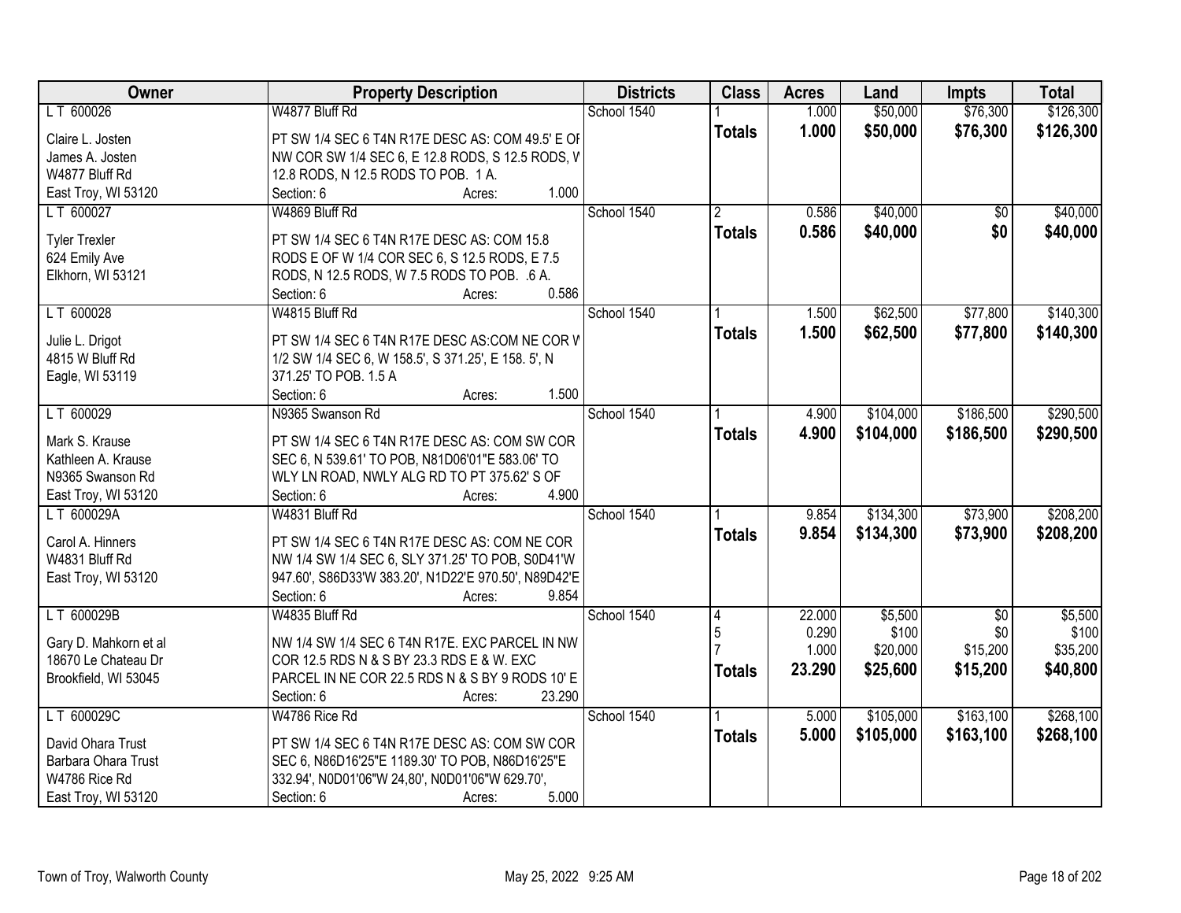| Owner | Property Description | Districts | Class | Acres | Land | Impts | Total |
|---|---|---|---|---|---|---|---|
| L T 600026 | W4877 Bluff Rd | School 1540 | 1 | 1.000 | $50,000 | $76,300 | $126,300 |
| Claire L. Josten<br>James A. Josten<br>W4877 Bluff Rd<br>East Troy, WI 53120 | PT SW 1/4 SEC 6 T4N R17E DESC AS: COM 49.5' E OF NW COR SW 1/4 SEC 6, E 12.8 RODS, S 12.5 RODS, W 12.8 RODS, N 12.5 RODS TO POB. 1 A.<br>Section: 6 Acres: 1.000 | | **Totals** | **1.000** | **$50,000** | **$76,300** | **$126,300** |
| L T 600027 | W4869 Bluff Rd | School 1540 | 2 | 0.586 | $40,000 | $0 | $40,000 |
| Tyler Trexler<br>624 Emily Ave<br>Elkhorn, WI 53121 | PT SW 1/4 SEC 6 T4N R17E DESC AS: COM 15.8 RODS E OF W 1/4 COR SEC 6, S 12.5 RODS, E 7.5 RODS, N 12.5 RODS, W 7.5 RODS TO POB. .6 A.<br>Section: 6 Acres: 0.586 | | **Totals** | **0.586** | **$40,000** | **$0** | **$40,000** |
| L T 600028 | W4815 Bluff Rd | School 1540 | 1 | 1.500 | $62,500 | $77,800 | $140,300 |
| Julie L. Drigot<br>4815 W Bluff Rd<br>Eagle, WI 53119 | PT SW 1/4 SEC 6 T4N R17E DESC AS:COM NE COR W 1/2 SW 1/4 SEC 6, W 158.5', S 371.25', E 158. 5', N 371.25' TO POB. 1.5 A<br>Section: 6 Acres: 1.500 | | **Totals** | **1.500** | **$62,500** | **$77,800** | **$140,300** |
| L T 600029 | N9365 Swanson Rd | School 1540 | 1 | 4.900 | $104,000 | $186,500 | $290,500 |
| Mark S. Krause<br>Kathleen A. Krause<br>N9365 Swanson Rd<br>East Troy, WI 53120 | PT SW 1/4 SEC 6 T4N R17E DESC AS: COM SW COR SEC 6, N 539.61' TO POB, N81D06'01"E 583.06' TO WLY LN ROAD, NWLY ALG RD TO PT 375.62' S OF<br>Section: 6 Acres: 4.900 | | **Totals** | **4.900** | **$104,000** | **$186,500** | **$290,500** |
| L T 600029A | W4831 Bluff Rd | School 1540 | 1 | 9.854 | $134,300 | $73,900 | $208,200 |
| Carol A. Hinners<br>W4831 Bluff Rd<br>East Troy, WI 53120 | PT SW 1/4 SEC 6 T4N R17E DESC AS: COM NE COR NW 1/4 SW 1/4 SEC 6, SLY 371.25' TO POB, S0D41'W 947.60', S86D33'W 383.20', N1D22'E 970.50', N89D42'E<br>Section: 6 Acres: 9.854 | | **Totals** | **9.854** | **$134,300** | **$73,900** | **$208,200** |
| L T 600029B | W4835 Bluff Rd | School 1540 | 4 | 22.000 | $5,500 | $0 | $5,500 |
| | | | 5 | 0.290 | $100 | $0 | $100 |
| | | | 7 | 1.000 | $20,000 | $15,200 | $35,200 |
| Gary D. Mahkorn et al<br>18670 Le Chateau Dr<br>Brookfield, WI 53045 | NW 1/4 SW 1/4 SEC 6 T4N R17E. EXC PARCEL IN NW COR 12.5 RDS N & S BY 23.3 RDS E & W. EXC PARCEL IN NE COR 22.5 RDS N & S BY 9 RODS 10' E<br>Section: 6 Acres: 23.290 | | **Totals** | **23.290** | **$25,600** | **$15,200** | **$40,800** |
| L T 600029C | W4786 Rice Rd | School 1540 | 1 | 5.000 | $105,000 | $163,100 | $268,100 |
| David Ohara Trust<br>Barbara Ohara Trust<br>W4786 Rice Rd<br>East Troy, WI 53120 | PT SW 1/4 SEC 6 T4N R17E DESC AS: COM SW COR SEC 6, N86D16'25"E 1189.30' TO POB, N86D16'25"E 332.94', N0D01'06"W 24,80', N0D01'06"W 629.70',<br>Section: 6 Acres: 5.000 | | **Totals** | **5.000** | **$105,000** | **$163,100** | **$268,100** |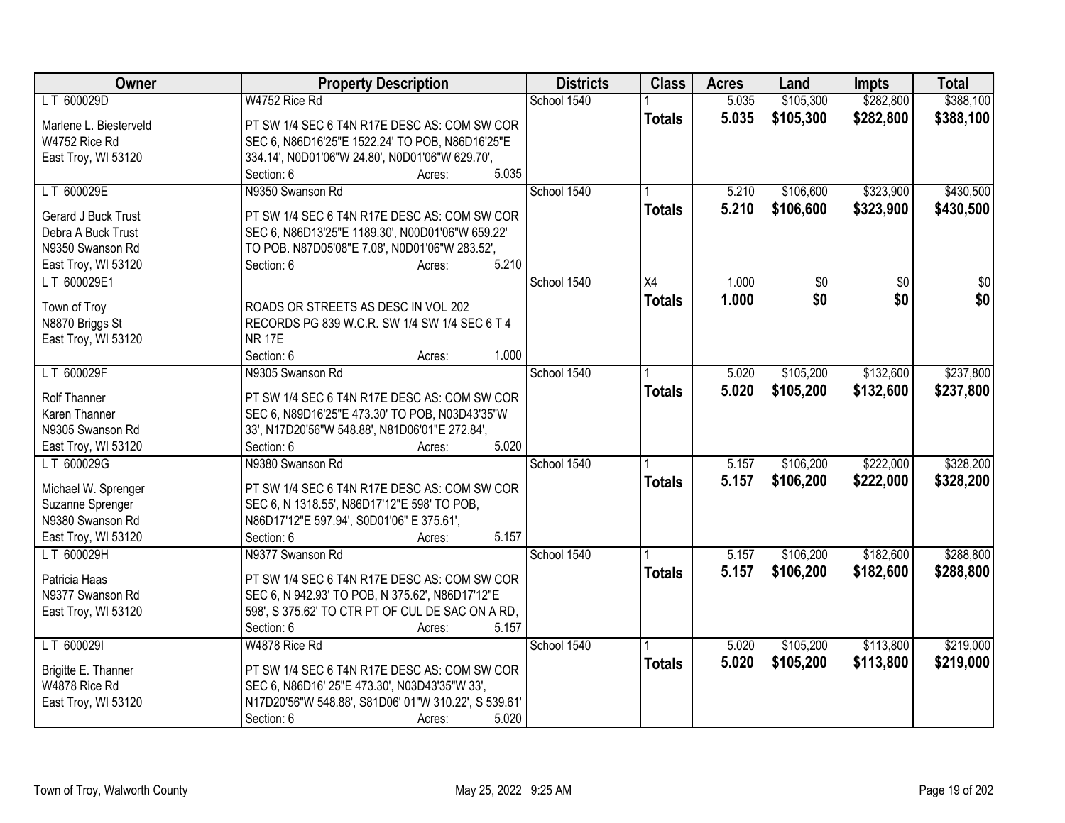| Owner | Property Description | Districts | Class | Acres | Land | Impts | Total |
|---|---|---|---|---|---|---|---|
| L T 600029D | W4752 Rice Rd | School 1540 | 1 | 5.035 | $105,300 | $282,800 | $388,100 |
| Marlene L. Biesterveld<br>W4752 Rice Rd<br>East Troy, WI 53120 | PT SW 1/4 SEC 6 T4N R17E DESC AS: COM SW COR SEC 6, N86D16'25"E 1522.24' TO POB, N86D16'25"E 334.14', N0D01'06"W 24.80', N0D01'06"W 629.70',<br>Section: 6 Acres: 5.035 | | **Totals** | **5.035** | **$105,300** | **$282,800** | **$388,100** |
| L T 600029E | N9350 Swanson Rd | School 1540 | 1 | 5.210 | $106,600 | $323,900 | $430,500 |
| Gerard J Buck Trust<br>Debra A Buck Trust<br>N9350 Swanson Rd<br>East Troy, WI 53120 | PT SW 1/4 SEC 6 T4N R17E DESC AS: COM SW COR SEC 6, N86D13'25"E 1189.30', N00D01'06"W 659.22' TO POB. N87D05'08"E 7.08', N0D01'06"W 283.52',<br>Section: 6 Acres: 5.210 | | **Totals** | **5.210** | **$106,600** | **$323,900** | **$430,500** |
| L T 600029E1 | | School 1540 | X4 | 1.000 | $0 | $0 | $0 |
| Town of Troy<br>N8870 Briggs St<br>East Troy, WI 53120 | ROADS OR STREETS AS DESC IN VOL 202 RECORDS PG 839 W.C.R. SW 1/4 SW 1/4 SEC 6 T 4 NR 17E<br>Section: 6 Acres: 1.000 | | **Totals** | **1.000** | **$0** | **$0** | **$0** |
| L T 600029F | N9305 Swanson Rd | School 1540 | 1 | 5.020 | $105,200 | $132,600 | $237,800 |
| Rolf Thanner<br>Karen Thanner<br>N9305 Swanson Rd<br>East Troy, WI 53120 | PT SW 1/4 SEC 6 T4N R17E DESC AS: COM SW COR SEC 6, N89D16'25"E 473.30' TO POB, N03D43'35"W 33', N17D20'56"W 548.88', N81D06'01"E 272.84',<br>Section: 6 Acres: 5.020 | | **Totals** | **5.020** | **$105,200** | **$132,600** | **$237,800** |
| L T 600029G | N9380 Swanson Rd | School 1540 | 1 | 5.157 | $106,200 | $222,000 | $328,200 |
| Michael W. Sprenger<br>Suzanne Sprenger<br>N9380 Swanson Rd<br>East Troy, WI 53120 | PT SW 1/4 SEC 6 T4N R17E DESC AS: COM SW COR SEC 6, N 1318.55', N86D17'12"E 598' TO POB, N86D17'12"E 597.94', S0D01'06" E 375.61',<br>Section: 6 Acres: 5.157 | | **Totals** | **5.157** | **$106,200** | **$222,000** | **$328,200** |
| L T 600029H | N9377 Swanson Rd | School 1540 | 1 | 5.157 | $106,200 | $182,600 | $288,800 |
| Patricia Haas<br>N9377 Swanson Rd<br>East Troy, WI 53120 | PT SW 1/4 SEC 6 T4N R17E DESC AS: COM SW COR SEC 6, N 942.93' TO POB, N 375.62', N86D17'12"E 598', S 375.62' TO CTR PT OF CUL DE SAC ON A RD,<br>Section: 6 Acres: 5.157 | | **Totals** | **5.157** | **$106,200** | **$182,600** | **$288,800** |
| L T 600029I | W4878 Rice Rd | School 1540 | 1 | 5.020 | $105,200 | $113,800 | $219,000 |
| Brigitte E. Thanner<br>W4878 Rice Rd<br>East Troy, WI 53120 | PT SW 1/4 SEC 6 T4N R17E DESC AS: COM SW COR SEC 6, N86D16' 25"E 473.30', N03D43'35"W 33', N17D20'56"W 548.88', S81D06' 01"W 310.22', S 539.61'<br>Section: 6 Acres: 5.020 | | **Totals** | **5.020** | **$105,200** | **$113,800** | **$219,000** |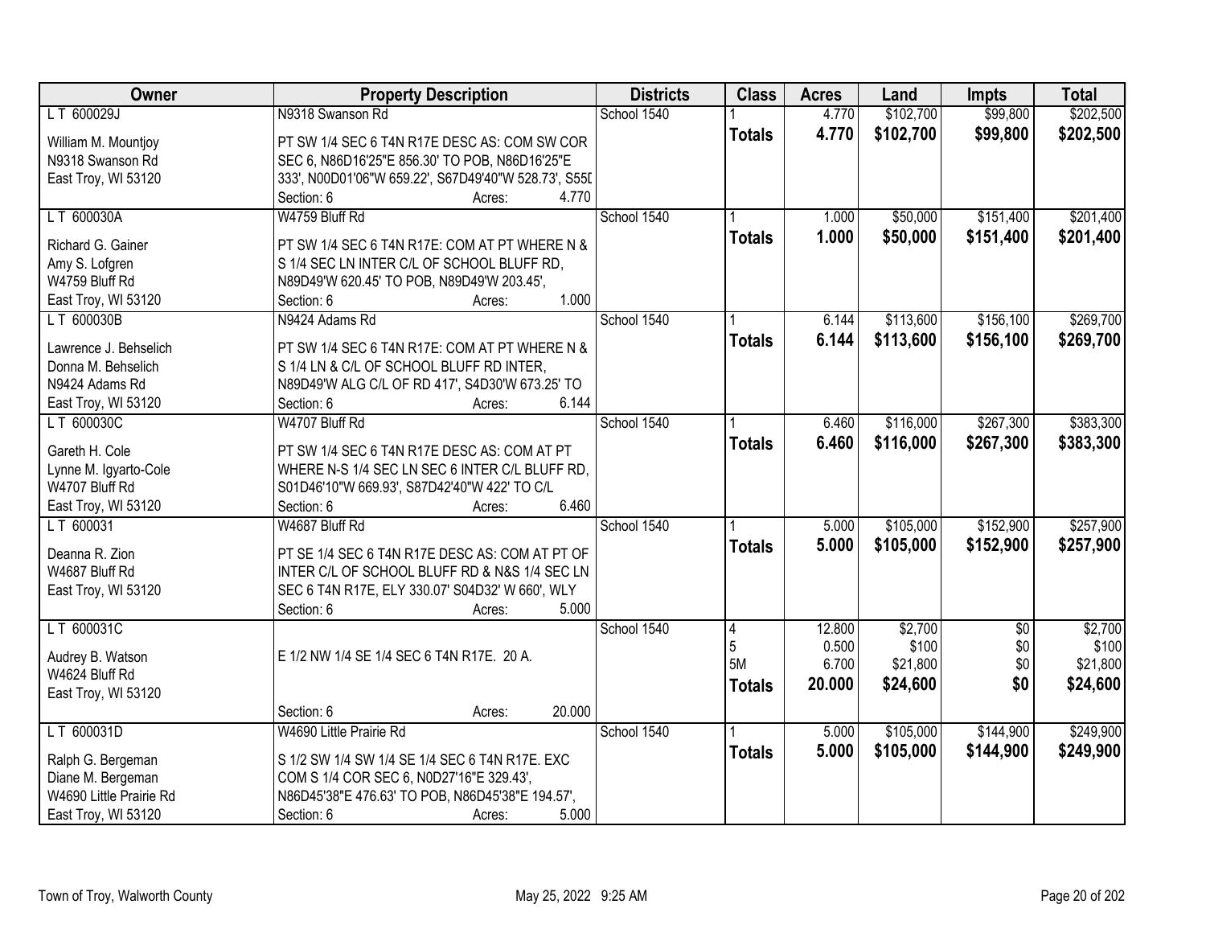| Owner | Property Description | Districts | Class | Acres | Land | Impts | Total |
|---|---|---|---|---|---|---|---|
| L T 600029J | N9318 Swanson Rd | School 1540 | 1 | 4.770 | $102,700 | $99,800 | $202,500 |
| William M. Mountjoy<br>N9318 Swanson Rd<br>East Troy, WI 53120 | PT SW 1/4 SEC 6 T4N R17E DESC AS: COM SW COR SEC 6, N86D16'25"E 856.30' TO POB, N86D16'25"E 333', N00D01'06"W 659.22', S67D49'40"W 528.73', S55D<br>Section: 6 Acres: 4.770 | | **Totals** | **4.770** | **$102,700** | **$99,800** | **$202,500** |
| L T 600030A | W4759 Bluff Rd | School 1540 | 1 | 1.000 | $50,000 | $151,400 | $201,400 |
| Richard G. Gainer<br>Amy S. Lofgren<br>W4759 Bluff Rd<br>East Troy, WI 53120 | PT SW 1/4 SEC 6 T4N R17E: COM AT PT WHERE N & S 1/4 SEC LN INTER C/L OF SCHOOL BLUFF RD, N89D49'W 620.45' TO POB, N89D49'W 203.45',<br>Section: 6 Acres: 1.000 | | **Totals** | **1.000** | **$50,000** | **$151,400** | **$201,400** |
| L T 600030B | N9424 Adams Rd | School 1540 | 1 | 6.144 | $113,600 | $156,100 | $269,700 |
| Lawrence J. Behselich<br>Donna M. Behselich<br>N9424 Adams Rd<br>East Troy, WI 53120 | PT SW 1/4 SEC 6 T4N R17E: COM AT PT WHERE N & S 1/4 LN & C/L OF SCHOOL BLUFF RD INTER, N89D49'W ALG C/L OF RD 417', S4D30'W 673.25' TO<br>Section: 6 Acres: 6.144 | | **Totals** | **6.144** | **$113,600** | **$156,100** | **$269,700** |
| L T 600030C | W4707 Bluff Rd | School 1540 | 1 | 6.460 | $116,000 | $267,300 | $383,300 |
| Gareth H. Cole<br>Lynne M. Igyarto-Cole<br>W4707 Bluff Rd<br>East Troy, WI 53120 | PT SW 1/4 SEC 6 T4N R17E DESC AS: COM AT PT WHERE N-S 1/4 SEC LN SEC 6 INTER C/L BLUFF RD, S01D46'10"W 669.93', S87D42'40"W 422' TO C/L<br>Section: 6 Acres: 6.460 | | **Totals** | **6.460** | **$116,000** | **$267,300** | **$383,300** |
| L T 600031 | W4687 Bluff Rd | School 1540 | 1 | 5.000 | $105,000 | $152,900 | $257,900 |
| Deanna R. Zion<br>W4687 Bluff Rd<br>East Troy, WI 53120 | PT SE 1/4 SEC 6 T4N R17E DESC AS: COM AT PT OF INTER C/L OF SCHOOL BLUFF RD & N&S 1/4 SEC LN SEC 6 T4N R17E, ELY 330.07' S04D32' W 660', WLY<br>Section: 6 Acres: 5.000 | | **Totals** | **5.000** | **$105,000** | **$152,900** | **$257,900** |
| L T 600031C | | School 1540 | 4 | 12.800 | $2,700 | $0 | $2,700 |
| Audrey B. Watson<br>W4624 Bluff Rd<br>East Troy, WI 53120 | E 1/2 NW 1/4 SE 1/4 SEC 6 T4N R17E. 20 A.<br>Section: 6 Acres: 20.000 | | 5 | 0.500 | $100 | $0 | $100 |
| | | | 5M | 6.700 | $21,800 | $0 | $21,800 |
| | | | **Totals** | **20.000** | **$24,600** | **$0** | **$24,600** |
| L T 600031D | W4690 Little Prairie Rd | School 1540 | 1 | 5.000 | $105,000 | $144,900 | $249,900 |
| Ralph G. Bergeman<br>Diane M. Bergeman<br>W4690 Little Prairie Rd<br>East Troy, WI 53120 | S 1/2 SW 1/4 SW 1/4 SE 1/4 SEC 6 T4N R17E. EXC COM S 1/4 COR SEC 6, N0D27'16"E 329.43', N86D45'38"E 476.63' TO POB, N86D45'38"E 194.57',<br>Section: 6 Acres: 5.000 | | **Totals** | **5.000** | **$105,000** | **$144,900** | **$249,900** |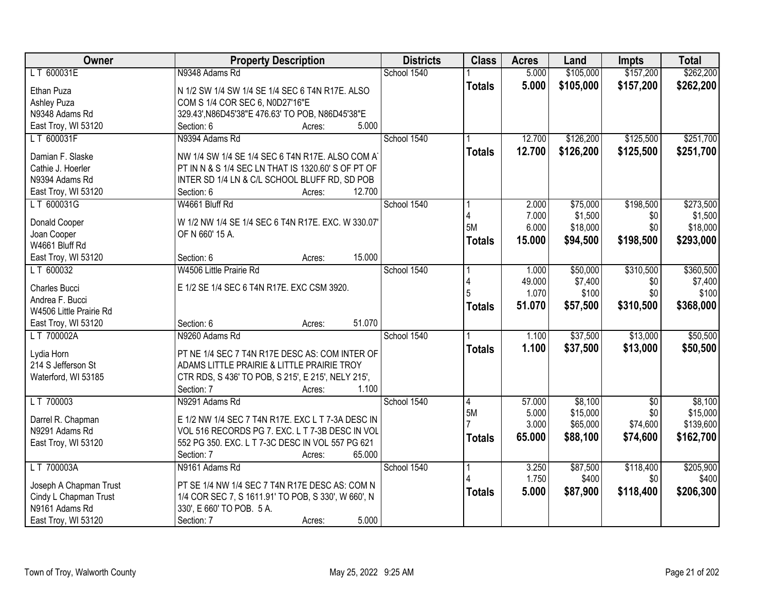| Owner | Property Description | Districts | Class | Acres | Land | Impts | Total |
|---|---|---|---|---|---|---|---|
| L T 600031E<br>Ethan Puza<br>Ashley Puza<br>N9348 Adams Rd<br>East Troy, WI 53120 | N9348 Adams Rd<br>N 1/2 SW 1/4 SW 1/4 SE 1/4 SEC 6 T4N R17E. ALSO COM S 1/4 COR SEC 6, N0D27'16"E 329.43',N86D45'38"E 476.63' TO POB, N86D45'38"E<br>Section: 6 Acres: 5.000 | School 1540 | 1<br>**Totals** | 5.000<br>**5.000** | $105,000<br>**$105,000** | $157,200<br>**$157,200** | $262,200<br>**$262,200** |
| L T 600031F<br>Damian F. Slaske<br>Cathie J. Hoerler<br>N9394 Adams Rd<br>East Troy, WI 53120 | N9394 Adams Rd<br>NW 1/4 SW 1/4 SE 1/4 SEC 6 T4N R17E. ALSO COM AT PT IN N & S 1/4 SEC LN THAT IS 1320.60' S OF PT OF INTER SD 1/4 LN & C/L SCHOOL BLUFF RD, SD POB<br>Section: 6 Acres: 12.700 | School 1540 | 1<br>**Totals** | 12.700<br>**12.700** | $126,200<br>**$126,200** | $125,500<br>**$125,500** | $251,700<br>**$251,700** |
| L T 600031G<br>Donald Cooper<br>Joan Cooper<br>W4661 Bluff Rd<br>East Troy, WI 53120 | W4661 Bluff Rd<br>W 1/2 NW 1/4 SE 1/4 SEC 6 T4N R17E. EXC. W 330.07' OF N 660' 15 A.<br>Section: 6 Acres: 15.000 | School 1540 | 1<br>4<br>5M<br>**Totals** | 2.000<br>7.000<br>6.000<br>**15.000** | $75,000<br>$1,500<br>$18,000<br>**$94,500** | $198,500<br>$0<br>$0<br>**$198,500** | $273,500<br>$1,500<br>$18,000<br>**$293,000** |
| L T 600032<br>Charles Bucci<br>Andrea F. Bucci<br>W4506 Little Prairie Rd<br>East Troy, WI 53120 | W4506 Little Prairie Rd<br>E 1/2 SE 1/4 SEC 6 T4N R17E. EXC CSM 3920.<br>Section: 6 Acres: 51.070 | School 1540 | 1<br>4<br>5<br>**Totals** | 1.000<br>49.000<br>1.070<br>**51.070** | $50,000<br>$7,400<br>$100<br>**$57,500** | $310,500<br>$0<br>$0<br>**$310,500** | $360,500<br>$7,400<br>$100<br>**$368,000** |
| L T 700002A<br>Lydia Horn<br>214 S Jefferson St<br>Waterford, WI 53185 | N9260 Adams Rd<br>PT NE 1/4 SEC 7 T4N R17E DESC AS: COM INTER OF ADAMS LITTLE PRAIRIE & LITTLE PRAIRIE TROY CTR RDS, S 436' TO POB, S 215', E 215', NELY 215',<br>Section: 7 Acres: 1.100 | School 1540 | 1<br>**Totals** | 1.100<br>**1.100** | $37,500<br>**$37,500** | $13,000<br>**$13,000** | $50,500<br>**$50,500** |
| L T 700003<br>Darrel R. Chapman<br>N9291 Adams Rd<br>East Troy, WI 53120 | N9291 Adams Rd<br>E 1/2 NW 1/4 SEC 7 T4N R17E. EXC L T 7-3A DESC IN VOL 516 RECORDS PG 7. EXC. L T 7-3B DESC IN VOL 552 PG 350. EXC. L T 7-3C DESC IN VOL 557 PG 621<br>Section: 7 Acres: 65.000 | School 1540 | 4<br>5M<br>7<br>**Totals** | 57.000<br>5.000<br>3.000<br>**65.000** | $8,100<br>$15,000<br>$65,000<br>**$88,100** | $0<br>$0<br>$74,600<br>**$74,600** | $8,100<br>$15,000<br>$139,600<br>**$162,700** |
| L T 700003A<br>Joseph A Chapman Trust<br>Cindy L Chapman Trust<br>N9161 Adams Rd<br>East Troy, WI 53120 | N9161 Adams Rd<br>PT SE 1/4 NW 1/4 SEC 7 T4N R17E DESC AS: COM N 1/4 COR SEC 7, S 1611.91' TO POB, S 330', W 660', N 330', E 660' TO POB. 5 A.<br>Section: 7 Acres: 5.000 | School 1540 | 1<br>4<br>**Totals** | 3.250<br>1.750<br>**5.000** | $87,500<br>$400<br>**$87,900** | $118,400<br>$0<br>**$118,400** | $205,900<br>$400<br>**$206,300** |

Town of Troy, Walworth County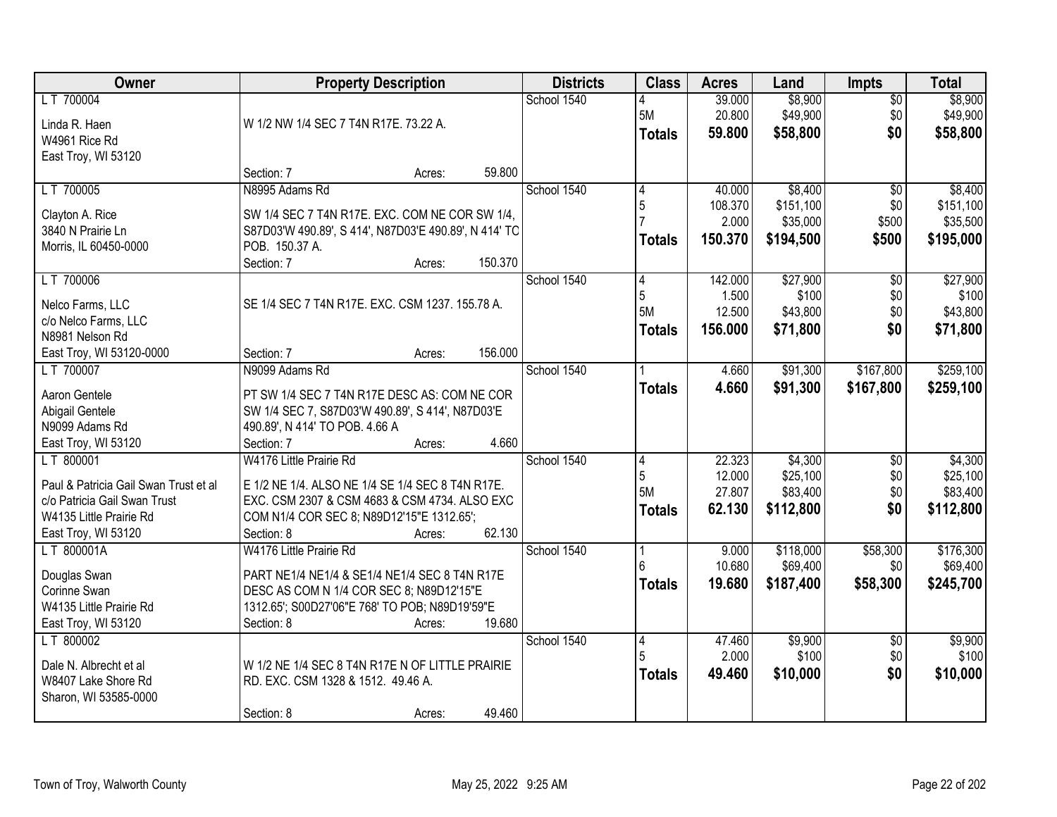| Owner | Property Description | Districts | Class | Acres | Land | Impts | Total |
|---|---|---|---|---|---|---|---|
| L T 700004<br><br>Linda R. Haen<br>W4961 Rice Rd<br>East Troy, WI 53120 | W 1/2 NW 1/4 SEC 7 T4N R17E. 73.22 A.<br><br>Section: 7 Acres: 59.800 | School 1540 | 4<br>5M<br>**Totals** | 39.000<br>20.800<br>**59.800** | $8,900<br>$49,900<br>**$58,800** | $0<br>$0<br>**$0** | $8,900<br>$49,900<br>**$58,800** |
| L T 700005<br><br>Clayton A. Rice<br>3840 N Prairie Ln<br>Morris, IL 60450-0000 | N8995 Adams Rd<br><br>SW 1/4 SEC 7 T4N R17E. EXC. COM NE COR SW 1/4, S87D03'W 490.89', S 414', N87D03'E 490.89', N 414' TC POB. 150.37 A.<br>Section: 7 Acres: 150.370 | School 1540 | 4<br>5<br>7<br>**Totals** | 40.000<br>108.370<br>2.000<br>**150.370** | $8,400<br>$151,100<br>$35,000<br>**$194,500** | $0<br>$0<br>$500<br>**$500** | $8,400<br>$151,100<br>$35,500<br>**$195,000** |
| L T 700006<br><br>Nelco Farms, LLC<br>c/o Nelco Farms, LLC<br>N8981 Nelson Rd<br>East Troy, WI 53120-0000 | SE 1/4 SEC 7 T4N R17E. EXC. CSM 1237. 155.78 A.<br><br>Section: 7 Acres: 156.000 | School 1540 | 4<br>5<br>5M<br>**Totals** | 142.000<br>1.500<br>12.500<br>**156.000** | $27,900<br>$100<br>$43,800<br>**$71,800** | $0<br>$0<br>$0<br>**$0** | $27,900<br>$100<br>$43,800<br>**$71,800** |
| L T 700007<br><br>Aaron Gentele<br>Abigail Gentele<br>N9099 Adams Rd<br>East Troy, WI 53120 | N9099 Adams Rd<br><br>PT SW 1/4 SEC 7 T4N R17E DESC AS: COM NE COR SW 1/4 SEC 7, S87D03'W 490.89', S 414', N87D03'E 490.89', N 414' TO POB. 4.66 A<br>Section: 7 Acres: 4.660 | School 1540 | 1<br>**Totals** | 4.660<br>**4.660** | $91,300<br>**$91,300** | $167,800<br>**$167,800** | $259,100<br>**$259,100** |
| L T 800001<br><br>Paul & Patricia Gail Swan Trust et al<br>c/o Patricia Gail Swan Trust<br>W4135 Little Prairie Rd<br>East Troy, WI 53120 | W4176 Little Prairie Rd<br><br>E 1/2 NE 1/4. ALSO NE 1/4 SE 1/4 SEC 8 T4N R17E. EXC. CSM 2307 & CSM 4683 & CSM 4734. ALSO EXC COM N1/4 COR SEC 8; N89D12'15"E 1312.65';<br>Section: 8 Acres: 62.130 | School 1540 | 4<br>5<br>5M<br>**Totals** | 22.323<br>12.000<br>27.807<br>**62.130** | $4,300<br>$25,100<br>$83,400<br>**$112,800** | $0<br>$0<br>$0<br>**$0** | $4,300<br>$25,100<br>$83,400<br>**$112,800** |
| L T 800001A<br><br>Douglas Swan<br>Corinne Swan<br>W4135 Little Prairie Rd<br>East Troy, WI 53120 | W4176 Little Prairie Rd<br><br>PART NE1/4 NE1/4 & SE1/4 NE1/4 SEC 8 T4N R17E DESC AS COM N 1/4 COR SEC 8; N89D12'15"E 1312.65'; S00D27'06"E 768' TO POB; N89D19'59"E<br>Section: 8 Acres: 19.680 | School 1540 | 1<br>6<br>**Totals** | 9.000<br>10.680<br>**19.680** | $118,000<br>$69,400<br>**$187,400** | $58,300<br>$0<br>**$58,300** | $176,300<br>$69,400<br>**$245,700** |
| L T 800002<br><br>Dale N. Albrecht et al<br>W8407 Lake Shore Rd<br>Sharon, WI 53585-0000 | W 1/2 NE 1/4 SEC 8 T4N R17E N OF LITTLE PRAIRIE RD. EXC. CSM 1328 & 1512. 49.46 A.<br><br>Section: 8 Acres: 49.460 | School 1540 | 4<br>5<br>**Totals** | 47.460<br>2.000<br>**49.460** | $9,900<br>$100<br>**$10,000** | $0<br>$0<br>**$0** | $9,900<br>$100<br>**$10,000** |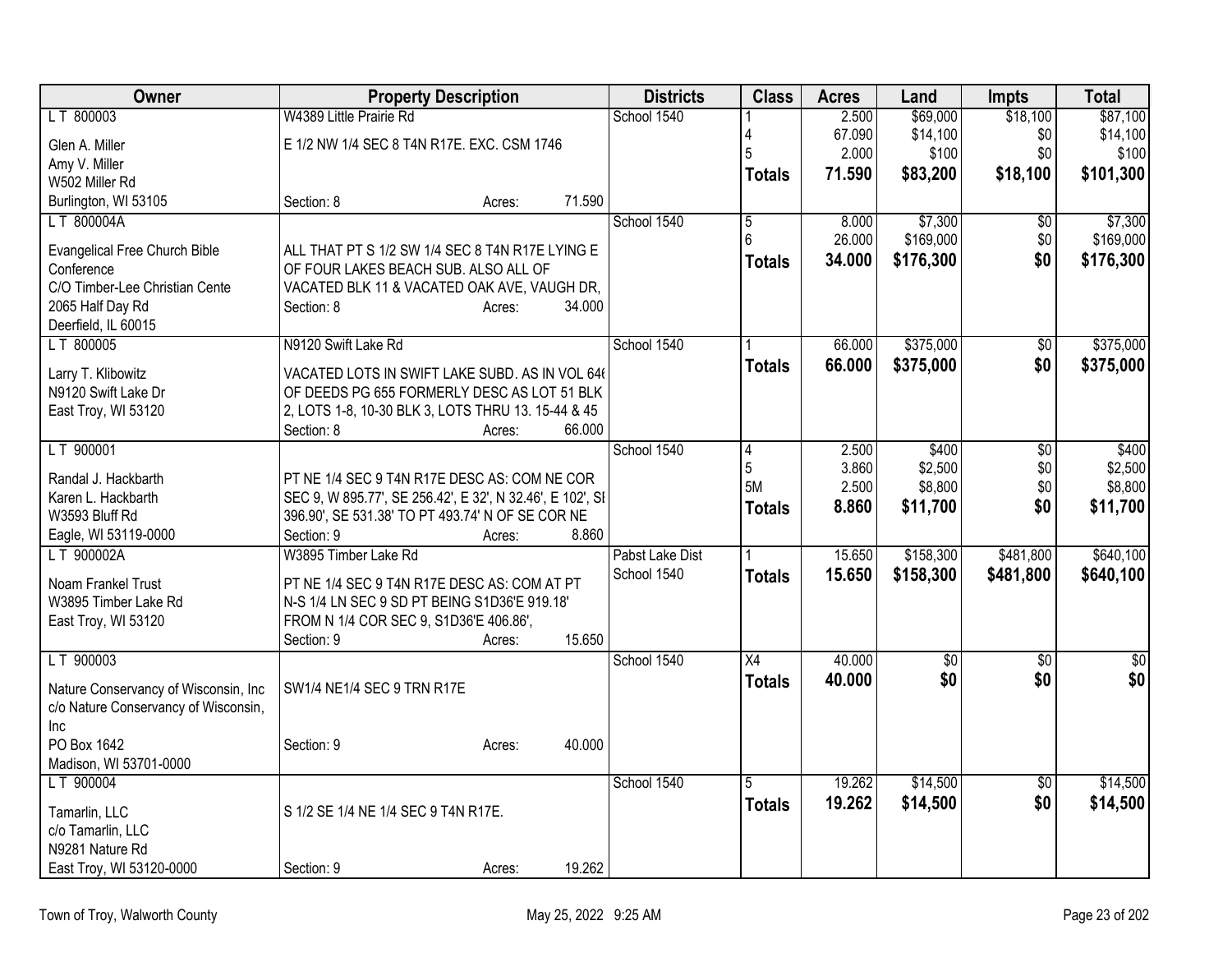| Owner | Property Description | Districts | Class | Acres | Land | Impts | Total |
|---|---|---|---|---|---|---|---|
| L T 800003<br>Glen A. Miller<br>Amy V. Miller<br>W502 Miller Rd<br>Burlington, WI 53105 | W4389 Little Prairie Rd<br>E 1/2 NW 1/4 SEC 8 T4N R17E. EXC. CSM 1746<br>Section: 8 Acres: 71.590 | School 1540 | 1<br>4<br>5<br>**Totals** | 2.500<br>67.090<br>2.000<br>**71.590** | $69,000<br>$14,100<br>$100<br>**$83,200** | $18,100<br>$0<br>$0<br>**$18,100** | $87,100<br>$14,100<br>$100<br>**$101,300** |
| L T 800004A<br>Evangelical Free Church Bible Conference<br>C/O Timber-Lee Christian Cente<br>2065 Half Day Rd<br>Deerfield, IL 60015 | ALL THAT PT S 1/2 SW 1/4 SEC 8 T4N R17E LYING E OF FOUR LAKES BEACH SUB. ALSO ALL OF VACATED BLK 11 & VACATED OAK AVE, VAUGH DR,<br>Section: 8 Acres: 34.000 | School 1540 | 5<br>6<br>**Totals** | 8.000<br>26.000<br>**34.000** | $7,300<br>$169,000<br>**$176,300** | $0<br>$0<br>**$0** | $7,300<br>$169,000<br>**$176,300** |
| L T 800005<br>Larry T. Klibowitz<br>N9120 Swift Lake Dr<br>East Troy, WI 53120 | N9120 Swift Lake Rd<br>VACATED LOTS IN SWIFT LAKE SUBD. AS IN VOL 646 OF DEEDS PG 655 FORMERLY DESC AS LOT 51 BLK 2, LOTS 1-8, 10-30 BLK 3, LOTS THRU 13. 15-44 & 45<br>Section: 8 Acres: 66.000 | School 1540 | 1<br>**Totals** | 66.000<br>**66.000** | $375,000<br>**$375,000** | $0<br>**$0** | $375,000<br>**$375,000** |
| L T 900001<br>Randal J. Hackbarth<br>Karen L. Hackbarth<br>W3593 Bluff Rd<br>Eagle, WI 53119-0000 | PT NE 1/4 SEC 9 T4N R17E DESC AS: COM NE COR SEC 9, W 895.77', SE 256.42', E 32', N 32.46', E 102', SE 396.90', SE 531.38' TO PT 493.74' N OF SE COR NE<br>Section: 9 Acres: 8.860 | School 1540 | 4<br>5<br>5M<br>**Totals** | 2.500<br>3.860<br>2.500<br>**8.860** | $400<br>$2,500<br>$8,800<br>**$11,700** | $0<br>$0<br>$0<br>**$0** | $400<br>$2,500<br>$8,800<br>**$11,700** |
| L T 900002A<br>Noam Frankel Trust<br>W3895 Timber Lake Rd<br>East Troy, WI 53120 | W3895 Timber Lake Rd<br>PT NE 1/4 SEC 9 T4N R17E DESC AS: COM AT PT N-S 1/4 LN SEC 9 SD PT BEING S1D36'E 919.18' FROM N 1/4 COR SEC 9, S1D36'E 406.86',<br>Section: 9 Acres: 15.650 | Pabst Lake Dist<br>School 1540 | 1<br>**Totals** | 15.650<br>**15.650** | $158,300<br>**$158,300** | $481,800<br>**$481,800** | $640,100<br>**$640,100** |
| L T 900003<br>Nature Conservancy of Wisconsin, Inc<br>c/o Nature Conservancy of Wisconsin, Inc<br>PO Box 1642<br>Madison, WI 53701-0000 | SW1/4 NE1/4 SEC 9 TRN R17E<br>Section: 9 Acres: 40.000 | School 1540 | X4<br>**Totals** | 40.000<br>**40.000** | $0<br>**$0** | $0<br>**$0** | $0<br>**$0** |
| L T 900004<br>Tamarlin, LLC<br>c/o Tamarlin, LLC<br>N9281 Nature Rd<br>East Troy, WI 53120-0000 | S 1/2 SE 1/4 NE 1/4 SEC 9 T4N R17E.<br>Section: 9 Acres: 19.262 | School 1540 | 5<br>**Totals** | 19.262<br>**19.262** | $14,500<br>**$14,500** | $0<br>**$0** | $14,500<br>**$14,500** |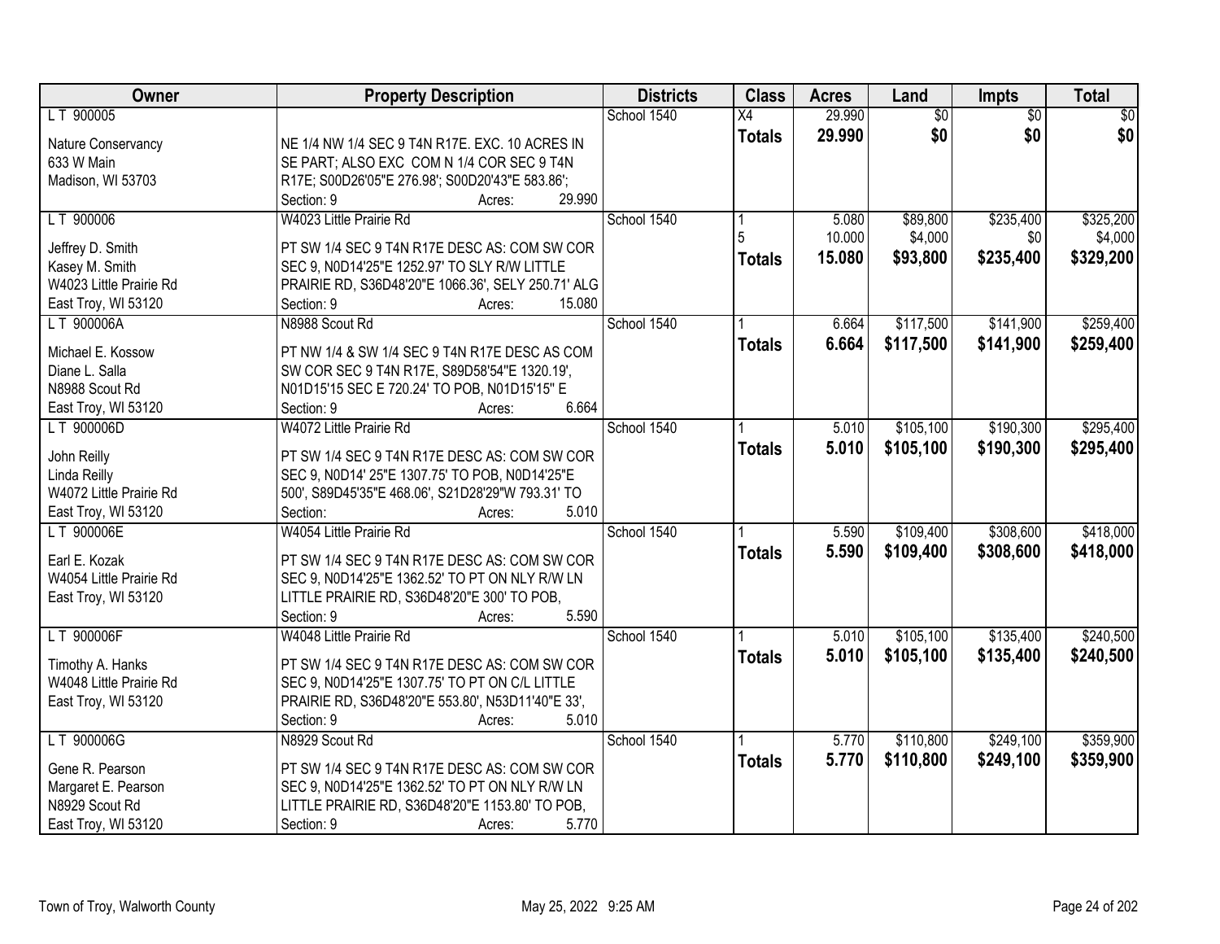| Owner | Property Description | Districts | Class | Acres | Land | Impts | Total |
|---|---|---|---|---|---|---|---|
| L T 900005<br><br>Nature Conservancy<br>633 W Main<br>Madison, WI 53703 | NE 1/4 NW 1/4 SEC 9 T4N R17E. EXC. 10 ACRES IN SE PART; ALSO EXC COM N 1/4 COR SEC 9 T4N R17E; S00D26'05"E 276.98'; S00D20'43"E 583.86';<br>Section: 9 Acres: 29.990 | School 1540 | X4<br>**Totals** | 29.990<br>**29.990** | $0<br>**$0** | $0<br>**$0** | $0<br>**$0** |
| L T 900006<br><br>Jeffrey D. Smith<br>Kasey M. Smith<br>W4023 Little Prairie Rd<br>East Troy, WI 53120 | W4023 Little Prairie Rd<br>PT SW 1/4 SEC 9 T4N R17E DESC AS: COM SW COR SEC 9, N0D14'25"E 1252.97' TO SLY R/W LITTLE PRAIRIE RD, S36D48'20"E 1066.36', SELY 250.71' ALG<br>Section: 9 Acres: 15.080 | School 1540 | 1<br>5<br>**Totals** | 5.080<br>10.000<br>**15.080** | $89,800<br>$4,000<br>**$93,800** | $235,400<br>$0<br>**$235,400** | $325,200<br>$4,000<br>**$329,200** |
| L T 900006A<br><br>Michael E. Kossow<br>Diane L. Salla<br>N8988 Scout Rd<br>East Troy, WI 53120 | N8988 Scout Rd<br>PT NW 1/4 & SW 1/4 SEC 9 T4N R17E DESC AS COM SW COR SEC 9 T4N R17E, S89D58'54"E 1320.19', N01D15'15 SEC E 720.24' TO POB, N01D15'15" E<br>Section: 9 Acres: 6.664 | School 1540 | 1<br>**Totals** | 6.664<br>**6.664** | $117,500<br>**$117,500** | $141,900<br>**$141,900** | $259,400<br>**$259,400** |
| L T 900006D<br><br>John Reilly<br>Linda Reilly<br>W4072 Little Prairie Rd<br>East Troy, WI 53120 | W4072 Little Prairie Rd<br>PT SW 1/4 SEC 9 T4N R17E DESC AS: COM SW COR SEC 9, N0D14' 25"E 1307.75' TO POB, N0D14'25"E 500', S89D45'35"E 468.06', S21D28'29"W 793.31' TO<br>Section: Acres: 5.010 | School 1540 | 1<br>**Totals** | 5.010<br>**5.010** | $105,100<br>**$105,100** | $190,300<br>**$190,300** | $295,400<br>**$295,400** |
| L T 900006E<br><br>Earl E. Kozak<br>W4054 Little Prairie Rd<br>East Troy, WI 53120 | W4054 Little Prairie Rd<br>PT SW 1/4 SEC 9 T4N R17E DESC AS: COM SW COR SEC 9, N0D14'25"E 1362.52' TO PT ON NLY R/W LN LITTLE PRAIRIE RD, S36D48'20"E 300' TO POB,<br>Section: 9 Acres: 5.590 | School 1540 | 1<br>**Totals** | 5.590<br>**5.590** | $109,400<br>**$109,400** | $308,600<br>**$308,600** | $418,000<br>**$418,000** |
| L T 900006F<br><br>Timothy A. Hanks<br>W4048 Little Prairie Rd<br>East Troy, WI 53120 | W4048 Little Prairie Rd<br>PT SW 1/4 SEC 9 T4N R17E DESC AS: COM SW COR SEC 9, N0D14'25"E 1307.75' TO PT ON C/L LITTLE PRAIRIE RD, S36D48'20"E 553.80', N53D11'40"E 33',<br>Section: 9 Acres: 5.010 | School 1540 | 1<br>**Totals** | 5.010<br>**5.010** | $105,100<br>**$105,100** | $135,400<br>**$135,400** | $240,500<br>**$240,500** |
| L T 900006G<br><br>Gene R. Pearson<br>Margaret E. Pearson<br>N8929 Scout Rd<br>East Troy, WI 53120 | N8929 Scout Rd<br>PT SW 1/4 SEC 9 T4N R17E DESC AS: COM SW COR SEC 9, N0D14'25"E 1362.52' TO PT ON NLY R/W LN LITTLE PRAIRIE RD, S36D48'20"E 1153.80' TO POB,<br>Section: 9 Acres: 5.770 | School 1540 | 1<br>**Totals** | 5.770<br>**5.770** | $110,800<br>**$110,800** | $249,100<br>**$249,100** | $359,900<br>**$359,900** |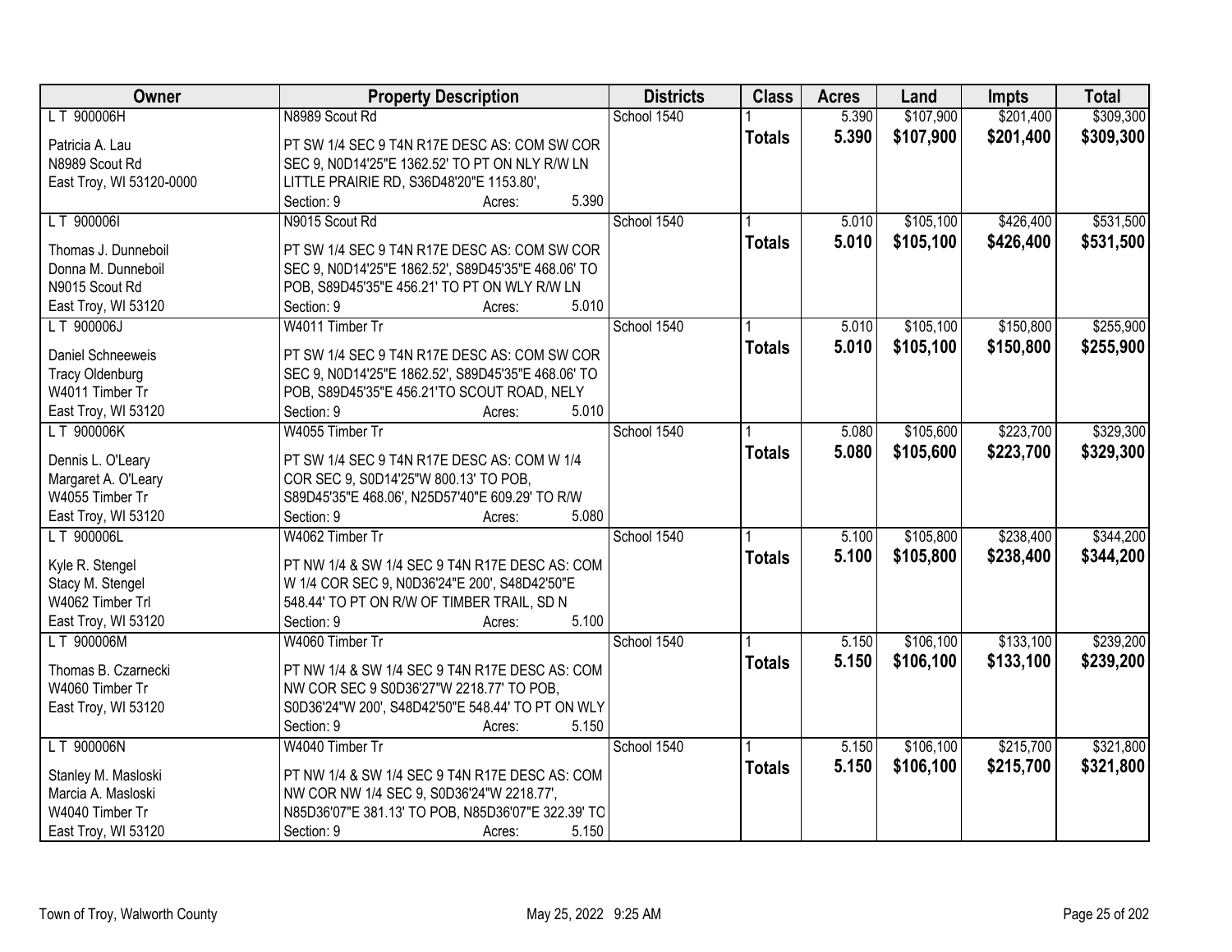| Owner | Property Description | Districts | Class | Acres | Land | Impts | Total |
|---|---|---|---|---|---|---|---|
| L T 900006H<br>Patricia A. Lau<br>N8989 Scout Rd<br>East Troy, WI 53120-0000 | N8989 Scout Rd<br>PT SW 1/4 SEC 9 T4N R17E DESC AS: COM SW COR SEC 9, N0D14'25"E 1362.52' TO PT ON NLY R/W LN LITTLE PRAIRIE RD, S36D48'20"E 1153.80',<br>Section: 9 Acres: 5.390 | School 1540 | 1<br>**Totals** | 5.390<br>**5.390** | $107,900<br>**$107,900** | $201,400<br>**$201,400** | $309,300<br>**$309,300** |
| L T 900006I<br>Thomas J. Dunneboil<br>Donna M. Dunneboil<br>N9015 Scout Rd<br>East Troy, WI 53120 | N9015 Scout Rd<br>PT SW 1/4 SEC 9 T4N R17E DESC AS: COM SW COR SEC 9, N0D14'25"E 1862.52', S89D45'35"E 468.06' TO POB, S89D45'35"E 456.21' TO PT ON WLY R/W LN<br>Section: 9 Acres: 5.010 | School 1540 | 1<br>**Totals** | 5.010<br>**5.010** | $105,100<br>**$105,100** | $426,400<br>**$426,400** | $531,500<br>**$531,500** |
| L T 900006J<br>Daniel Schneeweis<br>Tracy Oldenburg<br>W4011 Timber Tr<br>East Troy, WI 53120 | W4011 Timber Tr<br>PT SW 1/4 SEC 9 T4N R17E DESC AS: COM SW COR SEC 9, N0D14'25"E 1862.52', S89D45'35"E 468.06' TO POB, S89D45'35"E 456.21'TO SCOUT ROAD, NELY<br>Section: 9 Acres: 5.010 | School 1540 | 1<br>**Totals** | 5.010<br>**5.010** | $105,100<br>**$105,100** | $150,800<br>**$150,800** | $255,900<br>**$255,900** |
| L T 900006K<br>Dennis L. O'Leary<br>Margaret A. O'Leary<br>W4055 Timber Tr<br>East Troy, WI 53120 | W4055 Timber Tr<br>PT SW 1/4 SEC 9 T4N R17E DESC AS: COM W 1/4 COR SEC 9, S0D14'25"W 800.13' TO POB, S89D45'35"E 468.06', N25D57'40"E 609.29' TO R/W<br>Section: 9 Acres: 5.080 | School 1540 | 1<br>**Totals** | 5.080<br>**5.080** | $105,600<br>**$105,600** | $223,700<br>**$223,700** | $329,300<br>**$329,300** |
| L T 900006L<br>Kyle R. Stengel<br>Stacy M. Stengel<br>W4062 Timber Trl<br>East Troy, WI 53120 | W4062 Timber Tr<br>PT NW 1/4 & SW 1/4 SEC 9 T4N R17E DESC AS: COM W 1/4 COR SEC 9, N0D36'24"E 200', S48D42'50"E 548.44' TO PT ON R/W OF TIMBER TRAIL, SD N<br>Section: 9 Acres: 5.100 | School 1540 | 1<br>**Totals** | 5.100<br>**5.100** | $105,800<br>**$105,800** | $238,400<br>**$238,400** | $344,200<br>**$344,200** |
| L T 900006M<br>Thomas B. Czarnecki<br>W4060 Timber Tr<br>East Troy, WI 53120 | W4060 Timber Tr<br>PT NW 1/4 & SW 1/4 SEC 9 T4N R17E DESC AS: COM NW COR SEC 9 S0D36'27"W 2218.77' TO POB, S0D36'24"W 200', S48D42'50"E 548.44' TO PT ON WLY<br>Section: 9 Acres: 5.150 | School 1540 | 1<br>**Totals** | 5.150<br>**5.150** | $106,100<br>**$106,100** | $133,100<br>**$133,100** | $239,200<br>**$239,200** |
| L T 900006N<br>Stanley M. Masloski<br>Marcia A. Masloski<br>W4040 Timber Tr<br>East Troy, WI 53120 | W4040 Timber Tr<br>PT NW 1/4 & SW 1/4 SEC 9 T4N R17E DESC AS: COM NW COR NW 1/4 SEC 9, S0D36'24"W 2218.77', N85D36'07"E 381.13' TO POB, N85D36'07"E 322.39' TO<br>Section: 9 Acres: 5.150 | School 1540 | 1<br>**Totals** | 5.150<br>**5.150** | $106,100<br>**$106,100** | $215,700<br>**$215,700** | $321,800<br>**$321,800** |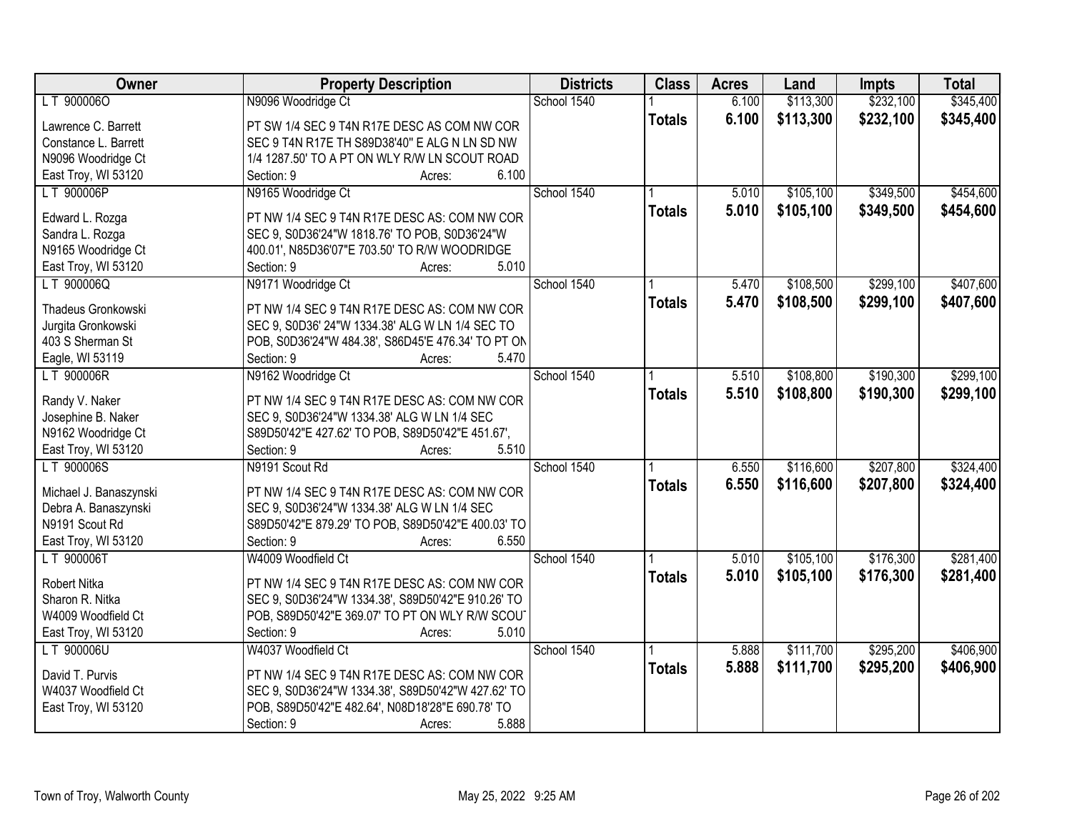| Owner | Property Description | Districts | Class | Acres | Land | Impts | Total |
|---|---|---|---|---|---|---|---|
| L T 900006O | N9096 Woodridge Ct | School 1540 | 1 | 6.100 | $113,300 | $232,100 | $345,400 |
| Lawrence C. Barrett<br>Constance L. Barrett<br>N9096 Woodridge Ct<br>East Troy, WI 53120 | PT SW 1/4 SEC 9 T4N R17E DESC AS COM NW COR SEC 9 T4N R17E TH S89D38'40" E ALG N LN SD NW 1/4 1287.50' TO A PT ON WLY R/W LN SCOUT ROAD<br>Section: 9 Acres: 6.100 | | **Totals** | **6.100** | **$113,300** | **$232,100** | **$345,400** |
| L T 900006P | N9165 Woodridge Ct | School 1540 | 1 | 5.010 | $105,100 | $349,500 | $454,600 |
| Edward L. Rozga<br>Sandra L. Rozga<br>N9165 Woodridge Ct<br>East Troy, WI 53120 | PT NW 1/4 SEC 9 T4N R17E DESC AS: COM NW COR SEC 9, S0D36'24"W 1818.76' TO POB, S0D36'24"W 400.01', N85D36'07"E 703.50' TO R/W WOODRIDGE<br>Section: 9 Acres: 5.010 | | **Totals** | **5.010** | **$105,100** | **$349,500** | **$454,600** |
| L T 900006Q | N9171 Woodridge Ct | School 1540 | 1 | 5.470 | $108,500 | $299,100 | $407,600 |
| Thadeus Gronkowski<br>Jurgita Gronkowski<br>403 S Sherman St<br>Eagle, WI 53119 | PT NW 1/4 SEC 9 T4N R17E DESC AS: COM NW COR SEC 9, S0D36' 24"W 1334.38' ALG W LN 1/4 SEC TO POB, S0D36'24"W 484.38', S86D45'E 476.34' TO PT ON<br>Section: 9 Acres: 5.470 | | **Totals** | **5.470** | **$108,500** | **$299,100** | **$407,600** |
| L T 900006R | N9162 Woodridge Ct | School 1540 | 1 | 5.510 | $108,800 | $190,300 | $299,100 |
| Randy V. Naker<br>Josephine B. Naker<br>N9162 Woodridge Ct<br>East Troy, WI 53120 | PT NW 1/4 SEC 9 T4N R17E DESC AS: COM NW COR SEC 9, S0D36'24"W 1334.38' ALG W LN 1/4 SEC S89D50'42"E 427.62' TO POB, S89D50'42"E 451.67',<br>Section: 9 Acres: 5.510 | | **Totals** | **5.510** | **$108,800** | **$190,300** | **$299,100** |
| L T 900006S | N9191 Scout Rd | School 1540 | 1 | 6.550 | $116,600 | $207,800 | $324,400 |
| Michael J. Banaszynski<br>Debra A. Banaszynski<br>N9191 Scout Rd<br>East Troy, WI 53120 | PT NW 1/4 SEC 9 T4N R17E DESC AS: COM NW COR SEC 9, S0D36'24"W 1334.38' ALG W LN 1/4 SEC S89D50'42"E 879.29' TO POB, S89D50'42"E 400.03' TO<br>Section: 9 Acres: 6.550 | | **Totals** | **6.550** | **$116,600** | **$207,800** | **$324,400** |
| L T 900006T | W4009 Woodfield Ct | School 1540 | 1 | 5.010 | $105,100 | $176,300 | $281,400 |
| Robert Nitka<br>Sharon R. Nitka<br>W4009 Woodfield Ct<br>East Troy, WI 53120 | PT NW 1/4 SEC 9 T4N R17E DESC AS: COM NW COR SEC 9, S0D36'24"W 1334.38', S89D50'42"E 910.26' TO POB, S89D50'42"E 369.07' TO PT ON WLY R/W SCOUT<br>Section: 9 Acres: 5.010 | | **Totals** | **5.010** | **$105,100** | **$176,300** | **$281,400** |
| L T 900006U | W4037 Woodfield Ct | School 1540 | 1 | 5.888 | $111,700 | $295,200 | $406,900 |
| David T. Purvis<br>W4037 Woodfield Ct<br>East Troy, WI 53120 | PT NW 1/4 SEC 9 T4N R17E DESC AS: COM NW COR SEC 9, S0D36'24"W 1334.38', S89D50'42"W 427.62' TO POB, S89D50'42"E 482.64', N08D18'28"E 690.78' TO<br>Section: 9 Acres: 5.888 | | **Totals** | **5.888** | **$111,700** | **$295,200** | **$406,900** |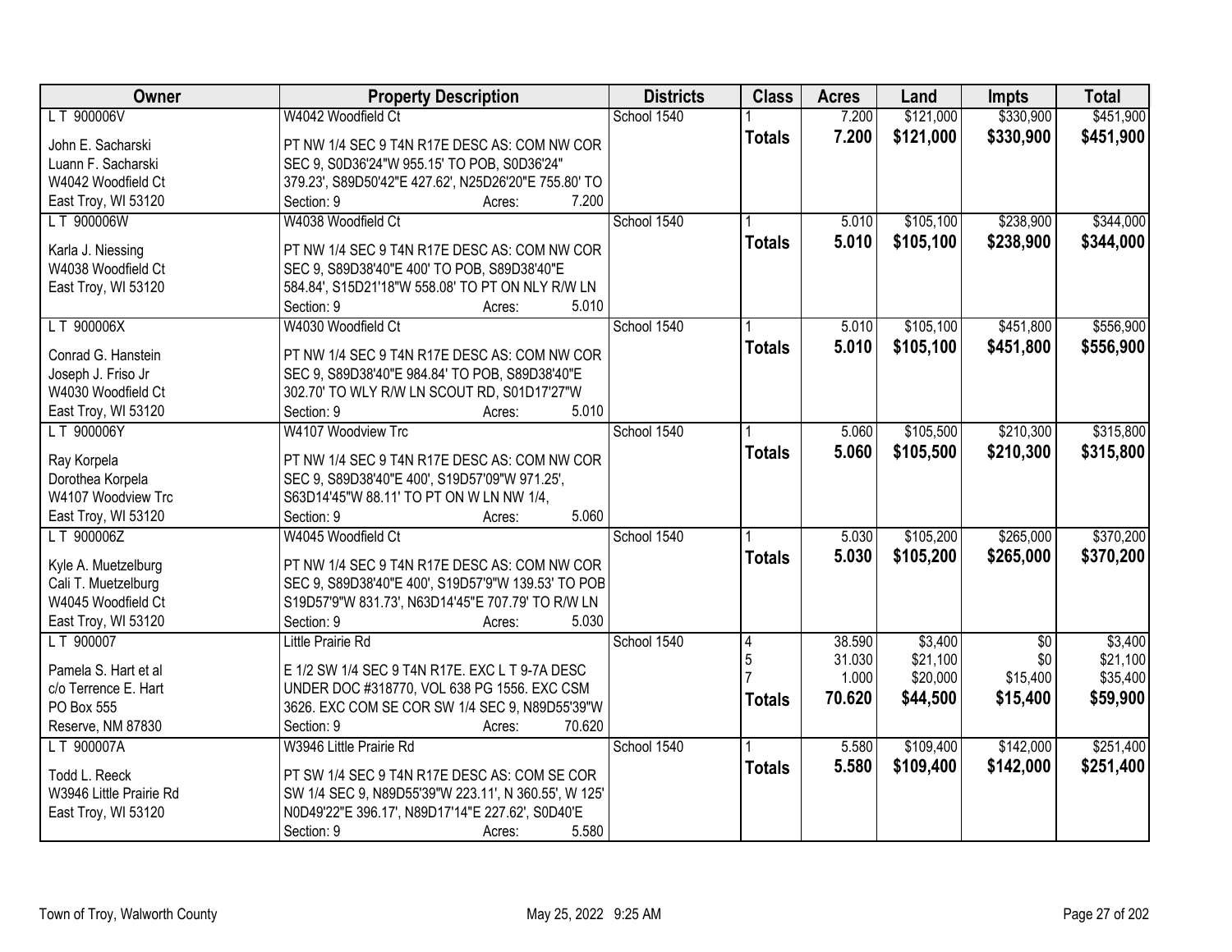| Owner | Property Description | Districts | Class | Acres | Land | Impts | Total |
|---|---|---|---|---|---|---|---|
| L T 900006V<br>John E. Sacharski<br>Luann F. Sacharski<br>W4042 Woodfield Ct<br>East Troy, WI 53120 | W4042 Woodfield Ct<br>PT NW 1/4 SEC 9 T4N R17E DESC AS: COM NW COR SEC 9, S0D36'24"W 955.15' TO POB, S0D36'24" 379.23', S89D50'42"E 427.62', N25D26'20"E 755.80' TO<br>Section: 9 Acres: 7.200 | School 1540 | 1<br>**Totals** | 7.200<br>**7.200** | $121,000<br>**$121,000** | $330,900<br>**$330,900** | $451,900<br>**$451,900** |
| L T 900006W<br>Karla J. Niessing<br>W4038 Woodfield Ct<br>East Troy, WI 53120 | W4038 Woodfield Ct<br>PT NW 1/4 SEC 9 T4N R17E DESC AS: COM NW COR SEC 9, S89D38'40"E 400' TO POB, S89D38'40"E 584.84', S15D21'18"W 558.08' TO PT ON NLY R/W LN<br>Section: 9 Acres: 5.010 | School 1540 | 1<br>**Totals** | 5.010<br>**5.010** | $105,100<br>**$105,100** | $238,900<br>**$238,900** | $344,000<br>**$344,000** |
| L T 900006X<br>Conrad G. Hanstein<br>Joseph J. Friso Jr<br>W4030 Woodfield Ct<br>East Troy, WI 53120 | W4030 Woodfield Ct<br>PT NW 1/4 SEC 9 T4N R17E DESC AS: COM NW COR SEC 9, S89D38'40"E 984.84' TO POB, S89D38'40"E 302.70' TO WLY R/W LN SCOUT RD, S01D17'27"W<br>Section: 9 Acres: 5.010 | School 1540 | 1<br>**Totals** | 5.010<br>**5.010** | $105,100<br>**$105,100** | $451,800<br>**$451,800** | $556,900<br>**$556,900** |
| L T 900006Y<br>Ray Korpela<br>Dorothea Korpela<br>W4107 Woodview Trc<br>East Troy, WI 53120 | W4107 Woodview Trc<br>PT NW 1/4 SEC 9 T4N R17E DESC AS: COM NW COR SEC 9, S89D38'40"E 400', S19D57'09"W 971.25', S63D14'45"W 88.11' TO PT ON W LN NW 1/4,<br>Section: 9 Acres: 5.060 | School 1540 | 1<br>**Totals** | 5.060<br>**5.060** | $105,500<br>**$105,500** | $210,300<br>**$210,300** | $315,800<br>**$315,800** |
| L T 900006Z<br>Kyle A. Muetzelburg<br>Cali T. Muetzelburg<br>W4045 Woodfield Ct<br>East Troy, WI 53120 | W4045 Woodfield Ct<br>PT NW 1/4 SEC 9 T4N R17E DESC AS: COM NW COR SEC 9, S89D38'40"E 400', S19D57'9"W 139.53' TO POB S19D57'9"W 831.73', N63D14'45"E 707.79' TO R/W LN<br>Section: 9 Acres: 5.030 | School 1540 | 1<br>**Totals** | 5.030<br>**5.030** | $105,200<br>**$105,200** | $265,000<br>**$265,000** | $370,200<br>**$370,200** |
| L T 900007<br>Pamela S. Hart et al<br>c/o Terrence E. Hart<br>PO Box 555<br>Reserve, NM 87830 | Little Prairie Rd<br>E 1/2 SW 1/4 SEC 9 T4N R17E. EXC L T 9-7A DESC UNDER DOC #318770, VOL 638 PG 1556. EXC CSM 3626. EXC COM SE COR SW 1/4 SEC 9, N89D55'39"W<br>Section: 9 Acres: 70.620 | School 1540 | 4<br>5<br>7<br>**Totals** | 38.590<br>31.030<br>1.000<br>**70.620** | $3,400<br>$21,100<br>$20,000<br>**$44,500** | $0<br>$0<br>$15,400<br>**$15,400** | $3,400<br>$21,100<br>$35,400<br>**$59,900** |
| L T 900007A<br>Todd L. Reeck<br>W3946 Little Prairie Rd<br>East Troy, WI 53120 | W3946 Little Prairie Rd<br>PT SW 1/4 SEC 9 T4N R17E DESC AS: COM SE COR SW 1/4 SEC 9, N89D55'39"W 223.11', N 360.55', W 125' N0D49'22"E 396.17', N89D17'14"E 227.62', S0D40'E<br>Section: 9 Acres: 5.580 | School 1540 | 1<br>**Totals** | 5.580<br>**5.580** | $109,400<br>**$109,400** | $142,000<br>**$142,000** | $251,400<br>**$251,400** |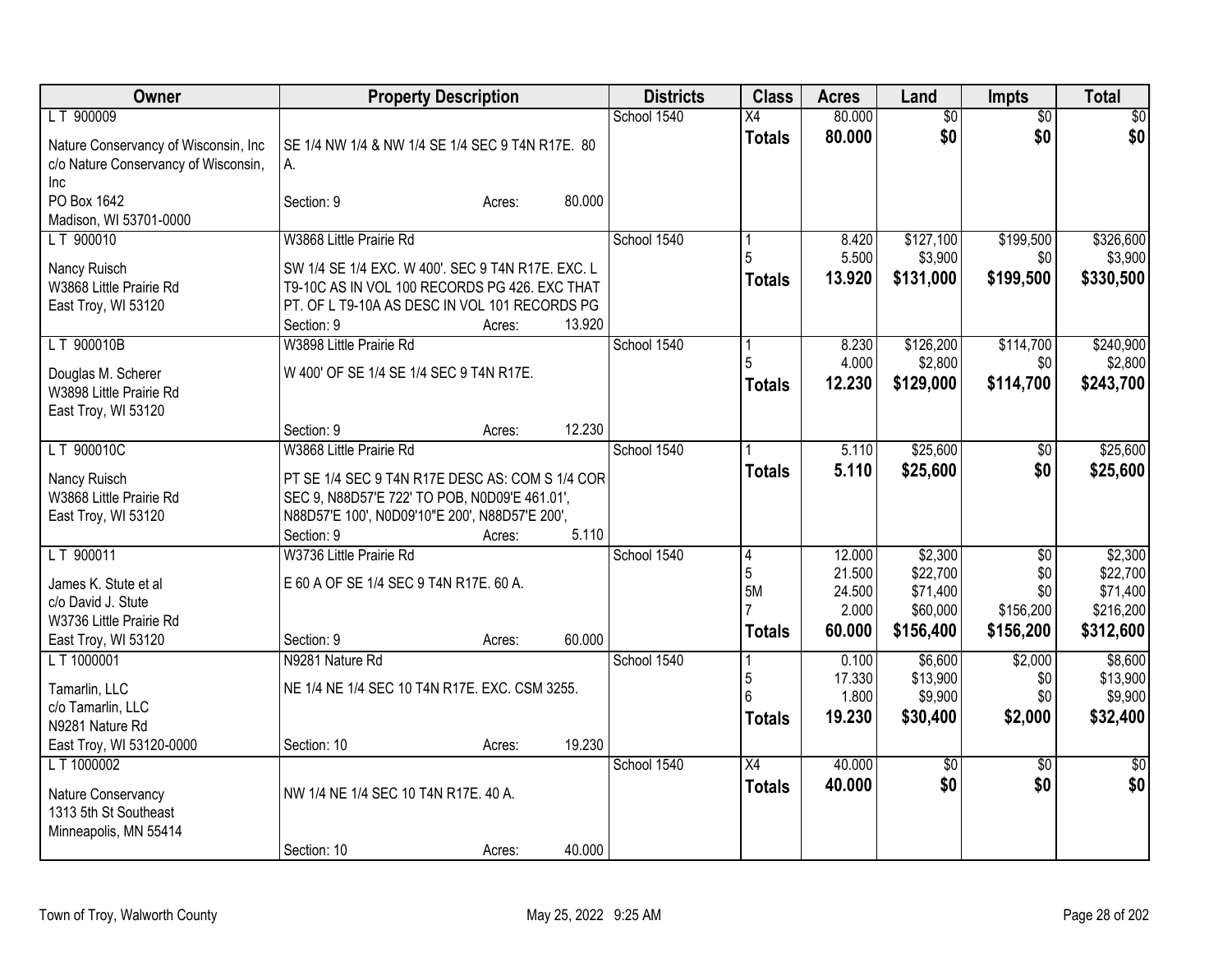| Owner | Property Description | Districts | Class | Acres | Land | Impts | Total |
|---|---|---|---|---|---|---|---|
| L T 900009<br><br>Nature Conservancy of Wisconsin, Inc<br>c/o Nature Conservancy of Wisconsin, Inc<br>PO Box 1642<br>Madison, WI 53701-0000 | SE 1/4 NW 1/4 & NW 1/4 SE 1/4 SEC 9 T4N R17E. 80 A.<br><br>Section: 9 Acres: 80.000 | School 1540 | X4<br>**Totals** | 80.000<br>**80.000** | $0<br>**$0** | $0<br>**$0** | $0<br>**$0** |
| L T 900010<br><br>Nancy Ruisch<br>W3868 Little Prairie Rd<br>East Troy, WI 53120 | W3868 Little Prairie Rd<br><br>SW 1/4 SE 1/4 EXC. W 400'. SEC 9 T4N R17E. EXC. L T9-10C AS IN VOL 100 RECORDS PG 426. EXC THAT PT. OF L T9-10A AS DESC IN VOL 101 RECORDS PG<br>Section: 9 Acres: 13.920 | School 1540 | 1<br>5<br>**Totals** | 8.420<br>5.500<br>**13.920** | $127,100<br>$3,900<br>**$131,000** | $199,500<br>$0<br>**$199,500** | $326,600<br>$3,900<br>**$330,500** |
| L T 900010B<br><br>Douglas M. Scherer<br>W3898 Little Prairie Rd<br>East Troy, WI 53120 | W3898 Little Prairie Rd<br><br>W 400' OF SE 1/4 SE 1/4 SEC 9 T4N R17E.<br><br>Section: 9 Acres: 12.230 | School 1540 | 1<br>5<br>**Totals** | 8.230<br>4.000<br>**12.230** | $126,200<br>$2,800<br>**$129,000** | $114,700<br>$0<br>**$114,700** | $240,900<br>$2,800<br>**$243,700** |
| L T 900010C<br><br>Nancy Ruisch<br>W3868 Little Prairie Rd<br>East Troy, WI 53120 | W3868 Little Prairie Rd<br><br>PT SE 1/4 SEC 9 T4N R17E DESC AS: COM S 1/4 COR SEC 9, N88D57'E 722' TO POB, N0D09'E 461.01', N88D57'E 100', N0D09'10"E 200', N88D57'E 200',<br>Section: 9 Acres: 5.110 | School 1540 | 1<br>**Totals** | 5.110<br>**5.110** | $25,600<br>**$25,600** | $0<br>**$0** | $25,600<br>**$25,600** |
| L T 900011<br><br>James K. Stute et al<br>c/o David J. Stute<br>W3736 Little Prairie Rd<br>East Troy, WI 53120 | W3736 Little Prairie Rd<br><br>E 60 A OF SE 1/4 SEC 9 T4N R17E. 60 A.<br><br>Section: 9 Acres: 60.000 | School 1540 | 4<br>5<br>5M<br>7<br>**Totals** | 12.000<br>21.500<br>24.500<br>2.000<br>**60.000** | $2,300<br>$22,700<br>$71,400<br>$60,000<br>**$156,400** | $0<br>$0<br>$0<br>$156,200<br>**$156,200** | $2,300<br>$22,700<br>$71,400<br>$216,200<br>**$312,600** |
| L T 1000001<br><br>Tamarlin, LLC<br>c/o Tamarlin, LLC<br>N9281 Nature Rd<br>East Troy, WI 53120-0000 | N9281 Nature Rd<br><br>NE 1/4 NE 1/4 SEC 10 T4N R17E. EXC. CSM 3255.<br><br>Section: 10 Acres: 19.230 | School 1540 | 1<br>5<br>6<br>**Totals** | 0.100<br>17.330<br>1.800<br>**19.230** | $6,600<br>$13,900<br>$9,900<br>**$30,400** | $2,000<br>$0<br>$0<br>**$2,000** | $8,600<br>$13,900<br>$9,900<br>**$32,400** |
| L T 1000002<br><br>Nature Conservancy<br>1313 5th St Southeast<br>Minneapolis, MN 55414 | NW 1/4 NE 1/4 SEC 10 T4N R17E. 40 A.<br><br>Section: 10 Acres: 40.000 | School 1540 | X4<br>**Totals** | 40.000<br>**40.000** | $0<br>**$0** | $0<br>**$0** | $0<br>**$0** |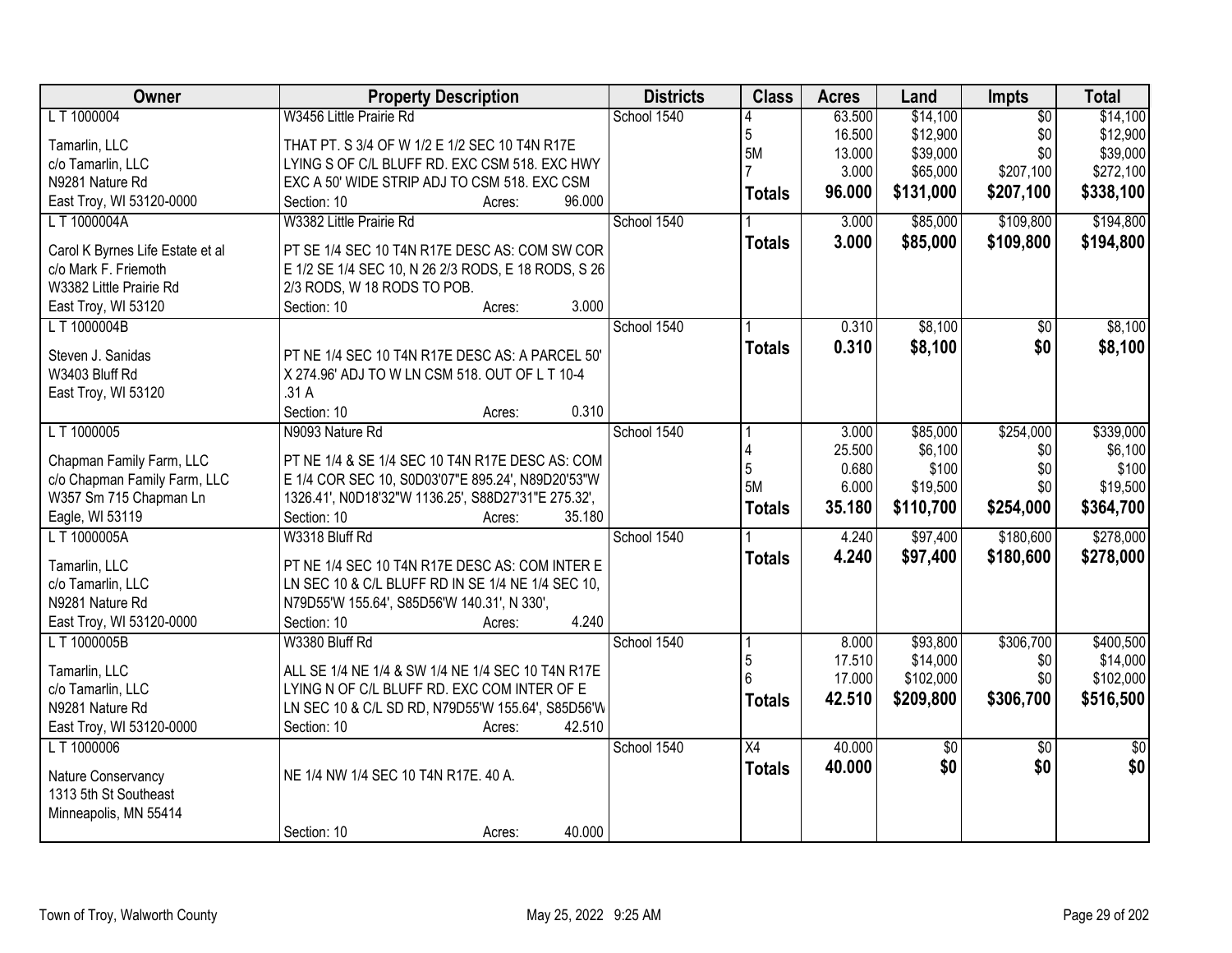| Owner | Property Description | Districts | Class | Acres | Land | Impts | Total |
|---|---|---|---|---|---|---|---|
| L T 1000004<br>Tamarlin, LLC<br>c/o Tamarlin, LLC<br>N9281 Nature Rd<br>East Troy, WI 53120-0000 | W3456 Little Prairie Rd<br>THAT PT. S 3/4 OF W 1/2 E 1/2 SEC 10 T4N R17E LYING S OF C/L BLUFF RD. EXC CSM 518. EXC HWY EXC A 50' WIDE STRIP ADJ TO CSM 518. EXC CSM<br>Section: 10 Acres: 96.000 | School 1540 | 4<br>5<br>5M<br>7<br>**Totals** | 63.500<br>16.500<br>13.000<br>3.000<br>**96.000** | $14,100<br>$12,900<br>$39,000<br>$65,000<br>**$131,000** | $0<br>$0<br>$0<br>$207,100<br>**$207,100** | $14,100<br>$12,900<br>$39,000<br>$272,100<br>**$338,100** |
| L T 1000004A<br>Carol K Byrnes Life Estate et al<br>c/o Mark F. Friemoth<br>W3382 Little Prairie Rd<br>East Troy, WI 53120 | W3382 Little Prairie Rd<br>PT SE 1/4 SEC 10 T4N R17E DESC AS: COM SW COR E 1/2 SE 1/4 SEC 10, N 26 2/3 RODS, E 18 RODS, S 26 2/3 RODS, W 18 RODS TO POB.<br>Section: 10 Acres: 3.000 | School 1540 | 1<br>**Totals** | 3.000<br>**3.000** | $85,000<br>**$85,000** | $109,800<br>**$109,800** | $194,800<br>**$194,800** |
| L T 1000004B<br>Steven J. Sanidas<br>W3403 Bluff Rd<br>East Troy, WI 53120 | PT NE 1/4 SEC 10 T4N R17E DESC AS: A PARCEL 50' X 274.96' ADJ TO W LN CSM 518. OUT OF L T 10-4 .31 A<br>Section: 10 Acres: 0.310 | School 1540 | 1<br>**Totals** | 0.310<br>**0.310** | $8,100<br>**$8,100** | $0<br>**$0** | $8,100<br>**$8,100** |
| L T 1000005<br>Chapman Family Farm, LLC<br>c/o Chapman Family Farm, LLC<br>W357 Sm 715 Chapman Ln<br>Eagle, WI 53119 | N9093 Nature Rd<br>PT NE 1/4 & SE 1/4 SEC 10 T4N R17E DESC AS: COM E 1/4 COR SEC 10, S0D03'07"E 895.24', N89D20'53"W 1326.41', N0D18'32"W 1136.25', S88D27'31"E 275.32',<br>Section: 10 Acres: 35.180 | School 1540 | 1<br>4<br>5<br>5M<br>**Totals** | 3.000<br>25.500<br>0.680<br>6.000<br>**35.180** | $85,000<br>$6,100<br>$100<br>$19,500<br>**$110,700** | $254,000<br>$0<br>$0<br>$0<br>**$254,000** | $339,000<br>$6,100<br>$100<br>$19,500<br>**$364,700** |
| L T 1000005A<br>Tamarlin, LLC<br>c/o Tamarlin, LLC<br>N9281 Nature Rd<br>East Troy, WI 53120-0000 | W3318 Bluff Rd<br>PT NE 1/4 SEC 10 T4N R17E DESC AS: COM INTER E LN SEC 10 & C/L BLUFF RD IN SE 1/4 NE 1/4 SEC 10, N79D55'W 155.64', S85D56'W 140.31', N 330',<br>Section: 10 Acres: 4.240 | School 1540 | 1<br>**Totals** | 4.240<br>**4.240** | $97,400<br>**$97,400** | $180,600<br>**$180,600** | $278,000<br>**$278,000** |
| L T 1000005B<br>Tamarlin, LLC<br>c/o Tamarlin, LLC<br>N9281 Nature Rd<br>East Troy, WI 53120-0000 | W3380 Bluff Rd<br>ALL SE 1/4 NE 1/4 & SW 1/4 NE 1/4 SEC 10 T4N R17E LYING N OF C/L BLUFF RD. EXC COM INTER OF E LN SEC 10 & C/L SD RD, N79D55'W 155.64', S85D56'W<br>Section: 10 Acres: 42.510 | School 1540 | 1<br>5<br>6<br>**Totals** | 8.000<br>17.510<br>17.000<br>**42.510** | $93,800<br>$14,000<br>$102,000<br>**$209,800** | $306,700<br>$0<br>$0<br>**$306,700** | $400,500<br>$14,000<br>$102,000<br>**$516,500** |
| L T 1000006<br>Nature Conservancy<br>1313 5th St Southeast<br>Minneapolis, MN 55414 | NE 1/4 NW 1/4 SEC 10 T4N R17E. 40 A.<br>Section: 10 Acres: 40.000 | School 1540 | X4<br>**Totals** | 40.000<br>**40.000** | $0<br>**$0** | $0<br>**$0** | $0<br>**$0** |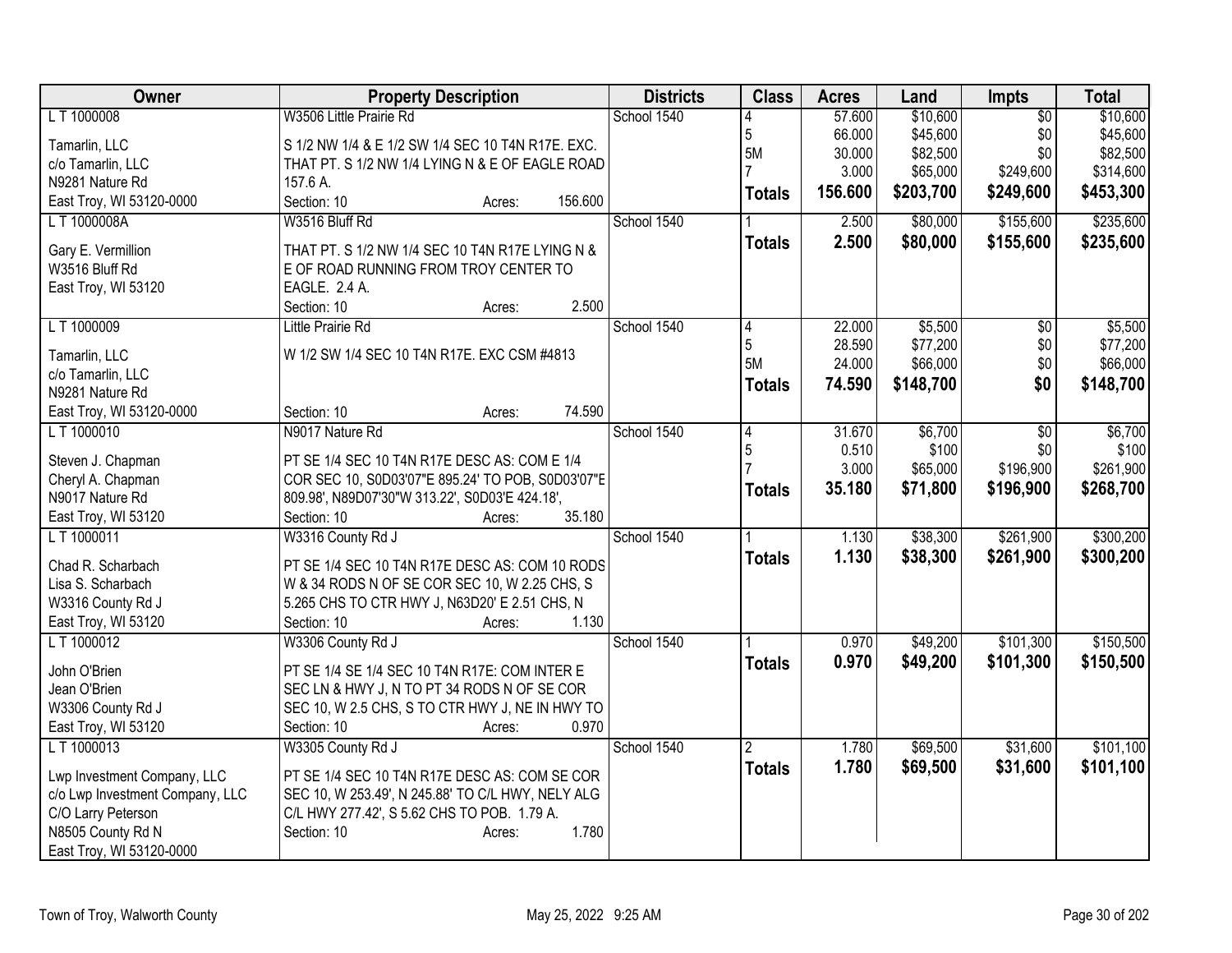| Owner | Property Description | Districts | Class | Acres | Land | Impts | Total |
|---|---|---|---|---|---|---|---|
| L T 1000008 | W3506 Little Prairie Rd | School 1540 | 4 | 57.600 | $10,600 | $0 | $10,600 |
| Tamarlin, LLC | S 1/2 NW 1/4 & E 1/2 SW 1/4 SEC 10 T4N R17E. EXC. | | 5 | 66.000 | $45,600 | $0 | $45,600 |
| c/o Tamarlin, LLC | THAT PT. S 1/2 NW 1/4 LYING N & E OF EAGLE ROAD | | 5M | 30.000 | $82,500 | $0 | $82,500 |
| N9281 Nature Rd | 157.6 A. | | 7 | 3.000 | $65,000 | $249,600 | $314,600 |
| East Troy, WI 53120-0000 | Section: 10 Acres: 156.600 | | **Totals** | **156.600** | **$203,700** | **$249,600** | **$453,300** |
| L T 1000008A | W3516 Bluff Rd | School 1540 | 1 | 2.500 | $80,000 | $155,600 | $235,600 |
| Gary E. Vermillion | THAT PT. S 1/2 NW 1/4 SEC 10 T4N R17E LYING N & | | **Totals** | **2.500** | **$80,000** | **$155,600** | **$235,600** |
| W3516 Bluff Rd | E OF ROAD RUNNING FROM TROY CENTER TO | | | | | | |
| East Troy, WI 53120 | EAGLE. 2.4 A. | | | | | | |
| | Section: 10 Acres: 2.500 | | | | | | |
| L T 1000009 | Little Prairie Rd | School 1540 | 4 | 22.000 | $5,500 | $0 | $5,500 |
| Tamarlin, LLC | W 1/2 SW 1/4 SEC 10 T4N R17E. EXC CSM #4813 | | 5 | 28.590 | $77,200 | $0 | $77,200 |
| c/o Tamarlin, LLC | | | 5M | 24.000 | $66,000 | $0 | $66,000 |
| N9281 Nature Rd | | | **Totals** | **74.590** | **$148,700** | **$0** | **$148,700** |
| East Troy, WI 53120-0000 | Section: 10 Acres: 74.590 | | | | | | |
| L T 1000010 | N9017 Nature Rd | School 1540 | 4 | 31.670 | $6,700 | $0 | $6,700 |
| Steven J. Chapman | PT SE 1/4 SEC 10 T4N R17E DESC AS: COM E 1/4 | | 5 | 0.510 | $100 | $0 | $100 |
| Cheryl A. Chapman | COR SEC 10, S0D03'07"E 895.24' TO POB, S0D03'07"E | | 7 | 3.000 | $65,000 | $196,900 | $261,900 |
| N9017 Nature Rd | 809.98', N89D07'30"W 313.22', S0D03'E 424.18', | | **Totals** | **35.180** | **$71,800** | **$196,900** | **$268,700** |
| East Troy, WI 53120 | Section: 10 Acres: 35.180 | | | | | | |
| L T 1000011 | W3316 County Rd J | School 1540 | 1 | 1.130 | $38,300 | $261,900 | $300,200 |
| Chad R. Scharbach | PT SE 1/4 SEC 10 T4N R17E DESC AS: COM 10 RODS | | **Totals** | **1.130** | **$38,300** | **$261,900** | **$300,200** |
| Lisa S. Scharbach | W & 34 RODS N OF SE COR SEC 10, W 2.25 CHS, S | | | | | | |
| W3316 County Rd J | 5.265 CHS TO CTR HWY J, N63D20' E 2.51 CHS, N | | | | | | |
| East Troy, WI 53120 | Section: 10 Acres: 1.130 | | | | | | |
| L T 1000012 | W3306 County Rd J | School 1540 | 1 | 0.970 | $49,200 | $101,300 | $150,500 |
| John O'Brien | PT SE 1/4 SE 1/4 SEC 10 T4N R17E: COM INTER E | | **Totals** | **0.970** | **$49,200** | **$101,300** | **$150,500** |
| Jean O'Brien | SEC LN & HWY J, N TO PT 34 RODS N OF SE COR | | | | | | |
| W3306 County Rd J | SEC 10, W 2.5 CHS, S TO CTR HWY J, NE IN HWY TO | | | | | | |
| East Troy, WI 53120 | Section: 10 Acres: 0.970 | | | | | | |
| L T 1000013 | W3305 County Rd J | School 1540 | 2 | 1.780 | $69,500 | $31,600 | $101,100 |
| Lwp Investment Company, LLC | PT SE 1/4 SEC 10 T4N R17E DESC AS: COM SE COR | | **Totals** | **1.780** | **$69,500** | **$31,600** | **$101,100** |
| c/o Lwp Investment Company, LLC | SEC 10, W 253.49', N 245.88' TO C/L HWY, NELY ALG | | | | | | |
| C/O Larry Peterson | C/L HWY 277.42', S 5.62 CHS TO POB. 1.79 A. | | | | | | |
| N8505 County Rd N | Section: 10 Acres: 1.780 | | | | | | |
| East Troy, WI 53120-0000 | | | | | | | |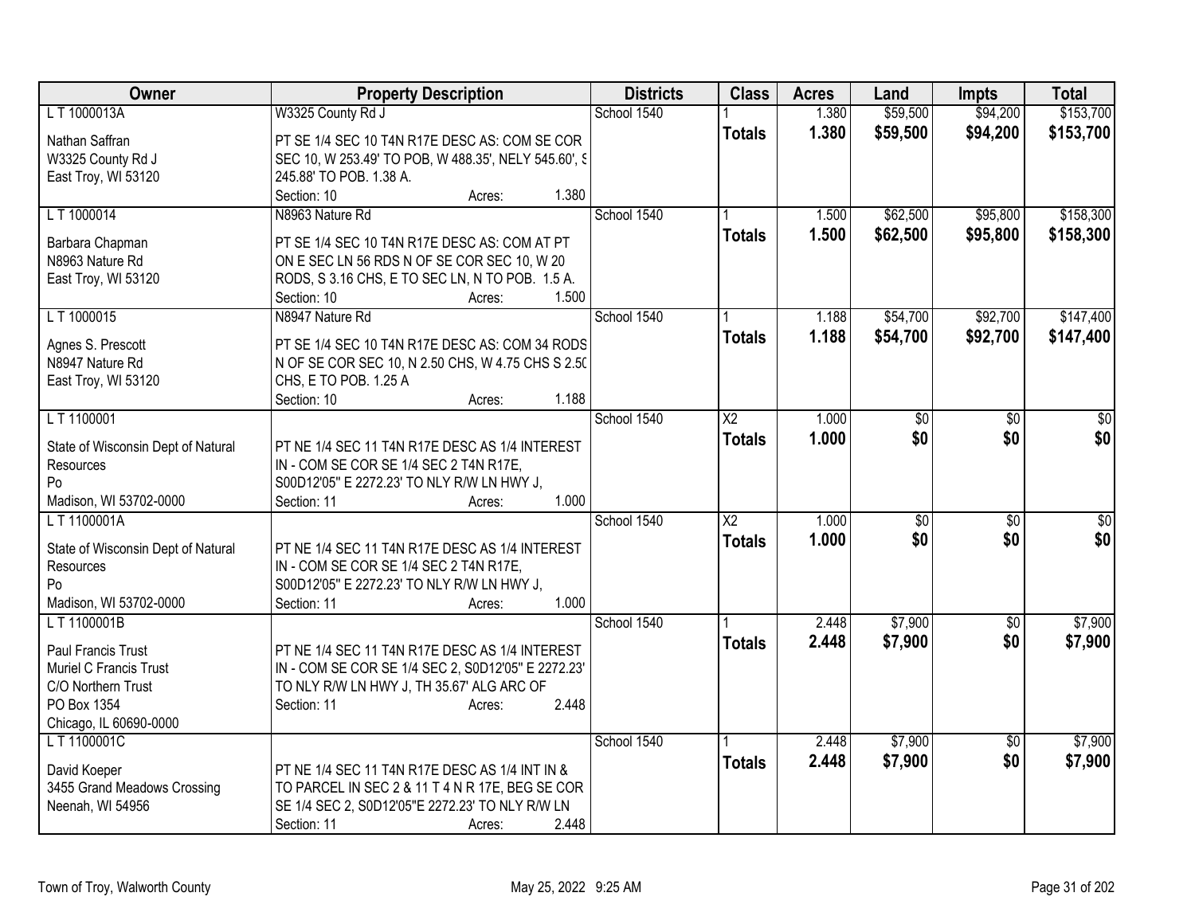| Owner | Property Description | Districts | Class | Acres | Land | Impts | Total |
|---|---|---|---|---|---|---|---|
| L T 1000013A | W3325 County Rd J | School 1540 | 1 | 1.380 | $59,500 | $94,200 | $153,700 |
| Nathan Saffran<br>W3325 County Rd J<br>East Troy, WI 53120 | PT SE 1/4 SEC 10 T4N R17E DESC AS: COM SE COR SEC 10, W 253.49' TO POB, W 488.35', NELY 545.60', S 245.88' TO POB. 1.38 A.<br>Section: 10 Acres: 1.380 | | **Totals** | **1.380** | **$59,500** | **$94,200** | **$153,700** |
| L T 1000014 | N8963 Nature Rd | School 1540 | 1 | 1.500 | $62,500 | $95,800 | $158,300 |
| Barbara Chapman<br>N8963 Nature Rd<br>East Troy, WI 53120 | PT SE 1/4 SEC 10 T4N R17E DESC AS: COM AT PT ON E SEC LN 56 RDS N OF SE COR SEC 10, W 20 RODS, S 3.16 CHS, E TO SEC LN, N TO POB. 1.5 A.<br>Section: 10 Acres: 1.500 | | **Totals** | **1.500** | **$62,500** | **$95,800** | **$158,300** |
| L T 1000015 | N8947 Nature Rd | School 1540 | 1 | 1.188 | $54,700 | $92,700 | $147,400 |
| Agnes S. Prescott<br>N8947 Nature Rd<br>East Troy, WI 53120 | PT SE 1/4 SEC 10 T4N R17E DESC AS: COM 34 RODS N OF SE COR SEC 10, N 2.50 CHS, W 4.75 CHS S 2.50 CHS, E TO POB. 1.25 A<br>Section: 10 Acres: 1.188 | | **Totals** | **1.188** | **$54,700** | **$92,700** | **$147,400** |
| L T 1100001 | | School 1540 | X2 | 1.000 | $0 | $0 | $0 |
| State of Wisconsin Dept of Natural Resources<br>Po<br>Madison, WI 53702-0000 | PT NE 1/4 SEC 11 T4N R17E DESC AS 1/4 INTEREST IN - COM SE COR SE 1/4 SEC 2 T4N R17E, S00D12'05" E 2272.23' TO NLY R/W LN HWY J,<br>Section: 11 Acres: 1.000 | | **Totals** | **1.000** | **$0** | **$0** | **$0** |
| L T 1100001A | | School 1540 | X2 | 1.000 | $0 | $0 | $0 |
| State of Wisconsin Dept of Natural Resources<br>Po<br>Madison, WI 53702-0000 | PT NE 1/4 SEC 11 T4N R17E DESC AS 1/4 INTEREST IN - COM SE COR SE 1/4 SEC 2 T4N R17E, S00D12'05" E 2272.23' TO NLY R/W LN HWY J,<br>Section: 11 Acres: 1.000 | | **Totals** | **1.000** | **$0** | **$0** | **$0** |
| L T 1100001B | | School 1540 | 1 | 2.448 | $7,900 | $0 | $7,900 |
| Paul Francis Trust<br>Muriel C Francis Trust<br>C/O Northern Trust<br>PO Box 1354<br>Chicago, IL 60690-0000 | PT NE 1/4 SEC 11 T4N R17E DESC AS 1/4 INTEREST IN - COM SE COR SE 1/4 SEC 2, S0D12'05" E 2272.23' TO NLY R/W LN HWY J, TH 35.67' ALG ARC OF<br>Section: 11 Acres: 2.448 | | **Totals** | **2.448** | **$7,900** | **$0** | **$7,900** |
| L T 1100001C | | School 1540 | 1 | 2.448 | $7,900 | $0 | $7,900 |
| David Koeper<br>3455 Grand Meadows Crossing<br>Neenah, WI 54956 | PT NE 1/4 SEC 11 T4N R17E DESC AS 1/4 INT IN & TO PARCEL IN SEC 2 & 11 T 4 N R 17E, BEG SE COR SE 1/4 SEC 2, S0D12'05"E 2272.23' TO NLY R/W LN<br>Section: 11 Acres: 2.448 | | **Totals** | **2.448** | **$7,900** | **$0** | **$7,900** |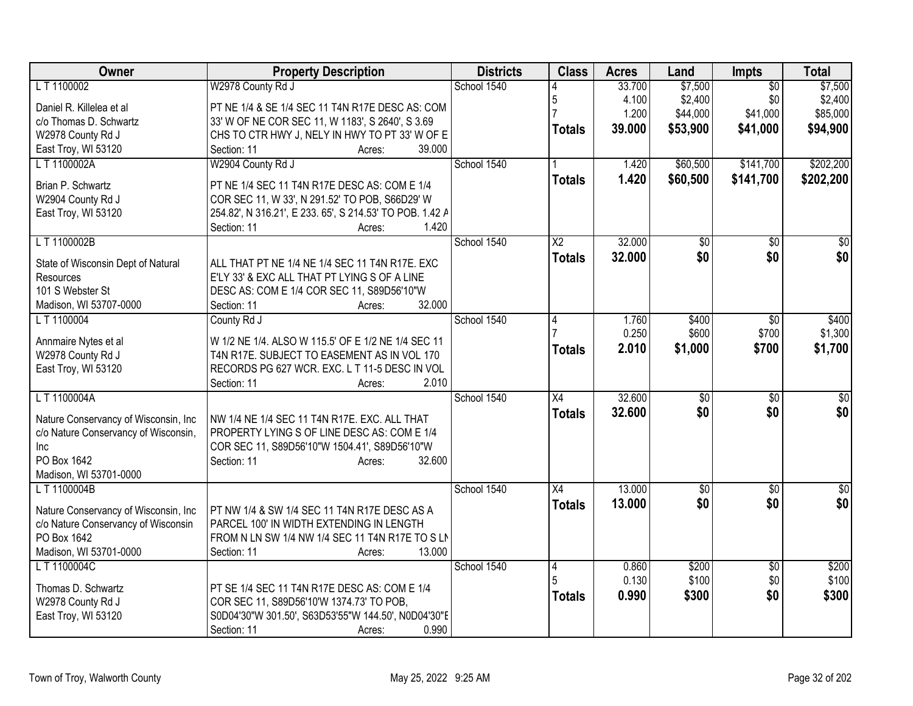| Owner | Property Description | Districts | Class | Acres | Land | Impts | Total |
|---|---|---|---|---|---|---|---|
| L T 1100002<br><br>Daniel R. Killelea et al<br>c/o Thomas D. Schwartz<br>W2978 County Rd J<br>East Troy, WI 53120 | W2978 County Rd J<br><br>PT NE 1/4 & SE 1/4 SEC 11 T4N R17E DESC AS: COM 33' W OF NE COR SEC 11, W 1183', S 2640', S 3.69 CHS TO CTR HWY J, NELY IN HWY TO PT 33' W OF E<br>Section: 11 Acres: 39.000 | School 1540 | 4<br>5<br>7<br>**Totals** | 33.700<br>4.100<br>1.200<br>**39.000** | $7,500<br>$2,400<br>$44,000<br>**$53,900** | $0<br>$0<br>$41,000<br>**$41,000** | $7,500<br>$2,400<br>$85,000<br>**$94,900** |
| L T 1100002A<br><br>Brian P. Schwartz<br>W2904 County Rd J<br>East Troy, WI 53120 | W2904 County Rd J<br><br>PT NE 1/4 SEC 11 T4N R17E DESC AS: COM E 1/4 COR SEC 11, W 33', N 291.52' TO POB, S66D29' W 254.82', N 316.21', E 233. 65', S 214.53' TO POB. 1.42 A<br>Section: 11 Acres: 1.420 | School 1540 | 1<br>**Totals** | 1.420<br>**1.420** | $60,500<br>**$60,500** | $141,700<br>**$141,700** | $202,200<br>**$202,200** |
| L T 1100002B<br><br>State of Wisconsin Dept of Natural Resources<br>101 S Webster St<br>Madison, WI 53707-0000 | ALL THAT PT NE 1/4 NE 1/4 SEC 11 T4N R17E. EXC E'LY 33' & EXC ALL THAT PT LYING S OF A LINE DESC AS: COM E 1/4 COR SEC 11, S89D56'10"W<br>Section: 11 Acres: 32.000 | School 1540 | X2<br>**Totals** | 32.000<br>**32.000** | $0<br>**$0** | $0<br>**$0** | $0<br>**$0** |
| L T 1100004<br><br>Annmaire Nytes et al<br>W2978 County Rd J<br>East Troy, WI 53120 | County Rd J<br><br>W 1/2 NE 1/4. ALSO W 115.5' OF E 1/2 NE 1/4 SEC 11 T4N R17E. SUBJECT TO EASEMENT AS IN VOL 170 RECORDS PG 627 WCR. EXC. L T 11-5 DESC IN VOL<br>Section: 11 Acres: 2.010 | School 1540 | 4<br>7<br>**Totals** | 1.760<br>0.250<br>**2.010** | $400<br>$600<br>**$1,000** | $0<br>$700<br>**$700** | $400<br>$1,300<br>**$1,700** |
| L T 1100004A<br><br>Nature Conservancy of Wisconsin, Inc<br>c/o Nature Conservancy of Wisconsin, Inc<br>PO Box 1642<br>Madison, WI 53701-0000 | NW 1/4 NE 1/4 SEC 11 T4N R17E. EXC. ALL THAT PROPERTY LYING S OF LINE DESC AS: COM E 1/4 COR SEC 11, S89D56'10"W 1504.41', S89D56'10"W<br>Section: 11 Acres: 32.600 | School 1540 | X4<br>**Totals** | 32.600<br>**32.600** | $0<br>**$0** | $0<br>**$0** | $0<br>**$0** |
| L T 1100004B<br><br>Nature Conservancy of Wisconsin, Inc<br>c/o Nature Conservancy of Wisconsin<br>PO Box 1642<br>Madison, WI 53701-0000 | PT NW 1/4 & SW 1/4 SEC 11 T4N R17E DESC AS A PARCEL 100' IN WIDTH EXTENDING IN LENGTH FROM N LN SW 1/4 NW 1/4 SEC 11 T4N R17E TO S LN<br>Section: 11 Acres: 13.000 | School 1540 | X4<br>**Totals** | 13.000<br>**13.000** | $0<br>**$0** | $0<br>**$0** | $0<br>**$0** |
| L T 1100004C<br><br>Thomas D. Schwartz<br>W2978 County Rd J<br>East Troy, WI 53120 | PT SE 1/4 SEC 11 T4N R17E DESC AS: COM E 1/4 COR SEC 11, S89D56'10'W 1374.73' TO POB, S0D04'30"W 301.50', S63D53'55"W 144.50', N0D04'30"E<br>Section: 11 Acres: 0.990 | School 1540 | 4<br>5<br>**Totals** | 0.860<br>0.130<br>**0.990** | $200<br>$100<br>**$300** | $0<br>$0<br>**$0** | $200<br>$100<br>**$300** |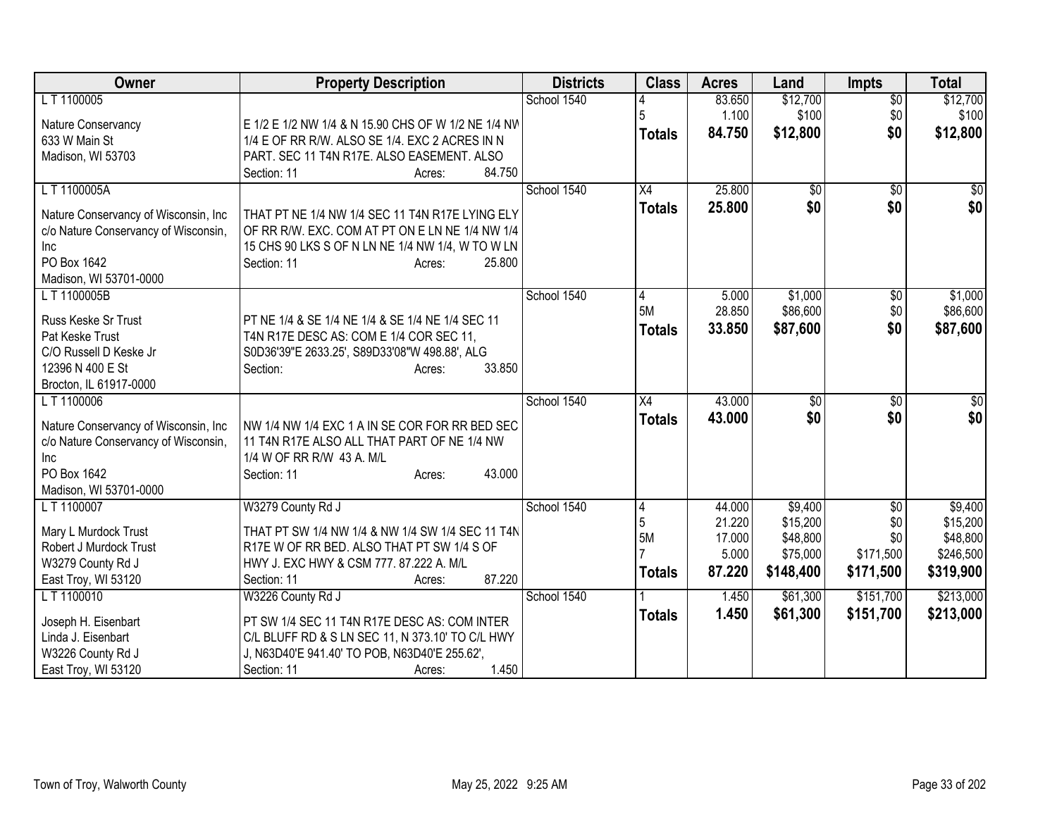| Owner | Property Description | Districts | Class | Acres | Land | Impts | Total |
|---|---|---|---|---|---|---|---|
| L T 1100005<br>Nature Conservancy<br>633 W Main St<br>Madison, WI 53703 | E 1/2 E 1/2 NW 1/4 & N 15.90 CHS OF W 1/2 NE 1/4 NW 1/4 E OF RR R/W. ALSO SE 1/4. EXC 2 ACRES IN N PART. SEC 11 T4N R17E. ALSO EASEMENT. ALSO<br>Section: 11 Acres: 84.750 | School 1540 | 4<br>5<br>**Totals** | 83.650<br>1.100<br>**84.750** | \$12,700<br>\$100<br>**\$12,800** | \$0<br>\$0<br>**\$0** | \$12,700<br>\$100<br>**\$12,800** |
| L T 1100005A<br>Nature Conservancy of Wisconsin, Inc<br>c/o Nature Conservancy of Wisconsin, Inc<br>PO Box 1642<br>Madison, WI 53701-0000 | THAT PT NE 1/4 NW 1/4 SEC 11 T4N R17E LYING ELY OF RR R/W. EXC. COM AT PT ON E LN NE 1/4 NW 1/4 15 CHS 90 LKS S OF N LN NE 1/4 NW 1/4, W TO W LN<br>Section: 11 Acres: 25.800 | School 1540 | X4<br>**Totals** | 25.800<br>**25.800** | \$0<br>**\$0** | \$0<br>**\$0** | \$0<br>**\$0** |
| L T 1100005B<br>Russ Keske Sr Trust<br>Pat Keske Trust<br>C/O Russell D Keske Jr<br>12396 N 400 E St<br>Brocton, IL 61917-0000 | PT NE 1/4 & SE 1/4 NE 1/4 & SE 1/4 NE 1/4 SEC 11 T4N R17E DESC AS: COM E 1/4 COR SEC 11, S0D36'39"E 2633.25', S89D33'08"W 498.88', ALG<br>Section: Acres: 33.850 | School 1540 | 4<br>5M<br>**Totals** | 5.000<br>28.850<br>**33.850** | \$1,000<br>\$86,600<br>**\$87,600** | \$0<br>\$0<br>**\$0** | \$1,000<br>\$86,600<br>**\$87,600** |
| L T 1100006<br>Nature Conservancy of Wisconsin, Inc<br>c/o Nature Conservancy of Wisconsin, Inc<br>PO Box 1642<br>Madison, WI 53701-0000 | NW 1/4 NW 1/4 EXC 1 A IN SE COR FOR RR BED SEC 11 T4N R17E ALSO ALL THAT PART OF NE 1/4 NW 1/4 W OF RR R/W 43 A. M/L<br>Section: 11 Acres: 43.000 | School 1540 | X4<br>**Totals** | 43.000<br>**43.000** | \$0<br>**\$0** | \$0<br>**\$0** | \$0<br>**\$0** |
| L T 1100007<br>Mary L Murdock Trust<br>Robert J Murdock Trust<br>W3279 County Rd J<br>East Troy, WI 53120 | W3279 County Rd J<br>THAT PT SW 1/4 NW 1/4 & NW 1/4 SW 1/4 SEC 11 T4N R17E W OF RR BED. ALSO THAT PT SW 1/4 S OF HWY J. EXC HWY & CSM 777. 87.222 A. M/L<br>Section: 11 Acres: 87.220 | School 1540 | 4<br>5<br>5M<br>7<br>**Totals** | 44.000<br>21.220<br>17.000<br>5.000<br>**87.220** | \$9,400<br>\$15,200<br>\$48,800<br>\$75,000<br>**\$148,400** | \$0<br>\$0<br>\$0<br>\$171,500<br>**\$171,500** | \$9,400<br>\$15,200<br>\$48,800<br>\$246,500<br>**\$319,900** |
| L T 1100010<br>Joseph H. Eisenbart<br>Linda J. Eisenbart<br>W3226 County Rd J<br>East Troy, WI 53120 | W3226 County Rd J<br>PT SW 1/4 SEC 11 T4N R17E DESC AS: COM INTER C/L BLUFF RD & S LN SEC 11, N 373.10' TO C/L HWY J, N63D40'E 941.40' TO POB, N63D40'E 255.62',<br>Section: 11 Acres: 1.450 | School 1540 | 1<br>**Totals** | 1.450<br>**1.450** | \$61,300<br>**\$61,300** | \$151,700<br>**\$151,700** | \$213,000<br>**\$213,000** |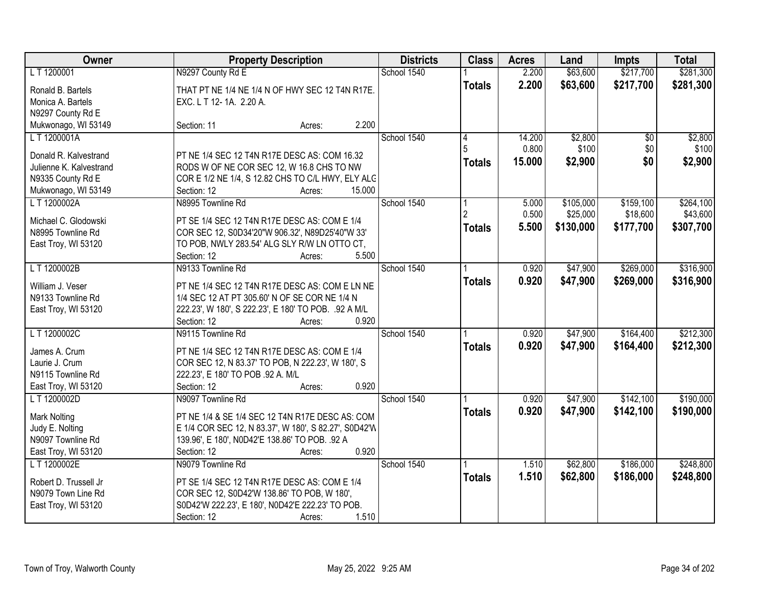| Owner | Property Description | Districts | Class | Acres | Land | Impts | Total |
|---|---|---|---|---|---|---|---|
| L T 1200001 | N9297 County Rd E | School 1540 | 1 | 2.200 | $63,600 | $217,700 | $281,300 |
| Ronald B. Bartels<br>Monica A. Bartels<br>N9297 County Rd E<br>Mukwonago, WI 53149 | THAT PT NE 1/4 NE 1/4 N OF HWY SEC 12 T4N R17E. EXC. L T 12- 1A. 2.20 A.<br>Section: 11 Acres: 2.200 | | **Totals** | **2.200** | **$63,600** | **$217,700** | **$281,300** |
| L T 1200001A | | School 1540 | 4 | 14.200 | $2,800 | $0 | $2,800 |
| | | | 5 | 0.800 | $100 | $0 | $100 |
| Donald R. Kalvestrand<br>Julienne K. Kalvestrand<br>N9335 County Rd E<br>Mukwonago, WI 53149 | PT NE 1/4 SEC 12 T4N R17E DESC AS: COM 16.32 RODS W OF NE COR SEC 12, W 16.8 CHS TO NW COR E 1/2 NE 1/4, S 12.82 CHS TO C/L HWY, ELY ALG<br>Section: 12 Acres: 15.000 | | **Totals** | **15.000** | **$2,900** | **$0** | **$2,900** |
| L T 1200002A | N8995 Townline Rd | School 1540 | 1 | 5.000 | $105,000 | $159,100 | $264,100 |
| | | | 2 | 0.500 | $25,000 | $18,600 | $43,600 |
| Michael C. Glodowski<br>N8995 Townline Rd<br>East Troy, WI 53120 | PT SE 1/4 SEC 12 T4N R17E DESC AS: COM E 1/4 COR SEC 12, S0D34'20"W 906.32', N89D25'40"W 33' TO POB, NWLY 283.54' ALG SLY R/W LN OTTO CT,<br>Section: 12 Acres: 5.500 | | **Totals** | **5.500** | **$130,000** | **$177,700** | **$307,700** |
| L T 1200002B | N9133 Townline Rd | School 1540 | 1 | 0.920 | $47,900 | $269,000 | $316,900 |
| William J. Veser<br>N9133 Townline Rd<br>East Troy, WI 53120 | PT NE 1/4 SEC 12 T4N R17E DESC AS: COM E LN NE 1/4 SEC 12 AT PT 305.60' N OF SE COR NE 1/4 N 222.23', W 180', S 222.23', E 180' TO POB. .92 A M/L<br>Section: 12 Acres: 0.920 | | **Totals** | **0.920** | **$47,900** | **$269,000** | **$316,900** |
| L T 1200002C | N9115 Townline Rd | School 1540 | 1 | 0.920 | $47,900 | $164,400 | $212,300 |
| James A. Crum<br>Laurie J. Crum<br>N9115 Townline Rd<br>East Troy, WI 53120 | PT NE 1/4 SEC 12 T4N R17E DESC AS: COM E 1/4 COR SEC 12, N 83.37' TO POB, N 222.23', W 180', S 222.23', E 180' TO POB .92 A. M/L<br>Section: 12 Acres: 0.920 | | **Totals** | **0.920** | **$47,900** | **$164,400** | **$212,300** |
| L T 1200002D | N9097 Townline Rd | School 1540 | 1 | 0.920 | $47,900 | $142,100 | $190,000 |
| Mark Nolting<br>Judy E. Nolting<br>N9097 Townline Rd<br>East Troy, WI 53120 | PT NE 1/4 & SE 1/4 SEC 12 T4N R17E DESC AS: COM E 1/4 COR SEC 12, N 83.37', W 180', S 82.27', S0D42'W 139.96', E 180', N0D42'E 138.86' TO POB. .92 A<br>Section: 12 Acres: 0.920 | | **Totals** | **0.920** | **$47,900** | **$142,100** | **$190,000** |
| L T 1200002E | N9079 Townline Rd | School 1540 | 1 | 1.510 | $62,800 | $186,000 | $248,800 |
| Robert D. Trussell Jr<br>N9079 Town Line Rd<br>East Troy, WI 53120 | PT SE 1/4 SEC 12 T4N R17E DESC AS: COM E 1/4 COR SEC 12, S0D42'W 138.86' TO POB, W 180', S0D42'W 222.23', E 180', N0D42'E 222.23' TO POB.<br>Section: 12 Acres: 1.510 | | **Totals** | **1.510** | **$62,800** | **$186,000** | **$248,800** |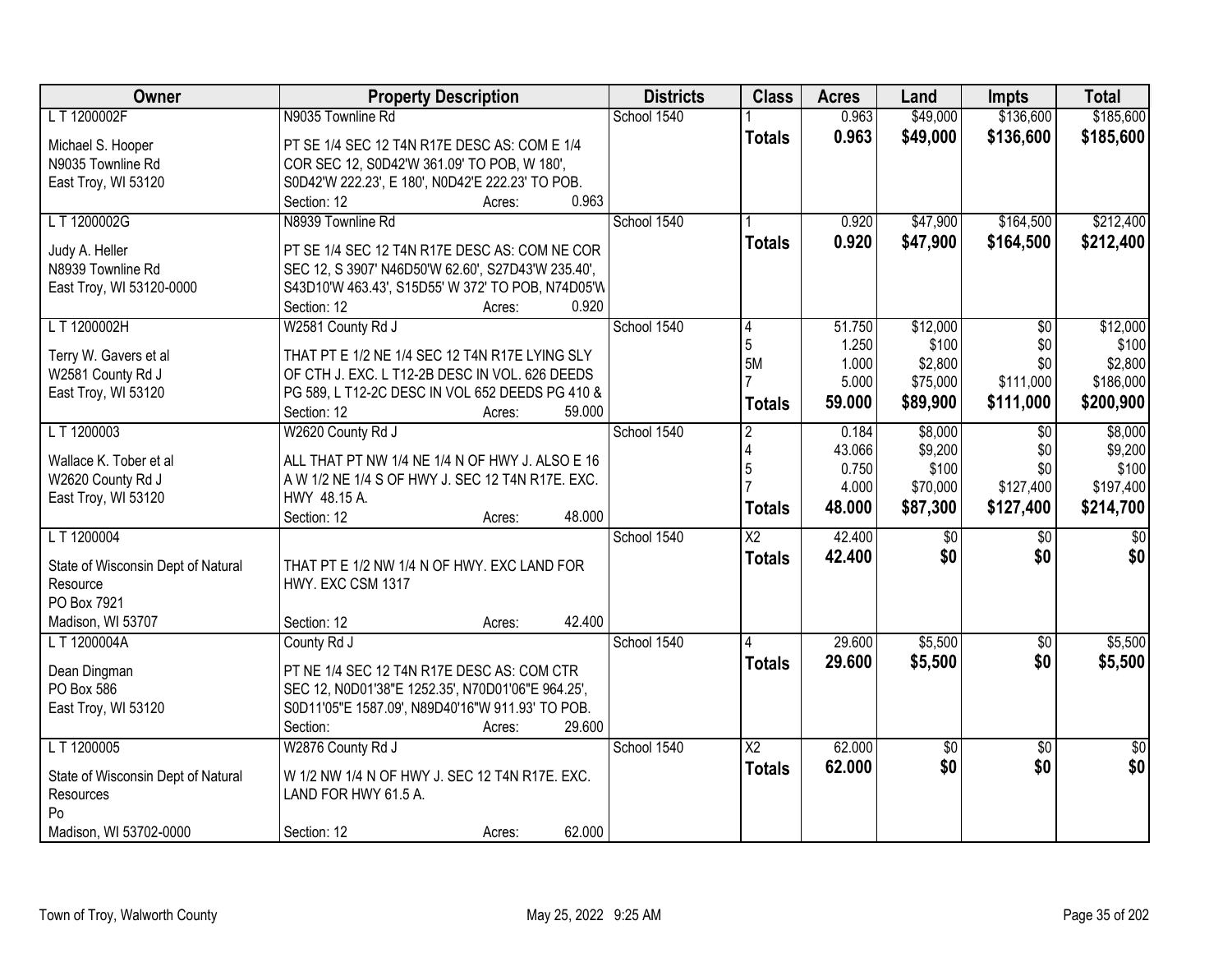| Owner | Property Description | Districts | Class | Acres | Land | Impts | Total |
|---|---|---|---|---|---|---|---|
| L T 1200002F | N9035 Townline Rd | School 1540 | 1 | 0.963 | $49,000 | $136,600 | $185,600 |
| Michael S. Hooper<br>N9035 Townline Rd<br>East Troy, WI 53120 | PT SE 1/4 SEC 12 T4N R17E DESC AS: COM E 1/4 COR SEC 12, S0D42'W 361.09' TO POB, W 180', S0D42'W 222.23', E 180', N0D42'E 222.23' TO POB.<br>Section: 12 Acres: 0.963 | | **Totals** | **0.963** | **$49,000** | **$136,600** | **$185,600** |
| L T 1200002G | N8939 Townline Rd | School 1540 | 1 | 0.920 | $47,900 | $164,500 | $212,400 |
| Judy A. Heller<br>N8939 Townline Rd<br>East Troy, WI 53120-0000 | PT SE 1/4 SEC 12 T4N R17E DESC AS: COM NE COR SEC 12, S 3907' N46D50'W 62.60', S27D43'W 235.40', S43D10'W 463.43', S15D55' W 372' TO POB, N74D05'W<br>Section: 12 Acres: 0.920 | | **Totals** | **0.920** | **$47,900** | **$164,500** | **$212,400** |
| L T 1200002H | W2581 County Rd J | School 1540 | 4 | 51.750 | $12,000 | $0 | $12,000 |
| | | | 5 | 1.250 | $100 | $0 | $100 |
| Terry W. Gavers et al<br>W2581 County Rd J<br>East Troy, WI 53120 | THAT PT E 1/2 NE 1/4 SEC 12 T4N R17E LYING SLY OF CTH J. EXC. L T12-2B DESC IN VOL. 626 DEEDS PG 589, L T12-2C DESC IN VOL 652 DEEDS PG 410 &<br>Section: 12 Acres: 59.000 | | 5M | 1.000 | $2,800 | $0 | $2,800 |
| | | | 7 | 5.000 | $75,000 | $111,000 | $186,000 |
| | | | **Totals** | **59.000** | **$89,900** | **$111,000** | **$200,900** |
| L T 1200003 | W2620 County Rd J | School 1540 | 2 | 0.184 | $8,000 | $0 | $8,000 |
| | | | 4 | 43.066 | $9,200 | $0 | $9,200 |
| Wallace K. Tober et al<br>W2620 County Rd J<br>East Troy, WI 53120 | ALL THAT PT NW 1/4 NE 1/4 N OF HWY J. ALSO E 16 A W 1/2 NE 1/4 S OF HWY J. SEC 12 T4N R17E. EXC. HWY 48.15 A.<br>Section: 12 Acres: 48.000 | | 5 | 0.750 | $100 | $0 | $100 |
| | | | 7 | 4.000 | $70,000 | $127,400 | $197,400 |
| | | | **Totals** | **48.000** | **$87,300** | **$127,400** | **$214,700** |
| L T 1200004 | | School 1540 | X2 | 42.400 | $0 | $0 | $0 |
| State of Wisconsin Dept of Natural Resource<br>PO Box 7921<br>Madison, WI 53707 | THAT PT E 1/2 NW 1/4 N OF HWY. EXC LAND FOR HWY. EXC CSM 1317<br>Section: 12 Acres: 42.400 | | **Totals** | **42.400** | **$0** | **$0** | **$0** |
| L T 1200004A | County Rd J | School 1540 | 4 | 29.600 | $5,500 | $0 | $5,500 |
| Dean Dingman<br>PO Box 586<br>East Troy, WI 53120 | PT NE 1/4 SEC 12 T4N R17E DESC AS: COM CTR SEC 12, N0D01'38"E 1252.35', N70D01'06"E 964.25', S0D11'05"E 1587.09', N89D40'16"W 911.93' TO POB.<br>Section: Acres: 29.600 | | **Totals** | **29.600** | **$5,500** | **$0** | **$5,500** |
| L T 1200005 | W2876 County Rd J | School 1540 | X2 | 62.000 | $0 | $0 | $0 |
| State of Wisconsin Dept of Natural Resources<br>Po<br>Madison, WI 53702-0000 | W 1/2 NW 1/4 N OF HWY J. SEC 12 T4N R17E. EXC. LAND FOR HWY 61.5 A.<br>Section: 12 Acres: 62.000 | | **Totals** | **62.000** | **$0** | **$0** | **$0** |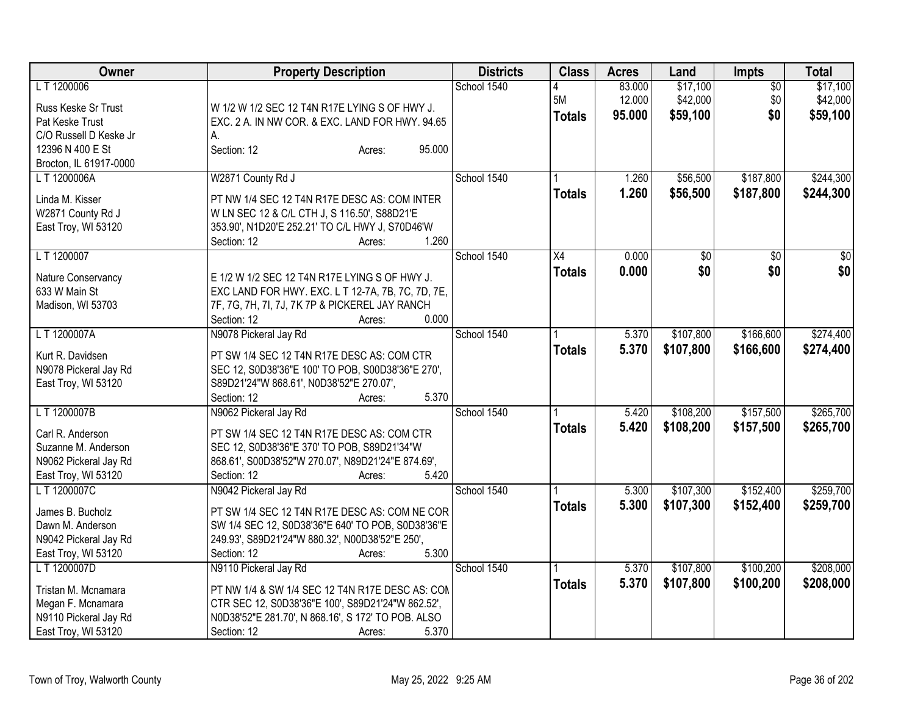| Owner | Property Description | Districts | Class | Acres | Land | Impts | Total |
|---|---|---|---|---|---|---|---|
| L T 1200006<br><br>Russ Keske Sr Trust<br>Pat Keske Trust<br>C/O Russell D Keske Jr<br>12396 N 400 E St<br>Brocton, IL 61917-0000 | W 1/2 W 1/2 SEC 12 T4N R17E LYING S OF HWY J. EXC. 2 A. IN NW COR. & EXC. LAND FOR HWY. 94.65 A.<br>Section: 12 Acres: 95.000 | School 1540 | 4<br>5M<br>**Totals** | 83.000<br>12.000<br>**95.000** | $17,100<br>$42,000<br>**$59,100** | $0<br>$0<br>**$0** | $17,100<br>$42,000<br>**$59,100** |
| L T 1200006A<br><br>Linda M. Kisser<br>W2871 County Rd J<br>East Troy, WI 53120 | W2871 County Rd J<br>PT NW 1/4 SEC 12 T4N R17E DESC AS: COM INTER W LN SEC 12 & C/L CTH J, S 116.50', S88D21'E 353.90', N1D20'E 252.21' TO C/L HWY J, S70D46'W<br>Section: 12 Acres: 1.260 | School 1540 | 1<br>**Totals** | 1.260<br>**1.260** | $56,500<br>**$56,500** | $187,800<br>**$187,800** | $244,300<br>**$244,300** |
| L T 1200007<br><br>Nature Conservancy<br>633 W Main St<br>Madison, WI 53703 | E 1/2 W 1/2 SEC 12 T4N R17E LYING S OF HWY J. EXC LAND FOR HWY. EXC. L T 12-7A, 7B, 7C, 7D, 7E, 7F, 7G, 7H, 7I, 7J, 7K 7P & PICKEREL JAY RANCH<br>Section: 12 Acres: 0.000 | School 1540 | X4<br>**Totals** | 0.000<br>**0.000** | $0<br>**$0** | $0<br>**$0** | $0<br>**$0** |
| L T 1200007A<br><br>Kurt R. Davidsen<br>N9078 Pickeral Jay Rd<br>East Troy, WI 53120 | N9078 Pickeral Jay Rd<br>PT SW 1/4 SEC 12 T4N R17E DESC AS: COM CTR SEC 12, S0D38'36"E 100' TO POB, S00D38'36"E 270', S89D21'24"W 868.61', N0D38'52"E 270.07',<br>Section: 12 Acres: 5.370 | School 1540 | 1<br>**Totals** | 5.370<br>**5.370** | $107,800<br>**$107,800** | $166,600<br>**$166,600** | $274,400<br>**$274,400** |
| L T 1200007B<br><br>Carl R. Anderson<br>Suzanne M. Anderson<br>N9062 Pickeral Jay Rd<br>East Troy, WI 53120 | N9062 Pickeral Jay Rd<br>PT SW 1/4 SEC 12 T4N R17E DESC AS: COM CTR SEC 12, S0D38'36"E 370' TO POB, S89D21'34"W 868.61', S00D38'52"W 270.07', N89D21'24"E 874.69',<br>Section: 12 Acres: 5.420 | School 1540 | 1<br>**Totals** | 5.420<br>**5.420** | $108,200<br>**$108,200** | $157,500<br>**$157,500** | $265,700<br>**$265,700** |
| L T 1200007C<br><br>James B. Bucholz<br>Dawn M. Anderson<br>N9042 Pickeral Jay Rd<br>East Troy, WI 53120 | N9042 Pickeral Jay Rd<br>PT SW 1/4 SEC 12 T4N R17E DESC AS: COM NE COR SW 1/4 SEC 12, S0D38'36"E 640' TO POB, S0D38'36"E 249.93', S89D21'24"W 880.32', N00D38'52"E 250',<br>Section: 12 Acres: 5.300 | School 1540 | 1<br>**Totals** | 5.300<br>**5.300** | $107,300<br>**$107,300** | $152,400<br>**$152,400** | $259,700<br>**$259,700** |
| L T 1200007D<br><br>Tristan M. Mcnamara<br>Megan F. Mcnamara<br>N9110 Pickeral Jay Rd<br>East Troy, WI 53120 | N9110 Pickeral Jay Rd<br>PT NW 1/4 & SW 1/4 SEC 12 T4N R17E DESC AS: COM CTR SEC 12, S0D38'36"E 100', S89D21'24"W 862.52', N0D38'52"E 281.70', N 868.16', S 172' TO POB. ALSO<br>Section: 12 Acres: 5.370 | School 1540 | 1<br>**Totals** | 5.370<br>**5.370** | $107,800<br>**$107,800** | $100,200<br>**$100,200** | $208,000<br>**$208,000** |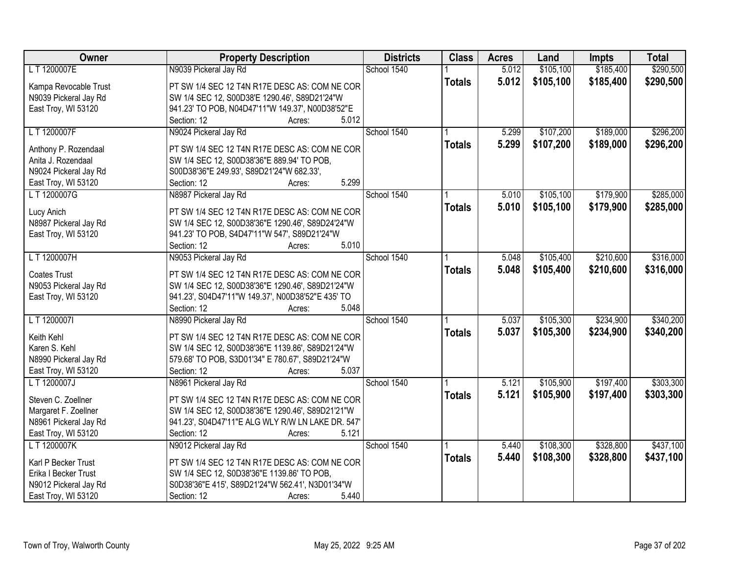| Owner | Property Description | Districts | Class | Acres | Land | Impts | Total |
|---|---|---|---|---|---|---|---|
| L T 1200007E<br><br>Kampa Revocable Trust<br>N9039 Pickeral Jay Rd<br>East Troy, WI 53120 | N9039 Pickeral Jay Rd<br><br>PT SW 1/4 SEC 12 T4N R17E DESC AS: COM NE COR SW 1/4 SEC 12, S00D38'E 1290.46', S89D21'24"W 941.23' TO POB, N04D47'11"W 149.37', N00D38'52"E<br>Section: 12 Acres: 5.012 | School 1540 | 1<br>**Totals** | 5.012<br>**5.012** | $105,100<br>**$105,100** | $185,400<br>**$185,400** | $290,500<br>**$290,500** |
| L T 1200007F<br><br>Anthony P. Rozendaal<br>Anita J. Rozendaal<br>N9024 Pickeral Jay Rd<br>East Troy, WI 53120 | N9024 Pickeral Jay Rd<br><br>PT SW 1/4 SEC 12 T4N R17E DESC AS: COM NE COR SW 1/4 SEC 12, S00D38'36"E 889.94' TO POB, S00D38'36"E 249.93', S89D21'24"W 682.33',<br>Section: 12 Acres: 5.299 | School 1540 | 1<br>**Totals** | 5.299<br>**5.299** | $107,200<br>**$107,200** | $189,000<br>**$189,000** | $296,200<br>**$296,200** |
| L T 1200007G<br><br>Lucy Anich<br>N8987 Pickeral Jay Rd<br>East Troy, WI 53120 | N8987 Pickeral Jay Rd<br><br>PT SW 1/4 SEC 12 T4N R17E DESC AS: COM NE COR SW 1/4 SEC 12, S00D38'36"E 1290.46', S89D24'24"W 941.23' TO POB, S4D47'11"W 547', S89D21'24"W<br>Section: 12 Acres: 5.010 | School 1540 | 1<br>**Totals** | 5.010<br>**5.010** | $105,100<br>**$105,100** | $179,900<br>**$179,900** | $285,000<br>**$285,000** |
| L T 1200007H<br><br>Coates Trust<br>N9053 Pickeral Jay Rd<br>East Troy, WI 53120 | N9053 Pickeral Jay Rd<br><br>PT SW 1/4 SEC 12 T4N R17E DESC AS: COM NE COR SW 1/4 SEC 12, S00D38'36"E 1290.46', S89D21'24"W 941.23', S04D47'11"W 149.37', N00D38'52"E 435' TO<br>Section: 12 Acres: 5.048 | School 1540 | 1<br>**Totals** | 5.048<br>**5.048** | $105,400<br>**$105,400** | $210,600<br>**$210,600** | $316,000<br>**$316,000** |
| L T 1200007I<br><br>Keith Kehl<br>Karen S. Kehl<br>N8990 Pickeral Jay Rd<br>East Troy, WI 53120 | N8990 Pickeral Jay Rd<br><br>PT SW 1/4 SEC 12 T4N R17E DESC AS: COM NE COR SW 1/4 SEC 12, S00D38'36"E 1139.86', S89D21'24"W 579.68' TO POB, S3D01'34" E 780.67', S89D21'24"W<br>Section: 12 Acres: 5.037 | School 1540 | 1<br>**Totals** | 5.037<br>**5.037** | $105,300<br>**$105,300** | $234,900<br>**$234,900** | $340,200<br>**$340,200** |
| L T 1200007J<br><br>Steven C. Zoellner<br>Margaret F. Zoellner<br>N8961 Pickeral Jay Rd<br>East Troy, WI 53120 | N8961 Pickeral Jay Rd<br><br>PT SW 1/4 SEC 12 T4N R17E DESC AS: COM NE COR SW 1/4 SEC 12, S00D38'36"E 1290.46', S89D21'21"W 941.23', S04D47'11"E ALG WLY R/W LN LAKE DR. 547'<br>Section: 12 Acres: 5.121 | School 1540 | 1<br>**Totals** | 5.121<br>**5.121** | $105,900<br>**$105,900** | $197,400<br>**$197,400** | $303,300<br>**$303,300** |
| L T 1200007K<br><br>Karl P Becker Trust<br>Erika I Becker Trust<br>N9012 Pickeral Jay Rd<br>East Troy, WI 53120 | N9012 Pickeral Jay Rd<br><br>PT SW 1/4 SEC 12 T4N R17E DESC AS: COM NE COR SW 1/4 SEC 12, S0D38'36"E 1139.86' TO POB, S0D38'36"E 415', S89D21'24"W 562.41', N3D01'34"W<br>Section: 12 Acres: 5.440 | School 1540 | 1<br>**Totals** | 5.440<br>**5.440** | $108,300<br>**$108,300** | $328,800<br>**$328,800** | $437,100<br>**$437,100** |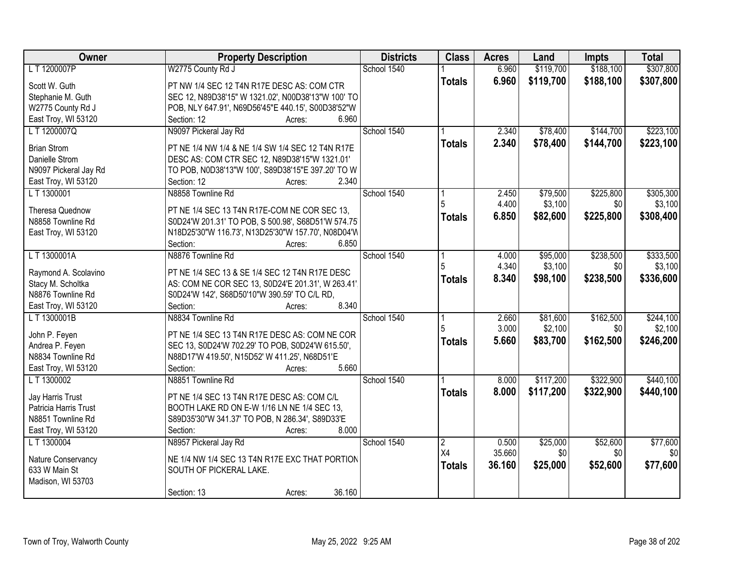| Owner | Property Description | Districts | Class | Acres | Land | Impts | Total |
|---|---|---|---|---|---|---|---|
| L T 1200007P<br>Scott W. Guth<br>Stephanie M. Guth<br>W2775 County Rd J<br>East Troy, WI 53120 | W2775 County Rd J<br>PT NW 1/4 SEC 12 T4N R17E DESC AS: COM CTR SEC 12, N89D38'15" W 1321.02', N00D38'13"W 100' TO POB, NLY 647.91', N69D56'45"E 440.15', S00D38'52"W<br>Section: 12 Acres: 6.960 | School 1540 | 1<br>**Totals** | 6.960<br>**6.960** | $119,700<br>**$119,700** | $188,100<br>**$188,100** | $307,800<br>**$307,800** |
| L T 1200007Q<br>Brian Strom<br>Danielle Strom<br>N9097 Pickeral Jay Rd<br>East Troy, WI 53120 | N9097 Pickeral Jay Rd<br>PT NE 1/4 NW 1/4 & NE 1/4 SW 1/4 SEC 12 T4N R17E DESC AS: COM CTR SEC 12, N89D38'15"W 1321.01' TO POB, N0D38'13"W 100', S89D38'15"E 397.20' TO W<br>Section: 12 Acres: 2.340 | School 1540 | 1<br>**Totals** | 2.340<br>**2.340** | $78,400<br>**$78,400** | $144,700<br>**$144,700** | $223,100<br>**$223,100** |
| L T 1300001<br>Theresa Quednow<br>N8858 Townline Rd<br>East Troy, WI 53120 | N8858 Townline Rd<br>PT NE 1/4 SEC 13 T4N R17E-COM NE COR SEC 13, S0D24'W 201.31' TO POB, S 500.98', S68D51'W 574.75' N18D25'30"W 116.73', N13D25'30"W 157.70', N08D04'W<br>Section: Acres: 6.850 | School 1540 | 1<br>5<br>**Totals** | 2.450<br>4.400<br>**6.850** | $79,500<br>$3,100<br>**$82,600** | $225,800<br>$0<br>**$225,800** | $305,300<br>$3,100<br>**$308,400** |
| L T 1300001A<br>Raymond A. Scolavino<br>Stacy M. Scholtka<br>N8876 Townline Rd<br>East Troy, WI 53120 | N8876 Townline Rd<br>PT NE 1/4 SEC 13 & SE 1/4 SEC 12 T4N R17E DESC AS: COM NE COR SEC 13, S0D24'E 201.31', W 263.41', S0D24'W 142', S68D50'10"W 390.59' TO C/L RD,<br>Section: Acres: 8.340 | School 1540 | 1<br>5<br>**Totals** | 4.000<br>4.340<br>**8.340** | $95,000<br>$3,100<br>**$98,100** | $238,500<br>$0<br>**$238,500** | $333,500<br>$3,100<br>**$336,600** |
| L T 1300001B<br>John P. Feyen<br>Andrea P. Feyen<br>N8834 Townline Rd<br>East Troy, WI 53120 | N8834 Townline Rd<br>PT NE 1/4 SEC 13 T4N R17E DESC AS: COM NE COR SEC 13, S0D24'W 702.29' TO POB, S0D24'W 615.50', N88D17'W 419.50', N15D52' W 411.25', N68D51'E<br>Section: Acres: 5.660 | School 1540 | 1<br>5<br>**Totals** | 2.660<br>3.000<br>**5.660** | $81,600<br>$2,100<br>**$83,700** | $162,500<br>$0<br>**$162,500** | $244,100<br>$2,100<br>**$246,200** |
| L T 1300002<br>Jay Harris Trust<br>Patricia Harris Trust<br>N8851 Townline Rd<br>East Troy, WI 53120 | N8851 Townline Rd<br>PT NE 1/4 SEC 13 T4N R17E DESC AS: COM C/L BOOTH LAKE RD ON E-W 1/16 LN NE 1/4 SEC 13, S89D35'30"W 341.37' TO POB, N 286.34', S89D33'E<br>Section: Acres: 8.000 | School 1540 | 1<br>**Totals** | 8.000<br>**8.000** | $117,200<br>**$117,200** | $322,900<br>**$322,900** | $440,100<br>**$440,100** |
| L T 1300004<br>Nature Conservancy<br>633 W Main St<br>Madison, WI 53703 | N8957 Pickeral Jay Rd<br>NE 1/4 NW 1/4 SEC 13 T4N R17E EXC THAT PORTION SOUTH OF PICKERAL LAKE.<br>Section: 13 Acres: 36.160 | School 1540 | 2<br>X4<br>**Totals** | 0.500<br>35.660<br>**36.160** | $25,000<br>$0<br>**$25,000** | $52,600<br>$0<br>**$52,600** | $77,600<br>$0<br>**$77,600** |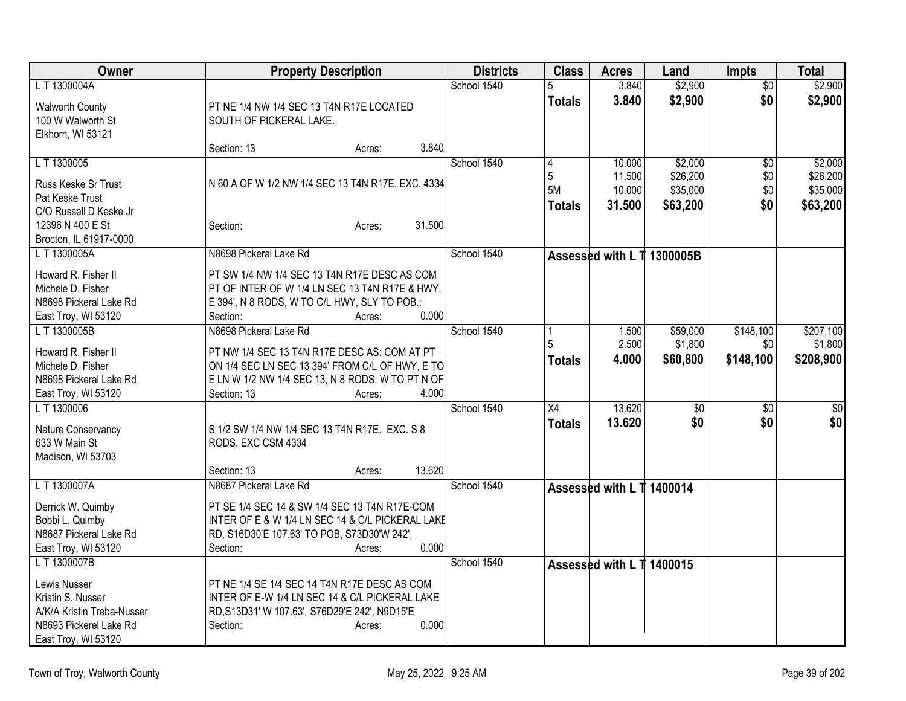| Owner | Property Description | Districts | Class | Acres | Land | Impts | Total |
|---|---|---|---|---|---|---|---|
| L T 1300004A<br><br>Walworth County<br>100 W Walworth St<br>Elkhorn, WI 53121 | PT NE 1/4 NW 1/4 SEC 13 T4N R17E LOCATED SOUTH OF PICKERAL LAKE.<br><br>Section: 13 Acres: 3.840 | School 1540 | 5<br>**Totals** | 3.840<br>**3.840** | $2,900<br>**$2,900** | $0<br>**$0** | $2,900<br>**$2,900** |
| L T 1300005<br><br>Russ Keske Sr Trust<br>Pat Keske Trust<br>C/O Russell D Keske Jr<br>12396 N 400 E St<br>Brocton, IL 61917-0000 | N 60 A OF W 1/2 NW 1/4 SEC 13 T4N R17E. EXC. 4334<br><br>Section: Acres: 31.500 | School 1540 | 4<br>5<br>5M<br>**Totals** | 10.000<br>11.500<br>10.000<br>**31.500** | $2,000<br>$26,200<br>$35,000<br>**$63,200** | $0<br>$0<br>$0<br>**$0** | $2,000<br>$26,200<br>$35,000<br>**$63,200** |
| L T 1300005A<br><br>Howard R. Fisher II<br>Michele D. Fisher<br>N8698 Pickeral Lake Rd<br>East Troy, WI 53120 | N8698 Pickeral Lake Rd<br><br>PT SW 1/4 NW 1/4 SEC 13 T4N R17E DESC AS COM PT OF INTER OF W 1/4 LN SEC 13 T4N R17E & HWY, E 394', N 8 RODS, W TO C/L HWY, SLY TO POB.;<br>Section: Acres: 0.000 | School 1540 | **Assessed with L T 1300005B** | | | | |
| L T 1300005B<br><br>Howard R. Fisher II<br>Michele D. Fisher<br>N8698 Pickeral Lake Rd<br>East Troy, WI 53120 | N8698 Pickeral Lake Rd<br><br>PT NW 1/4 SEC 13 T4N R17E DESC AS: COM AT PT ON 1/4 SEC LN SEC 13 394' FROM C/L OF HWY, E TO E LN W 1/2 NW 1/4 SEC 13, N 8 RODS, W TO PT N OF<br>Section: 13 Acres: 4.000 | School 1540 | 1<br>5<br>**Totals** | 1.500<br>2.500<br>**4.000** | $59,000<br>$1,800<br>**$60,800** | $148,100<br>$0<br>**$148,100** | $207,100<br>$1,800<br>**$208,900** |
| L T 1300006<br><br>Nature Conservancy<br>633 W Main St<br>Madison, WI 53703 | S 1/2 SW 1/4 NW 1/4 SEC 13 T4N R17E. EXC. S 8 RODS. EXC CSM 4334<br><br>Section: 13 Acres: 13.620 | School 1540 | X4<br>**Totals** | 13.620<br>**13.620** | $0<br>**$0** | $0<br>**$0** | $0<br>**$0** |
| L T 1300007A<br><br>Derrick W. Quimby<br>Bobbi L. Quimby<br>N8687 Pickeral Lake Rd<br>East Troy, WI 53120 | N8687 Pickeral Lake Rd<br><br>PT SE 1/4 SEC 14 & SW 1/4 SEC 13 T4N R17E-COM INTER OF E & W 1/4 LN SEC 14 & C/L PICKERAL LAKE RD, S16D30'E 107.63' TO POB, S73D30'W 242',<br>Section: Acres: 0.000 | School 1540 | **Assessed with L T 1400014** | | | | |
| L T 1300007B<br><br>Lewis Nusser<br>Kristin S. Nusser<br>A/K/A Kristin Treba-Nusser<br>N8693 Pickerel Lake Rd<br>East Troy, WI 53120 | PT NE 1/4 SE 1/4 SEC 14 T4N R17E DESC AS COM INTER OF E-W 1/4 LN SEC 14 & C/L PICKERAL LAKE RD,S13D31' W 107.63', S76D29'E 242', N9D15'E<br>Section: Acres: 0.000 | School 1540 | **Assessed with L T 1400015** | | | | |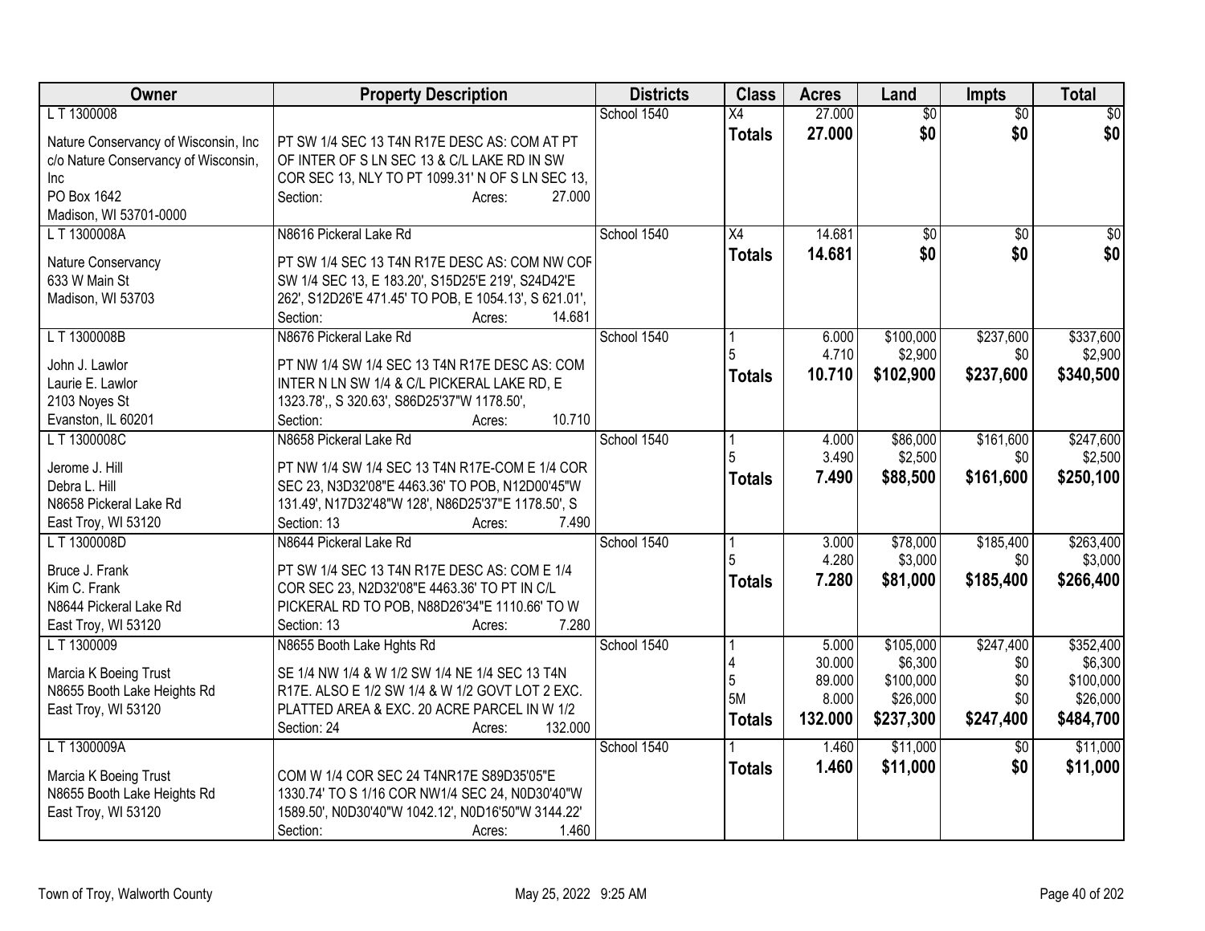| Owner | Property Description | Districts | Class | Acres | Land | Impts | Total |
|---|---|---|---|---|---|---|---|
| L T 1300008<br><br>Nature Conservancy of Wisconsin, Inc<br>c/o Nature Conservancy of Wisconsin, Inc<br>PO Box 1642<br>Madison, WI 53701-0000 | PT SW 1/4 SEC 13 T4N R17E DESC AS: COM AT PT OF INTER OF S LN SEC 13 & C/L LAKE RD IN SW COR SEC 13, NLY TO PT 1099.31' N OF S LN SEC 13,<br>Section: Acres: 27.000 | School 1540 | X4<br>**Totals** | 27.000<br>**27.000** | $0<br>**$0** | $0<br>**$0** | $0<br>**$0** |
| L T 1300008A<br><br>Nature Conservancy<br>633 W Main St<br>Madison, WI 53703 | N8616 Pickeral Lake Rd<br><br>PT SW 1/4 SEC 13 T4N R17E DESC AS: COM NW COR SW 1/4 SEC 13, E 183.20', S15D25'E 219', S24D42'E 262', S12D26'E 471.45' TO POB, E 1054.13', S 621.01',<br>Section: Acres: 14.681 | School 1540 | X4<br>**Totals** | 14.681<br>**14.681** | $0<br>**$0** | $0<br>**$0** | $0<br>**$0** |
| L T 1300008B<br><br>John J. Lawlor<br>Laurie E. Lawlor<br>2103 Noyes St<br>Evanston, IL 60201 | N8676 Pickeral Lake Rd<br><br>PT NW 1/4 SW 1/4 SEC 13 T4N R17E DESC AS: COM INTER N LN SW 1/4 & C/L PICKERAL LAKE RD, E 1323.78',, S 320.63', S86D25'37"W 1178.50',<br>Section: Acres: 10.710 | School 1540 | 1<br>5<br>**Totals** | 6.000<br>4.710<br>**10.710** | $100,000<br>$2,900<br>**$102,900** | $237,600<br>$0<br>**$237,600** | $337,600<br>$2,900<br>**$340,500** |
| L T 1300008C<br><br>Jerome J. Hill<br>Debra L. Hill<br>N8658 Pickeral Lake Rd<br>East Troy, WI 53120 | N8658 Pickeral Lake Rd<br><br>PT NW 1/4 SW 1/4 SEC 13 T4N R17E-COM E 1/4 COR SEC 23, N3D32'08"E 4463.36' TO POB, N12D00'45"W 131.49', N17D32'48"W 128', N86D25'37"E 1178.50', S<br>Section: 13 Acres: 7.490 | School 1540 | 1<br>5<br>**Totals** | 4.000<br>3.490<br>**7.490** | $86,000<br>$2,500<br>**$88,500** | $161,600<br>$0<br>**$161,600** | $247,600<br>$2,500<br>**$250,100** |
| L T 1300008D<br><br>Bruce J. Frank<br>Kim C. Frank<br>N8644 Pickeral Lake Rd<br>East Troy, WI 53120 | N8644 Pickeral Lake Rd<br><br>PT SW 1/4 SEC 13 T4N R17E DESC AS: COM E 1/4 COR SEC 23, N2D32'08"E 4463.36' TO PT IN C/L PICKERAL RD TO POB, N88D26'34"E 1110.66' TO W<br>Section: 13 Acres: 7.280 | School 1540 | 1<br>5<br>**Totals** | 3.000<br>4.280<br>**7.280** | $78,000<br>$3,000<br>**$81,000** | $185,400<br>$0<br>**$185,400** | $263,400<br>$3,000<br>**$266,400** |
| L T 1300009<br><br>Marcia K Boeing Trust<br>N8655 Booth Lake Heights Rd<br>East Troy, WI 53120 | N8655 Booth Lake Hghts Rd<br><br>SE 1/4 NW 1/4 & W 1/2 SW 1/4 NE 1/4 SEC 13 T4N R17E. ALSO E 1/2 SW 1/4 & W 1/2 GOVT LOT 2 EXC. PLATTED AREA & EXC. 20 ACRE PARCEL IN W 1/2<br>Section: 24 Acres: 132.000 | School 1540 | 1<br>4<br>5<br>5M<br>**Totals** | 5.000<br>30.000<br>89.000<br>8.000<br>**132.000** | $105,000<br>$6,300<br>$100,000<br>$26,000<br>**$237,300** | $247,400<br>$0<br>$0<br>$0<br>**$247,400** | $352,400<br>$6,300<br>$100,000<br>$26,000<br>**$484,700** |
| L T 1300009A<br><br>Marcia K Boeing Trust<br>N8655 Booth Lake Heights Rd<br>East Troy, WI 53120 | <br><br>COM W 1/4 COR SEC 24 T4NR17E S89D35'05"E 1330.74' TO S 1/16 COR NW1/4 SEC 24, N0D30'40"W 1589.50', N0D30'40"W 1042.12', N0D16'50"W 3144.22'<br>Section: Acres: 1.460 | School 1540 | 1<br>**Totals** | 1.460<br>**1.460** | $11,000<br>**$11,000** | $0<br>**$0** | $11,000<br>**$11,000** |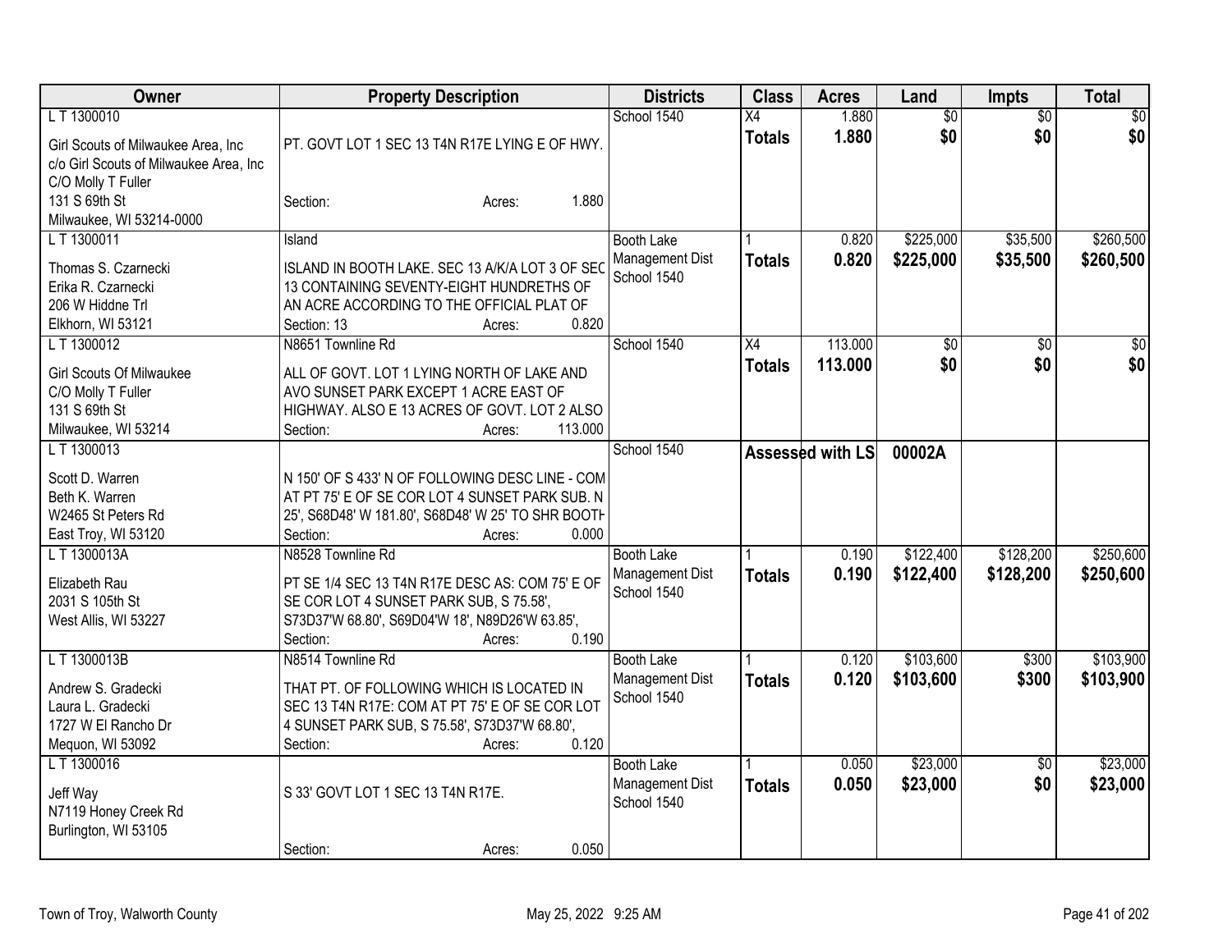| Owner | Property Description | Districts | Class | Acres | Land | Impts | Total |
|---|---|---|---|---|---|---|---|
| L T 1300010<br><br>Girl Scouts of Milwaukee Area, Inc<br>c/o Girl Scouts of Milwaukee Area, Inc<br>C/O Molly T Fuller<br>131 S 69th St<br>Milwaukee, WI 53214-0000 | PT. GOVT LOT 1 SEC 13 T4N R17E LYING E OF HWY.<br><br>Section: Acres: 1.880 | School 1540 | X4<br>**Totals** | 1.880<br>**1.880** | $0<br>**$0** | $0<br>**$0** | $0<br>**$0** |
| L T 1300011<br><br>Thomas S. Czarnecki<br>Erika R. Czarnecki<br>206 W Hiddne Trl<br>Elkhorn, WI 53121 | Island<br>ISLAND IN BOOTH LAKE. SEC 13 A/K/A LOT 3 OF SEC 13 CONTAINING SEVENTY-EIGHT HUNDRETHS OF AN ACRE ACCORDING TO THE OFFICIAL PLAT OF<br>Section: 13 Acres: 0.820 | Booth Lake Management Dist<br>School 1540 | 1<br>**Totals** | 0.820<br>**0.820** | $225,000<br>**$225,000** | $35,500<br>**$35,500** | $260,500<br>**$260,500** |
| L T 1300012<br><br>Girl Scouts Of Milwaukee<br>C/O Molly T Fuller<br>131 S 69th St<br>Milwaukee, WI 53214 | N8651 Townline Rd<br>ALL OF GOVT. LOT 1 LYING NORTH OF LAKE AND AVO SUNSET PARK EXCEPT 1 ACRE EAST OF HIGHWAY. ALSO E 13 ACRES OF GOVT. LOT 2 ALSO<br>Section: Acres: 113.000 | School 1540 | X4<br>**Totals** | 113.000<br>**113.000** | $0<br>**$0** | $0<br>**$0** | $0<br>**$0** |
| L T 1300013<br><br>Scott D. Warren<br>Beth K. Warren<br>W2465 St Peters Rd<br>East Troy, WI 53120 | N 150' OF S 433' N OF FOLLOWING DESC LINE - COM AT PT 75' E OF SE COR LOT 4 SUNSET PARK SUB. N 25', S68D48' W 181.80', S68D48' W 25' TO SHR BOOTH<br>Section: Acres: 0.000 | School 1540 | **Assessed with LS** | | **00002A** | | |
| L T 1300013A<br><br>Elizabeth Rau<br>2031 S 105th St<br>West Allis, WI 53227 | N8528 Townline Rd<br>PT SE 1/4 SEC 13 T4N R17E DESC AS: COM 75' E OF SE COR LOT 4 SUNSET PARK SUB, S 75.58', S73D37'W 68.80', S69D04'W 18', N89D26'W 63.85',<br>Section: Acres: 0.190 | Booth Lake Management Dist<br>School 1540 | 1<br>**Totals** | 0.190<br>**0.190** | $122,400<br>**$122,400** | $128,200<br>**$128,200** | $250,600<br>**$250,600** |
| L T 1300013B<br><br>Andrew S. Gradecki<br>Laura L. Gradecki<br>1727 W El Rancho Dr<br>Mequon, WI 53092 | N8514 Townline Rd<br>THAT PT. OF FOLLOWING WHICH IS LOCATED IN SEC 13 T4N R17E: COM AT PT 75' E OF SE COR LOT 4 SUNSET PARK SUB, S 75.58', S73D37'W 68.80',<br>Section: Acres: 0.120 | Booth Lake Management Dist<br>School 1540 | 1<br>**Totals** | 0.120<br>**0.120** | $103,600<br>**$103,600** | $300<br>**$300** | $103,900<br>**$103,900** |
| L T 1300016<br><br>Jeff Way<br>N7119 Honey Creek Rd<br>Burlington, WI 53105 | S 33' GOVT LOT 1 SEC 13 T4N R17E.<br><br>Section: Acres: 0.050 | Booth Lake Management Dist<br>School 1540 | 1<br>**Totals** | 0.050<br>**0.050** | $23,000<br>**$23,000** | $0<br>**$0** | $23,000<br>**$23,000** |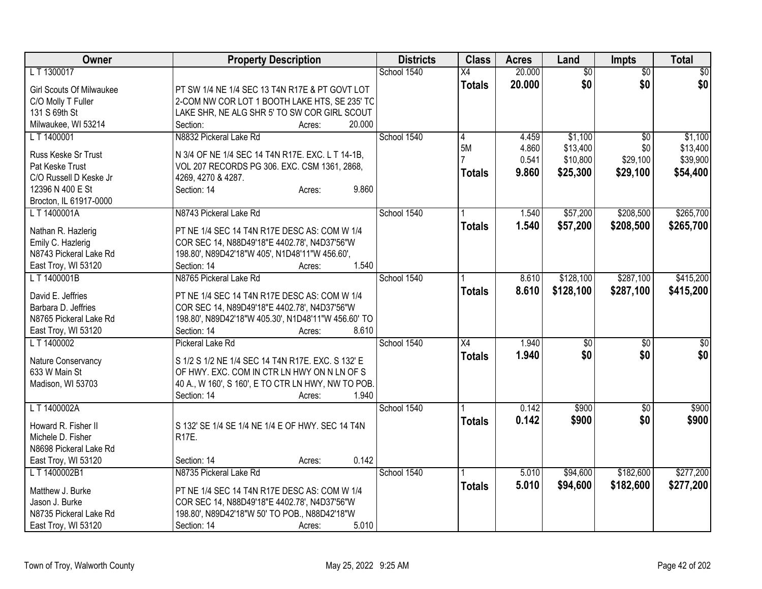| Owner | Property Description | Districts | Class | Acres | Land | Impts | Total |
|---|---|---|---|---|---|---|---|
| L T 1300017<br><br>Girl Scouts Of Milwaukee<br>C/O Molly T Fuller<br>131 S 69th St<br>Milwaukee, WI 53214 | <br><br>PT SW 1/4 NE 1/4 SEC 13 T4N R17E & PT GOVT LOT 2-COM NW COR LOT 1 BOOTH LAKE HTS, SE 235' TO LAKE SHR, NE ALG SHR 5' TO SW COR GIRL SCOUT<br>Section: Acres: 20.000 | School 1540 | X4<br>**Totals** | 20.000<br>**20.000** | $0<br>**$0** | $0<br>**$0** | $0<br>**$0** |
| L T 1400001<br><br>Russ Keske Sr Trust<br>Pat Keske Trust<br>C/O Russell D Keske Jr<br>12396 N 400 E St<br>Brocton, IL 61917-0000 | N8832 Pickeral Lake Rd<br><br>N 3/4 OF NE 1/4 SEC 14 T4N R17E. EXC. L T 14-1B, VOL 207 RECORDS PG 306. EXC. CSM 1361, 2868, 4269, 4270 & 4287.<br>Section: 14 Acres: 9.860 | School 1540 | 4<br>5M<br>7<br>**Totals** | 4.459<br>4.860<br>0.541<br>**9.860** | $1,100<br>$13,400<br>$10,800<br>**$25,300** | $0<br>$0<br>$29,100<br>**$29,100** | $1,100<br>$13,400<br>$39,900<br>**$54,400** |
| L T 1400001A<br><br>Nathan R. Hazlerig<br>Emily C. Hazlerig<br>N8743 Pickeral Lake Rd<br>East Troy, WI 53120 | N8743 Pickeral Lake Rd<br><br>PT NE 1/4 SEC 14 T4N R17E DESC AS: COM W 1/4 COR SEC 14, N88D49'18"E 4402.78', N4D37'56"W 198.80', N89D42'18"W 405', N1D48'11"W 456.60',<br>Section: 14 Acres: 1.540 | School 1540 | 1<br>**Totals** | 1.540<br>**1.540** | $57,200<br>**$57,200** | $208,500<br>**$208,500** | $265,700<br>**$265,700** |
| L T 1400001B<br><br>David E. Jeffries<br>Barbara D. Jeffries<br>N8765 Pickeral Lake Rd<br>East Troy, WI 53120 | N8765 Pickeral Lake Rd<br><br>PT NE 1/4 SEC 14 T4N R17E DESC AS: COM W 1/4 COR SEC 14, N89D49'18"E 4402.78', N4D37'56"W 198.80', N89D42'18"W 405.30', N1D48'11"W 456.60' TO<br>Section: 14 Acres: 8.610 | School 1540 | 1<br>**Totals** | 8.610<br>**8.610** | $128,100<br>**$128,100** | $287,100<br>**$287,100** | $415,200<br>**$415,200** |
| L T 1400002<br><br>Nature Conservancy<br>633 W Main St<br>Madison, WI 53703 | Pickeral Lake Rd<br><br>S 1/2 S 1/2 NE 1/4 SEC 14 T4N R17E. EXC. S 132' E OF HWY. EXC. COM IN CTR LN HWY ON N LN OF S 40 A., W 160', S 160', E TO CTR LN HWY, NW TO POB.<br>Section: 14 Acres: 1.940 | School 1540 | X4<br>**Totals** | 1.940<br>**1.940** | $0<br>**$0** | $0<br>**$0** | $0<br>**$0** |
| L T 1400002A<br><br>Howard R. Fisher II<br>Michele D. Fisher<br>N8698 Pickeral Lake Rd<br>East Troy, WI 53120 | <br><br>S 132' SE 1/4 SE 1/4 NE 1/4 E OF HWY. SEC 14 T4N R17E.<br>Section: 14 Acres: 0.142 | School 1540 | 1<br>**Totals** | 0.142<br>**0.142** | $900<br>**$900** | $0<br>**$0** | $900<br>**$900** |
| L T 1400002B1<br><br>Matthew J. Burke<br>Jason J. Burke<br>N8735 Pickeral Lake Rd<br>East Troy, WI 53120 | N8735 Pickeral Lake Rd<br><br>PT NE 1/4 SEC 14 T4N R17E DESC AS: COM W 1/4 COR SEC 14, N88D49'18"E 4402.78', N4D37'56"W 198.80', N89D42'18"W 50' TO POB., N88D42'18"W<br>Section: 14 Acres: 5.010 | School 1540 | 1<br>**Totals** | 5.010<br>**5.010** | $94,600<br>**$94,600** | $182,600<br>**$182,600** | $277,200<br>**$277,200** |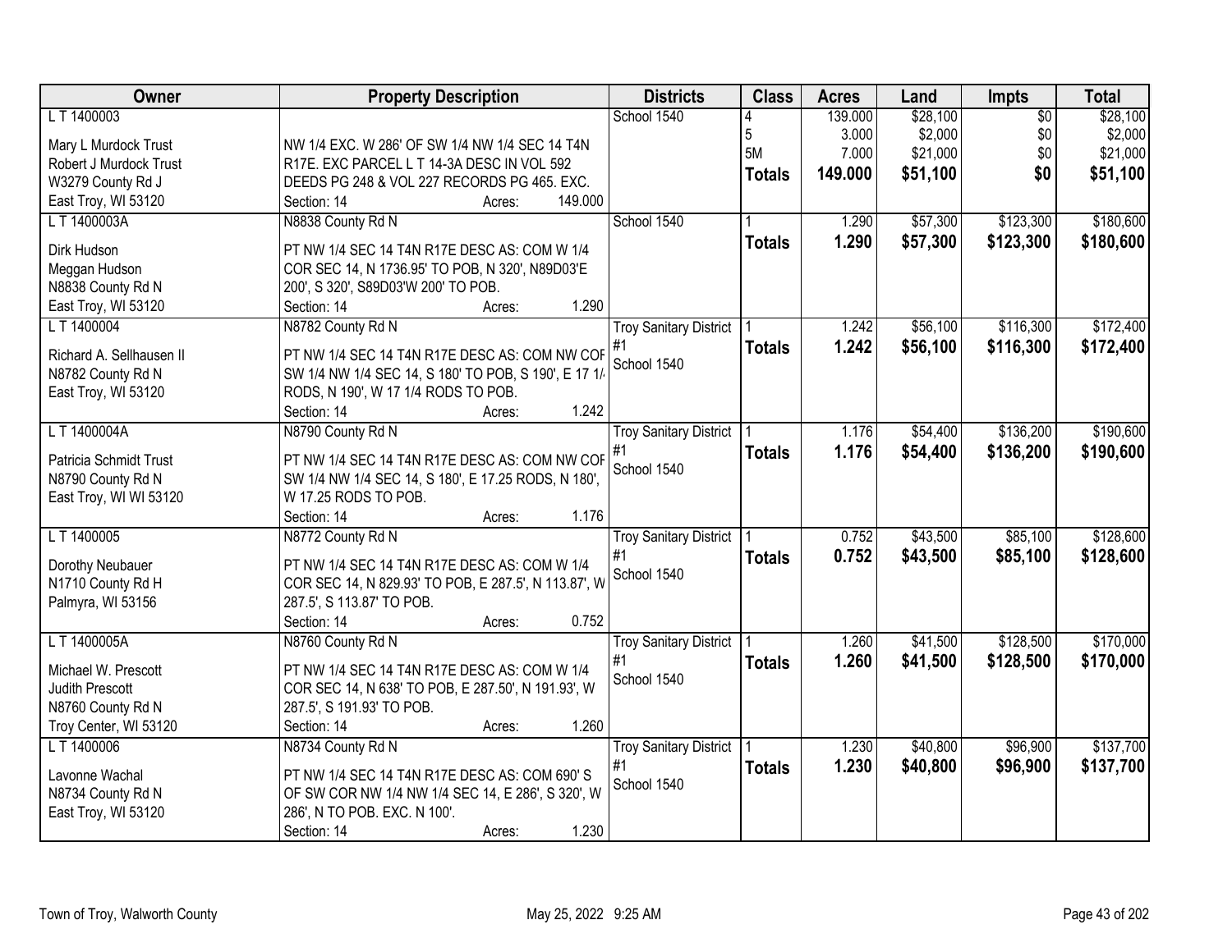| Owner | Property Description | Districts | Class | Acres | Land | Impts | Total |
|---|---|---|---|---|---|---|---|
| L T 1400003<br><br>Mary L Murdock Trust<br>Robert J Murdock Trust<br>W3279 County Rd J<br>East Troy, WI 53120 | NW 1/4 EXC. W 286' OF SW 1/4 NW 1/4 SEC 14 T4N R17E. EXC PARCEL L T 14-3A DESC IN VOL 592 DEEDS PG 248 & VOL 227 RECORDS PG 465. EXC.<br>Section: 14 Acres: 149.000 | School 1540 | 4<br>5<br>5M<br>**Totals** | 139.000<br>3.000<br>7.000<br>**149.000** | $28,100<br>$2,000<br>$21,000<br>**$51,100** | $0<br>$0<br>$0<br>**$0** | $28,100<br>$2,000<br>$21,000<br>**$51,100** |
| L T 1400003A<br><br>Dirk Hudson<br>Meggan Hudson<br>N8838 County Rd N<br>East Troy, WI 53120 | N8838 County Rd N<br><br>PT NW 1/4 SEC 14 T4N R17E DESC AS: COM W 1/4 COR SEC 14, N 1736.95' TO POB, N 320', N89D03'E 200', S 320', S89D03'W 200' TO POB.<br>Section: 14 Acres: 1.290 | School 1540 | 1<br>**Totals** | 1.290<br>**1.290** | $57,300<br>**$57,300** | $123,300<br>**$123,300** | $180,600<br>**$180,600** |
| L T 1400004<br><br>Richard A. Sellhausen II<br>N8782 County Rd N<br>East Troy, WI 53120 | N8782 County Rd N<br><br>PT NW 1/4 SEC 14 T4N R17E DESC AS: COM NW COR SW 1/4 NW 1/4 SEC 14, S 180' TO POB, S 190', E 17 1/4 RODS, N 190', W 17 1/4 RODS TO POB.<br>Section: 14 Acres: 1.242 | Troy Sanitary District #1<br>School 1540 | 1<br>**Totals** | 1.242<br>**1.242** | $56,100<br>**$56,100** | $116,300<br>**$116,300** | $172,400<br>**$172,400** |
| L T 1400004A<br><br>Patricia Schmidt Trust<br>N8790 County Rd N<br>East Troy, WI WI 53120 | N8790 County Rd N<br><br>PT NW 1/4 SEC 14 T4N R17E DESC AS: COM NW COR SW 1/4 NW 1/4 SEC 14, S 180', E 17.25 RODS, N 180', W 17.25 RODS TO POB.<br>Section: 14 Acres: 1.176 | Troy Sanitary District #1<br>School 1540 | 1<br>**Totals** | 1.176<br>**1.176** | $54,400<br>**$54,400** | $136,200<br>**$136,200** | $190,600<br>**$190,600** |
| L T 1400005<br><br>Dorothy Neubauer<br>N1710 County Rd H<br>Palmyra, WI 53156 | N8772 County Rd N<br><br>PT NW 1/4 SEC 14 T4N R17E DESC AS: COM W 1/4 COR SEC 14, N 829.93' TO POB, E 287.5', N 113.87', W 287.5', S 113.87' TO POB.<br>Section: 14 Acres: 0.752 | Troy Sanitary District #1<br>School 1540 | 1<br>**Totals** | 0.752<br>**0.752** | $43,500<br>**$43,500** | $85,100<br>**$85,100** | $128,600<br>**$128,600** |
| L T 1400005A<br><br>Michael W. Prescott<br>Judith Prescott<br>N8760 County Rd N<br>Troy Center, WI 53120 | N8760 County Rd N<br><br>PT NW 1/4 SEC 14 T4N R17E DESC AS: COM W 1/4 COR SEC 14, N 638' TO POB, E 287.50', N 191.93', W 287.5', S 191.93' TO POB.<br>Section: 14 Acres: 1.260 | Troy Sanitary District #1<br>School 1540 | 1<br>**Totals** | 1.260<br>**1.260** | $41,500<br>**$41,500** | $128,500<br>**$128,500** | $170,000<br>**$170,000** |
| L T 1400006<br><br>Lavonne Wachal<br>N8734 County Rd N<br>East Troy, WI 53120 | N8734 County Rd N<br><br>PT NW 1/4 SEC 14 T4N R17E DESC AS: COM 690' S OF SW COR NW 1/4 NW 1/4 SEC 14, E 286', S 320', W 286', N TO POB. EXC. N 100'.<br>Section: 14 Acres: 1.230 | Troy Sanitary District #1<br>School 1540 | 1<br>**Totals** | 1.230<br>**1.230** | $40,800<br>**$40,800** | $96,900<br>**$96,900** | $137,700<br>**$137,700** |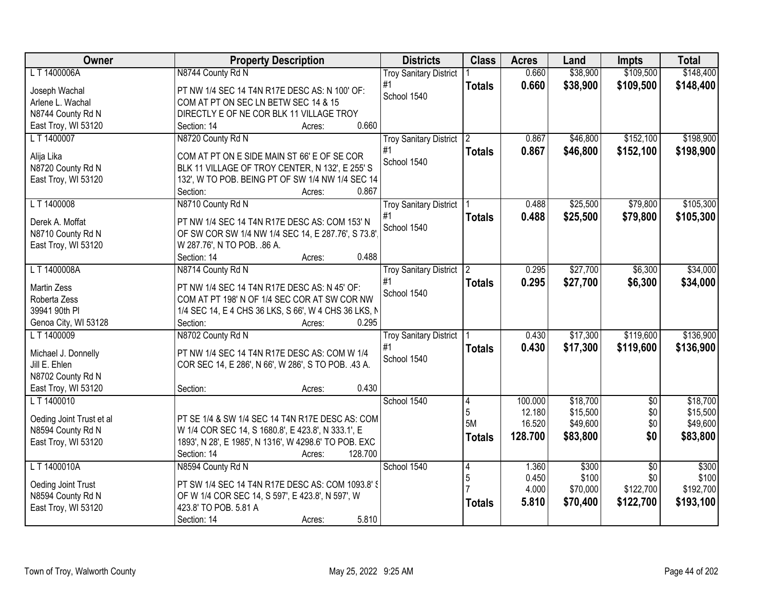| Owner | Property Description | Districts | Class | Acres | Land | Impts | Total |
|---|---|---|---|---|---|---|---|
| L T 1400006A<br>Joseph Wachal<br>Arlene L. Wachal<br>N8744 County Rd N<br>East Troy, WI 53120 | N8744 County Rd N<br>PT NW 1/4 SEC 14 T4N R17E DESC AS: N 100' OF: COM AT PT ON SEC LN BETW SEC 14 & 15 DIRECTLY E OF NE COR BLK 11 VILLAGE TROY<br>Section: 14 Acres: 0.660 | Troy Sanitary District #1<br>School 1540 | 1<br>**Totals** | 0.660<br>**0.660** | $38,900<br>**$38,900** | $109,500<br>**$109,500** | $148,400<br>**$148,400** |
| L T 1400007<br>Alija Lika<br>N8720 County Rd N<br>East Troy, WI 53120 | N8720 County Rd N<br>COM AT PT ON E SIDE MAIN ST 66' E OF SE COR BLK 11 VILLAGE OF TROY CENTER, N 132', E 255' S 132', W TO POB. BEING PT OF SW 1/4 NW 1/4 SEC 14<br>Section: Acres: 0.867 | Troy Sanitary District #1<br>School 1540 | 2<br>**Totals** | 0.867<br>**0.867** | $46,800<br>**$46,800** | $152,100<br>**$152,100** | $198,900<br>**$198,900** |
| L T 1400008<br>Derek A. Moffat<br>N8710 County Rd N<br>East Troy, WI 53120 | N8710 County Rd N<br>PT NW 1/4 SEC 14 T4N R17E DESC AS: COM 153' N OF SW COR SW 1/4 NW 1/4 SEC 14, E 287.76', S 73.8', W 287.76', N TO POB. .86 A.<br>Section: 14 Acres: 0.488 | Troy Sanitary District #1<br>School 1540 | 1<br>**Totals** | 0.488<br>**0.488** | $25,500<br>**$25,500** | $79,800<br>**$79,800** | $105,300<br>**$105,300** |
| L T 1400008A<br>Martin Zess<br>Roberta Zess<br>39941 90th Pl<br>Genoa City, WI 53128 | N8714 County Rd N<br>PT NW 1/4 SEC 14 T4N R17E DESC AS: N 45' OF: COM AT PT 198' N OF 1/4 SEC COR AT SW COR NW 1/4 SEC 14, E 4 CHS 36 LKS, S 66', W 4 CHS 36 LKS, N<br>Section: Acres: 0.295 | Troy Sanitary District #1<br>School 1540 | 2<br>**Totals** | 0.295<br>**0.295** | $27,700<br>**$27,700** | $6,300<br>**$6,300** | $34,000<br>**$34,000** |
| L T 1400009<br>Michael J. Donnelly<br>Jill E. Ehlen<br>N8702 County Rd N<br>East Troy, WI 53120 | N8702 County Rd N<br>PT NW 1/4 SEC 14 T4N R17E DESC AS: COM W 1/4 COR SEC 14, E 286', N 66', W 286', S TO POB. .43 A.<br>Section: Acres: 0.430 | Troy Sanitary District #1<br>School 1540 | 1<br>**Totals** | 0.430<br>**0.430** | $17,300<br>**$17,300** | $119,600<br>**$119,600** | $136,900<br>**$136,900** |
| L T 1400010<br>Oeding Joint Trust et al<br>N8594 County Rd N<br>East Troy, WI 53120 | PT SE 1/4 & SW 1/4 SEC 14 T4N R17E DESC AS: COM W 1/4 COR SEC 14, S 1680.8', E 423.8', N 333.1', E 1893', N 28', E 1985', N 1316', W 4298.6' TO POB. EXC<br>Section: 14 Acres: 128.700 | School 1540 | 4<br>5<br>5M<br>**Totals** | 100.000<br>12.180<br>16.520<br>**128.700** | $18,700<br>$15,500<br>$49,600<br>**$83,800** | $0<br>$0<br>$0<br>**$0** | $18,700<br>$15,500<br>$49,600<br>**$83,800** |
| L T 1400010A<br>Oeding Joint Trust<br>N8594 County Rd N<br>East Troy, WI 53120 | N8594 County Rd N<br>PT SW 1/4 SEC 14 T4N R17E DESC AS: COM 1093.8' S OF W 1/4 COR SEC 14, S 597', E 423.8', N 597', W 423.8' TO POB. 5.81 A<br>Section: 14 Acres: 5.810 | School 1540 | 4<br>5<br>7<br>**Totals** | 1.360<br>0.450<br>4.000<br>**5.810** | $300<br>$100<br>$70,000<br>**$70,400** | $0<br>$0<br>$122,700<br>**$122,700** | $300<br>$100<br>$192,700<br>**$193,100** |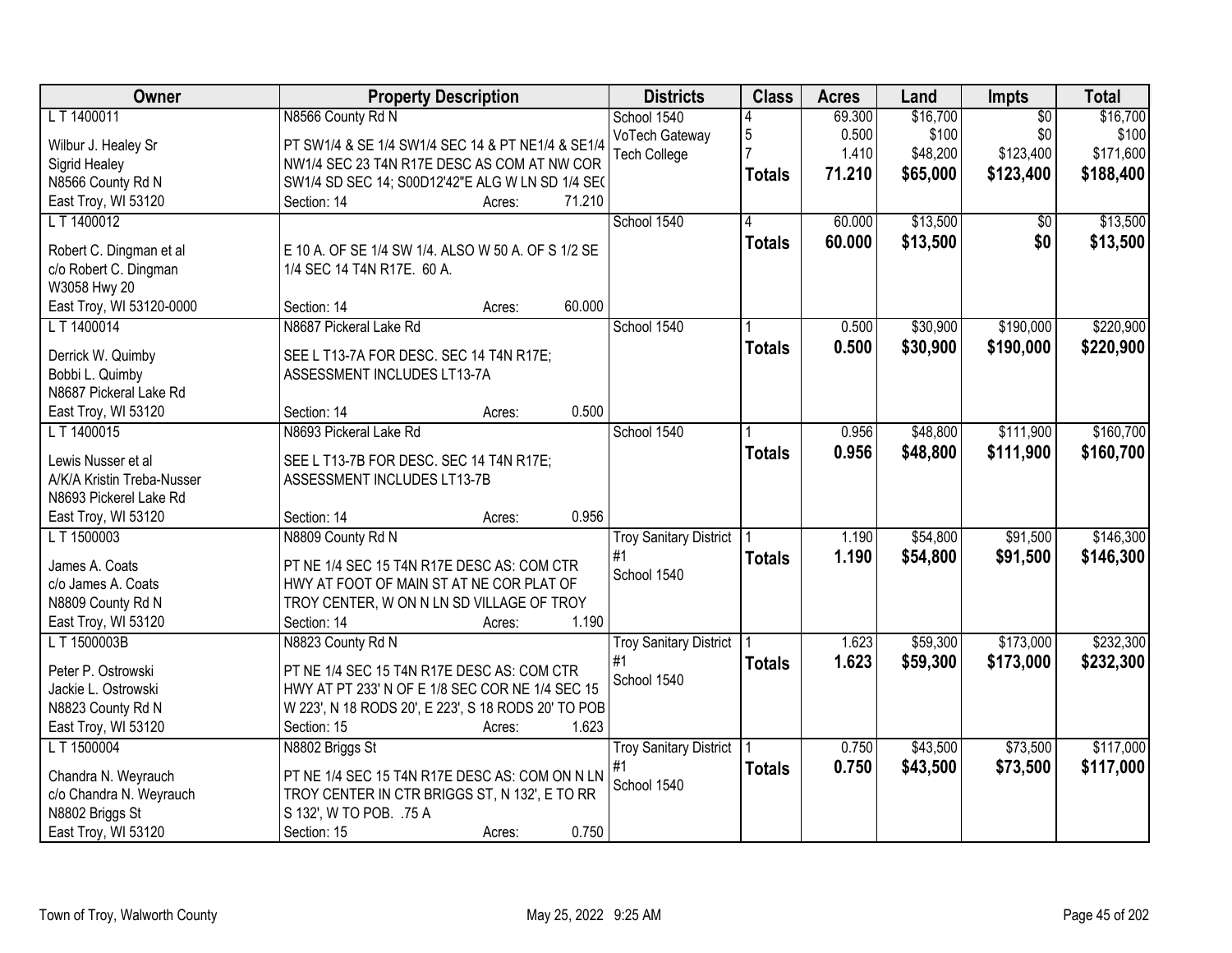| Owner | Property Description | Districts | Class | Acres | Land | Impts | Total |
|---|---|---|---|---|---|---|---|
| L T 1400011<br>Wilbur J. Healey Sr<br>Sigrid Healey<br>N8566 County Rd N<br>East Troy, WI 53120 | N8566 County Rd N<br>PT SW1/4 & SE 1/4 SW1/4 SEC 14 & PT NE1/4 & SE1/4 NW1/4 SEC 23 T4N R17E DESC AS COM AT NW COR SW1/4 SD SEC 14; S00D12'42"E ALG W LN SD 1/4 SEC<br>Section: 14 Acres: 71.210 | School 1540<br>VoTech Gateway<br>Tech College | 4<br>5<br>7<br>**Totals** | 69.300<br>0.500<br>1.410<br>**71.210** | $16,700<br>$100<br>$48,200<br>**$65,000** | $0<br>$0<br>$123,400<br>**$123,400** | $16,700<br>$100<br>$171,600<br>**$188,400** |
| L T 1400012<br>Robert C. Dingman et al<br>c/o Robert C. Dingman<br>W3058 Hwy 20<br>East Troy, WI 53120-0000 | E 10 A. OF SE 1/4 SW 1/4. ALSO W 50 A. OF S 1/2 SE 1/4 SEC 14 T4N R17E. 60 A.<br>Section: 14 Acres: 60.000 | School 1540 | 4<br>**Totals** | 60.000<br>**60.000** | $13,500<br>**$13,500** | $0<br>**$0** | $13,500<br>**$13,500** |
| L T 1400014<br>Derrick W. Quimby<br>Bobbi L. Quimby<br>N8687 Pickeral Lake Rd<br>East Troy, WI 53120 | N8687 Pickeral Lake Rd<br>SEE L T13-7A FOR DESC. SEC 14 T4N R17E; ASSESSMENT INCLUDES LT13-7A<br>Section: 14 Acres: 0.500 | School 1540 | 1<br>**Totals** | 0.500<br>**0.500** | $30,900<br>**$30,900** | $190,000<br>**$190,000** | $220,900<br>**$220,900** |
| L T 1400015<br>Lewis Nusser et al<br>A/K/A Kristin Treba-Nusser<br>N8693 Pickerel Lake Rd<br>East Troy, WI 53120 | N8693 Pickeral Lake Rd<br>SEE L T13-7B FOR DESC. SEC 14 T4N R17E; ASSESSMENT INCLUDES LT13-7B<br>Section: 14 Acres: 0.956 | School 1540 | 1<br>**Totals** | 0.956<br>**0.956** | $48,800<br>**$48,800** | $111,900<br>**$111,900** | $160,700<br>**$160,700** |
| L T 1500003<br>James A. Coats<br>c/o James A. Coats<br>N8809 County Rd N<br>East Troy, WI 53120 | N8809 County Rd N<br>PT NE 1/4 SEC 15 T4N R17E DESC AS: COM CTR HWY AT FOOT OF MAIN ST AT NE COR PLAT OF TROY CENTER, W ON N LN SD VILLAGE OF TROY<br>Section: 14 Acres: 1.190 | Troy Sanitary District #1<br>School 1540 | 1<br>**Totals** | 1.190<br>**1.190** | $54,800<br>**$54,800** | $91,500<br>**$91,500** | $146,300<br>**$146,300** |
| L T 1500003B<br>Peter P. Ostrowski<br>Jackie L. Ostrowski<br>N8823 County Rd N<br>East Troy, WI 53120 | N8823 County Rd N<br>PT NE 1/4 SEC 15 T4N R17E DESC AS: COM CTR HWY AT PT 233' N OF E 1/8 SEC COR NE 1/4 SEC 15 W 223', N 18 RODS 20', E 223', S 18 RODS 20' TO POB<br>Section: 15 Acres: 1.623 | Troy Sanitary District #1<br>School 1540 | 1<br>**Totals** | 1.623<br>**1.623** | $59,300<br>**$59,300** | $173,000<br>**$173,000** | $232,300<br>**$232,300** |
| L T 1500004<br>Chandra N. Weyrauch<br>c/o Chandra N. Weyrauch<br>N8802 Briggs St<br>East Troy, WI 53120 | N8802 Briggs St<br>PT NE 1/4 SEC 15 T4N R17E DESC AS: COM ON N LN TROY CENTER IN CTR BRIGGS ST, N 132', E TO RR S 132', W TO POB. .75 A<br>Section: 15 Acres: 0.750 | Troy Sanitary District #1<br>School 1540 | 1<br>**Totals** | 0.750<br>**0.750** | $43,500<br>**$43,500** | $73,500<br>**$73,500** | $117,000<br>**$117,000** |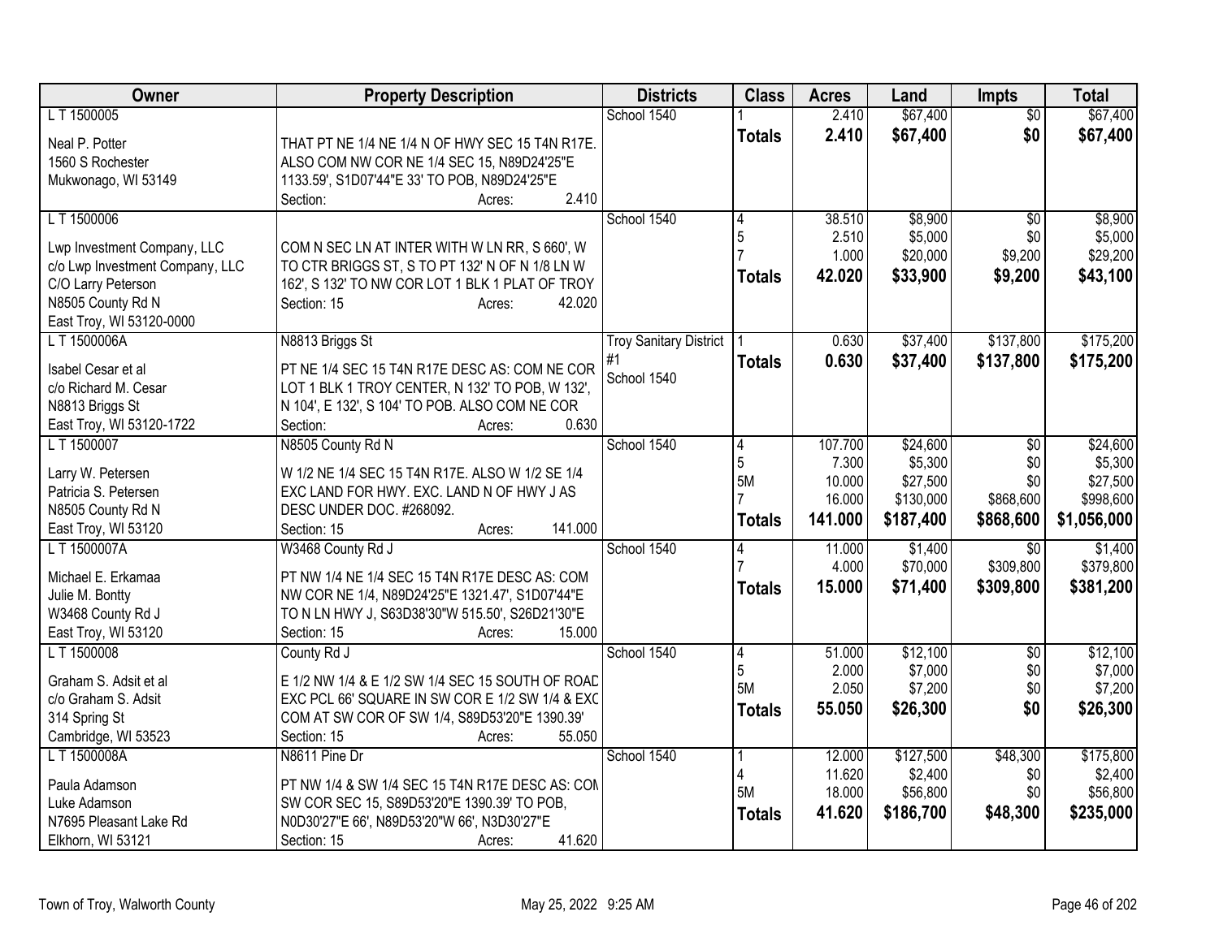| Owner | Property Description | Districts | Class | Acres | Land | Impts | Total |
|---|---|---|---|---|---|---|---|
| L T 1500005 | | School 1540 | 1 | 2.410 | $67,400 | $0 | $67,400 |
| Neal P. Potter<br>1560 S Rochester<br>Mukwonago, WI 53149 | THAT PT NE 1/4 NE 1/4 N OF HWY SEC 15 T4N R17E. ALSO COM NW COR NE 1/4 SEC 15, N89D24'25"E 1133.59', S1D07'44"E 33' TO POB, N89D24'25"E<br>Section: Acres: 2.410 | | **Totals** | **2.410** | **$67,400** | **$0** | **$67,400** |
| L T 1500006 | | School 1540 | 4<br>5<br>7 | 38.510<br>2.510<br>1.000 | $8,900<br>$5,000<br>$20,000 | $0<br>$0<br>$9,200 | $8,900<br>$5,000<br>$29,200 |
| Lwp Investment Company, LLC<br>c/o Lwp Investment Company, LLC<br>C/O Larry Peterson<br>N8505 County Rd N<br>East Troy, WI 53120-0000 | COM N SEC LN AT INTER WITH W LN RR, S 660', W TO CTR BRIGGS ST, S TO PT 132' N OF N 1/8 LN W 162', S 132' TO NW COR LOT 1 BLK 1 PLAT OF TROY<br>Section: 15 Acres: 42.020 | | **Totals** | **42.020** | **$33,900** | **$9,200** | **$43,100** |
| L T 1500006A | N8813 Briggs St | Troy Sanitary District #1<br>School 1540 | 1 | 0.630 | $37,400 | $137,800 | $175,200 |
| Isabel Cesar et al<br>c/o Richard M. Cesar<br>N8813 Briggs St<br>East Troy, WI 53120-1722 | PT NE 1/4 SEC 15 T4N R17E DESC AS: COM NE COR LOT 1 BLK 1 TROY CENTER, N 132' TO POB, W 132', N 104', E 132', S 104' TO POB. ALSO COM NE COR<br>Section: Acres: 0.630 | | **Totals** | **0.630** | **$37,400** | **$137,800** | **$175,200** |
| L T 1500007 | N8505 County Rd N | School 1540 | 4<br>5<br>5M<br>7 | 107.700<br>7.300<br>10.000<br>16.000 | $24,600<br>$5,300<br>$27,500<br>$130,000 | $0<br>$0<br>$0<br>$868,600 | $24,600<br>$5,300<br>$27,500<br>$998,600 |
| Larry W. Petersen<br>Patricia S. Petersen<br>N8505 County Rd N<br>East Troy, WI 53120 | W 1/2 NE 1/4 SEC 15 T4N R17E. ALSO W 1/2 SE 1/4 EXC LAND FOR HWY. EXC. LAND N OF HWY J AS DESC UNDER DOC. #268092.<br>Section: 15 Acres: 141.000 | | **Totals** | **141.000** | **$187,400** | **$868,600** | **$1,056,000** |
| L T 1500007A | W3468 County Rd J | School 1540 | 4<br>7 | 11.000<br>4.000 | $1,400<br>$70,000 | $0<br>$309,800 | $1,400<br>$379,800 |
| Michael E. Erkamaa<br>Julie M. Bontty<br>W3468 County Rd J<br>East Troy, WI 53120 | PT NW 1/4 NE 1/4 SEC 15 T4N R17E DESC AS: COM NW COR NE 1/4, N89D24'25"E 1321.47', S1D07'44"E TO N LN HWY J, S63D38'30"W 515.50', S26D21'30"E<br>Section: 15 Acres: 15.000 | | **Totals** | **15.000** | **$71,400** | **$309,800** | **$381,200** |
| L T 1500008 | County Rd J | School 1540 | 4<br>5<br>5M | 51.000<br>2.000<br>2.050 | $12,100<br>$7,000<br>$7,200 | $0<br>$0<br>$0 | $12,100<br>$7,000<br>$7,200 |
| Graham S. Adsit et al<br>c/o Graham S. Adsit<br>314 Spring St<br>Cambridge, WI 53523 | E 1/2 NW 1/4 & E 1/2 SW 1/4 SEC 15 SOUTH OF ROAD EXC PCL 66' SQUARE IN SW COR E 1/2 SW 1/4 & EXC COM AT SW COR OF SW 1/4, S89D53'20"E 1390.39'<br>Section: 15 Acres: 55.050 | | **Totals** | **55.050** | **$26,300** | **$0** | **$26,300** |
| L T 1500008A | N8611 Pine Dr | School 1540 | 1<br>4<br>5M | 12.000<br>11.620<br>18.000 | $127,500<br>$2,400<br>$56,800 | $48,300<br>$0<br>$0 | $175,800<br>$2,400<br>$56,800 |
| Paula Adamson<br>Luke Adamson<br>N7695 Pleasant Lake Rd<br>Elkhorn, WI 53121 | PT NW 1/4 & SW 1/4 SEC 15 T4N R17E DESC AS: COM SW COR SEC 15, S89D53'20"E 1390.39' TO POB, N0D30'27"E 66', N89D53'20"W 66', N3D30'27"E<br>Section: 15 Acres: 41.620 | | **Totals** | **41.620** | **$186,700** | **$48,300** | **$235,000** |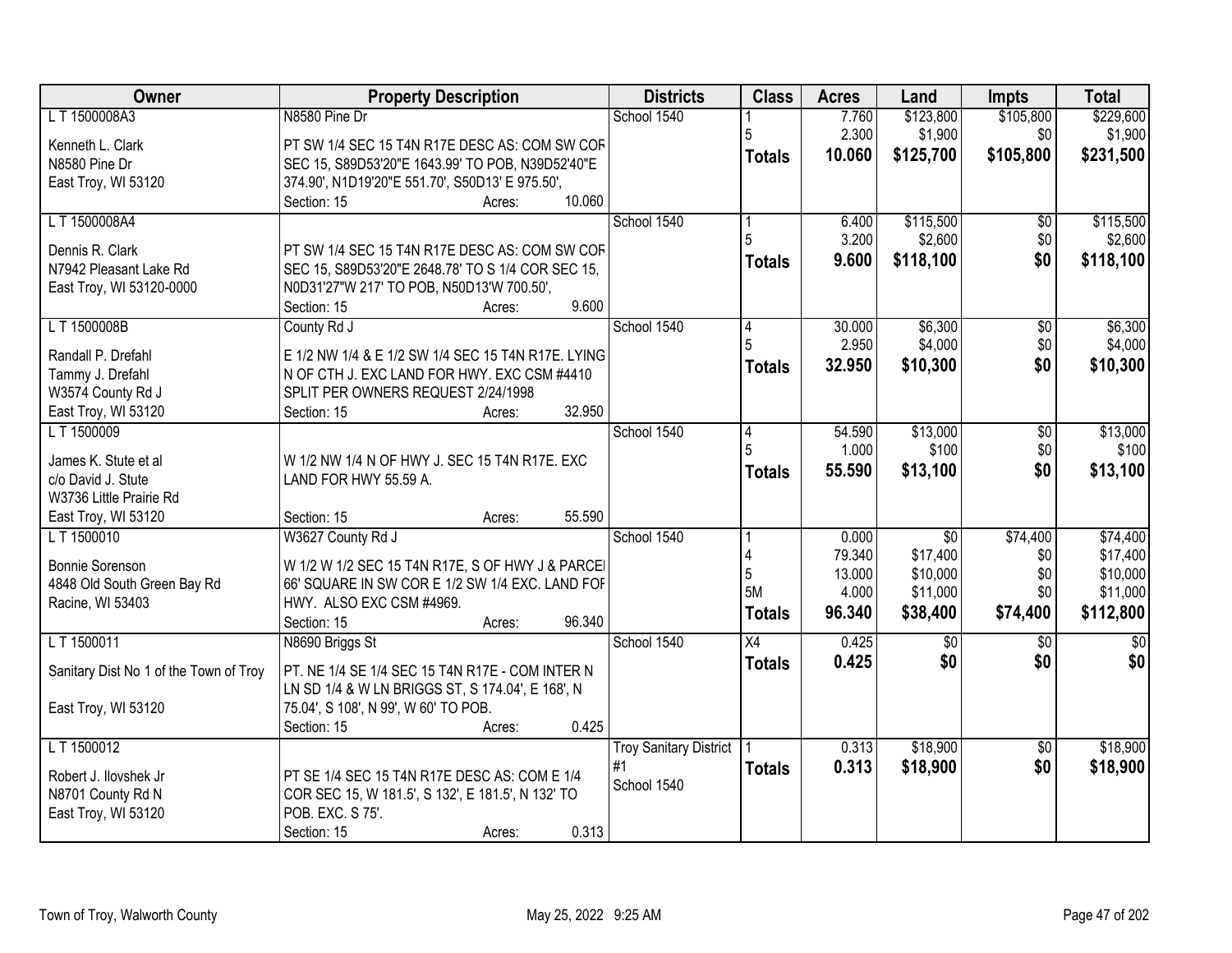| Owner | Property Description | Districts | Class | Acres | Land | Impts | Total |
|---|---|---|---|---|---|---|---|
| L T 1500008A3<br><br>Kenneth L. Clark<br>N8580 Pine Dr<br>East Troy, WI 53120 | N8580 Pine Dr<br><br>PT SW 1/4 SEC 15 T4N R17E DESC AS: COM SW COR SEC 15, S89D53'20"E 1643.99' TO POB, N39D52'40"E 374.90', N1D19'20"E 551.70', S50D13' E 975.50',<br>Section: 15 Acres: 10.060 | School 1540 | 1<br>5<br>**Totals** | 7.760<br>2.300<br>**10.060** | $123,800<br>$1,900<br>**$125,700** | $105,800<br>$0<br>**$105,800** | $229,600<br>$1,900<br>**$231,500** |
| L T 1500008A4<br><br>Dennis R. Clark<br>N7942 Pleasant Lake Rd<br>East Troy, WI 53120-0000 | PT SW 1/4 SEC 15 T4N R17E DESC AS: COM SW COR SEC 15, S89D53'20"E 2648.78' TO S 1/4 COR SEC 15, N0D31'27"W 217' TO POB, N50D13'W 700.50',<br>Section: 15 Acres: 9.600 | School 1540 | 1<br>5<br>**Totals** | 6.400<br>3.200<br>**9.600** | $115,500<br>$2,600<br>**$118,100** | $0<br>$0<br>**$0** | $115,500<br>$2,600<br>**$118,100** |
| L T 1500008B<br><br>Randall P. Drefahl<br>Tammy J. Drefahl<br>W3574 County Rd J<br>East Troy, WI 53120 | County Rd J<br><br>E 1/2 NW 1/4 & E 1/2 SW 1/4 SEC 15 T4N R17E. LYING N OF CTH J. EXC LAND FOR HWY. EXC CSM #4410 SPLIT PER OWNERS REQUEST 2/24/1998<br>Section: 15 Acres: 32.950 | School 1540 | 4<br>5<br>**Totals** | 30.000<br>2.950<br>**32.950** | $6,300<br>$4,000<br>**$10,300** | $0<br>$0<br>**$0** | $6,300<br>$4,000<br>**$10,300** |
| L T 1500009<br><br>James K. Stute et al<br>c/o David J. Stute<br>W3736 Little Prairie Rd<br>East Troy, WI 53120 | W 1/2 NW 1/4 N OF HWY J. SEC 15 T4N R17E. EXC LAND FOR HWY 55.59 A.<br>Section: 15 Acres: 55.590 | School 1540 | 4<br>5<br>**Totals** | 54.590<br>1.000<br>**55.590** | $13,000<br>$100<br>**$13,100** | $0<br>$0<br>**$0** | $13,000<br>$100<br>**$13,100** |
| L T 1500010<br><br>Bonnie Sorenson<br>4848 Old South Green Bay Rd<br>Racine, WI 53403 | W3627 County Rd J<br><br>W 1/2 W 1/2 SEC 15 T4N R17E, S OF HWY J & PARCEL 66' SQUARE IN SW COR E 1/2 SW 1/4 EXC. LAND FOR HWY. ALSO EXC CSM #4969.<br>Section: 15 Acres: 96.340 | School 1540 | 1<br>4<br>5<br>5M<br>**Totals** | 0.000<br>79.340<br>13.000<br>4.000<br>**96.340** | $0<br>$17,400<br>$10,000<br>$11,000<br>**$38,400** | $74,400<br>$0<br>$0<br>$0<br>**$74,400** | $74,400<br>$17,400<br>$10,000<br>$11,000<br>**$112,800** |
| L T 1500011<br><br>Sanitary Dist No 1 of the Town of Troy<br><br>East Troy, WI 53120 | N8690 Briggs St<br><br>PT. NE 1/4 SE 1/4 SEC 15 T4N R17E - COM INTER N LN SD 1/4 & W LN BRIGGS ST, S 174.04', E 168', N 75.04', S 108', N 99', W 60' TO POB.<br>Section: 15 Acres: 0.425 | School 1540 | X4<br>**Totals** | 0.425<br>**0.425** | $0<br>**$0** | $0<br>**$0** | $0<br>**$0** |
| L T 1500012<br><br>Robert J. Ilovshek Jr<br>N8701 County Rd N<br>East Troy, WI 53120 | PT SE 1/4 SEC 15 T4N R17E DESC AS: COM E 1/4 COR SEC 15, W 181.5', S 132', E 181.5', N 132' TO POB. EXC. S 75'.<br>Section: 15 Acres: 0.313 | Troy Sanitary District #1<br>School 1540 | 1<br>**Totals** | 0.313<br>**0.313** | $18,900<br>**$18,900** | $0<br>**$0** | $18,900<br>**$18,900** |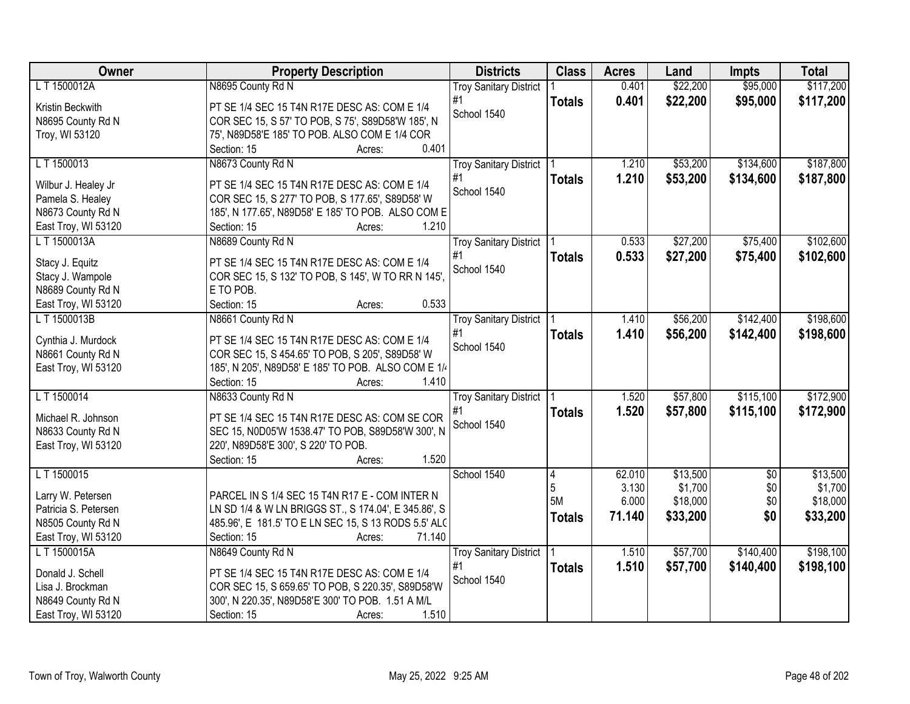| Owner | Property Description | Districts | Class | Acres | Land | Impts | Total |
|---|---|---|---|---|---|---|---|
| L T 1500012A<br><br>Kristin Beckwith<br>N8695 County Rd N<br>Troy, WI 53120 | N8695 County Rd N<br><br>PT SE 1/4 SEC 15 T4N R17E DESC AS: COM E 1/4 COR SEC 15, S 57' TO POB, S 75', S89D58'W 185', N 75', N89D58'E 185' TO POB. ALSO COM E 1/4 COR<br>Section: 15 Acres: 0.401 | Troy Sanitary District #1<br>School 1540 | 1<br>**Totals** | 0.401<br>**0.401** | $22,200<br>**$22,200** | $95,000<br>**$95,000** | $117,200<br>**$117,200** |
| L T 1500013<br><br>Wilbur J. Healey Jr<br>Pamela S. Healey<br>N8673 County Rd N<br>East Troy, WI 53120 | N8673 County Rd N<br><br>PT SE 1/4 SEC 15 T4N R17E DESC AS: COM E 1/4 COR SEC 15, S 277' TO POB, S 177.65', S89D58' W 185', N 177.65', N89D58' E 185' TO POB. ALSO COM E<br>Section: 15 Acres: 1.210 | Troy Sanitary District #1<br>School 1540 | 1<br>**Totals** | 1.210<br>**1.210** | $53,200<br>**$53,200** | $134,600<br>**$134,600** | $187,800<br>**$187,800** |
| L T 1500013A<br><br>Stacy J. Equitz<br>Stacy J. Wampole<br>N8689 County Rd N<br>East Troy, WI 53120 | N8689 County Rd N<br><br>PT SE 1/4 SEC 15 T4N R17E DESC AS: COM E 1/4 COR SEC 15, S 132' TO POB, S 145', W TO RR N 145', E TO POB.<br>Section: 15 Acres: 0.533 | Troy Sanitary District #1<br>School 1540 | 1<br>**Totals** | 0.533<br>**0.533** | $27,200<br>**$27,200** | $75,400<br>**$75,400** | $102,600<br>**$102,600** |
| L T 1500013B<br><br>Cynthia J. Murdock<br>N8661 County Rd N<br>East Troy, WI 53120 | N8661 County Rd N<br><br>PT SE 1/4 SEC 15 T4N R17E DESC AS: COM E 1/4 COR SEC 15, S 454.65' TO POB, S 205', S89D58' W 185', N 205', N89D58' E 185' TO POB. ALSO COM E 1/4<br>Section: 15 Acres: 1.410 | Troy Sanitary District #1<br>School 1540 | 1<br>**Totals** | 1.410<br>**1.410** | $56,200<br>**$56,200** | $142,400<br>**$142,400** | $198,600<br>**$198,600** |
| L T 1500014<br><br>Michael R. Johnson<br>N8633 County Rd N<br>East Troy, WI 53120 | N8633 County Rd N<br><br>PT SE 1/4 SEC 15 T4N R17E DESC AS: COM SE COR SEC 15, N0D05'W 1538.47' TO POB, S89D58'W 300', N 220', N89D58'E 300', S 220' TO POB.<br>Section: 15 Acres: 1.520 | Troy Sanitary District #1<br>School 1540 | 1<br>**Totals** | 1.520<br>**1.520** | $57,800<br>**$57,800** | $115,100<br>**$115,100** | $172,900<br>**$172,900** |
| L T 1500015<br><br>Larry W. Petersen<br>Patricia S. Petersen<br>N8505 County Rd N<br>East Troy, WI 53120 | <br><br>PARCEL IN S 1/4 SEC 15 T4N R17 E - COM INTER N LN SD 1/4 & W LN BRIGGS ST., S 174.04', E 345.86', S 485.96', E 181.5' TO E LN SEC 15, S 13 RODS 5.5' ALO<br>Section: 15 Acres: 71.140 | School 1540 | 4<br>5<br>5M<br>**Totals** | 62.010<br>3.130<br>6.000<br>**71.140** | $13,500<br>$1,700<br>$18,000<br>**$33,200** | $0<br>$0<br>$0<br>**$0** | $13,500<br>$1,700<br>$18,000<br>**$33,200** |
| L T 1500015A<br><br>Donald J. Schell<br>Lisa J. Brockman<br>N8649 County Rd N<br>East Troy, WI 53120 | N8649 County Rd N<br><br>PT SE 1/4 SEC 15 T4N R17E DESC AS: COM E 1/4 COR SEC 15, S 659.65' TO POB, S 220.35', S89D58'W 300', N 220.35', N89D58'E 300' TO POB. 1.51 A M/L<br>Section: 15 Acres: 1.510 | Troy Sanitary District #1<br>School 1540 | 1<br>**Totals** | 1.510<br>**1.510** | $57,700<br>**$57,700** | $140,400<br>**$140,400** | $198,100<br>**$198,100** |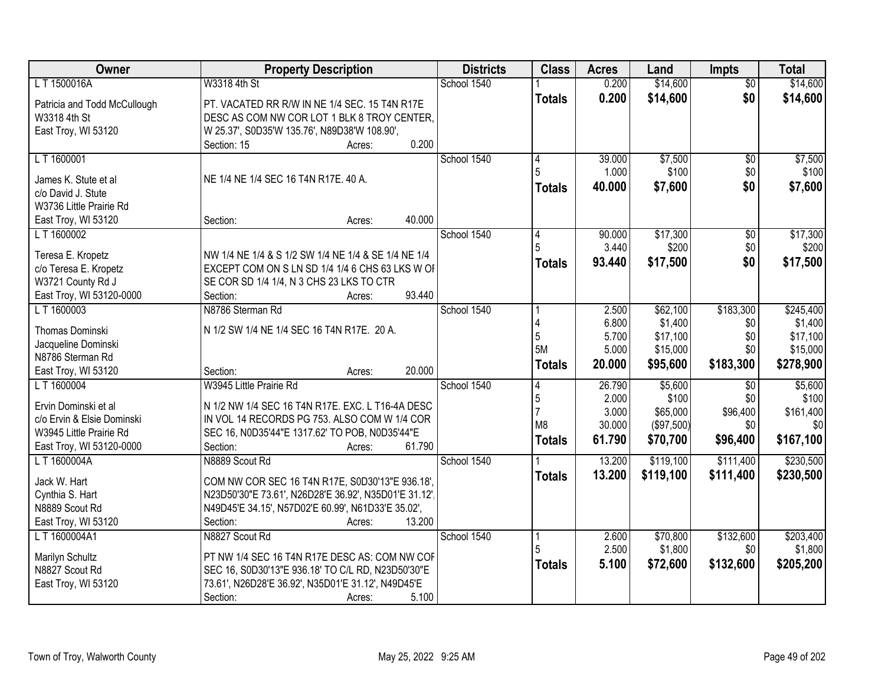| Owner | Property Description | Districts | Class | Acres | Land | Impts | Total |
|---|---|---|---|---|---|---|---|
| L T 1500016A<br>Patricia and Todd McCullough<br>W3318 4th St<br>East Troy, WI 53120 | W3318 4th St<br>PT. VACATED RR R/W IN NE 1/4 SEC. 15 T4N R17E DESC AS COM NW COR LOT 1 BLK 8 TROY CENTER, W 25.37', S0D35'W 135.76', N89D38'W 108.90',<br>Section: 15 Acres: 0.200 | School 1540 | 1<br>**Totals** | 0.200<br>**0.200** | $14,600<br>**$14,600** | $0<br>**$0** | $14,600<br>**$14,600** |
| L T 1600001<br>James K. Stute et al<br>c/o David J. Stute<br>W3736 Little Prairie Rd<br>East Troy, WI 53120 | NE 1/4 NE 1/4 SEC 16 T4N R17E. 40 A.<br>Section: Acres: 40.000 | School 1540 | 4<br>5<br>**Totals** | 39.000<br>1.000<br>**40.000** | $7,500<br>$100<br>**$7,600** | $0<br>$0<br>**$0** | $7,500<br>$100<br>**$7,600** |
| L T 1600002<br>Teresa E. Kropetz<br>c/o Teresa E. Kropetz<br>W3721 County Rd J<br>East Troy, WI 53120-0000 | NW 1/4 NE 1/4 & S 1/2 SW 1/4 NE 1/4 & SE 1/4 NE 1/4 EXCEPT COM ON S LN SD 1/4 1/4 6 CHS 63 LKS W OF SE COR SD 1/4 1/4, N 3 CHS 23 LKS TO CTR<br>Section: Acres: 93.440 | School 1540 | 4<br>5<br>**Totals** | 90.000<br>3.440<br>**93.440** | $17,300<br>$200<br>**$17,500** | $0<br>$0<br>**$0** | $17,300<br>$200<br>**$17,500** |
| L T 1600003<br>Thomas Dominski<br>Jacqueline Dominski<br>N8786 Sterman Rd<br>East Troy, WI 53120 | N8786 Sterman Rd<br>N 1/2 SW 1/4 NE 1/4 SEC 16 T4N R17E. 20 A.<br>Section: Acres: 20.000 | School 1540 | 1<br>4<br>5<br>5M<br>**Totals** | 2.500<br>6.800<br>5.700<br>5.000<br>**20.000** | $62,100<br>$1,400<br>$17,100<br>$15,000<br>**$95,600** | $183,300<br>$0<br>$0<br>$0<br>**$183,300** | $245,400<br>$1,400<br>$17,100<br>$15,000<br>**$278,900** |
| L T 1600004<br>Ervin Dominski et al<br>c/o Ervin & Elsie Dominski<br>W3945 Little Prairie Rd<br>East Troy, WI 53120-0000 | W3945 Little Prairie Rd<br>N 1/2 NW 1/4 SEC 16 T4N R17E. EXC. L T16-4A DESC IN VOL 14 RECORDS PG 753. ALSO COM W 1/4 COR SEC 16, N0D35'44"E 1317.62' TO POB, N0D35'44"E<br>Section: Acres: 61.790 | School 1540 | 4<br>5<br>7<br>M8<br>**Totals** | 26.790<br>2.000<br>3.000<br>30.000<br>**61.790** | $5,600<br>$100<br>$65,000<br>($97,500)<br>**$70,700** | $0<br>$0<br>$96,400<br>$0<br>**$96,400** | $5,600<br>$100<br>$161,400<br>$0<br>**$167,100** |
| L T 1600004A<br>Jack W. Hart<br>Cynthia S. Hart<br>N8889 Scout Rd<br>East Troy, WI 53120 | N8889 Scout Rd<br>COM NW COR SEC 16 T4N R17E, S0D30'13"E 936.18', N23D50'30"E 73.61', N26D28'E 36.92', N35D01'E 31.12', N49D45'E 34.15', N57D02'E 60.99', N61D33'E 35.02',<br>Section: Acres: 13.200 | School 1540 | 1<br>**Totals** | 13.200<br>**13.200** | $119,100<br>**$119,100** | $111,400<br>**$111,400** | $230,500<br>**$230,500** |
| L T 1600004A1<br>Marilyn Schultz<br>N8827 Scout Rd<br>East Troy, WI 53120 | N8827 Scout Rd<br>PT NW 1/4 SEC 16 T4N R17E DESC AS: COM NW COR SEC 16, S0D30'13"E 936.18' TO C/L RD, N23D50'30"E 73.61', N26D28'E 36.92', N35D01'E 31.12', N49D45'E<br>Section: Acres: 5.100 | School 1540 | 1<br>5<br>**Totals** | 2.600<br>2.500<br>**5.100** | $70,800<br>$1,800<br>**$72,600** | $132,600<br>$0<br>**$132,600** | $203,400<br>$1,800<br>**$205,200** |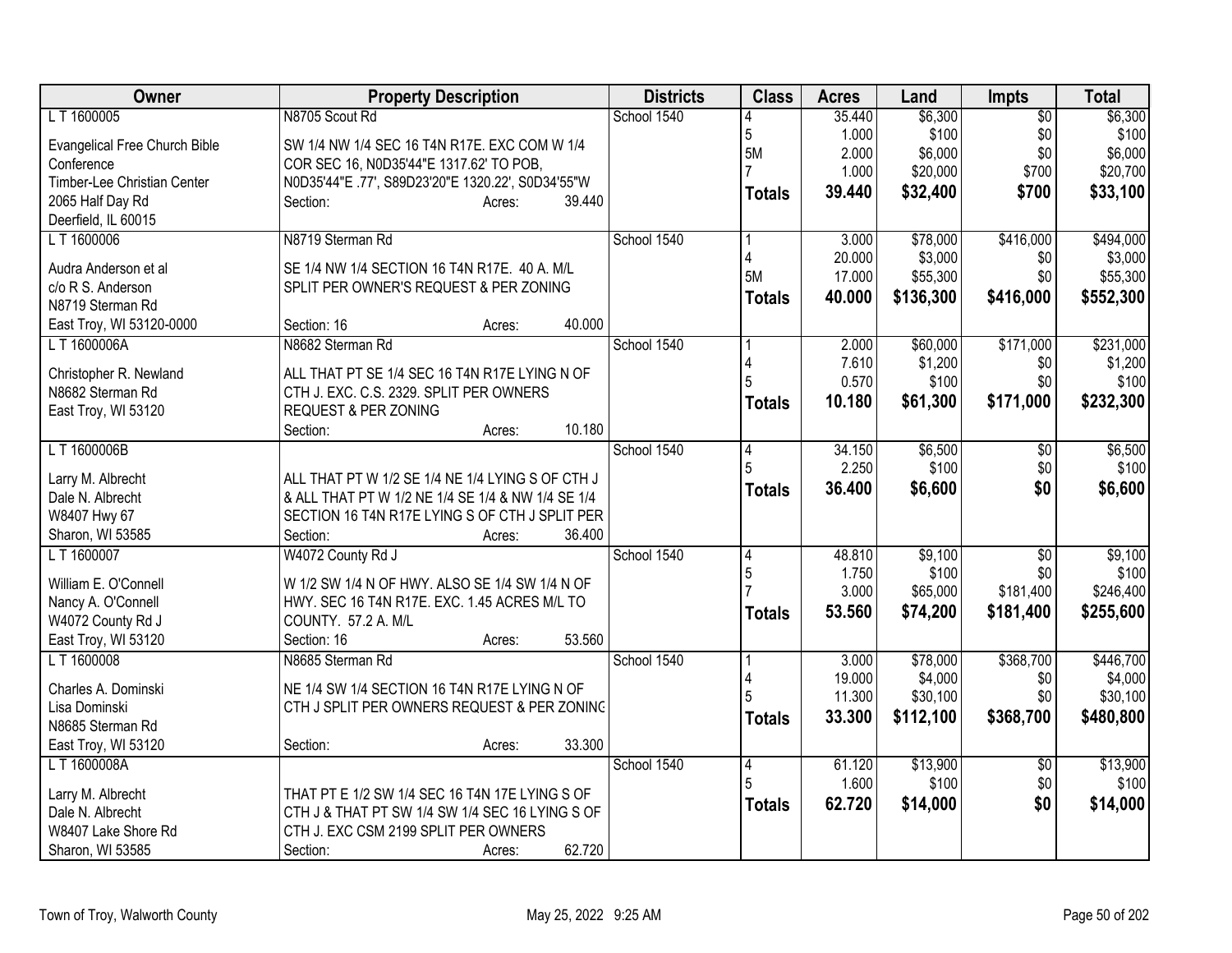| Owner | Property Description | Districts | Class | Acres | Land | Impts | Total |
|---|---|---|---|---|---|---|---|
| L T 1600005<br>Evangelical Free Church Bible Conference<br>Timber-Lee Christian Center<br>2065 Half Day Rd<br>Deerfield, IL 60015 | N8705 Scout Rd<br>SW 1/4 NW 1/4 SEC 16 T4N R17E. EXC COM W 1/4 COR SEC 16, N0D35'44"E 1317.62' TO POB, N0D35'44"E .77', S89D23'20"E 1320.22', S0D34'55"W<br>Section: Acres: 39.440 | School 1540 | 4<br>5<br>5M<br>7<br>**Totals** | 35.440<br>1.000<br>2.000<br>1.000<br>**39.440** | $6,300<br>$100<br>$6,000<br>$20,000<br>**$32,400** | $0<br>$0<br>$0<br>$700<br>**$700** | $6,300<br>$100<br>$6,000<br>$20,700<br>**$33,100** |
| L T 1600006<br>Audra Anderson et al<br>c/o R S. Anderson<br>N8719 Sterman Rd<br>East Troy, WI 53120-0000 | N8719 Sterman Rd<br>SE 1/4 NW 1/4 SECTION 16 T4N R17E. 40 A. M/L SPLIT PER OWNER'S REQUEST & PER ZONING<br>Section: 16 Acres: 40.000 | School 1540 | 1<br>4<br>5M<br>**Totals** | 3.000<br>20.000<br>17.000<br>**40.000** | $78,000<br>$3,000<br>$55,300<br>**$136,300** | $416,000<br>$0<br>$0<br>**$416,000** | $494,000<br>$3,000<br>$55,300<br>**$552,300** |
| L T 1600006A<br>Christopher R. Newland<br>N8682 Sterman Rd<br>East Troy, WI 53120 | N8682 Sterman Rd<br>ALL THAT PT SE 1/4 SEC 16 T4N R17E LYING N OF CTH J. EXC. C.S. 2329. SPLIT PER OWNERS REQUEST & PER ZONING<br>Section: Acres: 10.180 | School 1540 | 1<br>4<br>5<br>**Totals** | 2.000<br>7.610<br>0.570<br>**10.180** | $60,000<br>$1,200<br>$100<br>**$61,300** | $171,000<br>$0<br>$0<br>**$171,000** | $231,000<br>$1,200<br>$100<br>**$232,300** |
| L T 1600006B<br>Larry M. Albrecht<br>Dale N. Albrecht<br>W8407 Hwy 67<br>Sharon, WI 53585 | ALL THAT PT W 1/2 SE 1/4 NE 1/4 LYING S OF CTH J & ALL THAT PT W 1/2 NE 1/4 SE 1/4 & NW 1/4 SE 1/4 SECTION 16 T4N R17E LYING S OF CTH J SPLIT PER<br>Section: Acres: 36.400 | School 1540 | 4<br>5<br>**Totals** | 34.150<br>2.250<br>**36.400** | $6,500<br>$100<br>**$6,600** | $0<br>$0<br>**$0** | $6,500<br>$100<br>**$6,600** |
| L T 1600007<br>William E. O'Connell<br>Nancy A. O'Connell<br>W4072 County Rd J<br>East Troy, WI 53120 | W4072 County Rd J<br>W 1/2 SW 1/4 N OF HWY. ALSO SE 1/4 SW 1/4 N OF HWY. SEC 16 T4N R17E. EXC. 1.45 ACRES M/L TO COUNTY. 57.2 A. M/L<br>Section: 16 Acres: 53.560 | School 1540 | 4<br>5<br>7<br>**Totals** | 48.810<br>1.750<br>3.000<br>**53.560** | $9,100<br>$100<br>$65,000<br>**$74,200** | $0<br>$0<br>$181,400<br>**$181,400** | $9,100<br>$100<br>$246,400<br>**$255,600** |
| L T 1600008<br>Charles A. Dominski<br>Lisa Dominski<br>N8685 Sterman Rd<br>East Troy, WI 53120 | N8685 Sterman Rd<br>NE 1/4 SW 1/4 SECTION 16 T4N R17E LYING N OF CTH J SPLIT PER OWNERS REQUEST & PER ZONING<br>Section: Acres: 33.300 | School 1540 | 1<br>4<br>5<br>**Totals** | 3.000<br>19.000<br>11.300<br>**33.300** | $78,000<br>$4,000<br>$30,100<br>**$112,100** | $368,700<br>$0<br>$0<br>**$368,700** | $446,700<br>$4,000<br>$30,100<br>**$480,800** |
| L T 1600008A<br>Larry M. Albrecht<br>Dale N. Albrecht<br>W8407 Lake Shore Rd<br>Sharon, WI 53585 | THAT PT E 1/2 SW 1/4 SEC 16 T4N 17E LYING S OF CTH J & THAT PT SW 1/4 SW 1/4 SEC 16 LYING S OF CTH J. EXC CSM 2199 SPLIT PER OWNERS<br>Section: Acres: 62.720 | School 1540 | 4<br>5<br>**Totals** | 61.120<br>1.600<br>**62.720** | $13,900<br>$100<br>**$14,000** | $0<br>$0<br>**$0** | $13,900<br>$100<br>**$14,000** |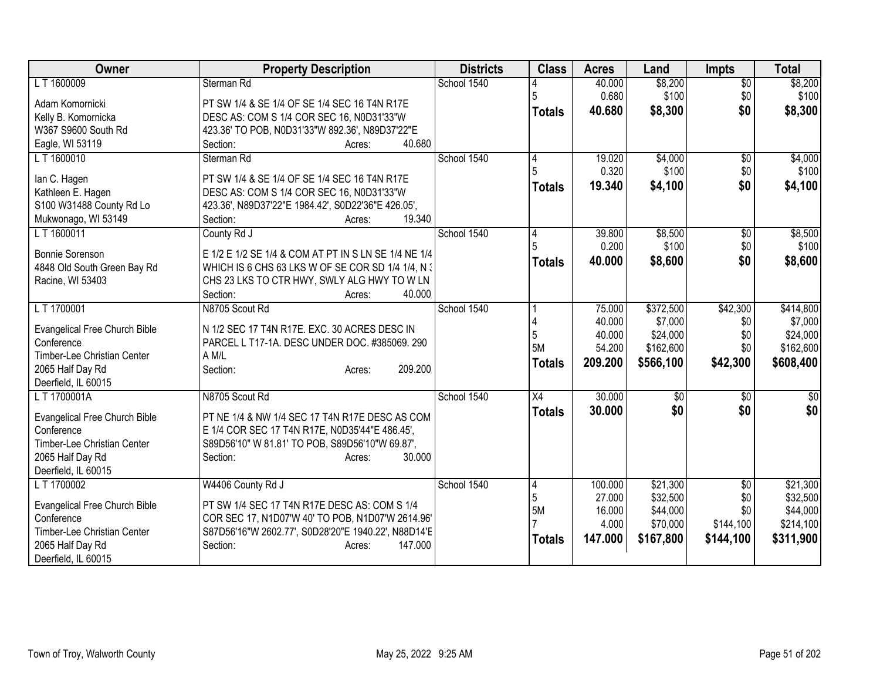| Owner | Property Description | Districts | Class | Acres | Land | Impts | Total |
|---|---|---|---|---|---|---|---|
| L T 1600009 | Sterman Rd | School 1540 | 4 | 40.000 | $8,200 | $0 | $8,200 |
| Adam Komornicki | PT SW 1/4 & SE 1/4 OF SE 1/4 SEC 16 T4N R17E | | 5 | 0.680 | $100 | $0 | $100 |
| Kelly B. Komornicka | DESC AS: COM S 1/4 COR SEC 16, N0D31'33"W | | **Totals** | **40.680** | **$8,300** | **$0** | **$8,300** |
| W367 S9600 South Rd | 423.36' TO POB, N0D31'33"W 892.36', N89D37'22"E | | | | | | |
| Eagle, WI 53119 | Section: Acres: 40.680 | | | | | | |
| L T 1600010 | Sterman Rd | School 1540 | 4 | 19.020 | $4,000 | $0 | $4,000 |
| Ian C. Hagen | PT SW 1/4 & SE 1/4 OF SE 1/4 SEC 16 T4N R17E | | 5 | 0.320 | $100 | $0 | $100 |
| Kathleen E. Hagen | DESC AS: COM S 1/4 COR SEC 16, N0D31'33"W | | **Totals** | **19.340** | **$4,100** | **$0** | **$4,100** |
| S100 W31488 County Rd Lo | 423.36', N89D37'22"E 1984.42', S0D22'36"E 426.05', | | | | | | |
| Mukwonago, WI 53149 | Section: Acres: 19.340 | | | | | | |
| L T 1600011 | County Rd J | School 1540 | 4 | 39.800 | $8,500 | $0 | $8,500 |
| Bonnie Sorenson | E 1/2 E 1/2 SE 1/4 & COM AT PT IN S LN SE 1/4 NE 1/4 | | 5 | 0.200 | $100 | $0 | $100 |
| 4848 Old South Green Bay Rd | WHICH IS 6 CHS 63 LKS W OF SE COR SD 1/4 1/4, N 3 | | **Totals** | **40.000** | **$8,600** | **$0** | **$8,600** |
| Racine, WI 53403 | CHS 23 LKS TO CTR HWY, SWLY ALG HWY TO W LN | | | | | | |
| | Section: Acres: 40.000 | | | | | | |
| L T 1700001 | N8705 Scout Rd | School 1540 | 1 | 75.000 | $372,500 | $42,300 | $414,800 |
| Evangelical Free Church Bible | N 1/2 SEC 17 T4N R17E. EXC. 30 ACRES DESC IN | | 4 | 40.000 | $7,000 | $0 | $7,000 |
| Conference | PARCEL L T17-1A. DESC UNDER DOC. #385069. 290 | | 5 | 40.000 | $24,000 | $0 | $24,000 |
| Timber-Lee Christian Center | A M/L | | 5M | 54.200 | $162,600 | $0 | $162,600 |
| 2065 Half Day Rd | Section: Acres: 209.200 | | **Totals** | **209.200** | **$566,100** | **$42,300** | **$608,400** |
| Deerfield, IL 60015 | | | | | | | |
| L T 1700001A | N8705 Scout Rd | School 1540 | X4 | 30.000 | $0 | $0 | $0 |
| Evangelical Free Church Bible | PT NE 1/4 & NW 1/4 SEC 17 T4N R17E DESC AS COM | | **Totals** | **30.000** | **$0** | **$0** | **$0** |
| Conference | E 1/4 COR SEC 17 T4N R17E, N0D35'44"E 486.45', | | | | | | |
| Timber-Lee Christian Center | S89D56'10" W 81.81' TO POB, S89D56'10"W 69.87', | | | | | | |
| 2065 Half Day Rd | Section: Acres: 30.000 | | | | | | |
| Deerfield, IL 60015 | | | | | | | |
| L T 1700002 | W4406 County Rd J | School 1540 | 4 | 100.000 | $21,300 | $0 | $21,300 |
| Evangelical Free Church Bible | PT SW 1/4 SEC 17 T4N R17E DESC AS: COM S 1/4 | | 5 | 27.000 | $32,500 | $0 | $32,500 |
| Conference | COR SEC 17, N1D07'W 40' TO POB, N1D07'W 2614.96' | | 5M | 16.000 | $44,000 | $0 | $44,000 |
| Timber-Lee Christian Center | S87D56'16"W 2602.77', S0D28'20"E 1940.22', N88D14'E | | 7 | 4.000 | $70,000 | $144,100 | $214,100 |
| 2065 Half Day Rd | Section: Acres: 147.000 | | **Totals** | **147.000** | **$167,800** | **$144,100** | **$311,900** |
| Deerfield, IL 60015 | | | | | | | |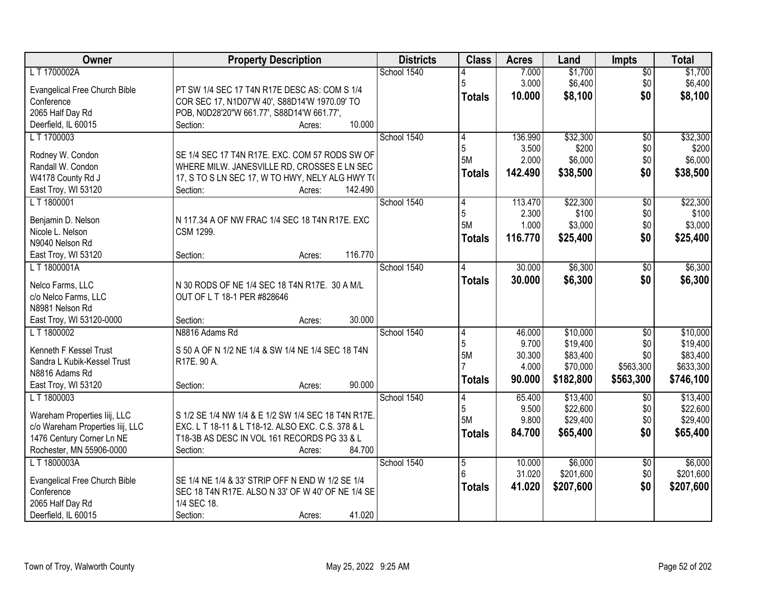| Owner | Property Description | Districts | Class | Acres | Land | Impts | Total |
|---|---|---|---|---|---|---|---|
| L T 1700002A<br>Evangelical Free Church Bible Conference<br>2065 Half Day Rd<br>Deerfield, IL 60015 | PT SW 1/4 SEC 17 T4N R17E DESC AS: COM S 1/4 COR SEC 17, N1D07'W 40', S88D14'W 1970.09' TO POB, N0D28'20"W 661.77', S88D14'W 661.77',<br>Section: Acres: 10.000 | School 1540 | 4<br>5<br>**Totals** | 7.000<br>3.000<br>**10.000** | $1,700<br>$6,400<br>**$8,100** | $0<br>$0<br>**$0** | $1,700<br>$6,400<br>**$8,100** |
| L T 1700003<br>Rodney W. Condon<br>Randall W. Condon<br>W4178 County Rd J<br>East Troy, WI 53120 | SE 1/4 SEC 17 T4N R17E. EXC. COM 57 RODS SW OF WHERE MILW. JANESVILLE RD, CROSSES E LN SEC 17, S TO S LN SEC 17, W TO HWY, NELY ALG HWY T(<br>Section: Acres: 142.490 | School 1540 | 4<br>5<br>5M<br>**Totals** | 136.990<br>3.500<br>2.000<br>**142.490** | $32,300<br>$200<br>$6,000<br>**$38,500** | $0<br>$0<br>$0<br>**$0** | $32,300<br>$200<br>$6,000<br>**$38,500** |
| L T 1800001<br>Benjamin D. Nelson<br>Nicole L. Nelson<br>N9040 Nelson Rd<br>East Troy, WI 53120 | N 117.34 A OF NW FRAC 1/4 SEC 18 T4N R17E. EXC CSM 1299.<br>Section: Acres: 116.770 | School 1540 | 4<br>5<br>5M<br>**Totals** | 113.470<br>2.300<br>1.000<br>**116.770** | $22,300<br>$100<br>$3,000<br>**$25,400** | $0<br>$0<br>$0<br>**$0** | $22,300<br>$100<br>$3,000<br>**$25,400** |
| L T 1800001A<br>Nelco Farms, LLC<br>c/o Nelco Farms, LLC<br>N8981 Nelson Rd<br>East Troy, WI 53120-0000 | N 30 RODS OF NE 1/4 SEC 18 T4N R17E. 30 A M/L OUT OF L T 18-1 PER #828646<br>Section: Acres: 30.000 | School 1540 | 4<br>**Totals** | 30.000<br>**30.000** | $6,300<br>**$6,300** | $0<br>**$0** | $6,300<br>**$6,300** |
| L T 1800002<br>Kenneth F Kessel Trust<br>Sandra L Kubik-Kessel Trust<br>N8816 Adams Rd<br>East Troy, WI 53120 | N8816 Adams Rd<br>S 50 A OF N 1/2 NE 1/4 & SW 1/4 NE 1/4 SEC 18 T4N R17E. 90 A.<br>Section: Acres: 90.000 | School 1540 | 4<br>5<br>5M<br>7<br>**Totals** | 46.000<br>9.700<br>30.300<br>4.000<br>**90.000** | $10,000<br>$19,400<br>$83,400<br>$70,000<br>**$182,800** | $0<br>$0<br>$0<br>$563,300<br>**$563,300** | $10,000<br>$19,400<br>$83,400<br>$633,300<br>**$746,100** |
| L T 1800003<br>Wareham Properties Iiij, LLC<br>c/o Wareham Properties Iiij, LLC<br>1476 Century Corner Ln NE<br>Rochester, MN 55906-0000 | S 1/2 SE 1/4 NW 1/4 & E 1/2 SW 1/4 SEC 18 T4N R17E. EXC. L T 18-11 & L T18-12. ALSO EXC. C.S. 378 & L T18-3B AS DESC IN VOL 161 RECORDS PG 33 & L<br>Section: Acres: 84.700 | School 1540 | 4<br>5<br>5M<br>**Totals** | 65.400<br>9.500<br>9.800<br>**84.700** | $13,400<br>$22,600<br>$29,400<br>**$65,400** | $0<br>$0<br>$0<br>**$0** | $13,400<br>$22,600<br>$29,400<br>**$65,400** |
| L T 1800003A<br>Evangelical Free Church Bible Conference<br>2065 Half Day Rd<br>Deerfield, IL 60015 | SE 1/4 NE 1/4 & 33' STRIP OFF N END W 1/2 SE 1/4 SEC 18 T4N R17E. ALSO N 33' OF W 40' OF NE 1/4 SE 1/4 SEC 18.<br>Section: Acres: 41.020 | School 1540 | 5<br>6<br>**Totals** | 10.000<br>31.020<br>**41.020** | $6,000<br>$201,600<br>**$207,600** | $0<br>$0<br>**$0** | $6,000<br>$201,600<br>**$207,600** |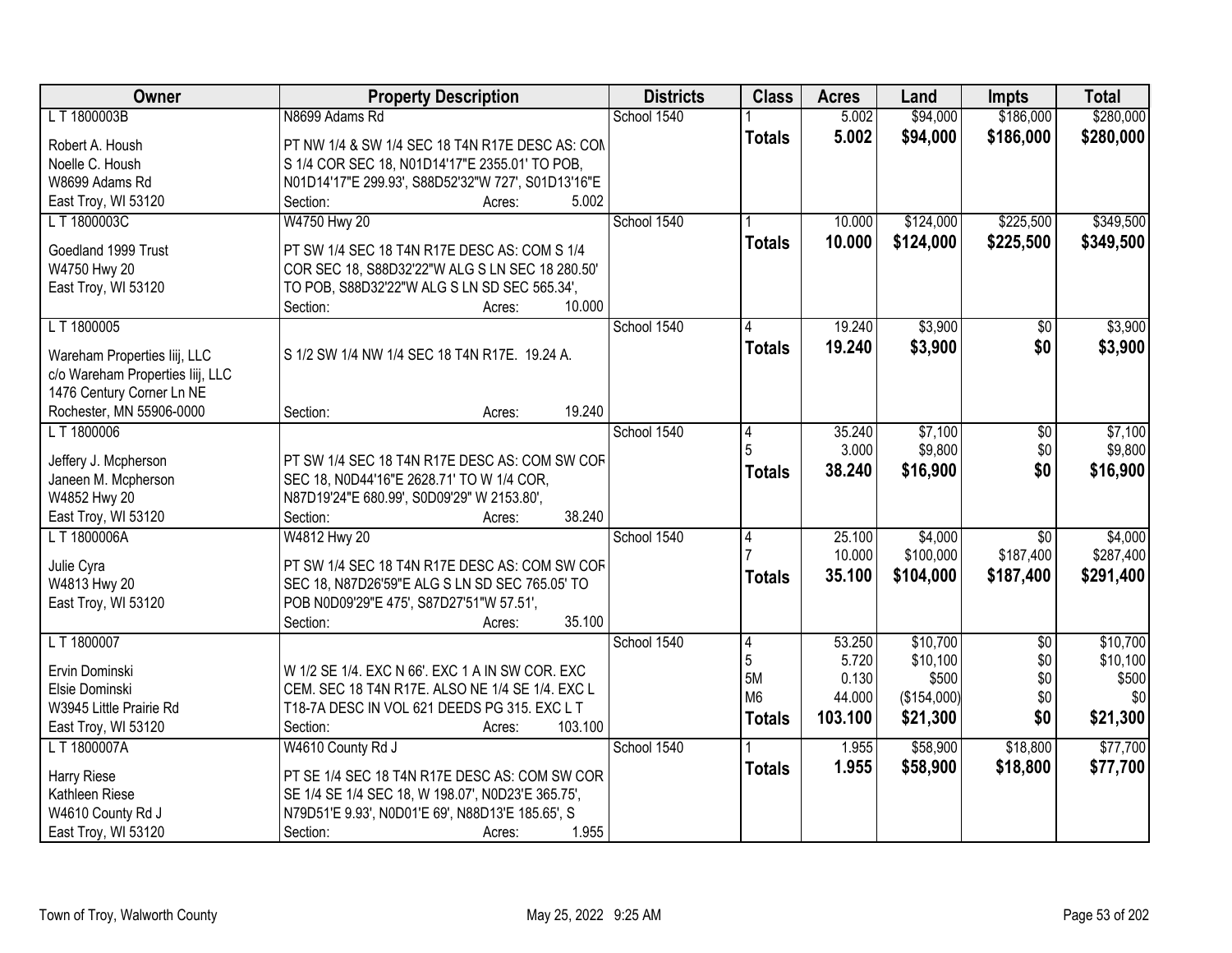| Owner | Property Description | Districts | Class | Acres | Land | Impts | Total |
|---|---|---|---|---|---|---|---|
| L T 1800003B | N8699 Adams Rd | School 1540 | 1 | 5.002 | $94,000 | $186,000 | $280,000 |
| Robert A. Housh | PT NW 1/4 & SW 1/4 SEC 18 T4N R17E DESC AS: COM | | **Totals** | **5.002** | **$94,000** | **$186,000** | **$280,000** |
| Noelle C. Housh | S 1/4 COR SEC 18, N01D14'17"E 2355.01' TO POB, | | | | | | |
| W8699 Adams Rd | N01D14'17"E 299.93', S88D52'32"W 727', S01D13'16"E | | | | | | |
| East Troy, WI 53120 | Section: Acres: 5.002 | | | | | | |
| L T 1800003C | W4750 Hwy 20 | School 1540 | 1 | 10.000 | $124,000 | $225,500 | $349,500 |
| Goedland 1999 Trust | PT SW 1/4 SEC 18 T4N R17E DESC AS: COM S 1/4 | | **Totals** | **10.000** | **$124,000** | **$225,500** | **$349,500** |
| W4750 Hwy 20 | COR SEC 18, S88D32'22"W ALG S LN SEC 18 280.50' | | | | | | |
| East Troy, WI 53120 | TO POB, S88D32'22"W ALG S LN SD SEC 565.34', | | | | | | |
| | Section: Acres: 10.000 | | | | | | |
| L T 1800005 | | School 1540 | 4 | 19.240 | $3,900 | $0 | $3,900 |
| Wareham Properties Iiij, LLC | S 1/2 SW 1/4 NW 1/4 SEC 18 T4N R17E. 19.24 A. | | **Totals** | **19.240** | **$3,900** | **$0** | **$3,900** |
| c/o Wareham Properties Iiij, LLC | | | | | | | |
| 1476 Century Corner Ln NE | | | | | | | |
| Rochester, MN 55906-0000 | Section: Acres: 19.240 | | | | | | |
| L T 1800006 | | School 1540 | 4 | 35.240 | $7,100 | $0 | $7,100 |
| Jeffery J. Mcpherson | PT SW 1/4 SEC 18 T4N R17E DESC AS: COM SW COR | | 5 | 3.000 | $9,800 | $0 | $9,800 |
| Janeen M. Mcpherson | SEC 18, N0D44'16"E 2628.71' TO W 1/4 COR, | | **Totals** | **38.240** | **$16,900** | **$0** | **$16,900** |
| W4852 Hwy 20 | N87D19'24"E 680.99', S0D09'29" W 2153.80', | | | | | | |
| East Troy, WI 53120 | Section: Acres: 38.240 | | | | | | |
| L T 1800006A | W4812 Hwy 20 | School 1540 | 4 | 25.100 | $4,000 | $0 | $4,000 |
| Julie Cyra | PT SW 1/4 SEC 18 T4N R17E DESC AS: COM SW COR | | 7 | 10.000 | $100,000 | $187,400 | $287,400 |
| W4813 Hwy 20 | SEC 18, N87D26'59"E ALG S LN SD SEC 765.05' TO | | **Totals** | **35.100** | **$104,000** | **$187,400** | **$291,400** |
| East Troy, WI 53120 | POB N0D09'29"E 475', S87D27'51"W 57.51', | | | | | | |
| | Section: Acres: 35.100 | | | | | | |
| L T 1800007 | | School 1540 | 4 | 53.250 | $10,700 | $0 | $10,700 |
| Ervin Dominski | W 1/2 SE 1/4. EXC N 66'. EXC 1 A IN SW COR. EXC | | 5 | 5.720 | $10,100 | $0 | $10,100 |
| Elsie Dominski | CEM. SEC 18 T4N R17E. ALSO NE 1/4 SE 1/4. EXC L | | 5M | 0.130 | $500 | $0 | $500 |
| W3945 Little Prairie Rd | T18-7A DESC IN VOL 621 DEEDS PG 315. EXC L T | | M6 | 44.000 | ($154,000) | $0 | $0 |
| East Troy, WI 53120 | Section: Acres: 103.100 | | **Totals** | **103.100** | **$21,300** | **$0** | **$21,300** |
| L T 1800007A | W4610 County Rd J | School 1540 | 1 | 1.955 | $58,900 | $18,800 | $77,700 |
| Harry Riese | PT SE 1/4 SEC 18 T4N R17E DESC AS: COM SW COR | | **Totals** | **1.955** | **$58,900** | **$18,800** | **$77,700** |
| Kathleen Riese | SE 1/4 SE 1/4 SEC 18, W 198.07', N0D23'E 365.75', | | | | | | |
| W4610 County Rd J | N79D51'E 9.93', N0D01'E 69', N88D13'E 185.65', S | | | | | | |
| East Troy, WI 53120 | Section: Acres: 1.955 | | | | | | |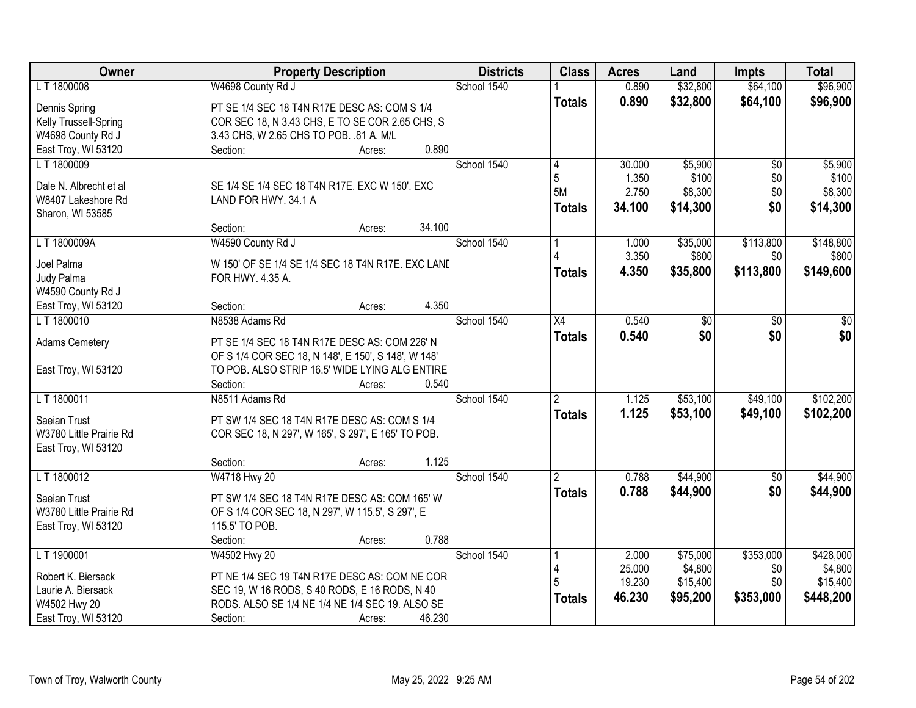| Owner | Property Description | Districts | Class | Acres | Land | Impts | Total |
|---|---|---|---|---|---|---|---|
| L T 1800008<br><br>Dennis Spring<br>Kelly Trussell-Spring<br>W4698 County Rd J<br>East Troy, WI 53120 | W4698 County Rd J<br><br>PT SE 1/4 SEC 18 T4N R17E DESC AS: COM S 1/4 COR SEC 18, N 3.43 CHS, E TO SE COR 2.65 CHS, S 3.43 CHS, W 2.65 CHS TO POB. .81 A. M/L<br>Section: Acres: 0.890 | School 1540 | 1<br>**Totals** | 0.890<br>**0.890** | $32,800<br>**$32,800** | $64,100<br>**$64,100** | $96,900<br>**$96,900** |
| L T 1800009<br><br>Dale N. Albrecht et al<br>W8407 Lakeshore Rd<br>Sharon, WI 53585 | SE 1/4 SE 1/4 SEC 18 T4N R17E. EXC W 150'. EXC LAND FOR HWY. 34.1 A<br><br>Section: Acres: 34.100 | School 1540 | 4<br>5<br>5M<br>**Totals** | 30.000<br>1.350<br>2.750<br>**34.100** | $5,900<br>$100<br>$8,300<br>**$14,300** | $0<br>$0<br>$0<br>**$0** | $5,900<br>$100<br>$8,300<br>**$14,300** |
| L T 1800009A<br><br>Joel Palma<br>Judy Palma<br>W4590 County Rd J<br>East Troy, WI 53120 | W4590 County Rd J<br><br>W 150' OF SE 1/4 SE 1/4 SEC 18 T4N R17E. EXC LAND FOR HWY. 4.35 A.<br>Section: Acres: 4.350 | School 1540 | 1<br>4<br>**Totals** | 1.000<br>3.350<br>**4.350** | $35,000<br>$800<br>**$35,800** | $113,800<br>$0<br>**$113,800** | $148,800<br>$800<br>**$149,600** |
| L T 1800010<br><br>Adams Cemetery<br><br>East Troy, WI 53120 | N8538 Adams Rd<br><br>PT SE 1/4 SEC 18 T4N R17E DESC AS: COM 226' N OF S 1/4 COR SEC 18, N 148', E 150', S 148', W 148' TO POB. ALSO STRIP 16.5' WIDE LYING ALG ENTIRE<br>Section: Acres: 0.540 | School 1540 | X4<br>**Totals** | 0.540<br>**0.540** | $0<br>**$0** | $0<br>**$0** | $0<br>**$0** |
| L T 1800011<br><br>Saeian Trust<br>W3780 Little Prairie Rd<br>East Troy, WI 53120 | N8511 Adams Rd<br><br>PT SW 1/4 SEC 18 T4N R17E DESC AS: COM S 1/4 COR SEC 18, N 297', W 165', S 297', E 165' TO POB.<br><br>Section: Acres: 1.125 | School 1540 | 2<br>**Totals** | 1.125<br>**1.125** | $53,100<br>**$53,100** | $49,100<br>**$49,100** | $102,200<br>**$102,200** |
| L T 1800012<br><br>Saeian Trust<br>W3780 Little Prairie Rd<br>East Troy, WI 53120 | W4718 Hwy 20<br><br>PT SW 1/4 SEC 18 T4N R17E DESC AS: COM 165' W OF S 1/4 COR SEC 18, N 297', W 115.5', S 297', E 115.5' TO POB.<br>Section: Acres: 0.788 | School 1540 | 2<br>**Totals** | 0.788<br>**0.788** | $44,900<br>**$44,900** | $0<br>**$0** | $44,900<br>**$44,900** |
| L T 1900001<br><br>Robert K. Biersack<br>Laurie A. Biersack<br>W4502 Hwy 20<br>East Troy, WI 53120 | W4502 Hwy 20<br><br>PT NE 1/4 SEC 19 T4N R17E DESC AS: COM NE COR SEC 19, W 16 RODS, S 40 RODS, E 16 RODS, N 40 RODS. ALSO SE 1/4 NE 1/4 NE 1/4 SEC 19. ALSO SE<br>Section: Acres: 46.230 | School 1540 | 1<br>4<br>5<br>**Totals** | 2.000<br>25.000<br>19.230<br>**46.230** | $75,000<br>$4,800<br>$15,400<br>**$95,200** | $353,000<br>$0<br>$0<br>**$353,000** | $428,000<br>$4,800<br>$15,400<br>**$448,200** |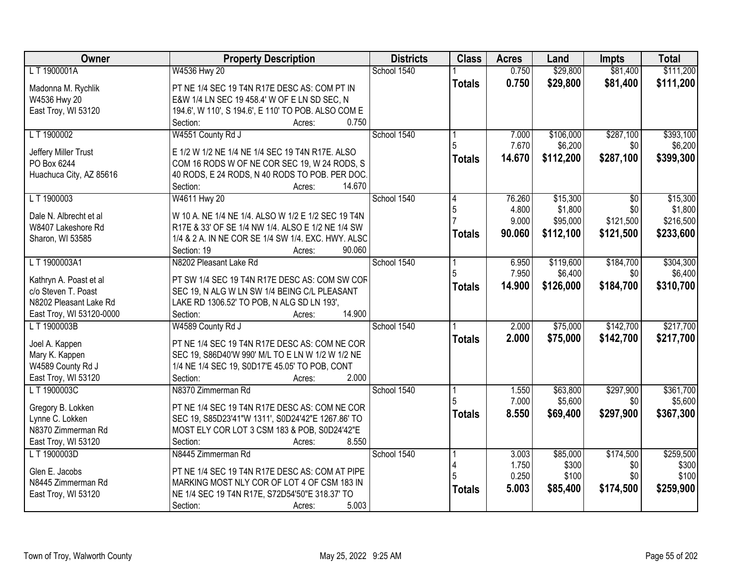| Owner | Property Description | Districts | Class | Acres | Land | Impts | Total |
|---|---|---|---|---|---|---|---|
| L T 1900001A<br><br>Madonna M. Rychlik<br>W4536 Hwy 20<br>East Troy, WI 53120 | W4536 Hwy 20<br><br>PT NE 1/4 SEC 19 T4N R17E DESC AS: COM PT IN E&W 1/4 LN SEC 19 458.4' W OF E LN SD SEC, N 194.6', W 110', S 194.6', E 110' TO POB. ALSO COM E<br>Section: Acres: 0.750 | School 1540 | 1<br>**Totals** | 0.750<br>**0.750** | $29,800<br>**$29,800** | $81,400<br>**$81,400** | $111,200<br>**$111,200** |
| L T 1900002<br><br>Jeffery Miller Trust<br>PO Box 6244<br>Huachuca City, AZ 85616 | W4551 County Rd J<br><br>E 1/2 W 1/2 NE 1/4 NE 1/4 SEC 19 T4N R17E. ALSO COM 16 RODS W OF NE COR SEC 19, W 24 RODS, S 40 RODS, E 24 RODS, N 40 RODS TO POB. PER DOC.<br>Section: Acres: 14.670 | School 1540 | 1<br>5<br>**Totals** | 7.000<br>7.670<br>**14.670** | $106,000<br>$6,200<br>**$112,200** | $287,100<br>$0<br>**$287,100** | $393,100<br>$6,200<br>**$399,300** |
| L T 1900003<br><br>Dale N. Albrecht et al<br>W8407 Lakeshore Rd<br>Sharon, WI 53585 | W4611 Hwy 20<br><br>W 10 A. NE 1/4 NE 1/4. ALSO W 1/2 E 1/2 SEC 19 T4N R17E & 33' OF SE 1/4 NW 1/4. ALSO E 1/2 NE 1/4 SW 1/4 & 2 A. IN NE COR SE 1/4 SW 1/4. EXC. HWY. ALSO<br>Section: 19 Acres: 90.060 | School 1540 | 4<br>5<br>7<br>**Totals** | 76.260<br>4.800<br>9.000<br>**90.060** | $15,300<br>$1,800<br>$95,000<br>**$112,100** | $0<br>$0<br>$121,500<br>**$121,500** | $15,300<br>$1,800<br>$216,500<br>**$233,600** |
| L T 1900003A1<br><br>Kathryn A. Poast et al<br>c/o Steven T. Poast<br>N8202 Pleasant Lake Rd<br>East Troy, WI 53120-0000 | N8202 Pleasant Lake Rd<br><br>PT SW 1/4 SEC 19 T4N R17E DESC AS: COM SW COR SEC 19, N ALG W LN SW 1/4 BEING C/L PLEASANT LAKE RD 1306.52' TO POB, N ALG SD LN 193',<br>Section: Acres: 14.900 | School 1540 | 1<br>5<br>**Totals** | 6.950<br>7.950<br>**14.900** | $119,600<br>$6,400<br>**$126,000** | $184,700<br>$0<br>**$184,700** | $304,300<br>$6,400<br>**$310,700** |
| L T 1900003B<br><br>Joel A. Kappen<br>Mary K. Kappen<br>W4589 County Rd J<br>East Troy, WI 53120 | W4589 County Rd J<br><br>PT NE 1/4 SEC 19 T4N R17E DESC AS: COM NE COR SEC 19, S86D40'W 990' M/L TO E LN W 1/2 W 1/2 NE 1/4 NE 1/4 SEC 19, S0D17'E 45.05' TO POB, CONT<br>Section: Acres: 2.000 | School 1540 | 1<br>**Totals** | 2.000<br>**2.000** | $75,000<br>**$75,000** | $142,700<br>**$142,700** | $217,700<br>**$217,700** |
| L T 1900003C<br><br>Gregory B. Lokken<br>Lynne C. Lokken<br>N8370 Zimmerman Rd<br>East Troy, WI 53120 | N8370 Zimmerman Rd<br><br>PT NE 1/4 SEC 19 T4N R17E DESC AS: COM NE COR SEC 19, S85D23'41"W 1311', S0D24'42"E 1267.86' TO MOST ELY COR LOT 3 CSM 183 & POB, S0D24'42"E<br>Section: Acres: 8.550 | School 1540 | 1<br>5<br>**Totals** | 1.550<br>7.000<br>**8.550** | $63,800<br>$5,600<br>**$69,400** | $297,900<br>$0<br>**$297,900** | $361,700<br>$5,600<br>**$367,300** |
| L T 1900003D<br><br>Glen E. Jacobs<br>N8445 Zimmerman Rd<br>East Troy, WI 53120 | N8445 Zimmerman Rd<br><br>PT NE 1/4 SEC 19 T4N R17E DESC AS: COM AT PIPE MARKING MOST NLY COR OF LOT 4 OF CSM 183 IN NE 1/4 SEC 19 T4N R17E, S72D54'50"E 318.37' TO<br>Section: Acres: 5.003 | School 1540 | 1<br>4<br>5<br>**Totals** | 3.003<br>1.750<br>0.250<br>**5.003** | $85,000<br>$300<br>$100<br>**$85,400** | $174,500<br>$0<br>$0<br>**$174,500** | $259,500<br>$300<br>$100<br>**$259,900** |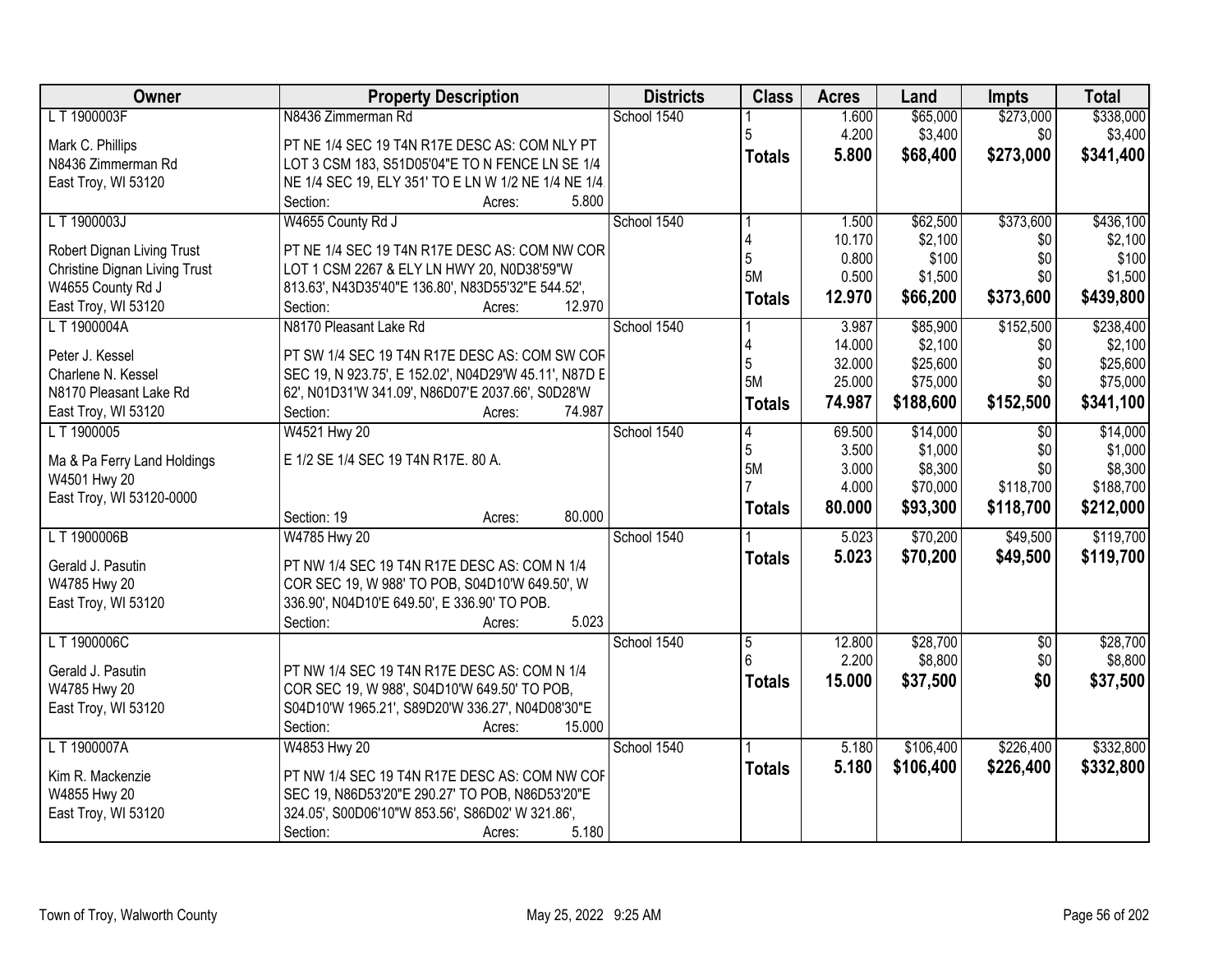| Owner | Property Description | Districts | Class | Acres | Land | Impts | Total |
|---|---|---|---|---|---|---|---|
| L T 1900003F | N8436 Zimmerman Rd | School 1540 | 1 | 1.600 | $65,000 | $273,000 | $338,000 |
| Mark C. Phillips<br>N8436 Zimmerman Rd<br>East Troy, WI 53120 | PT NE 1/4 SEC 19 T4N R17E DESC AS: COM NLY PT LOT 3 CSM 183, S51D05'04"E TO N FENCE LN SE 1/4 NE 1/4 SEC 19, ELY 351' TO E LN W 1/2 NE 1/4 NE 1/4<br>Section: Acres: 5.800 | | 5 | 4.200 | $3,400 | $0 | $3,400 |
| | | | **Totals** | **5.800** | **$68,400** | **$273,000** | **$341,400** |
| L T 1900003J | W4655 County Rd J | School 1540 | 1 | 1.500 | $62,500 | $373,600 | $436,100 |
| Robert Dignan Living Trust<br>Christine Dignan Living Trust<br>W4655 County Rd J<br>East Troy, WI 53120 | PT NE 1/4 SEC 19 T4N R17E DESC AS: COM NW COR LOT 1 CSM 2267 & ELY LN HWY 20, N0D38'59"W 813.63', N43D35'40"E 136.80', N83D55'32"E 544.52',<br>Section: Acres: 12.970 | | 4 | 10.170 | $2,100 | $0 | $2,100 |
| | | | 5 | 0.800 | $100 | $0 | $100 |
| | | | 5M | 0.500 | $1,500 | $0 | $1,500 |
| | | | **Totals** | **12.970** | **$66,200** | **$373,600** | **$439,800** |
| L T 1900004A | N8170 Pleasant Lake Rd | School 1540 | 1 | 3.987 | $85,900 | $152,500 | $238,400 |
| Peter J. Kessel<br>Charlene N. Kessel<br>N8170 Pleasant Lake Rd<br>East Troy, WI 53120 | PT SW 1/4 SEC 19 T4N R17E DESC AS: COM SW COR SEC 19, N 923.75', E 152.02', N04D29'W 45.11', N87D E 62', N01D31'W 341.09', N86D07'E 2037.66', S0D28'W<br>Section: Acres: 74.987 | | 4 | 14.000 | $2,100 | $0 | $2,100 |
| | | | 5 | 32.000 | $25,600 | $0 | $25,600 |
| | | | 5M | 25.000 | $75,000 | $0 | $75,000 |
| | | | **Totals** | **74.987** | **$188,600** | **$152,500** | **$341,100** |
| L T 1900005 | W4521 Hwy 20 | School 1540 | 4 | 69.500 | $14,000 | $0 | $14,000 |
| Ma & Pa Ferry Land Holdings<br>W4501 Hwy 20<br>East Troy, WI 53120-0000 | E 1/2 SE 1/4 SEC 19 T4N R17E. 80 A.<br>Section: 19 Acres: 80.000 | | 5 | 3.500 | $1,000 | $0 | $1,000 |
| | | | 5M | 3.000 | $8,300 | $0 | $8,300 |
| | | | 7 | 4.000 | $70,000 | $118,700 | $188,700 |
| | | | **Totals** | **80.000** | **$93,300** | **$118,700** | **$212,000** |
| L T 1900006B | W4785 Hwy 20 | School 1540 | 1 | 5.023 | $70,200 | $49,500 | $119,700 |
| Gerald J. Pasutin<br>W4785 Hwy 20<br>East Troy, WI 53120 | PT NW 1/4 SEC 19 T4N R17E DESC AS: COM N 1/4 COR SEC 19, W 988' TO POB, S04D10'W 649.50', W 336.90', N04D10'E 649.50', E 336.90' TO POB.<br>Section: Acres: 5.023 | | **Totals** | **5.023** | **$70,200** | **$49,500** | **$119,700** |
| L T 1900006C | | School 1540 | 5 | 12.800 | $28,700 | $0 | $28,700 |
| Gerald J. Pasutin<br>W4785 Hwy 20<br>East Troy, WI 53120 | PT NW 1/4 SEC 19 T4N R17E DESC AS: COM N 1/4 COR SEC 19, W 988', S04D10'W 649.50' TO POB, S04D10'W 1965.21', S89D20'W 336.27', N04D08'30"E<br>Section: Acres: 15.000 | | 6 | 2.200 | $8,800 | $0 | $8,800 |
| | | | **Totals** | **15.000** | **$37,500** | **$0** | **$37,500** |
| L T 1900007A | W4853 Hwy 20 | School 1540 | 1 | 5.180 | $106,400 | $226,400 | $332,800 |
| Kim R. Mackenzie<br>W4855 Hwy 20<br>East Troy, WI 53120 | PT NW 1/4 SEC 19 T4N R17E DESC AS: COM NW COR SEC 19, N86D53'20"E 290.27' TO POB, N86D53'20"E 324.05', S00D06'10"W 853.56', S86D02' W 321.86',<br>Section: Acres: 5.180 | | **Totals** | **5.180** | **$106,400** | **$226,400** | **$332,800** |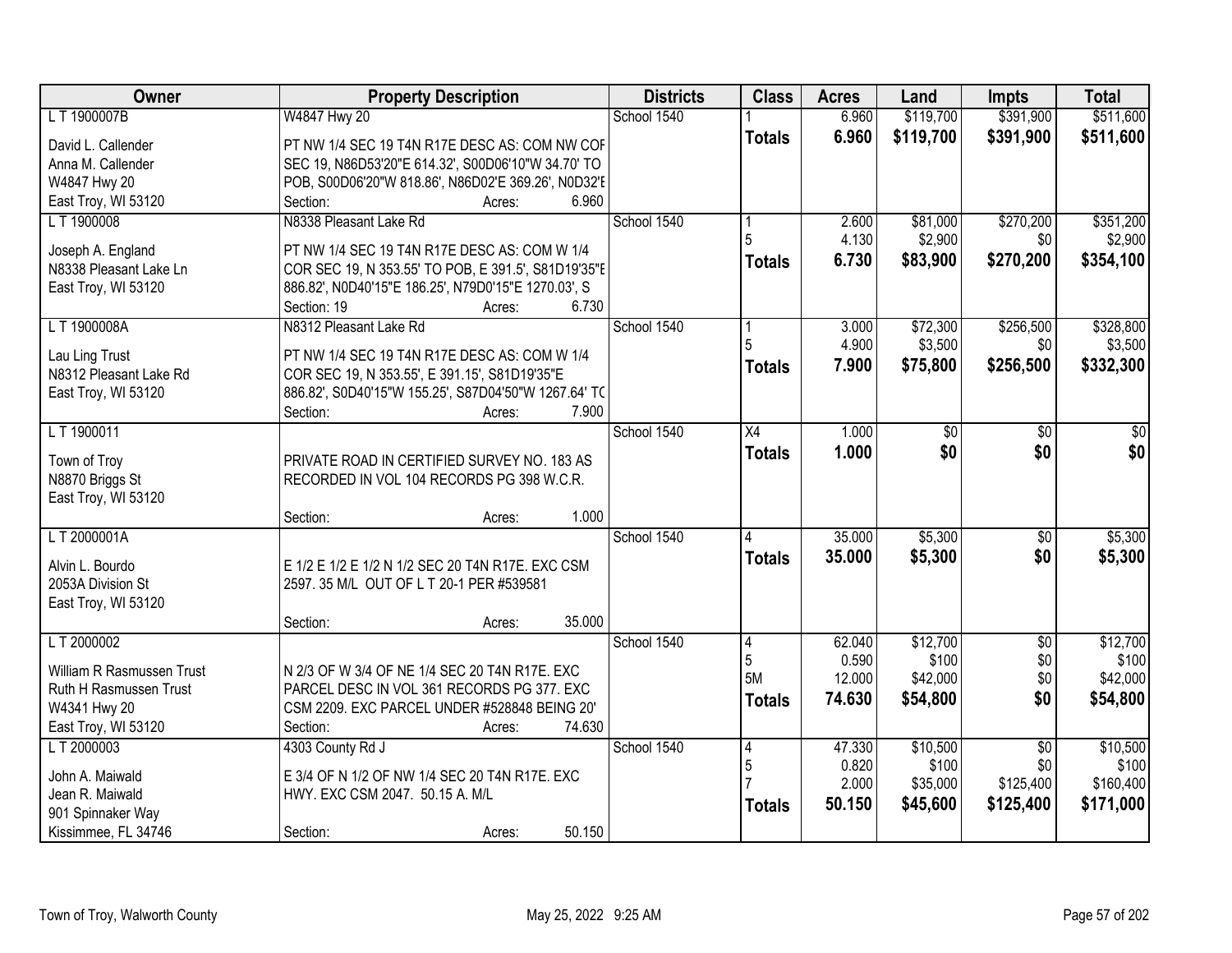| Owner | Property Description | Districts | Class | Acres | Land | Impts | Total |
|---|---|---|---|---|---|---|---|
| L T 1900007B<br>David L. Callender<br>Anna M. Callender<br>W4847 Hwy 20<br>East Troy, WI 53120 | W4847 Hwy 20<br>PT NW 1/4 SEC 19 T4N R17E DESC AS: COM NW COF SEC 19, N86D53'20"E 614.32', S00D06'10"W 34.70' TO POB, S00D06'20"W 818.86', N86D02'E 369.26', N0D32'E<br>Section: Acres: 6.960 | School 1540 | 1<br>**Totals** | 6.960<br>**6.960** | $119,700<br>**$119,700** | $391,900<br>**$391,900** | $511,600<br>**$511,600** |
| L T 1900008<br>Joseph A. England<br>N8338 Pleasant Lake Ln<br>East Troy, WI 53120 | N8338 Pleasant Lake Rd<br>PT NW 1/4 SEC 19 T4N R17E DESC AS: COM W 1/4 COR SEC 19, N 353.55' TO POB, E 391.5', S81D19'35"E 886.82', N0D40'15"E 186.25', N79D0'15"E 1270.03', S<br>Section: 19 Acres: 6.730 | School 1540 | 1<br>5<br>**Totals** | 2.600<br>4.130<br>**6.730** | $81,000<br>$2,900<br>**$83,900** | $270,200<br>$0<br>**$270,200** | $351,200<br>$2,900<br>**$354,100** |
| L T 1900008A<br>Lau Ling Trust<br>N8312 Pleasant Lake Rd<br>East Troy, WI 53120 | N8312 Pleasant Lake Rd<br>PT NW 1/4 SEC 19 T4N R17E DESC AS: COM W 1/4 COR SEC 19, N 353.55', E 391.15', S81D19'35"E 886.82', S0D40'15"W 155.25', S87D04'50"W 1267.64' TO<br>Section: Acres: 7.900 | School 1540 | 1<br>5<br>**Totals** | 3.000<br>4.900<br>**7.900** | $72,300<br>$3,500<br>**$75,800** | $256,500<br>$0<br>**$256,500** | $328,800<br>$3,500<br>**$332,300** |
| L T 1900011<br>Town of Troy<br>N8870 Briggs St<br>East Troy, WI 53120 | PRIVATE ROAD IN CERTIFIED SURVEY NO. 183 AS RECORDED IN VOL 104 RECORDS PG 398 W.C.R.<br>Section: Acres: 1.000 | School 1540 | X4<br>**Totals** | 1.000<br>**1.000** | $0<br>**$0** | $0<br>**$0** | $0<br>**$0** |
| L T 2000001A<br>Alvin L. Bourdo<br>2053A Division St<br>East Troy, WI 53120 | E 1/2 E 1/2 E 1/2 N 1/2 SEC 20 T4N R17E. EXC CSM 2597. 35 M/L OUT OF L T 20-1 PER #539581<br>Section: Acres: 35.000 | School 1540 | 4<br>**Totals** | 35.000<br>**35.000** | $5,300<br>**$5,300** | $0<br>**$0** | $5,300<br>**$5,300** |
| L T 2000002<br>William R Rasmussen Trust<br>Ruth H Rasmussen Trust<br>W4341 Hwy 20<br>East Troy, WI 53120 | N 2/3 OF W 3/4 OF NE 1/4 SEC 20 T4N R17E. EXC PARCEL DESC IN VOL 361 RECORDS PG 377. EXC CSM 2209. EXC PARCEL UNDER #528848 BEING 20'<br>Section: Acres: 74.630 | School 1540 | 4<br>5<br>5M<br>**Totals** | 62.040<br>0.590<br>12.000<br>**74.630** | $12,700<br>$100<br>$42,000<br>**$54,800** | $0<br>$0<br>$0<br>**$0** | $12,700<br>$100<br>$42,000<br>**$54,800** |
| L T 2000003<br>John A. Maiwald<br>Jean R. Maiwald<br>901 Spinnaker Way<br>Kissimmee, FL 34746 | 4303 County Rd J<br>E 3/4 OF N 1/2 OF NW 1/4 SEC 20 T4N R17E. EXC HWY. EXC CSM 2047. 50.15 A. M/L<br>Section: Acres: 50.150 | School 1540 | 4<br>5<br>7<br>**Totals** | 47.330<br>0.820<br>2.000<br>**50.150** | $10,500<br>$100<br>$35,000<br>**$45,600** | $0<br>$0<br>$125,400<br>**$125,400** | $10,500<br>$100<br>$160,400<br>**$171,000** |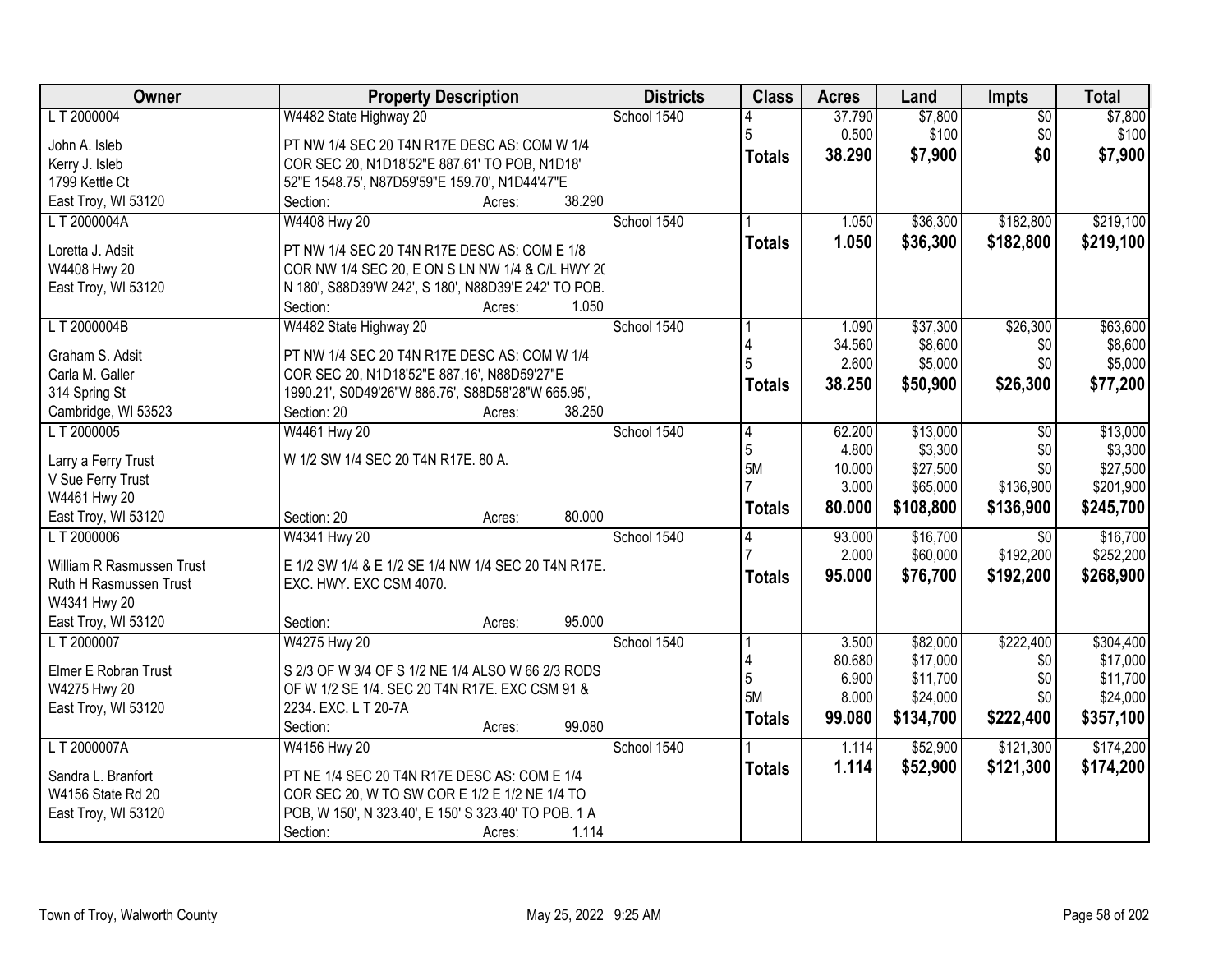| Owner | Property Description | Districts | Class | Acres | Land | Impts | Total |
|---|---|---|---|---|---|---|---|
| L T 2000004 | W4482 State Highway 20 | School 1540 | 4 | 37.790 | $7,800 | $0 | $7,800 |
| John A. Isleb | PT NW 1/4 SEC 20 T4N R17E DESC AS: COM W 1/4 | | 5 | 0.500 | $100 | $0 | $100 |
| Kerry J. Isleb | COR SEC 20, N1D18'52"E 887.61' TO POB, N1D18' | | **Totals** | **38.290** | **$7,900** | **$0** | **$7,900** |
| 1799 Kettle Ct | 52"E 1548.75', N87D59'59"E 159.70', N1D44'47"E | | | | | | |
| East Troy, WI 53120 | Section: Acres: 38.290 | | | | | | |
| L T 2000004A | W4408 Hwy 20 | School 1540 | 1 | 1.050 | $36,300 | $182,800 | $219,100 |
| Loretta J. Adsit | PT NW 1/4 SEC 20 T4N R17E DESC AS: COM E 1/8 | | **Totals** | **1.050** | **$36,300** | **$182,800** | **$219,100** |
| W4408 Hwy 20 | COR NW 1/4 SEC 20, E ON S LN NW 1/4 & C/L HWY 20 | | | | | | |
| East Troy, WI 53120 | N 180', S88D39'W 242', S 180', N88D39'E 242' TO POB. | | | | | | |
| | Section: Acres: 1.050 | | | | | | |
| L T 2000004B | W4482 State Highway 20 | School 1540 | 1 | 1.090 | $37,300 | $26,300 | $63,600 |
| Graham S. Adsit | PT NW 1/4 SEC 20 T4N R17E DESC AS: COM W 1/4 | | 4 | 34.560 | $8,600 | $0 | $8,600 |
| Carla M. Galler | COR SEC 20, N1D18'52"E 887.16', N88D59'27"E | | 5 | 2.600 | $5,000 | $0 | $5,000 |
| 314 Spring St | 1990.21', S0D49'26"W 886.76', S88D58'28"W 665.95', | | **Totals** | **38.250** | **$50,900** | **$26,300** | **$77,200** |
| Cambridge, WI 53523 | Section: 20 Acres: 38.250 | | | | | | |
| L T 2000005 | W4461 Hwy 20 | School 1540 | 4 | 62.200 | $13,000 | $0 | $13,000 |
| Larry a Ferry Trust | W 1/2 SW 1/4 SEC 20 T4N R17E. 80 A. | | 5 | 4.800 | $3,300 | $0 | $3,300 |
| V Sue Ferry Trust | | | 5M | 10.000 | $27,500 | $0 | $27,500 |
| W4461 Hwy 20 | | | 7 | 3.000 | $65,000 | $136,900 | $201,900 |
| East Troy, WI 53120 | Section: 20 Acres: 80.000 | | **Totals** | **80.000** | **$108,800** | **$136,900** | **$245,700** |
| L T 2000006 | W4341 Hwy 20 | School 1540 | 4 | 93.000 | $16,700 | $0 | $16,700 |
| William R Rasmussen Trust | E 1/2 SW 1/4 & E 1/2 SE 1/4 NW 1/4 SEC 20 T4N R17E. | | 7 | 2.000 | $60,000 | $192,200 | $252,200 |
| Ruth H Rasmussen Trust | EXC. HWY. EXC CSM 4070. | | **Totals** | **95.000** | **$76,700** | **$192,200** | **$268,900** |
| W4341 Hwy 20 | | | | | | | |
| East Troy, WI 53120 | Section: Acres: 95.000 | | | | | | |
| L T 2000007 | W4275 Hwy 20 | School 1540 | 1 | 3.500 | $82,000 | $222,400 | $304,400 |
| Elmer E Robran Trust | S 2/3 OF W 3/4 OF S 1/2 NE 1/4 ALSO W 66 2/3 RODS | | 4 | 80.680 | $17,000 | $0 | $17,000 |
| W4275 Hwy 20 | OF W 1/2 SE 1/4. SEC 20 T4N R17E. EXC CSM 91 & | | 5 | 6.900 | $11,700 | $0 | $11,700 |
| East Troy, WI 53120 | 2234. EXC. L T 20-7A | | 5M | 8.000 | $24,000 | $0 | $24,000 |
| | Section: Acres: 99.080 | | **Totals** | **99.080** | **$134,700** | **$222,400** | **$357,100** |
| L T 2000007A | W4156 Hwy 20 | School 1540 | 1 | 1.114 | $52,900 | $121,300 | $174,200 |
| Sandra L. Branfort | PT NE 1/4 SEC 20 T4N R17E DESC AS: COM E 1/4 | | **Totals** | **1.114** | **$52,900** | **$121,300** | **$174,200** |
| W4156 State Rd 20 | COR SEC 20, W TO SW COR E 1/2 E 1/2 NE 1/4 TO | | | | | | |
| East Troy, WI 53120 | POB, W 150', N 323.40', E 150' S 323.40' TO POB. 1 A | | | | | | |
| | Section: Acres: 1.114 | | | | | | |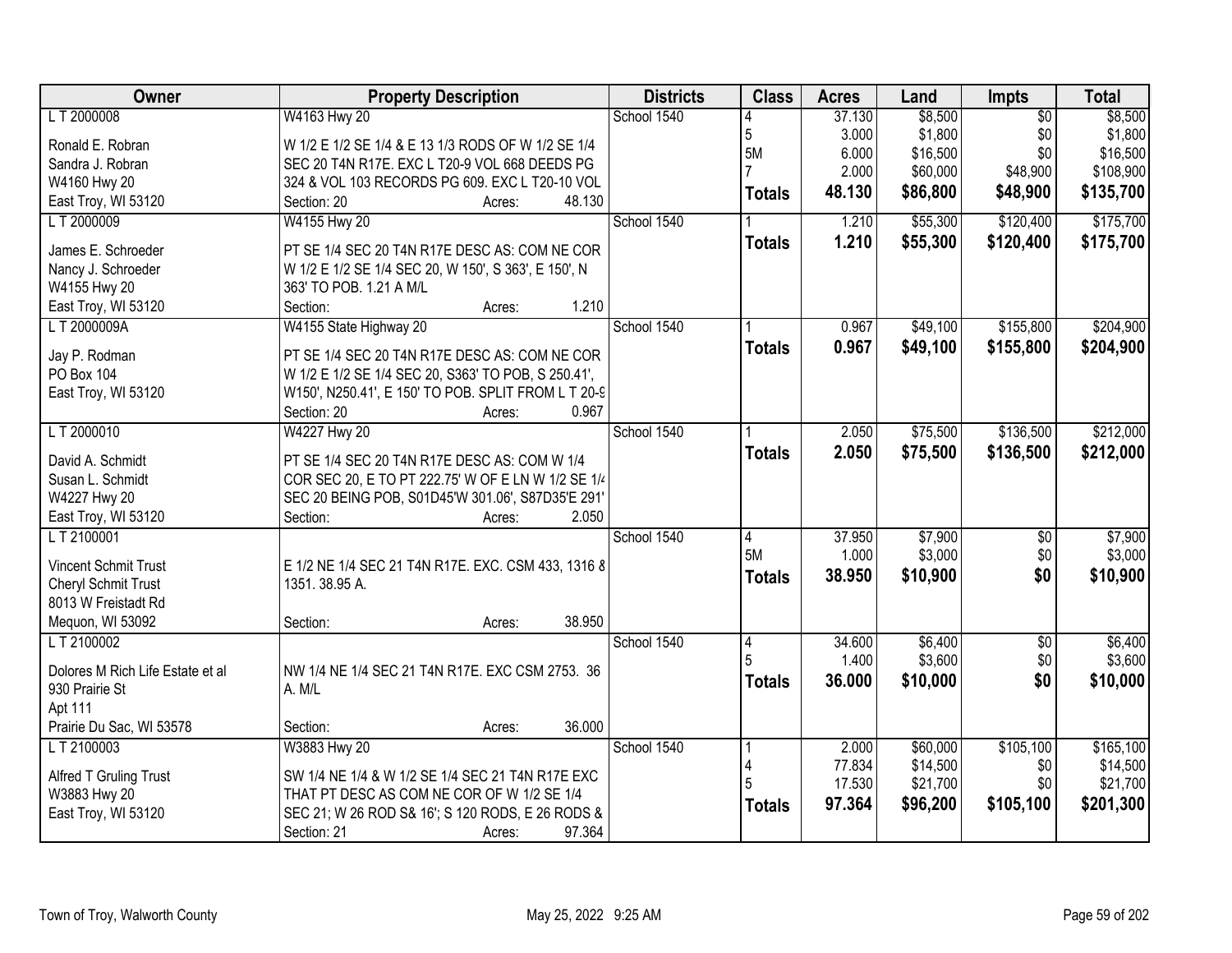| Owner | Property Description | Districts | Class | Acres | Land | Impts | Total |
|---|---|---|---|---|---|---|---|
| L T 2000008<br><br>Ronald E. Robran<br>Sandra J. Robran<br>W4160 Hwy 20<br>East Troy, WI 53120 | W4163 Hwy 20<br><br>W 1/2 E 1/2 SE 1/4 & E 13 1/3 RODS OF W 1/2 SE 1/4 SEC 20 T4N R17E. EXC L T20-9 VOL 668 DEEDS PG 324 & VOL 103 RECORDS PG 609. EXC L T20-10 VOL<br>Section: 20 Acres: 48.130 | School 1540 | 4<br>5<br>5M<br>7<br>**Totals** | 37.130<br>3.000<br>6.000<br>2.000<br>**48.130** | $8,500<br>$1,800<br>$16,500<br>$60,000<br>**$86,800** | $0<br>$0<br>$0<br>$48,900<br>**$48,900** | $8,500<br>$1,800<br>$16,500<br>$108,900<br>**$135,700** |
| L T 2000009<br><br>James E. Schroeder<br>Nancy J. Schroeder<br>W4155 Hwy 20<br>East Troy, WI 53120 | W4155 Hwy 20<br><br>PT SE 1/4 SEC 20 T4N R17E DESC AS: COM NE COR W 1/2 E 1/2 SE 1/4 SEC 20, W 150', S 363', E 150', N 363' TO POB. 1.21 A M/L<br>Section: Acres: 1.210 | School 1540 | 1<br>**Totals** | 1.210<br>**1.210** | $55,300<br>**$55,300** | $120,400<br>**$120,400** | $175,700<br>**$175,700** |
| L T 2000009A<br><br>Jay P. Rodman<br>PO Box 104<br>East Troy, WI 53120 | W4155 State Highway 20<br><br>PT SE 1/4 SEC 20 T4N R17E DESC AS: COM NE COR W 1/2 E 1/2 SE 1/4 SEC 20, S363' TO POB, S 250.41', W150', N250.41', E 150' TO POB. SPLIT FROM L T 20-9<br>Section: 20 Acres: 0.967 | School 1540 | 1<br>**Totals** | 0.967<br>**0.967** | $49,100<br>**$49,100** | $155,800<br>**$155,800** | $204,900<br>**$204,900** |
| L T 2000010<br><br>David A. Schmidt<br>Susan L. Schmidt<br>W4227 Hwy 20<br>East Troy, WI 53120 | W4227 Hwy 20<br><br>PT SE 1/4 SEC 20 T4N R17E DESC AS: COM W 1/4 COR SEC 20, E TO PT 222.75' W OF E LN W 1/2 SE 1/4 SEC 20 BEING POB, S01D45'W 301.06', S87D35'E 291'<br>Section: Acres: 2.050 | School 1540 | 1<br>**Totals** | 2.050<br>**2.050** | $75,500<br>**$75,500** | $136,500<br>**$136,500** | $212,000<br>**$212,000** |
| L T 2100001<br><br>Vincent Schmit Trust<br>Cheryl Schmit Trust<br>8013 W Freistadt Rd<br>Mequon, WI 53092 | <br><br>E 1/2 NE 1/4 SEC 21 T4N R17E. EXC. CSM 433, 1316 & 1351. 38.95 A.<br>Section: Acres: 38.950 | School 1540 | 4<br>5M<br>**Totals** | 37.950<br>1.000<br>**38.950** | $7,900<br>$3,000<br>**$10,900** | $0<br>$0<br>**$0** | $7,900<br>$3,000<br>**$10,900** |
| L T 2100002<br><br>Dolores M Rich Life Estate et al<br>930 Prairie St<br>Apt 111<br>Prairie Du Sac, WI 53578 | <br><br>NW 1/4 NE 1/4 SEC 21 T4N R17E. EXC CSM 2753. 36 A. M/L<br>Section: Acres: 36.000 | School 1540 | 4<br>5<br>**Totals** | 34.600<br>1.400<br>**36.000** | $6,400<br>$3,600<br>**$10,000** | $0<br>$0<br>**$0** | $6,400<br>$3,600<br>**$10,000** |
| L T 2100003<br><br>Alfred T Gruling Trust<br>W3883 Hwy 20<br>East Troy, WI 53120 | W3883 Hwy 20<br><br>SW 1/4 NE 1/4 & W 1/2 SE 1/4 SEC 21 T4N R17E EXC THAT PT DESC AS COM NE COR OF W 1/2 SE 1/4 SEC 21; W 26 ROD S& 16'; S 120 RODS, E 26 RODS &<br>Section: 21 Acres: 97.364 | School 1540 | 1<br>4<br>5<br>**Totals** | 2.000<br>77.834<br>17.530<br>**97.364** | $60,000<br>$14,500<br>$21,700<br>**$96,200** | $105,100<br>$0<br>$0<br>**$105,100** | $165,100<br>$14,500<br>$21,700<br>**$201,300** |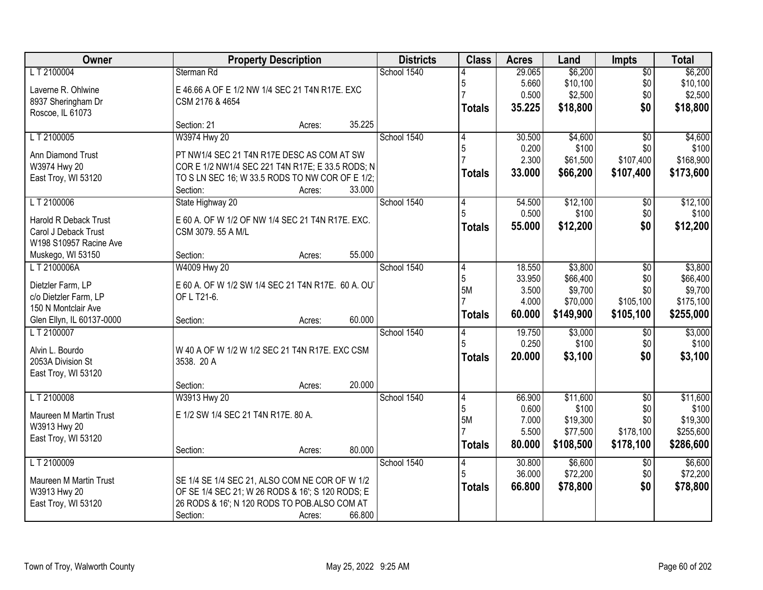| Owner | Property Description | Districts | Class | Acres | Land | Impts | Total |
|---|---|---|---|---|---|---|---|
| L T 2100004<br><br>Laverne R. Ohlwine<br>8937 Sheringham Dr<br>Roscoe, IL 61073 | Sterman Rd<br><br>E 46.66 A OF E 1/2 NW 1/4 SEC 21 T4N R17E. EXC CSM 2176 & 4654<br><br>Section: 21 Acres: 35.225 | School 1540 | 4<br>5<br>7<br>**Totals** | 29.065<br>5.660<br>0.500<br>**35.225** | $6,200<br>$10,100<br>$2,500<br>**$18,800** | $0<br>$0<br>$0<br>**$0** | $6,200<br>$10,100<br>$2,500<br>**$18,800** |
| L T 2100005<br><br>Ann Diamond Trust<br>W3974 Hwy 20<br>East Troy, WI 53120 | W3974 Hwy 20<br><br>PT NW1/4 SEC 21 T4N R17E DESC AS COM AT SW COR E 1/2 NW1/4 SEC 221 T4N R17E; E 33.5 RODS; N TO S LN SEC 16; W 33.5 RODS TO NW COR OF E 1/2;<br>Section: Acres: 33.000 | School 1540 | 4<br>5<br>7<br>**Totals** | 30.500<br>0.200<br>2.300<br>**33.000** | $4,600<br>$100<br>$61,500<br>**$66,200** | $0<br>$0<br>$107,400<br>**$107,400** | $4,600<br>$100<br>$168,900<br>**$173,600** |
| L T 2100006<br><br>Harold R Deback Trust<br>Carol J Deback Trust<br>W198 S10957 Racine Ave<br>Muskego, WI 53150 | State Highway 20<br><br>E 60 A. OF W 1/2 OF NW 1/4 SEC 21 T4N R17E. EXC. CSM 3079. 55 A M/L<br><br>Section: Acres: 55.000 | School 1540 | 4<br>5<br>**Totals** | 54.500<br>0.500<br>**55.000** | $12,100<br>$100<br>**$12,200** | $0<br>$0<br>**$0** | $12,100<br>$100<br>**$12,200** |
| L T 2100006A<br><br>Dietzler Farm, LP<br>c/o Dietzler Farm, LP<br>150 N Montclair Ave<br>Glen Ellyn, IL 60137-0000 | W4009 Hwy 20<br><br>E 60 A. OF W 1/2 SW 1/4 SEC 21 T4N R17E. 60 A. OUT OF L T21-6.<br><br>Section: Acres: 60.000 | School 1540 | 4<br>5<br>5M<br>7<br>**Totals** | 18.550<br>33.950<br>3.500<br>4.000<br>**60.000** | $3,800<br>$66,400<br>$9,700<br>$70,000<br>**$149,900** | $0<br>$0<br>$0<br>$105,100<br>**$105,100** | $3,800<br>$66,400<br>$9,700<br>$175,100<br>**$255,000** |
| L T 2100007<br><br>Alvin L. Bourdo<br>2053A Division St<br>East Troy, WI 53120 | W 40 A OF W 1/2 W 1/2 SEC 21 T4N R17E. EXC CSM 3538. 20 A<br><br>Section: Acres: 20.000 | School 1540 | 4<br>5<br>**Totals** | 19.750<br>0.250<br>**20.000** | $3,000<br>$100<br>**$3,100** | $0<br>$0<br>**$0** | $3,000<br>$100<br>**$3,100** |
| L T 2100008<br><br>Maureen M Martin Trust<br>W3913 Hwy 20<br>East Troy, WI 53120 | W3913 Hwy 20<br><br>E 1/2 SW 1/4 SEC 21 T4N R17E. 80 A.<br><br>Section: Acres: 80.000 | School 1540 | 4<br>5<br>5M<br>7<br>**Totals** | 66.900<br>0.600<br>7.000<br>5.500<br>**80.000** | $11,600<br>$100<br>$19,300<br>$77,500<br>**$108,500** | $0<br>$0<br>$0<br>$178,100<br>**$178,100** | $11,600<br>$100<br>$19,300<br>$255,600<br>**$286,600** |
| L T 2100009<br><br>Maureen M Martin Trust<br>W3913 Hwy 20<br>East Troy, WI 53120 | SE 1/4 SE 1/4 SEC 21, ALSO COM NE COR OF W 1/2 OF SE 1/4 SEC 21; W 26 RODS & 16'; S 120 RODS; E 26 RODS & 16'; N 120 RODS TO POB.ALSO COM AT<br>Section: Acres: 66.800 | School 1540 | 4<br>5<br>**Totals** | 30.800<br>36.000<br>**66.800** | $6,600<br>$72,200<br>**$78,800** | $0<br>$0<br>**$0** | $6,600<br>$72,200<br>**$78,800** |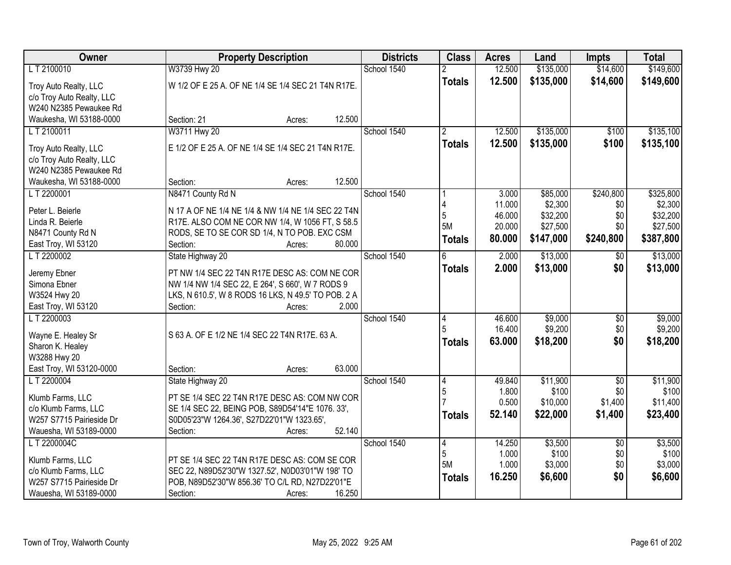| Owner | Property Description | Districts | Class | Acres | Land | Impts | Total |
|---|---|---|---|---|---|---|---|
| L T 2100010<br>Troy Auto Realty, LLC<br>c/o Troy Auto Realty, LLC<br>W240 N2385 Pewaukee Rd<br>Waukesha, WI 53188-0000 | W3739 Hwy 20<br>W 1/2 OF E 25 A. OF NE 1/4 SE 1/4 SEC 21 T4N R17E.<br>Section: 21 Acres: 12.500 | School 1540 | 2 | 12.500 | $135,000 | $14,600 | $149,600 |
| | | | **Totals** | **12.500** | **$135,000** | **$14,600** | **$149,600** |
| L T 2100011<br>Troy Auto Realty, LLC<br>c/o Troy Auto Realty, LLC<br>W240 N2385 Pewaukee Rd<br>Waukesha, WI 53188-0000 | W3711 Hwy 20<br>E 1/2 OF E 25 A. OF NE 1/4 SE 1/4 SEC 21 T4N R17E.<br>Section: Acres: 12.500 | School 1540 | 2 | 12.500 | $135,000 | $100 | $135,100 |
| | | | **Totals** | **12.500** | **$135,000** | **$100** | **$135,100** |
| L T 2200001<br>Peter L. Beierle<br>Linda R. Beierle<br>N8471 County Rd N<br>East Troy, WI 53120 | N8471 County Rd N<br>N 17 A OF NE 1/4 NE 1/4 & NW 1/4 NE 1/4 SEC 22 T4N R17E. ALSO COM NE COR NW 1/4, W 1056 FT, S 58.5 RODS, SE TO SE COR SD 1/4, N TO POB. EXC CSM<br>Section: Acres: 80.000 | School 1540 | 1 | 3.000 | $85,000 | $240,800 | $325,800 |
| | | | 4 | 11.000 | $2,300 | $0 | $2,300 |
| | | | 5 | 46.000 | $32,200 | $0 | $32,200 |
| | | | 5M | 20.000 | $27,500 | $0 | $27,500 |
| | | | **Totals** | **80.000** | **$147,000** | **$240,800** | **$387,800** |
| L T 2200002<br>Jeremy Ebner<br>Simona Ebner<br>W3524 Hwy 20<br>East Troy, WI 53120 | State Highway 20<br>PT NW 1/4 SEC 22 T4N R17E DESC AS: COM NE COR NW 1/4 NW 1/4 SEC 22, E 264', S 660', W 7 RODS 9 LKS, N 610.5', W 8 RODS 16 LKS, N 49.5' TO POB. 2 A<br>Section: Acres: 2.000 | School 1540 | 6 | 2.000 | $13,000 | $0 | $13,000 |
| | | | **Totals** | **2.000** | **$13,000** | **$0** | **$13,000** |
| L T 2200003<br>Wayne E. Healey Sr<br>Sharon K. Healey<br>W3288 Hwy 20<br>East Troy, WI 53120-0000 | S 63 A. OF E 1/2 NE 1/4 SEC 22 T4N R17E. 63 A.<br>Section: Acres: 63.000 | School 1540 | 4 | 46.600 | $9,000 | $0 | $9,000 |
| | | | 5 | 16.400 | $9,200 | $0 | $9,200 |
| | | | **Totals** | **63.000** | **$18,200** | **$0** | **$18,200** |
| L T 2200004<br>Klumb Farms, LLC<br>c/o Klumb Farms, LLC<br>W257 S7715 Pairieside Dr<br>Wauesha, WI 53189-0000 | State Highway 20<br>PT SE 1/4 SEC 22 T4N R17E DESC AS: COM NW COR SE 1/4 SEC 22, BEING POB, S89D54'14"E 1076. 33', S0D05'23"W 1264.36', S27D22'01"W 1323.65',<br>Section: Acres: 52.140 | School 1540 | 4 | 49.840 | $11,900 | $0 | $11,900 |
| | | | 5 | 1.800 | $100 | $0 | $100 |
| | | | 7 | 0.500 | $10,000 | $1,400 | $11,400 |
| | | | **Totals** | **52.140** | **$22,000** | **$1,400** | **$23,400** |
| L T 2200004C<br>Klumb Farms, LLC<br>c/o Klumb Farms, LLC<br>W257 S7715 Pairieside Dr<br>Wauesha, WI 53189-0000 | PT SE 1/4 SEC 22 T4N R17E DESC AS: COM SE COR SEC 22, N89D52'30"W 1327.52', N0D03'01"W 198' TO POB, N89D52'30"W 856.36' TO C/L RD, N27D22'01"E<br>Section: Acres: 16.250 | School 1540 | 4 | 14.250 | $3,500 | $0 | $3,500 |
| | | | 5 | 1.000 | $100 | $0 | $100 |
| | | | 5M | 1.000 | $3,000 | $0 | $3,000 |
| | | | **Totals** | **16.250** | **$6,600** | **$0** | **$6,600** |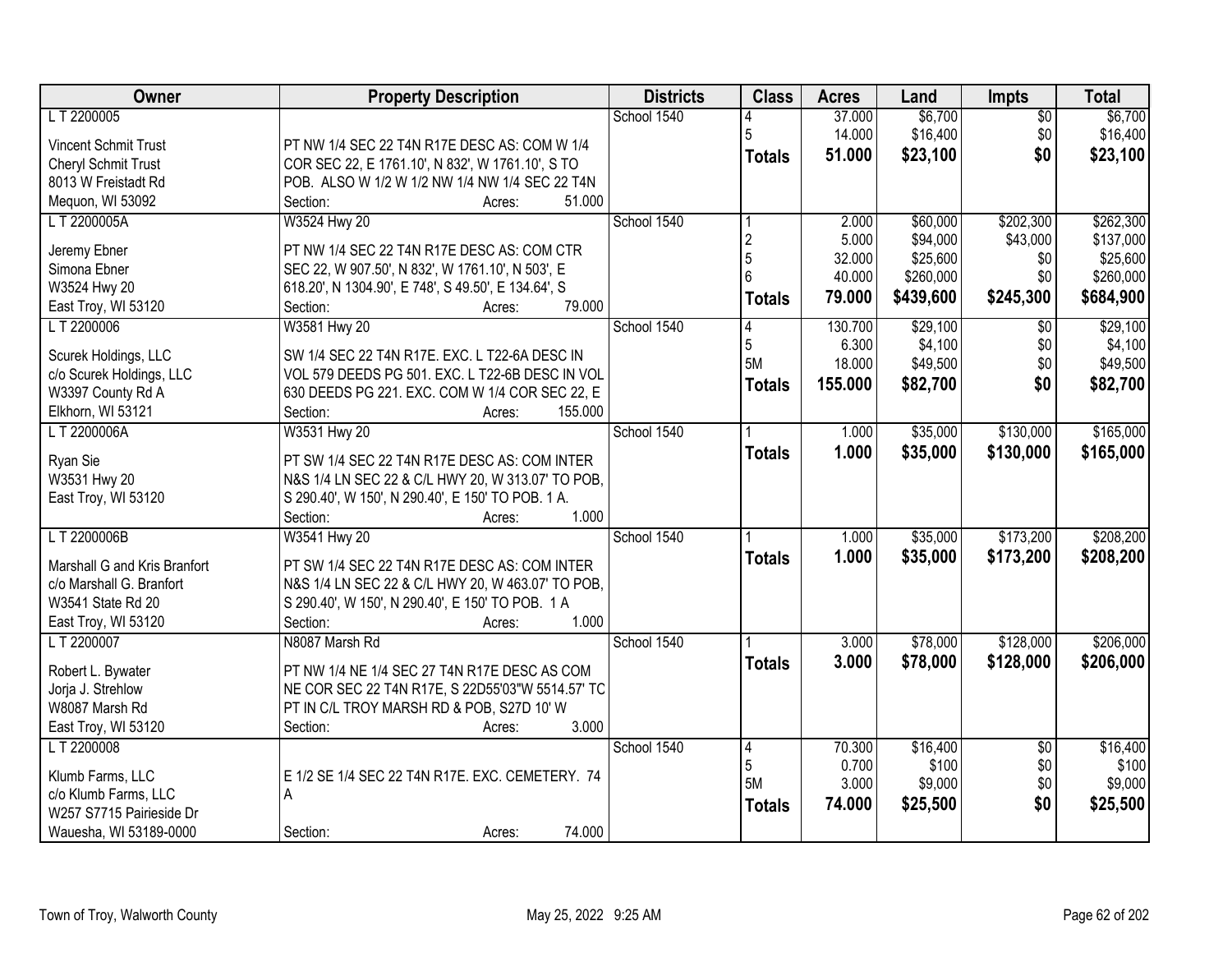| Owner | Property Description | Districts | Class | Acres | Land | Impts | Total |
|---|---|---|---|---|---|---|---|
| L T 2200005 | | School 1540 | 4 | 37.000 | $6,700 | $0 | $6,700 |
| | | | 5 | 14.000 | $16,400 | $0 | $16,400 |
| Vincent Schmit Trust | PT NW 1/4 SEC 22 T4N R17E DESC AS: COM W 1/4 | | **Totals** | **51.000** | **$23,100** | **$0** | **$23,100** |
| Cheryl Schmit Trust | COR SEC 22, E 1761.10', N 832', W 1761.10', S TO | | | | | | |
| 8013 W Freistadt Rd | POB. ALSO W 1/2 W 1/2 NW 1/4 NW 1/4 SEC 22 T4N | | | | | | |
| Mequon, WI 53092 | Section: Acres: 51.000 | | | | | | |
| L T 2200005A | W3524 Hwy 20 | School 1540 | 1 | 2.000 | $60,000 | $202,300 | $262,300 |
| | | | 2 | 5.000 | $94,000 | $43,000 | $137,000 |
| Jeremy Ebner | PT NW 1/4 SEC 22 T4N R17E DESC AS: COM CTR | | 5 | 32.000 | $25,600 | $0 | $25,600 |
| Simona Ebner | SEC 22, W 907.50', N 832', W 1761.10', N 503', E | | 6 | 40.000 | $260,000 | $0 | $260,000 |
| W3524 Hwy 20 | 618.20', N 1304.90', E 748', S 49.50', E 134.64', S | | **Totals** | **79.000** | **$439,600** | **$245,300** | **$684,900** |
| East Troy, WI 53120 | Section: Acres: 79.000 | | | | | | |
| L T 2200006 | W3581 Hwy 20 | School 1540 | 4 | 130.700 | $29,100 | $0 | $29,100 |
| | | | 5 | 6.300 | $4,100 | $0 | $4,100 |
| Scurek Holdings, LLC | SW 1/4 SEC 22 T4N R17E. EXC. L T22-6A DESC IN | | 5M | 18.000 | $49,500 | $0 | $49,500 |
| c/o Scurek Holdings, LLC | VOL 579 DEEDS PG 501. EXC. L T22-6B DESC IN VOL | | **Totals** | **155.000** | **$82,700** | **$0** | **$82,700** |
| W3397 County Rd A | 630 DEEDS PG 221. EXC. COM W 1/4 COR SEC 22, E | | | | | | |
| Elkhorn, WI 53121 | Section: Acres: 155.000 | | | | | | |
| L T 2200006A | W3531 Hwy 20 | School 1540 | 1 | 1.000 | $35,000 | $130,000 | $165,000 |
| Ryan Sie | PT SW 1/4 SEC 22 T4N R17E DESC AS: COM INTER | | **Totals** | **1.000** | **$35,000** | **$130,000** | **$165,000** |
| W3531 Hwy 20 | N&S 1/4 LN SEC 22 & C/L HWY 20, W 313.07' TO POB, | | | | | | |
| East Troy, WI 53120 | S 290.40', W 150', N 290.40', E 150' TO POB. 1 A. | | | | | | |
| | Section: Acres: 1.000 | | | | | | |
| L T 2200006B | W3541 Hwy 20 | School 1540 | 1 | 1.000 | $35,000 | $173,200 | $208,200 |
| Marshall G and Kris Branfort | PT SW 1/4 SEC 22 T4N R17E DESC AS: COM INTER | | **Totals** | **1.000** | **$35,000** | **$173,200** | **$208,200** |
| c/o Marshall G. Branfort | N&S 1/4 LN SEC 22 & C/L HWY 20, W 463.07' TO POB, | | | | | | |
| W3541 State Rd 20 | S 290.40', W 150', N 290.40', E 150' TO POB. 1 A | | | | | | |
| East Troy, WI 53120 | Section: Acres: 1.000 | | | | | | |
| L T 2200007 | N8087 Marsh Rd | School 1540 | 1 | 3.000 | $78,000 | $128,000 | $206,000 |
| Robert L. Bywater | PT NW 1/4 NE 1/4 SEC 27 T4N R17E DESC AS COM | | **Totals** | **3.000** | **$78,000** | **$128,000** | **$206,000** |
| Jorja J. Strehlow | NE COR SEC 22 T4N R17E, S 22D55'03"W 5514.57' TO | | | | | | |
| W8087 Marsh Rd | PT IN C/L TROY MARSH RD & POB, S27D 10' W | | | | | | |
| East Troy, WI 53120 | Section: Acres: 3.000 | | | | | | |
| L T 2200008 | | School 1540 | 4 | 70.300 | $16,400 | $0 | $16,400 |
| | | | 5 | 0.700 | $100 | $0 | $100 |
| Klumb Farms, LLC | E 1/2 SE 1/4 SEC 22 T4N R17E. EXC. CEMETERY. 74 | | 5M | 3.000 | $9,000 | $0 | $9,000 |
| c/o Klumb Farms, LLC | A | | **Totals** | **74.000** | **$25,500** | **$0** | **$25,500** |
| W257 S7715 Pairieside Dr | | | | | | | |
| Wauesha, WI 53189-0000 | Section: Acres: 74.000 | | | | | | |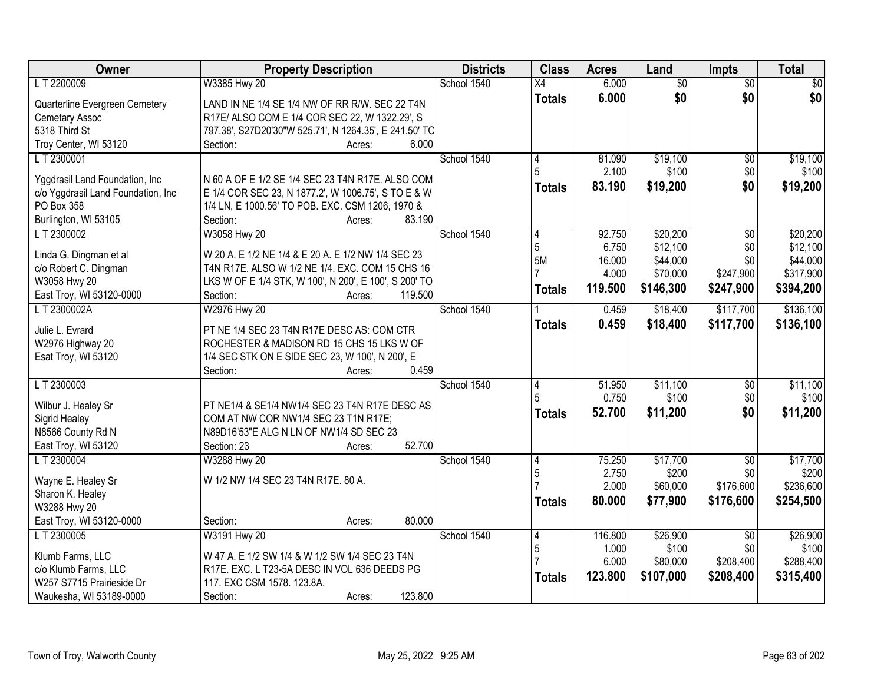| Owner | Property Description | Districts | Class | Acres | Land | Impts | Total |
|---|---|---|---|---|---|---|---|
| L T 2200009<br><br>Quarterline Evergreen Cemetery<br>Cemetary Assoc<br>5318 Third St<br>Troy Center, WI 53120 | W3385 Hwy 20<br><br>LAND IN NE 1/4 SE 1/4 NW OF RR R/W. SEC 22 T4N R17E/ ALSO COM E 1/4 COR SEC 22, W 1322.29', S 797.38', S27D20'30"W 525.71', N 1264.35', E 241.50' TC<br>Section: Acres: 6.000 | School 1540 | X4<br>**Totals** | 6.000<br>**6.000** | $0<br>**$0** | $0<br>**$0** | $0<br>**$0** |
| L T 2300001<br><br>Yggdrasil Land Foundation, Inc<br>c/o Yggdrasil Land Foundation, Inc<br>PO Box 358<br>Burlington, WI 53105 | <br><br>N 60 A OF E 1/2 SE 1/4 SEC 23 T4N R17E. ALSO COM E 1/4 COR SEC 23, N 1877.2', W 1006.75', S TO E & W 1/4 LN, E 1000.56' TO POB. EXC. CSM 1206, 1970 &<br>Section: Acres: 83.190 | School 1540 | 4<br>5<br>**Totals** | 81.090<br>2.100<br>**83.190** | $19,100<br>$100<br>**$19,200** | $0<br>$0<br>**$0** | $19,100<br>$100<br>**$19,200** |
| L T 2300002<br><br>Linda G. Dingman et al<br>c/o Robert C. Dingman<br>W3058 Hwy 20<br>East Troy, WI 53120-0000 | W3058 Hwy 20<br><br>W 20 A. E 1/2 NE 1/4 & E 20 A. E 1/2 NW 1/4 SEC 23 T4N R17E. ALSO W 1/2 NE 1/4. EXC. COM 15 CHS 16 LKS W OF E 1/4 STK, W 100', N 200', E 100', S 200' TO<br>Section: Acres: 119.500 | School 1540 | 4<br>5<br>5M<br>7<br>**Totals** | 92.750<br>6.750<br>16.000<br>4.000<br>**119.500** | $20,200<br>$12,100<br>$44,000<br>$70,000<br>**$146,300** | $0<br>$0<br>$0<br>$247,900<br>**$247,900** | $20,200<br>$12,100<br>$44,000<br>$317,900<br>**$394,200** |
| L T 2300002A<br><br>Julie L. Evrard<br>W2976 Highway 20<br>Esat Troy, WI 53120 | W2976 Hwy 20<br><br>PT NE 1/4 SEC 23 T4N R17E DESC AS: COM CTR ROCHESTER & MADISON RD 15 CHS 15 LKS W OF 1/4 SEC STK ON E SIDE SEC 23, W 100', N 200', E<br>Section: Acres: 0.459 | School 1540 | 1<br>**Totals** | 0.459<br>**0.459** | $18,400<br>**$18,400** | $117,700<br>**$117,700** | $136,100<br>**$136,100** |
| L T 2300003<br><br>Wilbur J. Healey Sr<br>Sigrid Healey<br>N8566 County Rd N<br>East Troy, WI 53120 | <br><br>PT NE1/4 & SE1/4 NW1/4 SEC 23 T4N R17E DESC AS COM AT NW COR NW1/4 SEC 23 T1N R17E; N89D16'53"E ALG N LN OF NW1/4 SD SEC 23<br>Section: 23 Acres: 52.700 | School 1540 | 4<br>5<br>**Totals** | 51.950<br>0.750<br>**52.700** | $11,100<br>$100<br>**$11,200** | $0<br>$0<br>**$0** | $11,100<br>$100<br>**$11,200** |
| L T 2300004<br><br>Wayne E. Healey Sr<br>Sharon K. Healey<br>W3288 Hwy 20<br>East Troy, WI 53120-0000 | W3288 Hwy 20<br><br>W 1/2 NW 1/4 SEC 23 T4N R17E. 80 A.<br><br><br>Section: Acres: 80.000 | School 1540 | 4<br>5<br>7<br>**Totals** | 75.250<br>2.750<br>2.000<br>**80.000** | $17,700<br>$200<br>$60,000<br>**$77,900** | $0<br>$0<br>$176,600<br>**$176,600** | $17,700<br>$200<br>$236,600<br>**$254,500** |
| L T 2300005<br><br>Klumb Farms, LLC<br>c/o Klumb Farms, LLC<br>W257 S7715 Prairieside Dr<br>Waukesha, WI 53189-0000 | W3191 Hwy 20<br><br>W 47 A. E 1/2 SW 1/4 & W 1/2 SW 1/4 SEC 23 T4N R17E. EXC. L T23-5A DESC IN VOL 636 DEEDS PG 117. EXC CSM 1578. 123.8A.<br>Section: Acres: 123.800 | School 1540 | 4<br>5<br>7<br>**Totals** | 116.800<br>1.000<br>6.000<br>**123.800** | $26,900<br>$100<br>$80,000<br>**$107,000** | $0<br>$0<br>$208,400<br>**$208,400** | $26,900<br>$100<br>$288,400<br>**$315,400** |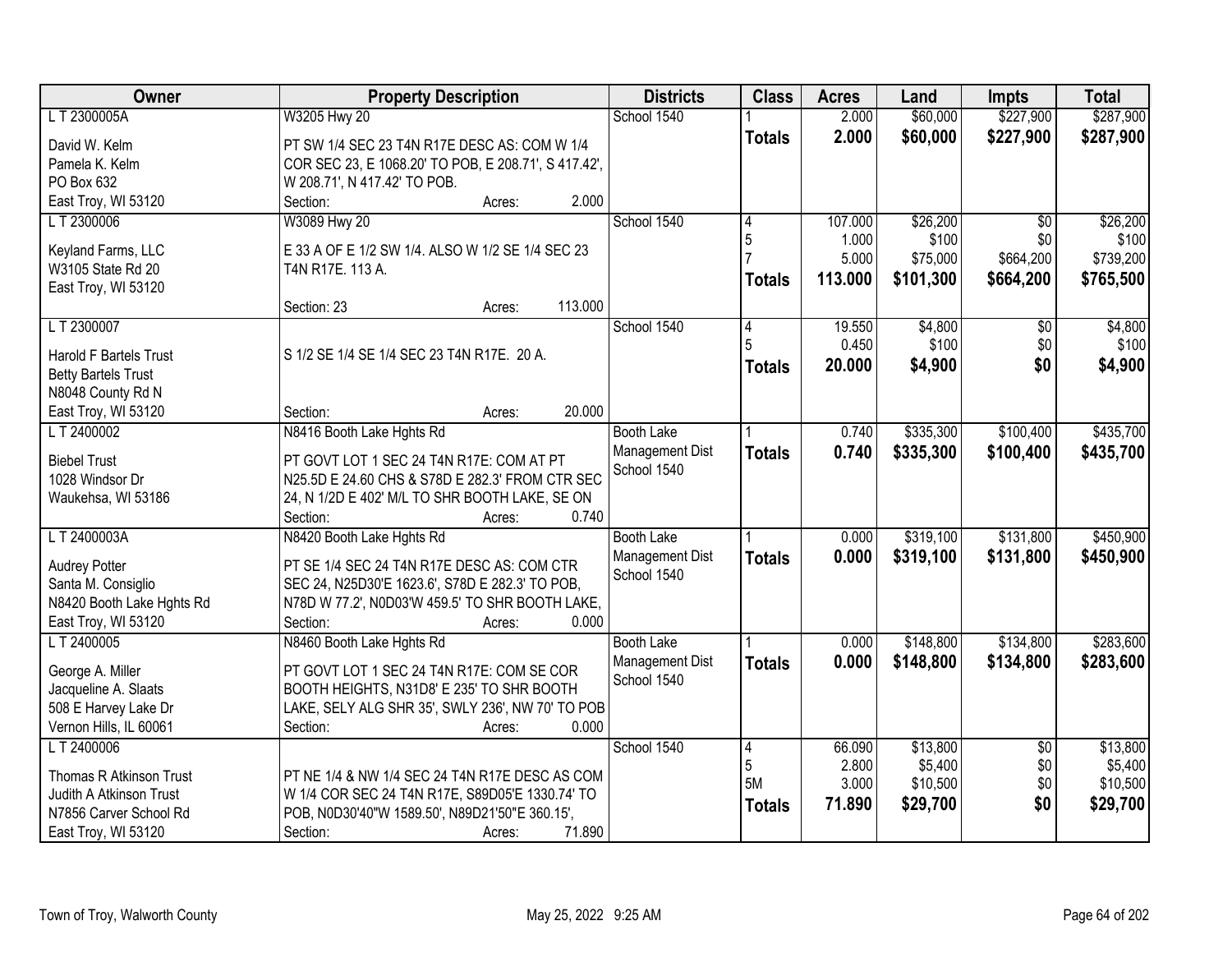| Owner | Property Description | Districts | Class | Acres | Land | Impts | Total |
|---|---|---|---|---|---|---|---|
| L T 2300005A<br>David W. Kelm<br>Pamela K. Kelm<br>PO Box 632<br>East Troy, WI 53120 | W3205 Hwy 20<br>PT SW 1/4 SEC 23 T4N R17E DESC AS: COM W 1/4 COR SEC 23, E 1068.20' TO POB, E 208.71', S 417.42', W 208.71', N 417.42' TO POB.<br>Section: Acres: 2.000 | School 1540 | 1<br>**Totals** | 2.000<br>**2.000** | $60,000<br>**$60,000** | $227,900<br>**$227,900** | $287,900<br>**$287,900** |
| L T 2300006<br>Keyland Farms, LLC<br>W3105 State Rd 20<br>East Troy, WI 53120 | W3089 Hwy 20<br>E 33 A OF E 1/2 SW 1/4. ALSO W 1/2 SE 1/4 SEC 23 T4N R17E. 113 A.<br>Section: 23 Acres: 113.000 | School 1540 | 4<br>5<br>7<br>**Totals** | 107.000<br>1.000<br>5.000<br>**113.000** | $26,200<br>$100<br>$75,000<br>**$101,300** | $0<br>$0<br>$664,200<br>**$664,200** | $26,200<br>$100<br>$739,200<br>**$765,500** |
| L T 2300007<br>Harold F Bartels Trust<br>Betty Bartels Trust<br>N8048 County Rd N<br>East Troy, WI 53120 | S 1/2 SE 1/4 SE 1/4 SEC 23 T4N R17E. 20 A.<br>Section: Acres: 20.000 | School 1540 | 4<br>5<br>**Totals** | 19.550<br>0.450<br>**20.000** | $4,800<br>$100<br>**$4,900** | $0<br>$0<br>**$0** | $4,800<br>$100<br>**$4,900** |
| L T 2400002<br>Biebel Trust<br>1028 Windsor Dr<br>Waukehsa, WI 53186 | N8416 Booth Lake Hghts Rd<br>PT GOVT LOT 1 SEC 24 T4N R17E: COM AT PT N25.5D E 24.60 CHS & S78D E 282.3' FROM CTR SEC 24, N 1/2D E 402' M/L TO SHR BOOTH LAKE, SE ON<br>Section: Acres: 0.740 | Booth Lake Management Dist<br>School 1540 | 1<br>**Totals** | 0.740<br>**0.740** | $335,300<br>**$335,300** | $100,400<br>**$100,400** | $435,700<br>**$435,700** |
| L T 2400003A<br>Audrey Potter<br>Santa M. Consiglio<br>N8420 Booth Lake Hghts Rd<br>East Troy, WI 53120 | N8420 Booth Lake Hghts Rd<br>PT SE 1/4 SEC 24 T4N R17E DESC AS: COM CTR SEC 24, N25D30'E 1623.6', S78D E 282.3' TO POB, N78D W 77.2', N0D03'W 459.5' TO SHR BOOTH LAKE,<br>Section: Acres: 0.000 | Booth Lake Management Dist<br>School 1540 | 1<br>**Totals** | 0.000<br>**0.000** | $319,100<br>**$319,100** | $131,800<br>**$131,800** | $450,900<br>**$450,900** |
| L T 2400005<br>George A. Miller<br>Jacqueline A. Slaats<br>508 E Harvey Lake Dr<br>Vernon Hills, IL 60061 | N8460 Booth Lake Hghts Rd<br>PT GOVT LOT 1 SEC 24 T4N R17E: COM SE COR BOOTH HEIGHTS, N31D8' E 235' TO SHR BOOTH LAKE, SELY ALG SHR 35', SWLY 236', NW 70' TO POB<br>Section: Acres: 0.000 | Booth Lake Management Dist<br>School 1540 | 1<br>**Totals** | 0.000<br>**0.000** | $148,800<br>**$148,800** | $134,800<br>**$134,800** | $283,600<br>**$283,600** |
| L T 2400006<br>Thomas R Atkinson Trust<br>Judith A Atkinson Trust<br>N7856 Carver School Rd<br>East Troy, WI 53120 | PT NE 1/4 & NW 1/4 SEC 24 T4N R17E DESC AS COM W 1/4 COR SEC 24 T4N R17E, S89D05'E 1330.74' TO POB, N0D30'40"W 1589.50', N89D21'50"E 360.15',<br>Section: Acres: 71.890 | School 1540 | 4<br>5<br>5M<br>**Totals** | 66.090<br>2.800<br>3.000<br>**71.890** | $13,800<br>$5,400<br>$10,500<br>**$29,700** | $0<br>$0<br>$0<br>**$0** | $13,800<br>$5,400<br>$10,500<br>**$29,700** |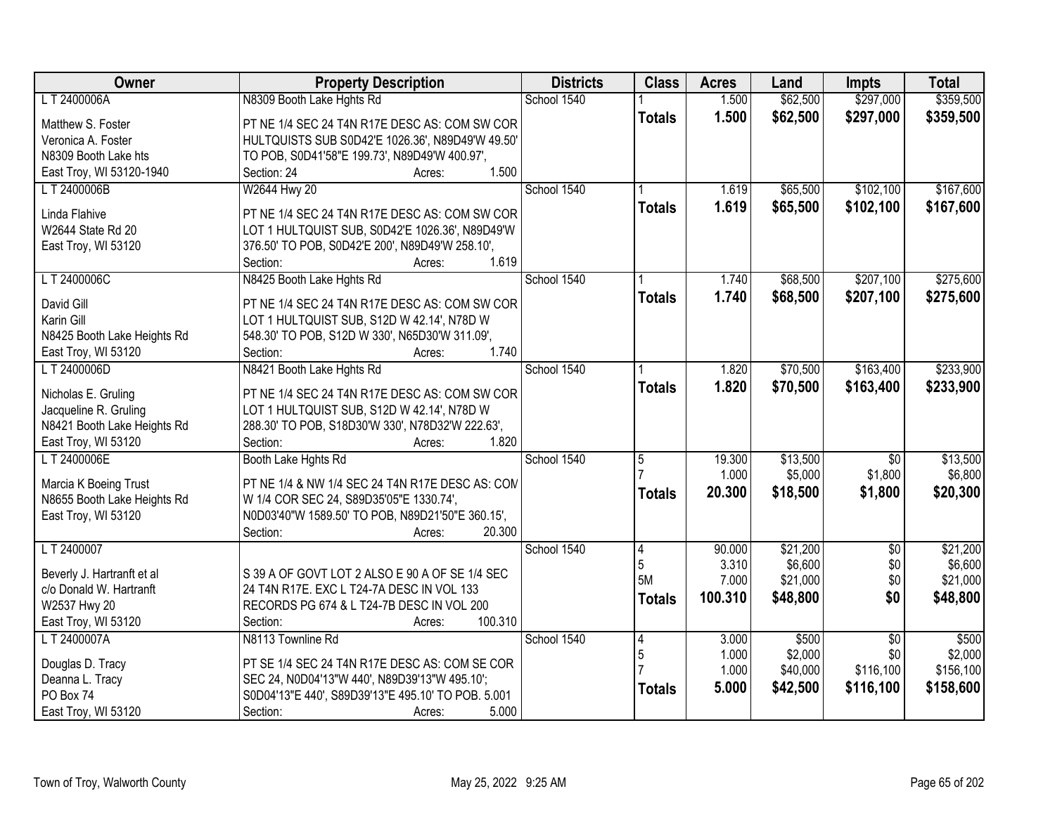| Owner | Property Description | Districts | Class | Acres | Land | Impts | Total |
|---|---|---|---|---|---|---|---|
| L T 2400006A<br>Matthew S. Foster<br>Veronica A. Foster<br>N8309 Booth Lake hts<br>East Troy, WI 53120-1940 | N8309 Booth Lake Hghts Rd<br>PT NE 1/4 SEC 24 T4N R17E DESC AS: COM SW COR HULTQUISTS SUB S0D42'E 1026.36', N89D49'W 49.50' TO POB, S0D41'58"E 199.73', N89D49'W 400.97',<br>Section: 24 Acres: 1.500 | School 1540 | 1<br>**Totals** | 1.500<br>**1.500** | $62,500<br>**$62,500** | $297,000<br>**$297,000** | $359,500<br>**$359,500** |
| L T 2400006B<br>Linda Flahive<br>W2644 State Rd 20<br>East Troy, WI 53120 | W2644 Hwy 20<br>PT NE 1/4 SEC 24 T4N R17E DESC AS: COM SW COR LOT 1 HULTQUIST SUB, S0D42'E 1026.36', N89D49'W 376.50' TO POB, S0D42'E 200', N89D49'W 258.10',<br>Section: Acres: 1.619 | School 1540 | 1<br>**Totals** | 1.619<br>**1.619** | $65,500<br>**$65,500** | $102,100<br>**$102,100** | $167,600<br>**$167,600** |
| L T 2400006C<br>David Gill<br>Karin Gill<br>N8425 Booth Lake Heights Rd<br>East Troy, WI 53120 | N8425 Booth Lake Hghts Rd<br>PT NE 1/4 SEC 24 T4N R17E DESC AS: COM SW COR LOT 1 HULTQUIST SUB, S12D W 42.14', N78D W 548.30' TO POB, S12D W 330', N65D30'W 311.09',<br>Section: Acres: 1.740 | School 1540 | 1<br>**Totals** | 1.740<br>**1.740** | $68,500<br>**$68,500** | $207,100<br>**$207,100** | $275,600<br>**$275,600** |
| L T 2400006D<br>Nicholas E. Gruling<br>Jacqueline R. Gruling<br>N8421 Booth Lake Heights Rd<br>East Troy, WI 53120 | N8421 Booth Lake Hghts Rd<br>PT NE 1/4 SEC 24 T4N R17E DESC AS: COM SW COR LOT 1 HULTQUIST SUB, S12D W 42.14', N78D W 288.30' TO POB, S18D30'W 330', N78D32'W 222.63',<br>Section: Acres: 1.820 | School 1540 | 1<br>**Totals** | 1.820<br>**1.820** | $70,500<br>**$70,500** | $163,400<br>**$163,400** | $233,900<br>**$233,900** |
| L T 2400006E<br>Marcia K Boeing Trust<br>N8655 Booth Lake Heights Rd<br>East Troy, WI 53120 | Booth Lake Hghts Rd<br>PT NE 1/4 & NW 1/4 SEC 24 T4N R17E DESC AS: COM W 1/4 COR SEC 24, S89D35'05"E 1330.74', N0D03'40"W 1589.50' TO POB, N89D21'50"E 360.15',<br>Section: Acres: 20.300 | School 1540 | 5<br>7<br>**Totals** | 19.300<br>1.000<br>**20.300** | $13,500<br>$5,000<br>**$18,500** | $0<br>$1,800<br>**$1,800** | $13,500<br>$6,800<br>**$20,300** |
| L T 2400007<br>Beverly J. Hartranft et al<br>c/o Donald W. Hartranft<br>W2537 Hwy 20<br>East Troy, WI 53120 | S 39 A OF GOVT LOT 2 ALSO E 90 A OF SE 1/4 SEC 24 T4N R17E. EXC L T24-7A DESC IN VOL 133 RECORDS PG 674 & L T24-7B DESC IN VOL 200<br>Section: Acres: 100.310 | School 1540 | 4<br>5<br>5M<br>**Totals** | 90.000<br>3.310<br>7.000<br>**100.310** | $21,200<br>$6,600<br>$21,000<br>**$48,800** | $0<br>$0<br>$0<br>**$0** | $21,200<br>$6,600<br>$21,000<br>**$48,800** |
| L T 2400007A<br>Douglas D. Tracy<br>Deanna L. Tracy<br>PO Box 74<br>East Troy, WI 53120 | N8113 Townline Rd<br>PT SE 1/4 SEC 24 T4N R17E DESC AS: COM SE COR SEC 24, N0D04'13"W 440', N89D39'13"W 495.10'; S0D04'13"E 440', S89D39'13"E 495.10' TO POB. 5.001<br>Section: Acres: 5.000 | School 1540 | 4<br>5<br>7<br>**Totals** | 3.000<br>1.000<br>1.000<br>**5.000** | $500<br>$2,000<br>$40,000<br>**$42,500** | $0<br>$0<br>$116,100<br>**$116,100** | $500<br>$2,000<br>$156,100<br>**$158,600** |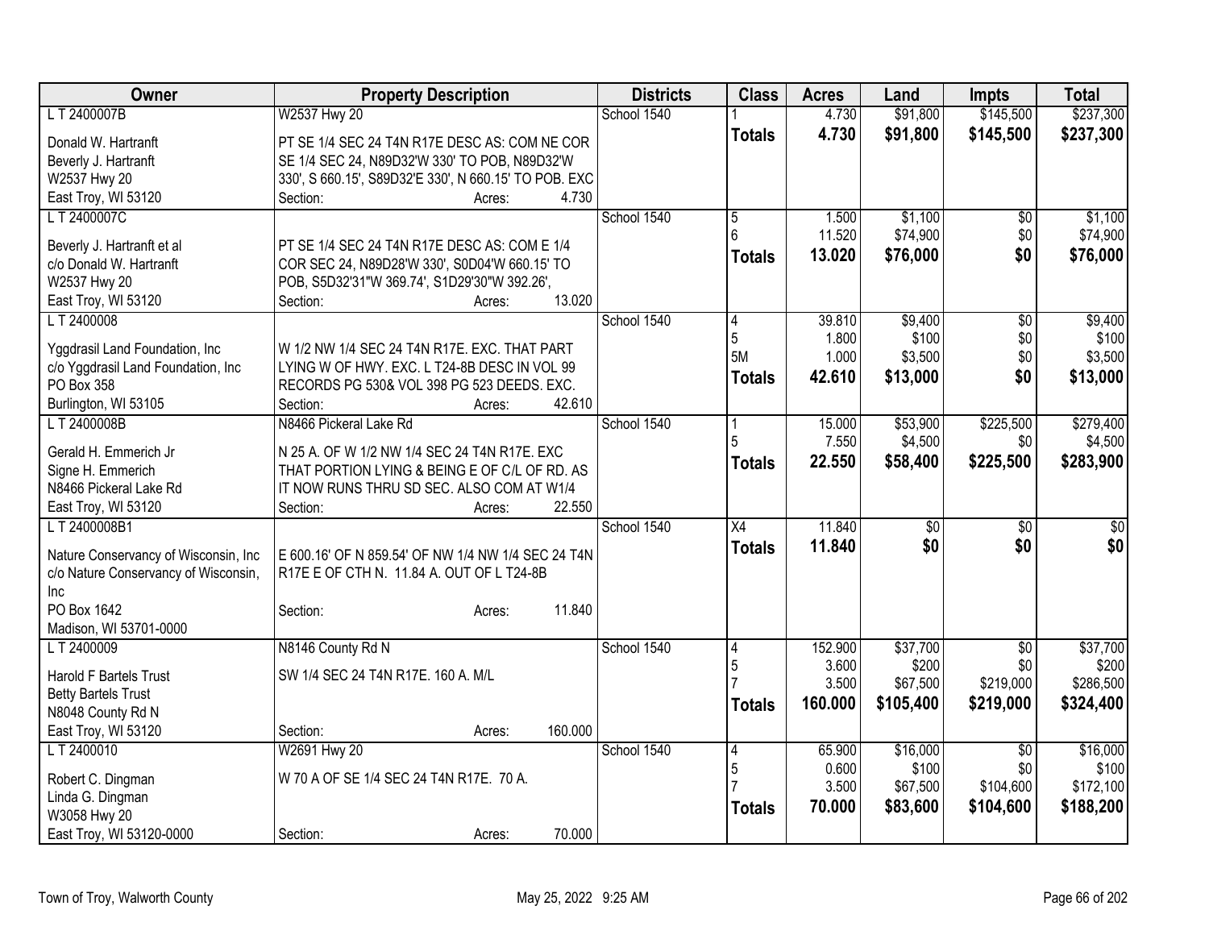| Owner | Property Description | Districts | Class | Acres | Land | Impts | Total |
|---|---|---|---|---|---|---|---|
| L T 2400007B | W2537 Hwy 20 | School 1540 | 1 | 4.730 | $91,800 | $145,500 | $237,300 |
| Donald W. Hartranft<br>Beverly J. Hartranft<br>W2537 Hwy 20<br>East Troy, WI 53120 | PT SE 1/4 SEC 24 T4N R17E DESC AS: COM NE COR SE 1/4 SEC 24, N89D32'W 330' TO POB, N89D32'W 330', S 660.15', S89D32'E 330', N 660.15' TO POB. EXC<br>Section: Acres: 4.730 | | **Totals** | **4.730** | **$91,800** | **$145,500** | **$237,300** |
| L T 2400007C | | School 1540 | 5 | 1.500 | $1,100 | $0 | $1,100 |
| | | | 6 | 11.520 | $74,900 | $0 | $74,900 |
| Beverly J. Hartranft et al<br>c/o Donald W. Hartranft<br>W2537 Hwy 20<br>East Troy, WI 53120 | PT SE 1/4 SEC 24 T4N R17E DESC AS: COM E 1/4 COR SEC 24, N89D28'W 330', S0D04'W 660.15' TO POB, S5D32'31"W 369.74', S1D29'30"W 392.26',<br>Section: Acres: 13.020 | | **Totals** | **13.020** | **$76,000** | **$0** | **$76,000** |
| L T 2400008 | | School 1540 | 4 | 39.810 | $9,400 | $0 | $9,400 |
| | | | 5 | 1.800 | $100 | $0 | $100 |
| | | | 5M | 1.000 | $3,500 | $0 | $3,500 |
| Yggdrasil Land Foundation, Inc<br>c/o Yggdrasil Land Foundation, Inc<br>PO Box 358<br>Burlington, WI 53105 | W 1/2 NW 1/4 SEC 24 T4N R17E. EXC. THAT PART LYING W OF HWY. EXC. L T24-8B DESC IN VOL 99 RECORDS PG 530& VOL 398 PG 523 DEEDS. EXC.<br>Section: Acres: 42.610 | | **Totals** | **42.610** | **$13,000** | **$0** | **$13,000** |
| L T 2400008B | N8466 Pickeral Lake Rd | School 1540 | 1 | 15.000 | $53,900 | $225,500 | $279,400 |
| | | | 5 | 7.550 | $4,500 | $0 | $4,500 |
| Gerald H. Emmerich Jr<br>Signe H. Emmerich<br>N8466 Pickeral Lake Rd<br>East Troy, WI 53120 | N 25 A. OF W 1/2 NW 1/4 SEC 24 T4N R17E. EXC THAT PORTION LYING & BEING E OF C/L OF RD. AS IT NOW RUNS THRU SD SEC. ALSO COM AT W1/4<br>Section: Acres: 22.550 | | **Totals** | **22.550** | **$58,400** | **$225,500** | **$283,900** |
| L T 2400008B1 | | School 1540 | X4 | 11.840 | $0 | $0 | $0 |
| Nature Conservancy of Wisconsin, Inc<br>c/o Nature Conservancy of Wisconsin, Inc<br>PO Box 1642<br>Madison, WI 53701-0000 | E 600.16' OF N 859.54' OF NW 1/4 NW 1/4 SEC 24 T4N R17E E OF CTH N. 11.84 A. OUT OF L T24-8B<br>Section: Acres: 11.840 | | **Totals** | **11.840** | **$0** | **$0** | **$0** |
| L T 2400009 | N8146 County Rd N | School 1540 | 4 | 152.900 | $37,700 | $0 | $37,700 |
| | | | 5 | 3.600 | $200 | $0 | $200 |
| | | | 7 | 3.500 | $67,500 | $219,000 | $286,500 |
| Harold F Bartels Trust<br>Betty Bartels Trust<br>N8048 County Rd N<br>East Troy, WI 53120 | SW 1/4 SEC 24 T4N R17E. 160 A. M/L<br>Section: Acres: 160.000 | | **Totals** | **160.000** | **$105,400** | **$219,000** | **$324,400** |
| L T 2400010 | W2691 Hwy 20 | School 1540 | 4 | 65.900 | $16,000 | $0 | $16,000 |
| | | | 5 | 0.600 | $100 | $0 | $100 |
| | | | 7 | 3.500 | $67,500 | $104,600 | $172,100 |
| Robert C. Dingman<br>Linda G. Dingman<br>W3058 Hwy 20<br>East Troy, WI 53120-0000 | W 70 A OF SE 1/4 SEC 24 T4N R17E. 70 A.<br>Section: Acres: 70.000 | | **Totals** | **70.000** | **$83,600** | **$104,600** | **$188,200** |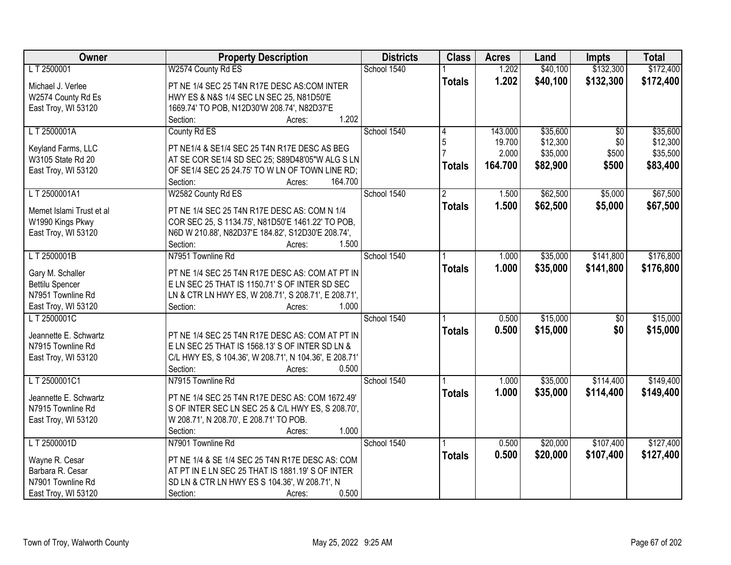| Owner | Property Description | Districts | Class | Acres | Land | Impts | Total |
|---|---|---|---|---|---|---|---|
| L T 2500001 | W2574 County Rd ES | School 1540 | 1 | 1.202 | $40,100 | $132,300 | $172,400 |
| Michael J. Verlee<br>W2574 County Rd Es<br>East Troy, WI 53120 | PT NE 1/4 SEC 25 T4N R17E DESC AS:COM INTER HWY ES & N&S 1/4 SEC LN SEC 25, N81D50'E 1669.74' TO POB, N12D30'W 208.74', N82D37'E<br>Section: Acres: 1.202 | | **Totals** | **1.202** | **$40,100** | **$132,300** | **$172,400** |
| L T 2500001A | County Rd ES | School 1540 | 4 | 143.000 | $35,600 | $0 | $35,600 |
| | | | 5 | 19.700 | $12,300 | $0 | $12,300 |
| | | | 7 | 2.000 | $35,000 | $500 | $35,500 |
| Keyland Farms, LLC<br>W3105 State Rd 20<br>East Troy, WI 53120 | PT NE1/4 & SE1/4 SEC 25 T4N R17E DESC AS BEG AT SE COR SE1/4 SD SEC 25; S89D48'05"W ALG S LN OF SE1/4 SEC 25 24.75' TO W LN OF TOWN LINE RD;<br>Section: Acres: 164.700 | | **Totals** | **164.700** | **$82,900** | **$500** | **$83,400** |
| L T 2500001A1 | W2582 County Rd ES | School 1540 | 2 | 1.500 | $62,500 | $5,000 | $67,500 |
| Memet Islami Trust et al<br>W1990 Kings Pkwy<br>East Troy, WI 53120 | PT NE 1/4 SEC 25 T4N R17E DESC AS: COM N 1/4 COR SEC 25, S 1134.75', N81D50'E 1461.22' TO POB, N6D W 210.88', N82D37'E 184.82', S12D30'E 208.74',<br>Section: Acres: 1.500 | | **Totals** | **1.500** | **$62,500** | **$5,000** | **$67,500** |
| L T 2500001B | N7951 Townline Rd | School 1540 | 1 | 1.000 | $35,000 | $141,800 | $176,800 |
| Gary M. Schaller<br>Bettilu Spencer<br>N7951 Townline Rd<br>East Troy, WI 53120 | PT NE 1/4 SEC 25 T4N R17E DESC AS: COM AT PT IN E LN SEC 25 THAT IS 1150.71' S OF INTER SD SEC LN & CTR LN HWY ES, W 208.71', S 208.71', E 208.71',<br>Section: Acres: 1.000 | | **Totals** | **1.000** | **$35,000** | **$141,800** | **$176,800** |
| L T 2500001C | | School 1540 | 1 | 0.500 | $15,000 | $0 | $15,000 |
| Jeannette E. Schwartz<br>N7915 Townline Rd<br>East Troy, WI 53120 | PT NE 1/4 SEC 25 T4N R17E DESC AS: COM AT PT IN E LN SEC 25 THAT IS 1568.13' S OF INTER SD LN & C/L HWY ES, S 104.36', W 208.71', N 104.36', E 208.71'<br>Section: Acres: 0.500 | | **Totals** | **0.500** | **$15,000** | **$0** | **$15,000** |
| L T 2500001C1 | N7915 Townline Rd | School 1540 | 1 | 1.000 | $35,000 | $114,400 | $149,400 |
| Jeannette E. Schwartz<br>N7915 Townline Rd<br>East Troy, WI 53120 | PT NE 1/4 SEC 25 T4N R17E DESC AS: COM 1672.49' S OF INTER SEC LN SEC 25 & C/L HWY ES, S 208.70', W 208.71', N 208.70', E 208.71' TO POB.<br>Section: Acres: 1.000 | | **Totals** | **1.000** | **$35,000** | **$114,400** | **$149,400** |
| L T 2500001D | N7901 Townline Rd | School 1540 | 1 | 0.500 | $20,000 | $107,400 | $127,400 |
| Wayne R. Cesar<br>Barbara R. Cesar<br>N7901 Townline Rd<br>East Troy, WI 53120 | PT NE 1/4 & SE 1/4 SEC 25 T4N R17E DESC AS: COM AT PT IN E LN SEC 25 THAT IS 1881.19' S OF INTER SD LN & CTR LN HWY ES S 104.36', W 208.71', N<br>Section: Acres: 0.500 | | **Totals** | **0.500** | **$20,000** | **$107,400** | **$127,400** |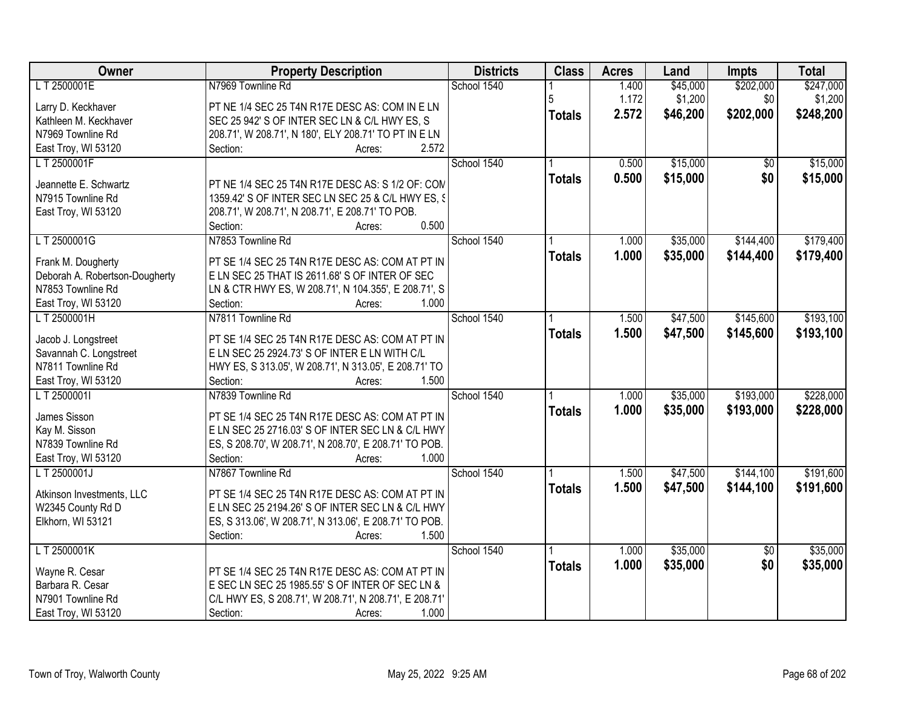| Owner | Property Description | Districts | Class | Acres | Land | Impts | Total |
|---|---|---|---|---|---|---|---|
| L T 2500001E<br>Larry D. Keckhaver<br>Kathleen M. Keckhaver<br>N7969 Townline Rd<br>East Troy, WI 53120 | N7969 Townline Rd<br>PT NE 1/4 SEC 25 T4N R17E DESC AS: COM IN E LN SEC 25 942' S OF INTER SEC LN & C/L HWY ES, S 208.71', W 208.71', N 180', ELY 208.71' TO PT IN E LN<br>Section: Acres: 2.572 | School 1540 | 1<br>5<br>**Totals** | 1.400<br>1.172<br>**2.572** | $45,000<br>$1,200<br>**$46,200** | $202,000<br>$0<br>**$202,000** | $247,000<br>$1,200<br>**$248,200** |
| L T 2500001F<br>Jeannette E. Schwartz<br>N7915 Townline Rd<br>East Troy, WI 53120 | PT NE 1/4 SEC 25 T4N R17E DESC AS: S 1/2 OF: COM 1359.42' S OF INTER SEC LN SEC 25 & C/L HWY ES, S 208.71', W 208.71', N 208.71', E 208.71' TO POB.<br>Section: Acres: 0.500 | School 1540 | 1<br>**Totals** | 0.500<br>**0.500** | $15,000<br>**$15,000** | $0<br>**$0** | $15,000<br>**$15,000** |
| L T 2500001G<br>Frank M. Dougherty<br>Deborah A. Robertson-Dougherty<br>N7853 Townline Rd<br>East Troy, WI 53120 | N7853 Townline Rd<br>PT SE 1/4 SEC 25 T4N R17E DESC AS: COM AT PT IN E LN SEC 25 THAT IS 2611.68' S OF INTER OF SEC LN & CTR HWY ES, W 208.71', N 104.355', E 208.71', S<br>Section: Acres: 1.000 | School 1540 | 1<br>**Totals** | 1.000<br>**1.000** | $35,000<br>**$35,000** | $144,400<br>**$144,400** | $179,400<br>**$179,400** |
| L T 2500001H<br>Jacob J. Longstreet<br>Savannah C. Longstreet<br>N7811 Townline Rd<br>East Troy, WI 53120 | N7811 Townline Rd<br>PT SE 1/4 SEC 25 T4N R17E DESC AS: COM AT PT IN E LN SEC 25 2924.73' S OF INTER E LN WITH C/L HWY ES, S 313.05', W 208.71', N 313.05', E 208.71' TO<br>Section: Acres: 1.500 | School 1540 | 1<br>**Totals** | 1.500<br>**1.500** | $47,500<br>**$47,500** | $145,600<br>**$145,600** | $193,100<br>**$193,100** |
| L T 2500001I<br>James Sisson<br>Kay M. Sisson<br>N7839 Townline Rd<br>East Troy, WI 53120 | N7839 Townline Rd<br>PT SE 1/4 SEC 25 T4N R17E DESC AS: COM AT PT IN E LN SEC 25 2716.03' S OF INTER SEC LN & C/L HWY ES, S 208.70', W 208.71', N 208.70', E 208.71' TO POB.<br>Section: Acres: 1.000 | School 1540 | 1<br>**Totals** | 1.000<br>**1.000** | $35,000<br>**$35,000** | $193,000<br>**$193,000** | $228,000<br>**$228,000** |
| L T 2500001J<br>Atkinson Investments, LLC<br>W2345 County Rd D<br>Elkhorn, WI 53121 | N7867 Townline Rd<br>PT SE 1/4 SEC 25 T4N R17E DESC AS: COM AT PT IN E LN SEC 25 2194.26' S OF INTER SEC LN & C/L HWY ES, S 313.06', W 208.71', N 313.06', E 208.71' TO POB.<br>Section: Acres: 1.500 | School 1540 | 1<br>**Totals** | 1.500<br>**1.500** | $47,500<br>**$47,500** | $144,100<br>**$144,100** | $191,600<br>**$191,600** |
| L T 2500001K<br>Wayne R. Cesar<br>Barbara R. Cesar<br>N7901 Townline Rd<br>East Troy, WI 53120 | PT SE 1/4 SEC 25 T4N R17E DESC AS: COM AT PT IN E SEC LN SEC 25 1985.55' S OF INTER OF SEC LN & C/L HWY ES, S 208.71', W 208.71', N 208.71', E 208.71'<br>Section: Acres: 1.000 | School 1540 | 1<br>**Totals** | 1.000<br>**1.000** | $35,000<br>**$35,000** | $0<br>**$0** | $35,000<br>**$35,000** |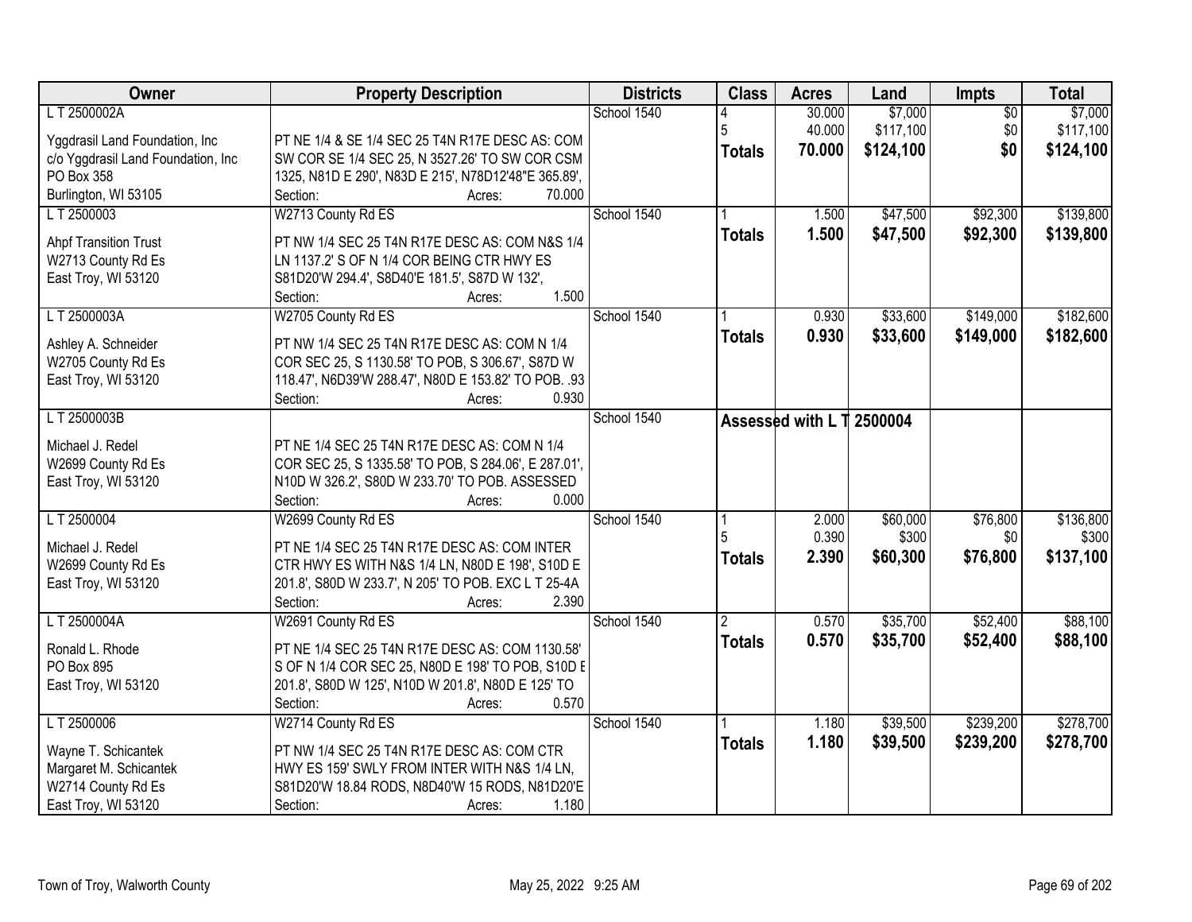| Owner | Property Description | Districts | Class | Acres | Land | Impts | Total |
|---|---|---|---|---|---|---|---|
| L T 2500002A<br><br>Yggdrasil Land Foundation, Inc<br>c/o Yggdrasil Land Foundation, Inc<br>PO Box 358<br>Burlington, WI 53105 | PT NE 1/4 & SE 1/4 SEC 25 T4N R17E DESC AS: COM SW COR SE 1/4 SEC 25, N 3527.26' TO SW COR CSM 1325, N81D E 290', N83D E 215', N78D12'48"E 365.89',<br>Section: Acres: 70.000 | School 1540 | 4<br>5<br>**Totals** | 30.000<br>40.000<br>**70.000** | $7,000<br>$117,100<br>**$124,100** | $0<br>$0<br>**$0** | $7,000<br>$117,100<br>**$124,100** |
| L T 2500003<br><br>Ahpf Transition Trust<br>W2713 County Rd Es<br>East Troy, WI 53120 | W2713 County Rd ES<br>PT NW 1/4 SEC 25 T4N R17E DESC AS: COM N&S 1/4 LN 1137.2' S OF N 1/4 COR BEING CTR HWY ES S81D20'W 294.4', S8D40'E 181.5', S87D W 132',<br>Section: Acres: 1.500 | School 1540 | 1<br>**Totals** | 1.500<br>**1.500** | $47,500<br>**$47,500** | $92,300<br>**$92,300** | $139,800<br>**$139,800** |
| L T 2500003A<br><br>Ashley A. Schneider<br>W2705 County Rd Es<br>East Troy, WI 53120 | W2705 County Rd ES<br>PT NW 1/4 SEC 25 T4N R17E DESC AS: COM N 1/4 COR SEC 25, S 1130.58' TO POB, S 306.67', S87D W 118.47', N6D39'W 288.47', N80D E 153.82' TO POB. .93<br>Section: Acres: 0.930 | School 1540 | 1<br>**Totals** | 0.930<br>**0.930** | $33,600<br>**$33,600** | $149,000<br>**$149,000** | $182,600<br>**$182,600** |
| L T 2500003B<br><br>Michael J. Redel<br>W2699 County Rd Es<br>East Troy, WI 53120 | PT NE 1/4 SEC 25 T4N R17E DESC AS: COM N 1/4 COR SEC 25, S 1335.58' TO POB, S 284.06', E 287.01', N10D W 326.2', S80D W 233.70' TO POB. ASSESSED<br>Section: Acres: 0.000 | School 1540 | Assessed with L T 2500004 | | | | |
| L T 2500004<br><br>Michael J. Redel<br>W2699 County Rd Es<br>East Troy, WI 53120 | W2699 County Rd ES<br>PT NE 1/4 SEC 25 T4N R17E DESC AS: COM INTER CTR HWY ES WITH N&S 1/4 LN, N80D E 198', S10D E 201.8', S80D W 233.7', N 205' TO POB. EXC L T 25-4A<br>Section: Acres: 2.390 | School 1540 | 1<br>5<br>**Totals** | 2.000<br>0.390<br>**2.390** | $60,000<br>$300<br>**$60,300** | $76,800<br>$0<br>**$76,800** | $136,800<br>$300<br>**$137,100** |
| L T 2500004A<br><br>Ronald L. Rhode<br>PO Box 895<br>East Troy, WI 53120 | W2691 County Rd ES<br>PT NE 1/4 SEC 25 T4N R17E DESC AS: COM 1130.58' S OF N 1/4 COR SEC 25, N80D E 198' TO POB, S10D E 201.8', S80D W 125', N10D W 201.8', N80D E 125' TO<br>Section: Acres: 0.570 | School 1540 | 2<br>**Totals** | 0.570<br>**0.570** | $35,700<br>**$35,700** | $52,400<br>**$52,400** | $88,100<br>**$88,100** |
| L T 2500006<br><br>Wayne T. Schicantek<br>Margaret M. Schicantek<br>W2714 County Rd Es<br>East Troy, WI 53120 | W2714 County Rd ES<br>PT NW 1/4 SEC 25 T4N R17E DESC AS: COM CTR HWY ES 159' SWLY FROM INTER WITH N&S 1/4 LN, S81D20'W 18.84 RODS, N8D40'W 15 RODS, N81D20'E<br>Section: Acres: 1.180 | School 1540 | 1<br>**Totals** | 1.180<br>**1.180** | $39,500<br>**$39,500** | $239,200<br>**$239,200** | $278,700<br>**$278,700** |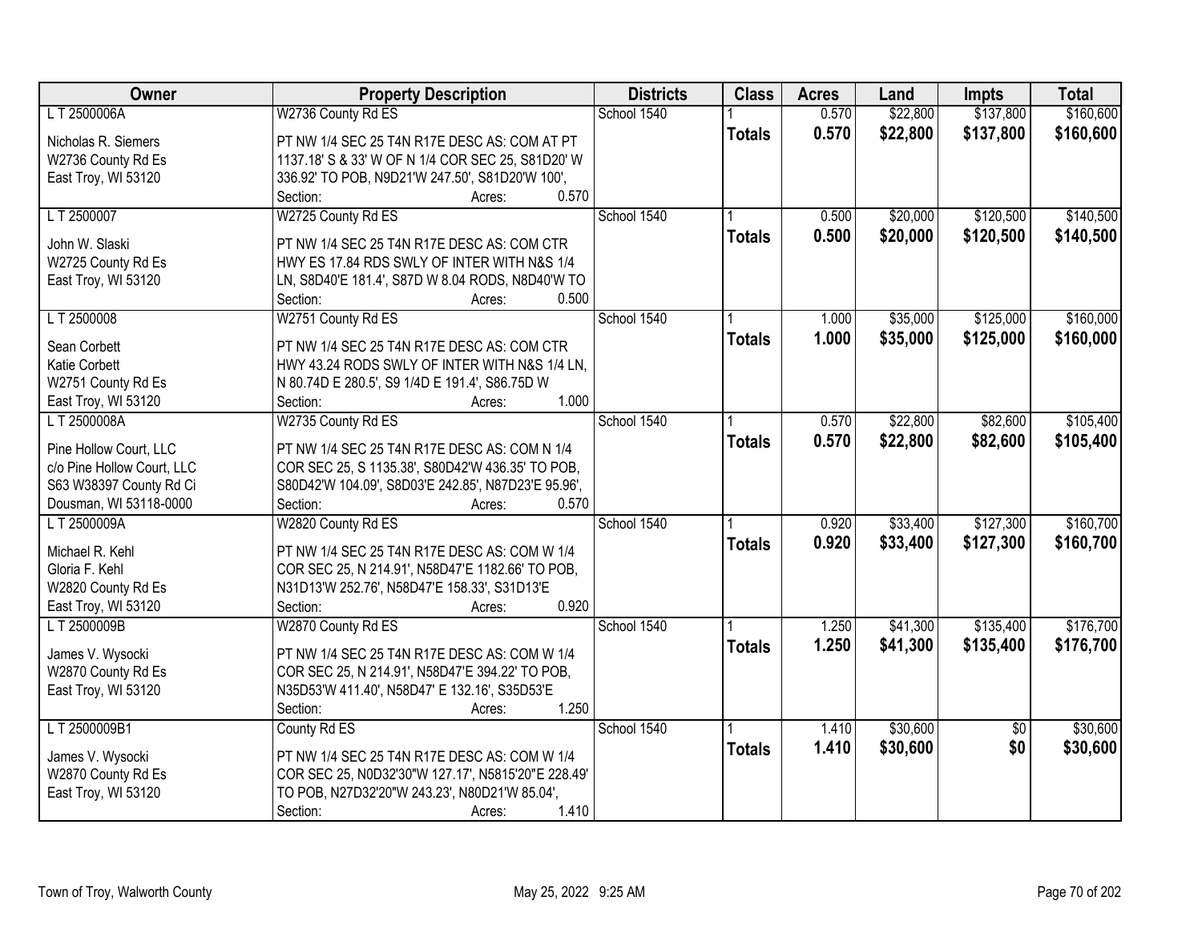| Owner | Property Description | Districts | Class | Acres | Land | Impts | Total |
|---|---|---|---|---|---|---|---|
| L T 2500006A<br><br>Nicholas R. Siemers<br>W2736 County Rd Es<br>East Troy, WI 53120 | W2736 County Rd ES<br><br>PT NW 1/4 SEC 25 T4N R17E DESC AS: COM AT PT 1137.18' S & 33' W OF N 1/4 COR SEC 25, S81D20' W 336.92' TO POB, N9D21'W 247.50', S81D20'W 100',<br>Section: Acres: 0.570 | School 1540 | 1<br>**Totals** | 0.570<br>**0.570** | $22,800<br>**$22,800** | $137,800<br>**$137,800** | $160,600<br>**$160,600** |
| L T 2500007<br><br>John W. Slaski<br>W2725 County Rd Es<br>East Troy, WI 53120 | W2725 County Rd ES<br><br>PT NW 1/4 SEC 25 T4N R17E DESC AS: COM CTR HWY ES 17.84 RDS SWLY OF INTER WITH N&S 1/4 LN, S8D40'E 181.4', S87D W 8.04 RODS, N8D40'W TO<br>Section: Acres: 0.500 | School 1540 | 1<br>**Totals** | 0.500<br>**0.500** | $20,000<br>**$20,000** | $120,500<br>**$120,500** | $140,500<br>**$140,500** |
| L T 2500008<br><br>Sean Corbett<br>Katie Corbett<br>W2751 County Rd Es<br>East Troy, WI 53120 | W2751 County Rd ES<br><br>PT NW 1/4 SEC 25 T4N R17E DESC AS: COM CTR HWY 43.24 RODS SWLY OF INTER WITH N&S 1/4 LN, N 80.74D E 280.5', S9 1/4D E 191.4', S86.75D W<br>Section: Acres: 1.000 | School 1540 | 1<br>**Totals** | 1.000<br>**1.000** | $35,000<br>**$35,000** | $125,000<br>**$125,000** | $160,000<br>**$160,000** |
| L T 2500008A<br><br>Pine Hollow Court, LLC<br>c/o Pine Hollow Court, LLC<br>S63 W38397 County Rd Ci<br>Dousman, WI 53118-0000 | W2735 County Rd ES<br><br>PT NW 1/4 SEC 25 T4N R17E DESC AS: COM N 1/4 COR SEC 25, S 1135.38', S80D42'W 436.35' TO POB, S80D42'W 104.09', S8D03'E 242.85', N87D23'E 95.96',<br>Section: Acres: 0.570 | School 1540 | 1<br>**Totals** | 0.570<br>**0.570** | $22,800<br>**$22,800** | $82,600<br>**$82,600** | $105,400<br>**$105,400** |
| L T 2500009A<br><br>Michael R. Kehl<br>Gloria F. Kehl<br>W2820 County Rd Es<br>East Troy, WI 53120 | W2820 County Rd ES<br><br>PT NW 1/4 SEC 25 T4N R17E DESC AS: COM W 1/4 COR SEC 25, N 214.91', N58D47'E 1182.66' TO POB, N31D13'W 252.76', N58D47'E 158.33', S31D13'E<br>Section: Acres: 0.920 | School 1540 | 1<br>**Totals** | 0.920<br>**0.920** | $33,400<br>**$33,400** | $127,300<br>**$127,300** | $160,700<br>**$160,700** |
| L T 2500009B<br><br>James V. Wysocki<br>W2870 County Rd Es<br>East Troy, WI 53120 | W2870 County Rd ES<br><br>PT NW 1/4 SEC 25 T4N R17E DESC AS: COM W 1/4 COR SEC 25, N 214.91', N58D47'E 394.22' TO POB, N35D53'W 411.40', N58D47' E 132.16', S35D53'E<br>Section: Acres: 1.250 | School 1540 | 1<br>**Totals** | 1.250<br>**1.250** | $41,300<br>**$41,300** | $135,400<br>**$135,400** | $176,700<br>**$176,700** |
| L T 2500009B1<br><br>James V. Wysocki<br>W2870 County Rd Es<br>East Troy, WI 53120 | County Rd ES<br><br>PT NW 1/4 SEC 25 T4N R17E DESC AS: COM W 1/4 COR SEC 25, N0D32'30"W 127.17', N5815'20"E 228.49' TO POB, N27D32'20"W 243.23', N80D21'W 85.04',<br>Section: Acres: 1.410 | School 1540 | 1<br>**Totals** | 1.410<br>**1.410** | $30,600<br>**$30,600** | $0<br>**$0** | $30,600<br>**$30,600** |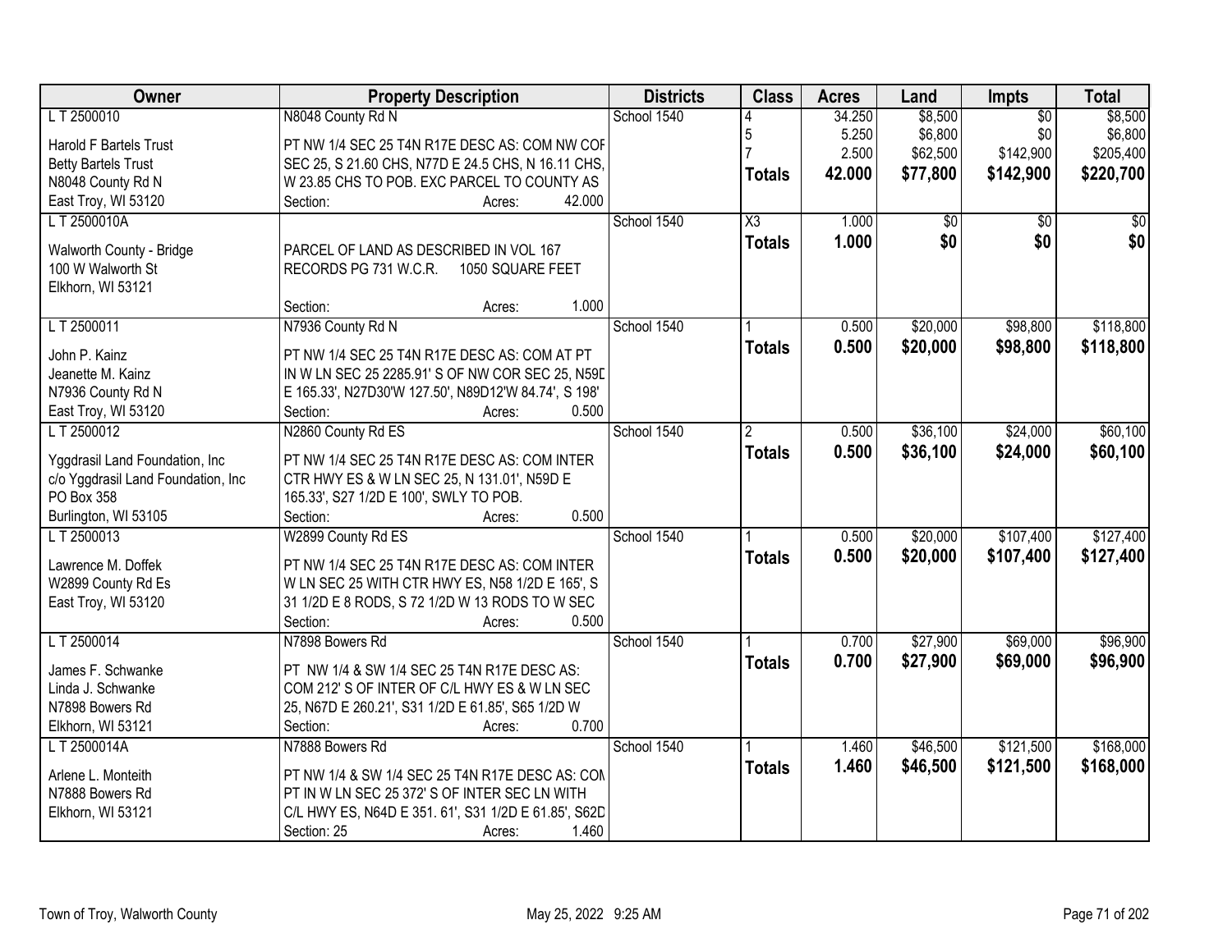| Owner | Property Description | Districts | Class | Acres | Land | Impts | Total |
|---|---|---|---|---|---|---|---|
| L T 2500010<br>Harold F Bartels Trust<br>Betty Bartels Trust<br>N8048 County Rd N<br>East Troy, WI 53120 | N8048 County Rd N<br>PT NW 1/4 SEC 25 T4N R17E DESC AS: COM NW COF SEC 25, S 21.60 CHS, N77D E 24.5 CHS, N 16.11 CHS, W 23.85 CHS TO POB. EXC PARCEL TO COUNTY AS<br>Section: Acres: 42.000 | School 1540 | 4<br>5<br>7<br>**Totals** | 34.250<br>5.250<br>2.500<br>**42.000** | $8,500<br>$6,800<br>$62,500<br>**$77,800** | $0<br>$0<br>$142,900<br>**$142,900** | $8,500<br>$6,800<br>$205,400<br>**$220,700** |
| L T 2500010A<br>Walworth County - Bridge<br>100 W Walworth St<br>Elkhorn, WI 53121 | PARCEL OF LAND AS DESCRIBED IN VOL 167 RECORDS PG 731 W.C.R. 1050 SQUARE FEET<br>Section: Acres: 1.000 | School 1540 | X3<br>**Totals** | 1.000<br>**1.000** | $0<br>**$0** | $0<br>**$0** | $0<br>**$0** |
| L T 2500011<br>John P. Kainz<br>Jeanette M. Kainz<br>N7936 County Rd N<br>East Troy, WI 53120 | N7936 County Rd N<br>PT NW 1/4 SEC 25 T4N R17E DESC AS: COM AT PT IN W LN SEC 25 2285.91' S OF NW COR SEC 25, N59D E 165.33', N27D30'W 127.50', N89D12'W 84.74', S 198'<br>Section: Acres: 0.500 | School 1540 | 1<br>**Totals** | 0.500<br>**0.500** | $20,000<br>**$20,000** | $98,800<br>**$98,800** | $118,800<br>**$118,800** |
| L T 2500012<br>Yggdrasil Land Foundation, Inc<br>c/o Yggdrasil Land Foundation, Inc<br>PO Box 358<br>Burlington, WI 53105 | N2860 County Rd ES<br>PT NW 1/4 SEC 25 T4N R17E DESC AS: COM INTER CTR HWY ES & W LN SEC 25, N 131.01', N59D E 165.33', S27 1/2D E 100', SWLY TO POB.<br>Section: Acres: 0.500 | School 1540 | 2<br>**Totals** | 0.500<br>**0.500** | $36,100<br>**$36,100** | $24,000<br>**$24,000** | $60,100<br>**$60,100** |
| L T 2500013<br>Lawrence M. Doffek<br>W2899 County Rd Es<br>East Troy, WI 53120 | W2899 County Rd ES<br>PT NW 1/4 SEC 25 T4N R17E DESC AS: COM INTER W LN SEC 25 WITH CTR HWY ES, N58 1/2D E 165', S 31 1/2D E 8 RODS, S 72 1/2D W 13 RODS TO W SEC<br>Section: Acres: 0.500 | School 1540 | 1<br>**Totals** | 0.500<br>**0.500** | $20,000<br>**$20,000** | $107,400<br>**$107,400** | $127,400<br>**$127,400** |
| L T 2500014<br>James F. Schwanke<br>Linda J. Schwanke<br>N7898 Bowers Rd<br>Elkhorn, WI 53121 | N7898 Bowers Rd<br>PT NW 1/4 & SW 1/4 SEC 25 T4N R17E DESC AS: COM 212' S OF INTER OF C/L HWY ES & W LN SEC 25, N67D E 260.21', S31 1/2D E 61.85', S65 1/2D W<br>Section: Acres: 0.700 | School 1540 | 1<br>**Totals** | 0.700<br>**0.700** | $27,900<br>**$27,900** | $69,000<br>**$69,000** | $96,900<br>**$96,900** |
| L T 2500014A<br>Arlene L. Monteith<br>N7888 Bowers Rd<br>Elkhorn, WI 53121 | N7888 Bowers Rd<br>PT NW 1/4 & SW 1/4 SEC 25 T4N R17E DESC AS: COM PT IN W LN SEC 25 372' S OF INTER SEC LN WITH C/L HWY ES, N64D E 351. 61', S31 1/2D E 61.85', S62D<br>Section: 25 Acres: 1.460 | School 1540 | 1<br>**Totals** | 1.460<br>**1.460** | $46,500<br>**$46,500** | $121,500<br>**$121,500** | $168,000<br>**$168,000** |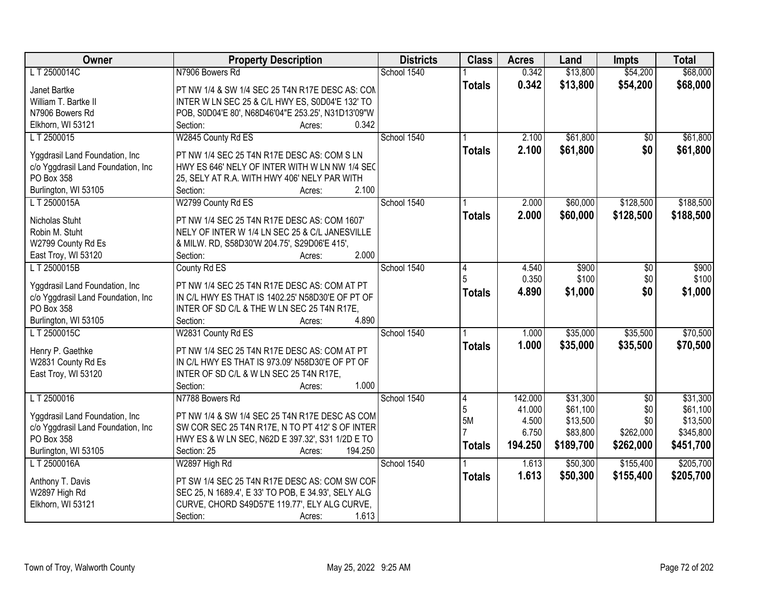| Owner | Property Description | Districts | Class | Acres | Land | Impts | Total |
|---|---|---|---|---|---|---|---|
| L T 2500014C | N7906 Bowers Rd | School 1540 | 1 | 0.342 | $13,800 | $54,200 | $68,000 |
| Janet Bartke<br>William T. Bartke II<br>N7906 Bowers Rd<br>Elkhorn, WI 53121 | PT NW 1/4 & SW 1/4 SEC 25 T4N R17E DESC AS: COM INTER W LN SEC 25 & C/L HWY ES, S0D04'E 132' TO POB, S0D04'E 80', N68D46'04"E 253.25', N31D13'09"W<br>Section: Acres: 0.342 | | **Totals** | **0.342** | **$13,800** | **$54,200** | **$68,000** |
| L T 2500015 | W2845 County Rd ES | School 1540 | 1 | 2.100 | $61,800 | $0 | $61,800 |
| Yggdrasil Land Foundation, Inc<br>c/o Yggdrasil Land Foundation, Inc<br>PO Box 358<br>Burlington, WI 53105 | PT NW 1/4 SEC 25 T4N R17E DESC AS: COM S LN HWY ES 646' NELY OF INTER WITH W LN NW 1/4 SEC 25, SELY AT R.A. WITH HWY 406' NELY PAR WITH<br>Section: Acres: 2.100 | | **Totals** | **2.100** | **$61,800** | **$0** | **$61,800** |
| L T 2500015A | W2799 County Rd ES | School 1540 | 1 | 2.000 | $60,000 | $128,500 | $188,500 |
| Nicholas Stuht<br>Robin M. Stuht<br>W2799 County Rd Es<br>East Troy, WI 53120 | PT NW 1/4 SEC 25 T4N R17E DESC AS: COM 1607' NELY OF INTER W 1/4 LN SEC 25 & C/L JANESVILLE & MILW. RD, S58D30'W 204.75', S29D06'E 415',<br>Section: Acres: 2.000 | | **Totals** | **2.000** | **$60,000** | **$128,500** | **$188,500** |
| L T 2500015B | County Rd ES | School 1540 | 4 | 4.540 | $900 | $0 | $900 |
| | | | 5 | 0.350 | $100 | $0 | $100 |
| Yggdrasil Land Foundation, Inc<br>c/o Yggdrasil Land Foundation, Inc<br>PO Box 358<br>Burlington, WI 53105 | PT NW 1/4 SEC 25 T4N R17E DESC AS: COM AT PT IN C/L HWY ES THAT IS 1402.25' N58D30'E OF PT OF INTER OF SD C/L & THE W LN SEC 25 T4N R17E,<br>Section: Acres: 4.890 | | **Totals** | **4.890** | **$1,000** | **$0** | **$1,000** |
| L T 2500015C | W2831 County Rd ES | School 1540 | 1 | 1.000 | $35,000 | $35,500 | $70,500 |
| Henry P. Gaethke<br>W2831 County Rd Es<br>East Troy, WI 53120 | PT NW 1/4 SEC 25 T4N R17E DESC AS: COM AT PT IN C/L HWY ES THAT IS 973.09' N58D30'E OF PT OF INTER OF SD C/L & W LN SEC 25 T4N R17E,<br>Section: Acres: 1.000 | | **Totals** | **1.000** | **$35,000** | **$35,500** | **$70,500** |
| L T 2500016 | N7788 Bowers Rd | School 1540 | 4 | 142.000 | $31,300 | $0 | $31,300 |
| | | | 5 | 41.000 | $61,100 | $0 | $61,100 |
| | | | 5M | 4.500 | $13,500 | $0 | $13,500 |
| | | | 7 | 6.750 | $83,800 | $262,000 | $345,800 |
| Yggdrasil Land Foundation, Inc<br>c/o Yggdrasil Land Foundation, Inc<br>PO Box 358<br>Burlington, WI 53105 | PT NW 1/4 & SW 1/4 SEC 25 T4N R17E DESC AS COM SW COR SEC 25 T4N R17E, N TO PT 412' S OF INTER HWY ES & W LN SEC, N62D E 397.32', S31 1/2D E TO<br>Section: 25 Acres: 194.250 | | **Totals** | **194.250** | **$189,700** | **$262,000** | **$451,700** |
| L T 2500016A | W2897 High Rd | School 1540 | 1 | 1.613 | $50,300 | $155,400 | $205,700 |
| Anthony T. Davis<br>W2897 High Rd<br>Elkhorn, WI 53121 | PT SW 1/4 SEC 25 T4N R17E DESC AS: COM SW COR SEC 25, N 1689.4', E 33' TO POB, E 34.93', SELY ALG CURVE, CHORD S49D57'E 119.77', ELY ALG CURVE,<br>Section: Acres: 1.613 | | **Totals** | **1.613** | **$50,300** | **$155,400** | **$205,700** |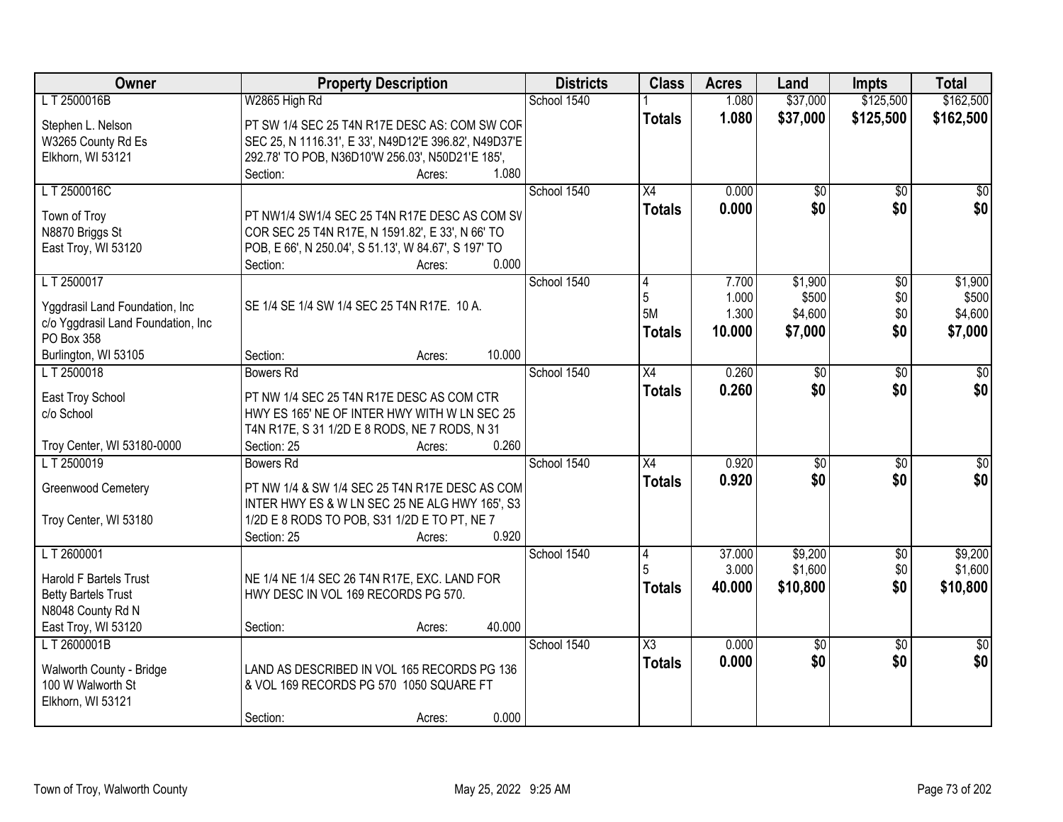| Owner | Property Description | Districts | Class | Acres | Land | Impts | Total |
|---|---|---|---|---|---|---|---|
| L T 2500016B<br>Stephen L. Nelson<br>W3265 County Rd Es<br>Elkhorn, WI 53121 | W2865 High Rd<br>PT SW 1/4 SEC 25 T4N R17E DESC AS: COM SW COR SEC 25, N 1116.31', E 33', N49D12'E 396.82', N49D37'E 292.78' TO POB, N36D10'W 256.03', N50D21'E 185',<br>Section: Acres: 1.080 | School 1540 | 1<br>**Totals** | 1.080<br>**1.080** | \$37,000<br>**\$37,000** | \$125,500<br>**\$125,500** | \$162,500<br>**\$162,500** |
| L T 2500016C<br>Town of Troy<br>N8870 Briggs St<br>East Troy, WI 53120 | PT NW1/4 SW1/4 SEC 25 T4N R17E DESC AS COM SW COR SEC 25 T4N R17E, N 1591.82', E 33', N 66' TO POB, E 66', N 250.04', S 51.13', W 84.67', S 197' TO<br>Section: Acres: 0.000 | School 1540 | X4<br>**Totals** | 0.000<br>**0.000** | \$0<br>**\$0** | \$0<br>**\$0** | \$0<br>**\$0** |
| L T 2500017<br>Yggdrasil Land Foundation, Inc<br>c/o Yggdrasil Land Foundation, Inc<br>PO Box 358<br>Burlington, WI 53105 | SE 1/4 SE 1/4 SW 1/4 SEC 25 T4N R17E. 10 A.<br>Section: Acres: 10.000 | School 1540 | 4<br>5<br>5M<br>**Totals** | 7.700<br>1.000<br>1.300<br>**10.000** | \$1,900<br>\$500<br>\$4,600<br>**\$7,000** | \$0<br>\$0<br>\$0<br>**\$0** | \$1,900<br>\$500<br>\$4,600<br>**\$7,000** |
| L T 2500018<br>East Troy School<br>c/o School<br>Troy Center, WI 53180-0000 | Bowers Rd<br>PT NW 1/4 SEC 25 T4N R17E DESC AS COM CTR HWY ES 165' NE OF INTER HWY WITH W LN SEC 25 T4N R17E, S 31 1/2D E 8 RODS, NE 7 RODS, N 31<br>Section: 25 Acres: 0.260 | School 1540 | X4<br>**Totals** | 0.260<br>**0.260** | \$0<br>**\$0** | \$0<br>**\$0** | \$0<br>**\$0** |
| L T 2500019<br>Greenwood Cemetery<br>Troy Center, WI 53180 | Bowers Rd<br>PT NW 1/4 & SW 1/4 SEC 25 T4N R17E DESC AS COM INTER HWY ES & W LN SEC 25 NE ALG HWY 165', S3 1/2D E 8 RODS TO POB, S31 1/2D E TO PT, NE 7<br>Section: 25 Acres: 0.920 | School 1540 | X4<br>**Totals** | 0.920<br>**0.920** | \$0<br>**\$0** | \$0<br>**\$0** | \$0<br>**\$0** |
| L T 2600001<br>Harold F Bartels Trust<br>Betty Bartels Trust<br>N8048 County Rd N<br>East Troy, WI 53120 | NE 1/4 NE 1/4 SEC 26 T4N R17E, EXC. LAND FOR HWY DESC IN VOL 169 RECORDS PG 570.<br>Section: Acres: 40.000 | School 1540 | 4<br>5<br>**Totals** | 37.000<br>3.000<br>**40.000** | \$9,200<br>\$1,600<br>**\$10,800** | \$0<br>\$0<br>**\$0** | \$9,200<br>\$1,600<br>**\$10,800** |
| L T 2600001B<br>Walworth County - Bridge<br>100 W Walworth St<br>Elkhorn, WI 53121 | LAND AS DESCRIBED IN VOL 165 RECORDS PG 136 & VOL 169 RECORDS PG 570 1050 SQUARE FT<br>Section: Acres: 0.000 | School 1540 | X3<br>**Totals** | 0.000<br>**0.000** | \$0<br>**\$0** | \$0<br>**\$0** | \$0<br>**\$0** |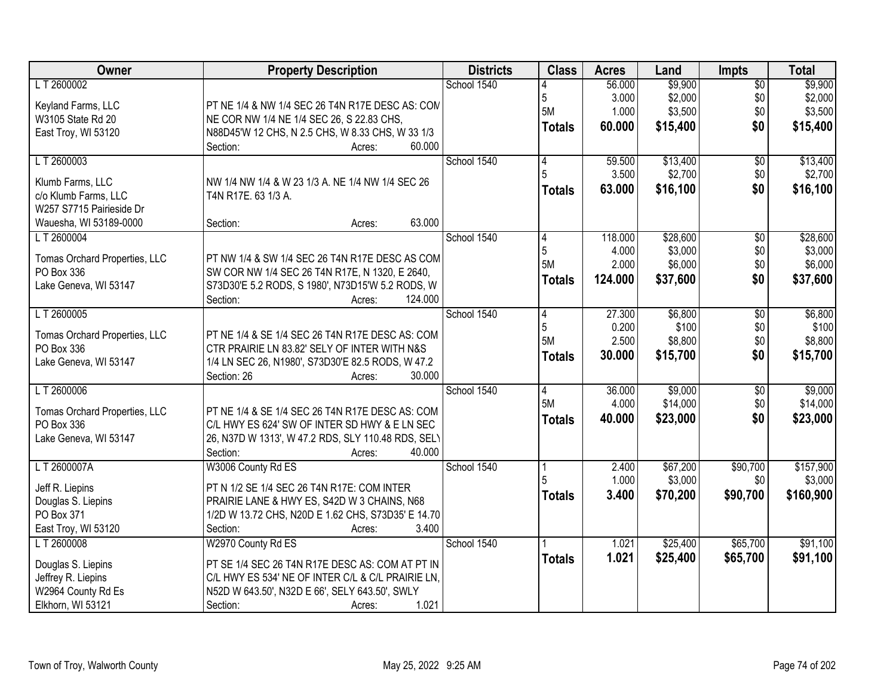| Owner | Property Description | Districts | Class | Acres | Land | Impts | Total |
|---|---|---|---|---|---|---|---|
| L T 2600002<br><br>Keyland Farms, LLC<br>W3105 State Rd 20<br>East Troy, WI 53120 | PT NE 1/4 & NW 1/4 SEC 26 T4N R17E DESC AS: COM NE COR NW 1/4 NE 1/4 SEC 26, S 22.83 CHS, N88D45'W 12 CHS, N 2.5 CHS, W 8.33 CHS, W 33 1/3<br>Section: Acres: 60.000 | School 1540 | 4<br>5<br>5M<br>**Totals** | 56.000<br>3.000<br>1.000<br>**60.000** | $9,900<br>$2,000<br>$3,500<br>**$15,400** | $0<br>$0<br>$0<br>**$0** | $9,900<br>$2,000<br>$3,500<br>**$15,400** |
| L T 2600003<br><br>Klumb Farms, LLC<br>c/o Klumb Farms, LLC<br>W257 S7715 Pairieside Dr<br>Wauesha, WI 53189-0000 | NW 1/4 NW 1/4 & W 23 1/3 A. NE 1/4 NW 1/4 SEC 26 T4N R17E. 63 1/3 A.<br>Section: Acres: 63.000 | School 1540 | 4<br>5<br>**Totals** | 59.500<br>3.500<br>**63.000** | $13,400<br>$2,700<br>**$16,100** | $0<br>$0<br>**$0** | $13,400<br>$2,700<br>**$16,100** |
| L T 2600004<br><br>Tomas Orchard Properties, LLC<br>PO Box 336<br>Lake Geneva, WI 53147 | PT NW 1/4 & SW 1/4 SEC 26 T4N R17E DESC AS COM SW COR NW 1/4 SEC 26 T4N R17E, N 1320, E 2640, S73D30'E 5.2 RODS, S 1980', N73D15'W 5.2 RODS, W<br>Section: Acres: 124.000 | School 1540 | 4<br>5<br>5M<br>**Totals** | 118.000<br>4.000<br>2.000<br>**124.000** | $28,600<br>$3,000<br>$6,000<br>**$37,600** | $0<br>$0<br>$0<br>**$0** | $28,600<br>$3,000<br>$6,000<br>**$37,600** |
| L T 2600005<br><br>Tomas Orchard Properties, LLC<br>PO Box 336<br>Lake Geneva, WI 53147 | PT NE 1/4 & SE 1/4 SEC 26 T4N R17E DESC AS: COM CTR PRAIRIE LN 83.82' SELY OF INTER WITH N&S 1/4 LN SEC 26, N1980', S73D30'E 82.5 RODS, W 47.2<br>Section: 26 Acres: 30.000 | School 1540 | 4<br>5<br>5M<br>**Totals** | 27.300<br>0.200<br>2.500<br>**30.000** | $6,800<br>$100<br>$8,800<br>**$15,700** | $0<br>$0<br>$0<br>**$0** | $6,800<br>$100<br>$8,800<br>**$15,700** |
| L T 2600006<br><br>Tomas Orchard Properties, LLC<br>PO Box 336<br>Lake Geneva, WI 53147 | PT NE 1/4 & SE 1/4 SEC 26 T4N R17E DESC AS: COM C/L HWY ES 624' SW OF INTER SD HWY & E LN SEC 26, N37D W 1313', W 47.2 RDS, SLY 110.48 RDS, SELY<br>Section: Acres: 40.000 | School 1540 | 4<br>5M<br>**Totals** | 36.000<br>4.000<br>**40.000** | $9,000<br>$14,000<br>**$23,000** | $0<br>$0<br>**$0** | $9,000<br>$14,000<br>**$23,000** |
| L T 2600007A<br><br>Jeff R. Liepins<br>Douglas S. Liepins<br>PO Box 371<br>East Troy, WI 53120 | W3006 County Rd ES<br>PT N 1/2 SE 1/4 SEC 26 T4N R17E: COM INTER PRAIRIE LANE & HWY ES, S42D W 3 CHAINS, N68 1/2D W 13.72 CHS, N20D E 1.62 CHS, S73D35' E 14.70<br>Section: Acres: 3.400 | School 1540 | 1<br>5<br>**Totals** | 2.400<br>1.000<br>**3.400** | $67,200<br>$3,000<br>**$70,200** | $90,700<br>$0<br>**$90,700** | $157,900<br>$3,000<br>**$160,900** |
| L T 2600008<br><br>Douglas S. Liepins<br>Jeffrey R. Liepins<br>W2964 County Rd Es<br>Elkhorn, WI 53121 | W2970 County Rd ES<br>PT SE 1/4 SEC 26 T4N R17E DESC AS: COM AT PT IN C/L HWY ES 534' NE OF INTER C/L & C/L PRAIRIE LN, N52D W 643.50', N32D E 66', SELY 643.50', SWLY<br>Section: Acres: 1.021 | School 1540 | 1<br>**Totals** | 1.021<br>**1.021** | $25,400<br>**$25,400** | $65,700<br>**$65,700** | $91,100<br>**$91,100** |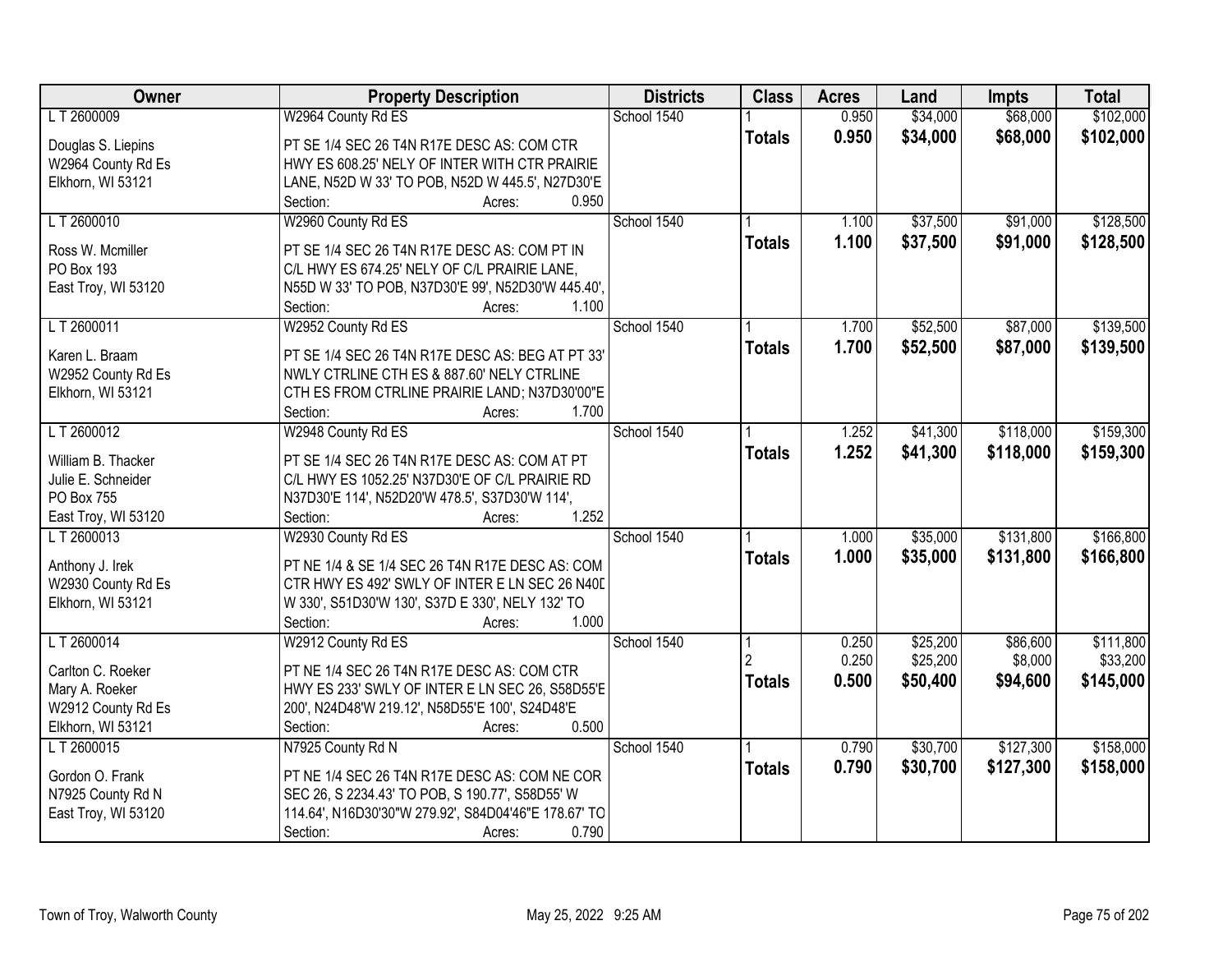| Owner | Property Description | Districts | Class | Acres | Land | Impts | Total |
|---|---|---|---|---|---|---|---|
| L T 2600009<br><br>Douglas S. Liepins<br>W2964 County Rd Es<br>Elkhorn, WI 53121 | W2964 County Rd ES<br><br>PT SE 1/4 SEC 26 T4N R17E DESC AS: COM CTR HWY ES 608.25' NELY OF INTER WITH CTR PRAIRIE LANE, N52D W 33' TO POB, N52D W 445.5', N27D30'E<br>Section: Acres: 0.950 | School 1540 | 1<br>**Totals** | 0.950<br>**0.950** | $34,000<br>**$34,000** | $68,000<br>**$68,000** | $102,000<br>**$102,000** |
| L T 2600010<br><br>Ross W. Mcmiller<br>PO Box 193<br>East Troy, WI 53120 | W2960 County Rd ES<br><br>PT SE 1/4 SEC 26 T4N R17E DESC AS: COM PT IN C/L HWY ES 674.25' NELY OF C/L PRAIRIE LANE, N55D W 33' TO POB, N37D30'E 99', N52D30'W 445.40',<br>Section: Acres: 1.100 | School 1540 | 1<br>**Totals** | 1.100<br>**1.100** | $37,500<br>**$37,500** | $91,000<br>**$91,000** | $128,500<br>**$128,500** |
| L T 2600011<br><br>Karen L. Braam<br>W2952 County Rd Es<br>Elkhorn, WI 53121 | W2952 County Rd ES<br><br>PT SE 1/4 SEC 26 T4N R17E DESC AS: BEG AT PT 33' NWLY CTRLINE CTH ES & 887.60' NELY CTRLINE CTH ES FROM CTRLINE PRAIRIE LAND; N37D30'00"E<br>Section: Acres: 1.700 | School 1540 | 1<br>**Totals** | 1.700<br>**1.700** | $52,500<br>**$52,500** | $87,000<br>**$87,000** | $139,500<br>**$139,500** |
| L T 2600012<br><br>William B. Thacker<br>Julie E. Schneider<br>PO Box 755<br>East Troy, WI 53120 | W2948 County Rd ES<br><br>PT SE 1/4 SEC 26 T4N R17E DESC AS: COM AT PT C/L HWY ES 1052.25' N37D30'E OF C/L PRAIRIE RD N37D30'E 114', N52D20'W 478.5', S37D30'W 114',<br>Section: Acres: 1.252 | School 1540 | 1<br>**Totals** | 1.252<br>**1.252** | $41,300<br>**$41,300** | $118,000<br>**$118,000** | $159,300<br>**$159,300** |
| L T 2600013<br><br>Anthony J. Irek<br>W2930 County Rd Es<br>Elkhorn, WI 53121 | W2930 County Rd ES<br><br>PT NE 1/4 & SE 1/4 SEC 26 T4N R17E DESC AS: COM CTR HWY ES 492' SWLY OF INTER E LN SEC 26 N40D W 330', S51D30'W 130', S37D E 330', NELY 132' TO<br>Section: Acres: 1.000 | School 1540 | 1<br>**Totals** | 1.000<br>**1.000** | $35,000<br>**$35,000** | $131,800<br>**$131,800** | $166,800<br>**$166,800** |
| L T 2600014<br><br>Carlton C. Roeker<br>Mary A. Roeker<br>W2912 County Rd Es<br>Elkhorn, WI 53121 | W2912 County Rd ES<br><br>PT NE 1/4 SEC 26 T4N R17E DESC AS: COM CTR HWY ES 233' SWLY OF INTER E LN SEC 26, S58D55'E 200', N24D48'W 219.12', N58D55'E 100', S24D48'E<br>Section: Acres: 0.500 | School 1540 | 1<br>2<br>**Totals** | 0.250<br>0.250<br>**0.500** | $25,200<br>$25,200<br>**$50,400** | $86,600<br>$8,000<br>**$94,600** | $111,800<br>$33,200<br>**$145,000** |
| L T 2600015<br><br>Gordon O. Frank<br>N7925 County Rd N<br>East Troy, WI 53120 | N7925 County Rd N<br><br>PT NE 1/4 SEC 26 T4N R17E DESC AS: COM NE COR SEC 26, S 2234.43' TO POB, S 190.77', S58D55' W 114.64', N16D30'30"W 279.92', S84D04'46"E 178.67' TO<br>Section: Acres: 0.790 | School 1540 | 1<br>**Totals** | 0.790<br>**0.790** | $30,700<br>**$30,700** | $127,300<br>**$127,300** | $158,000<br>**$158,000** |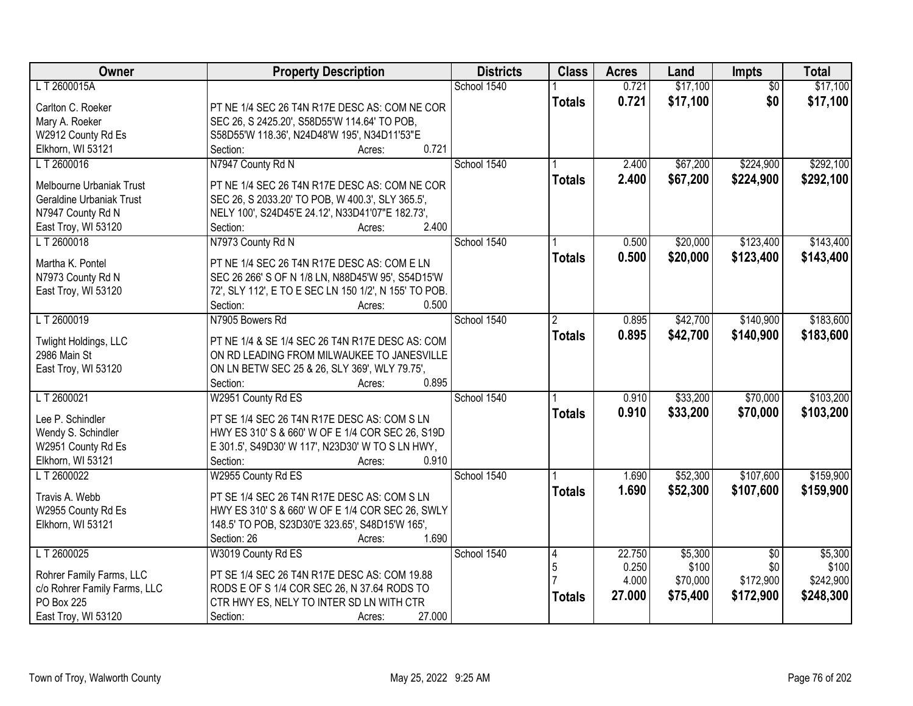| Owner | Property Description | Districts | Class | Acres | Land | Impts | Total |
|---|---|---|---|---|---|---|---|
| L T 2600015A<br>Carlton C. Roeker<br>Mary A. Roeker<br>W2912 County Rd Es<br>Elkhorn, WI 53121 | PT NE 1/4 SEC 26 T4N R17E DESC AS: COM NE COR SEC 26, S 2425.20', S58D55'W 114.64' TO POB, S58D55'W 118.36', N24D48'W 195', N34D11'53"E<br>Section: Acres: 0.721 | School 1540 | 1<br>**Totals** | 0.721<br>**0.721** | $17,100<br>**$17,100** | $0<br>**$0** | $17,100<br>**$17,100** |
| L T 2600016<br>Melbourne Urbaniak Trust<br>Geraldine Urbaniak Trust<br>N7947 County Rd N<br>East Troy, WI 53120 | N7947 County Rd N<br>PT NE 1/4 SEC 26 T4N R17E DESC AS: COM NE COR SEC 26, S 2033.20' TO POB, W 400.3', SLY 365.5', NELY 100', S24D45'E 24.12', N33D41'07"E 182.73',<br>Section: Acres: 2.400 | School 1540 | 1<br>**Totals** | 2.400<br>**2.400** | $67,200<br>**$67,200** | $224,900<br>**$224,900** | $292,100<br>**$292,100** |
| L T 2600018<br>Martha K. Pontel<br>N7973 County Rd N<br>East Troy, WI 53120 | N7973 County Rd N<br>PT NE 1/4 SEC 26 T4N R17E DESC AS: COM E LN SEC 26 266' S OF N 1/8 LN, N88D45'W 95', S54D15'W 72', SLY 112', E TO E SEC LN 150 1/2', N 155' TO POB.<br>Section: Acres: 0.500 | School 1540 | 1<br>**Totals** | 0.500<br>**0.500** | $20,000<br>**$20,000** | $123,400<br>**$123,400** | $143,400<br>**$143,400** |
| L T 2600019<br>Twlight Holdings, LLC<br>2986 Main St<br>East Troy, WI 53120 | N7905 Bowers Rd<br>PT NE 1/4 & SE 1/4 SEC 26 T4N R17E DESC AS: COM ON RD LEADING FROM MILWAUKEE TO JANESVILLE ON LN BETW SEC 25 & 26, SLY 369', WLY 79.75',<br>Section: Acres: 0.895 | School 1540 | 2<br>**Totals** | 0.895<br>**0.895** | $42,700<br>**$42,700** | $140,900<br>**$140,900** | $183,600<br>**$183,600** |
| L T 2600021<br>Lee P. Schindler<br>Wendy S. Schindler<br>W2951 County Rd Es<br>Elkhorn, WI 53121 | W2951 County Rd ES<br>PT SE 1/4 SEC 26 T4N R17E DESC AS: COM S LN HWY ES 310' S & 660' W OF E 1/4 COR SEC 26, S19D E 301.5', S49D30' W 117', N23D30' W TO S LN HWY,<br>Section: Acres: 0.910 | School 1540 | 1<br>**Totals** | 0.910<br>**0.910** | $33,200<br>**$33,200** | $70,000<br>**$70,000** | $103,200<br>**$103,200** |
| L T 2600022<br>Travis A. Webb<br>W2955 County Rd Es<br>Elkhorn, WI 53121 | W2955 County Rd ES<br>PT SE 1/4 SEC 26 T4N R17E DESC AS: COM S LN HWY ES 310' S & 660' W OF E 1/4 COR SEC 26, SWLY 148.5' TO POB, S23D30'E 323.65', S48D15'W 165',<br>Section: 26 Acres: 1.690 | School 1540 | 1<br>**Totals** | 1.690<br>**1.690** | $52,300<br>**$52,300** | $107,600<br>**$107,600** | $159,900<br>**$159,900** |
| L T 2600025<br>Rohrer Family Farms, LLC<br>c/o Rohrer Family Farms, LLC<br>PO Box 225<br>East Troy, WI 53120 | W3019 County Rd ES<br>PT SE 1/4 SEC 26 T4N R17E DESC AS: COM 19.88 RODS E OF S 1/4 COR SEC 26, N 37.64 RODS TO CTR HWY ES, NELY TO INTER SD LN WITH CTR<br>Section: Acres: 27.000 | School 1540 | 4<br>5<br>7<br>**Totals** | 22.750<br>0.250<br>4.000<br>**27.000** | $5,300<br>$100<br>$70,000<br>**$75,400** | $0<br>$0<br>$172,900<br>**$172,900** | $5,300<br>$100<br>$242,900<br>**$248,300** |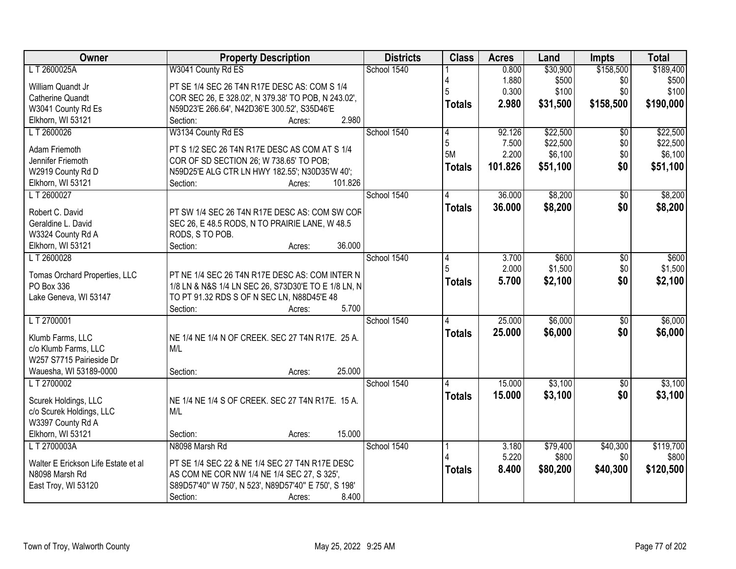| Owner | Property Description | Districts | Class | Acres | Land | Impts | Total |
|---|---|---|---|---|---|---|---|
| L T 2600025A<br>William Quandt Jr<br>Catherine Quandt<br>W3041 County Rd Es<br>Elkhorn, WI 53121 | W3041 County Rd ES<br>PT SE 1/4 SEC 26 T4N R17E DESC AS: COM S 1/4 COR SEC 26, E 328.02', N 379.38' TO POB, N 243.02', N59D23'E 266.64', N42D36'E 300.52', S35D46'E<br>Section: Acres: 2.980 | School 1540 | 1<br>4<br>5<br>**Totals** | 0.800<br>1.880<br>0.300<br>**2.980** | $30,900<br>$500<br>$100<br>**$31,500** | $158,500<br>$0<br>$0<br>**$158,500** | $189,400<br>$500<br>$100<br>**$190,000** |
| L T 2600026<br>Adam Friemoth<br>Jennifer Friemoth<br>W2919 County Rd D<br>Elkhorn, WI 53121 | W3134 County Rd ES<br>PT S 1/2 SEC 26 T4N R17E DESC AS COM AT S 1/4 COR OF SD SECTION 26; W 738.65' TO POB; N59D25'E ALG CTR LN HWY 182.55'; N30D35'W 40';<br>Section: Acres: 101.826 | School 1540 | 4<br>5<br>5M<br>**Totals** | 92.126<br>7.500<br>2.200<br>**101.826** | $22,500<br>$22,500<br>$6,100<br>**$51,100** | $0<br>$0<br>$0<br>**$0** | $22,500<br>$22,500<br>$6,100<br>**$51,100** |
| L T 2600027<br>Robert C. David<br>Geraldine L. David<br>W3324 County Rd A<br>Elkhorn, WI 53121 | PT SW 1/4 SEC 26 T4N R17E DESC AS: COM SW COR SEC 26, E 48.5 RODS, N TO PRAIRIE LANE, W 48.5 RODS, S TO POB.<br>Section: Acres: 36.000 | School 1540 | 4<br>**Totals** | 36.000<br>**36.000** | $8,200<br>**$8,200** | $0<br>**$0** | $8,200<br>**$8,200** |
| L T 2600028<br>Tomas Orchard Properties, LLC<br>PO Box 336<br>Lake Geneva, WI 53147 | PT NE 1/4 SEC 26 T4N R17E DESC AS: COM INTER N 1/8 LN & N&S 1/4 LN SEC 26, S73D30'E TO E 1/8 LN, N TO PT 91.32 RDS S OF N SEC LN, N88D45'E 48<br>Section: Acres: 5.700 | School 1540 | 4<br>5<br>**Totals** | 3.700<br>2.000<br>**5.700** | $600<br>$1,500<br>**$2,100** | $0<br>$0<br>**$0** | $600<br>$1,500<br>**$2,100** |
| L T 2700001<br>Klumb Farms, LLC<br>c/o Klumb Farms, LLC<br>W257 S7715 Pairieside Dr<br>Wauesha, WI 53189-0000 | NE 1/4 NE 1/4 N OF CREEK. SEC 27 T4N R17E. 25 A. M/L<br>Section: Acres: 25.000 | School 1540 | 4<br>**Totals** | 25.000<br>**25.000** | $6,000<br>**$6,000** | $0<br>**$0** | $6,000<br>**$6,000** |
| L T 2700002<br>Scurek Holdings, LLC<br>c/o Scurek Holdings, LLC<br>W3397 County Rd A<br>Elkhorn, WI 53121 | NE 1/4 NE 1/4 S OF CREEK. SEC 27 T4N R17E. 15 A. M/L<br>Section: Acres: 15.000 | School 1540 | 4<br>**Totals** | 15.000<br>**15.000** | $3,100<br>**$3,100** | $0<br>**$0** | $3,100<br>**$3,100** |
| L T 2700003A<br>Walter E Erickson Life Estate et al<br>N8098 Marsh Rd<br>East Troy, WI 53120 | N8098 Marsh Rd<br>PT SE 1/4 SEC 22 & NE 1/4 SEC 27 T4N R17E DESC AS COM NE COR NW 1/4 NE 1/4 SEC 27, S 325', S89D57'40" W 750', N 523', N89D57'40" E 750', S 198'<br>Section: Acres: 8.400 | School 1540 | 1<br>4<br>**Totals** | 3.180<br>5.220<br>**8.400** | $79,400<br>$800<br>**$80,200** | $40,300<br>$0<br>**$40,300** | $119,700<br>$800<br>**$120,500** |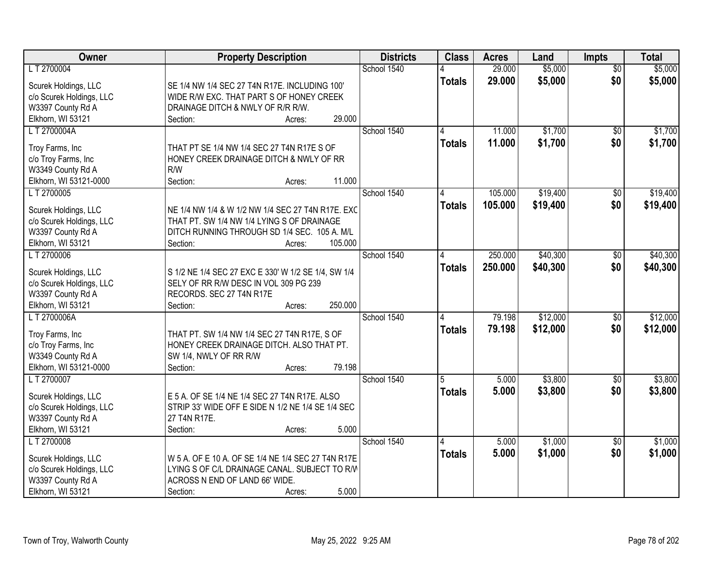| Owner | Property Description | Districts | Class | Acres | Land | Impts | Total |
|---|---|---|---|---|---|---|---|
| L T 2700004<br>Scurek Holdings, LLC<br>c/o Scurek Holdings, LLC<br>W3397 County Rd A<br>Elkhorn, WI 53121 | SE 1/4 NW 1/4 SEC 27 T4N R17E. INCLUDING 100' WIDE R/W EXC. THAT PART S OF HONEY CREEK DRAINAGE DITCH & NWLY OF R/R R/W.<br>Section: Acres: 29.000 | School 1540 | 4<br>**Totals** | 29.000<br>**29.000** | $5,000<br>**$5,000** | $0<br>**$0** | $5,000<br>**$5,000** |
| L T 2700004A<br>Troy Farms, Inc<br>c/o Troy Farms, Inc<br>W3349 County Rd A<br>Elkhorn, WI 53121-0000 | THAT PT SE 1/4 NW 1/4 SEC 27 T4N R17E S OF HONEY CREEK DRAINAGE DITCH & NWLY OF RR R/W<br>Section: Acres: 11.000 | School 1540 | 4<br>**Totals** | 11.000<br>**11.000** | $1,700<br>**$1,700** | $0<br>**$0** | $1,700<br>**$1,700** |
| L T 2700005<br>Scurek Holdings, LLC<br>c/o Scurek Holdings, LLC<br>W3397 County Rd A<br>Elkhorn, WI 53121 | NE 1/4 NW 1/4 & W 1/2 NW 1/4 SEC 27 T4N R17E. EXC THAT PT. SW 1/4 NW 1/4 LYING S OF DRAINAGE DITCH RUNNING THROUGH SD 1/4 SEC. 105 A. M/L<br>Section: Acres: 105.000 | School 1540 | 4<br>**Totals** | 105.000<br>**105.000** | $19,400<br>**$19,400** | $0<br>**$0** | $19,400<br>**$19,400** |
| L T 2700006<br>Scurek Holdings, LLC<br>c/o Scurek Holdings, LLC<br>W3397 County Rd A<br>Elkhorn, WI 53121 | S 1/2 NE 1/4 SEC 27 EXC E 330' W 1/2 SE 1/4, SW 1/4 SELY OF RR R/W DESC IN VOL 309 PG 239 RECORDS. SEC 27 T4N R17E<br>Section: Acres: 250.000 | School 1540 | 4<br>**Totals** | 250.000<br>**250.000** | $40,300<br>**$40,300** | $0<br>**$0** | $40,300<br>**$40,300** |
| L T 2700006A<br>Troy Farms, Inc<br>c/o Troy Farms, Inc<br>W3349 County Rd A<br>Elkhorn, WI 53121-0000 | THAT PT. SW 1/4 NW 1/4 SEC 27 T4N R17E, S OF HONEY CREEK DRAINAGE DITCH. ALSO THAT PT. SW 1/4, NWLY OF RR R/W<br>Section: Acres: 79.198 | School 1540 | 4<br>**Totals** | 79.198<br>**79.198** | $12,000<br>**$12,000** | $0<br>**$0** | $12,000<br>**$12,000** |
| L T 2700007<br>Scurek Holdings, LLC<br>c/o Scurek Holdings, LLC<br>W3397 County Rd A<br>Elkhorn, WI 53121 | E 5 A. OF SE 1/4 NE 1/4 SEC 27 T4N R17E. ALSO STRIP 33' WIDE OFF E SIDE N 1/2 NE 1/4 SE 1/4 SEC 27 T4N R17E.<br>Section: Acres: 5.000 | School 1540 | 5<br>**Totals** | 5.000<br>**5.000** | $3,800<br>**$3,800** | $0<br>**$0** | $3,800<br>**$3,800** |
| L T 2700008<br>Scurek Holdings, LLC<br>c/o Scurek Holdings, LLC<br>W3397 County Rd A<br>Elkhorn, WI 53121 | W 5 A. OF E 10 A. OF SE 1/4 NE 1/4 SEC 27 T4N R17E LYING S OF C/L DRAINAGE CANAL. SUBJECT TO R/W ACROSS N END OF LAND 66' WIDE.<br>Section: Acres: 5.000 | School 1540 | 4<br>**Totals** | 5.000<br>**5.000** | $1,000<br>**$1,000** | $0<br>**$0** | $1,000<br>**$1,000** |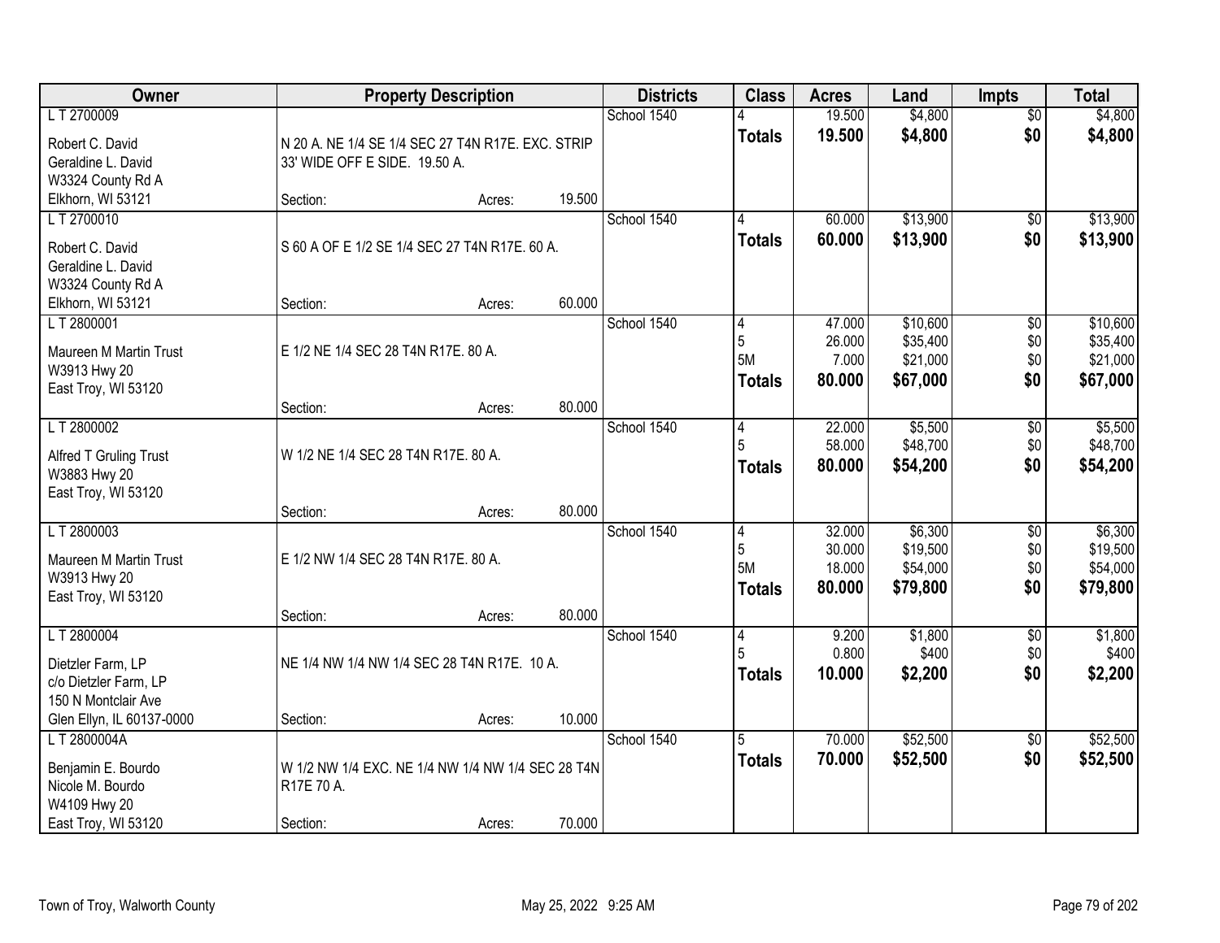| Owner | Property Description | Districts | Class | Acres | Land | Impts | Total |
|---|---|---|---|---|---|---|---|
| L T 2700009<br><br>Robert C. David<br>Geraldine L. David<br>W3324 County Rd A<br>Elkhorn, WI 53121 | N 20 A. NE 1/4 SE 1/4 SEC 27 T4N R17E. EXC. STRIP 33' WIDE OFF E SIDE. 19.50 A.<br><br>Section: Acres: 19.500 | School 1540 | 4<br>**Totals** | 19.500<br>**19.500** | $4,800<br>**$4,800** | $0<br>**$0** | $4,800<br>**$4,800** |
| L T 2700010<br><br>Robert C. David<br>Geraldine L. David<br>W3324 County Rd A<br>Elkhorn, WI 53121 | S 60 A OF E 1/2 SE 1/4 SEC 27 T4N R17E. 60 A.<br><br>Section: Acres: 60.000 | School 1540 | 4<br>**Totals** | 60.000<br>**60.000** | $13,900<br>**$13,900** | $0<br>**$0** | $13,900<br>**$13,900** |
| L T 2800001<br><br>Maureen M Martin Trust<br>W3913 Hwy 20<br>East Troy, WI 53120 | E 1/2 NE 1/4 SEC 28 T4N R17E. 80 A.<br><br>Section: Acres: 80.000 | School 1540 | 4<br>5<br>5M<br>**Totals** | 47.000<br>26.000<br>7.000<br>**80.000** | $10,600<br>$35,400<br>$21,000<br>**$67,000** | $0<br>$0<br>$0<br>**$0** | $10,600<br>$35,400<br>$21,000<br>**$67,000** |
| L T 2800002<br><br>Alfred T Gruling Trust<br>W3883 Hwy 20<br>East Troy, WI 53120 | W 1/2 NE 1/4 SEC 28 T4N R17E. 80 A.<br><br>Section: Acres: 80.000 | School 1540 | 4<br>5<br>**Totals** | 22.000<br>58.000<br>**80.000** | $5,500<br>$48,700<br>**$54,200** | $0<br>$0<br>**$0** | $5,500<br>$48,700<br>**$54,200** |
| L T 2800003<br><br>Maureen M Martin Trust<br>W3913 Hwy 20<br>East Troy, WI 53120 | E 1/2 NW 1/4 SEC 28 T4N R17E. 80 A.<br><br>Section: Acres: 80.000 | School 1540 | 4<br>5<br>5M<br>**Totals** | 32.000<br>30.000<br>18.000<br>**80.000** | $6,300<br>$19,500<br>$54,000<br>**$79,800** | $0<br>$0<br>$0<br>**$0** | $6,300<br>$19,500<br>$54,000<br>**$79,800** |
| L T 2800004<br><br>Dietzler Farm, LP<br>c/o Dietzler Farm, LP<br>150 N Montclair Ave<br>Glen Ellyn, IL 60137-0000 | NE 1/4 NW 1/4 NW 1/4 SEC 28 T4N R17E. 10 A.<br><br>Section: Acres: 10.000 | School 1540 | 4<br>5<br>**Totals** | 9.200<br>0.800<br>**10.000** | $1,800<br>$400<br>**$2,200** | $0<br>$0<br>**$0** | $1,800<br>$400<br>**$2,200** |
| L T 2800004A<br><br>Benjamin E. Bourdo<br>Nicole M. Bourdo<br>W4109 Hwy 20<br>East Troy, WI 53120 | W 1/2 NW 1/4 EXC. NE 1/4 NW 1/4 NW 1/4 SEC 28 T4N R17E 70 A.<br><br>Section: Acres: 70.000 | School 1540 | 5<br>**Totals** | 70.000<br>**70.000** | $52,500<br>**$52,500** | $0<br>**$0** | $52,500<br>**$52,500** |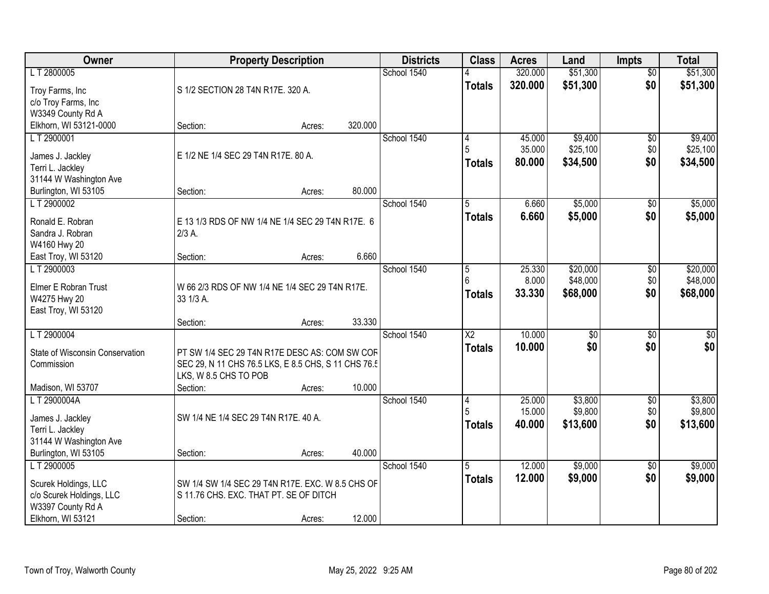| Owner | Property Description | Districts | Class | Acres | Land | Impts | Total |
|---|---|---|---|---|---|---|---|
| L T 2800005<br>Troy Farms, Inc<br>c/o Troy Farms, Inc<br>W3349 County Rd A<br>Elkhorn, WI 53121-0000 | S 1/2 SECTION 28 T4N R17E. 320 A.<br>Section: Acres: 320.000 | School 1540 | 4<br>**Totals** | 320.000<br>**320.000** | $51,300<br>**$51,300** | $0<br>**$0** | $51,300<br>**$51,300** |
| L T 2900001<br>James J. Jackley<br>Terri L. Jackley<br>31144 W Washington Ave<br>Burlington, WI 53105 | E 1/2 NE 1/4 SEC 29 T4N R17E. 80 A.<br>Section: Acres: 80.000 | School 1540 | 4<br>5<br>**Totals** | 45.000<br>35.000<br>**80.000** | $9,400<br>$25,100<br>**$34,500** | $0<br>$0<br>**$0** | $9,400<br>$25,100<br>**$34,500** |
| L T 2900002<br>Ronald E. Robran<br>Sandra J. Robran<br>W4160 Hwy 20<br>East Troy, WI 53120 | E 13 1/3 RDS OF NW 1/4 NE 1/4 SEC 29 T4N R17E. 6 2/3 A.<br>Section: Acres: 6.660 | School 1540 | 5<br>**Totals** | 6.660<br>**6.660** | $5,000<br>**$5,000** | $0<br>**$0** | $5,000<br>**$5,000** |
| L T 2900003<br>Elmer E Robran Trust<br>W4275 Hwy 20<br>East Troy, WI 53120 | W 66 2/3 RDS OF NW 1/4 NE 1/4 SEC 29 T4N R17E. 33 1/3 A.<br>Section: Acres: 33.330 | School 1540 | 5<br>6<br>**Totals** | 25.330<br>8.000<br>**33.330** | $20,000<br>$48,000<br>**$68,000** | $0<br>$0<br>**$0** | $20,000<br>$48,000<br>**$68,000** |
| L T 2900004<br>State of Wisconsin Conservation Commission<br><br>Madison, WI 53707 | PT SW 1/4 SEC 29 T4N R17E DESC AS: COM SW COR SEC 29, N 11 CHS 76.5 LKS, E 8.5 CHS, S 11 CHS 76.5 LKS, W 8.5 CHS TO POB<br>Section: Acres: 10.000 | School 1540 | X2<br>**Totals** | 10.000<br>**10.000** | $0<br>**$0** | $0<br>**$0** | $0<br>**$0** |
| L T 2900004A<br>James J. Jackley<br>Terri L. Jackley<br>31144 W Washington Ave<br>Burlington, WI 53105 | SW 1/4 NE 1/4 SEC 29 T4N R17E. 40 A.<br>Section: Acres: 40.000 | School 1540 | 4<br>5<br>**Totals** | 25.000<br>15.000<br>**40.000** | $3,800<br>$9,800<br>**$13,600** | $0<br>$0<br>**$0** | $3,800<br>$9,800<br>**$13,600** |
| L T 2900005<br>Scurek Holdings, LLC<br>c/o Scurek Holdings, LLC<br>W3397 County Rd A<br>Elkhorn, WI 53121 | SW 1/4 SW 1/4 SEC 29 T4N R17E. EXC. W 8.5 CHS OF S 11.76 CHS. EXC. THAT PT. SE OF DITCH<br>Section: Acres: 12.000 | School 1540 | 5<br>**Totals** | 12.000<br>**12.000** | $9,000<br>**$9,000** | $0<br>**$0** | $9,000<br>**$9,000** |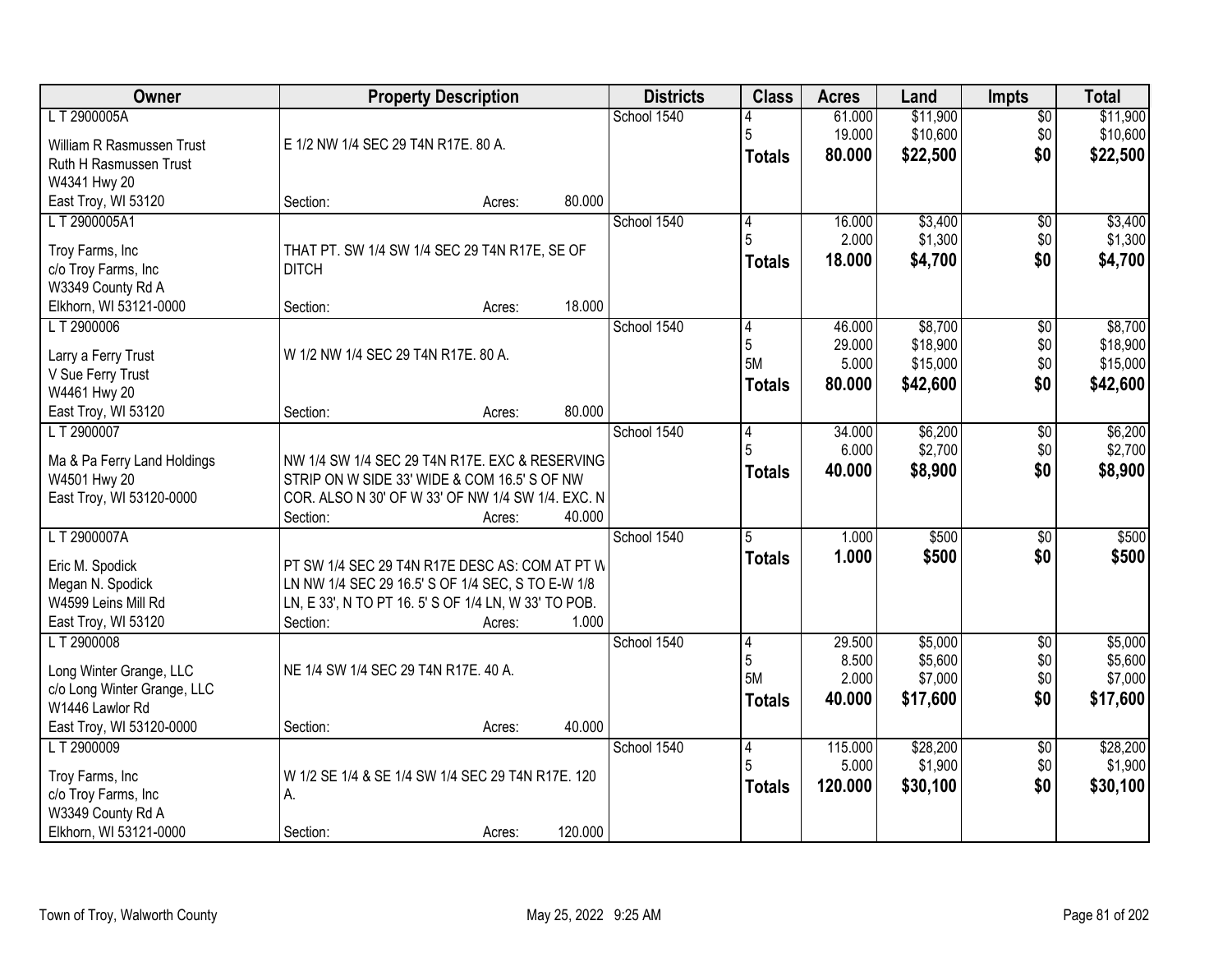| Owner | Property Description | Districts | Class | Acres | Land | Impts | Total |
|---|---|---|---|---|---|---|---|
| L T 2900005A<br>William R Rasmussen Trust<br>Ruth H Rasmussen Trust<br>W4341 Hwy 20<br>East Troy, WI 53120 | E 1/2 NW 1/4 SEC 29 T4N R17E. 80 A.<br>Section: Acres: 80.000 | School 1540 | 4<br>5<br>**Totals** | 61.000<br>19.000<br>**80.000** | $11,900<br>$10,600<br>**$22,500** | $0<br>$0<br>**$0** | $11,900<br>$10,600<br>**$22,500** |
| L T 2900005A1<br>Troy Farms, Inc<br>c/o Troy Farms, Inc<br>W3349 County Rd A<br>Elkhorn, WI 53121-0000 | THAT PT. SW 1/4 SW 1/4 SEC 29 T4N R17E, SE OF DITCH<br>Section: Acres: 18.000 | School 1540 | 4<br>5<br>**Totals** | 16.000<br>2.000<br>**18.000** | $3,400<br>$1,300<br>**$4,700** | $0<br>$0<br>**$0** | $3,400<br>$1,300<br>**$4,700** |
| L T 2900006<br>Larry a Ferry Trust<br>V Sue Ferry Trust<br>W4461 Hwy 20<br>East Troy, WI 53120 | W 1/2 NW 1/4 SEC 29 T4N R17E. 80 A.<br>Section: Acres: 80.000 | School 1540 | 4<br>5<br>5M<br>**Totals** | 46.000<br>29.000<br>5.000<br>**80.000** | $8,700<br>$18,900<br>$15,000<br>**$42,600** | $0<br>$0<br>$0<br>**$0** | $8,700<br>$18,900<br>$15,000<br>**$42,600** |
| L T 2900007<br>Ma & Pa Ferry Land Holdings<br>W4501 Hwy 20<br>East Troy, WI 53120-0000 | NW 1/4 SW 1/4 SEC 29 T4N R17E. EXC & RESERVING STRIP ON W SIDE 33' WIDE & COM 16.5' S OF NW COR. ALSO N 30' OF W 33' OF NW 1/4 SW 1/4. EXC. N<br>Section: Acres: 40.000 | School 1540 | 4<br>5<br>**Totals** | 34.000<br>6.000<br>**40.000** | $6,200<br>$2,700<br>**$8,900** | $0<br>$0<br>**$0** | $6,200<br>$2,700<br>**$8,900** |
| L T 2900007A<br>Eric M. Spodick<br>Megan N. Spodick<br>W4599 Leins Mill Rd<br>East Troy, WI 53120 | PT SW 1/4 SEC 29 T4N R17E DESC AS: COM AT PT W LN NW 1/4 SEC 29 16.5' S OF 1/4 SEC, S TO E-W 1/8 LN, E 33', N TO PT 16. 5' S OF 1/4 LN, W 33' TO POB.<br>Section: Acres: 1.000 | School 1540 | 5<br>**Totals** | 1.000<br>**1.000** | $500<br>**$500** | $0<br>**$0** | $500<br>**$500** |
| L T 2900008<br>Long Winter Grange, LLC<br>c/o Long Winter Grange, LLC<br>W1446 Lawlor Rd<br>East Troy, WI 53120-0000 | NE 1/4 SW 1/4 SEC 29 T4N R17E. 40 A.<br>Section: Acres: 40.000 | School 1540 | 4<br>5<br>5M<br>**Totals** | 29.500<br>8.500<br>2.000<br>**40.000** | $5,000<br>$5,600<br>$7,000<br>**$17,600** | $0<br>$0<br>$0<br>**$0** | $5,000<br>$5,600<br>$7,000<br>**$17,600** |
| L T 2900009<br>Troy Farms, Inc<br>c/o Troy Farms, Inc<br>W3349 County Rd A<br>Elkhorn, WI 53121-0000 | W 1/2 SE 1/4 & SE 1/4 SW 1/4 SEC 29 T4N R17E. 120 A.<br>Section: Acres: 120.000 | School 1540 | 4<br>5<br>**Totals** | 115.000<br>5.000<br>**120.000** | $28,200<br>$1,900<br>**$30,100** | $0<br>$0<br>**$0** | $28,200<br>$1,900<br>**$30,100** |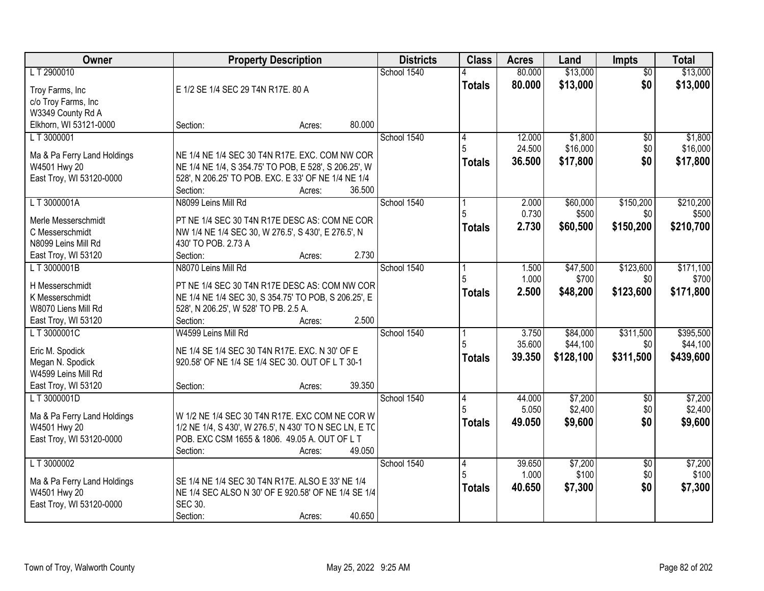| Owner | Property Description | Districts | Class | Acres | Land | Impts | Total |
|---|---|---|---|---|---|---|---|
| L T 2900010 | | School 1540 | 4 | 80.000 | $13,000 | $0 | $13,000 |
| Troy Farms, Inc<br>c/o Troy Farms, Inc<br>W3349 County Rd A<br>Elkhorn, WI 53121-0000 | E 1/2 SE 1/4 SEC 29 T4N R17E. 80 A<br>Section: Acres: 80.000 | | **Totals** | **80.000** | **$13,000** | **$0** | **$13,000** |
| L T 3000001 | | School 1540 | 4 | 12.000 | $1,800 | $0 | $1,800 |
| | | | 5 | 24.500 | $16,000 | $0 | $16,000 |
| Ma & Pa Ferry Land Holdings<br>W4501 Hwy 20<br>East Troy, WI 53120-0000 | NE 1/4 NE 1/4 SEC 30 T4N R17E. EXC. COM NW COR NE 1/4 NE 1/4, S 354.75' TO POB, E 528', S 206.25', W 528', N 206.25' TO POB. EXC. E 33' OF NE 1/4 NE 1/4<br>Section: Acres: 36.500 | | **Totals** | **36.500** | **$17,800** | **$0** | **$17,800** |
| L T 3000001A | N8099 Leins Mill Rd | School 1540 | 1 | 2.000 | $60,000 | $150,200 | $210,200 |
| | | | 5 | 0.730 | $500 | $0 | $500 |
| Merle Messerschmidt<br>C Messerschmidt<br>N8099 Leins Mill Rd<br>East Troy, WI 53120 | PT NE 1/4 SEC 30 T4N R17E DESC AS: COM NE COR NW 1/4 NE 1/4 SEC 30, W 276.5', S 430', E 276.5', N 430' TO POB. 2.73 A<br>Section: Acres: 2.730 | | **Totals** | **2.730** | **$60,500** | **$150,200** | **$210,700** |
| L T 3000001B | N8070 Leins Mill Rd | School 1540 | 1 | 1.500 | $47,500 | $123,600 | $171,100 |
| | | | 5 | 1.000 | $700 | $0 | $700 |
| H Messerschmidt<br>K Messerschmidt<br>W8070 Liens Mill Rd<br>East Troy, WI 53120 | PT NE 1/4 SEC 30 T4N R17E DESC AS: COM NW COR NE 1/4 NE 1/4 SEC 30, S 354.75' TO POB, S 206.25', E 528', N 206.25', W 528' TO PB. 2.5 A.<br>Section: Acres: 2.500 | | **Totals** | **2.500** | **$48,200** | **$123,600** | **$171,800** |
| L T 3000001C | W4599 Leins Mill Rd | School 1540 | 1 | 3.750 | $84,000 | $311,500 | $395,500 |
| | | | 5 | 35.600 | $44,100 | $0 | $44,100 |
| Eric M. Spodick<br>Megan N. Spodick<br>W4599 Leins Mill Rd<br>East Troy, WI 53120 | NE 1/4 SE 1/4 SEC 30 T4N R17E. EXC. N 30' OF E 920.58' OF NE 1/4 SE 1/4 SEC 30. OUT OF L T 30-1<br>Section: Acres: 39.350 | | **Totals** | **39.350** | **$128,100** | **$311,500** | **$439,600** |
| L T 3000001D | | School 1540 | 4 | 44.000 | $7,200 | $0 | $7,200 |
| | | | 5 | 5.050 | $2,400 | $0 | $2,400 |
| Ma & Pa Ferry Land Holdings<br>W4501 Hwy 20<br>East Troy, WI 53120-0000 | W 1/2 NE 1/4 SEC 30 T4N R17E. EXC COM NE COR W 1/2 NE 1/4, S 430', W 276.5', N 430' TO N SEC LN, E TO POB. EXC CSM 1655 & 1806. 49.05 A. OUT OF L T<br>Section: Acres: 49.050 | | **Totals** | **49.050** | **$9,600** | **$0** | **$9,600** |
| L T 3000002 | | School 1540 | 4 | 39.650 | $7,200 | $0 | $7,200 |
| | | | 5 | 1.000 | $100 | $0 | $100 |
| Ma & Pa Ferry Land Holdings<br>W4501 Hwy 20<br>East Troy, WI 53120-0000 | SE 1/4 NE 1/4 SEC 30 T4N R17E. ALSO E 33' NE 1/4 NE 1/4 SEC ALSO N 30' OF E 920.58' OF NE 1/4 SE 1/4 SEC 30.<br>Section: Acres: 40.650 | | **Totals** | **40.650** | **$7,300** | **$0** | **$7,300** |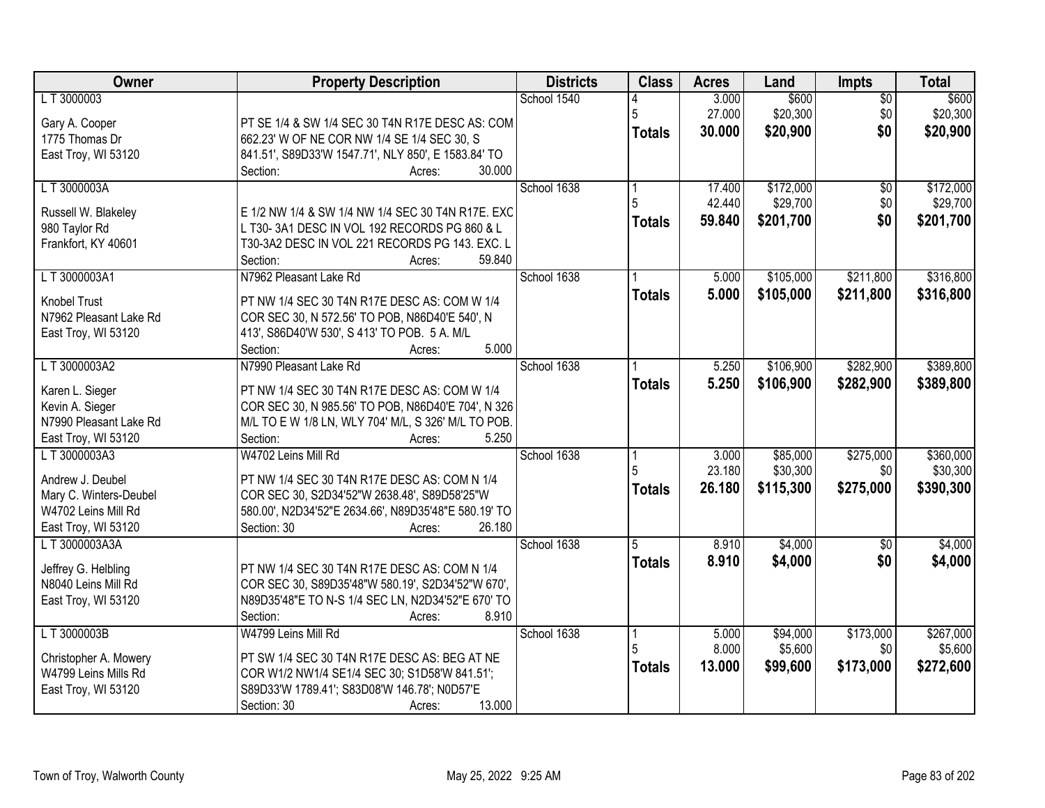| Owner | Property Description | Districts | Class | Acres | Land | Impts | Total |
|---|---|---|---|---|---|---|---|
| L T 3000003<br><br>Gary A. Cooper<br>1775 Thomas Dr<br>East Troy, WI 53120 | PT SE 1/4 & SW 1/4 SEC 30 T4N R17E DESC AS: COM 662.23' W OF NE COR NW 1/4 SE 1/4 SEC 30, S 841.51', S89D33'W 1547.71', NLY 850', E 1583.84' TO<br>Section: Acres: 30.000 | School 1540 | 4<br>5<br>**Totals** | 3.000<br>27.000<br>**30.000** | $600<br>$20,300<br>**$20,900** | $0<br>$0<br>**$0** | $600<br>$20,300<br>**$20,900** |
| L T 3000003A<br><br>Russell W. Blakeley<br>980 Taylor Rd<br>Frankfort, KY 40601 | E 1/2 NW 1/4 & SW 1/4 NW 1/4 SEC 30 T4N R17E. EXC L T30- 3A1 DESC IN VOL 192 RECORDS PG 860 & L T30-3A2 DESC IN VOL 221 RECORDS PG 143. EXC. L<br>Section: Acres: 59.840 | School 1638 | 1<br>5<br>**Totals** | 17.400<br>42.440<br>**59.840** | $172,000<br>$29,700<br>**$201,700** | $0<br>$0<br>**$0** | $172,000<br>$29,700<br>**$201,700** |
| L T 3000003A1<br><br>Knobel Trust<br>N7962 Pleasant Lake Rd<br>East Troy, WI 53120 | N7962 Pleasant Lake Rd<br>PT NW 1/4 SEC 30 T4N R17E DESC AS: COM W 1/4 COR SEC 30, N 572.56' TO POB, N86D40'E 540', N 413', S86D40'W 530', S 413' TO POB. 5 A. M/L<br>Section: Acres: 5.000 | School 1638 | 1<br>**Totals** | 5.000<br>**5.000** | $105,000<br>**$105,000** | $211,800<br>**$211,800** | $316,800<br>**$316,800** |
| L T 3000003A2<br><br>Karen L. Sieger<br>Kevin A. Sieger<br>N7990 Pleasant Lake Rd<br>East Troy, WI 53120 | N7990 Pleasant Lake Rd<br>PT NW 1/4 SEC 30 T4N R17E DESC AS: COM W 1/4 COR SEC 30, N 985.56' TO POB, N86D40'E 704', N 326 M/L TO E W 1/8 LN, WLY 704' M/L, S 326' M/L TO POB.<br>Section: Acres: 5.250 | School 1638 | 1<br>**Totals** | 5.250<br>**5.250** | $106,900<br>**$106,900** | $282,900<br>**$282,900** | $389,800<br>**$389,800** |
| L T 3000003A3<br><br>Andrew J. Deubel<br>Mary C. Winters-Deubel<br>W4702 Leins Mill Rd<br>East Troy, WI 53120 | W4702 Leins Mill Rd<br>PT NW 1/4 SEC 30 T4N R17E DESC AS: COM N 1/4 COR SEC 30, S2D34'52"W 2638.48', S89D58'25"W 580.00', N2D34'52"E 2634.66', N89D35'48"E 580.19' TO<br>Section: 30 Acres: 26.180 | School 1638 | 1<br>5<br>**Totals** | 3.000<br>23.180<br>**26.180** | $85,000<br>$30,300<br>**$115,300** | $275,000<br>$0<br>**$275,000** | $360,000<br>$30,300<br>**$390,300** |
| L T 3000003A3A<br><br>Jeffrey G. Helbling<br>N8040 Leins Mill Rd<br>East Troy, WI 53120 | PT NW 1/4 SEC 30 T4N R17E DESC AS: COM N 1/4 COR SEC 30, S89D35'48"W 580.19', S2D34'52"W 670', N89D35'48"E TO N-S 1/4 SEC LN, N2D34'52"E 670' TO<br>Section: Acres: 8.910 | School 1638 | 5<br>**Totals** | 8.910<br>**8.910** | $4,000<br>**$4,000** | $0<br>**$0** | $4,000<br>**$4,000** |
| L T 3000003B<br><br>Christopher A. Mowery<br>W4799 Leins Mills Rd<br>East Troy, WI 53120 | W4799 Leins Mill Rd<br>PT SW 1/4 SEC 30 T4N R17E DESC AS: BEG AT NE COR W1/2 NW1/4 SE1/4 SEC 30; S1D58'W 841.51'; S89D33'W 1789.41'; S83D08'W 146.78'; N0D57'E<br>Section: 30 Acres: 13.000 | School 1638 | 1<br>5<br>**Totals** | 5.000<br>8.000<br>**13.000** | $94,000<br>$5,600<br>**$99,600** | $173,000<br>$0<br>**$173,000** | $267,000<br>$5,600<br>**$272,600** |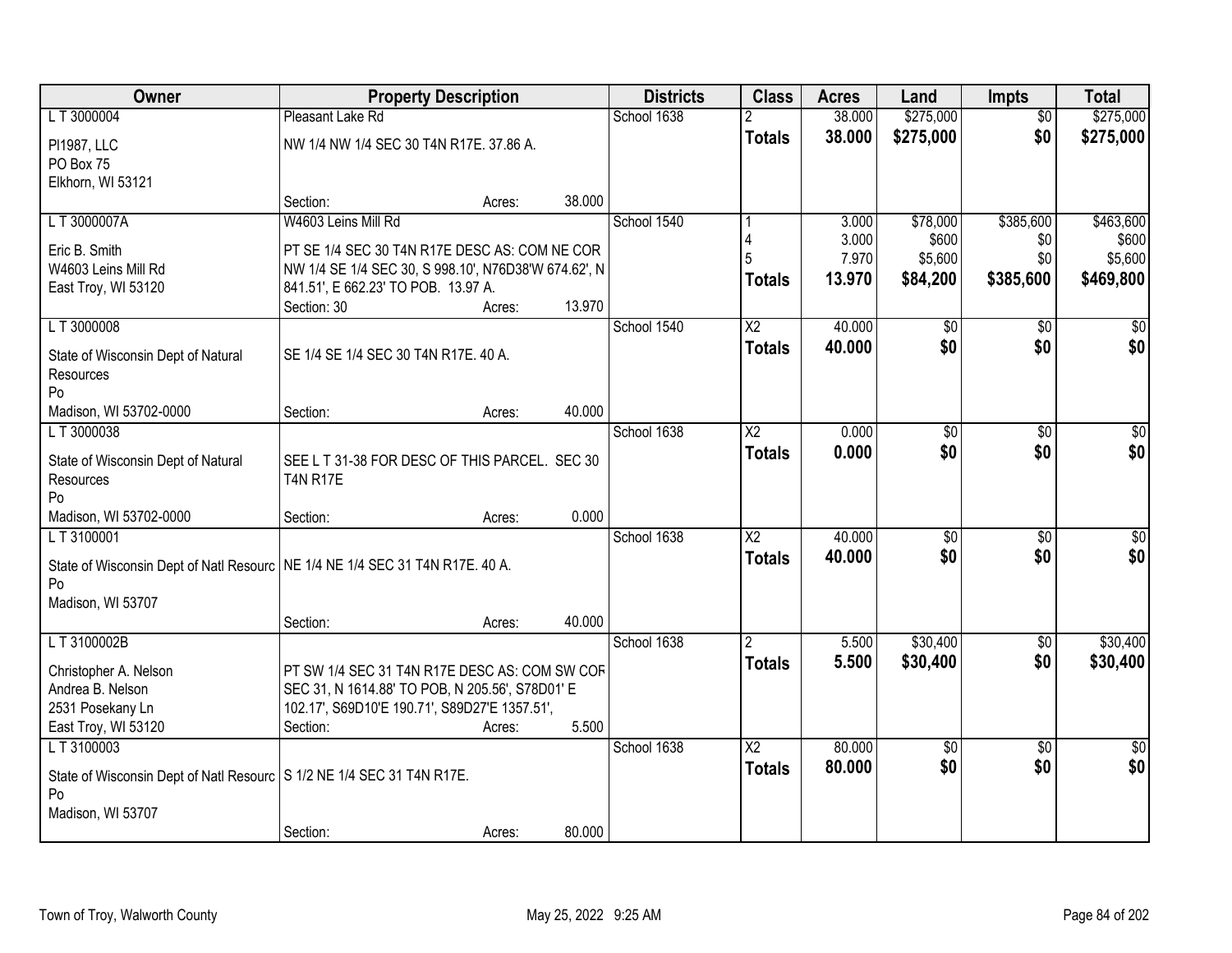| Owner | Property Description | | | Districts | Class | Acres | Land | Impts | Total |
|---|---|---|---|---|---|---|---|---|---|
| L T 3000004 | Pleasant Lake Rd | | | School 1638 | 2 | 38.000 | $275,000 | $0 | $275,000 |
| PI1987, LLC<br>PO Box 75<br>Elkhorn, WI 53121 | NW 1/4 NW 1/4 SEC 30 T4N R17E. 37.86 A. | | | | **Totals** | **38.000** | **$275,000** | **$0** | **$275,000** |
| | Section: | Acres: | 38.000 | | | | | | |
| L T 3000007A | W4603 Leins Mill Rd | | | School 1540 | 1<br>4<br>5 | 3.000<br>3.000<br>7.970 | $78,000<br>$600<br>$5,600 | $385,600<br>$0<br>$0 | $463,600<br>$600<br>$5,600 |
| Eric B. Smith<br>W4603 Leins Mill Rd<br>East Troy, WI 53120 | PT SE 1/4 SEC 30 T4N R17E DESC AS: COM NE COR NW 1/4 SE 1/4 SEC 30, S 998.10', N76D38'W 674.62', N 841.51', E 662.23' TO POB. 13.97 A. | | | | **Totals** | **13.970** | **$84,200** | **$385,600** | **$469,800** |
| | Section: 30 | Acres: | 13.970 | | | | | | |
| L T 3000008 | | | | School 1540 | X2 | 40.000 | $0 | $0 | $0 |
| State of Wisconsin Dept of Natural Resources<br>Po<br>Madison, WI 53702-0000 | SE 1/4 SE 1/4 SEC 30 T4N R17E. 40 A. | | | | **Totals** | **40.000** | **$0** | **$0** | **$0** |
| | Section: | Acres: | 40.000 | | | | | | |
| L T 3000038 | | | | School 1638 | X2 | 0.000 | $0 | $0 | $0 |
| State of Wisconsin Dept of Natural Resources<br>Po<br>Madison, WI 53702-0000 | SEE L T 31-38 FOR DESC OF THIS PARCEL. SEC 30 T4N R17E | | | | **Totals** | **0.000** | **$0** | **$0** | **$0** |
| | Section: | Acres: | 0.000 | | | | | | |
| L T 3100001 | | | | School 1638 | X2 | 40.000 | $0 | $0 | $0 |
| State of Wisconsin Dept of Natl Resourc<br>Po<br>Madison, WI 53707 | NE 1/4 NE 1/4 SEC 31 T4N R17E. 40 A. | | | | **Totals** | **40.000** | **$0** | **$0** | **$0** |
| | Section: | Acres: | 40.000 | | | | | | |
| L T 3100002B | | | | School 1638 | 2 | 5.500 | $30,400 | $0 | $30,400 |
| Christopher A. Nelson<br>Andrea B. Nelson<br>2531 Posekany Ln<br>East Troy, WI 53120 | PT SW 1/4 SEC 31 T4N R17E DESC AS: COM SW COR SEC 31, N 1614.88' TO POB, N 205.56', S78D01' E 102.17', S69D10'E 190.71', S89D27'E 1357.51', | | | | **Totals** | **5.500** | **$30,400** | **$0** | **$30,400** |
| | Section: | Acres: | 5.500 | | | | | | |
| L T 3100003 | | | | School 1638 | X2 | 80.000 | $0 | $0 | $0 |
| State of Wisconsin Dept of Natl Resourc<br>Po<br>Madison, WI 53707 | S 1/2 NE 1/4 SEC 31 T4N R17E. | | | | **Totals** | **80.000** | **$0** | **$0** | **$0** |
| | Section: | Acres: | 80.000 | | | | | | |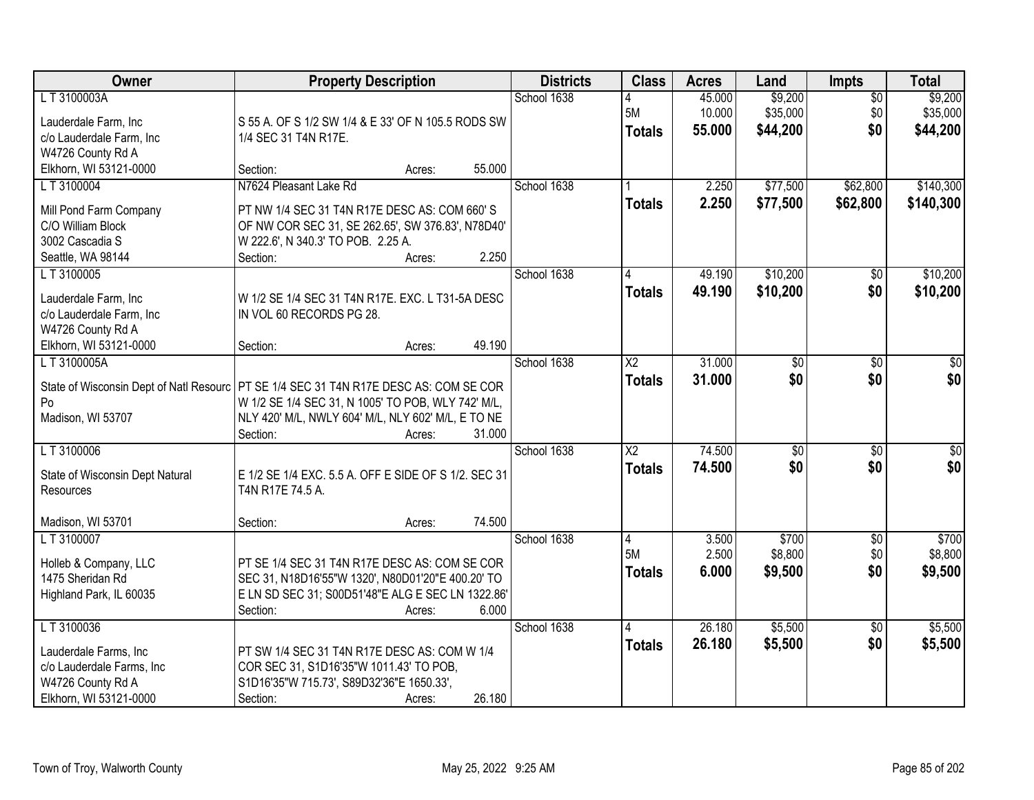| Owner | Property Description | Districts | Class | Acres | Land | Impts | Total |
|---|---|---|---|---|---|---|---|
| L T 3100003A<br>Lauderdale Farm, Inc<br>c/o Lauderdale Farm, Inc<br>W4726 County Rd A<br>Elkhorn, WI 53121-0000 | S 55 A. OF S 1/2 SW 1/4 & E 33' OF N 105.5 RODS SW 1/4 SEC 31 T4N R17E.<br>Section: Acres: 55.000 | School 1638 | 4<br>5M<br>**Totals** | 45.000<br>10.000<br>**55.000** | $9,200<br>$35,000<br>**$44,200** | $0<br>$0<br>**$0** | $9,200<br>$35,000<br>**$44,200** |
| L T 3100004<br>Mill Pond Farm Company<br>C/O William Block<br>3002 Cascadia S<br>Seattle, WA 98144 | N7624 Pleasant Lake Rd<br>PT NW 1/4 SEC 31 T4N R17E DESC AS: COM 660' S OF NW COR SEC 31, SE 262.65', SW 376.83', N78D40' W 222.6', N 340.3' TO POB. 2.25 A.<br>Section: Acres: 2.250 | School 1638 | 1<br>**Totals** | 2.250<br>**2.250** | $77,500<br>**$77,500** | $62,800<br>**$62,800** | $140,300<br>**$140,300** |
| L T 3100005<br>Lauderdale Farm, Inc<br>c/o Lauderdale Farm, Inc<br>W4726 County Rd A<br>Elkhorn, WI 53121-0000 | W 1/2 SE 1/4 SEC 31 T4N R17E. EXC. L T31-5A DESC IN VOL 60 RECORDS PG 28.<br>Section: Acres: 49.190 | School 1638 | 4<br>**Totals** | 49.190<br>**49.190** | $10,200<br>**$10,200** | $0<br>**$0** | $10,200<br>**$10,200** |
| L T 3100005A<br>State of Wisconsin Dept of Natl Resourc Po<br>Madison, WI 53707 | PT SE 1/4 SEC 31 T4N R17E DESC AS: COM SE COR W 1/2 SE 1/4 SEC 31, N 1005' TO POB, WLY 742' M/L, NLY 420' M/L, NWLY 604' M/L, NLY 602' M/L, E TO NE<br>Section: Acres: 31.000 | School 1638 | X2<br>**Totals** | 31.000<br>**31.000** | $0<br>**$0** | $0<br>**$0** | $0<br>**$0** |
| L T 3100006<br>State of Wisconsin Dept Natural Resources<br>Madison, WI 53701 | E 1/2 SE 1/4 EXC. 5.5 A. OFF E SIDE OF S 1/2. SEC 31 T4N R17E 74.5 A.<br>Section: Acres: 74.500 | School 1638 | X2<br>**Totals** | 74.500<br>**74.500** | $0<br>**$0** | $0<br>**$0** | $0<br>**$0** |
| L T 3100007<br>Holleb & Company, LLC<br>1475 Sheridan Rd<br>Highland Park, IL 60035 | PT SE 1/4 SEC 31 T4N R17E DESC AS: COM SE COR SEC 31, N18D16'55"W 1320', N80D01'20"E 400.20' TO E LN SD SEC 31; S00D51'48"E ALG E SEC LN 1322.86'<br>Section: Acres: 6.000 | School 1638 | 4<br>5M<br>**Totals** | 3.500<br>2.500<br>**6.000** | $700<br>$8,800<br>**$9,500** | $0<br>$0<br>**$0** | $700<br>$8,800<br>**$9,500** |
| L T 3100036<br>Lauderdale Farms, Inc<br>c/o Lauderdale Farms, Inc<br>W4726 County Rd A<br>Elkhorn, WI 53121-0000 | PT SW 1/4 SEC 31 T4N R17E DESC AS: COM W 1/4 COR SEC 31, S1D16'35"W 1011.43' TO POB, S1D16'35"W 715.73', S89D32'36"E 1650.33',<br>Section: Acres: 26.180 | School 1638 | 4<br>**Totals** | 26.180<br>**26.180** | $5,500<br>**$5,500** | $0<br>**$0** | $5,500<br>**$5,500** |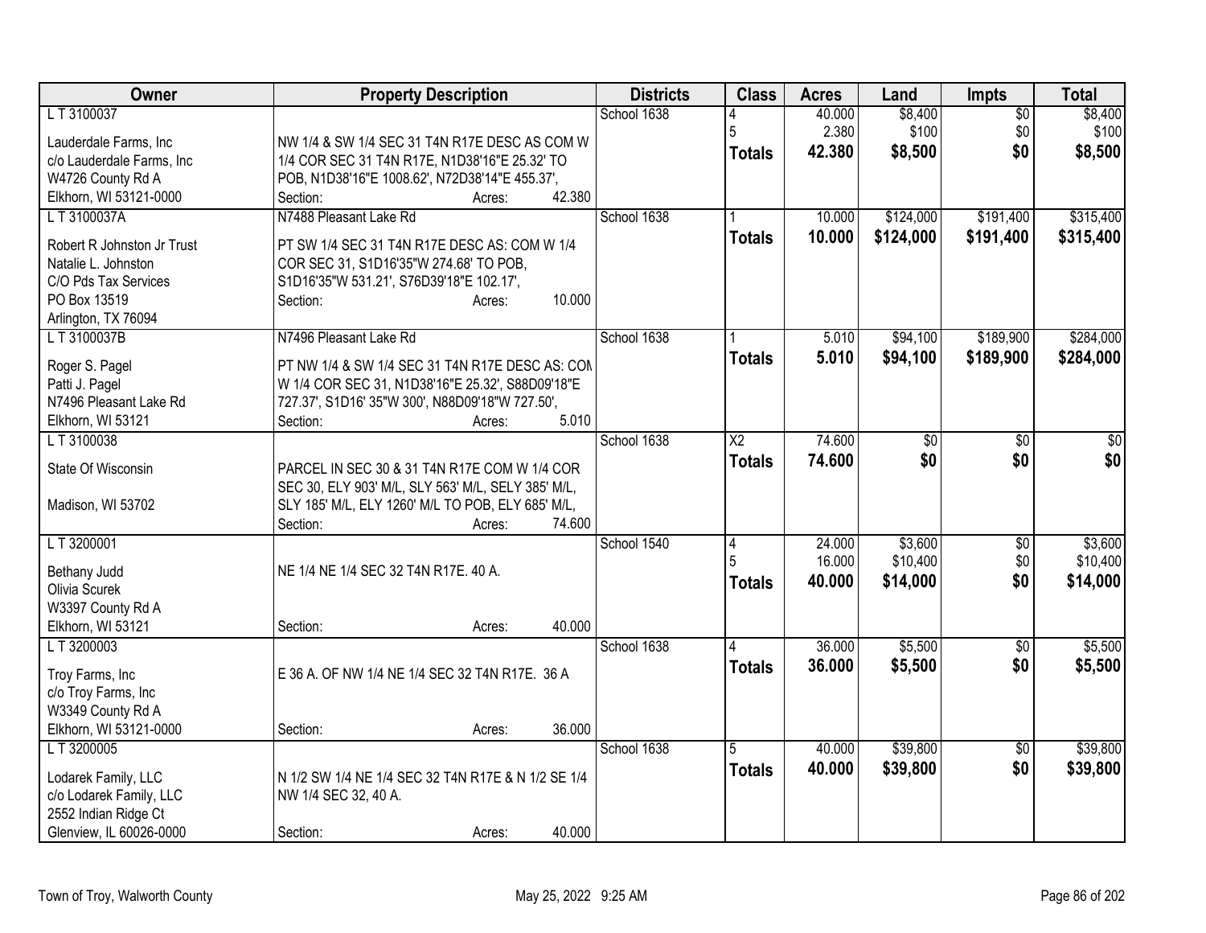| Owner | Property Description | Districts | Class | Acres | Land | Impts | Total |
|---|---|---|---|---|---|---|---|
| L T 3100037<br>Lauderdale Farms, Inc<br>c/o Lauderdale Farms, Inc<br>W4726 County Rd A<br>Elkhorn, WI 53121-0000 | NW 1/4 & SW 1/4 SEC 31 T4N R17E DESC AS COM W 1/4 COR SEC 31 T4N R17E, N1D38'16"E 25.32' TO POB, N1D38'16"E 1008.62', N72D38'14"E 455.37',<br>Section: Acres: 42.380 | School 1638 | 4<br>5<br>**Totals** | 40.000<br>2.380<br>**42.380** | $8,400<br>$100<br>**$8,500** | $0<br>$0<br>**$0** | $8,400<br>$100<br>**$8,500** |
| L T 3100037A<br>Robert R Johnston Jr Trust<br>Natalie L. Johnston<br>C/O Pds Tax Services<br>PO Box 13519<br>Arlington, TX 76094 | N7488 Pleasant Lake Rd<br>PT SW 1/4 SEC 31 T4N R17E DESC AS: COM W 1/4 COR SEC 31, S1D16'35"W 274.68' TO POB, S1D16'35"W 531.21', S76D39'18"E 102.17',<br>Section: Acres: 10.000 | School 1638 | 1<br>**Totals** | 10.000<br>**10.000** | $124,000<br>**$124,000** | $191,400<br>**$191,400** | $315,400<br>**$315,400** |
| L T 3100037B<br>Roger S. Pagel<br>Patti J. Pagel<br>N7496 Pleasant Lake Rd<br>Elkhorn, WI 53121 | N7496 Pleasant Lake Rd<br>PT NW 1/4 & SW 1/4 SEC 31 T4N R17E DESC AS: COM W 1/4 COR SEC 31, N1D38'16"E 25.32', S88D09'18"E 727.37', S1D16' 35"W 300', N88D09'18"W 727.50',<br>Section: Acres: 5.010 | School 1638 | 1<br>**Totals** | 5.010<br>**5.010** | $94,100<br>**$94,100** | $189,900<br>**$189,900** | $284,000<br>**$284,000** |
| L T 3100038<br>State Of Wisconsin<br><br>Madison, WI 53702 | PARCEL IN SEC 30 & 31 T4N R17E COM W 1/4 COR SEC 30, ELY 903' M/L, SLY 563' M/L, SELY 385' M/L, SLY 185' M/L, ELY 1260' M/L TO POB, ELY 685' M/L,<br>Section: Acres: 74.600 | School 1638 | X2<br>**Totals** | 74.600<br>**74.600** | $0<br>**$0** | $0<br>**$0** | $0<br>**$0** |
| L T 3200001<br>Bethany Judd<br>Olivia Scurek<br>W3397 County Rd A<br>Elkhorn, WI 53121 | NE 1/4 NE 1/4 SEC 32 T4N R17E. 40 A.<br>Section: Acres: 40.000 | School 1540 | 4<br>5<br>**Totals** | 24.000<br>16.000<br>**40.000** | $3,600<br>$10,400<br>**$14,000** | $0<br>$0<br>**$0** | $3,600<br>$10,400<br>**$14,000** |
| L T 3200003<br>Troy Farms, Inc<br>c/o Troy Farms, Inc<br>W3349 County Rd A<br>Elkhorn, WI 53121-0000 | E 36 A. OF NW 1/4 NE 1/4 SEC 32 T4N R17E. 36 A<br>Section: Acres: 36.000 | School 1638 | 4<br>**Totals** | 36.000<br>**36.000** | $5,500<br>**$5,500** | $0<br>**$0** | $5,500<br>**$5,500** |
| L T 3200005<br>Lodarek Family, LLC<br>c/o Lodarek Family, LLC<br>2552 Indian Ridge Ct<br>Glenview, IL 60026-0000 | N 1/2 SW 1/4 NE 1/4 SEC 32 T4N R17E & N 1/2 SE 1/4 NW 1/4 SEC 32, 40 A.<br>Section: Acres: 40.000 | School 1638 | 5<br>**Totals** | 40.000<br>**40.000** | $39,800<br>**$39,800** | $0<br>**$0** | $39,800<br>**$39,800** |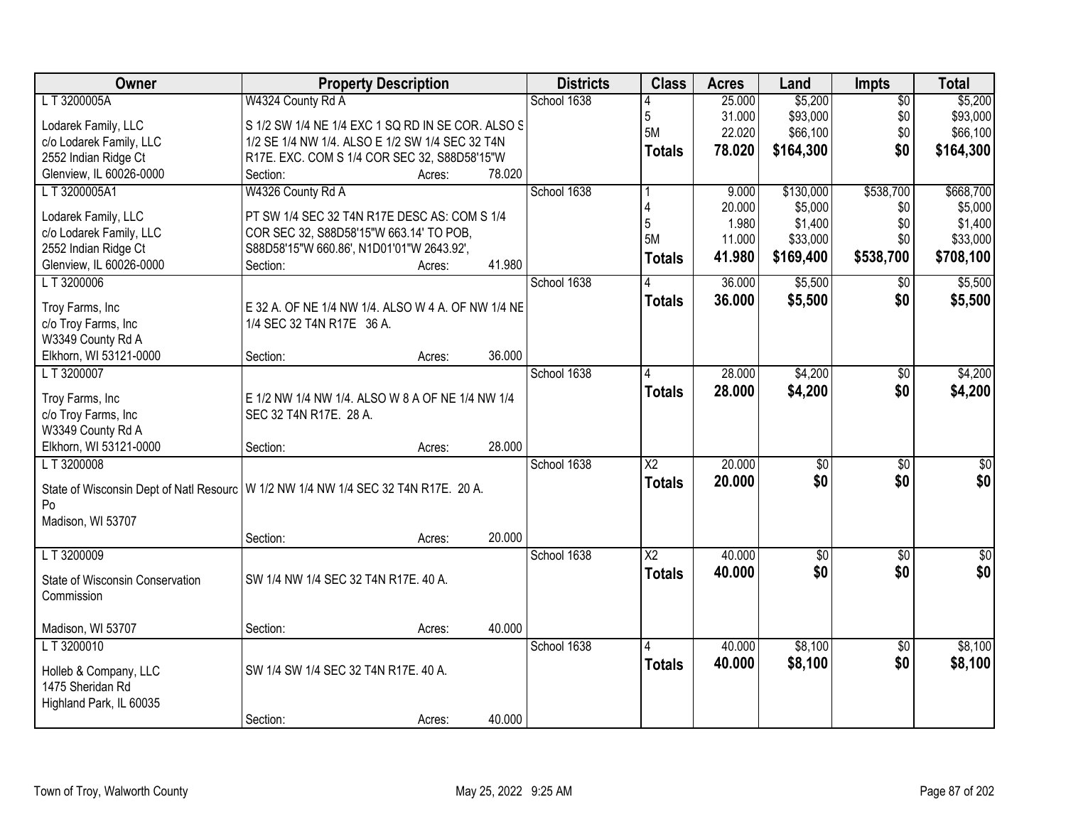| Owner | Property Description | Districts | Class | Acres | Land | Impts | Total |
|---|---|---|---|---|---|---|---|
| L T 3200005A | W4324 County Rd A | School 1638 | 4 | 25.000 | $5,200 | $0 | $5,200 |
| Lodarek Family, LLC | S 1/2 SW 1/4 NE 1/4 EXC 1 SQ RD IN SE COR. ALSO S | | 5 | 31.000 | $93,000 | $0 | $93,000 |
| c/o Lodarek Family, LLC | 1/2 SE 1/4 NW 1/4. ALSO E 1/2 SW 1/4 SEC 32 T4N | | 5M | 22.020 | $66,100 | $0 | $66,100 |
| 2552 Indian Ridge Ct | R17E. EXC. COM S 1/4 COR SEC 32, S88D58'15"W | | **Totals** | **78.020** | **$164,300** | **$0** | **$164,300** |
| Glenview, IL 60026-0000 | Section: Acres: 78.020 | | | | | | |
| L T 3200005A1 | W4326 County Rd A | School 1638 | 1 | 9.000 | $130,000 | $538,700 | $668,700 |
| Lodarek Family, LLC | PT SW 1/4 SEC 32 T4N R17E DESC AS: COM S 1/4 | | 4 | 20.000 | $5,000 | $0 | $5,000 |
| c/o Lodarek Family, LLC | COR SEC 32, S88D58'15"W 663.14' TO POB, | | 5 | 1.980 | $1,400 | $0 | $1,400 |
| 2552 Indian Ridge Ct | S88D58'15"W 660.86', N1D01'01"W 2643.92', | | 5M | 11.000 | $33,000 | $0 | $33,000 |
| Glenview, IL 60026-0000 | Section: Acres: 41.980 | | **Totals** | **41.980** | **$169,400** | **$538,700** | **$708,100** |
| L T 3200006 | | School 1638 | 4 | 36.000 | $5,500 | $0 | $5,500 |
| Troy Farms, Inc | E 32 A. OF NE 1/4 NW 1/4. ALSO W 4 A. OF NW 1/4 NE | | **Totals** | **36.000** | **$5,500** | **$0** | **$5,500** |
| c/o Troy Farms, Inc | 1/4 SEC 32 T4N R17E 36 A. | | | | | | |
| W3349 County Rd A | | | | | | | |
| Elkhorn, WI 53121-0000 | Section: Acres: 36.000 | | | | | | |
| L T 3200007 | | School 1638 | 4 | 28.000 | $4,200 | $0 | $4,200 |
| Troy Farms, Inc | E 1/2 NW 1/4 NW 1/4. ALSO W 8 A OF NE 1/4 NW 1/4 | | **Totals** | **28.000** | **$4,200** | **$0** | **$4,200** |
| c/o Troy Farms, Inc | SEC 32 T4N R17E. 28 A. | | | | | | |
| W3349 County Rd A | | | | | | | |
| Elkhorn, WI 53121-0000 | Section: Acres: 28.000 | | | | | | |
| L T 3200008 | | School 1638 | X2 | 20.000 | $0 | $0 | $0 |
| State of Wisconsin Dept of Natl Resourc | W 1/2 NW 1/4 NW 1/4 SEC 32 T4N R17E. 20 A. | | **Totals** | **20.000** | **$0** | **$0** | **$0** |
| Po | | | | | | | |
| Madison, WI 53707 | | | | | | | |
| | Section: Acres: 20.000 | | | | | | |
| L T 3200009 | | School 1638 | X2 | 40.000 | $0 | $0 | $0 |
| State of Wisconsin Conservation Commission | SW 1/4 NW 1/4 SEC 32 T4N R17E. 40 A. | | **Totals** | **40.000** | **$0** | **$0** | **$0** |
| Madison, WI 53707 | Section: Acres: 40.000 | | | | | | |
| L T 3200010 | | School 1638 | 4 | 40.000 | $8,100 | $0 | $8,100 |
| Holleb & Company, LLC | SW 1/4 SW 1/4 SEC 32 T4N R17E. 40 A. | | **Totals** | **40.000** | **$8,100** | **$0** | **$8,100** |
| 1475 Sheridan Rd | | | | | | | |
| Highland Park, IL 60035 | | | | | | | |
| | Section: Acres: 40.000 | | | | | | |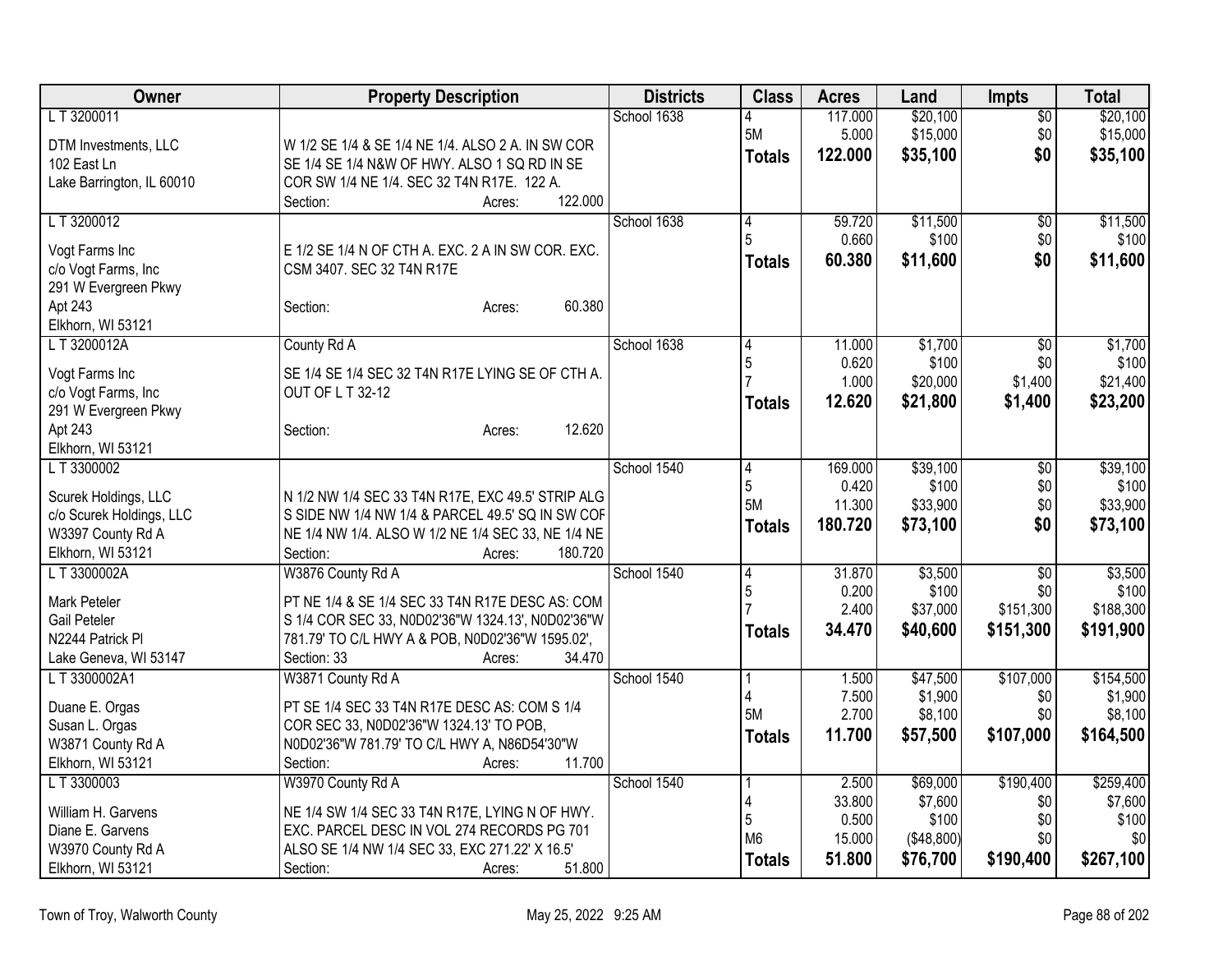| Owner | Property Description | Districts | Class | Acres | Land | Impts | Total |
|---|---|---|---|---|---|---|---|
| L T 3200011<br>DTM Investments, LLC<br>102 East Ln<br>Lake Barrington, IL 60010 | W 1/2 SE 1/4 & SE 1/4 NE 1/4. ALSO 2 A. IN SW COR SE 1/4 SE 1/4 N&W OF HWY. ALSO 1 SQ RD IN SE COR SW 1/4 NE 1/4. SEC 32 T4N R17E. 122 A.<br>Section: Acres: 122.000 | School 1638 | 4<br>5M<br>**Totals** | 117.000<br>5.000<br>**122.000** | $20,100<br>$15,000<br>**$35,100** | $0<br>$0<br>**$0** | $20,100<br>$15,000<br>**$35,100** |
| L T 3200012<br>Vogt Farms Inc<br>c/o Vogt Farms, Inc<br>291 W Evergreen Pkwy<br>Apt 243<br>Elkhorn, WI 53121 | E 1/2 SE 1/4 N OF CTH A. EXC. 2 A IN SW COR. EXC. CSM 3407. SEC 32 T4N R17E<br>Section: Acres: 60.380 | School 1638 | 4<br>5<br>**Totals** | 59.720<br>0.660<br>**60.380** | $11,500<br>$100<br>**$11,600** | $0<br>$0<br>**$0** | $11,500<br>$100<br>**$11,600** |
| L T 3200012A<br>Vogt Farms Inc<br>c/o Vogt Farms, Inc<br>291 W Evergreen Pkwy<br>Apt 243<br>Elkhorn, WI 53121 | County Rd A<br>SE 1/4 SE 1/4 SEC 32 T4N R17E LYING SE OF CTH A. OUT OF L T 32-12<br>Section: Acres: 12.620 | School 1638 | 4<br>5<br>7<br>**Totals** | 11.000<br>0.620<br>1.000<br>**12.620** | $1,700<br>$100<br>$20,000<br>**$21,800** | $0<br>$0<br>$1,400<br>**$1,400** | $1,700<br>$100<br>$21,400<br>**$23,200** |
| L T 3300002<br>Scurek Holdings, LLC<br>c/o Scurek Holdings, LLC<br>W3397 County Rd A<br>Elkhorn, WI 53121 | N 1/2 NW 1/4 SEC 33 T4N R17E, EXC 49.5' STRIP ALG S SIDE NW 1/4 NW 1/4 & PARCEL 49.5' SQ IN SW COF NE 1/4 NW 1/4. ALSO W 1/2 NE 1/4 SEC 33, NE 1/4 NE<br>Section: Acres: 180.720 | School 1540 | 4<br>5<br>5M<br>**Totals** | 169.000<br>0.420<br>11.300<br>**180.720** | $39,100<br>$100<br>$33,900<br>**$73,100** | $0<br>$0<br>$0<br>**$0** | $39,100<br>$100<br>$33,900<br>**$73,100** |
| L T 3300002A<br>Mark Peteler<br>Gail Peteler<br>N2244 Patrick Pl<br>Lake Geneva, WI 53147 | W3876 County Rd A<br>PT NE 1/4 & SE 1/4 SEC 33 T4N R17E DESC AS: COM S 1/4 COR SEC 33, N0D02'36"W 1324.13', N0D02'36"W 781.79' TO C/L HWY A & POB, N0D02'36"W 1595.02',<br>Section: 33 Acres: 34.470 | School 1540 | 4<br>5<br>7<br>**Totals** | 31.870<br>0.200<br>2.400<br>**34.470** | $3,500<br>$100<br>$37,000<br>**$40,600** | $0<br>$0<br>$151,300<br>**$151,300** | $3,500<br>$100<br>$188,300<br>**$191,900** |
| L T 3300002A1<br>Duane E. Orgas<br>Susan L. Orgas<br>W3871 County Rd A<br>Elkhorn, WI 53121 | W3871 County Rd A<br>PT SE 1/4 SEC 33 T4N R17E DESC AS: COM S 1/4 COR SEC 33, N0D02'36"W 1324.13' TO POB, N0D02'36"W 781.79' TO C/L HWY A, N86D54'30"W<br>Section: Acres: 11.700 | School 1540 | 1<br>4<br>5M<br>**Totals** | 1.500<br>7.500<br>2.700<br>**11.700** | $47,500<br>$1,900<br>$8,100<br>**$57,500** | $107,000<br>$0<br>$0<br>**$107,000** | $154,500<br>$1,900<br>$8,100<br>**$164,500** |
| L T 3300003<br>William H. Garvens<br>Diane E. Garvens<br>W3970 County Rd A<br>Elkhorn, WI 53121 | W3970 County Rd A<br>NE 1/4 SW 1/4 SEC 33 T4N R17E, LYING N OF HWY. EXC. PARCEL DESC IN VOL 274 RECORDS PG 701 ALSO SE 1/4 NW 1/4 SEC 33, EXC 271.22' X 16.5'<br>Section: Acres: 51.800 | School 1540 | 1<br>4<br>5<br>M6<br>**Totals** | 2.500<br>33.800<br>0.500<br>15.000<br>**51.800** | $69,000<br>$7,600<br>$100<br>($48,800)<br>**$76,700** | $190,400<br>$0<br>$0<br>$0<br>**$190,400** | $259,400<br>$7,600<br>$100<br>$0<br>**$267,100** |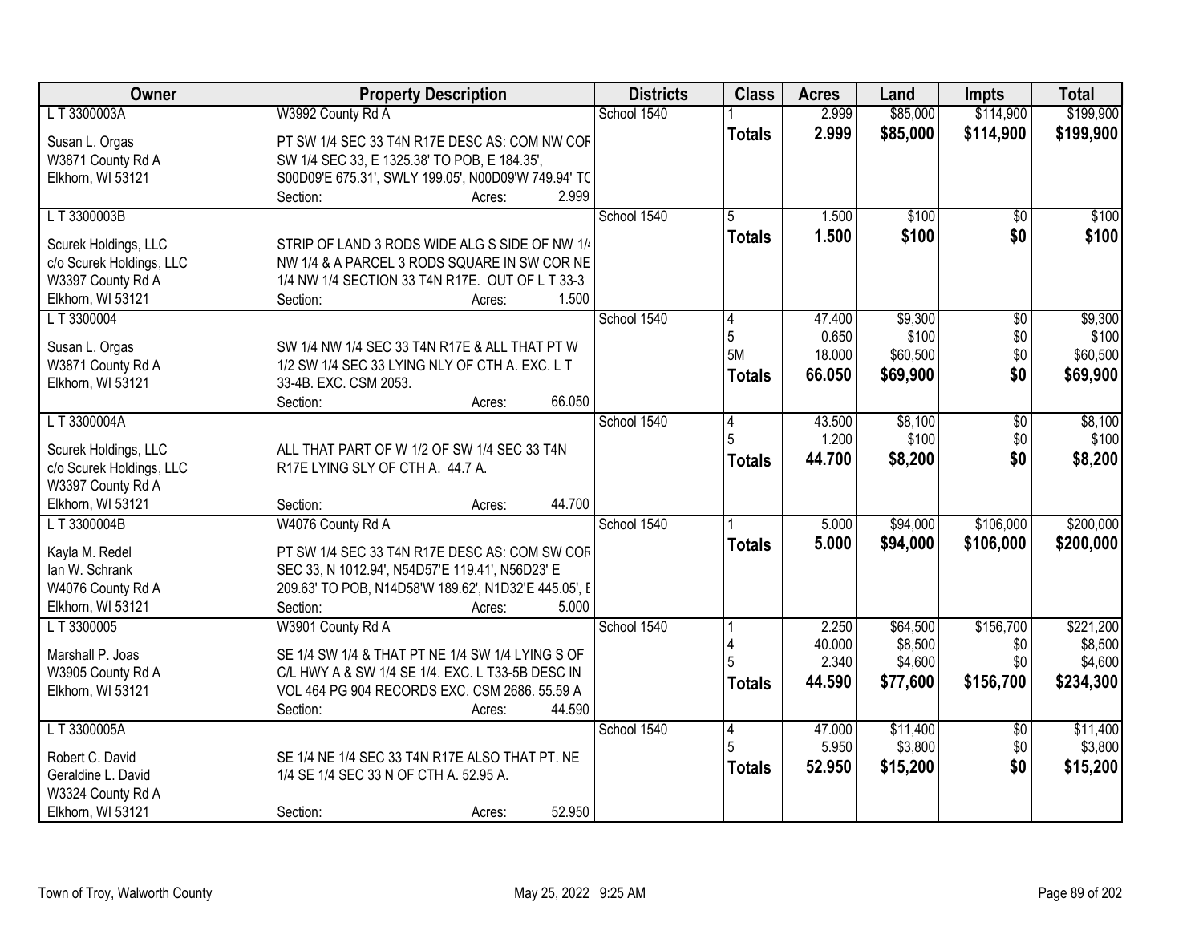| Owner | Property Description | Districts | Class | Acres | Land | Impts | Total |
|---|---|---|---|---|---|---|---|
| L T 3300003A<br>Susan L. Orgas<br>W3871 County Rd A<br>Elkhorn, WI 53121 | W3992 County Rd A<br>PT SW 1/4 SEC 33 T4N R17E DESC AS: COM NW COF SW 1/4 SEC 33, E 1325.38' TO POB, E 184.35', S00D09'E 675.31', SWLY 199.05', N00D09'W 749.94' TC<br>Section: Acres: 2.999 | School 1540 | 1<br>**Totals** | 2.999<br>**2.999** | \$85,000<br>**\$85,000** | \$114,900<br>**\$114,900** | \$199,900<br>**\$199,900** |
| L T 3300003B<br>Scurek Holdings, LLC<br>c/o Scurek Holdings, LLC<br>W3397 County Rd A<br>Elkhorn, WI 53121 | STRIP OF LAND 3 RODS WIDE ALG S SIDE OF NW 1/4 NW 1/4 & A PARCEL 3 RODS SQUARE IN SW COR NE 1/4 NW 1/4 SECTION 33 T4N R17E. OUT OF L T 33-3<br>Section: Acres: 1.500 | School 1540 | 5<br>**Totals** | 1.500<br>**1.500** | \$100<br>**\$100** | \$0<br>**\$0** | \$100<br>**\$100** |
| L T 3300004<br>Susan L. Orgas<br>W3871 County Rd A<br>Elkhorn, WI 53121 | SW 1/4 NW 1/4 SEC 33 T4N R17E & ALL THAT PT W 1/2 SW 1/4 SEC 33 LYING NLY OF CTH A. EXC. L T 33-4B. EXC. CSM 2053.<br>Section: Acres: 66.050 | School 1540 | 4<br>5<br>5M<br>**Totals** | 47.400<br>0.650<br>18.000<br>**66.050** | \$9,300<br>\$100<br>\$60,500<br>**\$69,900** | \$0<br>\$0<br>\$0<br>**\$0** | \$9,300<br>\$100<br>\$60,500<br>**\$69,900** |
| L T 3300004A<br>Scurek Holdings, LLC<br>c/o Scurek Holdings, LLC<br>W3397 County Rd A<br>Elkhorn, WI 53121 | ALL THAT PART OF W 1/2 OF SW 1/4 SEC 33 T4N R17E LYING SLY OF CTH A. 44.7 A.<br>Section: Acres: 44.700 | School 1540 | 4<br>5<br>**Totals** | 43.500<br>1.200<br>**44.700** | \$8,100<br>\$100<br>**\$8,200** | \$0<br>\$0<br>**\$0** | \$8,100<br>\$100<br>**\$8,200** |
| L T 3300004B<br>Kayla M. Redel<br>Ian W. Schrank<br>W4076 County Rd A<br>Elkhorn, WI 53121 | W4076 County Rd A<br>PT SW 1/4 SEC 33 T4N R17E DESC AS: COM SW COF SEC 33, N 1012.94', N54D57'E 119.41', N56D23' E 209.63' TO POB, N14D58'W 189.62', N1D32'E 445.05', E<br>Section: Acres: 5.000 | School 1540 | 1<br>**Totals** | 5.000<br>**5.000** | \$94,000<br>**\$94,000** | \$106,000<br>**\$106,000** | \$200,000<br>**\$200,000** |
| L T 3300005<br>Marshall P. Joas<br>W3905 County Rd A<br>Elkhorn, WI 53121 | W3901 County Rd A<br>SE 1/4 SW 1/4 & THAT PT NE 1/4 SW 1/4 LYING S OF C/L HWY A & SW 1/4 SE 1/4. EXC. L T33-5B DESC IN VOL 464 PG 904 RECORDS EXC. CSM 2686. 55.59 A<br>Section: Acres: 44.590 | School 1540 | 1<br>4<br>5<br>**Totals** | 2.250<br>40.000<br>2.340<br>**44.590** | \$64,500<br>\$8,500<br>\$4,600<br>**\$77,600** | \$156,700<br>\$0<br>\$0<br>**\$156,700** | \$221,200<br>\$8,500<br>\$4,600<br>**\$234,300** |
| L T 3300005A<br>Robert C. David<br>Geraldine L. David<br>W3324 County Rd A<br>Elkhorn, WI 53121 | SE 1/4 NE 1/4 SEC 33 T4N R17E ALSO THAT PT. NE 1/4 SE 1/4 SEC 33 N OF CTH A. 52.95 A.<br>Section: Acres: 52.950 | School 1540 | 4<br>5<br>**Totals** | 47.000<br>5.950<br>**52.950** | \$11,400<br>\$3,800<br>**\$15,200** | \$0<br>\$0<br>**\$0** | \$11,400<br>\$3,800<br>**\$15,200** |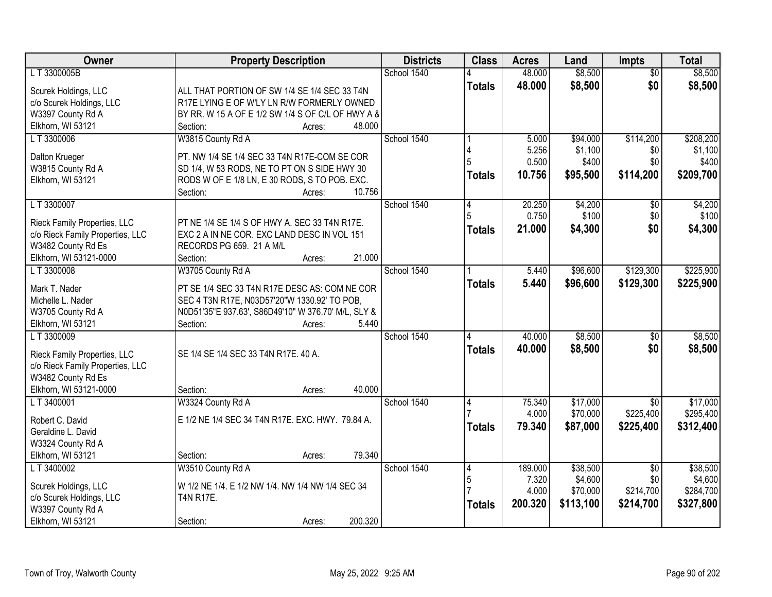| Owner | Property Description | Districts | Class | Acres | Land | Impts | Total |
|---|---|---|---|---|---|---|---|
| L T 3300005B | | School 1540 | 4 | 48.000 | $8,500 | $0 | $8,500 |
| Scurek Holdings, LLC | ALL THAT PORTION OF SW 1/4 SE 1/4 SEC 33 T4N | | **Totals** | **48.000** | **$8,500** | **$0** | **$8,500** |
| c/o Scurek Holdings, LLC | R17E LYING E OF W'LY LN R/W FORMERLY OWNED | | | | | | |
| W3397 County Rd A | BY RR. W 15 A OF E 1/2 SW 1/4 S OF C/L OF HWY A & | | | | | | |
| Elkhorn, WI 53121 | Section: Acres: 48.000 | | | | | | |
| L T 3300006 | W3815 County Rd A | School 1540 | 1 | 5.000 | $94,000 | $114,200 | $208,200 |
| | | | 4 | 5.256 | $1,100 | $0 | $1,100 |
| Dalton Krueger | PT. NW 1/4 SE 1/4 SEC 33 T4N R17E-COM SE COR | | 5 | 0.500 | $400 | $0 | $400 |
| W3815 County Rd A | SD 1/4, W 53 RODS, NE TO PT ON S SIDE HWY 30 | | **Totals** | **10.756** | **$95,500** | **$114,200** | **$209,700** |
| Elkhorn, WI 53121 | RODS W OF E 1/8 LN, E 30 RODS, S TO POB. EXC. | | | | | | |
| | Section: Acres: 10.756 | | | | | | |
| L T 3300007 | | School 1540 | 4 | 20.250 | $4,200 | $0 | $4,200 |
| | | | 5 | 0.750 | $100 | $0 | $100 |
| Rieck Family Properties, LLC | PT NE 1/4 SE 1/4 S OF HWY A. SEC 33 T4N R17E. | | **Totals** | **21.000** | **$4,300** | **$0** | **$4,300** |
| c/o Rieck Family Properties, LLC | EXC 2 A IN NE COR. EXC LAND DESC IN VOL 151 | | | | | | |
| W3482 County Rd Es | RECORDS PG 659. 21 A M/L | | | | | | |
| Elkhorn, WI 53121-0000 | Section: Acres: 21.000 | | | | | | |
| L T 3300008 | W3705 County Rd A | School 1540 | 1 | 5.440 | $96,600 | $129,300 | $225,900 |
| Mark T. Nader | PT SE 1/4 SEC 33 T4N R17E DESC AS: COM NE COR | | **Totals** | **5.440** | **$96,600** | **$129,300** | **$225,900** |
| Michelle L. Nader | SEC 4 T3N R17E, N03D57'20"W 1330.92' TO POB, | | | | | | |
| W3705 County Rd A | N0D51'35"E 937.63', S86D49'10" W 376.70' M/L, SLY & | | | | | | |
| Elkhorn, WI 53121 | Section: Acres: 5.440 | | | | | | |
| L T 3300009 | | School 1540 | 4 | 40.000 | $8,500 | $0 | $8,500 |
| Rieck Family Properties, LLC | SE 1/4 SE 1/4 SEC 33 T4N R17E. 40 A. | | **Totals** | **40.000** | **$8,500** | **$0** | **$8,500** |
| c/o Rieck Family Properties, LLC | | | | | | | |
| W3482 County Rd Es | | | | | | | |
| Elkhorn, WI 53121-0000 | Section: Acres: 40.000 | | | | | | |
| L T 3400001 | W3324 County Rd A | School 1540 | 4 | 75.340 | $17,000 | $0 | $17,000 |
| | | | 7 | 4.000 | $70,000 | $225,400 | $295,400 |
| Robert C. David | E 1/2 NE 1/4 SEC 34 T4N R17E. EXC. HWY. 79.84 A. | | **Totals** | **79.340** | **$87,000** | **$225,400** | **$312,400** |
| Geraldine L. David | | | | | | | |
| W3324 County Rd A | | | | | | | |
| Elkhorn, WI 53121 | Section: Acres: 79.340 | | | | | | |
| L T 3400002 | W3510 County Rd A | School 1540 | 4 | 189.000 | $38,500 | $0 | $38,500 |
| | | | 5 | 7.320 | $4,600 | $0 | $4,600 |
| Scurek Holdings, LLC | W 1/2 NE 1/4. E 1/2 NW 1/4. NW 1/4 NW 1/4 SEC 34 | | 7 | 4.000 | $70,000 | $214,700 | $284,700 |
| c/o Scurek Holdings, LLC | T4N R17E. | | **Totals** | **200.320** | **$113,100** | **$214,700** | **$327,800** |
| W3397 County Rd A | | | | | | | |
| Elkhorn, WI 53121 | Section: Acres: 200.320 | | | | | | |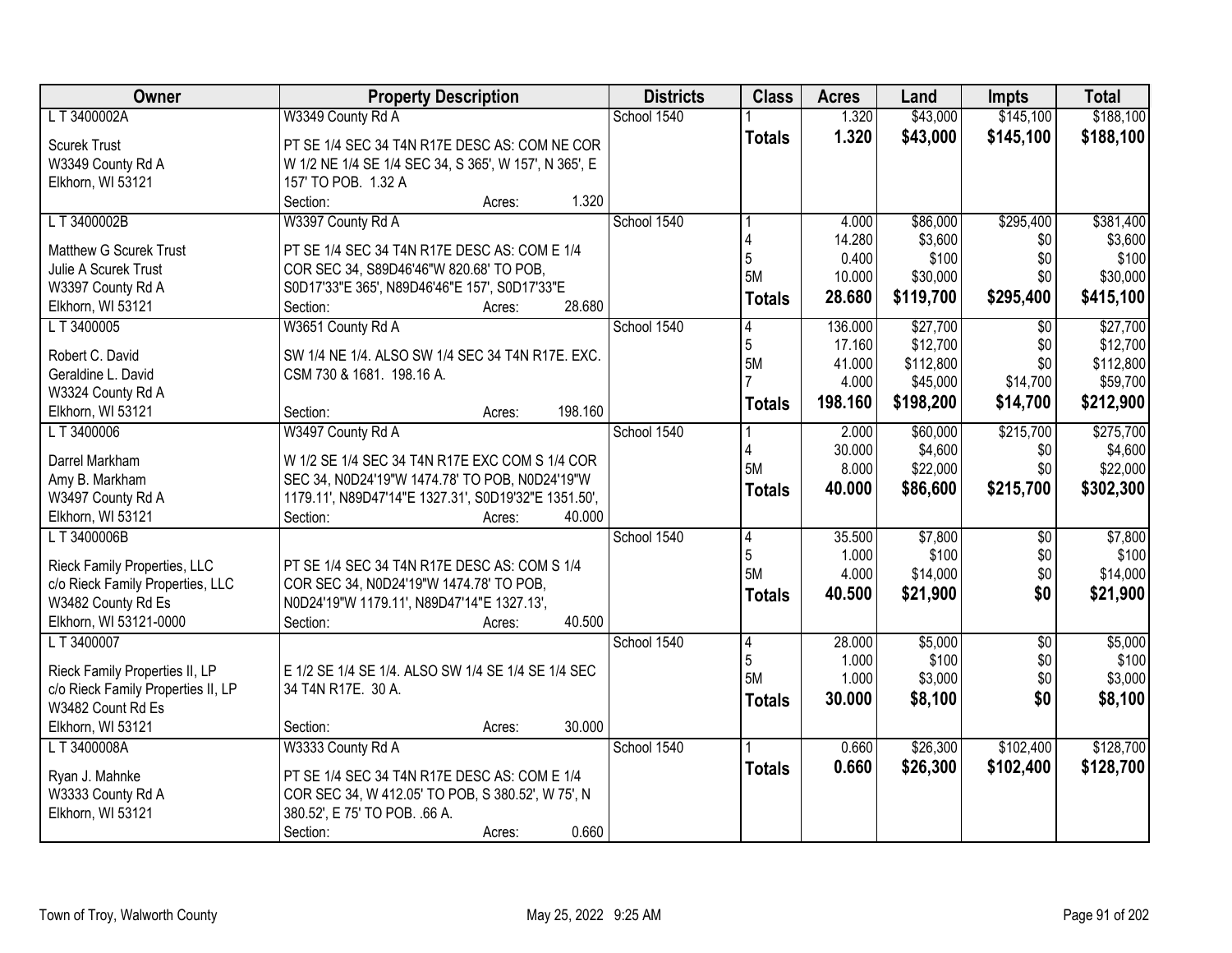| Owner | Property Description | Districts | Class | Acres | Land | Impts | Total |
|---|---|---|---|---|---|---|---|
| L T 3400002A | W3349 County Rd A | School 1540 | 1 | 1.320 | $43,000 | $145,100 | $188,100 |
| Scurek Trust<br>W3349 County Rd A<br>Elkhorn, WI 53121 | PT SE 1/4 SEC 34 T4N R17E DESC AS: COM NE COR W 1/2 NE 1/4 SE 1/4 SEC 34, S 365', W 157', N 365', E 157' TO POB. 1.32 A<br>Section: Acres: 1.320 | | **Totals** | **1.320** | **$43,000** | **$145,100** | **$188,100** |
| L T 3400002B | W3397 County Rd A | School 1540 | 1 | 4.000 | $86,000 | $295,400 | $381,400 |
| Matthew G Scurek Trust<br>Julie A Scurek Trust<br>W3397 County Rd A<br>Elkhorn, WI 53121 | PT SE 1/4 SEC 34 T4N R17E DESC AS: COM E 1/4 COR SEC 34, S89D46'46"W 820.68' TO POB, S0D17'33"E 365', N89D46'46"E 157', S0D17'33"E<br>Section: Acres: 28.680 | | 4 | 14.280 | $3,600 | $0 | $3,600 |
| | | | 5 | 0.400 | $100 | $0 | $100 |
| | | | 5M | 10.000 | $30,000 | $0 | $30,000 |
| | | | **Totals** | **28.680** | **$119,700** | **$295,400** | **$415,100** |
| L T 3400005 | W3651 County Rd A | School 1540 | 4 | 136.000 | $27,700 | $0 | $27,700 |
| Robert C. David<br>Geraldine L. David<br>W3324 County Rd A<br>Elkhorn, WI 53121 | SW 1/4 NE 1/4. ALSO SW 1/4 SEC 34 T4N R17E. EXC. CSM 730 & 1681. 198.16 A.<br>Section: Acres: 198.160 | | 5 | 17.160 | $12,700 | $0 | $12,700 |
| | | | 5M | 41.000 | $112,800 | $0 | $112,800 |
| | | | 7 | 4.000 | $45,000 | $14,700 | $59,700 |
| | | | **Totals** | **198.160** | **$198,200** | **$14,700** | **$212,900** |
| L T 3400006 | W3497 County Rd A | School 1540 | 1 | 2.000 | $60,000 | $215,700 | $275,700 |
| Darrel Markham<br>Amy B. Markham<br>W3497 County Rd A<br>Elkhorn, WI 53121 | W 1/2 SE 1/4 SEC 34 T4N R17E EXC COM S 1/4 COR SEC 34, N0D24'19"W 1474.78' TO POB, N0D24'19"W 1179.11', N89D47'14"E 1327.31', S0D19'32"E 1351.50',<br>Section: Acres: 40.000 | | 4 | 30.000 | $4,600 | $0 | $4,600 |
| | | | 5M | 8.000 | $22,000 | $0 | $22,000 |
| | | | **Totals** | **40.000** | **$86,600** | **$215,700** | **$302,300** |
| L T 3400006B | | School 1540 | 4 | 35.500 | $7,800 | $0 | $7,800 |
| Rieck Family Properties, LLC<br>c/o Rieck Family Properties, LLC<br>W3482 County Rd Es<br>Elkhorn, WI 53121-0000 | PT SE 1/4 SEC 34 T4N R17E DESC AS: COM S 1/4 COR SEC 34, N0D24'19"W 1474.78' TO POB, N0D24'19"W 1179.11', N89D47'14"E 1327.13',<br>Section: Acres: 40.500 | | 5 | 1.000 | $100 | $0 | $100 |
| | | | 5M | 4.000 | $14,000 | $0 | $14,000 |
| | | | **Totals** | **40.500** | **$21,900** | **$0** | **$21,900** |
| L T 3400007 | | School 1540 | 4 | 28.000 | $5,000 | $0 | $5,000 |
| Rieck Family Properties II, LP<br>c/o Rieck Family Properties II, LP<br>W3482 Count Rd Es<br>Elkhorn, WI 53121 | E 1/2 SE 1/4 SE 1/4. ALSO SW 1/4 SE 1/4 SE 1/4 SEC 34 T4N R17E. 30 A.<br>Section: Acres: 30.000 | | 5 | 1.000 | $100 | $0 | $100 |
| | | | 5M | 1.000 | $3,000 | $0 | $3,000 |
| | | | **Totals** | **30.000** | **$8,100** | **$0** | **$8,100** |
| L T 3400008A | W3333 County Rd A | School 1540 | 1 | 0.660 | $26,300 | $102,400 | $128,700 |
| Ryan J. Mahnke<br>W3333 County Rd A<br>Elkhorn, WI 53121 | PT SE 1/4 SEC 34 T4N R17E DESC AS: COM E 1/4 COR SEC 34, W 412.05' TO POB, S 380.52', W 75', N 380.52', E 75' TO POB. .66 A.<br>Section: Acres: 0.660 | | **Totals** | **0.660** | **$26,300** | **$102,400** | **$128,700** |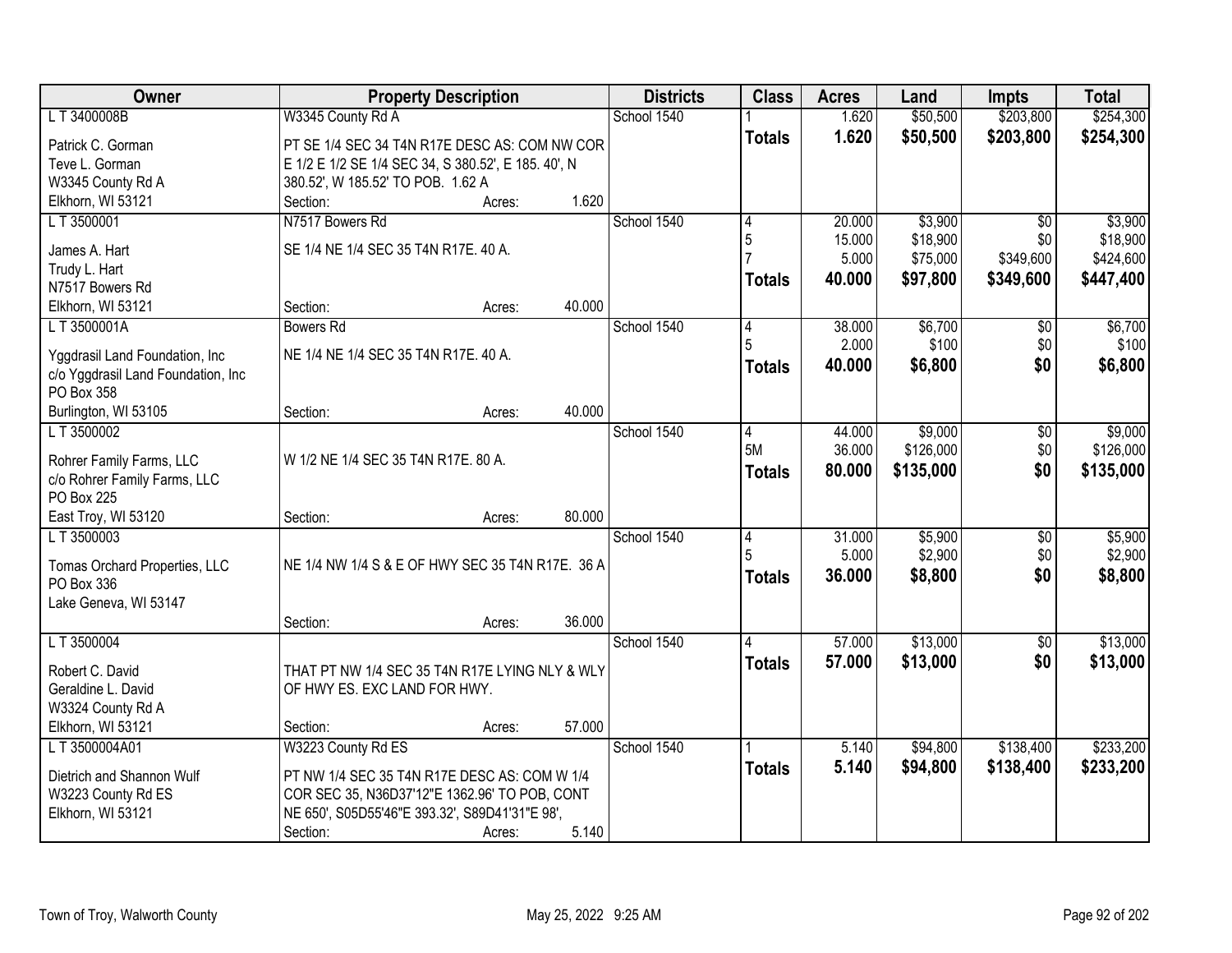| Owner | Property Description | Districts | Class | Acres | Land | Impts | Total |
|---|---|---|---|---|---|---|---|
| L T 3400008B | W3345 County Rd A | School 1540 | 1 | 1.620 | $50,500 | $203,800 | $254,300 |
| Patrick C. Gorman<br>Teve L. Gorman<br>W3345 County Rd A<br>Elkhorn, WI 53121 | PT SE 1/4 SEC 34 T4N R17E DESC AS: COM NW COR E 1/2 E 1/2 SE 1/4 SEC 34, S 380.52', E 185. 40', N 380.52', W 185.52' TO POB. 1.62 A<br>Section: Acres: 1.620 | | **Totals** | **1.620** | **$50,500** | **$203,800** | **$254,300** |
| L T 3500001 | N7517 Bowers Rd | School 1540 | 4<br>5<br>7 | 20.000<br>15.000<br>5.000 | $3,900<br>$18,900<br>$75,000 | $0<br>$0<br>$349,600 | $3,900<br>$18,900<br>$424,600 |
| James A. Hart<br>Trudy L. Hart<br>N7517 Bowers Rd<br>Elkhorn, WI 53121 | SE 1/4 NE 1/4 SEC 35 T4N R17E. 40 A.<br>Section: Acres: 40.000 | | **Totals** | **40.000** | **$97,800** | **$349,600** | **$447,400** |
| L T 3500001A | Bowers Rd | School 1540 | 4<br>5 | 38.000<br>2.000 | $6,700<br>$100 | $0<br>$0 | $6,700<br>$100 |
| Yggdrasil Land Foundation, Inc<br>c/o Yggdrasil Land Foundation, Inc<br>PO Box 358<br>Burlington, WI 53105 | NE 1/4 NE 1/4 SEC 35 T4N R17E. 40 A.<br>Section: Acres: 40.000 | | **Totals** | **40.000** | **$6,800** | **$0** | **$6,800** |
| L T 3500002 | | School 1540 | 4<br>5M | 44.000<br>36.000 | $9,000<br>$126,000 | $0<br>$0 | $9,000<br>$126,000 |
| Rohrer Family Farms, LLC<br>c/o Rohrer Family Farms, LLC<br>PO Box 225<br>East Troy, WI 53120 | W 1/2 NE 1/4 SEC 35 T4N R17E. 80 A.<br>Section: Acres: 80.000 | | **Totals** | **80.000** | **$135,000** | **$0** | **$135,000** |
| L T 3500003 | | School 1540 | 4<br>5 | 31.000<br>5.000 | $5,900<br>$2,900 | $0<br>$0 | $5,900<br>$2,900 |
| Tomas Orchard Properties, LLC<br>PO Box 336<br>Lake Geneva, WI 53147 | NE 1/4 NW 1/4 S & E OF HWY SEC 35 T4N R17E. 36 A<br>Section: Acres: 36.000 | | **Totals** | **36.000** | **$8,800** | **$0** | **$8,800** |
| L T 3500004 | | School 1540 | 4 | 57.000 | $13,000 | $0 | $13,000 |
| Robert C. David<br>Geraldine L. David<br>W3324 County Rd A<br>Elkhorn, WI 53121 | THAT PT NW 1/4 SEC 35 T4N R17E LYING NLY & WLY OF HWY ES. EXC LAND FOR HWY.<br>Section: Acres: 57.000 | | **Totals** | **57.000** | **$13,000** | **$0** | **$13,000** |
| L T 3500004A01 | W3223 County Rd ES | School 1540 | 1 | 5.140 | $94,800 | $138,400 | $233,200 |
| Dietrich and Shannon Wulf<br>W3223 County Rd ES<br>Elkhorn, WI 53121 | PT NW 1/4 SEC 35 T4N R17E DESC AS: COM W 1/4 COR SEC 35, N36D37'12"E 1362.96' TO POB, CONT NE 650', S05D55'46"E 393.32', S89D41'31"E 98',<br>Section: Acres: 5.140 | | **Totals** | **5.140** | **$94,800** | **$138,400** | **$233,200** |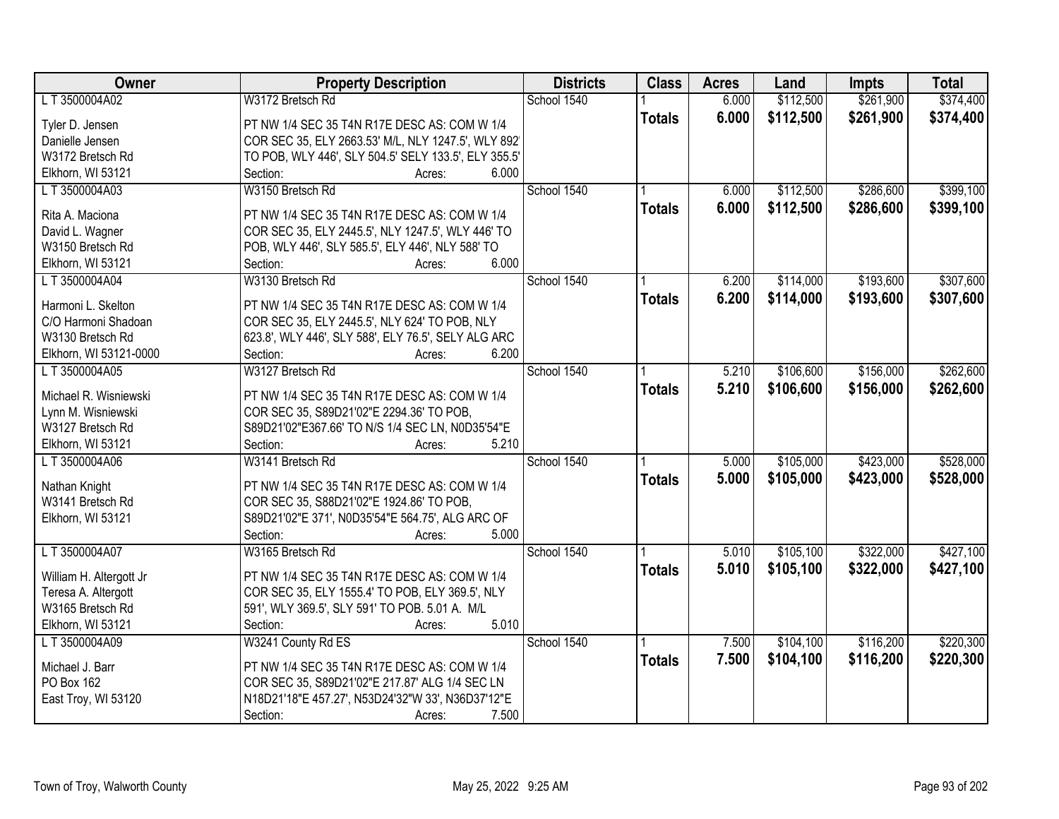| Owner | Property Description | Districts | Class | Acres | Land | Impts | Total |
|---|---|---|---|---|---|---|---|
| L T 3500004A02 | W3172 Bretsch Rd | School 1540 | 1 | 6.000 | $112,500 | $261,900 | $374,400 |
| Tyler D. Jensen<br>Danielle Jensen<br>W3172 Bretsch Rd<br>Elkhorn, WI 53121 | PT NW 1/4 SEC 35 T4N R17E DESC AS: COM W 1/4 COR SEC 35, ELY 2663.53' M/L, NLY 1247.5', WLY 892' TO POB, WLY 446', SLY 504.5' SELY 133.5', ELY 355.5'<br>Section: Acres: 6.000 | | **Totals** | **6.000** | **$112,500** | **$261,900** | **$374,400** |
| L T 3500004A03 | W3150 Bretsch Rd | School 1540 | 1 | 6.000 | $112,500 | $286,600 | $399,100 |
| Rita A. Maciona<br>David L. Wagner<br>W3150 Bretsch Rd<br>Elkhorn, WI 53121 | PT NW 1/4 SEC 35 T4N R17E DESC AS: COM W 1/4 COR SEC 35, ELY 2445.5', NLY 1247.5', WLY 446' TO POB, WLY 446', SLY 585.5', ELY 446', NLY 588' TO<br>Section: Acres: 6.000 | | **Totals** | **6.000** | **$112,500** | **$286,600** | **$399,100** |
| L T 3500004A04 | W3130 Bretsch Rd | School 1540 | 1 | 6.200 | $114,000 | $193,600 | $307,600 |
| Harmoni L. Skelton<br>C/O Harmoni Shadoan<br>W3130 Bretsch Rd<br>Elkhorn, WI 53121-0000 | PT NW 1/4 SEC 35 T4N R17E DESC AS: COM W 1/4 COR SEC 35, ELY 2445.5', NLY 624' TO POB, NLY 623.8', WLY 446', SLY 588', ELY 76.5', SELY ALG ARC<br>Section: Acres: 6.200 | | **Totals** | **6.200** | **$114,000** | **$193,600** | **$307,600** |
| L T 3500004A05 | W3127 Bretsch Rd | School 1540 | 1 | 5.210 | $106,600 | $156,000 | $262,600 |
| Michael R. Wisniewski<br>Lynn M. Wisniewski<br>W3127 Bretsch Rd<br>Elkhorn, WI 53121 | PT NW 1/4 SEC 35 T4N R17E DESC AS: COM W 1/4 COR SEC 35, S89D21'02"E 2294.36' TO POB, S89D21'02"E367.66' TO N/S 1/4 SEC LN, N0D35'54"E<br>Section: Acres: 5.210 | | **Totals** | **5.210** | **$106,600** | **$156,000** | **$262,600** |
| L T 3500004A06 | W3141 Bretsch Rd | School 1540 | 1 | 5.000 | $105,000 | $423,000 | $528,000 |
| Nathan Knight<br>W3141 Bretsch Rd<br>Elkhorn, WI 53121 | PT NW 1/4 SEC 35 T4N R17E DESC AS: COM W 1/4 COR SEC 35, S88D21'02"E 1924.86' TO POB, S89D21'02"E 371', N0D35'54"E 564.75', ALG ARC OF<br>Section: Acres: 5.000 | | **Totals** | **5.000** | **$105,000** | **$423,000** | **$528,000** |
| L T 3500004A07 | W3165 Bretsch Rd | School 1540 | 1 | 5.010 | $105,100 | $322,000 | $427,100 |
| William H. Altergott Jr<br>Teresa A. Altergott<br>W3165 Bretsch Rd<br>Elkhorn, WI 53121 | PT NW 1/4 SEC 35 T4N R17E DESC AS: COM W 1/4 COR SEC 35, ELY 1555.4' TO POB, ELY 369.5', NLY 591', WLY 369.5', SLY 591' TO POB. 5.01 A. M/L<br>Section: Acres: 5.010 | | **Totals** | **5.010** | **$105,100** | **$322,000** | **$427,100** |
| L T 3500004A09 | W3241 County Rd ES | School 1540 | 1 | 7.500 | $104,100 | $116,200 | $220,300 |
| Michael J. Barr<br>PO Box 162<br>East Troy, WI 53120 | PT NW 1/4 SEC 35 T4N R17E DESC AS: COM W 1/4 COR SEC 35, S89D21'02"E 217.87' ALG 1/4 SEC LN N18D21'18"E 457.27', N53D24'32"W 33', N36D37'12"E<br>Section: Acres: 7.500 | | **Totals** | **7.500** | **$104,100** | **$116,200** | **$220,300** |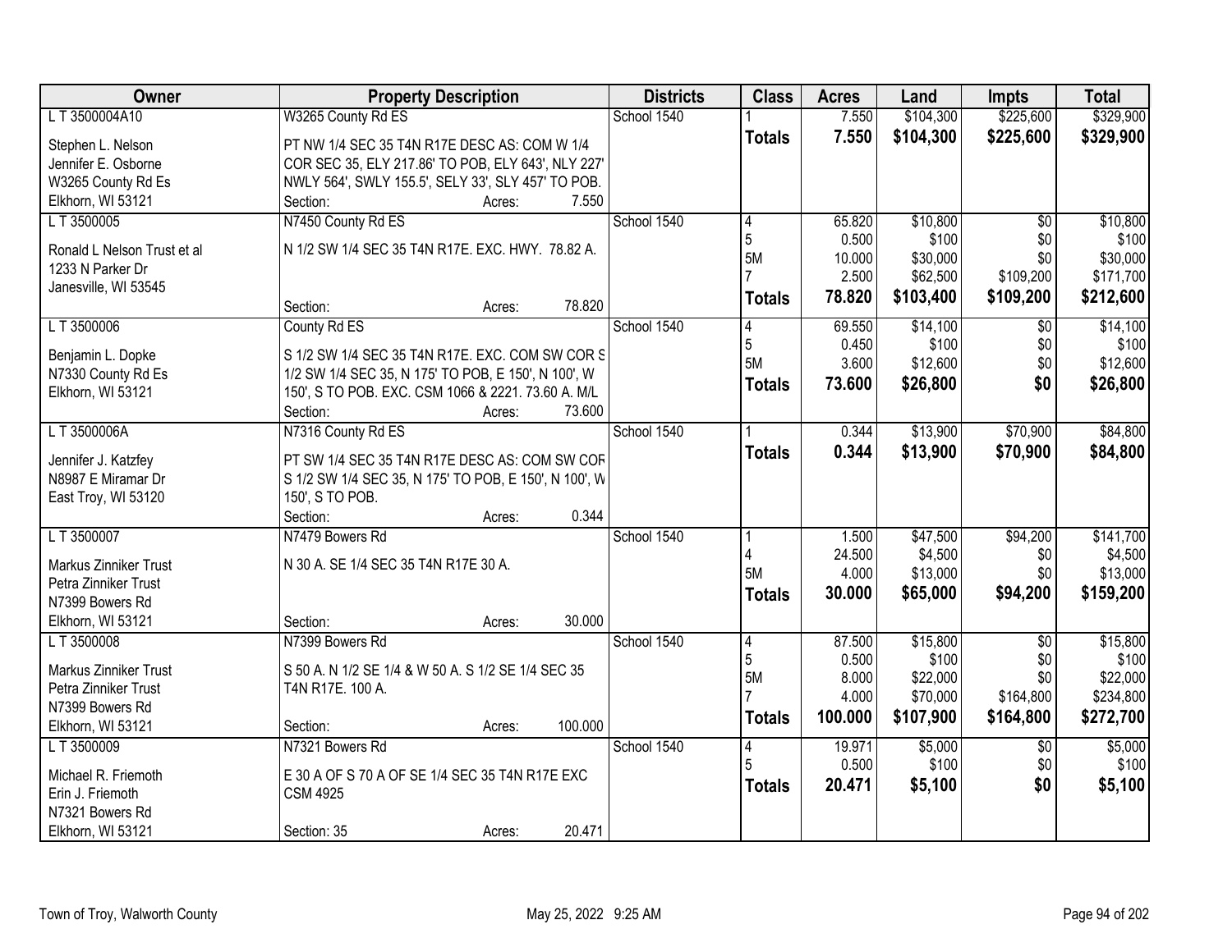| Owner | Property Description | Districts | Class | Acres | Land | Impts | Total |
|---|---|---|---|---|---|---|---|
| L T 3500004A10<br>Stephen L. Nelson<br>Jennifer E. Osborne<br>W3265 County Rd Es<br>Elkhorn, WI 53121 | W3265 County Rd ES<br>PT NW 1/4 SEC 35 T4N R17E DESC AS: COM W 1/4 COR SEC 35, ELY 217.86' TO POB, ELY 643', NLY 227' NWLY 564', SWLY 155.5', SELY 33', SLY 457' TO POB.<br>Section: Acres: 7.550 | School 1540 | 1<br>**Totals** | 7.550<br>**7.550** | $104,300<br>**$104,300** | $225,600<br>**$225,600** | $329,900<br>**$329,900** |
| L T 3500005<br>Ronald L Nelson Trust et al<br>1233 N Parker Dr<br>Janesville, WI 53545 | N7450 County Rd ES<br>N 1/2 SW 1/4 SEC 35 T4N R17E. EXC. HWY. 78.82 A.<br>Section: Acres: 78.820 | School 1540 | 4<br>5<br>5M<br>7<br>**Totals** | 65.820<br>0.500<br>10.000<br>2.500<br>**78.820** | $10,800<br>$100<br>$30,000<br>$62,500<br>**$103,400** | $0<br>$0<br>$0<br>$109,200<br>**$109,200** | $10,800<br>$100<br>$30,000<br>$171,700<br>**$212,600** |
| L T 3500006<br>Benjamin L. Dopke<br>N7330 County Rd Es<br>Elkhorn, WI 53121 | County Rd ES<br>S 1/2 SW 1/4 SEC 35 T4N R17E. EXC. COM SW COR S 1/2 SW 1/4 SEC 35, N 175' TO POB, E 150', N 100', W 150', S TO POB. EXC. CSM 1066 & 2221. 73.60 A. M/L<br>Section: Acres: 73.600 | School 1540 | 4<br>5<br>5M<br>**Totals** | 69.550<br>0.450<br>3.600<br>**73.600** | $14,100<br>$100<br>$12,600<br>**$26,800** | $0<br>$0<br>$0<br>**$0** | $14,100<br>$100<br>$12,600<br>**$26,800** |
| L T 3500006A<br>Jennifer J. Katzfey<br>N8987 E Miramar Dr<br>East Troy, WI 53120 | N7316 County Rd ES<br>PT SW 1/4 SEC 35 T4N R17E DESC AS: COM SW COR S 1/2 SW 1/4 SEC 35, N 175' TO POB, E 150', N 100', W 150', S TO POB.<br>Section: Acres: 0.344 | School 1540 | 1<br>**Totals** | 0.344<br>**0.344** | $13,900<br>**$13,900** | $70,900<br>**$70,900** | $84,800<br>**$84,800** |
| L T 3500007<br>Markus Zinniker Trust<br>Petra Zinniker Trust<br>N7399 Bowers Rd<br>Elkhorn, WI 53121 | N7479 Bowers Rd<br>N 30 A. SE 1/4 SEC 35 T4N R17E 30 A.<br>Section: Acres: 30.000 | School 1540 | 1<br>4<br>5M<br>**Totals** | 1.500<br>24.500<br>4.000<br>**30.000** | $47,500<br>$4,500<br>$13,000<br>**$65,000** | $94,200<br>$0<br>$0<br>**$94,200** | $141,700<br>$4,500<br>$13,000<br>**$159,200** |
| L T 3500008<br>Markus Zinniker Trust<br>Petra Zinniker Trust<br>N7399 Bowers Rd<br>Elkhorn, WI 53121 | N7399 Bowers Rd<br>S 50 A. N 1/2 SE 1/4 & W 50 A. S 1/2 SE 1/4 SEC 35 T4N R17E. 100 A.<br>Section: Acres: 100.000 | School 1540 | 4<br>5<br>5M<br>7<br>**Totals** | 87.500<br>0.500<br>8.000<br>4.000<br>**100.000** | $15,800<br>$100<br>$22,000<br>$70,000<br>**$107,900** | $0<br>$0<br>$0<br>$164,800<br>**$164,800** | $15,800<br>$100<br>$22,000<br>$234,800<br>**$272,700** |
| L T 3500009<br>Michael R. Friemoth<br>Erin J. Friemoth<br>N7321 Bowers Rd<br>Elkhorn, WI 53121 | N7321 Bowers Rd<br>E 30 A OF S 70 A OF SE 1/4 SEC 35 T4N R17E EXC CSM 4925<br>Section: 35 Acres: 20.471 | School 1540 | 4<br>5<br>**Totals** | 19.971<br>0.500<br>**20.471** | $5,000<br>$100<br>**$5,100** | $0<br>$0<br>**$0** | $5,000<br>$100<br>**$5,100** |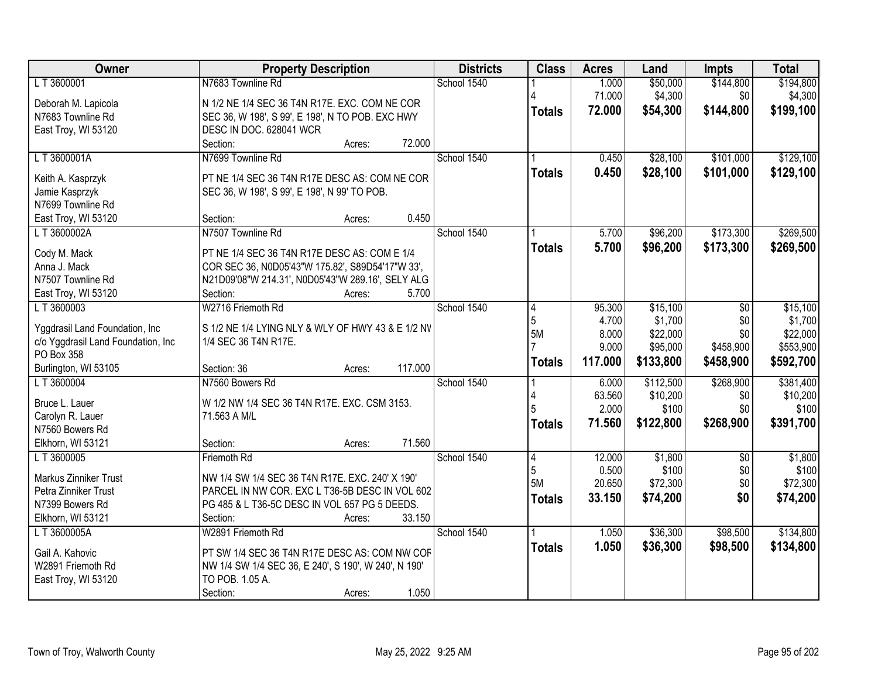| Owner | Property Description | Districts | Class | Acres | Land | Impts | Total |
|---|---|---|---|---|---|---|---|
| L T 3600001 | N7683 Townline Rd | School 1540 | 1 | 1.000 | $50,000 | $144,800 | $194,800 |
| Deborah M. Lapicola | N 1/2 NE 1/4 SEC 36 T4N R17E. EXC. COM NE COR | | 4 | 71.000 | $4,300 | $0 | $4,300 |
| N7683 Townline Rd | SEC 36, W 198', S 99', E 198', N TO POB. EXC HWY | | **Totals** | **72.000** | **$54,300** | **$144,800** | **$199,100** |
| East Troy, WI 53120 | DESC IN DOC. 628041 WCR | | | | | | |
| | Section: Acres: 72.000 | | | | | | |
| L T 3600001A | N7699 Townline Rd | School 1540 | 1 | 0.450 | $28,100 | $101,000 | $129,100 |
| Keith A. Kasprzyk | PT NE 1/4 SEC 36 T4N R17E DESC AS: COM NE COR | | **Totals** | **0.450** | **$28,100** | **$101,000** | **$129,100** |
| Jamie Kasprzyk | SEC 36, W 198', S 99', E 198', N 99' TO POB. | | | | | | |
| N7699 Townline Rd | | | | | | | |
| East Troy, WI 53120 | Section: Acres: 0.450 | | | | | | |
| L T 3600002A | N7507 Townline Rd | School 1540 | 1 | 5.700 | $96,200 | $173,300 | $269,500 |
| Cody M. Mack | PT NE 1/4 SEC 36 T4N R17E DESC AS: COM E 1/4 | | **Totals** | **5.700** | **$96,200** | **$173,300** | **$269,500** |
| Anna J. Mack | COR SEC 36, N0D05'43"W 175.82', S89D54'17"W 33', | | | | | | |
| N7507 Townline Rd | N21D09'08"W 214.31', N0D05'43"W 289.16', SELY ALG | | | | | | |
| East Troy, WI 53120 | Section: Acres: 5.700 | | | | | | |
| L T 3600003 | W2716 Friemoth Rd | School 1540 | 4 | 95.300 | $15,100 | $0 | $15,100 |
| Yggdrasil Land Foundation, Inc | S 1/2 NE 1/4 LYING NLY & WLY OF HWY 43 & E 1/2 NV | | 5 | 4.700 | $1,700 | $0 | $1,700 |
| c/o Yggdrasil Land Foundation, Inc | 1/4 SEC 36 T4N R17E. | | 5M | 8.000 | $22,000 | $0 | $22,000 |
| PO Box 358 | | | 7 | 9.000 | $95,000 | $458,900 | $553,900 |
| Burlington, WI 53105 | Section: 36 Acres: 117.000 | | **Totals** | **117.000** | **$133,800** | **$458,900** | **$592,700** |
| L T 3600004 | N7560 Bowers Rd | School 1540 | 1 | 6.000 | $112,500 | $268,900 | $381,400 |
| Bruce L. Lauer | W 1/2 NW 1/4 SEC 36 T4N R17E. EXC. CSM 3153. | | 4 | 63.560 | $10,200 | $0 | $10,200 |
| Carolyn R. Lauer | 71.563 A M/L | | 5 | 2.000 | $100 | $0 | $100 |
| N7560 Bowers Rd | | | **Totals** | **71.560** | **$122,800** | **$268,900** | **$391,700** |
| Elkhorn, WI 53121 | Section: Acres: 71.560 | | | | | | |
| L T 3600005 | Friemoth Rd | School 1540 | 4 | 12.000 | $1,800 | $0 | $1,800 |
| Markus Zinniker Trust | NW 1/4 SW 1/4 SEC 36 T4N R17E. EXC. 240' X 190' | | 5 | 0.500 | $100 | $0 | $100 |
| Petra Zinniker Trust | PARCEL IN NW COR. EXC L T36-5B DESC IN VOL 602 | | 5M | 20.650 | $72,300 | $0 | $72,300 |
| N7399 Bowers Rd | PG 485 & L T36-5C DESC IN VOL 657 PG 5 DEEDS. | | **Totals** | **33.150** | **$74,200** | **$0** | **$74,200** |
| Elkhorn, WI 53121 | Section: Acres: 33.150 | | | | | | |
| L T 3600005A | W2891 Friemoth Rd | School 1540 | 1 | 1.050 | $36,300 | $98,500 | $134,800 |
| Gail A. Kahovic | PT SW 1/4 SEC 36 T4N R17E DESC AS: COM NW COF | | **Totals** | **1.050** | **$36,300** | **$98,500** | **$134,800** |
| W2891 Friemoth Rd | NW 1/4 SW 1/4 SEC 36, E 240', S 190', W 240', N 190' | | | | | | |
| East Troy, WI 53120 | TO POB. 1.05 A. | | | | | | |
| | Section: Acres: 1.050 | | | | | | |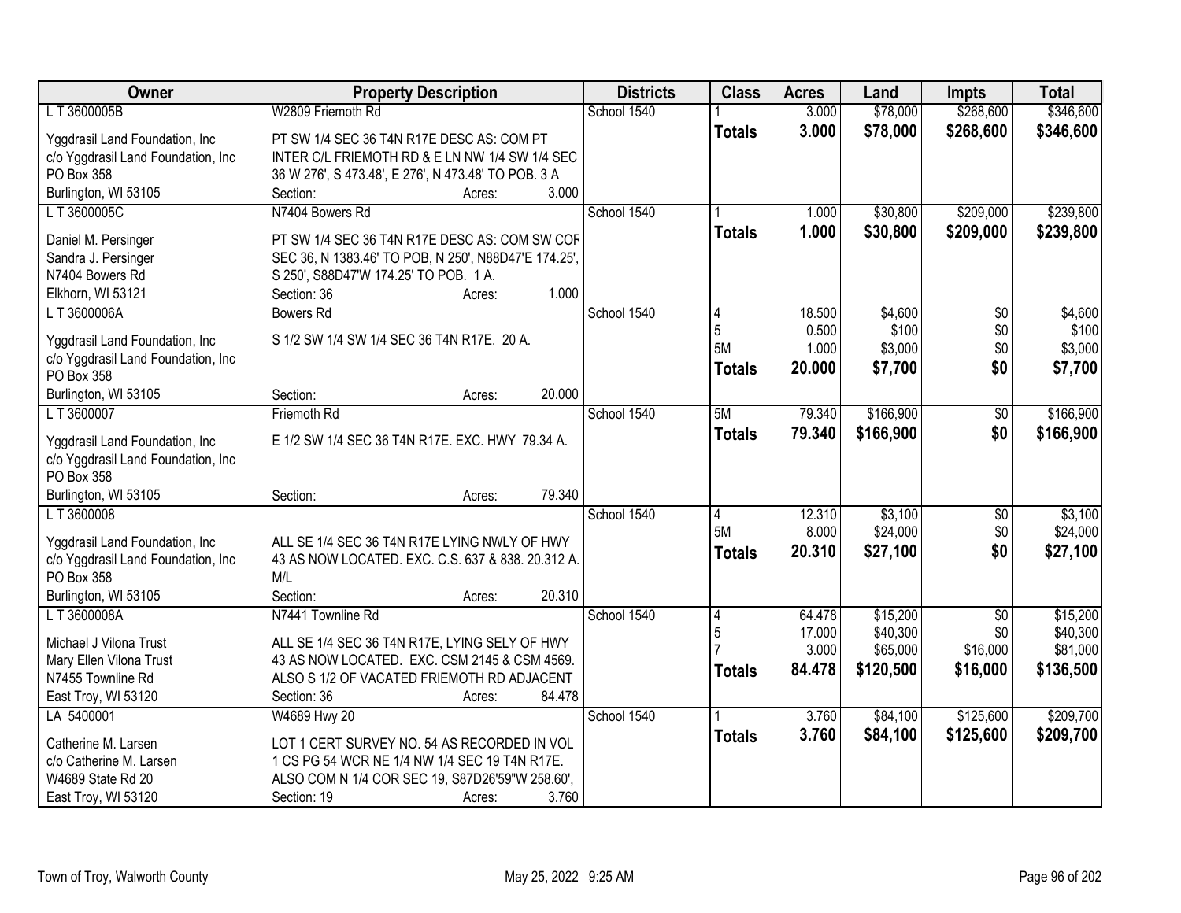| Owner | Property Description | Districts | Class | Acres | Land | Impts | Total |
|---|---|---|---|---|---|---|---|
| L T 3600005B<br>Yggdrasil Land Foundation, Inc<br>c/o Yggdrasil Land Foundation, Inc<br>PO Box 358<br>Burlington, WI 53105 | W2809 Friemoth Rd<br>PT SW 1/4 SEC 36 T4N R17E DESC AS: COM PT INTER C/L FRIEMOTH RD & E LN NW 1/4 SW 1/4 SEC 36 W 276', S 473.48', E 276', N 473.48' TO POB. 3 A<br>Section: Acres: 3.000 | School 1540 | 1<br>**Totals** | 3.000<br>**3.000** | $78,000<br>**$78,000** | $268,600<br>**$268,600** | $346,600<br>**$346,600** |
| L T 3600005C<br>Daniel M. Persinger<br>Sandra J. Persinger<br>N7404 Bowers Rd<br>Elkhorn, WI 53121 | N7404 Bowers Rd<br>PT SW 1/4 SEC 36 T4N R17E DESC AS: COM SW COR SEC 36, N 1383.46' TO POB, N 250', N88D47'E 174.25', S 250', S88D47'W 174.25' TO POB. 1 A.<br>Section: 36 Acres: 1.000 | School 1540 | 1<br>**Totals** | 1.000<br>**1.000** | $30,800<br>**$30,800** | $209,000<br>**$209,000** | $239,800<br>**$239,800** |
| L T 3600006A<br>Yggdrasil Land Foundation, Inc<br>c/o Yggdrasil Land Foundation, Inc<br>PO Box 358<br>Burlington, WI 53105 | Bowers Rd<br>S 1/2 SW 1/4 SW 1/4 SEC 36 T4N R17E. 20 A.<br>Section: Acres: 20.000 | School 1540 | 4<br>5<br>5M<br>**Totals** | 18.500<br>0.500<br>1.000<br>**20.000** | $4,600<br>$100<br>$3,000<br>**$7,700** | $0<br>$0<br>$0<br>**$0** | $4,600<br>$100<br>$3,000<br>**$7,700** |
| L T 3600007<br>Yggdrasil Land Foundation, Inc<br>c/o Yggdrasil Land Foundation, Inc<br>PO Box 358<br>Burlington, WI 53105 | Friemoth Rd<br>E 1/2 SW 1/4 SEC 36 T4N R17E. EXC. HWY 79.34 A.<br>Section: Acres: 79.340 | School 1540 | 5M<br>**Totals** | 79.340<br>**79.340** | $166,900<br>**$166,900** | $0<br>**$0** | $166,900<br>**$166,900** |
| L T 3600008<br>Yggdrasil Land Foundation, Inc<br>c/o Yggdrasil Land Foundation, Inc<br>PO Box 358<br>Burlington, WI 53105 | ALL SE 1/4 SEC 36 T4N R17E LYING NWLY OF HWY 43 AS NOW LOCATED. EXC. C.S. 637 & 838. 20.312 A. M/L<br>Section: Acres: 20.310 | School 1540 | 4<br>5M<br>**Totals** | 12.310<br>8.000<br>**20.310** | $3,100<br>$24,000<br>**$27,100** | $0<br>$0<br>**$0** | $3,100<br>$24,000<br>**$27,100** |
| L T 3600008A<br>Michael J Vilona Trust<br>Mary Ellen Vilona Trust<br>N7455 Townline Rd<br>East Troy, WI 53120 | N7441 Townline Rd<br>ALL SE 1/4 SEC 36 T4N R17E, LYING SELY OF HWY 43 AS NOW LOCATED. EXC. CSM 2145 & CSM 4569. ALSO S 1/2 OF VACATED FRIEMOTH RD ADJACENT<br>Section: 36 Acres: 84.478 | School 1540 | 4<br>5<br>7<br>**Totals** | 64.478<br>17.000<br>3.000<br>**84.478** | $15,200<br>$40,300<br>$65,000<br>**$120,500** | $0<br>$0<br>$16,000<br>**$16,000** | $15,200<br>$40,300<br>$81,000<br>**$136,500** |
| LA 5400001<br>Catherine M. Larsen<br>c/o Catherine M. Larsen<br>W4689 State Rd 20<br>East Troy, WI 53120 | W4689 Hwy 20<br>LOT 1 CERT SURVEY NO. 54 AS RECORDED IN VOL 1 CS PG 54 WCR NE 1/4 NW 1/4 SEC 19 T4N R17E. ALSO COM N 1/4 COR SEC 19, S87D26'59"W 258.60',<br>Section: 19 Acres: 3.760 | School 1540 | 1<br>**Totals** | 3.760<br>**3.760** | $84,100<br>**$84,100** | $125,600<br>**$125,600** | $209,700<br>**$209,700** |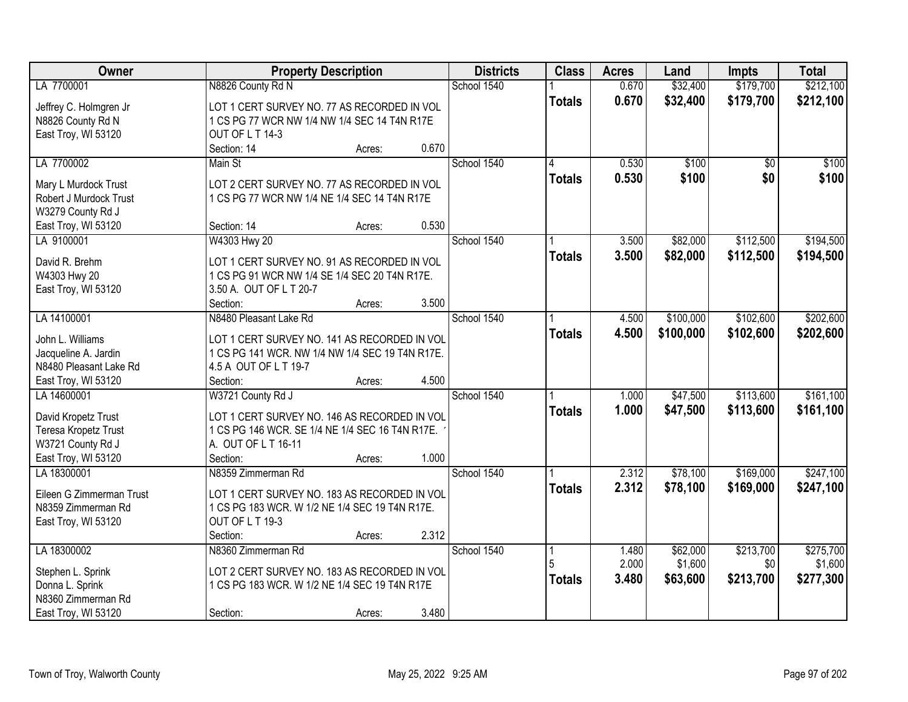| Owner | Property Description | Districts | Class | Acres | Land | Impts | Total |
|---|---|---|---|---|---|---|---|
| LA 7700001<br>Jeffrey C. Holmgren Jr<br>N8826 County Rd N<br>East Troy, WI 53120 | N8826 County Rd N<br>LOT 1 CERT SURVEY NO. 77 AS RECORDED IN VOL 1 CS PG 77 WCR NW 1/4 NW 1/4 SEC 14 T4N R17E OUT OF L T 14-3<br>Section: 14 Acres: 0.670 | School 1540 | 1<br>**Totals** | 0.670<br>**0.670** | $32,400<br>**$32,400** | $179,700<br>**$179,700** | $212,100<br>**$212,100** |
| LA 7700002<br>Mary L Murdock Trust<br>Robert J Murdock Trust<br>W3279 County Rd J<br>East Troy, WI 53120 | Main St<br>LOT 2 CERT SURVEY NO. 77 AS RECORDED IN VOL 1 CS PG 77 WCR NW 1/4 NE 1/4 SEC 14 T4N R17E<br>Section: 14 Acres: 0.530 | School 1540 | 4<br>**Totals** | 0.530<br>**0.530** | $100<br>**$100** | $0<br>**$0** | $100<br>**$100** |
| LA 9100001<br>David R. Brehm<br>W4303 Hwy 20<br>East Troy, WI 53120 | W4303 Hwy 20<br>LOT 1 CERT SURVEY NO. 91 AS RECORDED IN VOL 1 CS PG 91 WCR NW 1/4 SE 1/4 SEC 20 T4N R17E. 3.50 A. OUT OF L T 20-7<br>Section: Acres: 3.500 | School 1540 | 1<br>**Totals** | 3.500<br>**3.500** | $82,000<br>**$82,000** | $112,500<br>**$112,500** | $194,500<br>**$194,500** |
| LA 14100001<br>John L. Williams<br>Jacqueline A. Jardin<br>N8480 Pleasant Lake Rd<br>East Troy, WI 53120 | N8480 Pleasant Lake Rd<br>LOT 1 CERT SURVEY NO. 141 AS RECORDED IN VOL 1 CS PG 141 WCR. NW 1/4 NW 1/4 SEC 19 T4N R17E. 4.5 A OUT OF L T 19-7<br>Section: Acres: 4.500 | School 1540 | 1<br>**Totals** | 4.500<br>**4.500** | $100,000<br>**$100,000** | $102,600<br>**$102,600** | $202,600<br>**$202,600** |
| LA 14600001<br>David Kropetz Trust<br>Teresa Kropetz Trust<br>W3721 County Rd J<br>East Troy, WI 53120 | W3721 County Rd J<br>LOT 1 CERT SURVEY NO. 146 AS RECORDED IN VOL 1 CS PG 146 WCR. SE 1/4 NE 1/4 SEC 16 T4N R17E. 1 A. OUT OF L T 16-11<br>Section: Acres: 1.000 | School 1540 | 1<br>**Totals** | 1.000<br>**1.000** | $47,500<br>**$47,500** | $113,600<br>**$113,600** | $161,100<br>**$161,100** |
| LA 18300001<br>Eileen G Zimmerman Trust<br>N8359 Zimmerman Rd<br>East Troy, WI 53120 | N8359 Zimmerman Rd<br>LOT 1 CERT SURVEY NO. 183 AS RECORDED IN VOL 1 CS PG 183 WCR. W 1/2 NE 1/4 SEC 19 T4N R17E. OUT OF L T 19-3<br>Section: Acres: 2.312 | School 1540 | 1<br>**Totals** | 2.312<br>**2.312** | $78,100<br>**$78,100** | $169,000<br>**$169,000** | $247,100<br>**$247,100** |
| LA 18300002<br>Stephen L. Sprink<br>Donna L. Sprink<br>N8360 Zimmerman Rd<br>East Troy, WI 53120 | N8360 Zimmerman Rd<br>LOT 2 CERT SURVEY NO. 183 AS RECORDED IN VOL 1 CS PG 183 WCR. W 1/2 NE 1/4 SEC 19 T4N R17E<br>Section: Acres: 3.480 | School 1540 | 1<br>5<br>**Totals** | 1.480<br>2.000<br>**3.480** | $62,000<br>$1,600<br>**$63,600** | $213,700<br>$0<br>**$213,700** | $275,700<br>$1,600<br>**$277,300** |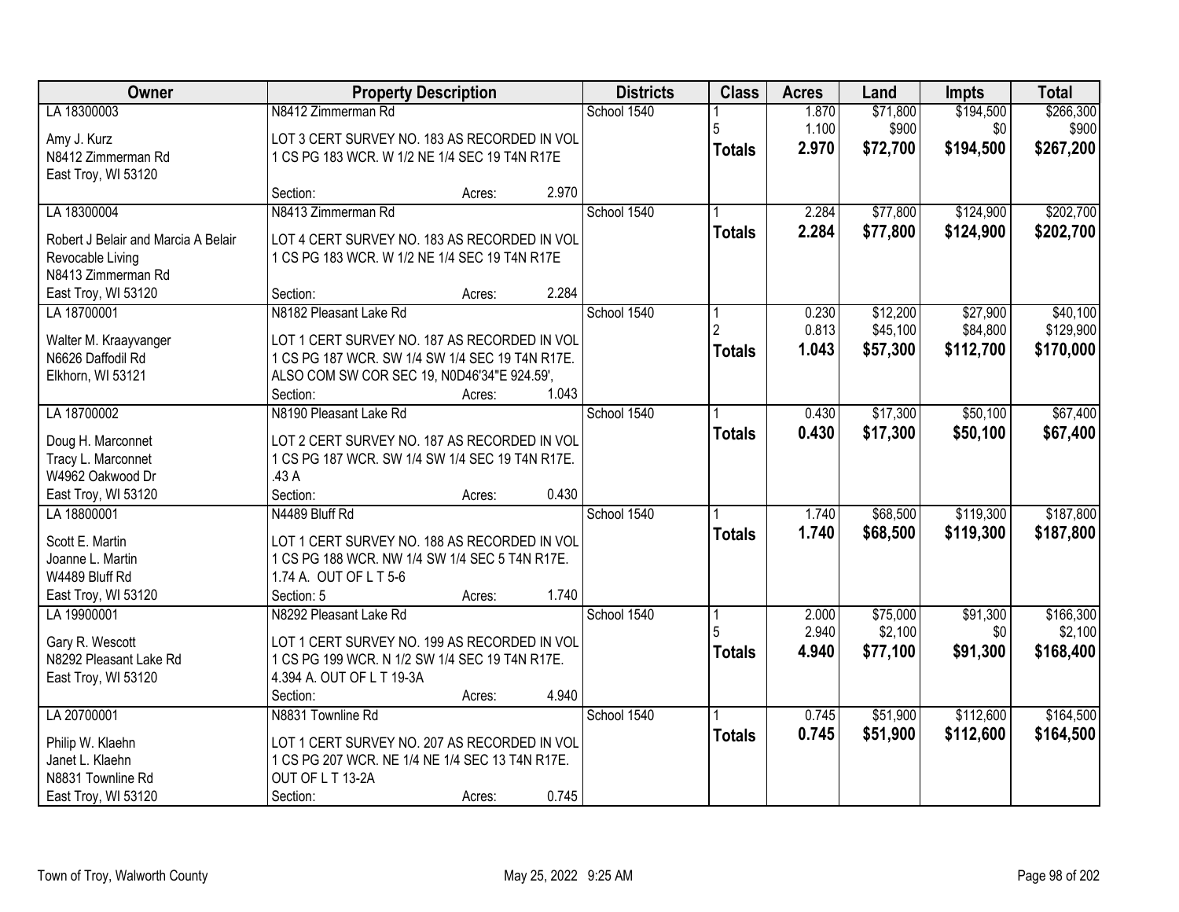| Owner | Property Description | | | Districts | Class | Acres | Land | Impts | Total |
|---|---|---|---|---|---|---|---|---|---|
| LA 18300003<br><br>Amy J. Kurz<br>N8412 Zimmerman Rd<br>East Troy, WI 53120 | N8412 Zimmerman Rd<br><br>LOT 3 CERT SURVEY NO. 183 AS RECORDED IN VOL 1 CS PG 183 WCR. W 1/2 NE 1/4 SEC 19 T4N R17E<br><br>Section: | Acres: | 2.970 | School 1540 | 1<br>5<br>**Totals** | 1.870<br>1.100<br>**2.970** | $71,800<br>$900<br>**$72,700** | $194,500<br>$0<br>**$194,500** | $266,300<br>$900<br>**$267,200** |
| LA 18300004<br><br>Robert J Belair and Marcia A Belair Revocable Living<br>N8413 Zimmerman Rd<br>East Troy, WI 53120 | N8413 Zimmerman Rd<br><br>LOT 4 CERT SURVEY NO. 183 AS RECORDED IN VOL 1 CS PG 183 WCR. W 1/2 NE 1/4 SEC 19 T4N R17E<br><br>Section: | Acres: | 2.284 | School 1540 | 1<br>**Totals** | 2.284<br>**2.284** | $77,800<br>**$77,800** | $124,900<br>**$124,900** | $202,700<br>**$202,700** |
| LA 18700001<br><br>Walter M. Kraayvanger<br>N6626 Daffodil Rd<br>Elkhorn, WI 53121 | N8182 Pleasant Lake Rd<br><br>LOT 1 CERT SURVEY NO. 187 AS RECORDED IN VOL 1 CS PG 187 WCR. SW 1/4 SW 1/4 SEC 19 T4N R17E. ALSO COM SW COR SEC 19, N0D46'34"E 924.59',<br>Section: | Acres: | 1.043 | School 1540 | 1<br>2<br>**Totals** | 0.230<br>0.813<br>**1.043** | $12,200<br>$45,100<br>**$57,300** | $27,900<br>$84,800<br>**$112,700** | $40,100<br>$129,900<br>**$170,000** |
| LA 18700002<br><br>Doug H. Marconnet<br>Tracy L. Marconnet<br>W4962 Oakwood Dr<br>East Troy, WI 53120 | N8190 Pleasant Lake Rd<br><br>LOT 2 CERT SURVEY NO. 187 AS RECORDED IN VOL 1 CS PG 187 WCR. SW 1/4 SW 1/4 SEC 19 T4N R17E. .43 A<br>Section: | Acres: | 0.430 | School 1540 | 1<br>**Totals** | 0.430<br>**0.430** | $17,300<br>**$17,300** | $50,100<br>**$50,100** | $67,400<br>**$67,400** |
| LA 18800001<br><br>Scott E. Martin<br>Joanne L. Martin<br>W4489 Bluff Rd<br>East Troy, WI 53120 | N4489 Bluff Rd<br><br>LOT 1 CERT SURVEY NO. 188 AS RECORDED IN VOL 1 CS PG 188 WCR. NW 1/4 SW 1/4 SEC 5 T4N R17E. 1.74 A. OUT OF L T 5-6<br>Section: 5 | Acres: | 1.740 | School 1540 | 1<br>**Totals** | 1.740<br>**1.740** | $68,500<br>**$68,500** | $119,300<br>**$119,300** | $187,800<br>**$187,800** |
| LA 19900001<br><br>Gary R. Wescott<br>N8292 Pleasant Lake Rd<br>East Troy, WI 53120 | N8292 Pleasant Lake Rd<br><br>LOT 1 CERT SURVEY NO. 199 AS RECORDED IN VOL 1 CS PG 199 WCR. N 1/2 SW 1/4 SEC 19 T4N R17E. 4.394 A. OUT OF L T 19-3A<br>Section: | Acres: | 4.940 | School 1540 | 1<br>5<br>**Totals** | 2.000<br>2.940<br>**4.940** | $75,000<br>$2,100<br>**$77,100** | $91,300<br>$0<br>**$91,300** | $166,300<br>$2,100<br>**$168,400** |
| LA 20700001<br><br>Philip W. Klaehn<br>Janet L. Klaehn<br>N8831 Townline Rd<br>East Troy, WI 53120 | N8831 Townline Rd<br><br>LOT 1 CERT SURVEY NO. 207 AS RECORDED IN VOL 1 CS PG 207 WCR. NE 1/4 NE 1/4 SEC 13 T4N R17E. OUT OF L T 13-2A<br>Section: | Acres: | 0.745 | School 1540 | 1<br>**Totals** | 0.745<br>**0.745** | $51,900<br>**$51,900** | $112,600<br>**$112,600** | $164,500<br>**$164,500** |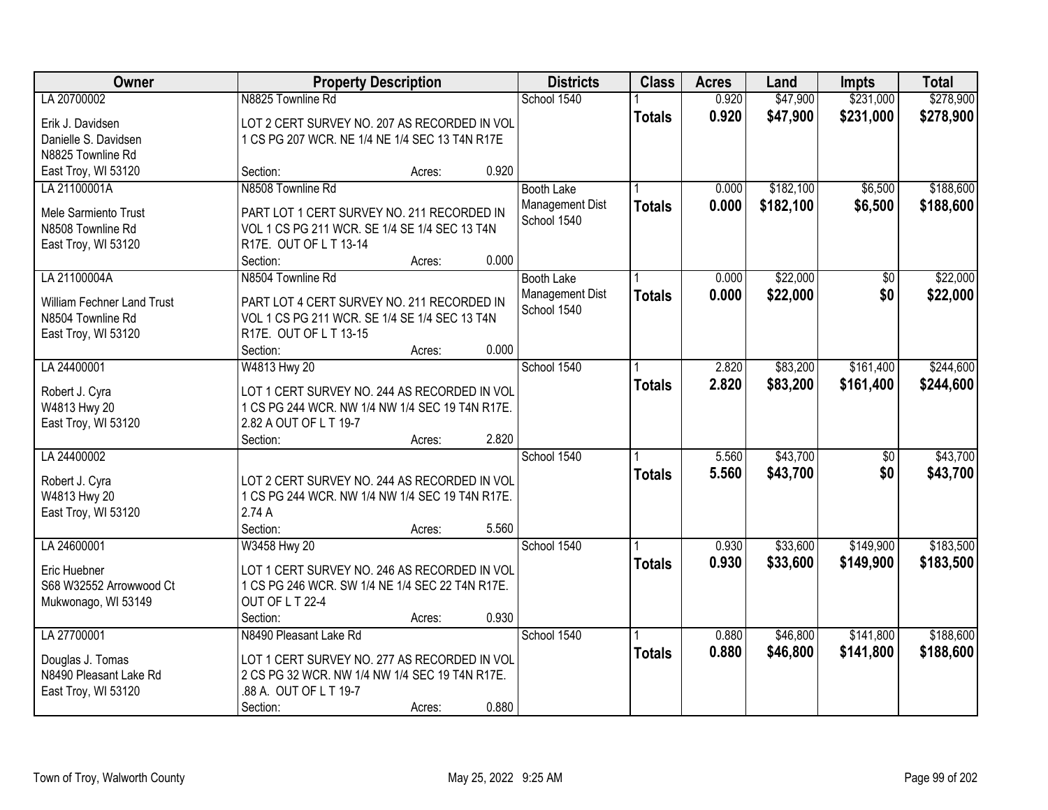| Owner | Property Description | Districts | Class | Acres | Land | Impts | Total |
|---|---|---|---|---|---|---|---|
| LA 20700002<br><br>Erik J. Davidsen<br>Danielle S. Davidsen<br>N8825 Townline Rd<br>East Troy, WI 53120 | N8825 Townline Rd<br><br>LOT 2 CERT SURVEY NO. 207 AS RECORDED IN VOL 1 CS PG 207 WCR. NE 1/4 NE 1/4 SEC 13 T4N R17E<br><br>Section: Acres: 0.920 | School 1540 | 1<br>**Totals** | 0.920<br>**0.920** | $47,900<br>**$47,900** | $231,000<br>**$231,000** | $278,900<br>**$278,900** |
| LA 21100001A<br><br>Mele Sarmiento Trust<br>N8508 Townline Rd<br>East Troy, WI 53120 | N8508 Townline Rd<br><br>PART LOT 1 CERT SURVEY NO. 211 RECORDED IN VOL 1 CS PG 211 WCR. SE 1/4 SE 1/4 SEC 13 T4N R17E. OUT OF L T 13-14<br>Section: Acres: 0.000 | Booth Lake Management Dist<br>School 1540 | 1<br>**Totals** | 0.000<br>**0.000** | $182,100<br>**$182,100** | $6,500<br>**$6,500** | $188,600<br>**$188,600** |
| LA 21100004A<br><br>William Fechner Land Trust<br>N8504 Townline Rd<br>East Troy, WI 53120 | N8504 Townline Rd<br><br>PART LOT 4 CERT SURVEY NO. 211 RECORDED IN VOL 1 CS PG 211 WCR. SE 1/4 SE 1/4 SEC 13 T4N R17E. OUT OF L T 13-15<br>Section: Acres: 0.000 | Booth Lake Management Dist<br>School 1540 | 1<br>**Totals** | 0.000<br>**0.000** | $22,000<br>**$22,000** | $0<br>**$0** | $22,000<br>**$22,000** |
| LA 24400001<br><br>Robert J. Cyra<br>W4813 Hwy 20<br>East Troy, WI 53120 | W4813 Hwy 20<br><br>LOT 1 CERT SURVEY NO. 244 AS RECORDED IN VOL 1 CS PG 244 WCR. NW 1/4 NW 1/4 SEC 19 T4N R17E. 2.82 A OUT OF L T 19-7<br>Section: Acres: 2.820 | School 1540 | 1<br>**Totals** | 2.820<br>**2.820** | $83,200<br>**$83,200** | $161,400<br>**$161,400** | $244,600<br>**$244,600** |
| LA 24400002<br><br>Robert J. Cyra<br>W4813 Hwy 20<br>East Troy, WI 53120 | LOT 2 CERT SURVEY NO. 244 AS RECORDED IN VOL 1 CS PG 244 WCR. NW 1/4 NW 1/4 SEC 19 T4N R17E. 2.74 A<br>Section: Acres: 5.560 | School 1540 | 1<br>**Totals** | 5.560<br>**5.560** | $43,700<br>**$43,700** | $0<br>**$0** | $43,700<br>**$43,700** |
| LA 24600001<br><br>Eric Huebner<br>S68 W32552 Arrowwood Ct<br>Mukwonago, WI 53149 | W3458 Hwy 20<br><br>LOT 1 CERT SURVEY NO. 246 AS RECORDED IN VOL 1 CS PG 246 WCR. SW 1/4 NE 1/4 SEC 22 T4N R17E. OUT OF L T 22-4<br>Section: Acres: 0.930 | School 1540 | 1<br>**Totals** | 0.930<br>**0.930** | $33,600<br>**$33,600** | $149,900<br>**$149,900** | $183,500<br>**$183,500** |
| LA 27700001<br><br>Douglas J. Tomas<br>N8490 Pleasant Lake Rd<br>East Troy, WI 53120 | N8490 Pleasant Lake Rd<br><br>LOT 1 CERT SURVEY NO. 277 AS RECORDED IN VOL 2 CS PG 32 WCR. NW 1/4 NW 1/4 SEC 19 T4N R17E. .88 A. OUT OF L T 19-7<br>Section: Acres: 0.880 | School 1540 | 1<br>**Totals** | 0.880<br>**0.880** | $46,800<br>**$46,800** | $141,800<br>**$141,800** | $188,600<br>**$188,600** |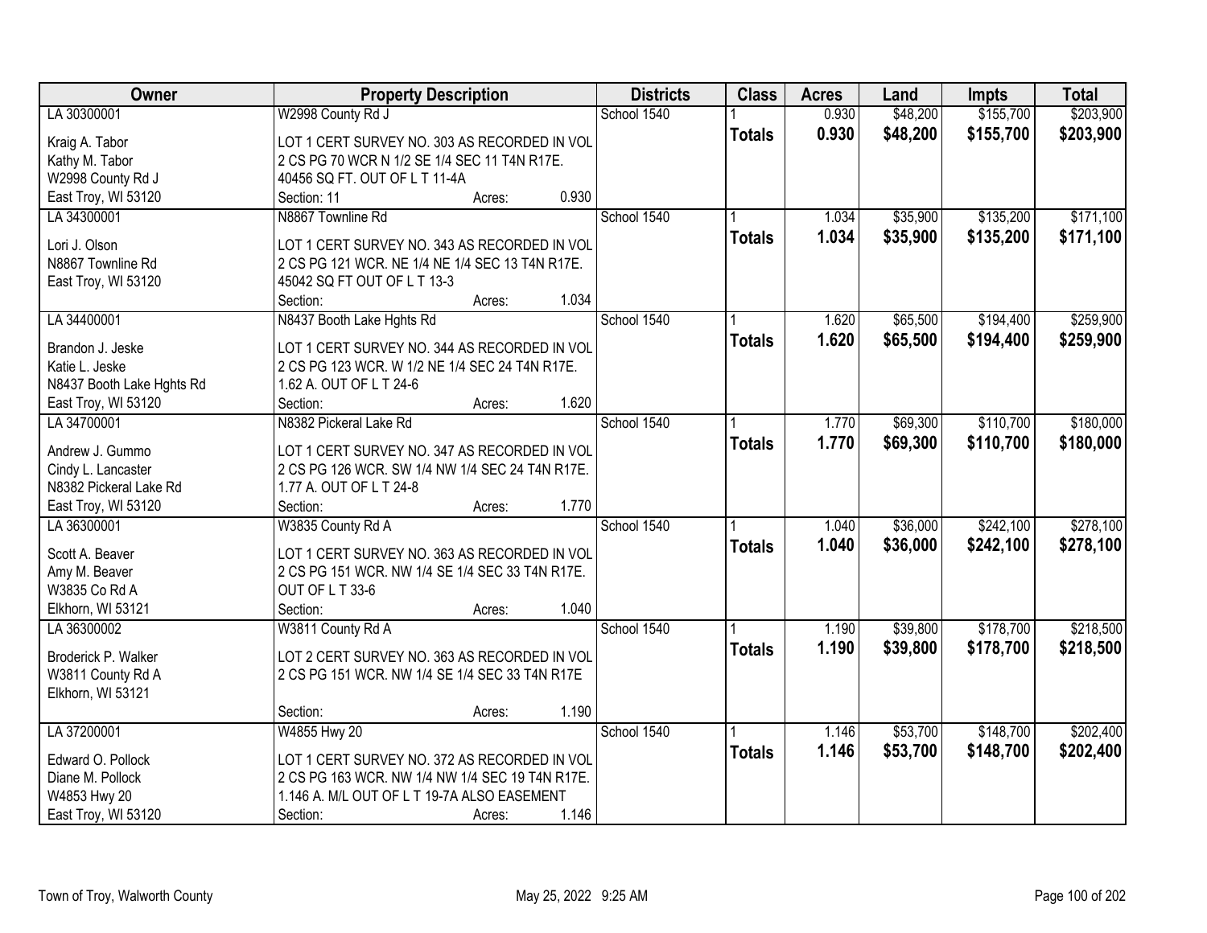| Owner | Property Description | Districts | Class | Acres | Land | Impts | Total |
|---|---|---|---|---|---|---|---|
| LA 30300001<br><br>Kraig A. Tabor<br>Kathy M. Tabor<br>W2998 County Rd J<br>East Troy, WI 53120 | W2998 County Rd J<br><br>LOT 1 CERT SURVEY NO. 303 AS RECORDED IN VOL 2 CS PG 70 WCR N 1/2 SE 1/4 SEC 11 T4N R17E. 40456 SQ FT. OUT OF L T 11-4A<br>Section: 11 Acres: 0.930 | School 1540 | 1<br>**Totals** | 0.930<br>**0.930** | $48,200<br>**$48,200** | $155,700<br>**$155,700** | $203,900<br>**$203,900** |
| LA 34300001<br><br>Lori J. Olson<br>N8867 Townline Rd<br>East Troy, WI 53120 | N8867 Townline Rd<br><br>LOT 1 CERT SURVEY NO. 343 AS RECORDED IN VOL 2 CS PG 121 WCR. NE 1/4 NE 1/4 SEC 13 T4N R17E. 45042 SQ FT OUT OF L T 13-3<br>Section: Acres: 1.034 | School 1540 | 1<br>**Totals** | 1.034<br>**1.034** | $35,900<br>**$35,900** | $135,200<br>**$135,200** | $171,100<br>**$171,100** |
| LA 34400001<br><br>Brandon J. Jeske<br>Katie L. Jeske<br>N8437 Booth Lake Hghts Rd<br>East Troy, WI 53120 | N8437 Booth Lake Hghts Rd<br><br>LOT 1 CERT SURVEY NO. 344 AS RECORDED IN VOL 2 CS PG 123 WCR. W 1/2 NE 1/4 SEC 24 T4N R17E. 1.62 A. OUT OF L T 24-6<br>Section: Acres: 1.620 | School 1540 | 1<br>**Totals** | 1.620<br>**1.620** | $65,500<br>**$65,500** | $194,400<br>**$194,400** | $259,900<br>**$259,900** |
| LA 34700001<br><br>Andrew J. Gummo<br>Cindy L. Lancaster<br>N8382 Pickeral Lake Rd<br>East Troy, WI 53120 | N8382 Pickeral Lake Rd<br><br>LOT 1 CERT SURVEY NO. 347 AS RECORDED IN VOL 2 CS PG 126 WCR. SW 1/4 NW 1/4 SEC 24 T4N R17E. 1.77 A. OUT OF L T 24-8<br>Section: Acres: 1.770 | School 1540 | 1<br>**Totals** | 1.770<br>**1.770** | $69,300<br>**$69,300** | $110,700<br>**$110,700** | $180,000<br>**$180,000** |
| LA 36300001<br><br>Scott A. Beaver<br>Amy M. Beaver<br>W3835 Co Rd A<br>Elkhorn, WI 53121 | W3835 County Rd A<br><br>LOT 1 CERT SURVEY NO. 363 AS RECORDED IN VOL 2 CS PG 151 WCR. NW 1/4 SE 1/4 SEC 33 T4N R17E. OUT OF L T 33-6<br>Section: Acres: 1.040 | School 1540 | 1<br>**Totals** | 1.040<br>**1.040** | $36,000<br>**$36,000** | $242,100<br>**$242,100** | $278,100<br>**$278,100** |
| LA 36300002<br><br>Broderick P. Walker<br>W3811 County Rd A<br>Elkhorn, WI 53121 | W3811 County Rd A<br><br>LOT 2 CERT SURVEY NO. 363 AS RECORDED IN VOL 2 CS PG 151 WCR. NW 1/4 SE 1/4 SEC 33 T4N R17E<br>Section: Acres: 1.190 | School 1540 | 1<br>**Totals** | 1.190<br>**1.190** | $39,800<br>**$39,800** | $178,700<br>**$178,700** | $218,500<br>**$218,500** |
| LA 37200001<br><br>Edward O. Pollock<br>Diane M. Pollock<br>W4853 Hwy 20<br>East Troy, WI 53120 | W4855 Hwy 20<br><br>LOT 1 CERT SURVEY NO. 372 AS RECORDED IN VOL 2 CS PG 163 WCR. NW 1/4 NW 1/4 SEC 19 T4N R17E. 1.146 A. M/L OUT OF L T 19-7A ALSO EASEMENT<br>Section: Acres: 1.146 | School 1540 | 1<br>**Totals** | 1.146<br>**1.146** | $53,700<br>**$53,700** | $148,700<br>**$148,700** | $202,400<br>**$202,400** |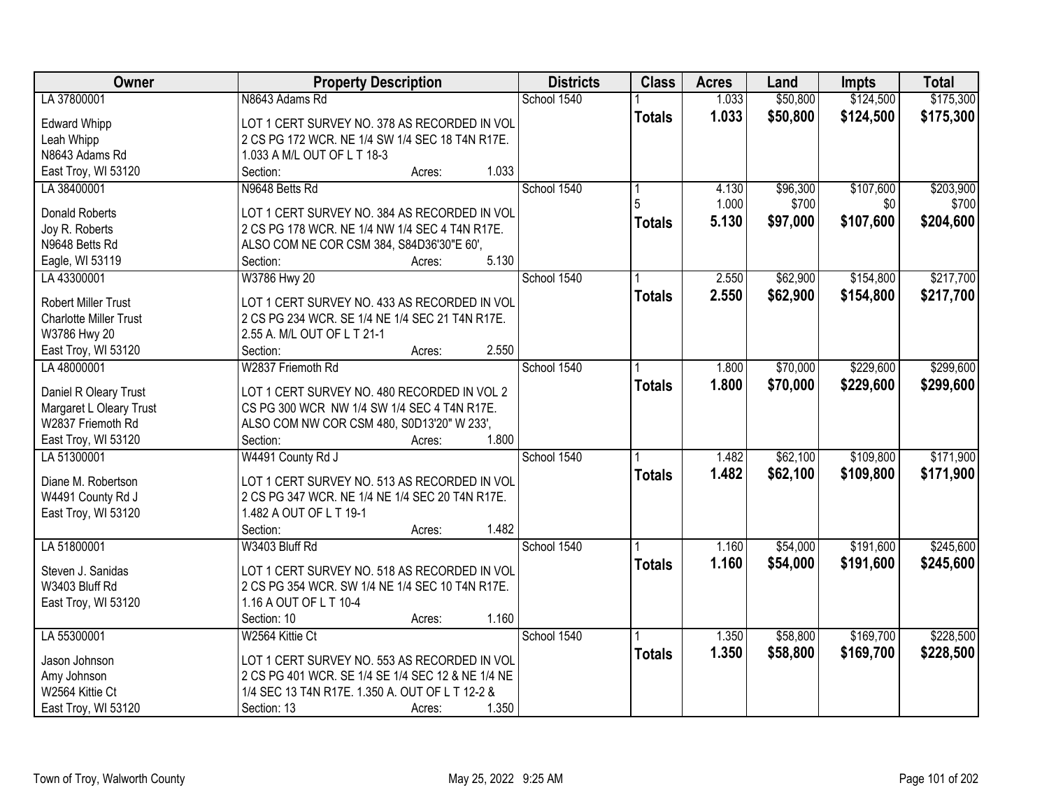| Owner | Property Description | Districts | Class | Acres | Land | Impts | Total |
|---|---|---|---|---|---|---|---|
| LA 37800001 | N8643 Adams Rd | School 1540 | 1 | 1.033 | $50,800 | $124,500 | $175,300 |
| Edward Whipp<br>Leah Whipp<br>N8643 Adams Rd<br>East Troy, WI 53120 | LOT 1 CERT SURVEY NO. 378 AS RECORDED IN VOL 2 CS PG 172 WCR. NE 1/4 SW 1/4 SEC 18 T4N R17E. 1.033 A M/L OUT OF L T 18-3<br>Section: Acres: 1.033 | | **Totals** | **1.033** | **$50,800** | **$124,500** | **$175,300** |
| LA 38400001 | N9648 Betts Rd | School 1540 | 1<br>5 | 4.130<br>1.000 | $96,300<br>$700 | $107,600<br>$0 | $203,900<br>$700 |
| Donald Roberts<br>Joy R. Roberts<br>N9648 Betts Rd<br>Eagle, WI 53119 | LOT 1 CERT SURVEY NO. 384 AS RECORDED IN VOL 2 CS PG 178 WCR. NE 1/4 NW 1/4 SEC 4 T4N R17E. ALSO COM NE COR CSM 384, S84D36'30"E 60',<br>Section: Acres: 5.130 | | **Totals** | **5.130** | **$97,000** | **$107,600** | **$204,600** |
| LA 43300001 | W3786 Hwy 20 | School 1540 | 1 | 2.550 | $62,900 | $154,800 | $217,700 |
| Robert Miller Trust<br>Charlotte Miller Trust<br>W3786 Hwy 20<br>East Troy, WI 53120 | LOT 1 CERT SURVEY NO. 433 AS RECORDED IN VOL 2 CS PG 234 WCR. SE 1/4 NE 1/4 SEC 21 T4N R17E. 2.55 A. M/L OUT OF L T 21-1<br>Section: Acres: 2.550 | | **Totals** | **2.550** | **$62,900** | **$154,800** | **$217,700** |
| LA 48000001 | W2837 Friemoth Rd | School 1540 | 1 | 1.800 | $70,000 | $229,600 | $299,600 |
| Daniel R Oleary Trust<br>Margaret L Oleary Trust<br>W2837 Friemoth Rd<br>East Troy, WI 53120 | LOT 1 CERT SURVEY NO. 480 RECORDED IN VOL 2 CS PG 300 WCR NW 1/4 SW 1/4 SEC 4 T4N R17E. ALSO COM NW COR CSM 480, S0D13'20" W 233',<br>Section: Acres: 1.800 | | **Totals** | **1.800** | **$70,000** | **$229,600** | **$299,600** |
| LA 51300001 | W4491 County Rd J | School 1540 | 1 | 1.482 | $62,100 | $109,800 | $171,900 |
| Diane M. Robertson<br>W4491 County Rd J<br>East Troy, WI 53120 | LOT 1 CERT SURVEY NO. 513 AS RECORDED IN VOL 2 CS PG 347 WCR. NE 1/4 NE 1/4 SEC 20 T4N R17E. 1.482 A OUT OF L T 19-1<br>Section: Acres: 1.482 | | **Totals** | **1.482** | **$62,100** | **$109,800** | **$171,900** |
| LA 51800001 | W3403 Bluff Rd | School 1540 | 1 | 1.160 | $54,000 | $191,600 | $245,600 |
| Steven J. Sanidas<br>W3403 Bluff Rd<br>East Troy, WI 53120 | LOT 1 CERT SURVEY NO. 518 AS RECORDED IN VOL 2 CS PG 354 WCR. SW 1/4 NE 1/4 SEC 10 T4N R17E. 1.16 A OUT OF L T 10-4<br>Section: 10 Acres: 1.160 | | **Totals** | **1.160** | **$54,000** | **$191,600** | **$245,600** |
| LA 55300001 | W2564 Kittie Ct | School 1540 | 1 | 1.350 | $58,800 | $169,700 | $228,500 |
| Jason Johnson<br>Amy Johnson<br>W2564 Kittie Ct<br>East Troy, WI 53120 | LOT 1 CERT SURVEY NO. 553 AS RECORDED IN VOL 2 CS PG 401 WCR. SE 1/4 SE 1/4 SEC 12 & NE 1/4 NE 1/4 SEC 13 T4N R17E. 1.350 A. OUT OF L T 12-2 &<br>Section: 13 Acres: 1.350 | | **Totals** | **1.350** | **$58,800** | **$169,700** | **$228,500** |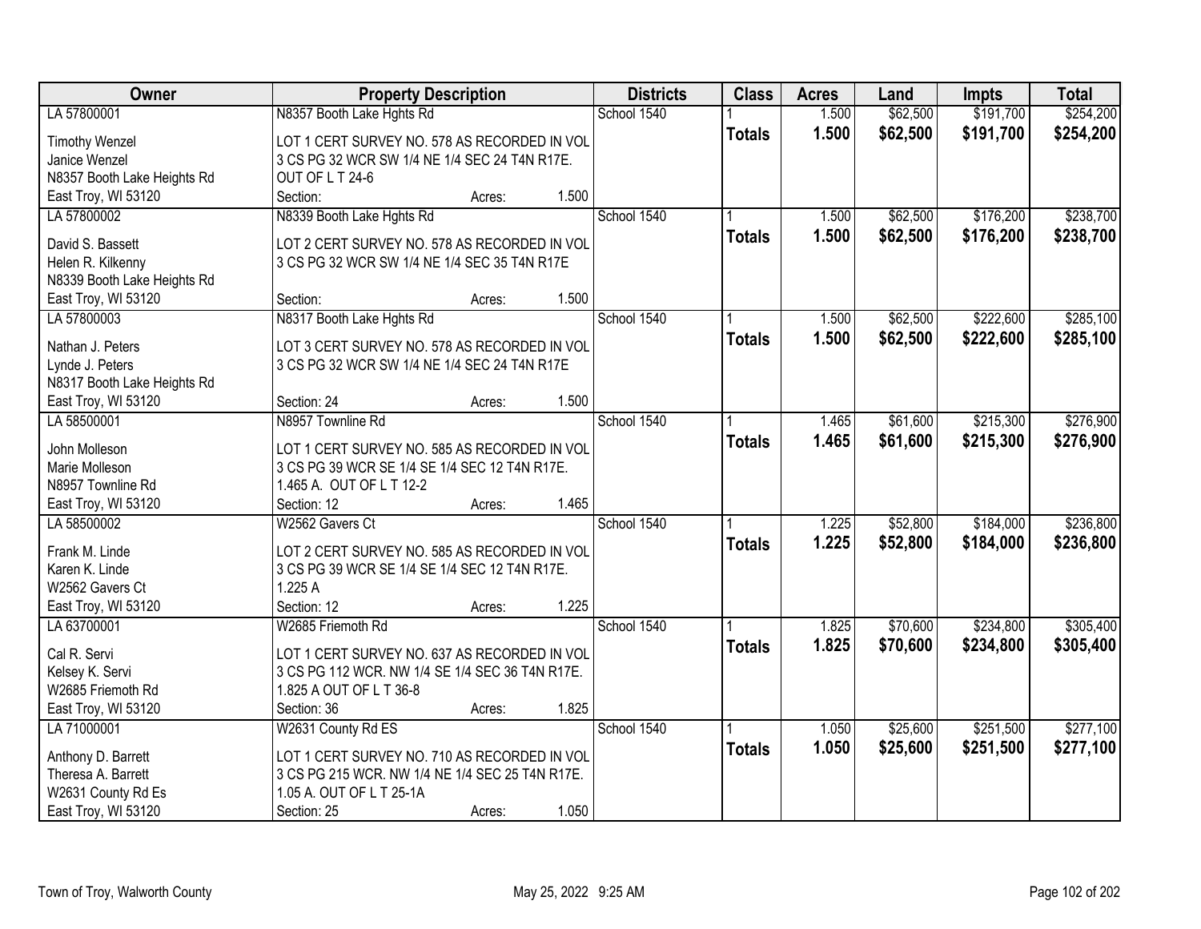| Owner | Property Description | Districts | Class | Acres | Land | Impts | Total |
|---|---|---|---|---|---|---|---|
| LA 57800001 | N8357 Booth Lake Hghts Rd | School 1540 | 1 | 1.500 | $62,500 | $191,700 | $254,200 |
| Timothy Wenzel<br>Janice Wenzel<br>N8357 Booth Lake Heights Rd<br>East Troy, WI 53120 | LOT 1 CERT SURVEY NO. 578 AS RECORDED IN VOL 3 CS PG 32 WCR SW 1/4 NE 1/4 SEC 24 T4N R17E. OUT OF L T 24-6<br>Section: Acres: 1.500 | | **Totals** | **1.500** | **$62,500** | **$191,700** | **$254,200** |
| LA 57800002 | N8339 Booth Lake Hghts Rd | School 1540 | 1 | 1.500 | $62,500 | $176,200 | $238,700 |
| David S. Bassett<br>Helen R. Kilkenny<br>N8339 Booth Lake Heights Rd<br>East Troy, WI 53120 | LOT 2 CERT SURVEY NO. 578 AS RECORDED IN VOL 3 CS PG 32 WCR SW 1/4 NE 1/4 SEC 35 T4N R17E<br>Section: Acres: 1.500 | | **Totals** | **1.500** | **$62,500** | **$176,200** | **$238,700** |
| LA 57800003 | N8317 Booth Lake Hghts Rd | School 1540 | 1 | 1.500 | $62,500 | $222,600 | $285,100 |
| Nathan J. Peters<br>Lynde J. Peters<br>N8317 Booth Lake Heights Rd<br>East Troy, WI 53120 | LOT 3 CERT SURVEY NO. 578 AS RECORDED IN VOL 3 CS PG 32 WCR SW 1/4 NE 1/4 SEC 24 T4N R17E<br>Section: 24 Acres: 1.500 | | **Totals** | **1.500** | **$62,500** | **$222,600** | **$285,100** |
| LA 58500001 | N8957 Townline Rd | School 1540 | 1 | 1.465 | $61,600 | $215,300 | $276,900 |
| John Molleson<br>Marie Molleson<br>N8957 Townline Rd<br>East Troy, WI 53120 | LOT 1 CERT SURVEY NO. 585 AS RECORDED IN VOL 3 CS PG 39 WCR SE 1/4 SE 1/4 SEC 12 T4N R17E. 1.465 A. OUT OF L T 12-2<br>Section: 12 Acres: 1.465 | | **Totals** | **1.465** | **$61,600** | **$215,300** | **$276,900** |
| LA 58500002 | W2562 Gavers Ct | School 1540 | 1 | 1.225 | $52,800 | $184,000 | $236,800 |
| Frank M. Linde<br>Karen K. Linde<br>W2562 Gavers Ct<br>East Troy, WI 53120 | LOT 2 CERT SURVEY NO. 585 AS RECORDED IN VOL 3 CS PG 39 WCR SE 1/4 SE 1/4 SEC 12 T4N R17E. 1.225 A<br>Section: 12 Acres: 1.225 | | **Totals** | **1.225** | **$52,800** | **$184,000** | **$236,800** |
| LA 63700001 | W2685 Friemoth Rd | School 1540 | 1 | 1.825 | $70,600 | $234,800 | $305,400 |
| Cal R. Servi<br>Kelsey K. Servi<br>W2685 Friemoth Rd<br>East Troy, WI 53120 | LOT 1 CERT SURVEY NO. 637 AS RECORDED IN VOL 3 CS PG 112 WCR. NW 1/4 SE 1/4 SEC 36 T4N R17E. 1.825 A OUT OF L T 36-8<br>Section: 36 Acres: 1.825 | | **Totals** | **1.825** | **$70,600** | **$234,800** | **$305,400** |
| LA 71000001 | W2631 County Rd ES | School 1540 | 1 | 1.050 | $25,600 | $251,500 | $277,100 |
| Anthony D. Barrett<br>Theresa A. Barrett<br>W2631 County Rd Es<br>East Troy, WI 53120 | LOT 1 CERT SURVEY NO. 710 AS RECORDED IN VOL 3 CS PG 215 WCR. NW 1/4 NE 1/4 SEC 25 T4N R17E. 1.05 A. OUT OF L T 25-1A<br>Section: 25 Acres: 1.050 | | **Totals** | **1.050** | **$25,600** | **$251,500** | **$277,100** |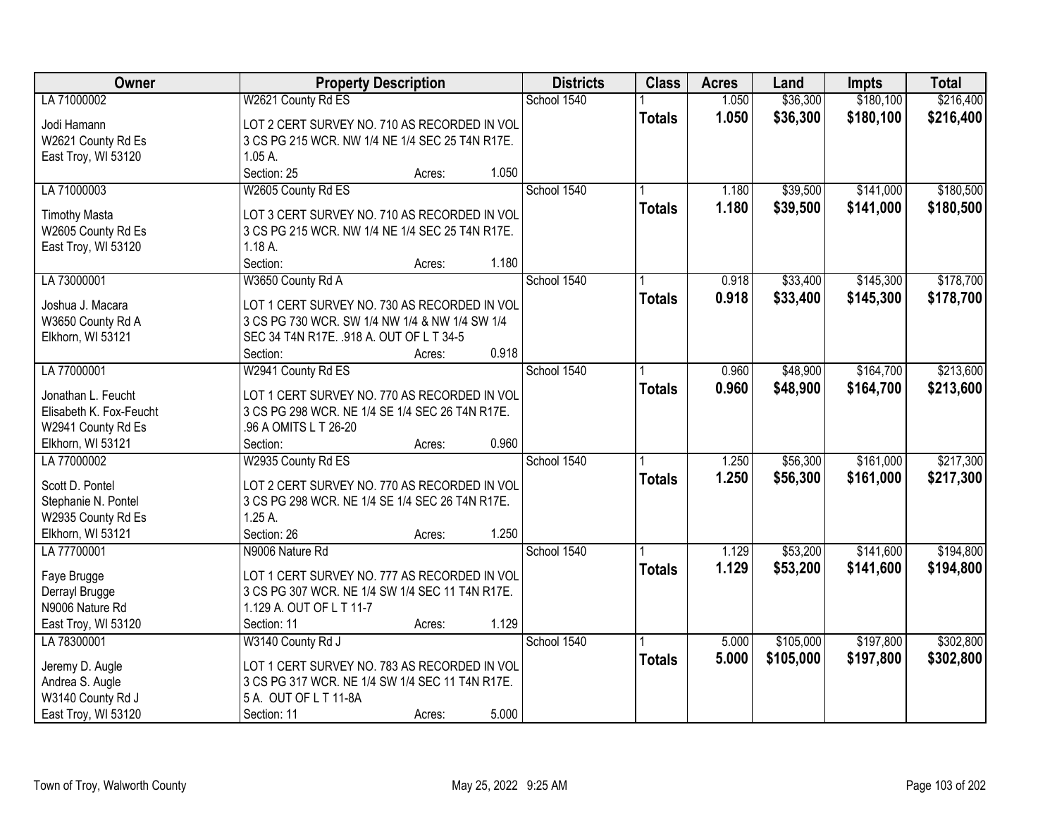| Owner | Property Description | Districts | Class | Acres | Land | Impts | Total |
|---|---|---|---|---|---|---|---|
| LA 71000002 | W2621 County Rd ES | School 1540 | 1 | 1.050 | $36,300 | $180,100 | $216,400 |
| Jodi Hamann<br>W2621 County Rd Es<br>East Troy, WI 53120 | LOT 2 CERT SURVEY NO. 710 AS RECORDED IN VOL 3 CS PG 215 WCR. NW 1/4 NE 1/4 SEC 25 T4N R17E. 1.05 A.<br>Section: 25 Acres: 1.050 | | **Totals** | **1.050** | **$36,300** | **$180,100** | **$216,400** |
| LA 71000003 | W2605 County Rd ES | School 1540 | 1 | 1.180 | $39,500 | $141,000 | $180,500 |
| Timothy Masta<br>W2605 County Rd Es<br>East Troy, WI 53120 | LOT 3 CERT SURVEY NO. 710 AS RECORDED IN VOL 3 CS PG 215 WCR. NW 1/4 NE 1/4 SEC 25 T4N R17E. 1.18 A.<br>Section: Acres: 1.180 | | **Totals** | **1.180** | **$39,500** | **$141,000** | **$180,500** |
| LA 73000001 | W3650 County Rd A | School 1540 | 1 | 0.918 | $33,400 | $145,300 | $178,700 |
| Joshua J. Macara<br>W3650 County Rd A<br>Elkhorn, WI 53121 | LOT 1 CERT SURVEY NO. 730 AS RECORDED IN VOL 3 CS PG 730 WCR. SW 1/4 NW 1/4 & NW 1/4 SW 1/4 SEC 34 T4N R17E. .918 A. OUT OF L T 34-5<br>Section: Acres: 0.918 | | **Totals** | **0.918** | **$33,400** | **$145,300** | **$178,700** |
| LA 77000001 | W2941 County Rd ES | School 1540 | 1 | 0.960 | $48,900 | $164,700 | $213,600 |
| Jonathan L. Feucht<br>Elisabeth K. Fox-Feucht<br>W2941 County Rd Es<br>Elkhorn, WI 53121 | LOT 1 CERT SURVEY NO. 770 AS RECORDED IN VOL 3 CS PG 298 WCR. NE 1/4 SE 1/4 SEC 26 T4N R17E. .96 A OMITS L T 26-20<br>Section: Acres: 0.960 | | **Totals** | **0.960** | **$48,900** | **$164,700** | **$213,600** |
| LA 77000002 | W2935 County Rd ES | School 1540 | 1 | 1.250 | $56,300 | $161,000 | $217,300 |
| Scott D. Pontel<br>Stephanie N. Pontel<br>W2935 County Rd Es<br>Elkhorn, WI 53121 | LOT 2 CERT SURVEY NO. 770 AS RECORDED IN VOL 3 CS PG 298 WCR. NE 1/4 SE 1/4 SEC 26 T4N R17E. 1.25 A.<br>Section: 26 Acres: 1.250 | | **Totals** | **1.250** | **$56,300** | **$161,000** | **$217,300** |
| LA 77700001 | N9006 Nature Rd | School 1540 | 1 | 1.129 | $53,200 | $141,600 | $194,800 |
| Faye Brugge<br>Derrayl Brugge<br>N9006 Nature Rd<br>East Troy, WI 53120 | LOT 1 CERT SURVEY NO. 777 AS RECORDED IN VOL 3 CS PG 307 WCR. NE 1/4 SW 1/4 SEC 11 T4N R17E. 1.129 A. OUT OF L T 11-7<br>Section: 11 Acres: 1.129 | | **Totals** | **1.129** | **$53,200** | **$141,600** | **$194,800** |
| LA 78300001 | W3140 County Rd J | School 1540 | 1 | 5.000 | $105,000 | $197,800 | $302,800 |
| Jeremy D. Augle<br>Andrea S. Augle<br>W3140 County Rd J<br>East Troy, WI 53120 | LOT 1 CERT SURVEY NO. 783 AS RECORDED IN VOL 3 CS PG 317 WCR. NE 1/4 SW 1/4 SEC 11 T4N R17E. 5 A. OUT OF L T 11-8A<br>Section: 11 Acres: 5.000 | | **Totals** | **5.000** | **$105,000** | **$197,800** | **$302,800** |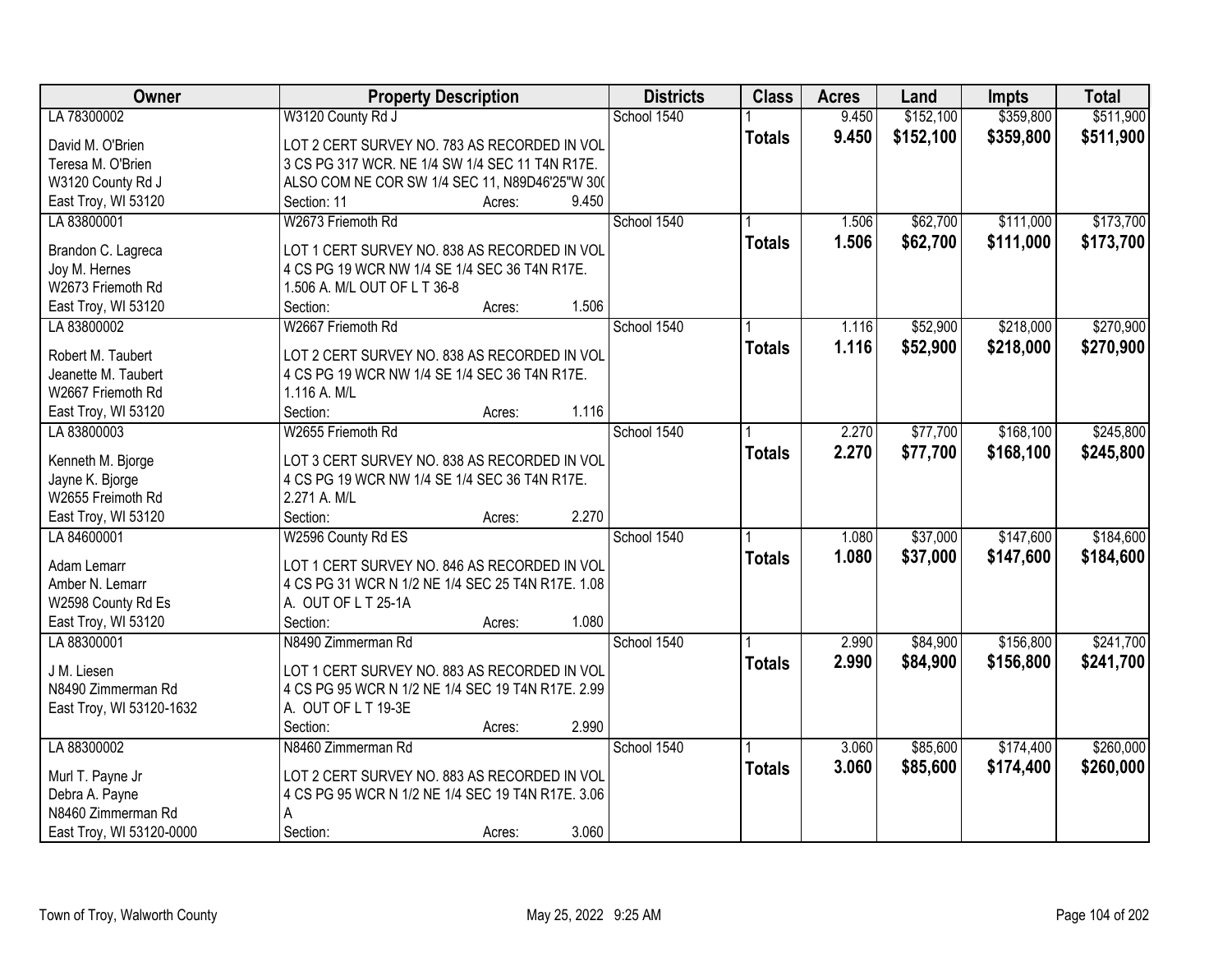| Owner | Property Description | Districts | Class | Acres | Land | Impts | Total |
|---|---|---|---|---|---|---|---|
| LA 78300002 | W3120 County Rd J | School 1540 | 1 | 9.450 | $152,100 | $359,800 | $511,900 |
| David M. O'Brien<br>Teresa M. O'Brien<br>W3120 County Rd J<br>East Troy, WI 53120 | LOT 2 CERT SURVEY NO. 783 AS RECORDED IN VOL 3 CS PG 317 WCR. NE 1/4 SW 1/4 SEC 11 T4N R17E. ALSO COM NE COR SW 1/4 SEC 11, N89D46'25"W 30(<br>Section: 11 Acres: 9.450 | | **Totals** | **9.450** | **$152,100** | **$359,800** | **$511,900** |
| LA 83800001 | W2673 Friemoth Rd | School 1540 | 1 | 1.506 | $62,700 | $111,000 | $173,700 |
| Brandon C. Lagreca<br>Joy M. Hernes<br>W2673 Friemoth Rd<br>East Troy, WI 53120 | LOT 1 CERT SURVEY NO. 838 AS RECORDED IN VOL 4 CS PG 19 WCR NW 1/4 SE 1/4 SEC 36 T4N R17E. 1.506 A. M/L OUT OF L T 36-8<br>Section: Acres: 1.506 | | **Totals** | **1.506** | **$62,700** | **$111,000** | **$173,700** |
| LA 83800002 | W2667 Friemoth Rd | School 1540 | 1 | 1.116 | $52,900 | $218,000 | $270,900 |
| Robert M. Taubert<br>Jeanette M. Taubert<br>W2667 Friemoth Rd<br>East Troy, WI 53120 | LOT 2 CERT SURVEY NO. 838 AS RECORDED IN VOL 4 CS PG 19 WCR NW 1/4 SE 1/4 SEC 36 T4N R17E. 1.116 A. M/L<br>Section: Acres: 1.116 | | **Totals** | **1.116** | **$52,900** | **$218,000** | **$270,900** |
| LA 83800003 | W2655 Friemoth Rd | School 1540 | 1 | 2.270 | $77,700 | $168,100 | $245,800 |
| Kenneth M. Bjorge<br>Jayne K. Bjorge<br>W2655 Freimoth Rd<br>East Troy, WI 53120 | LOT 3 CERT SURVEY NO. 838 AS RECORDED IN VOL 4 CS PG 19 WCR NW 1/4 SE 1/4 SEC 36 T4N R17E. 2.271 A. M/L<br>Section: Acres: 2.270 | | **Totals** | **2.270** | **$77,700** | **$168,100** | **$245,800** |
| LA 84600001 | W2596 County Rd ES | School 1540 | 1 | 1.080 | $37,000 | $147,600 | $184,600 |
| Adam Lemarr<br>Amber N. Lemarr<br>W2598 County Rd Es<br>East Troy, WI 53120 | LOT 1 CERT SURVEY NO. 846 AS RECORDED IN VOL 4 CS PG 31 WCR N 1/2 NE 1/4 SEC 25 T4N R17E. 1.08 A. OUT OF L T 25-1A<br>Section: Acres: 1.080 | | **Totals** | **1.080** | **$37,000** | **$147,600** | **$184,600** |
| LA 88300001 | N8490 Zimmerman Rd | School 1540 | 1 | 2.990 | $84,900 | $156,800 | $241,700 |
| J M. Liesen<br>N8490 Zimmerman Rd<br>East Troy, WI 53120-1632 | LOT 1 CERT SURVEY NO. 883 AS RECORDED IN VOL 4 CS PG 95 WCR N 1/2 NE 1/4 SEC 19 T4N R17E. 2.99 A. OUT OF L T 19-3E<br>Section: Acres: 2.990 | | **Totals** | **2.990** | **$84,900** | **$156,800** | **$241,700** |
| LA 88300002 | N8460 Zimmerman Rd | School 1540 | 1 | 3.060 | $85,600 | $174,400 | $260,000 |
| Murl T. Payne Jr<br>Debra A. Payne<br>N8460 Zimmerman Rd<br>East Troy, WI 53120-0000 | LOT 2 CERT SURVEY NO. 883 AS RECORDED IN VOL 4 CS PG 95 WCR N 1/2 NE 1/4 SEC 19 T4N R17E. 3.06 A<br>Section: Acres: 3.060 | | **Totals** | **3.060** | **$85,600** | **$174,400** | **$260,000** |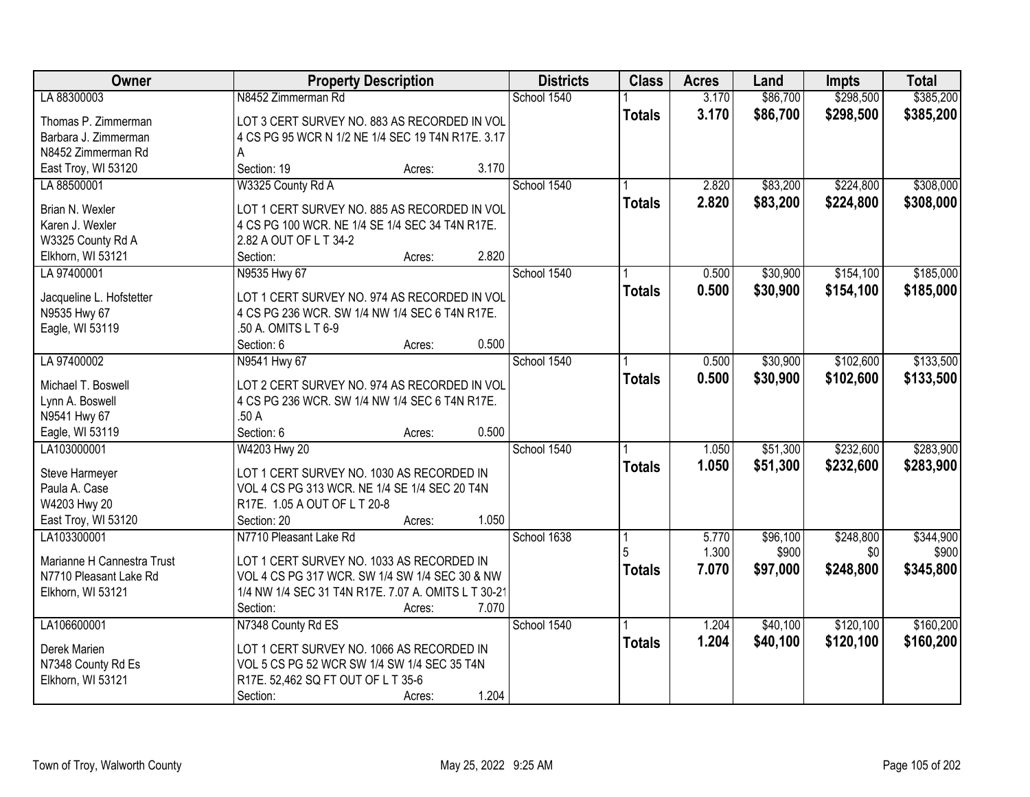| Owner | Property Description | Districts | Class | Acres | Land | Impts | Total |
|---|---|---|---|---|---|---|---|
| LA 88300003<br>Thomas P. Zimmerman<br>Barbara J. Zimmerman<br>N8452 Zimmerman Rd<br>East Troy, WI 53120 | N8452 Zimmerman Rd<br>LOT 3 CERT SURVEY NO. 883 AS RECORDED IN VOL 4 CS PG 95 WCR N 1/2 NE 1/4 SEC 19 T4N R17E. 3.17 A<br>Section: 19 Acres: 3.170 | School 1540 | 1<br>**Totals** | 3.170<br>**3.170** | $86,700<br>**$86,700** | $298,500<br>**$298,500** | $385,200<br>**$385,200** |
| LA 88500001<br>Brian N. Wexler<br>Karen J. Wexler<br>W3325 County Rd A<br>Elkhorn, WI 53121 | W3325 County Rd A<br>LOT 1 CERT SURVEY NO. 885 AS RECORDED IN VOL 4 CS PG 100 WCR. NE 1/4 SE 1/4 SEC 34 T4N R17E. 2.82 A OUT OF L T 34-2<br>Section: Acres: 2.820 | School 1540 | 1<br>**Totals** | 2.820<br>**2.820** | $83,200<br>**$83,200** | $224,800<br>**$224,800** | $308,000<br>**$308,000** |
| LA 97400001<br>Jacqueline L. Hofstetter<br>N9535 Hwy 67<br>Eagle, WI 53119 | N9535 Hwy 67<br>LOT 1 CERT SURVEY NO. 974 AS RECORDED IN VOL 4 CS PG 236 WCR. SW 1/4 NW 1/4 SEC 6 T4N R17E. .50 A. OMITS L T 6-9<br>Section: 6 Acres: 0.500 | School 1540 | 1<br>**Totals** | 0.500<br>**0.500** | $30,900<br>**$30,900** | $154,100<br>**$154,100** | $185,000<br>**$185,000** |
| LA 97400002<br>Michael T. Boswell<br>Lynn A. Boswell<br>N9541 Hwy 67<br>Eagle, WI 53119 | N9541 Hwy 67<br>LOT 2 CERT SURVEY NO. 974 AS RECORDED IN VOL 4 CS PG 236 WCR. SW 1/4 NW 1/4 SEC 6 T4N R17E. .50 A<br>Section: 6 Acres: 0.500 | School 1540 | 1<br>**Totals** | 0.500<br>**0.500** | $30,900<br>**$30,900** | $102,600<br>**$102,600** | $133,500<br>**$133,500** |
| LA103000001<br>Steve Harmeyer<br>Paula A. Case<br>W4203 Hwy 20<br>East Troy, WI 53120 | W4203 Hwy 20<br>LOT 1 CERT SURVEY NO. 1030 AS RECORDED IN VOL 4 CS PG 313 WCR. NE 1/4 SE 1/4 SEC 20 T4N R17E. 1.05 A OUT OF L T 20-8<br>Section: 20 Acres: 1.050 | School 1540 | 1<br>**Totals** | 1.050<br>**1.050** | $51,300<br>**$51,300** | $232,600<br>**$232,600** | $283,900<br>**$283,900** |
| LA103300001<br>Marianne H Cannestra Trust<br>N7710 Pleasant Lake Rd<br>Elkhorn, WI 53121 | N7710 Pleasant Lake Rd<br>LOT 1 CERT SURVEY NO. 1033 AS RECORDED IN VOL 4 CS PG 317 WCR. SW 1/4 SW 1/4 SEC 30 & NW 1/4 NW 1/4 SEC 31 T4N R17E. 7.07 A. OMITS L T 30-21<br>Section: Acres: 7.070 | School 1638 | 1<br>5<br>**Totals** | 5.770<br>1.300<br>**7.070** | $96,100<br>$900<br>**$97,000** | $248,800<br>$0<br>**$248,800** | $344,900<br>$900<br>**$345,800** |
| LA106600001<br>Derek Marien<br>N7348 County Rd Es<br>Elkhorn, WI 53121 | N7348 County Rd ES<br>LOT 1 CERT SURVEY NO. 1066 AS RECORDED IN VOL 5 CS PG 52 WCR SW 1/4 SW 1/4 SEC 35 T4N R17E. 52,462 SQ FT OUT OF L T 35-6<br>Section: Acres: 1.204 | School 1540 | 1<br>**Totals** | 1.204<br>**1.204** | $40,100<br>**$40,100** | $120,100<br>**$120,100** | $160,200<br>**$160,200** |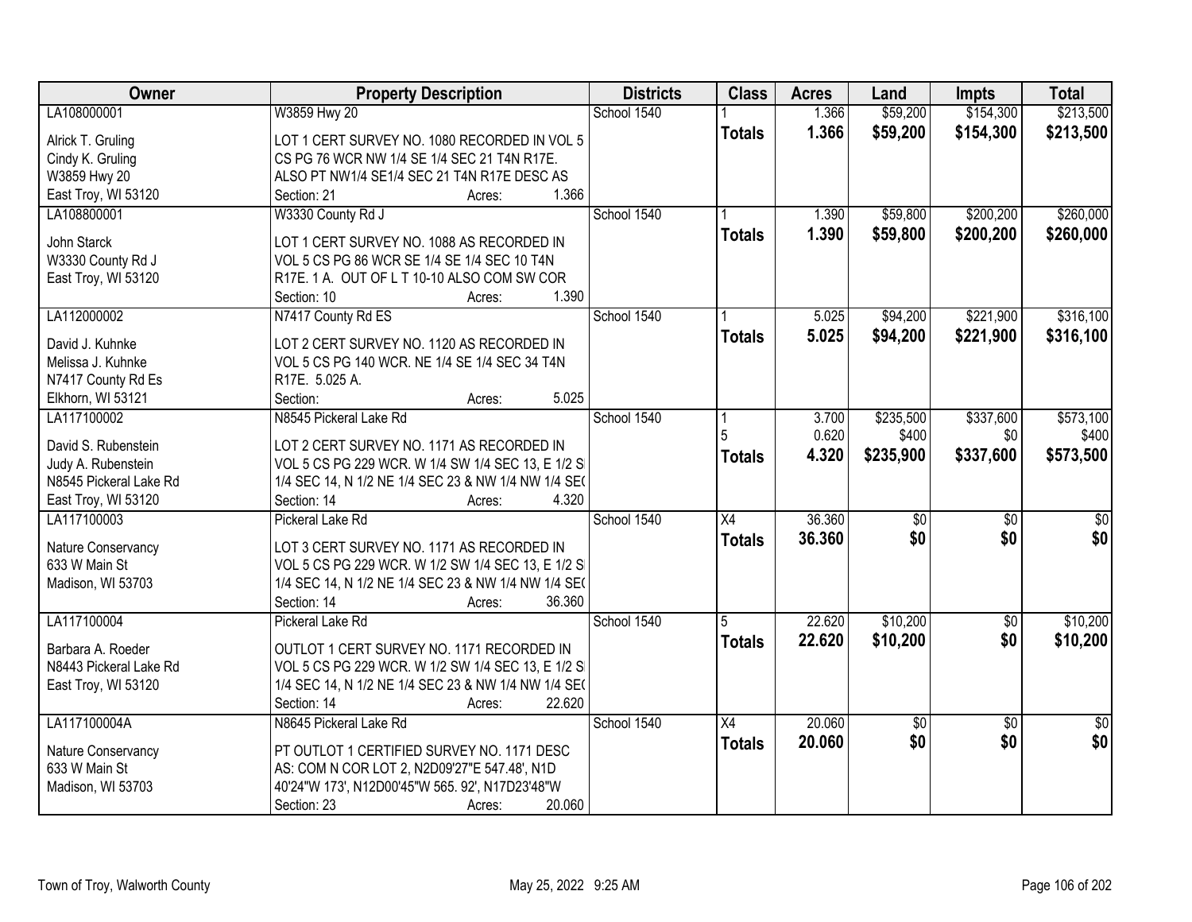| Owner | Property Description | Districts | Class | Acres | Land | Impts | Total |
|---|---|---|---|---|---|---|---|
| LA108000001 | W3859 Hwy 20 | School 1540 | 1 | 1.366 | $59,200 | $154,300 | $213,500 |
| Alrick T. Gruling<br>Cindy K. Gruling<br>W3859 Hwy 20<br>East Troy, WI 53120 | LOT 1 CERT SURVEY NO. 1080 RECORDED IN VOL 5 CS PG 76 WCR NW 1/4 SE 1/4 SEC 21 T4N R17E. ALSO PT NW1/4 SE1/4 SEC 21 T4N R17E DESC AS<br>Section: 21 Acres: 1.366 | | **Totals** | **1.366** | **$59,200** | **$154,300** | **$213,500** |
| LA108800001 | W3330 County Rd J | School 1540 | 1 | 1.390 | $59,800 | $200,200 | $260,000 |
| John Starck<br>W3330 County Rd J<br>East Troy, WI 53120 | LOT 1 CERT SURVEY NO. 1088 AS RECORDED IN VOL 5 CS PG 86 WCR SE 1/4 SE 1/4 SEC 10 T4N R17E. 1 A. OUT OF L T 10-10 ALSO COM SW COR<br>Section: 10 Acres: 1.390 | | **Totals** | **1.390** | **$59,800** | **$200,200** | **$260,000** |
| LA112000002 | N7417 County Rd ES | School 1540 | 1 | 5.025 | $94,200 | $221,900 | $316,100 |
| David J. Kuhnke<br>Melissa J. Kuhnke<br>N7417 County Rd Es<br>Elkhorn, WI 53121 | LOT 2 CERT SURVEY NO. 1120 AS RECORDED IN VOL 5 CS PG 140 WCR. NE 1/4 SE 1/4 SEC 34 T4N R17E. 5.025 A.<br>Section: Acres: 5.025 | | **Totals** | **5.025** | **$94,200** | **$221,900** | **$316,100** |
| LA117100002 | N8545 Pickeral Lake Rd | School 1540 | 1<br>5 | 3.700<br>0.620 | $235,500<br>$400 | $337,600<br>$0 | $573,100<br>$400 |
| David S. Rubenstein<br>Judy A. Rubenstein<br>N8545 Pickeral Lake Rd<br>East Troy, WI 53120 | LOT 2 CERT SURVEY NO. 1171 AS RECORDED IN VOL 5 CS PG 229 WCR. W 1/4 SW 1/4 SEC 13, E 1/2 SI 1/4 SEC 14, N 1/2 NE 1/4 SEC 23 & NW 1/4 NW 1/4 SE(<br>Section: 14 Acres: 4.320 | | **Totals** | **4.320** | **$235,900** | **$337,600** | **$573,500** |
| LA117100003 | Pickeral Lake Rd | School 1540 | X4 | 36.360 | $0 | $0 | $0 |
| Nature Conservancy<br>633 W Main St<br>Madison, WI 53703 | LOT 3 CERT SURVEY NO. 1171 AS RECORDED IN VOL 5 CS PG 229 WCR. W 1/2 SW 1/4 SEC 13, E 1/2 SI 1/4 SEC 14, N 1/2 NE 1/4 SEC 23 & NW 1/4 NW 1/4 SE(<br>Section: 14 Acres: 36.360 | | **Totals** | **36.360** | **$0** | **$0** | **$0** |
| LA117100004 | Pickeral Lake Rd | School 1540 | 5 | 22.620 | $10,200 | $0 | $10,200 |
| Barbara A. Roeder<br>N8443 Pickeral Lake Rd<br>East Troy, WI 53120 | OUTLOT 1 CERT SURVEY NO. 1171 RECORDED IN VOL 5 CS PG 229 WCR. W 1/2 SW 1/4 SEC 13, E 1/2 SI 1/4 SEC 14, N 1/2 NE 1/4 SEC 23 & NW 1/4 NW 1/4 SE(<br>Section: 14 Acres: 22.620 | | **Totals** | **22.620** | **$10,200** | **$0** | **$10,200** |
| LA117100004A | N8645 Pickeral Lake Rd | School 1540 | X4 | 20.060 | $0 | $0 | $0 |
| Nature Conservancy<br>633 W Main St<br>Madison, WI 53703 | PT OUTLOT 1 CERTIFIED SURVEY NO. 1171 DESC AS: COM N COR LOT 2, N2D09'27"E 547.48', N1D 40'24"W 173', N12D00'45"W 565. 92', N17D23'48"W<br>Section: 23 Acres: 20.060 | | **Totals** | **20.060** | **$0** | **$0** | **$0** |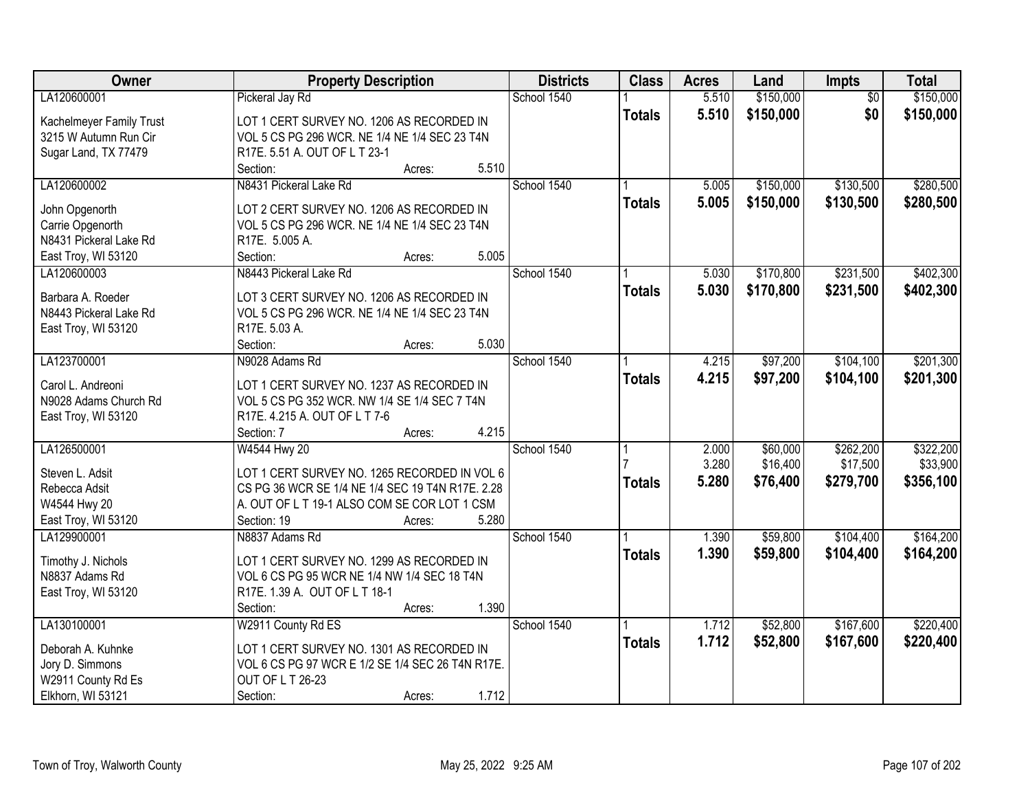| Owner | Property Description | Districts | Class | Acres | Land | Impts | Total |
|---|---|---|---|---|---|---|---|
| LA120600001<br>Kachelmeyer Family Trust<br>3215 W Autumn Run Cir<br>Sugar Land, TX 77479 | Pickeral Jay Rd<br>LOT 1 CERT SURVEY NO. 1206 AS RECORDED IN VOL 5 CS PG 296 WCR. NE 1/4 NE 1/4 SEC 23 T4N R17E. 5.51 A. OUT OF L T 23-1<br>Section: Acres: 5.510 | School 1540 | 1 | 5.510 | $150,000 | $0 | $150,000 |
| | | | **Totals** | **5.510** | **$150,000** | **$0** | **$150,000** |
| LA120600002<br>John Opgenorth<br>Carrie Opgenorth<br>N8431 Pickeral Lake Rd<br>East Troy, WI 53120 | N8431 Pickeral Lake Rd<br>LOT 2 CERT SURVEY NO. 1206 AS RECORDED IN VOL 5 CS PG 296 WCR. NE 1/4 NE 1/4 SEC 23 T4N R17E. 5.005 A.<br>Section: Acres: 5.005 | School 1540 | 1 | 5.005 | $150,000 | $130,500 | $280,500 |
| | | | **Totals** | **5.005** | **$150,000** | **$130,500** | **$280,500** |
| LA120600003<br>Barbara A. Roeder<br>N8443 Pickeral Lake Rd<br>East Troy, WI 53120 | N8443 Pickeral Lake Rd<br>LOT 3 CERT SURVEY NO. 1206 AS RECORDED IN VOL 5 CS PG 296 WCR. NE 1/4 NE 1/4 SEC 23 T4N R17E. 5.03 A.<br>Section: Acres: 5.030 | School 1540 | 1 | 5.030 | $170,800 | $231,500 | $402,300 |
| | | | **Totals** | **5.030** | **$170,800** | **$231,500** | **$402,300** |
| LA123700001<br>Carol L. Andreoni<br>N9028 Adams Church Rd<br>East Troy, WI 53120 | N9028 Adams Rd<br>LOT 1 CERT SURVEY NO. 1237 AS RECORDED IN VOL 5 CS PG 352 WCR. NW 1/4 SE 1/4 SEC 7 T4N R17E. 4.215 A. OUT OF L T 7-6<br>Section: 7 Acres: 4.215 | School 1540 | 1 | 4.215 | $97,200 | $104,100 | $201,300 |
| | | | **Totals** | **4.215** | **$97,200** | **$104,100** | **$201,300** |
| LA126500001<br>Steven L. Adsit<br>Rebecca Adsit<br>W4544 Hwy 20<br>East Troy, WI 53120 | W4544 Hwy 20<br>LOT 1 CERT SURVEY NO. 1265 RECORDED IN VOL 6 CS PG 36 WCR SE 1/4 NE 1/4 SEC 19 T4N R17E. 2.28 A. OUT OF L T 19-1 ALSO COM SE COR LOT 1 CSM<br>Section: 19 Acres: 5.280 | School 1540 | 1 | 2.000 | $60,000 | $262,200 | $322,200 |
| | | | 7 | 3.280 | $16,400 | $17,500 | $33,900 |
| | | | **Totals** | **5.280** | **$76,400** | **$279,700** | **$356,100** |
| LA129900001<br>Timothy J. Nichols<br>N8837 Adams Rd<br>East Troy, WI 53120 | N8837 Adams Rd<br>LOT 1 CERT SURVEY NO. 1299 AS RECORDED IN VOL 6 CS PG 95 WCR NE 1/4 NW 1/4 SEC 18 T4N R17E. 1.39 A. OUT OF L T 18-1<br>Section: Acres: 1.390 | School 1540 | 1 | 1.390 | $59,800 | $104,400 | $164,200 |
| | | | **Totals** | **1.390** | **$59,800** | **$104,400** | **$164,200** |
| LA130100001<br>Deborah A. Kuhnke<br>Jory D. Simmons<br>W2911 County Rd Es<br>Elkhorn, WI 53121 | W2911 County Rd ES<br>LOT 1 CERT SURVEY NO. 1301 AS RECORDED IN VOL 6 CS PG 97 WCR E 1/2 SE 1/4 SEC 26 T4N R17E. OUT OF L T 26-23<br>Section: Acres: 1.712 | School 1540 | 1 | 1.712 | $52,800 | $167,600 | $220,400 |
| | | | **Totals** | **1.712** | **$52,800** | **$167,600** | **$220,400** |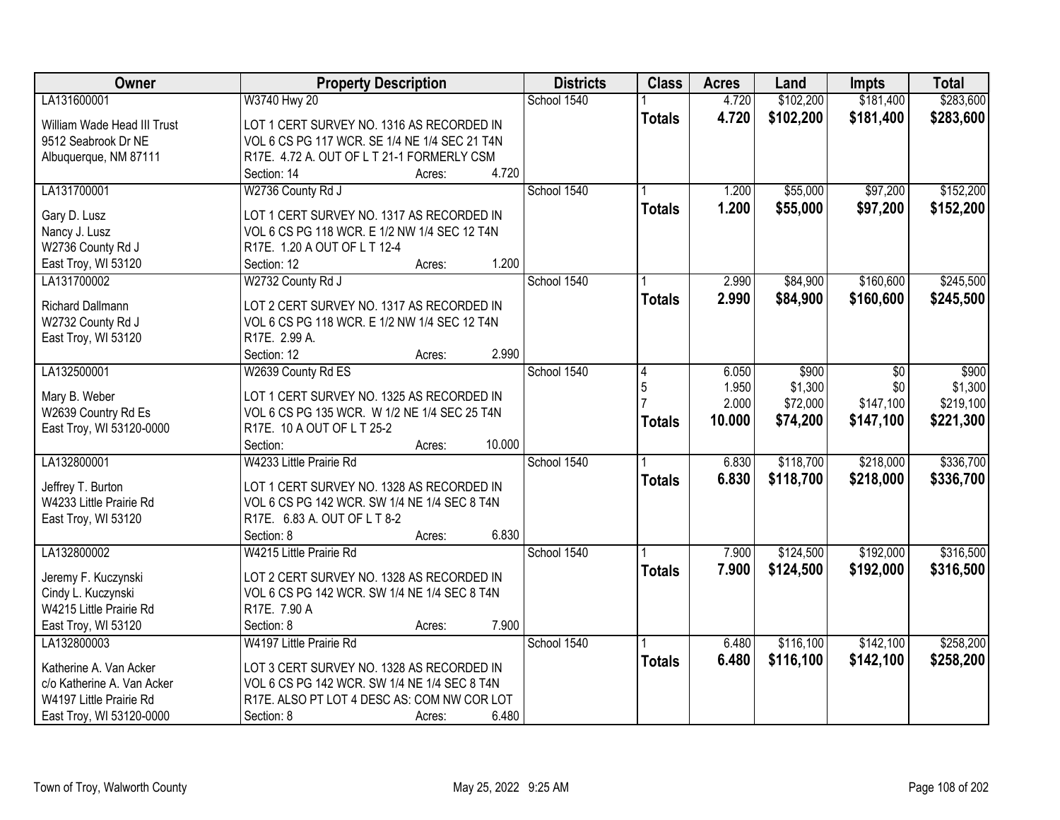| Owner | Property Description | Districts | Class | Acres | Land | Impts | Total |
|---|---|---|---|---|---|---|---|
| LA131600001 | W3740 Hwy 20 | School 1540 | 1 | 4.720 | $102,200 | $181,400 | $283,600 |
| William Wade Head III Trust<br>9512 Seabrook Dr NE<br>Albuquerque, NM 87111 | LOT 1 CERT SURVEY NO. 1316 AS RECORDED IN VOL 6 CS PG 117 WCR. SE 1/4 NE 1/4 SEC 21 T4N R17E. 4.72 A. OUT OF L T 21-1 FORMERLY CSM<br>Section: 14 Acres: 4.720 | | **Totals** | **4.720** | **$102,200** | **$181,400** | **$283,600** |
| LA131700001 | W2736 County Rd J | School 1540 | 1 | 1.200 | $55,000 | $97,200 | $152,200 |
| Gary D. Lusz<br>Nancy J. Lusz<br>W2736 County Rd J<br>East Troy, WI 53120 | LOT 1 CERT SURVEY NO. 1317 AS RECORDED IN VOL 6 CS PG 118 WCR. E 1/2 NW 1/4 SEC 12 T4N R17E. 1.20 A OUT OF L T 12-4<br>Section: 12 Acres: 1.200 | | **Totals** | **1.200** | **$55,000** | **$97,200** | **$152,200** |
| LA131700002 | W2732 County Rd J | School 1540 | 1 | 2.990 | $84,900 | $160,600 | $245,500 |
| Richard Dallmann<br>W2732 County Rd J<br>East Troy, WI 53120 | LOT 2 CERT SURVEY NO. 1317 AS RECORDED IN VOL 6 CS PG 118 WCR. E 1/2 NW 1/4 SEC 12 T4N R17E. 2.99 A.<br>Section: 12 Acres: 2.990 | | **Totals** | **2.990** | **$84,900** | **$160,600** | **$245,500** |
| LA132500001 | W2639 County Rd ES | School 1540 | 4 | 6.050 | $900 | $0 | $900 |
| | | | 5 | 1.950 | $1,300 | $0 | $1,300 |
| | | | 7 | 2.000 | $72,000 | $147,100 | $219,100 |
| Mary B. Weber<br>W2639 Country Rd Es<br>East Troy, WI 53120-0000 | LOT 1 CERT SURVEY NO. 1325 AS RECORDED IN VOL 6 CS PG 135 WCR. W 1/2 NE 1/4 SEC 25 T4N R17E. 10 A OUT OF L T 25-2<br>Section: Acres: 10.000 | | **Totals** | **10.000** | **$74,200** | **$147,100** | **$221,300** |
| LA132800001 | W4233 Little Prairie Rd | School 1540 | 1 | 6.830 | $118,700 | $218,000 | $336,700 |
| Jeffrey T. Burton<br>W4233 Little Prairie Rd<br>East Troy, WI 53120 | LOT 1 CERT SURVEY NO. 1328 AS RECORDED IN VOL 6 CS PG 142 WCR. SW 1/4 NE 1/4 SEC 8 T4N R17E. 6.83 A. OUT OF L T 8-2<br>Section: 8 Acres: 6.830 | | **Totals** | **6.830** | **$118,700** | **$218,000** | **$336,700** |
| LA132800002 | W4215 Little Prairie Rd | School 1540 | 1 | 7.900 | $124,500 | $192,000 | $316,500 |
| Jeremy F. Kuczynski<br>Cindy L. Kuczynski<br>W4215 Little Prairie Rd<br>East Troy, WI 53120 | LOT 2 CERT SURVEY NO. 1328 AS RECORDED IN VOL 6 CS PG 142 WCR. SW 1/4 NE 1/4 SEC 8 T4N R17E. 7.90 A<br>Section: 8 Acres: 7.900 | | **Totals** | **7.900** | **$124,500** | **$192,000** | **$316,500** |
| LA132800003 | W4197 Little Prairie Rd | School 1540 | 1 | 6.480 | $116,100 | $142,100 | $258,200 |
| Katherine A. Van Acker<br>c/o Katherine A. Van Acker<br>W4197 Little Prairie Rd<br>East Troy, WI 53120-0000 | LOT 3 CERT SURVEY NO. 1328 AS RECORDED IN VOL 6 CS PG 142 WCR. SW 1/4 NE 1/4 SEC 8 T4N R17E. ALSO PT LOT 4 DESC AS: COM NW COR LOT<br>Section: 8 Acres: 6.480 | | **Totals** | **6.480** | **$116,100** | **$142,100** | **$258,200** |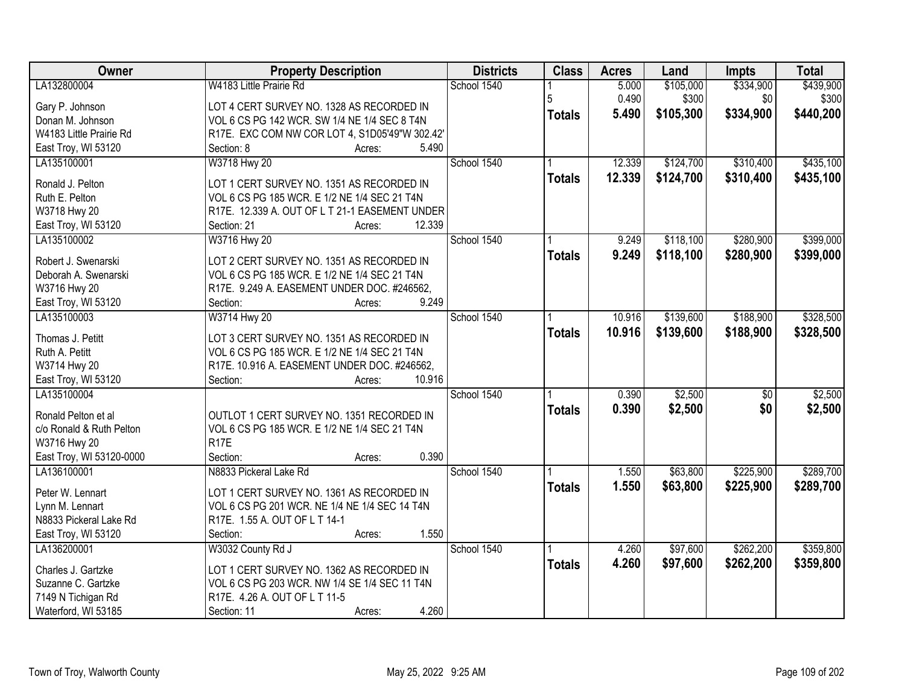| Owner | Property Description | Districts | Class | Acres | Land | Impts | Total |
|---|---|---|---|---|---|---|---|
| LA132800004<br><br>Gary P. Johnson<br>Donan M. Johnson<br>W4183 Little Prairie Rd<br>East Troy, WI 53120 | W4183 Little Prairie Rd<br><br>LOT 4 CERT SURVEY NO. 1328 AS RECORDED IN VOL 6 CS PG 142 WCR. SW 1/4 NE 1/4 SEC 8 T4N R17E. EXC COM NW COR LOT 4, S1D05'49"W 302.42'<br>Section: 8 Acres: 5.490 | School 1540 | 1<br>5<br>**Totals** | 5.000<br>0.490<br>**5.490** | $105,000<br>$300<br>**$105,300** | $334,900<br>$0<br>**$334,900** | $439,900<br>$300<br>**$440,200** |
| LA135100001<br><br>Ronald J. Pelton<br>Ruth E. Pelton<br>W3718 Hwy 20<br>East Troy, WI 53120 | W3718 Hwy 20<br><br>LOT 1 CERT SURVEY NO. 1351 AS RECORDED IN VOL 6 CS PG 185 WCR. E 1/2 NE 1/4 SEC 21 T4N R17E. 12.339 A. OUT OF L T 21-1 EASEMENT UNDER<br>Section: 21 Acres: 12.339 | School 1540 | 1<br>**Totals** | 12.339<br>**12.339** | $124,700<br>**$124,700** | $310,400<br>**$310,400** | $435,100<br>**$435,100** |
| LA135100002<br><br>Robert J. Swenarski<br>Deborah A. Swenarski<br>W3716 Hwy 20<br>East Troy, WI 53120 | W3716 Hwy 20<br><br>LOT 2 CERT SURVEY NO. 1351 AS RECORDED IN VOL 6 CS PG 185 WCR. E 1/2 NE 1/4 SEC 21 T4N R17E. 9.249 A. EASEMENT UNDER DOC. #246562,<br>Section: Acres: 9.249 | School 1540 | 1<br>**Totals** | 9.249<br>**9.249** | $118,100<br>**$118,100** | $280,900<br>**$280,900** | $399,000<br>**$399,000** |
| LA135100003<br><br>Thomas J. Petitt<br>Ruth A. Petitt<br>W3714 Hwy 20<br>East Troy, WI 53120 | W3714 Hwy 20<br><br>LOT 3 CERT SURVEY NO. 1351 AS RECORDED IN VOL 6 CS PG 185 WCR. E 1/2 NE 1/4 SEC 21 T4N R17E. 10.916 A. EASEMENT UNDER DOC. #246562,<br>Section: Acres: 10.916 | School 1540 | 1<br>**Totals** | 10.916<br>**10.916** | $139,600<br>**$139,600** | $188,900<br>**$188,900** | $328,500<br>**$328,500** |
| LA135100004<br><br>Ronald Pelton et al<br>c/o Ronald & Ruth Pelton<br>W3716 Hwy 20<br>East Troy, WI 53120-0000 | <br><br>OUTLOT 1 CERT SURVEY NO. 1351 RECORDED IN VOL 6 CS PG 185 WCR. E 1/2 NE 1/4 SEC 21 T4N R17E<br>Section: Acres: 0.390 | School 1540 | 1<br>**Totals** | 0.390<br>**0.390** | $2,500<br>**$2,500** | $0<br>**$0** | $2,500<br>**$2,500** |
| LA136100001<br><br>Peter W. Lennart<br>Lynn M. Lennart<br>N8833 Pickeral Lake Rd<br>East Troy, WI 53120 | N8833 Pickeral Lake Rd<br><br>LOT 1 CERT SURVEY NO. 1361 AS RECORDED IN VOL 6 CS PG 201 WCR. NE 1/4 NE 1/4 SEC 14 T4N R17E. 1.55 A. OUT OF L T 14-1<br>Section: Acres: 1.550 | School 1540 | 1<br>**Totals** | 1.550<br>**1.550** | $63,800<br>**$63,800** | $225,900<br>**$225,900** | $289,700<br>**$289,700** |
| LA136200001<br><br>Charles J. Gartzke<br>Suzanne C. Gartzke<br>7149 N Tichigan Rd<br>Waterford, WI 53185 | W3032 County Rd J<br><br>LOT 1 CERT SURVEY NO. 1362 AS RECORDED IN VOL 6 CS PG 203 WCR. NW 1/4 SE 1/4 SEC 11 T4N R17E. 4.26 A. OUT OF L T 11-5<br>Section: 11 Acres: 4.260 | School 1540 | 1<br>**Totals** | 4.260<br>**4.260** | $97,600<br>**$97,600** | $262,200<br>**$262,200** | $359,800<br>**$359,800** |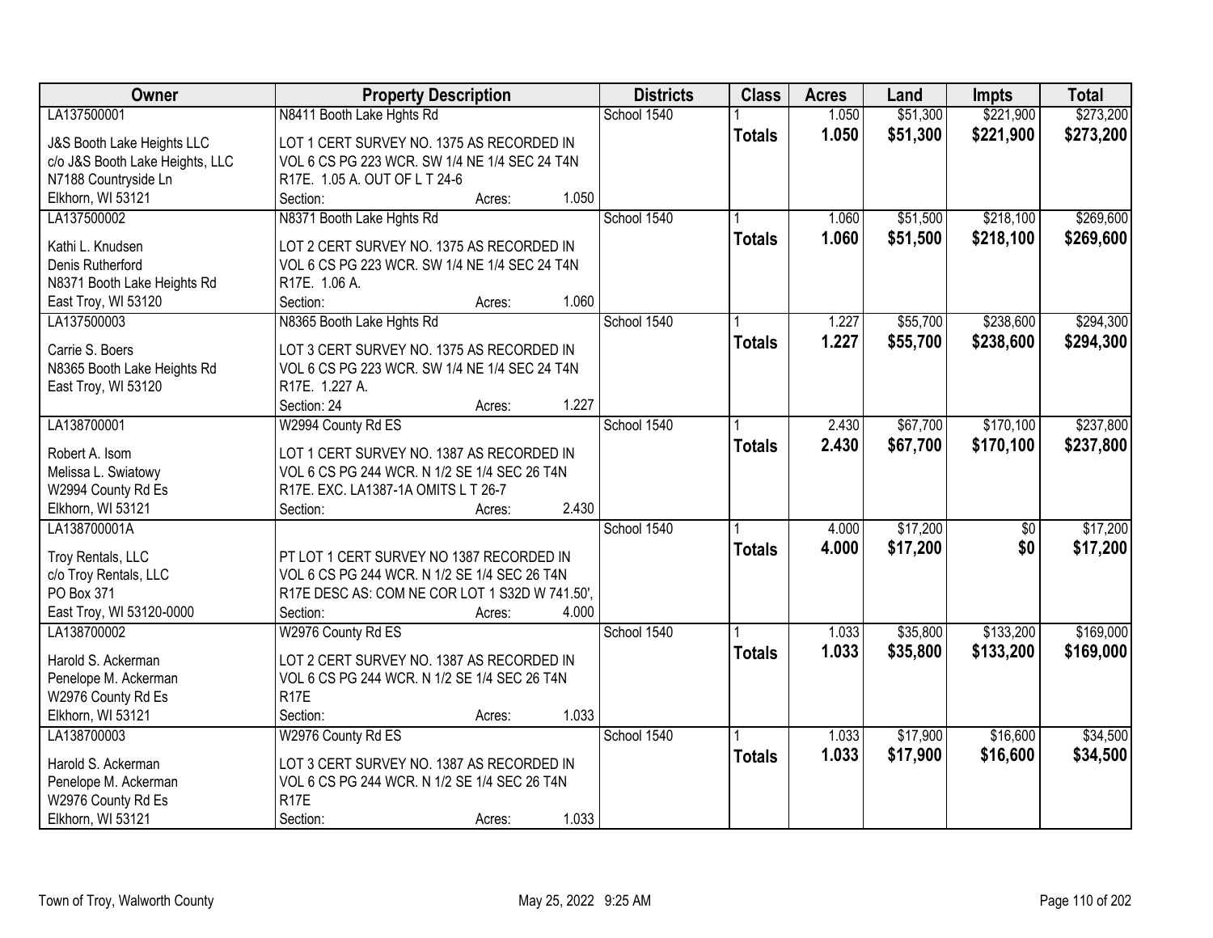| Owner | Property Description | Districts | Class | Acres | Land | Impts | Total |
|---|---|---|---|---|---|---|---|
| LA137500001 | N8411 Booth Lake Hghts Rd | School 1540 | 1 | 1.050 | $51,300 | $221,900 | $273,200 |
| J&S Booth Lake Heights LLC<br>c/o J&S Booth Lake Heights, LLC<br>N7188 Countryside Ln<br>Elkhorn, WI 53121 | LOT 1 CERT SURVEY NO. 1375 AS RECORDED IN VOL 6 CS PG 223 WCR. SW 1/4 NE 1/4 SEC 24 T4N R17E. 1.05 A. OUT OF L T 24-6<br>Section: Acres: 1.050 | | **Totals** | **1.050** | **$51,300** | **$221,900** | **$273,200** |
| LA137500002 | N8371 Booth Lake Hghts Rd | School 1540 | 1 | 1.060 | $51,500 | $218,100 | $269,600 |
| Kathi L. Knudsen<br>Denis Rutherford<br>N8371 Booth Lake Heights Rd<br>East Troy, WI 53120 | LOT 2 CERT SURVEY NO. 1375 AS RECORDED IN VOL 6 CS PG 223 WCR. SW 1/4 NE 1/4 SEC 24 T4N R17E. 1.06 A.<br>Section: Acres: 1.060 | | **Totals** | **1.060** | **$51,500** | **$218,100** | **$269,600** |
| LA137500003 | N8365 Booth Lake Hghts Rd | School 1540 | 1 | 1.227 | $55,700 | $238,600 | $294,300 |
| Carrie S. Boers<br>N8365 Booth Lake Heights Rd<br>East Troy, WI 53120 | LOT 3 CERT SURVEY NO. 1375 AS RECORDED IN VOL 6 CS PG 223 WCR. SW 1/4 NE 1/4 SEC 24 T4N R17E. 1.227 A.<br>Section: 24 Acres: 1.227 | | **Totals** | **1.227** | **$55,700** | **$238,600** | **$294,300** |
| LA138700001 | W2994 County Rd ES | School 1540 | 1 | 2.430 | $67,700 | $170,100 | $237,800 |
| Robert A. Isom<br>Melissa L. Swiatowy<br>W2994 County Rd Es<br>Elkhorn, WI 53121 | LOT 1 CERT SURVEY NO. 1387 AS RECORDED IN VOL 6 CS PG 244 WCR. N 1/2 SE 1/4 SEC 26 T4N R17E. EXC. LA1387-1A OMITS L T 26-7<br>Section: Acres: 2.430 | | **Totals** | **2.430** | **$67,700** | **$170,100** | **$237,800** |
| LA138700001A | | School 1540 | 1 | 4.000 | $17,200 | $0 | $17,200 |
| Troy Rentals, LLC<br>c/o Troy Rentals, LLC<br>PO Box 371<br>East Troy, WI 53120-0000 | PT LOT 1 CERT SURVEY NO 1387 RECORDED IN VOL 6 CS PG 244 WCR. N 1/2 SE 1/4 SEC 26 T4N R17E DESC AS: COM NE COR LOT 1 S32D W 741.50',<br>Section: Acres: 4.000 | | **Totals** | **4.000** | **$17,200** | **$0** | **$17,200** |
| LA138700002 | W2976 County Rd ES | School 1540 | 1 | 1.033 | $35,800 | $133,200 | $169,000 |
| Harold S. Ackerman<br>Penelope M. Ackerman<br>W2976 County Rd Es<br>Elkhorn, WI 53121 | LOT 2 CERT SURVEY NO. 1387 AS RECORDED IN VOL 6 CS PG 244 WCR. N 1/2 SE 1/4 SEC 26 T4N R17E<br>Section: Acres: 1.033 | | **Totals** | **1.033** | **$35,800** | **$133,200** | **$169,000** |
| LA138700003 | W2976 County Rd ES | School 1540 | 1 | 1.033 | $17,900 | $16,600 | $34,500 |
| Harold S. Ackerman<br>Penelope M. Ackerman<br>W2976 County Rd Es<br>Elkhorn, WI 53121 | LOT 3 CERT SURVEY NO. 1387 AS RECORDED IN VOL 6 CS PG 244 WCR. N 1/2 SE 1/4 SEC 26 T4N R17E<br>Section: Acres: 1.033 | | **Totals** | **1.033** | **$17,900** | **$16,600** | **$34,500** |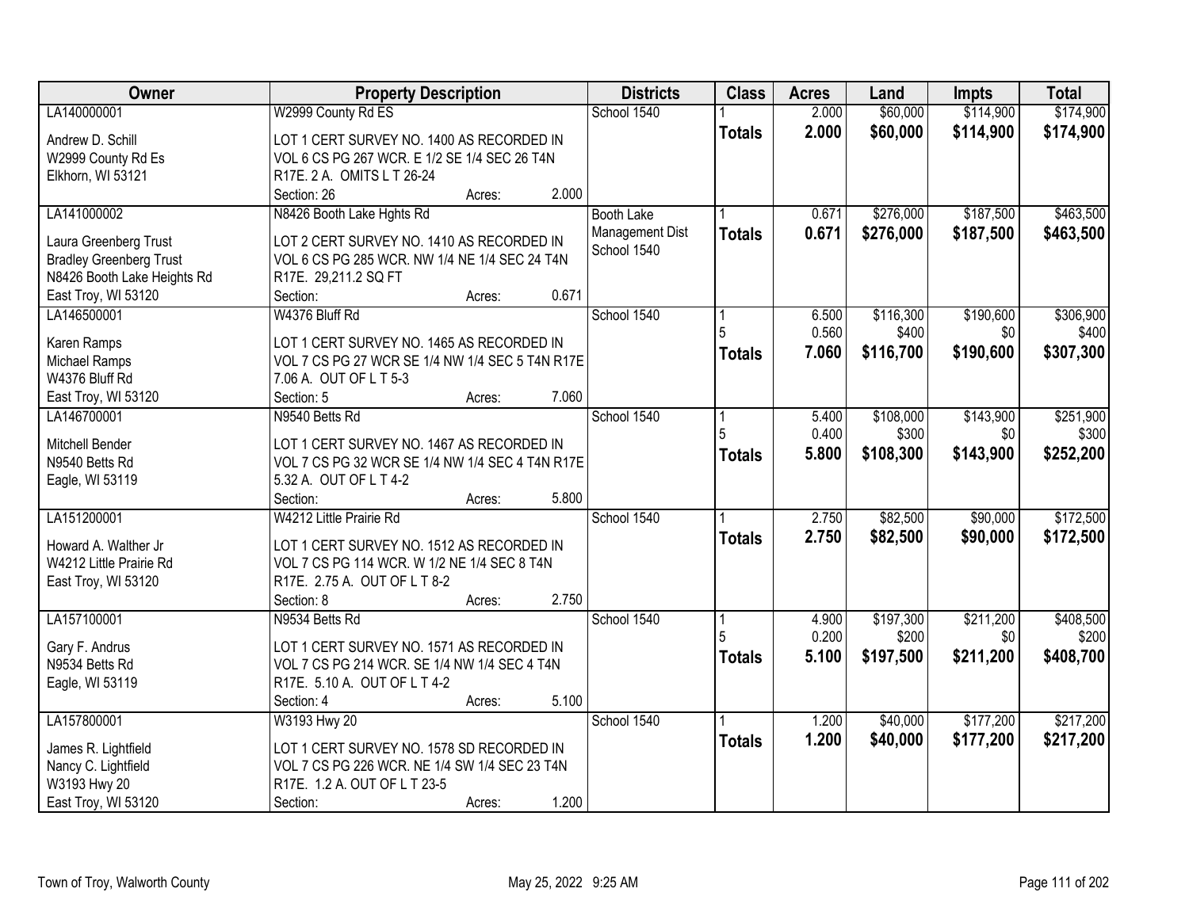| Owner | Property Description | Districts | Class | Acres | Land | Impts | Total |
|---|---|---|---|---|---|---|---|
| LA140000001<br><br>Andrew D. Schill<br>W2999 County Rd Es<br>Elkhorn, WI 53121 | W2999 County Rd ES<br><br>LOT 1 CERT SURVEY NO. 1400 AS RECORDED IN VOL 6 CS PG 267 WCR. E 1/2 SE 1/4 SEC 26 T4N R17E. 2 A. OMITS L T 26-24<br>Section: 26 Acres: 2.000 | School 1540 | 1<br>**Totals** | 2.000<br>**2.000** | $60,000<br>**$60,000** | $114,900<br>**$114,900** | $174,900<br>**$174,900** |
| LA141000002<br><br>Laura Greenberg Trust<br>Bradley Greenberg Trust<br>N8426 Booth Lake Heights Rd<br>East Troy, WI 53120 | N8426 Booth Lake Hghts Rd<br><br>LOT 2 CERT SURVEY NO. 1410 AS RECORDED IN VOL 6 CS PG 285 WCR. NW 1/4 NE 1/4 SEC 24 T4N R17E. 29,211.2 SQ FT<br>Section: Acres: 0.671 | Booth Lake Management Dist<br>School 1540 | 1<br>**Totals** | 0.671<br>**0.671** | $276,000<br>**$276,000** | $187,500<br>**$187,500** | $463,500<br>**$463,500** |
| LA146500001<br><br>Karen Ramps<br>Michael Ramps<br>W4376 Bluff Rd<br>East Troy, WI 53120 | W4376 Bluff Rd<br><br>LOT 1 CERT SURVEY NO. 1465 AS RECORDED IN VOL 7 CS PG 27 WCR SE 1/4 NW 1/4 SEC 5 T4N R17E 7.06 A. OUT OF L T 5-3<br>Section: 5 Acres: 7.060 | School 1540 | 1<br>5<br>**Totals** | 6.500<br>0.560<br>**7.060** | $116,300<br>$400<br>**$116,700** | $190,600<br>$0<br>**$190,600** | $306,900<br>$400<br>**$307,300** |
| LA146700001<br><br>Mitchell Bender<br>N9540 Betts Rd<br>Eagle, WI 53119 | N9540 Betts Rd<br><br>LOT 1 CERT SURVEY NO. 1467 AS RECORDED IN VOL 7 CS PG 32 WCR SE 1/4 NW 1/4 SEC 4 T4N R17E 5.32 A. OUT OF L T 4-2<br>Section: Acres: 5.800 | School 1540 | 1<br>5<br>**Totals** | 5.400<br>0.400<br>**5.800** | $108,000<br>$300<br>**$108,300** | $143,900<br>$0<br>**$143,900** | $251,900<br>$300<br>**$252,200** |
| LA151200001<br><br>Howard A. Walther Jr<br>W4212 Little Prairie Rd<br>East Troy, WI 53120 | W4212 Little Prairie Rd<br><br>LOT 1 CERT SURVEY NO. 1512 AS RECORDED IN VOL 7 CS PG 114 WCR. W 1/2 NE 1/4 SEC 8 T4N R17E. 2.75 A. OUT OF L T 8-2<br>Section: 8 Acres: 2.750 | School 1540 | 1<br>**Totals** | 2.750<br>**2.750** | $82,500<br>**$82,500** | $90,000<br>**$90,000** | $172,500<br>**$172,500** |
| LA157100001<br><br>Gary F. Andrus<br>N9534 Betts Rd<br>Eagle, WI 53119 | N9534 Betts Rd<br><br>LOT 1 CERT SURVEY NO. 1571 AS RECORDED IN VOL 7 CS PG 214 WCR. SE 1/4 NW 1/4 SEC 4 T4N R17E. 5.10 A. OUT OF L T 4-2<br>Section: 4 Acres: 5.100 | School 1540 | 1<br>5<br>**Totals** | 4.900<br>0.200<br>**5.100** | $197,300<br>$200<br>**$197,500** | $211,200<br>$0<br>**$211,200** | $408,500<br>$200<br>**$408,700** |
| LA157800001<br><br>James R. Lightfield<br>Nancy C. Lightfield<br>W3193 Hwy 20<br>East Troy, WI 53120 | W3193 Hwy 20<br><br>LOT 1 CERT SURVEY NO. 1578 SD RECORDED IN VOL 7 CS PG 226 WCR. NE 1/4 SW 1/4 SEC 23 T4N R17E. 1.2 A. OUT OF L T 23-5<br>Section: Acres: 1.200 | School 1540 | 1<br>**Totals** | 1.200<br>**1.200** | $40,000<br>**$40,000** | $177,200<br>**$177,200** | $217,200<br>**$217,200** |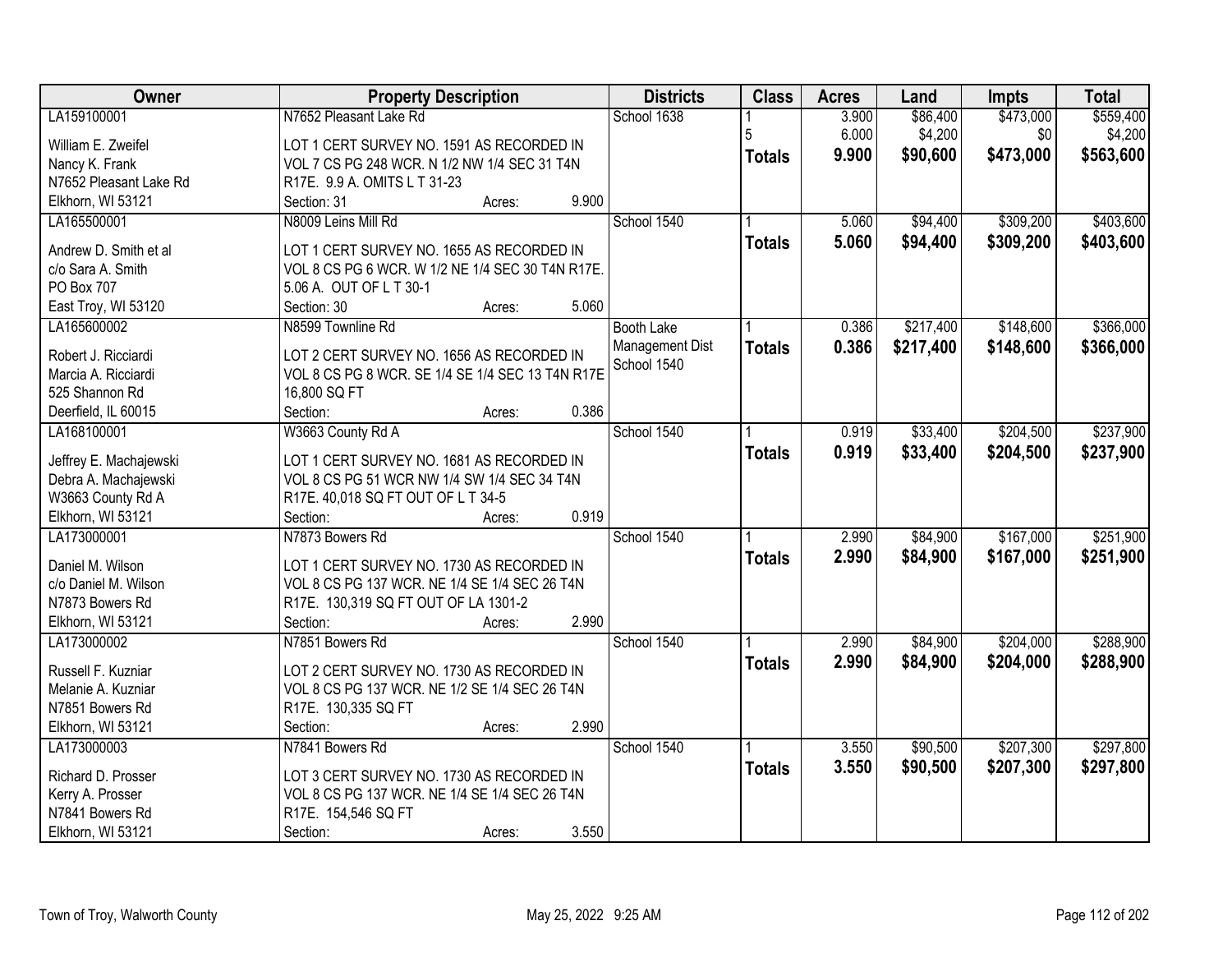| Owner | Property Description | Districts | Class | Acres | Land | Impts | Total |
|---|---|---|---|---|---|---|---|
| LA159100001<br>William E. Zweifel<br>Nancy K. Frank<br>N7652 Pleasant Lake Rd<br>Elkhorn, WI 53121 | N7652 Pleasant Lake Rd<br>LOT 1 CERT SURVEY NO. 1591 AS RECORDED IN VOL 7 CS PG 248 WCR. N 1/2 NW 1/4 SEC 31 T4N R17E. 9.9 A. OMITS L T 31-23<br>Section: 31 Acres: 9.900 | School 1638 | 1<br>5<br>**Totals** | 3.900<br>6.000<br>**9.900** | $86,400<br>$4,200<br>**$90,600** | $473,000<br>$0<br>**$473,000** | $559,400<br>$4,200<br>**$563,600** |
| LA165500001<br>Andrew D. Smith et al<br>c/o Sara A. Smith<br>PO Box 707<br>East Troy, WI 53120 | N8009 Leins Mill Rd<br>LOT 1 CERT SURVEY NO. 1655 AS RECORDED IN VOL 8 CS PG 6 WCR. W 1/2 NE 1/4 SEC 30 T4N R17E. 5.06 A. OUT OF L T 30-1<br>Section: 30 Acres: 5.060 | School 1540 | 1<br>**Totals** | 5.060<br>**5.060** | $94,400<br>**$94,400** | $309,200<br>**$309,200** | $403,600<br>**$403,600** |
| LA165600002<br>Robert J. Ricciardi<br>Marcia A. Ricciardi<br>525 Shannon Rd<br>Deerfield, IL 60015 | N8599 Townline Rd<br>LOT 2 CERT SURVEY NO. 1656 AS RECORDED IN VOL 8 CS PG 8 WCR. SE 1/4 SE 1/4 SEC 13 T4N R17E 16,800 SQ FT<br>Section: Acres: 0.386 | Booth Lake Management Dist<br>School 1540 | 1<br>**Totals** | 0.386<br>**0.386** | $217,400<br>**$217,400** | $148,600<br>**$148,600** | $366,000<br>**$366,000** |
| LA168100001<br>Jeffrey E. Machajewski<br>Debra A. Machajewski<br>W3663 County Rd A<br>Elkhorn, WI 53121 | W3663 County Rd A<br>LOT 1 CERT SURVEY NO. 1681 AS RECORDED IN VOL 8 CS PG 51 WCR NW 1/4 SW 1/4 SEC 34 T4N R17E. 40,018 SQ FT OUT OF L T 34-5<br>Section: Acres: 0.919 | School 1540 | 1<br>**Totals** | 0.919<br>**0.919** | $33,400<br>**$33,400** | $204,500<br>**$204,500** | $237,900<br>**$237,900** |
| LA173000001<br>Daniel M. Wilson<br>c/o Daniel M. Wilson<br>N7873 Bowers Rd<br>Elkhorn, WI 53121 | N7873 Bowers Rd<br>LOT 1 CERT SURVEY NO. 1730 AS RECORDED IN VOL 8 CS PG 137 WCR. NE 1/4 SE 1/4 SEC 26 T4N R17E. 130,319 SQ FT OUT OF LA 1301-2<br>Section: Acres: 2.990 | School 1540 | 1<br>**Totals** | 2.990<br>**2.990** | $84,900<br>**$84,900** | $167,000<br>**$167,000** | $251,900<br>**$251,900** |
| LA173000002<br>Russell F. Kuzniar<br>Melanie A. Kuzniar<br>N7851 Bowers Rd<br>Elkhorn, WI 53121 | N7851 Bowers Rd<br>LOT 2 CERT SURVEY NO. 1730 AS RECORDED IN VOL 8 CS PG 137 WCR. NE 1/2 SE 1/4 SEC 26 T4N R17E. 130,335 SQ FT<br>Section: Acres: 2.990 | School 1540 | 1<br>**Totals** | 2.990<br>**2.990** | $84,900<br>**$84,900** | $204,000<br>**$204,000** | $288,900<br>**$288,900** |
| LA173000003<br>Richard D. Prosser<br>Kerry A. Prosser<br>N7841 Bowers Rd<br>Elkhorn, WI 53121 | N7841 Bowers Rd<br>LOT 3 CERT SURVEY NO. 1730 AS RECORDED IN VOL 8 CS PG 137 WCR. NE 1/4 SE 1/4 SEC 26 T4N R17E. 154,546 SQ FT<br>Section: Acres: 3.550 | School 1540 | 1<br>**Totals** | 3.550<br>**3.550** | $90,500<br>**$90,500** | $207,300<br>**$207,300** | $297,800<br>**$297,800** |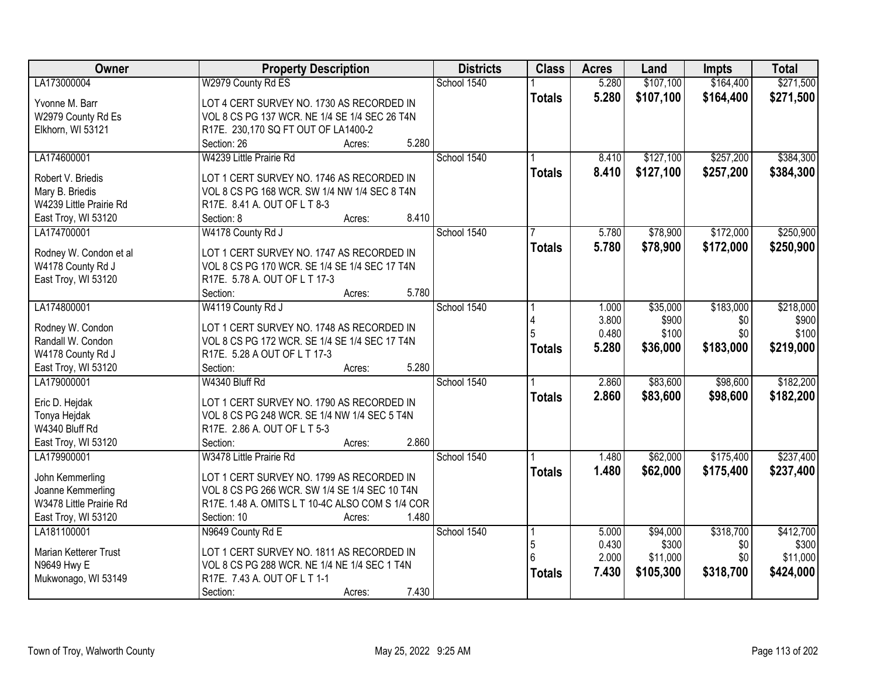| Owner | Property Description | Districts | Class | Acres | Land | Impts | Total |
|---|---|---|---|---|---|---|---|
| LA173000004 | W2979 County Rd ES | School 1540 | 1 | 5.280 | $107,100 | $164,400 | $271,500 |
| Yvonne M. Barr<br>W2979 County Rd Es<br>Elkhorn, WI 53121 | LOT 4 CERT SURVEY NO. 1730 AS RECORDED IN VOL 8 CS PG 137 WCR. NE 1/4 SE 1/4 SEC 26 T4N R17E. 230,170 SQ FT OUT OF LA1400-2<br>Section: 26 Acres: 5.280 | | **Totals** | **5.280** | **$107,100** | **$164,400** | **$271,500** |
| LA174600001 | W4239 Little Prairie Rd | School 1540 | 1 | 8.410 | $127,100 | $257,200 | $384,300 |
| Robert V. Briedis<br>Mary B. Briedis<br>W4239 Little Prairie Rd<br>East Troy, WI 53120 | LOT 1 CERT SURVEY NO. 1746 AS RECORDED IN VOL 8 CS PG 168 WCR. SW 1/4 NW 1/4 SEC 8 T4N R17E. 8.41 A. OUT OF L T 8-3<br>Section: 8 Acres: 8.410 | | **Totals** | **8.410** | **$127,100** | **$257,200** | **$384,300** |
| LA174700001 | W4178 County Rd J | School 1540 | 7 | 5.780 | $78,900 | $172,000 | $250,900 |
| Rodney W. Condon et al<br>W4178 County Rd J<br>East Troy, WI 53120 | LOT 1 CERT SURVEY NO. 1747 AS RECORDED IN VOL 8 CS PG 170 WCR. SE 1/4 SE 1/4 SEC 17 T4N R17E. 5.78 A. OUT OF L T 17-3<br>Section: Acres: 5.780 | | **Totals** | **5.780** | **$78,900** | **$172,000** | **$250,900** |
| LA174800001 | W4119 County Rd J | School 1540 | 1 | 1.000 | $35,000 | $183,000 | $218,000 |
| | | | 4 | 3.800 | $900 | $0 | $900 |
| | | | 5 | 0.480 | $100 | $0 | $100 |
| Rodney W. Condon<br>Randall W. Condon<br>W4178 County Rd J<br>East Troy, WI 53120 | LOT 1 CERT SURVEY NO. 1748 AS RECORDED IN VOL 8 CS PG 172 WCR. SE 1/4 SE 1/4 SEC 17 T4N R17E. 5.28 A OUT OF L T 17-3<br>Section: Acres: 5.280 | | **Totals** | **5.280** | **$36,000** | **$183,000** | **$219,000** |
| LA179000001 | W4340 Bluff Rd | School 1540 | 1 | 2.860 | $83,600 | $98,600 | $182,200 |
| Eric D. Hejdak<br>Tonya Hejdak<br>W4340 Bluff Rd<br>East Troy, WI 53120 | LOT 1 CERT SURVEY NO. 1790 AS RECORDED IN VOL 8 CS PG 248 WCR. SE 1/4 NW 1/4 SEC 5 T4N R17E. 2.86 A. OUT OF L T 5-3<br>Section: Acres: 2.860 | | **Totals** | **2.860** | **$83,600** | **$98,600** | **$182,200** |
| LA179900001 | W3478 Little Prairie Rd | School 1540 | 1 | 1.480 | $62,000 | $175,400 | $237,400 |
| John Kemmerling<br>Joanne Kemmerling<br>W3478 Little Prairie Rd<br>East Troy, WI 53120 | LOT 1 CERT SURVEY NO. 1799 AS RECORDED IN VOL 8 CS PG 266 WCR. SW 1/4 SE 1/4 SEC 10 T4N R17E. 1.48 A. OMITS L T 10-4C ALSO COM S 1/4 COR<br>Section: 10 Acres: 1.480 | | **Totals** | **1.480** | **$62,000** | **$175,400** | **$237,400** |
| LA181100001 | N9649 County Rd E | School 1540 | 1 | 5.000 | $94,000 | $318,700 | $412,700 |
| | | | 5 | 0.430 | $300 | $0 | $300 |
| | | | 6 | 2.000 | $11,000 | $0 | $11,000 |
| Marian Ketterer Trust<br>N9649 Hwy E<br>Mukwonago, WI 53149 | LOT 1 CERT SURVEY NO. 1811 AS RECORDED IN VOL 8 CS PG 288 WCR. NE 1/4 NE 1/4 SEC 1 T4N R17E. 7.43 A. OUT OF L T 1-1<br>Section: Acres: 7.430 | | **Totals** | **7.430** | **$105,300** | **$318,700** | **$424,000** |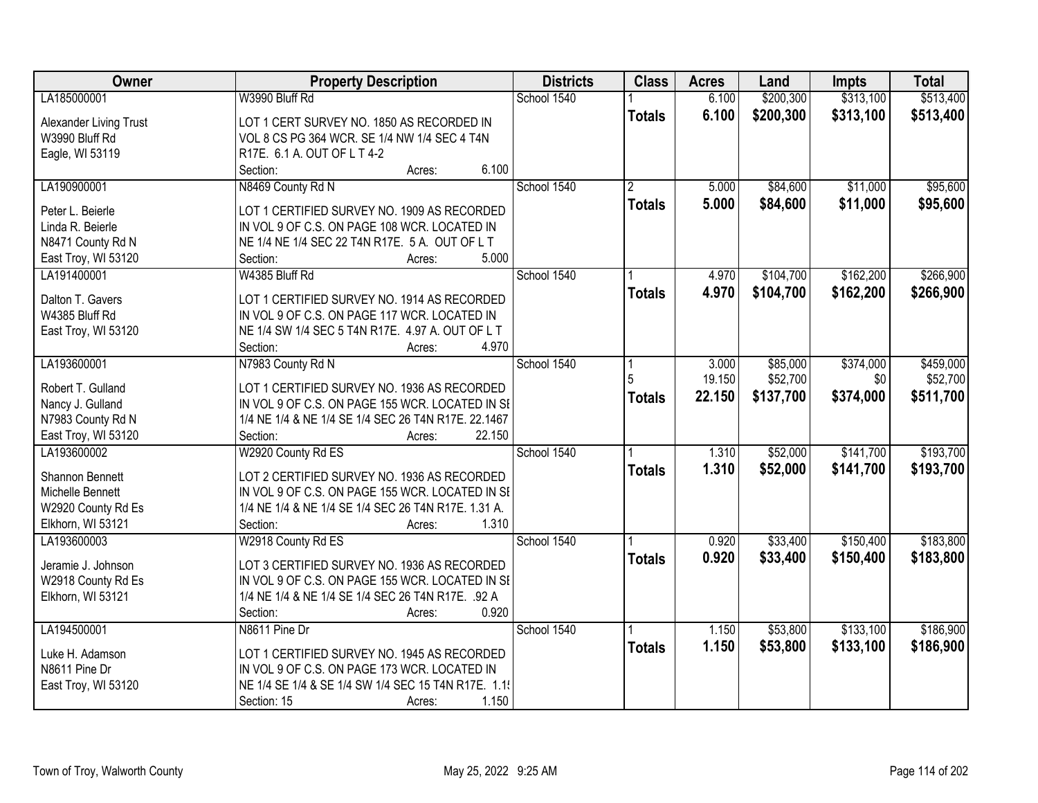| Owner | Property Description | Districts | Class | Acres | Land | Impts | Total |
|---|---|---|---|---|---|---|---|
| LA185000001<br><br>Alexander Living Trust<br>W3990 Bluff Rd<br>Eagle, WI 53119 | W3990 Bluff Rd<br><br>LOT 1 CERT SURVEY NO. 1850 AS RECORDED IN VOL 8 CS PG 364 WCR. SE 1/4 NW 1/4 SEC 4 T4N R17E. 6.1 A. OUT OF L T 4-2<br>Section: Acres: 6.100 | School 1540 | 1<br>**Totals** | 6.100<br>**6.100** | $200,300<br>**$200,300** | $313,100<br>**$313,100** | $513,400<br>**$513,400** |
| LA190900001<br><br>Peter L. Beierle<br>Linda R. Beierle<br>N8471 County Rd N<br>East Troy, WI 53120 | N8469 County Rd N<br><br>LOT 1 CERTIFIED SURVEY NO. 1909 AS RECORDED IN VOL 9 OF C.S. ON PAGE 108 WCR. LOCATED IN NE 1/4 NE 1/4 SEC 22 T4N R17E. 5 A. OUT OF L T<br>Section: Acres: 5.000 | School 1540 | 2<br>**Totals** | 5.000<br>**5.000** | $84,600<br>**$84,600** | $11,000<br>**$11,000** | $95,600<br>**$95,600** |
| LA191400001<br><br>Dalton T. Gavers<br>W4385 Bluff Rd<br>East Troy, WI 53120 | W4385 Bluff Rd<br><br>LOT 1 CERTIFIED SURVEY NO. 1914 AS RECORDED IN VOL 9 OF C.S. ON PAGE 117 WCR. LOCATED IN NE 1/4 SW 1/4 SEC 5 T4N R17E. 4.97 A. OUT OF L T<br>Section: Acres: 4.970 | School 1540 | 1<br>**Totals** | 4.970<br>**4.970** | $104,700<br>**$104,700** | $162,200<br>**$162,200** | $266,900<br>**$266,900** |
| LA193600001<br><br>Robert T. Gulland<br>Nancy J. Gulland<br>N7983 County Rd N<br>East Troy, WI 53120 | N7983 County Rd N<br><br>LOT 1 CERTIFIED SURVEY NO. 1936 AS RECORDED IN VOL 9 OF C.S. ON PAGE 155 WCR. LOCATED IN SE 1/4 NE 1/4 & NE 1/4 SE 1/4 SEC 26 T4N R17E. 22.1467<br>Section: Acres: 22.150 | School 1540 | 1<br>5<br>**Totals** | 3.000<br>19.150<br>**22.150** | $85,000<br>$52,700<br>**$137,700** | $374,000<br>$0<br>**$374,000** | $459,000<br>$52,700<br>**$511,700** |
| LA193600002<br><br>Shannon Bennett<br>Michelle Bennett<br>W2920 County Rd Es<br>Elkhorn, WI 53121 | W2920 County Rd ES<br><br>LOT 2 CERTIFIED SURVEY NO. 1936 AS RECORDED IN VOL 9 OF C.S. ON PAGE 155 WCR. LOCATED IN SE 1/4 NE 1/4 & NE 1/4 SE 1/4 SEC 26 T4N R17E. 1.31 A.<br>Section: Acres: 1.310 | School 1540 | 1<br>**Totals** | 1.310<br>**1.310** | $52,000<br>**$52,000** | $141,700<br>**$141,700** | $193,700<br>**$193,700** |
| LA193600003<br><br>Jeramie J. Johnson<br>W2918 County Rd Es<br>Elkhorn, WI 53121 | W2918 County Rd ES<br><br>LOT 3 CERTIFIED SURVEY NO. 1936 AS RECORDED IN VOL 9 OF C.S. ON PAGE 155 WCR. LOCATED IN SE 1/4 NE 1/4 & NE 1/4 SE 1/4 SEC 26 T4N R17E. .92 A<br>Section: Acres: 0.920 | School 1540 | 1<br>**Totals** | 0.920<br>**0.920** | $33,400<br>**$33,400** | $150,400<br>**$150,400** | $183,800<br>**$183,800** |
| LA194500001<br><br>Luke H. Adamson<br>N8611 Pine Dr<br>East Troy, WI 53120 | N8611 Pine Dr<br><br>LOT 1 CERTIFIED SURVEY NO. 1945 AS RECORDED IN VOL 9 OF C.S. ON PAGE 173 WCR. LOCATED IN NE 1/4 SE 1/4 & SE 1/4 SW 1/4 SEC 15 T4N R17E. 1.1<br>Section: 15 Acres: 1.150 | School 1540 | 1<br>**Totals** | 1.150<br>**1.150** | $53,800<br>**$53,800** | $133,100<br>**$133,100** | $186,900<br>**$186,900** |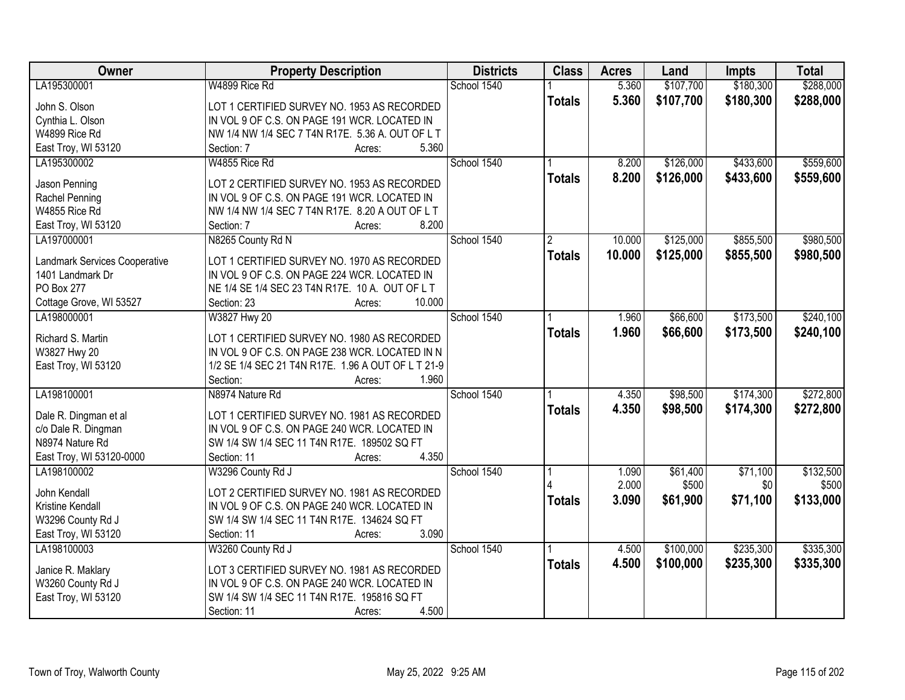| Owner | Property Description | Districts | Class | Acres | Land | Impts | Total |
|---|---|---|---|---|---|---|---|
| LA195300001<br><br>John S. Olson<br>Cynthia L. Olson<br>W4899 Rice Rd<br>East Troy, WI 53120 | W4899 Rice Rd<br><br>LOT 1 CERTIFIED SURVEY NO. 1953 AS RECORDED IN VOL 9 OF C.S. ON PAGE 191 WCR. LOCATED IN NW 1/4 NW 1/4 SEC 7 T4N R17E. 5.36 A. OUT OF L T<br>Section: 7 Acres: 5.360 | School 1540 | 1<br>**Totals** | 5.360<br>**5.360** | $107,700<br>**$107,700** | $180,300<br>**$180,300** | $288,000<br>**$288,000** |
| LA195300002<br><br>Jason Penning<br>Rachel Penning<br>W4855 Rice Rd<br>East Troy, WI 53120 | W4855 Rice Rd<br><br>LOT 2 CERTIFIED SURVEY NO. 1953 AS RECORDED IN VOL 9 OF C.S. ON PAGE 191 WCR. LOCATED IN NW 1/4 NW 1/4 SEC 7 T4N R17E. 8.20 A OUT OF L T<br>Section: 7 Acres: 8.200 | School 1540 | 1<br>**Totals** | 8.200<br>**8.200** | $126,000<br>**$126,000** | $433,600<br>**$433,600** | $559,600<br>**$559,600** |
| LA197000001<br><br>Landmark Services Cooperative<br>1401 Landmark Dr<br>PO Box 277<br>Cottage Grove, WI 53527 | N8265 County Rd N<br><br>LOT 1 CERTIFIED SURVEY NO. 1970 AS RECORDED IN VOL 9 OF C.S. ON PAGE 224 WCR. LOCATED IN NE 1/4 SE 1/4 SEC 23 T4N R17E. 10 A. OUT OF L T<br>Section: 23 Acres: 10.000 | School 1540 | 2<br>**Totals** | 10.000<br>**10.000** | $125,000<br>**$125,000** | $855,500<br>**$855,500** | $980,500<br>**$980,500** |
| LA198000001<br><br>Richard S. Martin<br>W3827 Hwy 20<br>East Troy, WI 53120 | W3827 Hwy 20<br><br>LOT 1 CERTIFIED SURVEY NO. 1980 AS RECORDED IN VOL 9 OF C.S. ON PAGE 238 WCR. LOCATED IN N 1/2 SE 1/4 SEC 21 T4N R17E. 1.96 A OUT OF L T 21-9<br>Section: Acres: 1.960 | School 1540 | 1<br>**Totals** | 1.960<br>**1.960** | $66,600<br>**$66,600** | $173,500<br>**$173,500** | $240,100<br>**$240,100** |
| LA198100001<br><br>Dale R. Dingman et al<br>c/o Dale R. Dingman<br>N8974 Nature Rd<br>East Troy, WI 53120-0000 | N8974 Nature Rd<br><br>LOT 1 CERTIFIED SURVEY NO. 1981 AS RECORDED IN VOL 9 OF C.S. ON PAGE 240 WCR. LOCATED IN SW 1/4 SW 1/4 SEC 11 T4N R17E. 189502 SQ FT<br>Section: 11 Acres: 4.350 | School 1540 | 1<br>**Totals** | 4.350<br>**4.350** | $98,500<br>**$98,500** | $174,300<br>**$174,300** | $272,800<br>**$272,800** |
| LA198100002<br><br>John Kendall<br>Kristine Kendall<br>W3296 County Rd J<br>East Troy, WI 53120 | W3296 County Rd J<br><br>LOT 2 CERTIFIED SURVEY NO. 1981 AS RECORDED IN VOL 9 OF C.S. ON PAGE 240 WCR. LOCATED IN SW 1/4 SW 1/4 SEC 11 T4N R17E. 134624 SQ FT<br>Section: 11 Acres: 3.090 | School 1540 | 1<br>4<br>**Totals** | 1.090<br>2.000<br>**3.090** | $61,400<br>$500<br>**$61,900** | $71,100<br>$0<br>**$71,100** | $132,500<br>$500<br>**$133,000** |
| LA198100003<br><br>Janice R. Maklary<br>W3260 County Rd J<br>East Troy, WI 53120 | W3260 County Rd J<br><br>LOT 3 CERTIFIED SURVEY NO. 1981 AS RECORDED IN VOL 9 OF C.S. ON PAGE 240 WCR. LOCATED IN SW 1/4 SW 1/4 SEC 11 T4N R17E. 195816 SQ FT<br>Section: 11 Acres: 4.500 | School 1540 | 1<br>**Totals** | 4.500<br>**4.500** | $100,000<br>**$100,000** | $235,300<br>**$235,300** | $335,300<br>**$335,300** |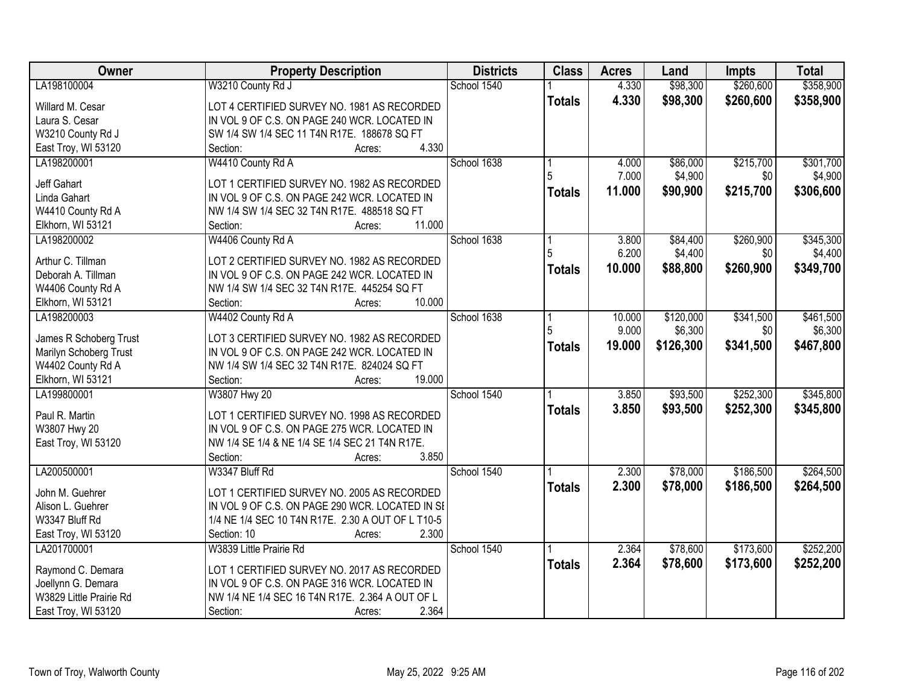| Owner | Property Description | Districts | Class | Acres | Land | Impts | Total |
|---|---|---|---|---|---|---|---|
| LA198100004<br>Willard M. Cesar<br>Laura S. Cesar<br>W3210 County Rd J<br>East Troy, WI 53120 | W3210 County Rd J<br>LOT 4 CERTIFIED SURVEY NO. 1981 AS RECORDED IN VOL 9 OF C.S. ON PAGE 240 WCR. LOCATED IN SW 1/4 SW 1/4 SEC 11 T4N R17E. 188678 SQ FT<br>Section: Acres: 4.330 | School 1540 | 1<br>**Totals** | 4.330<br>**4.330** | $98,300<br>**$98,300** | $260,600<br>**$260,600** | $358,900<br>**$358,900** |
| LA198200001<br>Jeff Gahart<br>Linda Gahart<br>W4410 County Rd A<br>Elkhorn, WI 53121 | W4410 County Rd A<br>LOT 1 CERTIFIED SURVEY NO. 1982 AS RECORDED IN VOL 9 OF C.S. ON PAGE 242 WCR. LOCATED IN NW 1/4 SW 1/4 SEC 32 T4N R17E. 488518 SQ FT<br>Section: Acres: 11.000 | School 1638 | 1<br>5<br>**Totals** | 4.000<br>7.000<br>**11.000** | $86,000<br>$4,900<br>**$90,900** | $215,700<br>$0<br>**$215,700** | $301,700<br>$4,900<br>**$306,600** |
| LA198200002<br>Arthur C. Tillman<br>Deborah A. Tillman<br>W4406 County Rd A<br>Elkhorn, WI 53121 | W4406 County Rd A<br>LOT 2 CERTIFIED SURVEY NO. 1982 AS RECORDED IN VOL 9 OF C.S. ON PAGE 242 WCR. LOCATED IN NW 1/4 SW 1/4 SEC 32 T4N R17E. 445254 SQ FT<br>Section: Acres: 10.000 | School 1638 | 1<br>5<br>**Totals** | 3.800<br>6.200<br>**10.000** | $84,400<br>$4,400<br>**$88,800** | $260,900<br>$0<br>**$260,900** | $345,300<br>$4,400<br>**$349,700** |
| LA198200003<br>James R Schoberg Trust<br>Marilyn Schoberg Trust<br>W4402 County Rd A<br>Elkhorn, WI 53121 | W4402 County Rd A<br>LOT 3 CERTIFIED SURVEY NO. 1982 AS RECORDED IN VOL 9 OF C.S. ON PAGE 242 WCR. LOCATED IN NW 1/4 SW 1/4 SEC 32 T4N R17E. 824024 SQ FT<br>Section: Acres: 19.000 | School 1638 | 1<br>5<br>**Totals** | 10.000<br>9.000<br>**19.000** | $120,000<br>$6,300<br>**$126,300** | $341,500<br>$0<br>**$341,500** | $461,500<br>$6,300<br>**$467,800** |
| LA199800001<br>Paul R. Martin<br>W3807 Hwy 20<br>East Troy, WI 53120 | W3807 Hwy 20<br>LOT 1 CERTIFIED SURVEY NO. 1998 AS RECORDED IN VOL 9 OF C.S. ON PAGE 275 WCR. LOCATED IN NW 1/4 SE 1/4 & NE 1/4 SE 1/4 SEC 21 T4N R17E.<br>Section: Acres: 3.850 | School 1540 | 1<br>**Totals** | 3.850<br>**3.850** | $93,500<br>**$93,500** | $252,300<br>**$252,300** | $345,800<br>**$345,800** |
| LA200500001<br>John M. Guehrer<br>Alison L. Guehrer<br>W3347 Bluff Rd<br>East Troy, WI 53120 | W3347 Bluff Rd<br>LOT 1 CERTIFIED SURVEY NO. 2005 AS RECORDED IN VOL 9 OF C.S. ON PAGE 290 WCR. LOCATED IN SE 1/4 NE 1/4 SEC 10 T4N R17E. 2.30 A OUT OF L T10-5<br>Section: 10 Acres: 2.300 | School 1540 | 1<br>**Totals** | 2.300<br>**2.300** | $78,000<br>**$78,000** | $186,500<br>**$186,500** | $264,500<br>**$264,500** |
| LA201700001<br>Raymond C. Demara<br>Joellynn G. Demara<br>W3829 Little Prairie Rd<br>East Troy, WI 53120 | W3839 Little Prairie Rd<br>LOT 1 CERTIFIED SURVEY NO. 2017 AS RECORDED IN VOL 9 OF C.S. ON PAGE 316 WCR. LOCATED IN NW 1/4 NE 1/4 SEC 16 T4N R17E. 2.364 A OUT OF L<br>Section: Acres: 2.364 | School 1540 | 1<br>**Totals** | 2.364<br>**2.364** | $78,600<br>**$78,600** | $173,600<br>**$173,600** | $252,200<br>**$252,200** |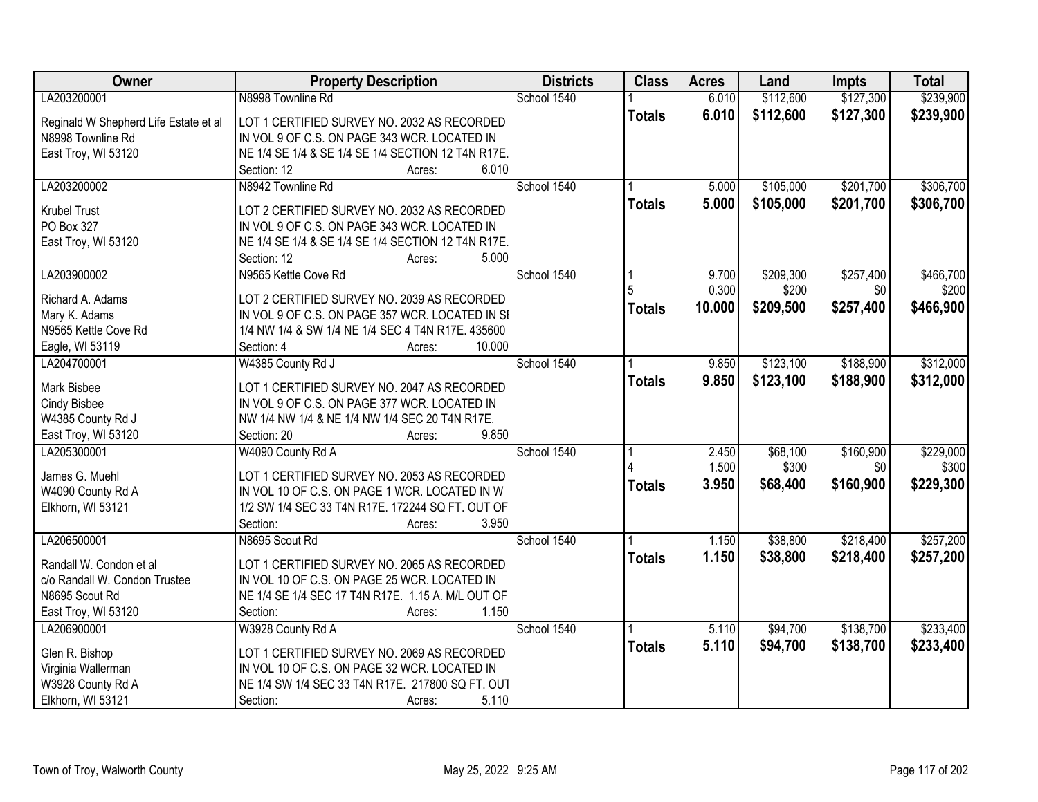| Owner | Property Description | Districts | Class | Acres | Land | Impts | Total |
|---|---|---|---|---|---|---|---|
| LA203200001<br>Reginald W Shepherd Life Estate et al<br>N8998 Townline Rd<br>East Troy, WI 53120 | N8998 Townline Rd<br>LOT 1 CERTIFIED SURVEY NO. 2032 AS RECORDED IN VOL 9 OF C.S. ON PAGE 343 WCR. LOCATED IN NE 1/4 SE 1/4 & SE 1/4 SE 1/4 SECTION 12 T4N R17E.<br>Section: 12 Acres: 6.010 | School 1540 | 1<br>**Totals** | 6.010<br>**6.010** | $112,600<br>**$112,600** | $127,300<br>**$127,300** | $239,900<br>**$239,900** |
| LA203200002<br>Krubel Trust<br>PO Box 327<br>East Troy, WI 53120 | N8942 Townline Rd<br>LOT 2 CERTIFIED SURVEY NO. 2032 AS RECORDED IN VOL 9 OF C.S. ON PAGE 343 WCR. LOCATED IN NE 1/4 SE 1/4 & SE 1/4 SE 1/4 SECTION 12 T4N R17E.<br>Section: 12 Acres: 5.000 | School 1540 | 1<br>**Totals** | 5.000<br>**5.000** | $105,000<br>**$105,000** | $201,700<br>**$201,700** | $306,700<br>**$306,700** |
| LA203900002<br>Richard A. Adams<br>Mary K. Adams<br>N9565 Kettle Cove Rd<br>Eagle, WI 53119 | N9565 Kettle Cove Rd<br>LOT 2 CERTIFIED SURVEY NO. 2039 AS RECORDED IN VOL 9 OF C.S. ON PAGE 357 WCR. LOCATED IN SE 1/4 NW 1/4 & SW 1/4 NE 1/4 SEC 4 T4N R17E. 435600<br>Section: 4 Acres: 10.000 | School 1540 | 1<br>5<br>**Totals** | 9.700<br>0.300<br>**10.000** | $209,300<br>$200<br>**$209,500** | $257,400<br>$0<br>**$257,400** | $466,700<br>$200<br>**$466,900** |
| LA204700001<br>Mark Bisbee<br>Cindy Bisbee<br>W4385 County Rd J<br>East Troy, WI 53120 | W4385 County Rd J<br>LOT 1 CERTIFIED SURVEY NO. 2047 AS RECORDED IN VOL 9 OF C.S. ON PAGE 377 WCR. LOCATED IN NW 1/4 NW 1/4 & NE 1/4 NW 1/4 SEC 20 T4N R17E.<br>Section: 20 Acres: 9.850 | School 1540 | 1<br>**Totals** | 9.850<br>**9.850** | $123,100<br>**$123,100** | $188,900<br>**$188,900** | $312,000<br>**$312,000** |
| LA205300001<br>James G. Muehl<br>W4090 County Rd A<br>Elkhorn, WI 53121 | W4090 County Rd A<br>LOT 1 CERTIFIED SURVEY NO. 2053 AS RECORDED IN VOL 10 OF C.S. ON PAGE 1 WCR. LOCATED IN W 1/2 SW 1/4 SEC 33 T4N R17E. 172244 SQ FT. OUT OF<br>Section: Acres: 3.950 | School 1540 | 1<br>4<br>**Totals** | 2.450<br>1.500<br>**3.950** | $68,100<br>$300<br>**$68,400** | $160,900<br>$0<br>**$160,900** | $229,000<br>$300<br>**$229,300** |
| LA206500001<br>Randall W. Condon et al<br>c/o Randall W. Condon Trustee<br>N8695 Scout Rd<br>East Troy, WI 53120 | N8695 Scout Rd<br>LOT 1 CERTIFIED SURVEY NO. 2065 AS RECORDED IN VOL 10 OF C.S. ON PAGE 25 WCR. LOCATED IN NE 1/4 SE 1/4 SEC 17 T4N R17E. 1.15 A. M/L OUT OF<br>Section: Acres: 1.150 | School 1540 | 1<br>**Totals** | 1.150<br>**1.150** | $38,800<br>**$38,800** | $218,400<br>**$218,400** | $257,200<br>**$257,200** |
| LA206900001<br>Glen R. Bishop<br>Virginia Wallerman<br>W3928 County Rd A<br>Elkhorn, WI 53121 | W3928 County Rd A<br>LOT 1 CERTIFIED SURVEY NO. 2069 AS RECORDED IN VOL 10 OF C.S. ON PAGE 32 WCR. LOCATED IN NE 1/4 SW 1/4 SEC 33 T4N R17E. 217800 SQ FT. OUT<br>Section: Acres: 5.110 | School 1540 | 1<br>**Totals** | 5.110<br>**5.110** | $94,700<br>**$94,700** | $138,700<br>**$138,700** | $233,400<br>**$233,400** |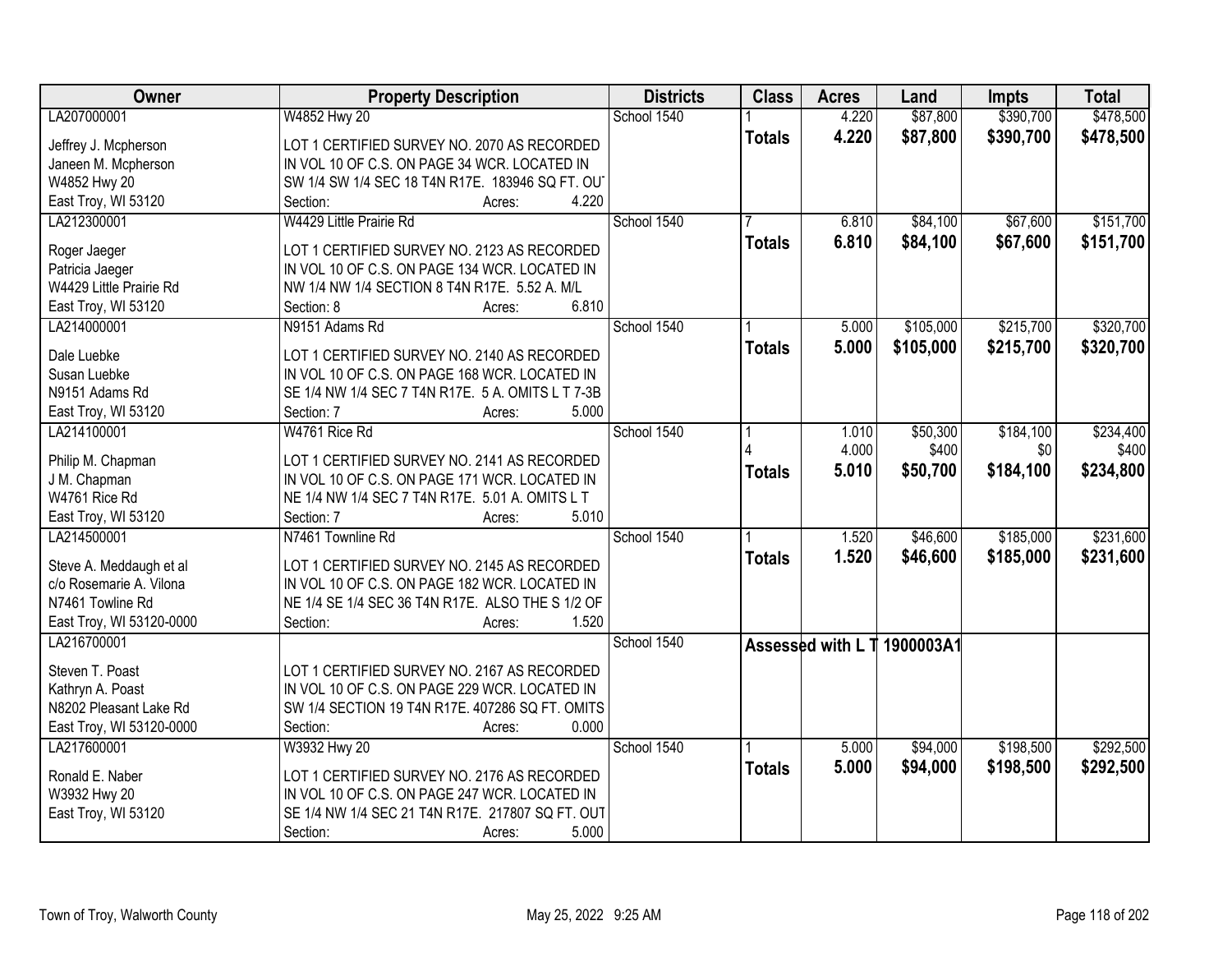| Owner | Property Description | Districts | Class | Acres | Land | Impts | Total |
|---|---|---|---|---|---|---|---|
| LA207000001 | W4852 Hwy 20 | School 1540 | 1 | 4.220 | $87,800 | $390,700 | $478,500 |
| Jeffrey J. Mcpherson<br>Janeen M. Mcpherson<br>W4852 Hwy 20<br>East Troy, WI 53120 | LOT 1 CERTIFIED SURVEY NO. 2070 AS RECORDED IN VOL 10 OF C.S. ON PAGE 34 WCR. LOCATED IN SW 1/4 SW 1/4 SEC 18 T4N R17E. 183946 SQ FT. OUT<br>Section: Acres: 4.220 | | **Totals** | **4.220** | **$87,800** | **$390,700** | **$478,500** |
| LA212300001 | W4429 Little Prairie Rd | School 1540 | 7 | 6.810 | $84,100 | $67,600 | $151,700 |
| Roger Jaeger<br>Patricia Jaeger<br>W4429 Little Prairie Rd<br>East Troy, WI 53120 | LOT 1 CERTIFIED SURVEY NO. 2123 AS RECORDED IN VOL 10 OF C.S. ON PAGE 134 WCR. LOCATED IN NW 1/4 NW 1/4 SECTION 8 T4N R17E. 5.52 A. M/L<br>Section: 8 Acres: 6.810 | | **Totals** | **6.810** | **$84,100** | **$67,600** | **$151,700** |
| LA214000001 | N9151 Adams Rd | School 1540 | 1 | 5.000 | $105,000 | $215,700 | $320,700 |
| Dale Luebke<br>Susan Luebke<br>N9151 Adams Rd<br>East Troy, WI 53120 | LOT 1 CERTIFIED SURVEY NO. 2140 AS RECORDED IN VOL 10 OF C.S. ON PAGE 168 WCR. LOCATED IN SE 1/4 NW 1/4 SEC 7 T4N R17E. 5 A. OMITS L T 7-3B<br>Section: 7 Acres: 5.000 | | **Totals** | **5.000** | **$105,000** | **$215,700** | **$320,700** |
| LA214100001 | W4761 Rice Rd | School 1540 | 1<br>4 | 1.010<br>4.000 | $50,300<br>$400 | $184,100<br>$0 | $234,400<br>$400 |
| Philip M. Chapman<br>J M. Chapman<br>W4761 Rice Rd<br>East Troy, WI 53120 | LOT 1 CERTIFIED SURVEY NO. 2141 AS RECORDED IN VOL 10 OF C.S. ON PAGE 171 WCR. LOCATED IN NE 1/4 NW 1/4 SEC 7 T4N R17E. 5.01 A. OMITS L T<br>Section: 7 Acres: 5.010 | | **Totals** | **5.010** | **$50,700** | **$184,100** | **$234,800** |
| LA214500001 | N7461 Townline Rd | School 1540 | 1 | 1.520 | $46,600 | $185,000 | $231,600 |
| Steve A. Meddaugh et al<br>c/o Rosemarie A. Vilona<br>N7461 Towline Rd<br>East Troy, WI 53120-0000 | LOT 1 CERTIFIED SURVEY NO. 2145 AS RECORDED IN VOL 10 OF C.S. ON PAGE 182 WCR. LOCATED IN NE 1/4 SE 1/4 SEC 36 T4N R17E. ALSO THE S 1/2 OF<br>Section: Acres: 1.520 | | **Totals** | **1.520** | **$46,600** | **$185,000** | **$231,600** |
| LA216700001 | | School 1540 | **Assessed with L T 1900003A1** | | | | |
| Steven T. Poast<br>Kathryn A. Poast<br>N8202 Pleasant Lake Rd<br>East Troy, WI 53120-0000 | LOT 1 CERTIFIED SURVEY NO. 2167 AS RECORDED IN VOL 10 OF C.S. ON PAGE 229 WCR. LOCATED IN SW 1/4 SECTION 19 T4N R17E. 407286 SQ FT. OMITS<br>Section: Acres: 0.000 | | | | | | |
| LA217600001 | W3932 Hwy 20 | School 1540 | 1 | 5.000 | $94,000 | $198,500 | $292,500 |
| Ronald E. Naber<br>W3932 Hwy 20<br>East Troy, WI 53120 | LOT 1 CERTIFIED SURVEY NO. 2176 AS RECORDED IN VOL 10 OF C.S. ON PAGE 247 WCR. LOCATED IN SE 1/4 NW 1/4 SEC 21 T4N R17E. 217807 SQ FT. OUT<br>Section: Acres: 5.000 | | **Totals** | **5.000** | **$94,000** | **$198,500** | **$292,500** |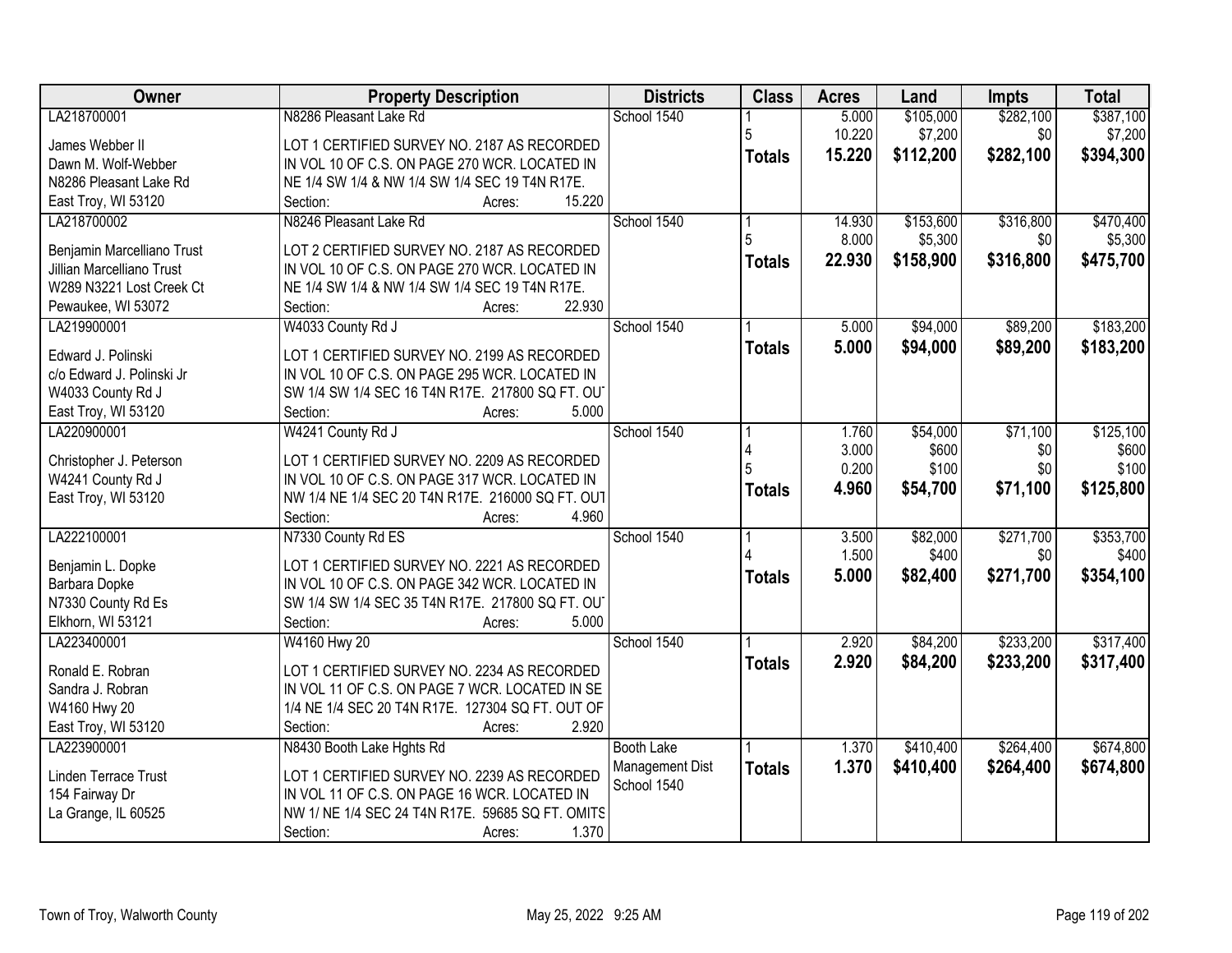| Owner | Property Description | Districts | Class | Acres | Land | Impts | Total |
|---|---|---|---|---|---|---|---|
| LA218700001<br><br>James Webber II<br>Dawn M. Wolf-Webber<br>N8286 Pleasant Lake Rd<br>East Troy, WI 53120 | N8286 Pleasant Lake Rd<br><br>LOT 1 CERTIFIED SURVEY NO. 2187 AS RECORDED IN VOL 10 OF C.S. ON PAGE 270 WCR. LOCATED IN NE 1/4 SW 1/4 & NW 1/4 SW 1/4 SEC 19 T4N R17E.<br>Section: Acres: 15.220 | School 1540 | 1<br>5<br>**Totals** | 5.000<br>10.220<br>**15.220** | $105,000<br>$7,200<br>**$112,200** | $282,100<br>$0<br>**$282,100** | $387,100<br>$7,200<br>**$394,300** |
| LA218700002<br><br>Benjamin Marcelliano Trust<br>Jillian Marcelliano Trust<br>W289 N3221 Lost Creek Ct<br>Pewaukee, WI 53072 | N8246 Pleasant Lake Rd<br><br>LOT 2 CERTIFIED SURVEY NO. 2187 AS RECORDED IN VOL 10 OF C.S. ON PAGE 270 WCR. LOCATED IN NE 1/4 SW 1/4 & NW 1/4 SW 1/4 SEC 19 T4N R17E.<br>Section: Acres: 22.930 | School 1540 | 1<br>5<br>**Totals** | 14.930<br>8.000<br>**22.930** | $153,600<br>$5,300<br>**$158,900** | $316,800<br>$0<br>**$316,800** | $470,400<br>$5,300<br>**$475,700** |
| LA219900001<br><br>Edward J. Polinski<br>c/o Edward J. Polinski Jr<br>W4033 County Rd J<br>East Troy, WI 53120 | W4033 County Rd J<br><br>LOT 1 CERTIFIED SURVEY NO. 2199 AS RECORDED IN VOL 10 OF C.S. ON PAGE 295 WCR. LOCATED IN SW 1/4 SW 1/4 SEC 16 T4N R17E. 217800 SQ FT. OUT<br>Section: Acres: 5.000 | School 1540 | 1<br>**Totals** | 5.000<br>**5.000** | $94,000<br>**$94,000** | $89,200<br>**$89,200** | $183,200<br>**$183,200** |
| LA220900001<br><br>Christopher J. Peterson<br>W4241 County Rd J<br>East Troy, WI 53120 | W4241 County Rd J<br><br>LOT 1 CERTIFIED SURVEY NO. 2209 AS RECORDED IN VOL 10 OF C.S. ON PAGE 317 WCR. LOCATED IN NW 1/4 NE 1/4 SEC 20 T4N R17E. 216000 SQ FT. OUT<br>Section: Acres: 4.960 | School 1540 | 1<br>4<br>5<br>**Totals** | 1.760<br>3.000<br>0.200<br>**4.960** | $54,000<br>$600<br>$100<br>**$54,700** | $71,100<br>$0<br>$0<br>**$71,100** | $125,100<br>$600<br>$100<br>**$125,800** |
| LA222100001<br><br>Benjamin L. Dopke<br>Barbara Dopke<br>N7330 County Rd Es<br>Elkhorn, WI 53121 | N7330 County Rd ES<br><br>LOT 1 CERTIFIED SURVEY NO. 2221 AS RECORDED IN VOL 10 OF C.S. ON PAGE 342 WCR. LOCATED IN SW 1/4 SW 1/4 SEC 35 T4N R17E. 217800 SQ FT. OUT<br>Section: Acres: 5.000 | School 1540 | 1<br>4<br>**Totals** | 3.500<br>1.500<br>**5.000** | $82,000<br>$400<br>**$82,400** | $271,700<br>$0<br>**$271,700** | $353,700<br>$400<br>**$354,100** |
| LA223400001<br><br>Ronald E. Robran<br>Sandra J. Robran<br>W4160 Hwy 20<br>East Troy, WI 53120 | W4160 Hwy 20<br><br>LOT 1 CERTIFIED SURVEY NO. 2234 AS RECORDED IN VOL 11 OF C.S. ON PAGE 7 WCR. LOCATED IN SE 1/4 NE 1/4 SEC 20 T4N R17E. 127304 SQ FT. OUT OF<br>Section: Acres: 2.920 | School 1540 | 1<br>**Totals** | 2.920<br>**2.920** | $84,200<br>**$84,200** | $233,200<br>**$233,200** | $317,400<br>**$317,400** |
| LA223900001<br><br>Linden Terrace Trust<br>154 Fairway Dr<br>La Grange, IL 60525 | N8430 Booth Lake Hghts Rd<br><br>LOT 1 CERTIFIED SURVEY NO. 2239 AS RECORDED IN VOL 11 OF C.S. ON PAGE 16 WCR. LOCATED IN NW 1/ NE 1/4 SEC 24 T4N R17E. 59685 SQ FT. OMITS<br>Section: Acres: 1.370 | Booth Lake Management Dist<br>School 1540 | 1<br>**Totals** | 1.370<br>**1.370** | $410,400<br>**$410,400** | $264,400<br>**$264,400** | $674,800<br>**$674,800** |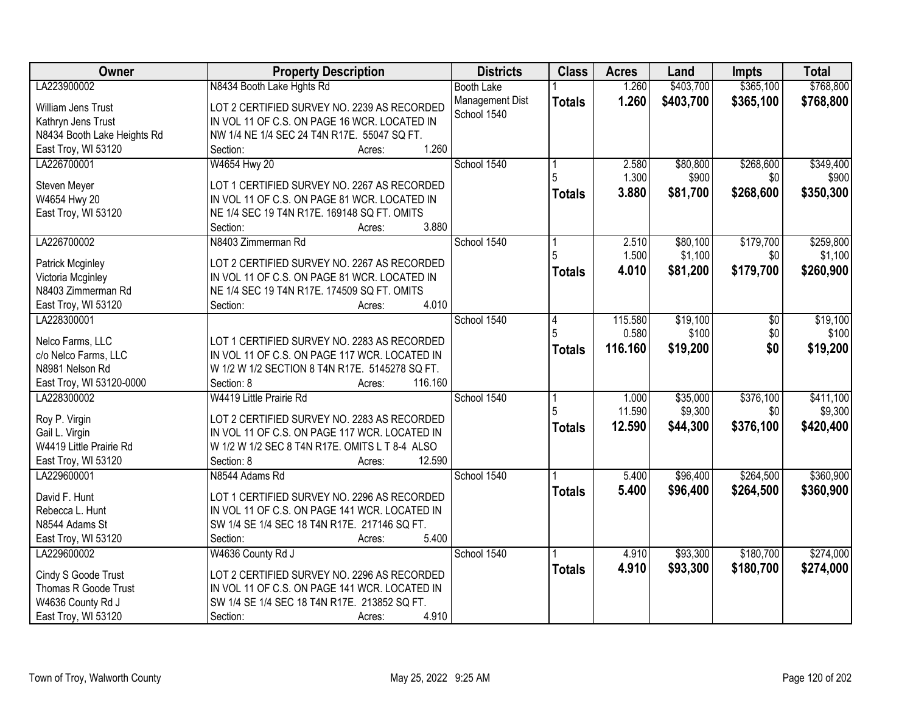| Owner | Property Description | Districts | Class | Acres | Land | Impts | Total |
|---|---|---|---|---|---|---|---|
| LA223900002<br>William Jens Trust<br>Kathryn Jens Trust<br>N8434 Booth Lake Heights Rd<br>East Troy, WI 53120 | N8434 Booth Lake Hghts Rd<br>LOT 2 CERTIFIED SURVEY NO. 2239 AS RECORDED IN VOL 11 OF C.S. ON PAGE 16 WCR. LOCATED IN NW 1/4 NE 1/4 SEC 24 T4N R17E. 55047 SQ FT.<br>Section: Acres: 1.260 | Booth Lake Management Dist<br>School 1540 | 1<br>**Totals** | 1.260<br>**1.260** | $403,700<br>**$403,700** | $365,100<br>**$365,100** | $768,800<br>**$768,800** |
| LA226700001<br>Steven Meyer<br>W4654 Hwy 20<br>East Troy, WI 53120 | W4654 Hwy 20<br>LOT 1 CERTIFIED SURVEY NO. 2267 AS RECORDED IN VOL 11 OF C.S. ON PAGE 81 WCR. LOCATED IN NE 1/4 SEC 19 T4N R17E. 169148 SQ FT. OMITS<br>Section: Acres: 3.880 | School 1540 | 1<br>5<br>**Totals** | 2.580<br>1.300<br>**3.880** | $80,800<br>$900<br>**$81,700** | $268,600<br>$0<br>**$268,600** | $349,400<br>$900<br>**$350,300** |
| LA226700002<br>Patrick Mcginley<br>Victoria Mcginley<br>N8403 Zimmerman Rd<br>East Troy, WI 53120 | N8403 Zimmerman Rd<br>LOT 2 CERTIFIED SURVEY NO. 2267 AS RECORDED IN VOL 11 OF C.S. ON PAGE 81 WCR. LOCATED IN NE 1/4 SEC 19 T4N R17E. 174509 SQ FT. OMITS<br>Section: Acres: 4.010 | School 1540 | 1<br>5<br>**Totals** | 2.510<br>1.500<br>**4.010** | $80,100<br>$1,100<br>**$81,200** | $179,700<br>$0<br>**$179,700** | $259,800<br>$1,100<br>**$260,900** |
| LA228300001<br>Nelco Farms, LLC<br>c/o Nelco Farms, LLC<br>N8981 Nelson Rd<br>East Troy, WI 53120-0000 | LOT 1 CERTIFIED SURVEY NO. 2283 AS RECORDED IN VOL 11 OF C.S. ON PAGE 117 WCR. LOCATED IN W 1/2 W 1/2 SECTION 8 T4N R17E. 5145278 SQ FT.<br>Section: 8 Acres: 116.160 | School 1540 | 4<br>5<br>**Totals** | 115.580<br>0.580<br>**116.160** | $19,100<br>$100<br>**$19,200** | $0<br>$0<br>**$0** | $19,100<br>$100<br>**$19,200** |
| LA228300002<br>Roy P. Virgin<br>Gail L. Virgin<br>W4419 Little Prairie Rd<br>East Troy, WI 53120 | W4419 Little Prairie Rd<br>LOT 2 CERTIFIED SURVEY NO. 2283 AS RECORDED IN VOL 11 OF C.S. ON PAGE 117 WCR. LOCATED IN W 1/2 W 1/2 SEC 8 T4N R17E. OMITS L T 8-4 ALSO<br>Section: 8 Acres: 12.590 | School 1540 | 1<br>5<br>**Totals** | 1.000<br>11.590<br>**12.590** | $35,000<br>$9,300<br>**$44,300** | $376,100<br>$0<br>**$376,100** | $411,100<br>$9,300<br>**$420,400** |
| LA229600001<br>David F. Hunt<br>Rebecca L. Hunt<br>N8544 Adams St<br>East Troy, WI 53120 | N8544 Adams Rd<br>LOT 1 CERTIFIED SURVEY NO. 2296 AS RECORDED IN VOL 11 OF C.S. ON PAGE 141 WCR. LOCATED IN SW 1/4 SE 1/4 SEC 18 T4N R17E. 217146 SQ FT.<br>Section: Acres: 5.400 | School 1540 | 1<br>**Totals** | 5.400<br>**5.400** | $96,400<br>**$96,400** | $264,500<br>**$264,500** | $360,900<br>**$360,900** |
| LA229600002<br>Cindy S Goode Trust<br>Thomas R Goode Trust<br>W4636 County Rd J<br>East Troy, WI 53120 | W4636 County Rd J<br>LOT 2 CERTIFIED SURVEY NO. 2296 AS RECORDED IN VOL 11 OF C.S. ON PAGE 141 WCR. LOCATED IN SW 1/4 SE 1/4 SEC 18 T4N R17E. 213852 SQ FT.<br>Section: Acres: 4.910 | School 1540 | 1<br>**Totals** | 4.910<br>**4.910** | $93,300<br>**$93,300** | $180,700<br>**$180,700** | $274,000<br>**$274,000** |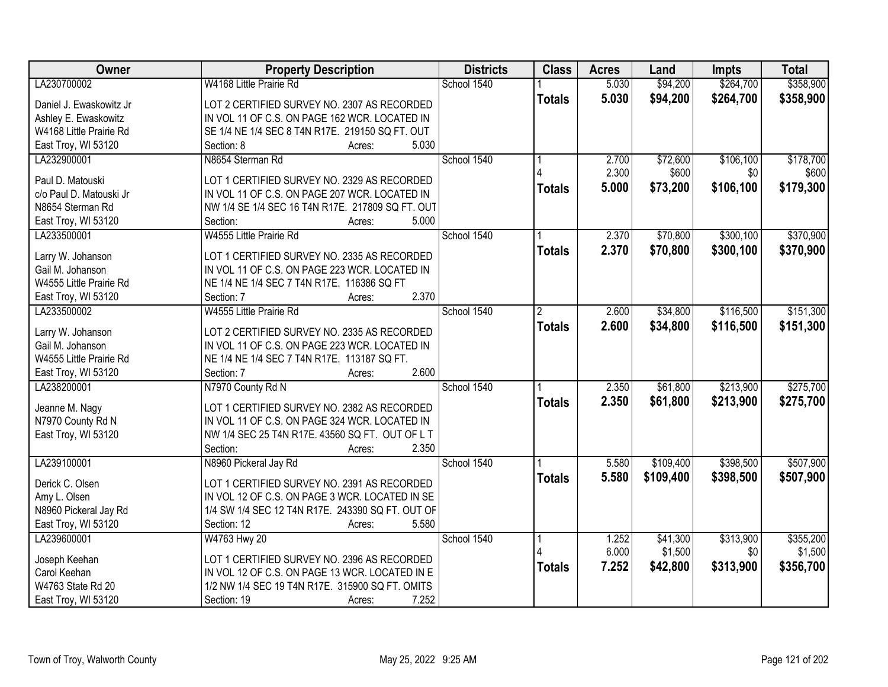| Owner | Property Description | Districts | Class | Acres | Land | Impts | Total |
|---|---|---|---|---|---|---|---|
| LA230700002<br><br>Daniel J. Ewaskowitz Jr<br>Ashley E. Ewaskowitz<br>W4168 Little Prairie Rd<br>East Troy, WI 53120 | W4168 Little Prairie Rd<br><br>LOT 2 CERTIFIED SURVEY NO. 2307 AS RECORDED IN VOL 11 OF C.S. ON PAGE 162 WCR. LOCATED IN SE 1/4 NE 1/4 SEC 8 T4N R17E. 219150 SQ FT. OUT<br>Section: 8 Acres: 5.030 | School 1540 | 1<br>**Totals** | 5.030<br>**5.030** | $94,200<br>**$94,200** | $264,700<br>**$264,700** | $358,900<br>**$358,900** |
| LA232900001<br><br>Paul D. Matouski<br>c/o Paul D. Matouski Jr<br>N8654 Sterman Rd<br>East Troy, WI 53120 | N8654 Sterman Rd<br><br>LOT 1 CERTIFIED SURVEY NO. 2329 AS RECORDED IN VOL 11 OF C.S. ON PAGE 207 WCR. LOCATED IN NW 1/4 SE 1/4 SEC 16 T4N R17E. 217809 SQ FT. OUT<br>Section: Acres: 5.000 | School 1540 | 1<br>4<br>**Totals** | 2.700<br>2.300<br>**5.000** | $72,600<br>$600<br>**$73,200** | $106,100<br>$0<br>**$106,100** | $178,700<br>$600<br>**$179,300** |
| LA233500001<br><br>Larry W. Johanson<br>Gail M. Johanson<br>W4555 Little Prairie Rd<br>East Troy, WI 53120 | W4555 Little Prairie Rd<br><br>LOT 1 CERTIFIED SURVEY NO. 2335 AS RECORDED IN VOL 11 OF C.S. ON PAGE 223 WCR. LOCATED IN NE 1/4 NE 1/4 SEC 7 T4N R17E. 116386 SQ FT<br>Section: 7 Acres: 2.370 | School 1540 | 1<br>**Totals** | 2.370<br>**2.370** | $70,800<br>**$70,800** | $300,100<br>**$300,100** | $370,900<br>**$370,900** |
| LA233500002<br><br>Larry W. Johanson<br>Gail M. Johanson<br>W4555 Little Prairie Rd<br>East Troy, WI 53120 | W4555 Little Prairie Rd<br><br>LOT 2 CERTIFIED SURVEY NO. 2335 AS RECORDED IN VOL 11 OF C.S. ON PAGE 223 WCR. LOCATED IN NE 1/4 NE 1/4 SEC 7 T4N R17E. 113187 SQ FT.<br>Section: 7 Acres: 2.600 | School 1540 | 2<br>**Totals** | 2.600<br>**2.600** | $34,800<br>**$34,800** | $116,500<br>**$116,500** | $151,300<br>**$151,300** |
| LA238200001<br><br>Jeanne M. Nagy<br>N7970 County Rd N<br>East Troy, WI 53120 | N7970 County Rd N<br><br>LOT 1 CERTIFIED SURVEY NO. 2382 AS RECORDED IN VOL 11 OF C.S. ON PAGE 324 WCR. LOCATED IN NW 1/4 SEC 25 T4N R17E. 43560 SQ FT. OUT OF L T<br>Section: Acres: 2.350 | School 1540 | 1<br>**Totals** | 2.350<br>**2.350** | $61,800<br>**$61,800** | $213,900<br>**$213,900** | $275,700<br>**$275,700** |
| LA239100001<br><br>Derick C. Olsen<br>Amy L. Olsen<br>N8960 Pickeral Jay Rd<br>East Troy, WI 53120 | N8960 Pickeral Jay Rd<br><br>LOT 1 CERTIFIED SURVEY NO. 2391 AS RECORDED IN VOL 12 OF C.S. ON PAGE 3 WCR. LOCATED IN SE 1/4 SW 1/4 SEC 12 T4N R17E. 243390 SQ FT. OUT OF<br>Section: 12 Acres: 5.580 | School 1540 | 1<br>**Totals** | 5.580<br>**5.580** | $109,400<br>**$109,400** | $398,500<br>**$398,500** | $507,900<br>**$507,900** |
| LA239600001<br><br>Joseph Keehan<br>Carol Keehan<br>W4763 State Rd 20<br>East Troy, WI 53120 | W4763 Hwy 20<br><br>LOT 1 CERTIFIED SURVEY NO. 2396 AS RECORDED IN VOL 12 OF C.S. ON PAGE 13 WCR. LOCATED IN E 1/2 NW 1/4 SEC 19 T4N R17E. 315900 SQ FT. OMITS<br>Section: 19 Acres: 7.252 | School 1540 | 1<br>4<br>**Totals** | 1.252<br>6.000<br>**7.252** | $41,300<br>$1,500<br>**$42,800** | $313,900<br>$0<br>**$313,900** | $355,200<br>$1,500<br>**$356,700** |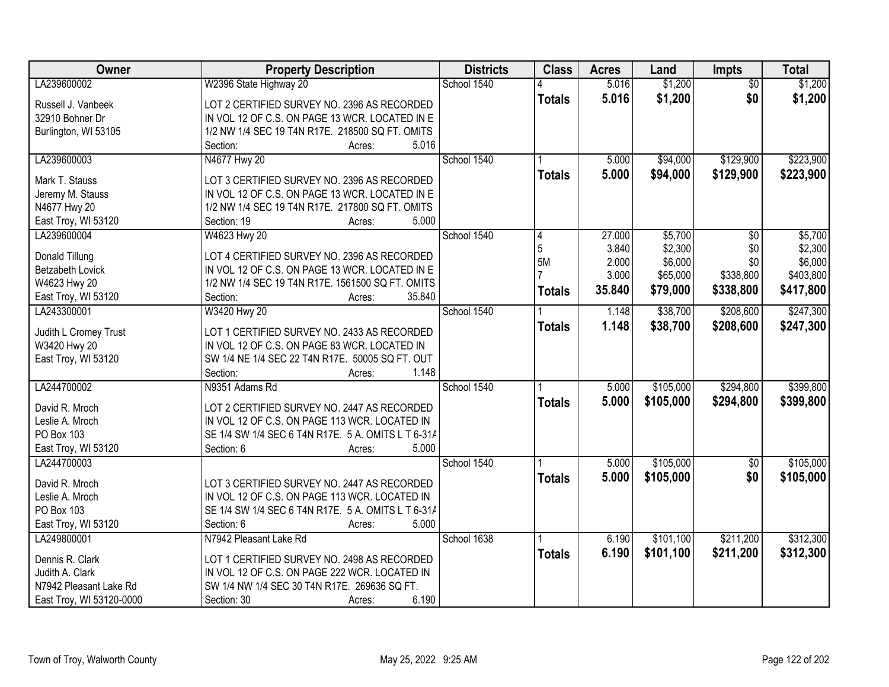| Owner | Property Description | Districts | Class | Acres | Land | Impts | Total |
|---|---|---|---|---|---|---|---|
| LA239600002<br><br>Russell J. Vanbeek<br>32910 Bohner Dr<br>Burlington, WI 53105 | W2396 State Highway 20<br><br>LOT 2 CERTIFIED SURVEY NO. 2396 AS RECORDED IN VOL 12 OF C.S. ON PAGE 13 WCR. LOCATED IN E 1/2 NW 1/4 SEC 19 T4N R17E. 218500 SQ FT. OMITS<br>Section: Acres: 5.016 | School 1540 | 4<br>**Totals** | 5.016<br>**5.016** | $1,200<br>**$1,200** | $0<br>**$0** | $1,200<br>**$1,200** |
| LA239600003<br><br>Mark T. Stauss<br>Jeremy M. Stauss<br>N4677 Hwy 20<br>East Troy, WI 53120 | N4677 Hwy 20<br><br>LOT 3 CERTIFIED SURVEY NO. 2396 AS RECORDED IN VOL 12 OF C.S. ON PAGE 13 WCR. LOCATED IN E 1/2 NW 1/4 SEC 19 T4N R17E. 217800 SQ FT. OMITS<br>Section: 19 Acres: 5.000 | School 1540 | 1<br>**Totals** | 5.000<br>**5.000** | $94,000<br>**$94,000** | $129,900<br>**$129,900** | $223,900<br>**$223,900** |
| LA239600004<br><br>Donald Tillung<br>Betzabeth Lovick<br>W4623 Hwy 20<br>East Troy, WI 53120 | W4623 Hwy 20<br><br>LOT 4 CERTIFIED SURVEY NO. 2396 AS RECORDED IN VOL 12 OF C.S. ON PAGE 13 WCR. LOCATED IN E 1/2 NW 1/4 SEC 19 T4N R17E. 1561500 SQ FT. OMITS<br>Section: Acres: 35.840 | School 1540 | 4<br>5<br>5M<br>7<br>**Totals** | 27.000<br>3.840<br>2.000<br>3.000<br>**35.840** | $5,700<br>$2,300<br>$6,000<br>$65,000<br>**$79,000** | $0<br>$0<br>$0<br>$338,800<br>**$338,800** | $5,700<br>$2,300<br>$6,000<br>$403,800<br>**$417,800** |
| LA243300001<br><br>Judith L Cromey Trust<br>W3420 Hwy 20<br>East Troy, WI 53120 | W3420 Hwy 20<br><br>LOT 1 CERTIFIED SURVEY NO. 2433 AS RECORDED IN VOL 12 OF C.S. ON PAGE 83 WCR. LOCATED IN SW 1/4 NE 1/4 SEC 22 T4N R17E. 50005 SQ FT. OUT<br>Section: Acres: 1.148 | School 1540 | 1<br>**Totals** | 1.148<br>**1.148** | $38,700<br>**$38,700** | $208,600<br>**$208,600** | $247,300<br>**$247,300** |
| LA244700002<br><br>David R. Mroch<br>Leslie A. Mroch<br>PO Box 103<br>East Troy, WI 53120 | N9351 Adams Rd<br><br>LOT 2 CERTIFIED SURVEY NO. 2447 AS RECORDED IN VOL 12 OF C.S. ON PAGE 113 WCR. LOCATED IN SE 1/4 SW 1/4 SEC 6 T4N R17E. 5 A. OMITS L T 6-31A<br>Section: 6 Acres: 5.000 | School 1540 | 1<br>**Totals** | 5.000<br>**5.000** | $105,000<br>**$105,000** | $294,800<br>**$294,800** | $399,800<br>**$399,800** |
| LA244700003<br><br>David R. Mroch<br>Leslie A. Mroch<br>PO Box 103<br>East Troy, WI 53120 | LOT 3 CERTIFIED SURVEY NO. 2447 AS RECORDED IN VOL 12 OF C.S. ON PAGE 113 WCR. LOCATED IN SE 1/4 SW 1/4 SEC 6 T4N R17E. 5 A. OMITS L T 6-31A<br>Section: 6 Acres: 5.000 | School 1540 | 1<br>**Totals** | 5.000<br>**5.000** | $105,000<br>**$105,000** | $0<br>**$0** | $105,000<br>**$105,000** |
| LA249800001<br><br>Dennis R. Clark<br>Judith A. Clark<br>N7942 Pleasant Lake Rd<br>East Troy, WI 53120-0000 | N7942 Pleasant Lake Rd<br><br>LOT 1 CERTIFIED SURVEY NO. 2498 AS RECORDED IN VOL 12 OF C.S. ON PAGE 222 WCR. LOCATED IN SW 1/4 NW 1/4 SEC 30 T4N R17E. 269636 SQ FT.<br>Section: 30 Acres: 6.190 | School 1638 | 1<br>**Totals** | 6.190<br>**6.190** | $101,100<br>**$101,100** | $211,200<br>**$211,200** | $312,300<br>**$312,300** |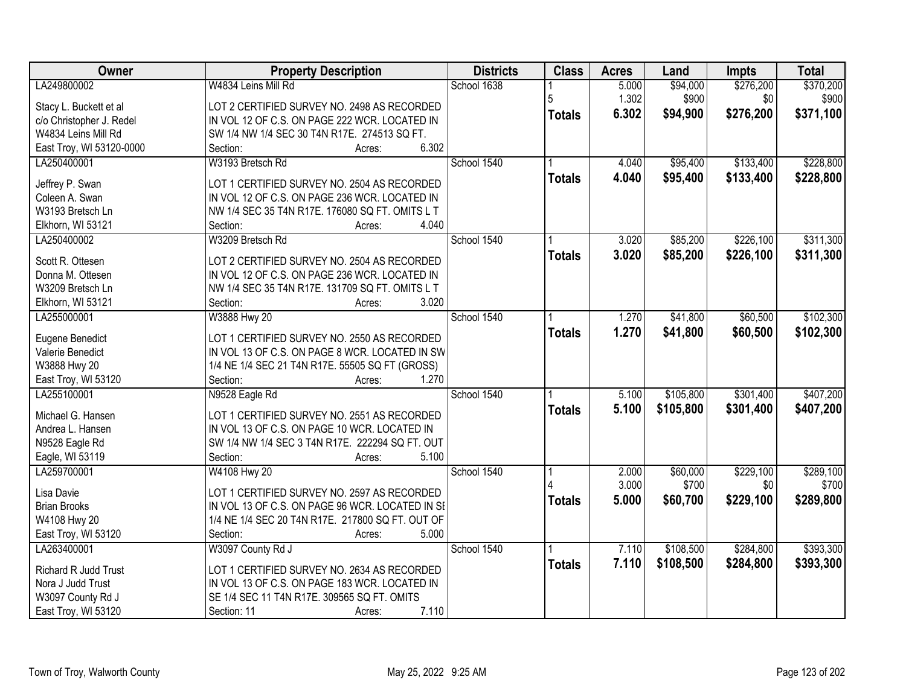| Owner | Property Description | Districts | Class | Acres | Land | Impts | Total |
|---|---|---|---|---|---|---|---|
| LA249800002<br><br>Stacy L. Buckett et al<br>c/o Christopher J. Redel<br>W4834 Leins Mill Rd<br>East Troy, WI 53120-0000 | W4834 Leins Mill Rd<br><br>LOT 2 CERTIFIED SURVEY NO. 2498 AS RECORDED IN VOL 12 OF C.S. ON PAGE 222 WCR. LOCATED IN SW 1/4 NW 1/4 SEC 30 T4N R17E. 274513 SQ FT.<br>Section: Acres: 6.302 | School 1638 | 1<br>5<br>**Totals** | 5.000<br>1.302<br>**6.302** | $94,000<br>$900<br>**$94,900** | $276,200<br>$0<br>**$276,200** | $370,200<br>$900<br>**$371,100** |
| LA250400001<br><br>Jeffrey P. Swan<br>Coleen A. Swan<br>W3193 Bretsch Ln<br>Elkhorn, WI 53121 | W3193 Bretsch Rd<br><br>LOT 1 CERTIFIED SURVEY NO. 2504 AS RECORDED IN VOL 12 OF C.S. ON PAGE 236 WCR. LOCATED IN NW 1/4 SEC 35 T4N R17E. 176080 SQ FT. OMITS L T<br>Section: Acres: 4.040 | School 1540 | 1<br>**Totals** | 4.040<br>**4.040** | $95,400<br>**$95,400** | $133,400<br>**$133,400** | $228,800<br>**$228,800** |
| LA250400002<br><br>Scott R. Ottesen<br>Donna M. Ottesen<br>W3209 Bretsch Ln<br>Elkhorn, WI 53121 | W3209 Bretsch Rd<br><br>LOT 2 CERTIFIED SURVEY NO. 2504 AS RECORDED IN VOL 12 OF C.S. ON PAGE 236 WCR. LOCATED IN NW 1/4 SEC 35 T4N R17E. 131709 SQ FT. OMITS L T<br>Section: Acres: 3.020 | School 1540 | 1<br>**Totals** | 3.020<br>**3.020** | $85,200<br>**$85,200** | $226,100<br>**$226,100** | $311,300<br>**$311,300** |
| LA255000001<br><br>Eugene Benedict<br>Valerie Benedict<br>W3888 Hwy 20<br>East Troy, WI 53120 | W3888 Hwy 20<br><br>LOT 1 CERTIFIED SURVEY NO. 2550 AS RECORDED IN VOL 13 OF C.S. ON PAGE 8 WCR. LOCATED IN SW 1/4 NE 1/4 SEC 21 T4N R17E. 55505 SQ FT (GROSS)<br>Section: Acres: 1.270 | School 1540 | 1<br>**Totals** | 1.270<br>**1.270** | $41,800<br>**$41,800** | $60,500<br>**$60,500** | $102,300<br>**$102,300** |
| LA255100001<br><br>Michael G. Hansen<br>Andrea L. Hansen<br>N9528 Eagle Rd<br>Eagle, WI 53119 | N9528 Eagle Rd<br><br>LOT 1 CERTIFIED SURVEY NO. 2551 AS RECORDED IN VOL 13 OF C.S. ON PAGE 10 WCR. LOCATED IN SW 1/4 NW 1/4 SEC 3 T4N R17E. 222294 SQ FT. OUT<br>Section: Acres: 5.100 | School 1540 | 1<br>**Totals** | 5.100<br>**5.100** | $105,800<br>**$105,800** | $301,400<br>**$301,400** | $407,200<br>**$407,200** |
| LA259700001<br><br>Lisa Davie<br>Brian Brooks<br>W4108 Hwy 20<br>East Troy, WI 53120 | W4108 Hwy 20<br><br>LOT 1 CERTIFIED SURVEY NO. 2597 AS RECORDED IN VOL 13 OF C.S. ON PAGE 96 WCR. LOCATED IN SE 1/4 NE 1/4 SEC 20 T4N R17E. 217800 SQ FT. OUT OF<br>Section: Acres: 5.000 | School 1540 | 1<br>4<br>**Totals** | 2.000<br>3.000<br>**5.000** | $60,000<br>$700<br>**$60,700** | $229,100<br>$0<br>**$229,100** | $289,100<br>$700<br>**$289,800** |
| LA263400001<br><br>Richard R Judd Trust<br>Nora J Judd Trust<br>W3097 County Rd J<br>East Troy, WI 53120 | W3097 County Rd J<br><br>LOT 1 CERTIFIED SURVEY NO. 2634 AS RECORDED IN VOL 13 OF C.S. ON PAGE 183 WCR. LOCATED IN SE 1/4 SEC 11 T4N R17E. 309565 SQ FT. OMITS<br>Section: 11 Acres: 7.110 | School 1540 | 1<br>**Totals** | 7.110<br>**7.110** | $108,500<br>**$108,500** | $284,800<br>**$284,800** | $393,300<br>**$393,300** |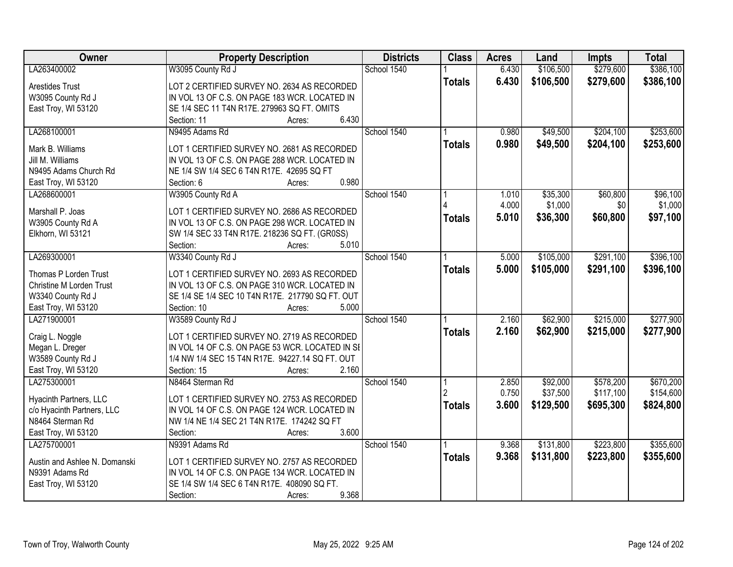| Owner | Property Description | Districts | Class | Acres | Land | Impts | Total |
|---|---|---|---|---|---|---|---|
| LA263400002 | W3095 County Rd J | School 1540 | 1 | 6.430 | $106,500 | $279,600 | $386,100 |
| Arestides Trust<br>W3095 County Rd J<br>East Troy, WI 53120 | LOT 2 CERTIFIED SURVEY NO. 2634 AS RECORDED IN VOL 13 OF C.S. ON PAGE 183 WCR. LOCATED IN SE 1/4 SEC 11 T4N R17E. 279963 SQ FT. OMITS<br>Section: 11 Acres: 6.430 | | **Totals** | **6.430** | **$106,500** | **$279,600** | **$386,100** |
| LA268100001 | N9495 Adams Rd | School 1540 | 1 | 0.980 | $49,500 | $204,100 | $253,600 |
| Mark B. Williams<br>Jill M. Williams<br>N9495 Adams Church Rd<br>East Troy, WI 53120 | LOT 1 CERTIFIED SURVEY NO. 2681 AS RECORDED IN VOL 13 OF C.S. ON PAGE 288 WCR. LOCATED IN NE 1/4 SW 1/4 SEC 6 T4N R17E. 42695 SQ FT<br>Section: 6 Acres: 0.980 | | **Totals** | **0.980** | **$49,500** | **$204,100** | **$253,600** |
| LA268600001 | W3905 County Rd A | School 1540 | 1 | 1.010 | $35,300 | $60,800 | $96,100 |
| | | | 4 | 4.000 | $1,000 | $0 | $1,000 |
| Marshall P. Joas<br>W3905 County Rd A<br>Elkhorn, WI 53121 | LOT 1 CERTIFIED SURVEY NO. 2686 AS RECORDED IN VOL 13 OF C.S. ON PAGE 298 WCR. LOCATED IN SW 1/4 SEC 33 T4N R17E. 218236 SQ FT. (GR0SS)<br>Section: Acres: 5.010 | | **Totals** | **5.010** | **$36,300** | **$60,800** | **$97,100** |
| LA269300001 | W3340 County Rd J | School 1540 | 1 | 5.000 | $105,000 | $291,100 | $396,100 |
| Thomas P Lorden Trust<br>Christine M Lorden Trust<br>W3340 County Rd J<br>East Troy, WI 53120 | LOT 1 CERTIFIED SURVEY NO. 2693 AS RECORDED IN VOL 13 OF C.S. ON PAGE 310 WCR. LOCATED IN SE 1/4 SE 1/4 SEC 10 T4N R17E. 217790 SQ FT. OUT<br>Section: 10 Acres: 5.000 | | **Totals** | **5.000** | **$105,000** | **$291,100** | **$396,100** |
| LA271900001 | W3589 County Rd J | School 1540 | 1 | 2.160 | $62,900 | $215,000 | $277,900 |
| Craig L. Noggle<br>Megan L. Dreger<br>W3589 County Rd J<br>East Troy, WI 53120 | LOT 1 CERTIFIED SURVEY NO. 2719 AS RECORDED IN VOL 14 OF C.S. ON PAGE 53 WCR. LOCATED IN SE 1/4 NW 1/4 SEC 15 T4N R17E. 94227.14 SQ FT. OUT<br>Section: 15 Acres: 2.160 | | **Totals** | **2.160** | **$62,900** | **$215,000** | **$277,900** |
| LA275300001 | N8464 Sterman Rd | School 1540 | 1 | 2.850 | $92,000 | $578,200 | $670,200 |
| | | | 2 | 0.750 | $37,500 | $117,100 | $154,600 |
| Hyacinth Partners, LLC<br>c/o Hyacinth Partners, LLC<br>N8464 Sterman Rd<br>East Troy, WI 53120 | LOT 1 CERTIFIED SURVEY NO. 2753 AS RECORDED IN VOL 14 OF C.S. ON PAGE 124 WCR. LOCATED IN NW 1/4 NE 1/4 SEC 21 T4N R17E. 174242 SQ FT<br>Section: Acres: 3.600 | | **Totals** | **3.600** | **$129,500** | **$695,300** | **$824,800** |
| LA275700001 | N9391 Adams Rd | School 1540 | 1 | 9.368 | $131,800 | $223,800 | $355,600 |
| Austin and Ashlee N. Domanski<br>N9391 Adams Rd<br>East Troy, WI 53120 | LOT 1 CERTIFIED SURVEY NO. 2757 AS RECORDED IN VOL 14 OF C.S. ON PAGE 134 WCR. LOCATED IN SE 1/4 SW 1/4 SEC 6 T4N R17E. 408090 SQ FT.<br>Section: Acres: 9.368 | | **Totals** | **9.368** | **$131,800** | **$223,800** | **$355,600** |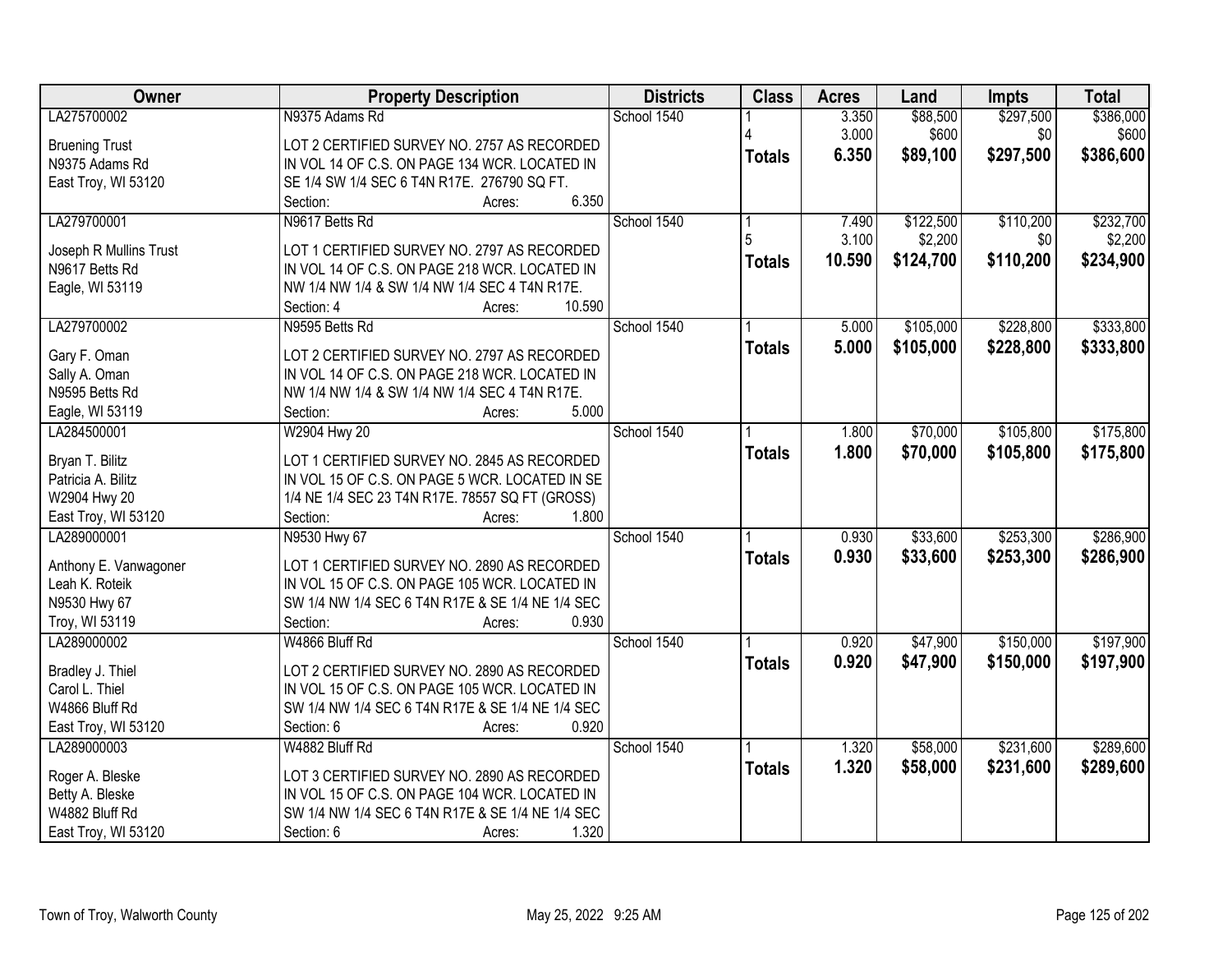| Owner | Property Description | Districts | Class | Acres | Land | Impts | Total |
|---|---|---|---|---|---|---|---|
| LA275700002<br><br>Bruening Trust<br>N9375 Adams Rd<br>East Troy, WI 53120 | N9375 Adams Rd<br><br>LOT 2 CERTIFIED SURVEY NO. 2757 AS RECORDED IN VOL 14 OF C.S. ON PAGE 134 WCR. LOCATED IN SE 1/4 SW 1/4 SEC 6 T4N R17E. 276790 SQ FT.<br>Section: Acres: 6.350 | School 1540 | 1<br>4<br>**Totals** | 3.350<br>3.000<br>**6.350** | $88,500<br>$600<br>**$89,100** | $297,500<br>$0<br>**$297,500** | $386,000<br>$600<br>**$386,600** |
| LA279700001<br><br>Joseph R Mullins Trust<br>N9617 Betts Rd<br>Eagle, WI 53119 | N9617 Betts Rd<br><br>LOT 1 CERTIFIED SURVEY NO. 2797 AS RECORDED IN VOL 14 OF C.S. ON PAGE 218 WCR. LOCATED IN NW 1/4 NW 1/4 & SW 1/4 NW 1/4 SEC 4 T4N R17E.<br>Section: 4 Acres: 10.590 | School 1540 | 1<br>5<br>**Totals** | 7.490<br>3.100<br>**10.590** | $122,500<br>$2,200<br>**$124,700** | $110,200<br>$0<br>**$110,200** | $232,700<br>$2,200<br>**$234,900** |
| LA279700002<br><br>Gary F. Oman<br>Sally A. Oman<br>N9595 Betts Rd<br>Eagle, WI 53119 | N9595 Betts Rd<br><br>LOT 2 CERTIFIED SURVEY NO. 2797 AS RECORDED IN VOL 14 OF C.S. ON PAGE 218 WCR. LOCATED IN NW 1/4 NW 1/4 & SW 1/4 NW 1/4 SEC 4 T4N R17E.<br>Section: Acres: 5.000 | School 1540 | 1<br>**Totals** | 5.000<br>**5.000** | $105,000<br>**$105,000** | $228,800<br>**$228,800** | $333,800<br>**$333,800** |
| LA284500001<br><br>Bryan T. Bilitz<br>Patricia A. Bilitz<br>W2904 Hwy 20<br>East Troy, WI 53120 | W2904 Hwy 20<br><br>LOT 1 CERTIFIED SURVEY NO. 2845 AS RECORDED IN VOL 15 OF C.S. ON PAGE 5 WCR. LOCATED IN SE 1/4 NE 1/4 SEC 23 T4N R17E. 78557 SQ FT (GROSS)<br>Section: Acres: 1.800 | School 1540 | 1<br>**Totals** | 1.800<br>**1.800** | $70,000<br>**$70,000** | $105,800<br>**$105,800** | $175,800<br>**$175,800** |
| LA289000001<br><br>Anthony E. Vanwagoner<br>Leah K. Roteik<br>N9530 Hwy 67<br>Troy, WI 53119 | N9530 Hwy 67<br><br>LOT 1 CERTIFIED SURVEY NO. 2890 AS RECORDED IN VOL 15 OF C.S. ON PAGE 105 WCR. LOCATED IN SW 1/4 NW 1/4 SEC 6 T4N R17E & SE 1/4 NE 1/4 SEC<br>Section: Acres: 0.930 | School 1540 | 1<br>**Totals** | 0.930<br>**0.930** | $33,600<br>**$33,600** | $253,300<br>**$253,300** | $286,900<br>**$286,900** |
| LA289000002<br><br>Bradley J. Thiel<br>Carol L. Thiel<br>W4866 Bluff Rd<br>East Troy, WI 53120 | W4866 Bluff Rd<br><br>LOT 2 CERTIFIED SURVEY NO. 2890 AS RECORDED IN VOL 15 OF C.S. ON PAGE 105 WCR. LOCATED IN SW 1/4 NW 1/4 SEC 6 T4N R17E & SE 1/4 NE 1/4 SEC<br>Section: 6 Acres: 0.920 | School 1540 | 1<br>**Totals** | 0.920<br>**0.920** | $47,900<br>**$47,900** | $150,000<br>**$150,000** | $197,900<br>**$197,900** |
| LA289000003<br><br>Roger A. Bleske<br>Betty A. Bleske<br>W4882 Bluff Rd<br>East Troy, WI 53120 | W4882 Bluff Rd<br><br>LOT 3 CERTIFIED SURVEY NO. 2890 AS RECORDED IN VOL 15 OF C.S. ON PAGE 104 WCR. LOCATED IN SW 1/4 NW 1/4 SEC 6 T4N R17E & SE 1/4 NE 1/4 SEC<br>Section: 6 Acres: 1.320 | School 1540 | 1<br>**Totals** | 1.320<br>**1.320** | $58,000<br>**$58,000** | $231,600<br>**$231,600** | $289,600<br>**$289,600** |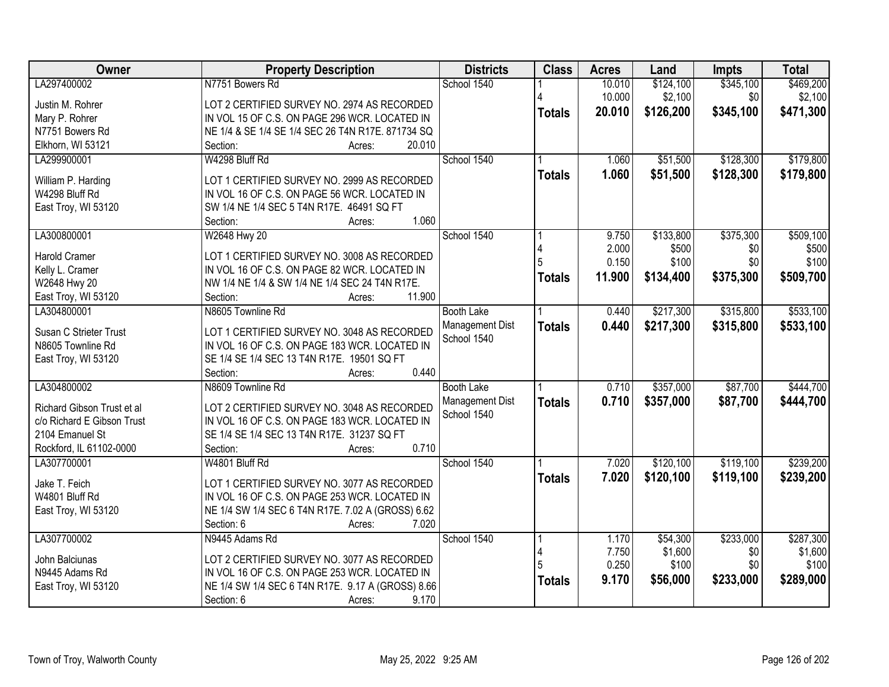| Owner | Property Description | Districts | Class | Acres | Land | Impts | Total |
|---|---|---|---|---|---|---|---|
| LA297400002<br><br>Justin M. Rohrer<br>Mary P. Rohrer<br>N7751 Bowers Rd<br>Elkhorn, WI 53121 | N7751 Bowers Rd<br><br>LOT 2 CERTIFIED SURVEY NO. 2974 AS RECORDED IN VOL 15 OF C.S. ON PAGE 296 WCR. LOCATED IN NE 1/4 & SE 1/4 SE 1/4 SEC 26 T4N R17E. 871734 SQ<br>Section: Acres: 20.010 | School 1540 | 1<br>4<br>**Totals** | 10.010<br>10.000<br>**20.010** | $124,100<br>$2,100<br>**$126,200** | $345,100<br>$0<br>**$345,100** | $469,200<br>$2,100<br>**$471,300** |
| LA299900001<br><br>William P. Harding<br>W4298 Bluff Rd<br>East Troy, WI 53120 | W4298 Bluff Rd<br><br>LOT 1 CERTIFIED SURVEY NO. 2999 AS RECORDED IN VOL 16 OF C.S. ON PAGE 56 WCR. LOCATED IN SW 1/4 NE 1/4 SEC 5 T4N R17E. 46491 SQ FT<br>Section: Acres: 1.060 | School 1540 | 1<br>**Totals** | 1.060<br>**1.060** | $51,500<br>**$51,500** | $128,300<br>**$128,300** | $179,800<br>**$179,800** |
| LA300800001<br><br>Harold Cramer<br>Kelly L. Cramer<br>W2648 Hwy 20<br>East Troy, WI 53120 | W2648 Hwy 20<br><br>LOT 1 CERTIFIED SURVEY NO. 3008 AS RECORDED IN VOL 16 OF C.S. ON PAGE 82 WCR. LOCATED IN NW 1/4 NE 1/4 & SW 1/4 NE 1/4 SEC 24 T4N R17E.<br>Section: Acres: 11.900 | School 1540 | 1<br>4<br>5<br>**Totals** | 9.750<br>2.000<br>0.150<br>**11.900** | $133,800<br>$500<br>$100<br>**$134,400** | $375,300<br>$0<br>$0<br>**$375,300** | $509,100<br>$500<br>$100<br>**$509,700** |
| LA304800001<br><br>Susan C Strieter Trust<br>N8605 Townline Rd<br>East Troy, WI 53120 | N8605 Townline Rd<br><br>LOT 1 CERTIFIED SURVEY NO. 3048 AS RECORDED IN VOL 16 OF C.S. ON PAGE 183 WCR. LOCATED IN SE 1/4 SE 1/4 SEC 13 T4N R17E. 19501 SQ FT<br>Section: Acres: 0.440 | Booth Lake Management Dist<br>School 1540 | 1<br>**Totals** | 0.440<br>**0.440** | $217,300<br>**$217,300** | $315,800<br>**$315,800** | $533,100<br>**$533,100** |
| LA304800002<br><br>Richard Gibson Trust et al<br>c/o Richard E Gibson Trust<br>2104 Emanuel St<br>Rockford, IL 61102-0000 | N8609 Townline Rd<br><br>LOT 2 CERTIFIED SURVEY NO. 3048 AS RECORDED IN VOL 16 OF C.S. ON PAGE 183 WCR. LOCATED IN SE 1/4 SE 1/4 SEC 13 T4N R17E. 31237 SQ FT<br>Section: Acres: 0.710 | Booth Lake Management Dist<br>School 1540 | 1<br>**Totals** | 0.710<br>**0.710** | $357,000<br>**$357,000** | $87,700<br>**$87,700** | $444,700<br>**$444,700** |
| LA307700001<br><br>Jake T. Feich<br>W4801 Bluff Rd<br>East Troy, WI 53120 | W4801 Bluff Rd<br><br>LOT 1 CERTIFIED SURVEY NO. 3077 AS RECORDED IN VOL 16 OF C.S. ON PAGE 253 WCR. LOCATED IN NE 1/4 SW 1/4 SEC 6 T4N R17E. 7.02 A (GROSS) 6.62<br>Section: 6 Acres: 7.020 | School 1540 | 1<br>**Totals** | 7.020<br>**7.020** | $120,100<br>**$120,100** | $119,100<br>**$119,100** | $239,200<br>**$239,200** |
| LA307700002<br><br>John Balciunas<br>N9445 Adams Rd<br>East Troy, WI 53120 | N9445 Adams Rd<br><br>LOT 2 CERTIFIED SURVEY NO. 3077 AS RECORDED IN VOL 16 OF C.S. ON PAGE 253 WCR. LOCATED IN NE 1/4 SW 1/4 SEC 6 T4N R17E. 9.17 A (GROSS) 8.66<br>Section: 6 Acres: 9.170 | School 1540 | 1<br>4<br>5<br>**Totals** | 1.170<br>7.750<br>0.250<br>**9.170** | $54,300<br>$1,600<br>$100<br>**$56,000** | $233,000<br>$0<br>$0<br>**$233,000** | $287,300<br>$1,600<br>$100<br>**$289,000** |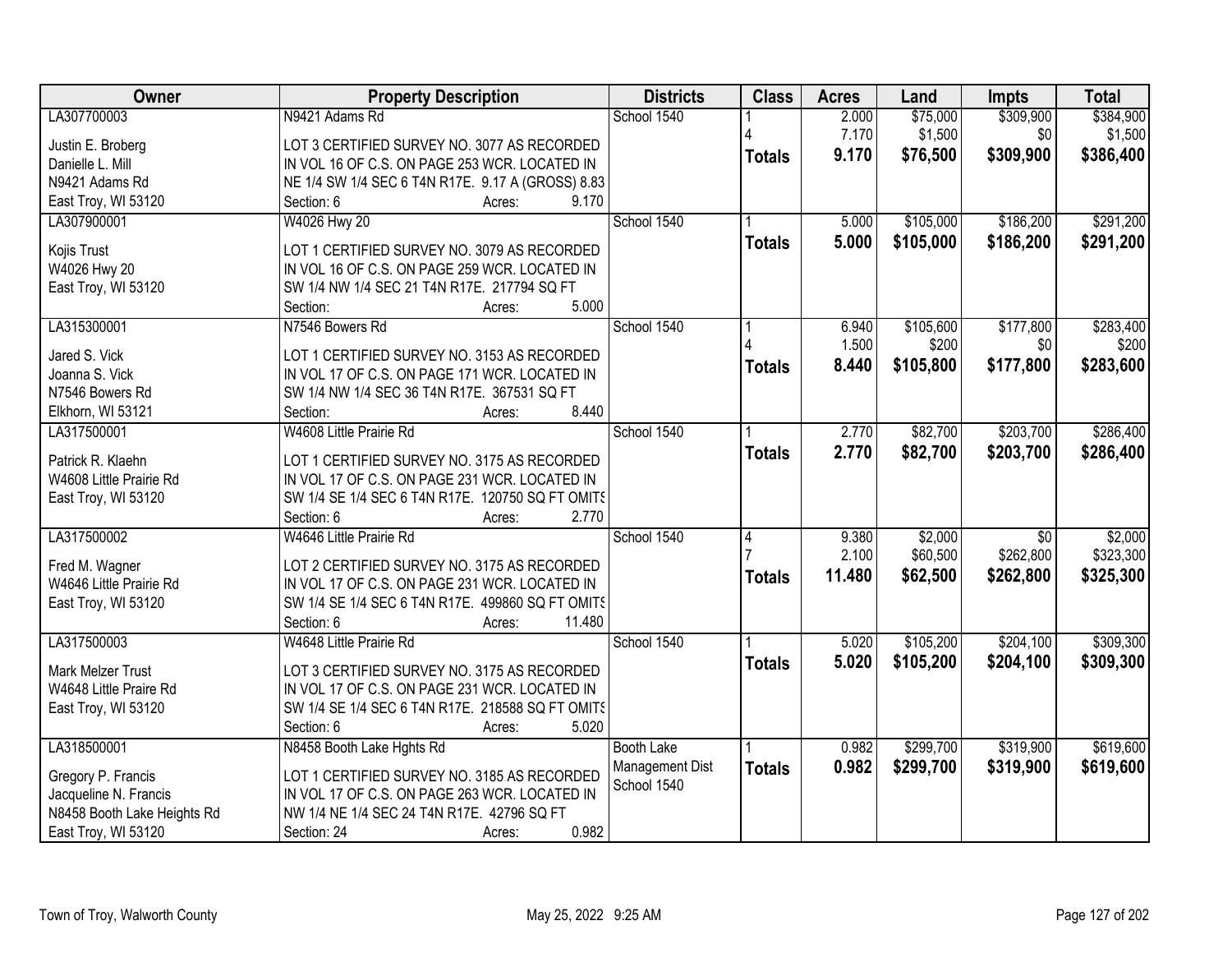| Owner | Property Description | Districts | Class | Acres | Land | Impts | Total |
|---|---|---|---|---|---|---|---|
| LA307700003 | N9421 Adams Rd | School 1540 | 1 | 2.000 | $75,000 | $309,900 | $384,900 |
| Justin E. Broberg | LOT 3 CERTIFIED SURVEY NO. 3077 AS RECORDED | | 4 | 7.170 | $1,500 | $0 | $1,500 |
| Danielle L. Mill | IN VOL 16 OF C.S. ON PAGE 253 WCR. LOCATED IN | | **Totals** | **9.170** | **$76,500** | **$309,900** | **$386,400** |
| N9421 Adams Rd | NE 1/4 SW 1/4 SEC 6 T4N R17E. 9.17 A (GROSS) 8.83 | | | | | | |
| East Troy, WI 53120 | Section: 6 Acres: 9.170 | | | | | | |
| LA307900001 | W4026 Hwy 20 | School 1540 | 1 | 5.000 | $105,000 | $186,200 | $291,200 |
| Kojis Trust | LOT 1 CERTIFIED SURVEY NO. 3079 AS RECORDED | | **Totals** | **5.000** | **$105,000** | **$186,200** | **$291,200** |
| W4026 Hwy 20 | IN VOL 16 OF C.S. ON PAGE 259 WCR. LOCATED IN | | | | | | |
| East Troy, WI 53120 | SW 1/4 NW 1/4 SEC 21 T4N R17E. 217794 SQ FT | | | | | | |
| | Section: Acres: 5.000 | | | | | | |
| LA315300001 | N7546 Bowers Rd | School 1540 | 1 | 6.940 | $105,600 | $177,800 | $283,400 |
| Jared S. Vick | LOT 1 CERTIFIED SURVEY NO. 3153 AS RECORDED | | 4 | 1.500 | $200 | $0 | $200 |
| Joanna S. Vick | IN VOL 17 OF C.S. ON PAGE 171 WCR. LOCATED IN | | **Totals** | **8.440** | **$105,800** | **$177,800** | **$283,600** |
| N7546 Bowers Rd | SW 1/4 NW 1/4 SEC 36 T4N R17E. 367531 SQ FT | | | | | | |
| Elkhorn, WI 53121 | Section: Acres: 8.440 | | | | | | |
| LA317500001 | W4608 Little Prairie Rd | School 1540 | 1 | 2.770 | $82,700 | $203,700 | $286,400 |
| Patrick R. Klaehn | LOT 1 CERTIFIED SURVEY NO. 3175 AS RECORDED | | **Totals** | **2.770** | **$82,700** | **$203,700** | **$286,400** |
| W4608 Little Prairie Rd | IN VOL 17 OF C.S. ON PAGE 231 WCR. LOCATED IN | | | | | | |
| East Troy, WI 53120 | SW 1/4 SE 1/4 SEC 6 T4N R17E. 120750 SQ FT OMITS | | | | | | |
| | Section: 6 Acres: 2.770 | | | | | | |
| LA317500002 | W4646 Little Prairie Rd | School 1540 | 4 | 9.380 | $2,000 | $0 | $2,000 |
| Fred M. Wagner | LOT 2 CERTIFIED SURVEY NO. 3175 AS RECORDED | | 7 | 2.100 | $60,500 | $262,800 | $323,300 |
| W4646 Little Prairie Rd | IN VOL 17 OF C.S. ON PAGE 231 WCR. LOCATED IN | | **Totals** | **11.480** | **$62,500** | **$262,800** | **$325,300** |
| East Troy, WI 53120 | SW 1/4 SE 1/4 SEC 6 T4N R17E. 499860 SQ FT OMITS | | | | | | |
| | Section: 6 Acres: 11.480 | | | | | | |
| LA317500003 | W4648 Little Prairie Rd | School 1540 | 1 | 5.020 | $105,200 | $204,100 | $309,300 |
| Mark Melzer Trust | LOT 3 CERTIFIED SURVEY NO. 3175 AS RECORDED | | **Totals** | **5.020** | **$105,200** | **$204,100** | **$309,300** |
| W4648 Little Praire Rd | IN VOL 17 OF C.S. ON PAGE 231 WCR. LOCATED IN | | | | | | |
| East Troy, WI 53120 | SW 1/4 SE 1/4 SEC 6 T4N R17E. 218588 SQ FT OMITS | | | | | | |
| | Section: 6 Acres: 5.020 | | | | | | |
| LA318500001 | N8458 Booth Lake Hghts Rd | Booth Lake | 1 | 0.982 | $299,700 | $319,900 | $619,600 |
| Gregory P. Francis | LOT 1 CERTIFIED SURVEY NO. 3185 AS RECORDED | Management Dist | **Totals** | **0.982** | **$299,700** | **$319,900** | **$619,600** |
| Jacqueline N. Francis | IN VOL 17 OF C.S. ON PAGE 263 WCR. LOCATED IN | School 1540 | | | | | |
| N8458 Booth Lake Heights Rd | NW 1/4 NE 1/4 SEC 24 T4N R17E. 42796 SQ FT | | | | | | |
| East Troy, WI 53120 | Section: 24 Acres: 0.982 | | | | | | |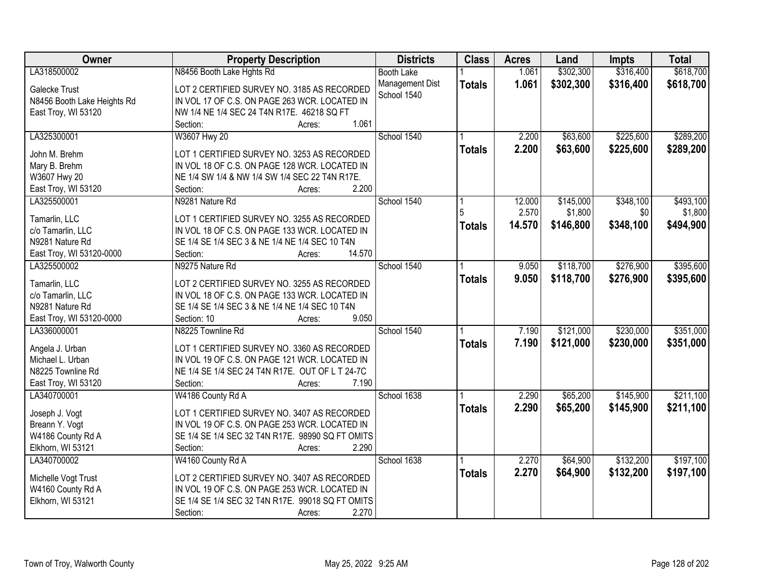| Owner | Property Description | Districts | Class | Acres | Land | Impts | Total |
|---|---|---|---|---|---|---|---|
| LA318500002<br><br>Galecke Trust<br>N8456 Booth Lake Heights Rd<br>East Troy, WI 53120 | N8456 Booth Lake Hghts Rd<br><br>LOT 2 CERTIFIED SURVEY NO. 3185 AS RECORDED IN VOL 17 OF C.S. ON PAGE 263 WCR. LOCATED IN NW 1/4 NE 1/4 SEC 24 T4N R17E. 46218 SQ FT<br>Section: Acres: 1.061 | Booth Lake Management Dist School 1540 | 1<br>**Totals** | 1.061<br>**1.061** | $302,300<br>**$302,300** | $316,400<br>**$316,400** | $618,700<br>**$618,700** |
| LA325300001<br><br>John M. Brehm<br>Mary B. Brehm<br>W3607 Hwy 20<br>East Troy, WI 53120 | W3607 Hwy 20<br><br>LOT 1 CERTIFIED SURVEY NO. 3253 AS RECORDED IN VOL 18 OF C.S. ON PAGE 128 WCR. LOCATED IN NE 1/4 SW 1/4 & NW 1/4 SW 1/4 SEC 22 T4N R17E.<br>Section: Acres: 2.200 | School 1540 | 1<br>**Totals** | 2.200<br>**2.200** | $63,600<br>**$63,600** | $225,600<br>**$225,600** | $289,200<br>**$289,200** |
| LA325500001<br><br>Tamarlin, LLC<br>c/o Tamarlin, LLC<br>N9281 Nature Rd<br>East Troy, WI 53120-0000 | N9281 Nature Rd<br><br>LOT 1 CERTIFIED SURVEY NO. 3255 AS RECORDED IN VOL 18 OF C.S. ON PAGE 133 WCR. LOCATED IN SE 1/4 SE 1/4 SEC 3 & NE 1/4 NE 1/4 SEC 10 T4N<br>Section: Acres: 14.570 | School 1540 | 1<br>5<br>**Totals** | 12.000<br>2.570<br>**14.570** | $145,000<br>$1,800<br>**$146,800** | $348,100<br>$0<br>**$348,100** | $493,100<br>$1,800<br>**$494,900** |
| LA325500002<br><br>Tamarlin, LLC<br>c/o Tamarlin, LLC<br>N9281 Nature Rd<br>East Troy, WI 53120-0000 | N9275 Nature Rd<br><br>LOT 2 CERTIFIED SURVEY NO. 3255 AS RECORDED IN VOL 18 OF C.S. ON PAGE 133 WCR. LOCATED IN SE 1/4 SE 1/4 SEC 3 & NE 1/4 NE 1/4 SEC 10 T4N<br>Section: 10 Acres: 9.050 | School 1540 | 1<br>**Totals** | 9.050<br>**9.050** | $118,700<br>**$118,700** | $276,900<br>**$276,900** | $395,600<br>**$395,600** |
| LA336000001<br><br>Angela J. Urban<br>Michael L. Urban<br>N8225 Townline Rd<br>East Troy, WI 53120 | N8225 Townline Rd<br><br>LOT 1 CERTIFIED SURVEY NO. 3360 AS RECORDED IN VOL 19 OF C.S. ON PAGE 121 WCR. LOCATED IN NE 1/4 SE 1/4 SEC 24 T4N R17E. OUT OF L T 24-7C<br>Section: Acres: 7.190 | School 1540 | 1<br>**Totals** | 7.190<br>**7.190** | $121,000<br>**$121,000** | $230,000<br>**$230,000** | $351,000<br>**$351,000** |
| LA340700001<br><br>Joseph J. Vogt<br>Breann Y. Vogt<br>W4186 County Rd A<br>Elkhorn, WI 53121 | W4186 County Rd A<br><br>LOT 1 CERTIFIED SURVEY NO. 3407 AS RECORDED IN VOL 19 OF C.S. ON PAGE 253 WCR. LOCATED IN SE 1/4 SE 1/4 SEC 32 T4N R17E. 98990 SQ FT OMITS<br>Section: Acres: 2.290 | School 1638 | 1<br>**Totals** | 2.290<br>**2.290** | $65,200<br>**$65,200** | $145,900<br>**$145,900** | $211,100<br>**$211,100** |
| LA340700002<br><br>Michelle Vogt Trust<br>W4160 County Rd A<br>Elkhorn, WI 53121 | W4160 County Rd A<br><br>LOT 2 CERTIFIED SURVEY NO. 3407 AS RECORDED IN VOL 19 OF C.S. ON PAGE 253 WCR. LOCATED IN SE 1/4 SE 1/4 SEC 32 T4N R17E. 99018 SQ FT OMITS<br>Section: Acres: 2.270 | School 1638 | 1<br>**Totals** | 2.270<br>**2.270** | $64,900<br>**$64,900** | $132,200<br>**$132,200** | $197,100<br>**$197,100** |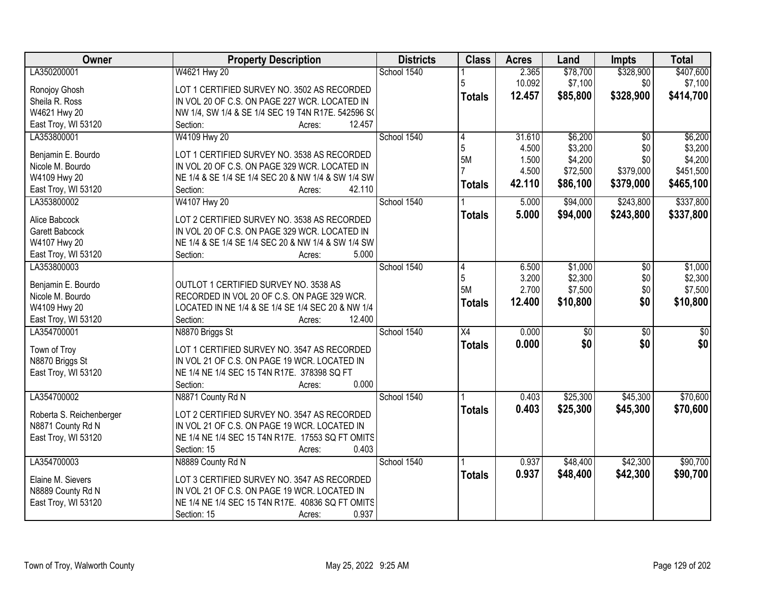| Owner | Property Description | Districts | Class | Acres | Land | Impts | Total |
|---|---|---|---|---|---|---|---|
| LA350200001<br><br>Ronojoy Ghosh<br>Sheila R. Ross<br>W4621 Hwy 20<br>East Troy, WI 53120 | W4621 Hwy 20<br><br>LOT 1 CERTIFIED SURVEY NO. 3502 AS RECORDED IN VOL 20 OF C.S. ON PAGE 227 WCR. LOCATED IN NW 1/4, SW 1/4 & SE 1/4 SEC 19 T4N R17E. 542596 S(<br>Section: Acres: 12.457 | School 1540 | 1<br>5<br>**Totals** | 2.365<br>10.092<br>**12.457** | $78,700<br>$7,100<br>**$85,800** | $328,900<br>$0<br>**$328,900** | $407,600<br>$7,100<br>**$414,700** |
| LA353800001<br><br>Benjamin E. Bourdo<br>Nicole M. Bourdo<br>W4109 Hwy 20<br>East Troy, WI 53120 | W4109 Hwy 20<br><br>LOT 1 CERTIFIED SURVEY NO. 3538 AS RECORDED IN VOL 20 OF C.S. ON PAGE 329 WCR. LOCATED IN NE 1/4 & SE 1/4 SE 1/4 SEC 20 & NW 1/4 & SW 1/4 SW<br>Section: Acres: 42.110 | School 1540 | 4<br>5<br>5M<br>7<br>**Totals** | 31.610<br>4.500<br>1.500<br>4.500<br>**42.110** | $6,200<br>$3,200<br>$4,200<br>$72,500<br>**$86,100** | $0<br>$0<br>$0<br>$379,000<br>**$379,000** | $6,200<br>$3,200<br>$4,200<br>$451,500<br>**$465,100** |
| LA353800002<br><br>Alice Babcock<br>Garett Babcock<br>W4107 Hwy 20<br>East Troy, WI 53120 | W4107 Hwy 20<br><br>LOT 2 CERTIFIED SURVEY NO. 3538 AS RECORDED IN VOL 20 OF C.S. ON PAGE 329 WCR. LOCATED IN NE 1/4 & SE 1/4 SE 1/4 SEC 20 & NW 1/4 & SW 1/4 SW<br>Section: Acres: 5.000 | School 1540 | 1<br>**Totals** | 5.000<br>**5.000** | $94,000<br>**$94,000** | $243,800<br>**$243,800** | $337,800<br>**$337,800** |
| LA353800003<br><br>Benjamin E. Bourdo<br>Nicole M. Bourdo<br>W4109 Hwy 20<br>East Troy, WI 53120 | OUTLOT 1 CERTIFIED SURVEY NO. 3538 AS RECORDED IN VOL 20 OF C.S. ON PAGE 329 WCR. LOCATED IN NE 1/4 & SE 1/4 SE 1/4 SEC 20 & NW 1/4<br>Section: Acres: 12.400 | School 1540 | 4<br>5<br>5M<br>**Totals** | 6.500<br>3.200<br>2.700<br>**12.400** | $1,000<br>$2,300<br>$7,500<br>**$10,800** | $0<br>$0<br>$0<br>**$0** | $1,000<br>$2,300<br>$7,500<br>**$10,800** |
| LA354700001<br><br>Town of Troy<br>N8870 Briggs St<br>East Troy, WI 53120 | N8870 Briggs St<br><br>LOT 1 CERTIFIED SURVEY NO. 3547 AS RECORDED IN VOL 21 OF C.S. ON PAGE 19 WCR. LOCATED IN NE 1/4 NE 1/4 SEC 15 T4N R17E. 378398 SQ FT<br>Section: Acres: 0.000 | School 1540 | X4<br>**Totals** | 0.000<br>**0.000** | $0<br>**$0** | $0<br>**$0** | $0<br>**$0** |
| LA354700002<br><br>Roberta S. Reichenberger<br>N8871 County Rd N<br>East Troy, WI 53120 | N8871 County Rd N<br><br>LOT 2 CERTIFIED SURVEY NO. 3547 AS RECORDED IN VOL 21 OF C.S. ON PAGE 19 WCR. LOCATED IN NE 1/4 NE 1/4 SEC 15 T4N R17E. 17553 SQ FT OMITS<br>Section: 15 Acres: 0.403 | School 1540 | 1<br>**Totals** | 0.403<br>**0.403** | $25,300<br>**$25,300** | $45,300<br>**$45,300** | $70,600<br>**$70,600** |
| LA354700003<br><br>Elaine M. Sievers<br>N8889 County Rd N<br>East Troy, WI 53120 | N8889 County Rd N<br><br>LOT 3 CERTIFIED SURVEY NO. 3547 AS RECORDED IN VOL 21 OF C.S. ON PAGE 19 WCR. LOCATED IN NE 1/4 NE 1/4 SEC 15 T4N R17E. 40836 SQ FT OMITS<br>Section: 15 Acres: 0.937 | School 1540 | 1<br>**Totals** | 0.937<br>**0.937** | $48,400<br>**$48,400** | $42,300<br>**$42,300** | $90,700<br>**$90,700** |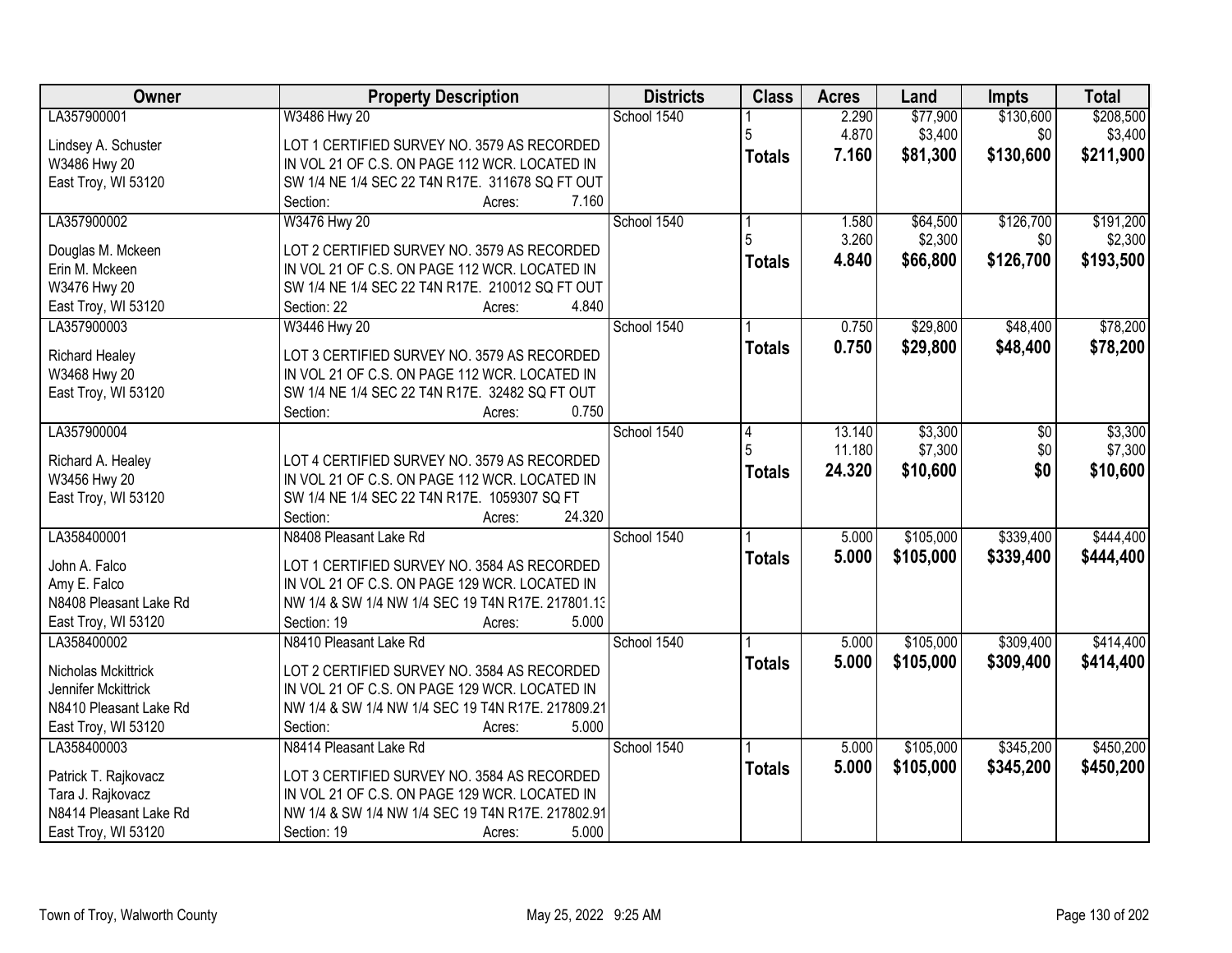| Owner | Property Description | Districts | Class | Acres | Land | Impts | Total |
|---|---|---|---|---|---|---|---|
| LA357900001<br><br>Lindsey A. Schuster<br>W3486 Hwy 20<br>East Troy, WI 53120 | W3486 Hwy 20<br><br>LOT 1 CERTIFIED SURVEY NO. 3579 AS RECORDED IN VOL 21 OF C.S. ON PAGE 112 WCR. LOCATED IN SW 1/4 NE 1/4 SEC 22 T4N R17E. 311678 SQ FT OUT<br>Section: Acres: 7.160 | School 1540 | 1<br>5<br>**Totals** | 2.290<br>4.870<br>**7.160** | $77,900<br>$3,400<br>**$81,300** | $130,600<br>$0<br>**$130,600** | $208,500<br>$3,400<br>**$211,900** |
| LA357900002<br><br>Douglas M. Mckeen<br>Erin M. Mckeen<br>W3476 Hwy 20<br>East Troy, WI 53120 | W3476 Hwy 20<br><br>LOT 2 CERTIFIED SURVEY NO. 3579 AS RECORDED IN VOL 21 OF C.S. ON PAGE 112 WCR. LOCATED IN SW 1/4 NE 1/4 SEC 22 T4N R17E. 210012 SQ FT OUT<br>Section: 22 Acres: 4.840 | School 1540 | 1<br>5<br>**Totals** | 1.580<br>3.260<br>**4.840** | $64,500<br>$2,300<br>**$66,800** | $126,700<br>$0<br>**$126,700** | $191,200<br>$2,300<br>**$193,500** |
| LA357900003<br><br>Richard Healey<br>W3468 Hwy 20<br>East Troy, WI 53120 | W3446 Hwy 20<br><br>LOT 3 CERTIFIED SURVEY NO. 3579 AS RECORDED IN VOL 21 OF C.S. ON PAGE 112 WCR. LOCATED IN SW 1/4 NE 1/4 SEC 22 T4N R17E. 32482 SQ FT OUT<br>Section: Acres: 0.750 | School 1540 | 1<br>**Totals** | 0.750<br>**0.750** | $29,800<br>**$29,800** | $48,400<br>**$48,400** | $78,200<br>**$78,200** |
| LA357900004<br><br>Richard A. Healey<br>W3456 Hwy 20<br>East Troy, WI 53120 | <br><br>LOT 4 CERTIFIED SURVEY NO. 3579 AS RECORDED IN VOL 21 OF C.S. ON PAGE 112 WCR. LOCATED IN SW 1/4 NE 1/4 SEC 22 T4N R17E. 1059307 SQ FT<br>Section: Acres: 24.320 | School 1540 | 4<br>5<br>**Totals** | 13.140<br>11.180<br>**24.320** | $3,300<br>$7,300<br>**$10,600** | $0<br>$0<br>**$0** | $3,300<br>$7,300<br>**$10,600** |
| LA358400001<br><br>John A. Falco<br>Amy E. Falco<br>N8408 Pleasant Lake Rd<br>East Troy, WI 53120 | N8408 Pleasant Lake Rd<br><br>LOT 1 CERTIFIED SURVEY NO. 3584 AS RECORDED IN VOL 21 OF C.S. ON PAGE 129 WCR. LOCATED IN NW 1/4 & SW 1/4 NW 1/4 SEC 19 T4N R17E. 217801.13<br>Section: 19 Acres: 5.000 | School 1540 | 1<br>**Totals** | 5.000<br>**5.000** | $105,000<br>**$105,000** | $339,400<br>**$339,400** | $444,400<br>**$444,400** |
| LA358400002<br><br>Nicholas Mckittrick<br>Jennifer Mckittrick<br>N8410 Pleasant Lake Rd<br>East Troy, WI 53120 | N8410 Pleasant Lake Rd<br><br>LOT 2 CERTIFIED SURVEY NO. 3584 AS RECORDED IN VOL 21 OF C.S. ON PAGE 129 WCR. LOCATED IN NW 1/4 & SW 1/4 NW 1/4 SEC 19 T4N R17E. 217809.21<br>Section: Acres: 5.000 | School 1540 | 1<br>**Totals** | 5.000<br>**5.000** | $105,000<br>**$105,000** | $309,400<br>**$309,400** | $414,400<br>**$414,400** |
| LA358400003<br><br>Patrick T. Rajkovacz<br>Tara J. Rajkovacz<br>N8414 Pleasant Lake Rd<br>East Troy, WI 53120 | N8414 Pleasant Lake Rd<br><br>LOT 3 CERTIFIED SURVEY NO. 3584 AS RECORDED IN VOL 21 OF C.S. ON PAGE 129 WCR. LOCATED IN NW 1/4 & SW 1/4 NW 1/4 SEC 19 T4N R17E. 217802.91<br>Section: 19 Acres: 5.000 | School 1540 | 1<br>**Totals** | 5.000<br>**5.000** | $105,000<br>**$105,000** | $345,200<br>**$345,200** | $450,200<br>**$450,200** |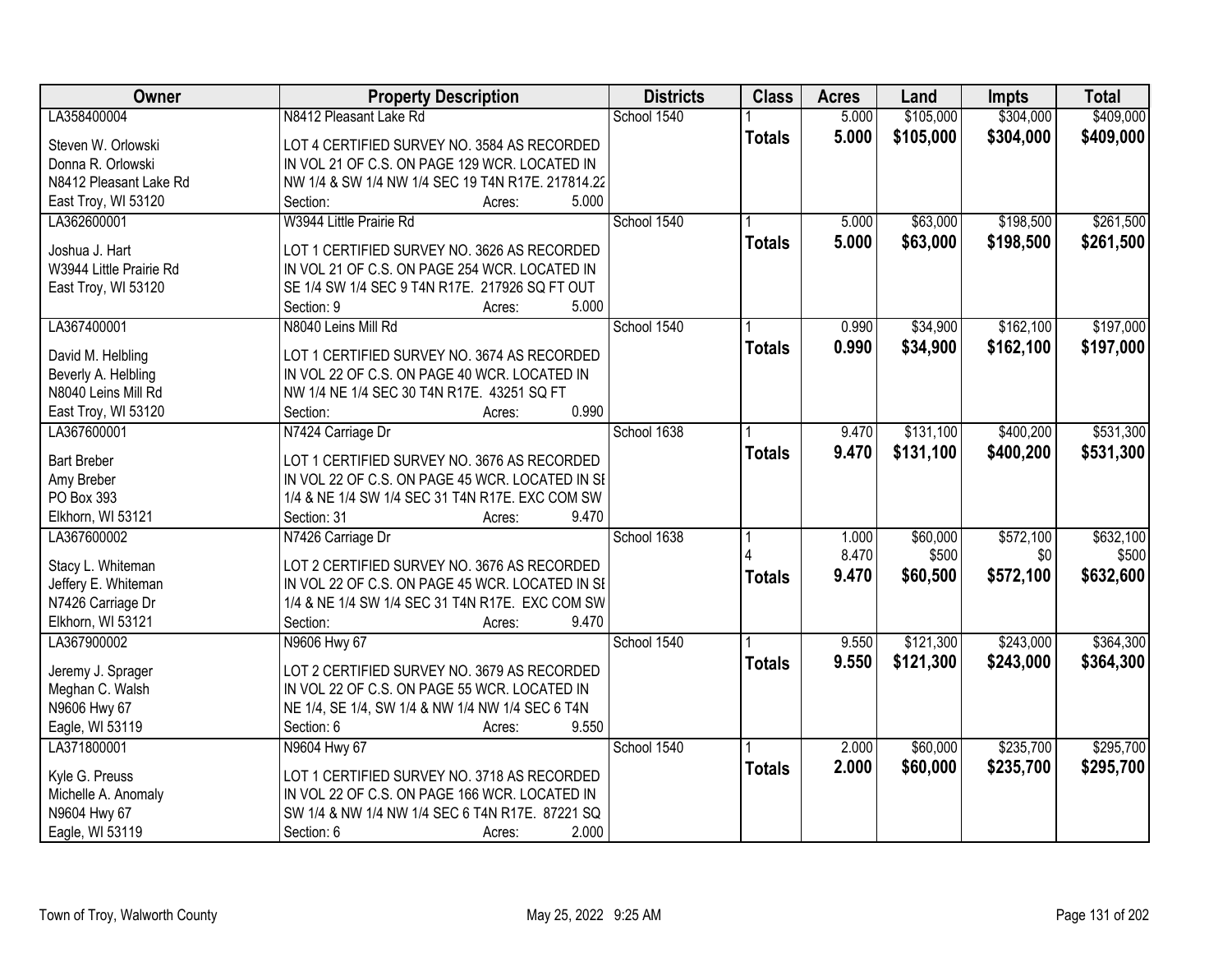| Owner | Property Description | Districts | Class | Acres | Land | Impts | Total |
|---|---|---|---|---|---|---|---|
| LA358400004 | N8412 Pleasant Lake Rd | School 1540 | 1 | 5.000 | $105,000 | $304,000 | $409,000 |
| Steven W. Orlowski<br>Donna R. Orlowski<br>N8412 Pleasant Lake Rd<br>East Troy, WI 53120 | LOT 4 CERTIFIED SURVEY NO. 3584 AS RECORDED IN VOL 21 OF C.S. ON PAGE 129 WCR. LOCATED IN NW 1/4 & SW 1/4 NW 1/4 SEC 19 T4N R17E. 217814.22<br>Section: Acres: 5.000 | | **Totals** | **5.000** | **$105,000** | **$304,000** | **$409,000** |
| LA362600001 | W3944 Little Prairie Rd | School 1540 | 1 | 5.000 | $63,000 | $198,500 | $261,500 |
| Joshua J. Hart<br>W3944 Little Prairie Rd<br>East Troy, WI 53120 | LOT 1 CERTIFIED SURVEY NO. 3626 AS RECORDED IN VOL 21 OF C.S. ON PAGE 254 WCR. LOCATED IN SE 1/4 SW 1/4 SEC 9 T4N R17E. 217926 SQ FT OUT<br>Section: 9 Acres: 5.000 | | **Totals** | **5.000** | **$63,000** | **$198,500** | **$261,500** |
| LA367400001 | N8040 Leins Mill Rd | School 1540 | 1 | 0.990 | $34,900 | $162,100 | $197,000 |
| David M. Helbling<br>Beverly A. Helbling<br>N8040 Leins Mill Rd<br>East Troy, WI 53120 | LOT 1 CERTIFIED SURVEY NO. 3674 AS RECORDED IN VOL 22 OF C.S. ON PAGE 40 WCR. LOCATED IN NW 1/4 NE 1/4 SEC 30 T4N R17E. 43251 SQ FT<br>Section: Acres: 0.990 | | **Totals** | **0.990** | **$34,900** | **$162,100** | **$197,000** |
| LA367600001 | N7424 Carriage Dr | School 1638 | 1 | 9.470 | $131,100 | $400,200 | $531,300 |
| Bart Breber<br>Amy Breber<br>PO Box 393<br>Elkhorn, WI 53121 | LOT 1 CERTIFIED SURVEY NO. 3676 AS RECORDED IN VOL 22 OF C.S. ON PAGE 45 WCR. LOCATED IN SE 1/4 & NE 1/4 SW 1/4 SEC 31 T4N R17E. EXC COM SW<br>Section: 31 Acres: 9.470 | | **Totals** | **9.470** | **$131,100** | **$400,200** | **$531,300** |
| LA367600002 | N7426 Carriage Dr | School 1638 | 1 | 1.000 | $60,000 | $572,100 | $632,100 |
| | | | 4 | 8.470 | $500 | $0 | $500 |
| Stacy L. Whiteman<br>Jeffery E. Whiteman<br>N7426 Carriage Dr<br>Elkhorn, WI 53121 | LOT 2 CERTIFIED SURVEY NO. 3676 AS RECORDED IN VOL 22 OF C.S. ON PAGE 45 WCR. LOCATED IN SE 1/4 & NE 1/4 SW 1/4 SEC 31 T4N R17E. EXC COM SW<br>Section: Acres: 9.470 | | **Totals** | **9.470** | **$60,500** | **$572,100** | **$632,600** |
| LA367900002 | N9606 Hwy 67 | School 1540 | 1 | 9.550 | $121,300 | $243,000 | $364,300 |
| Jeremy J. Sprager<br>Meghan C. Walsh<br>N9606 Hwy 67<br>Eagle, WI 53119 | LOT 2 CERTIFIED SURVEY NO. 3679 AS RECORDED IN VOL 22 OF C.S. ON PAGE 55 WCR. LOCATED IN NE 1/4, SE 1/4, SW 1/4 & NW 1/4 NW 1/4 SEC 6 T4N<br>Section: 6 Acres: 9.550 | | **Totals** | **9.550** | **$121,300** | **$243,000** | **$364,300** |
| LA371800001 | N9604 Hwy 67 | School 1540 | 1 | 2.000 | $60,000 | $235,700 | $295,700 |
| Kyle G. Preuss<br>Michelle A. Anomaly<br>N9604 Hwy 67<br>Eagle, WI 53119 | LOT 1 CERTIFIED SURVEY NO. 3718 AS RECORDED IN VOL 22 OF C.S. ON PAGE 166 WCR. LOCATED IN SW 1/4 & NW 1/4 NW 1/4 SEC 6 T4N R17E. 87221 SQ<br>Section: 6 Acres: 2.000 | | **Totals** | **2.000** | **$60,000** | **$235,700** | **$295,700** |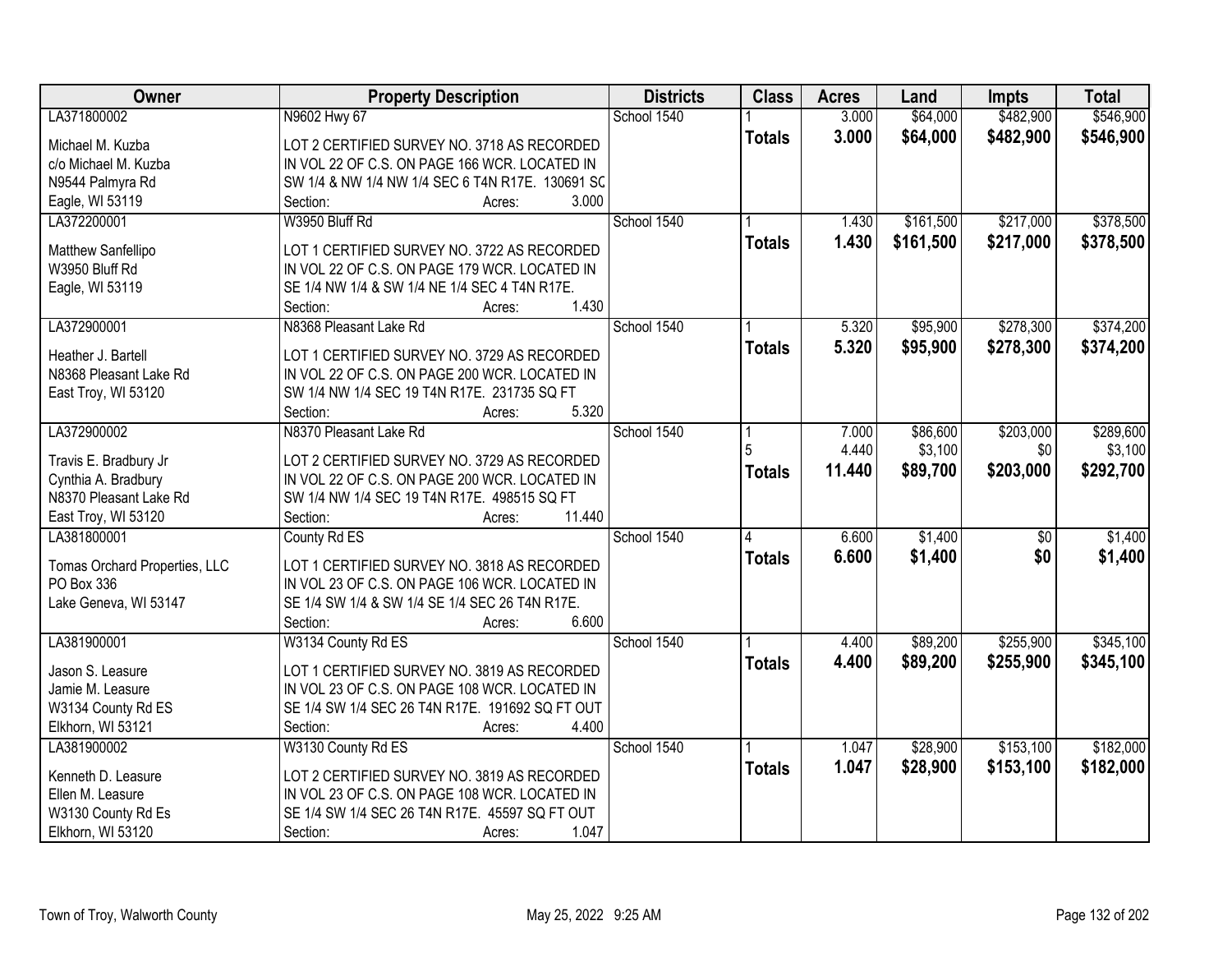| Owner | Property Description | Districts | Class | Acres | Land | Impts | Total |
|---|---|---|---|---|---|---|---|
| LA371800002<br><br>Michael M. Kuzba<br>c/o Michael M. Kuzba<br>N9544 Palmyra Rd<br>Eagle, WI 53119 | N9602 Hwy 67<br><br>LOT 2 CERTIFIED SURVEY NO. 3718 AS RECORDED IN VOL 22 OF C.S. ON PAGE 166 WCR. LOCATED IN SW 1/4 & NW 1/4 NW 1/4 SEC 6 T4N R17E. 130691 SQ<br>Section: Acres: 3.000 | School 1540 | 1<br>**Totals** | 3.000<br>**3.000** | $64,000<br>**$64,000** | $482,900<br>**$482,900** | $546,900<br>**$546,900** |
| LA372200001<br><br>Matthew Sanfellipo<br>W3950 Bluff Rd<br>Eagle, WI 53119 | W3950 Bluff Rd<br><br>LOT 1 CERTIFIED SURVEY NO. 3722 AS RECORDED IN VOL 22 OF C.S. ON PAGE 179 WCR. LOCATED IN SE 1/4 NW 1/4 & SW 1/4 NE 1/4 SEC 4 T4N R17E.<br>Section: Acres: 1.430 | School 1540 | 1<br>**Totals** | 1.430<br>**1.430** | $161,500<br>**$161,500** | $217,000<br>**$217,000** | $378,500<br>**$378,500** |
| LA372900001<br><br>Heather J. Bartell<br>N8368 Pleasant Lake Rd<br>East Troy, WI 53120 | N8368 Pleasant Lake Rd<br><br>LOT 1 CERTIFIED SURVEY NO. 3729 AS RECORDED IN VOL 22 OF C.S. ON PAGE 200 WCR. LOCATED IN SW 1/4 NW 1/4 SEC 19 T4N R17E. 231735 SQ FT<br>Section: Acres: 5.320 | School 1540 | 1<br>**Totals** | 5.320<br>**5.320** | $95,900<br>**$95,900** | $278,300<br>**$278,300** | $374,200<br>**$374,200** |
| LA372900002<br><br>Travis E. Bradbury Jr<br>Cynthia A. Bradbury<br>N8370 Pleasant Lake Rd<br>East Troy, WI 53120 | N8370 Pleasant Lake Rd<br><br>LOT 2 CERTIFIED SURVEY NO. 3729 AS RECORDED IN VOL 22 OF C.S. ON PAGE 200 WCR. LOCATED IN SW 1/4 NW 1/4 SEC 19 T4N R17E. 498515 SQ FT<br>Section: Acres: 11.440 | School 1540 | 1<br>5<br>**Totals** | 7.000<br>4.440<br>**11.440** | $86,600<br>$3,100<br>**$89,700** | $203,000<br>$0<br>**$203,000** | $289,600<br>$3,100<br>**$292,700** |
| LA381800001<br><br>Tomas Orchard Properties, LLC<br>PO Box 336<br>Lake Geneva, WI 53147 | County Rd ES<br><br>LOT 1 CERTIFIED SURVEY NO. 3818 AS RECORDED IN VOL 23 OF C.S. ON PAGE 106 WCR. LOCATED IN SE 1/4 SW 1/4 & SW 1/4 SE 1/4 SEC 26 T4N R17E.<br>Section: Acres: 6.600 | School 1540 | 4<br>**Totals** | 6.600<br>**6.600** | $1,400<br>**$1,400** | $0<br>**$0** | $1,400<br>**$1,400** |
| LA381900001<br><br>Jason S. Leasure<br>Jamie M. Leasure<br>W3134 County Rd ES<br>Elkhorn, WI 53121 | W3134 County Rd ES<br><br>LOT 1 CERTIFIED SURVEY NO. 3819 AS RECORDED IN VOL 23 OF C.S. ON PAGE 108 WCR. LOCATED IN SE 1/4 SW 1/4 SEC 26 T4N R17E. 191692 SQ FT OUT<br>Section: Acres: 4.400 | School 1540 | 1<br>**Totals** | 4.400<br>**4.400** | $89,200<br>**$89,200** | $255,900<br>**$255,900** | $345,100<br>**$345,100** |
| LA381900002<br><br>Kenneth D. Leasure<br>Ellen M. Leasure<br>W3130 County Rd Es<br>Elkhorn, WI 53120 | W3130 County Rd ES<br><br>LOT 2 CERTIFIED SURVEY NO. 3819 AS RECORDED IN VOL 23 OF C.S. ON PAGE 108 WCR. LOCATED IN SE 1/4 SW 1/4 SEC 26 T4N R17E. 45597 SQ FT OUT<br>Section: Acres: 1.047 | School 1540 | 1<br>**Totals** | 1.047<br>**1.047** | $28,900<br>**$28,900** | $153,100<br>**$153,100** | $182,000<br>**$182,000** |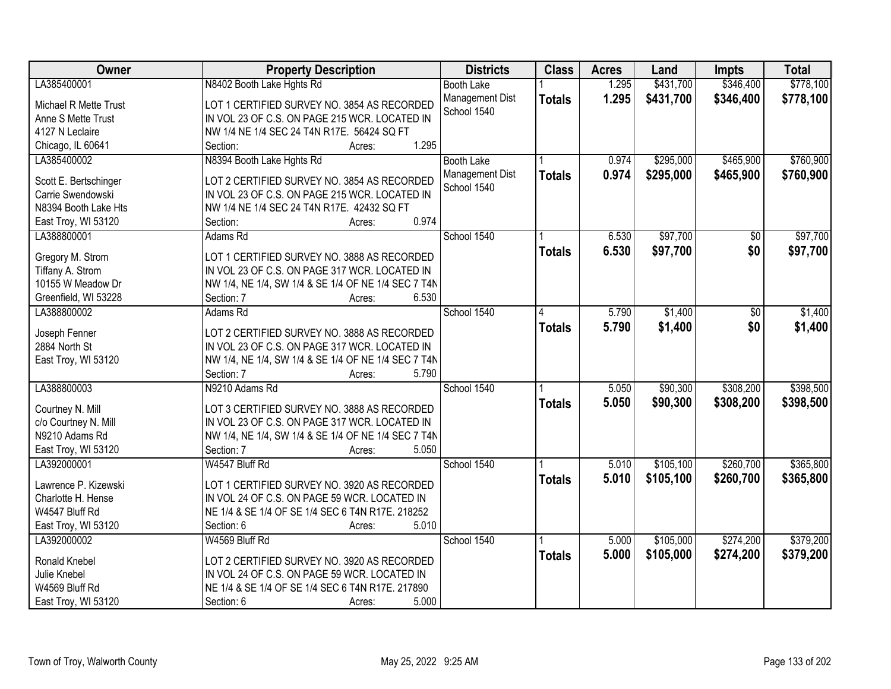| Owner | Property Description | Districts | Class | Acres | Land | Impts | Total |
|---|---|---|---|---|---|---|---|
| LA385400001<br><br>Michael R Mette Trust<br>Anne S Mette Trust<br>4127 N Leclaire<br>Chicago, IL 60641 | N8402 Booth Lake Hghts Rd<br><br>LOT 1 CERTIFIED SURVEY NO. 3854 AS RECORDED IN VOL 23 OF C.S. ON PAGE 215 WCR. LOCATED IN NW 1/4 NE 1/4 SEC 24 T4N R17E. 56424 SQ FT<br>Section: Acres: 1.295 | Booth Lake Management Dist<br>School 1540 | 1<br>**Totals** | 1.295<br>**1.295** | $431,700<br>**$431,700** | $346,400<br>**$346,400** | $778,100<br>**$778,100** |
| LA385400002<br><br>Scott E. Bertschinger<br>Carrie Swendowski<br>N8394 Booth Lake Hts<br>East Troy, WI 53120 | N8394 Booth Lake Hghts Rd<br><br>LOT 2 CERTIFIED SURVEY NO. 3854 AS RECORDED IN VOL 23 OF C.S. ON PAGE 215 WCR. LOCATED IN NW 1/4 NE 1/4 SEC 24 T4N R17E. 42432 SQ FT<br>Section: Acres: 0.974 | Booth Lake Management Dist<br>School 1540 | 1<br>**Totals** | 0.974<br>**0.974** | $295,000<br>**$295,000** | $465,900<br>**$465,900** | $760,900<br>**$760,900** |
| LA388800001<br><br>Gregory M. Strom<br>Tiffany A. Strom<br>10155 W Meadow Dr<br>Greenfield, WI 53228 | Adams Rd<br><br>LOT 1 CERTIFIED SURVEY NO. 3888 AS RECORDED IN VOL 23 OF C.S. ON PAGE 317 WCR. LOCATED IN NW 1/4, NE 1/4, SW 1/4 & SE 1/4 OF NE 1/4 SEC 7 T4N<br>Section: 7 Acres: 6.530 | School 1540 | 1<br>**Totals** | 6.530<br>**6.530** | $97,700<br>**$97,700** | $0<br>**$0** | $97,700<br>**$97,700** |
| LA388800002<br><br>Joseph Fenner<br>2884 North St<br>East Troy, WI 53120 | Adams Rd<br><br>LOT 2 CERTIFIED SURVEY NO. 3888 AS RECORDED IN VOL 23 OF C.S. ON PAGE 317 WCR. LOCATED IN NW 1/4, NE 1/4, SW 1/4 & SE 1/4 OF NE 1/4 SEC 7 T4N<br>Section: 7 Acres: 5.790 | School 1540 | 4<br>**Totals** | 5.790<br>**5.790** | $1,400<br>**$1,400** | $0<br>**$0** | $1,400<br>**$1,400** |
| LA388800003<br><br>Courtney N. Mill<br>c/o Courtney N. Mill<br>N9210 Adams Rd<br>East Troy, WI 53120 | N9210 Adams Rd<br><br>LOT 3 CERTIFIED SURVEY NO. 3888 AS RECORDED IN VOL 23 OF C.S. ON PAGE 317 WCR. LOCATED IN NW 1/4, NE 1/4, SW 1/4 & SE 1/4 OF NE 1/4 SEC 7 T4N<br>Section: 7 Acres: 5.050 | School 1540 | 1<br>**Totals** | 5.050<br>**5.050** | $90,300<br>**$90,300** | $308,200<br>**$308,200** | $398,500<br>**$398,500** |
| LA392000001<br><br>Lawrence P. Kizewski<br>Charlotte H. Hense<br>W4547 Bluff Rd<br>East Troy, WI 53120 | W4547 Bluff Rd<br><br>LOT 1 CERTIFIED SURVEY NO. 3920 AS RECORDED IN VOL 24 OF C.S. ON PAGE 59 WCR. LOCATED IN NE 1/4 & SE 1/4 OF SE 1/4 SEC 6 T4N R17E. 218252<br>Section: 6 Acres: 5.010 | School 1540 | 1<br>**Totals** | 5.010<br>**5.010** | $105,100<br>**$105,100** | $260,700<br>**$260,700** | $365,800<br>**$365,800** |
| LA392000002<br><br>Ronald Knebel<br>Julie Knebel<br>W4569 Bluff Rd<br>East Troy, WI 53120 | W4569 Bluff Rd<br><br>LOT 2 CERTIFIED SURVEY NO. 3920 AS RECORDED IN VOL 24 OF C.S. ON PAGE 59 WCR. LOCATED IN NE 1/4 & SE 1/4 OF SE 1/4 SEC 6 T4N R17E. 217890<br>Section: 6 Acres: 5.000 | School 1540 | 1<br>**Totals** | 5.000<br>**5.000** | $105,000<br>**$105,000** | $274,200<br>**$274,200** | $379,200<br>**$379,200** |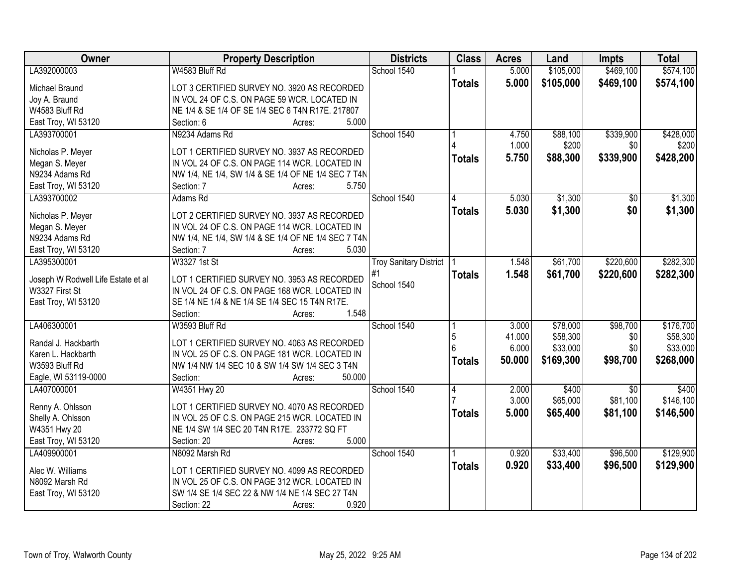| Owner | Property Description | Districts | Class | Acres | Land | Impts | Total |
|---|---|---|---|---|---|---|---|
| LA392000003<br><br>Michael Braund<br>Joy A. Braund<br>W4583 Bluff Rd<br>East Troy, WI 53120 | W4583 Bluff Rd<br><br>LOT 3 CERTIFIED SURVEY NO. 3920 AS RECORDED IN VOL 24 OF C.S. ON PAGE 59 WCR. LOCATED IN NE 1/4 & SE 1/4 OF SE 1/4 SEC 6 T4N R17E. 217807<br>Section: 6 Acres: 5.000 | School 1540 | 1<br>**Totals** | 5.000<br>**5.000** | $105,000<br>**$105,000** | $469,100<br>**$469,100** | $574,100<br>**$574,100** |
| LA393700001<br><br>Nicholas P. Meyer<br>Megan S. Meyer<br>N9234 Adams Rd<br>East Troy, WI 53120 | N9234 Adams Rd<br><br>LOT 1 CERTIFIED SURVEY NO. 3937 AS RECORDED IN VOL 24 OF C.S. ON PAGE 114 WCR. LOCATED IN NW 1/4, NE 1/4, SW 1/4 & SE 1/4 OF NE 1/4 SEC 7 T4N<br>Section: 7 Acres: 5.750 | School 1540 | 1<br>4<br>**Totals** | 4.750<br>1.000<br>**5.750** | $88,100<br>$200<br>**$88,300** | $339,900<br>$0<br>**$339,900** | $428,000<br>$200<br>**$428,200** |
| LA393700002<br><br>Nicholas P. Meyer<br>Megan S. Meyer<br>N9234 Adams Rd<br>East Troy, WI 53120 | Adams Rd<br><br>LOT 2 CERTIFIED SURVEY NO. 3937 AS RECORDED IN VOL 24 OF C.S. ON PAGE 114 WCR. LOCATED IN NW 1/4, NE 1/4, SW 1/4 & SE 1/4 OF NE 1/4 SEC 7 T4N<br>Section: 7 Acres: 5.030 | School 1540 | 4<br>**Totals** | 5.030<br>**5.030** | $1,300<br>**$1,300** | $0<br>**$0** | $1,300<br>**$1,300** |
| LA395300001<br><br>Joseph W Rodwell Life Estate et al<br>W3327 First St<br>East Troy, WI 53120 | W3327 1st St<br><br>LOT 1 CERTIFIED SURVEY NO. 3953 AS RECORDED IN VOL 24 OF C.S. ON PAGE 168 WCR. LOCATED IN SE 1/4 NE 1/4 & NE 1/4 SE 1/4 SEC 15 T4N R17E.<br>Section: Acres: 1.548 | Troy Sanitary District #1<br>School 1540 | 1<br>**Totals** | 1.548<br>**1.548** | $61,700<br>**$61,700** | $220,600<br>**$220,600** | $282,300<br>**$282,300** |
| LA406300001<br><br>Randal J. Hackbarth<br>Karen L. Hackbarth<br>W3593 Bluff Rd<br>Eagle, WI 53119-0000 | W3593 Bluff Rd<br><br>LOT 1 CERTIFIED SURVEY NO. 4063 AS RECORDED IN VOL 25 OF C.S. ON PAGE 181 WCR. LOCATED IN NW 1/4 NW 1/4 SEC 10 & SW 1/4 SW 1/4 SEC 3 T4N<br>Section: Acres: 50.000 | School 1540 | 1<br>5<br>6<br>**Totals** | 3.000<br>41.000<br>6.000<br>**50.000** | $78,000<br>$58,300<br>$33,000<br>**$169,300** | $98,700<br>$0<br>$0<br>**$98,700** | $176,700<br>$58,300<br>$33,000<br>**$268,000** |
| LA407000001<br><br>Renny A. Ohlsson<br>Shelly A. Ohlsson<br>W4351 Hwy 20<br>East Troy, WI 53120 | W4351 Hwy 20<br><br>LOT 1 CERTIFIED SURVEY NO. 4070 AS RECORDED IN VOL 25 OF C.S. ON PAGE 215 WCR. LOCATED IN NE 1/4 SW 1/4 SEC 20 T4N R17E. 233772 SQ FT<br>Section: 20 Acres: 5.000 | School 1540 | 4<br>7<br>**Totals** | 2.000<br>3.000<br>**5.000** | $400<br>$65,000<br>**$65,400** | $0<br>$81,100<br>**$81,100** | $400<br>$146,100<br>**$146,500** |
| LA409900001<br><br>Alec W. Williams<br>N8092 Marsh Rd<br>East Troy, WI 53120 | N8092 Marsh Rd<br><br>LOT 1 CERTIFIED SURVEY NO. 4099 AS RECORDED IN VOL 25 OF C.S. ON PAGE 312 WCR. LOCATED IN SW 1/4 SE 1/4 SEC 22 & NW 1/4 NE 1/4 SEC 27 T4N<br>Section: 22 Acres: 0.920 | School 1540 | 1<br>**Totals** | 0.920<br>**0.920** | $33,400<br>**$33,400** | $96,500<br>**$96,500** | $129,900<br>**$129,900** |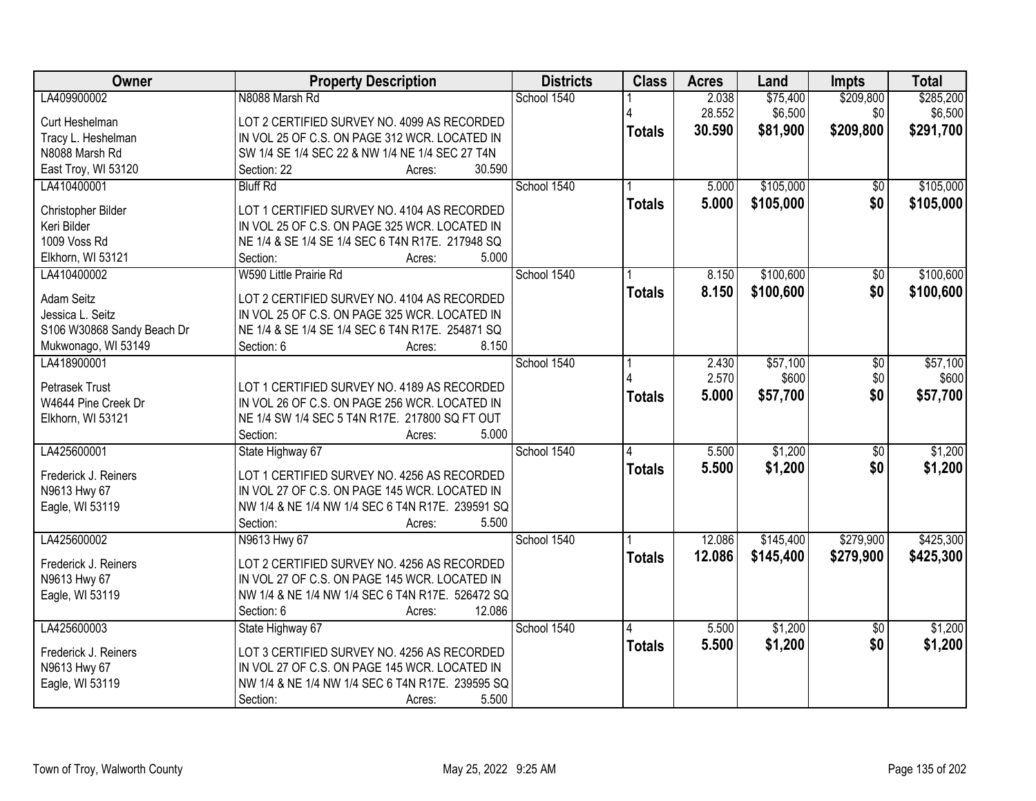| Owner | Property Description | Districts | Class | Acres | Land | Impts | Total |
|---|---|---|---|---|---|---|---|
| LA409900002<br><br>Curt Heshelman<br>Tracy L. Heshelman<br>N8088 Marsh Rd<br>East Troy, WI 53120 | N8088 Marsh Rd<br><br>LOT 2 CERTIFIED SURVEY NO. 4099 AS RECORDED IN VOL 25 OF C.S. ON PAGE 312 WCR. LOCATED IN SW 1/4 SE 1/4 SEC 22 & NW 1/4 NE 1/4 SEC 27 T4N<br>Section: 22 Acres: 30.590 | School 1540 | 1<br>4<br>**Totals** | 2.038<br>28.552<br>**30.590** | $75,400<br>$6,500<br>**$81,900** | $209,800<br>$0<br>**$209,800** | $285,200<br>$6,500<br>**$291,700** |
| LA410400001<br><br>Christopher Bilder<br>Keri Bilder<br>1009 Voss Rd<br>Elkhorn, WI 53121 | Bluff Rd<br><br>LOT 1 CERTIFIED SURVEY NO. 4104 AS RECORDED IN VOL 25 OF C.S. ON PAGE 325 WCR. LOCATED IN NE 1/4 & SE 1/4 SE 1/4 SEC 6 T4N R17E. 217948 SQ<br>Section: Acres: 5.000 | School 1540 | 1<br>**Totals** | 5.000<br>**5.000** | $105,000<br>**$105,000** | $0<br>**$0** | $105,000<br>**$105,000** |
| LA410400002<br><br>Adam Seitz<br>Jessica L. Seitz<br>S106 W30868 Sandy Beach Dr<br>Mukwonago, WI 53149 | W590 Little Prairie Rd<br><br>LOT 2 CERTIFIED SURVEY NO. 4104 AS RECORDED IN VOL 25 OF C.S. ON PAGE 325 WCR. LOCATED IN NE 1/4 & SE 1/4 SE 1/4 SEC 6 T4N R17E. 254871 SQ<br>Section: 6 Acres: 8.150 | School 1540 | 1<br>**Totals** | 8.150<br>**8.150** | $100,600<br>**$100,600** | $0<br>**$0** | $100,600<br>**$100,600** |
| LA418900001<br><br>Petrasek Trust<br>W4644 Pine Creek Dr<br>Elkhorn, WI 53121 | <br><br>LOT 1 CERTIFIED SURVEY NO. 4189 AS RECORDED IN VOL 26 OF C.S. ON PAGE 256 WCR. LOCATED IN NE 1/4 SW 1/4 SEC 5 T4N R17E. 217800 SQ FT OUT<br>Section: Acres: 5.000 | School 1540 | 1<br>4<br>**Totals** | 2.430<br>2.570<br>**5.000** | $57,100<br>$600<br>**$57,700** | $0<br>$0<br>**$0** | $57,100<br>$600<br>**$57,700** |
| LA425600001<br><br>Frederick J. Reiners<br>N9613 Hwy 67<br>Eagle, WI 53119 | State Highway 67<br><br>LOT 1 CERTIFIED SURVEY NO. 4256 AS RECORDED IN VOL 27 OF C.S. ON PAGE 145 WCR. LOCATED IN NW 1/4 & NE 1/4 NW 1/4 SEC 6 T4N R17E. 239591 SQ<br>Section: Acres: 5.500 | School 1540 | 4<br>**Totals** | 5.500<br>**5.500** | $1,200<br>**$1,200** | $0<br>**$0** | $1,200<br>**$1,200** |
| LA425600002<br><br>Frederick J. Reiners<br>N9613 Hwy 67<br>Eagle, WI 53119 | N9613 Hwy 67<br><br>LOT 2 CERTIFIED SURVEY NO. 4256 AS RECORDED IN VOL 27 OF C.S. ON PAGE 145 WCR. LOCATED IN NW 1/4 & NE 1/4 NW 1/4 SEC 6 T4N R17E. 526472 SQ<br>Section: 6 Acres: 12.086 | School 1540 | 1<br>**Totals** | 12.086<br>**12.086** | $145,400<br>**$145,400** | $279,900<br>**$279,900** | $425,300<br>**$425,300** |
| LA425600003<br><br>Frederick J. Reiners<br>N9613 Hwy 67<br>Eagle, WI 53119 | State Highway 67<br><br>LOT 3 CERTIFIED SURVEY NO. 4256 AS RECORDED IN VOL 27 OF C.S. ON PAGE 145 WCR. LOCATED IN NW 1/4 & NE 1/4 NW 1/4 SEC 6 T4N R17E. 239595 SQ<br>Section: Acres: 5.500 | School 1540 | 4<br>**Totals** | 5.500<br>**5.500** | $1,200<br>**$1,200** | $0<br>**$0** | $1,200<br>**$1,200** |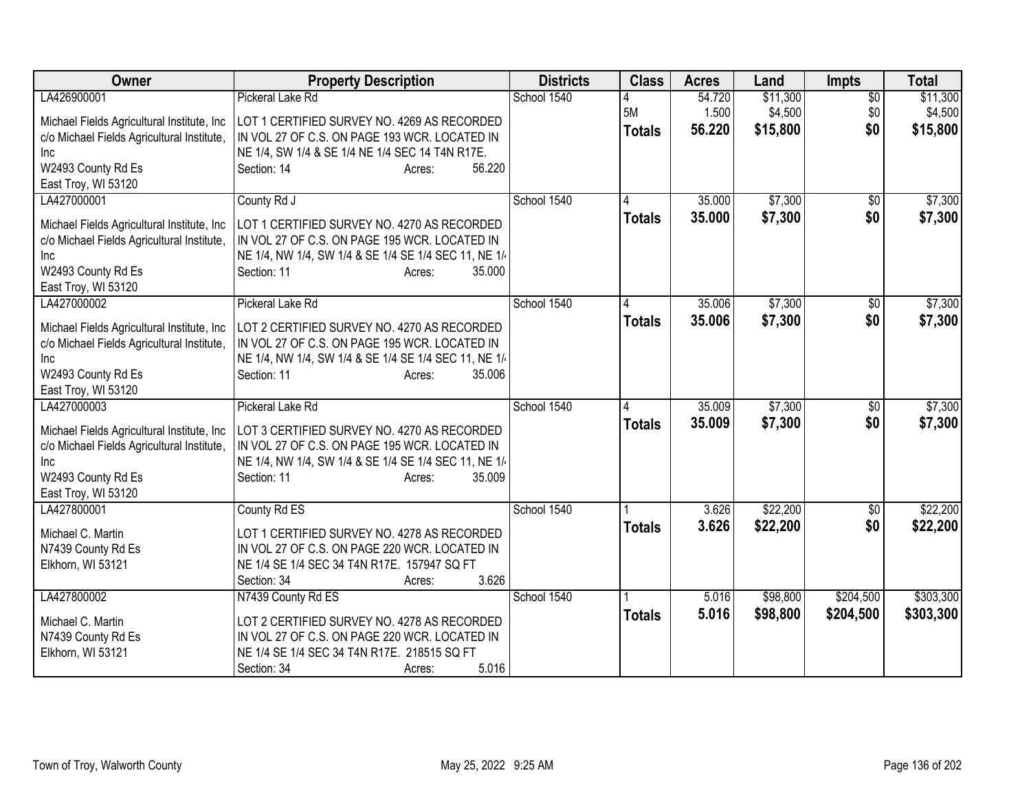| Owner | Property Description | Districts | Class | Acres | Land | Impts | Total |
|---|---|---|---|---|---|---|---|
| LA426900001<br>Michael Fields Agricultural Institute, Inc<br>c/o Michael Fields Agricultural Institute, Inc<br>W2493 County Rd Es<br>East Troy, WI 53120 | Pickeral Lake Rd<br>LOT 1 CERTIFIED SURVEY NO. 4269 AS RECORDED IN VOL 27 OF C.S. ON PAGE 193 WCR. LOCATED IN NE 1/4, SW 1/4 & SE 1/4 NE 1/4 SEC 14 T4N R17E.<br>Section: 14 Acres: 56.220 | School 1540 | 4<br>5M<br>**Totals** | 54.720<br>1.500<br>**56.220** | $11,300<br>$4,500<br>**$15,800** | $0<br>$0<br>**$0** | $11,300<br>$4,500<br>**$15,800** |
| LA427000001<br>Michael Fields Agricultural Institute, Inc<br>c/o Michael Fields Agricultural Institute, Inc<br>W2493 County Rd Es<br>East Troy, WI 53120 | County Rd J<br>LOT 1 CERTIFIED SURVEY NO. 4270 AS RECORDED IN VOL 27 OF C.S. ON PAGE 195 WCR. LOCATED IN NE 1/4, NW 1/4, SW 1/4 & SE 1/4 SE 1/4 SEC 11, NE 1/4<br>Section: 11 Acres: 35.000 | School 1540 | 4<br>**Totals** | 35.000<br>**35.000** | $7,300<br>**$7,300** | $0<br>**$0** | $7,300<br>**$7,300** |
| LA427000002<br>Michael Fields Agricultural Institute, Inc<br>c/o Michael Fields Agricultural Institute, Inc<br>W2493 County Rd Es<br>East Troy, WI 53120 | Pickeral Lake Rd<br>LOT 2 CERTIFIED SURVEY NO. 4270 AS RECORDED IN VOL 27 OF C.S. ON PAGE 195 WCR. LOCATED IN NE 1/4, NW 1/4, SW 1/4 & SE 1/4 SE 1/4 SEC 11, NE 1/4<br>Section: 11 Acres: 35.006 | School 1540 | 4<br>**Totals** | 35.006<br>**35.006** | $7,300<br>**$7,300** | $0<br>**$0** | $7,300<br>**$7,300** |
| LA427000003<br>Michael Fields Agricultural Institute, Inc<br>c/o Michael Fields Agricultural Institute, Inc<br>W2493 County Rd Es<br>East Troy, WI 53120 | Pickeral Lake Rd<br>LOT 3 CERTIFIED SURVEY NO. 4270 AS RECORDED IN VOL 27 OF C.S. ON PAGE 195 WCR. LOCATED IN NE 1/4, NW 1/4, SW 1/4 & SE 1/4 SE 1/4 SEC 11, NE 1/4<br>Section: 11 Acres: 35.009 | School 1540 | 4<br>**Totals** | 35.009<br>**35.009** | $7,300<br>**$7,300** | $0<br>**$0** | $7,300<br>**$7,300** |
| LA427800001<br>Michael C. Martin<br>N7439 County Rd Es<br>Elkhorn, WI 53121 | County Rd ES<br>LOT 1 CERTIFIED SURVEY NO. 4278 AS RECORDED IN VOL 27 OF C.S. ON PAGE 220 WCR. LOCATED IN NE 1/4 SE 1/4 SEC 34 T4N R17E. 157947 SQ FT<br>Section: 34 Acres: 3.626 | School 1540 | 1<br>**Totals** | 3.626<br>**3.626** | $22,200<br>**$22,200** | $0<br>**$0** | $22,200<br>**$22,200** |
| LA427800002<br>Michael C. Martin<br>N7439 County Rd Es<br>Elkhorn, WI 53121 | N7439 County Rd ES<br>LOT 2 CERTIFIED SURVEY NO. 4278 AS RECORDED IN VOL 27 OF C.S. ON PAGE 220 WCR. LOCATED IN NE 1/4 SE 1/4 SEC 34 T4N R17E. 218515 SQ FT<br>Section: 34 Acres: 5.016 | School 1540 | 1<br>**Totals** | 5.016<br>**5.016** | $98,800<br>**$98,800** | $204,500<br>**$204,500** | $303,300<br>**$303,300** |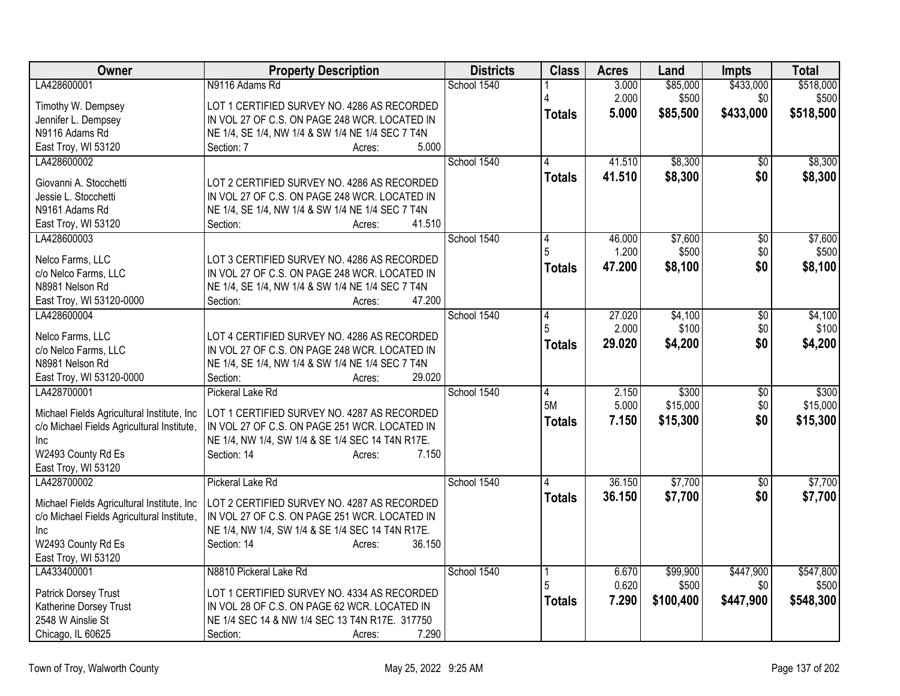| Owner | Property Description | Districts | Class | Acres | Land | Impts | Total |
|---|---|---|---|---|---|---|---|
| LA428600001<br><br>Timothy W. Dempsey<br>Jennifer L. Dempsey<br>N9116 Adams Rd<br>East Troy, WI 53120 | N9116 Adams Rd<br><br>LOT 1 CERTIFIED SURVEY NO. 4286 AS RECORDED IN VOL 27 OF C.S. ON PAGE 248 WCR. LOCATED IN NE 1/4, SE 1/4, NW 1/4 & SW 1/4 NE 1/4 SEC 7 T4N<br>Section: 7 Acres: 5.000 | School 1540 | 1<br>4<br>**Totals** | 3.000<br>2.000<br>**5.000** | $85,000<br>$500<br>**$85,500** | $433,000<br>$0<br>**$433,000** | $518,000<br>$500<br>**$518,500** |
| LA428600002<br><br>Giovanni A. Stocchetti<br>Jessie L. Stocchetti<br>N9161 Adams Rd<br>East Troy, WI 53120 | LOT 2 CERTIFIED SURVEY NO. 4286 AS RECORDED IN VOL 27 OF C.S. ON PAGE 248 WCR. LOCATED IN NE 1/4, SE 1/4, NW 1/4 & SW 1/4 NE 1/4 SEC 7 T4N<br>Section: Acres: 41.510 | School 1540 | 4<br>**Totals** | 41.510<br>**41.510** | $8,300<br>**$8,300** | $0<br>**$0** | $8,300<br>**$8,300** |
| LA428600003<br><br>Nelco Farms, LLC<br>c/o Nelco Farms, LLC<br>N8981 Nelson Rd<br>East Troy, WI 53120-0000 | LOT 3 CERTIFIED SURVEY NO. 4286 AS RECORDED IN VOL 27 OF C.S. ON PAGE 248 WCR. LOCATED IN NE 1/4, SE 1/4, NW 1/4 & SW 1/4 NE 1/4 SEC 7 T4N<br>Section: Acres: 47.200 | School 1540 | 4<br>5<br>**Totals** | 46.000<br>1.200<br>**47.200** | $7,600<br>$500<br>**$8,100** | $0<br>$0<br>**$0** | $7,600<br>$500<br>**$8,100** |
| LA428600004<br><br>Nelco Farms, LLC<br>c/o Nelco Farms, LLC<br>N8981 Nelson Rd<br>East Troy, WI 53120-0000 | LOT 4 CERTIFIED SURVEY NO. 4286 AS RECORDED IN VOL 27 OF C.S. ON PAGE 248 WCR. LOCATED IN NE 1/4, SE 1/4, NW 1/4 & SW 1/4 NE 1/4 SEC 7 T4N<br>Section: Acres: 29.020 | School 1540 | 4<br>5<br>**Totals** | 27.020<br>2.000<br>**29.020** | $4,100<br>$100<br>**$4,200** | $0<br>$0<br>**$0** | $4,100<br>$100<br>**$4,200** |
| LA428700001<br><br>Michael Fields Agricultural Institute, Inc<br>c/o Michael Fields Agricultural Institute, Inc<br>W2493 County Rd Es<br>East Troy, WI 53120 | Pickeral Lake Rd<br><br>LOT 1 CERTIFIED SURVEY NO. 4287 AS RECORDED IN VOL 27 OF C.S. ON PAGE 251 WCR. LOCATED IN NE 1/4, NW 1/4, SW 1/4 & SE 1/4 SEC 14 T4N R17E.<br>Section: 14 Acres: 7.150 | School 1540 | 4<br>5M<br>**Totals** | 2.150<br>5.000<br>**7.150** | $300<br>$15,000<br>**$15,300** | $0<br>$0<br>**$0** | $300<br>$15,000<br>**$15,300** |
| LA428700002<br><br>Michael Fields Agricultural Institute, Inc<br>c/o Michael Fields Agricultural Institute, Inc<br>W2493 County Rd Es<br>East Troy, WI 53120 | Pickeral Lake Rd<br><br>LOT 2 CERTIFIED SURVEY NO. 4287 AS RECORDED IN VOL 27 OF C.S. ON PAGE 251 WCR. LOCATED IN NE 1/4, NW 1/4, SW 1/4 & SE 1/4 SEC 14 T4N R17E.<br>Section: 14 Acres: 36.150 | School 1540 | 4<br>**Totals** | 36.150<br>**36.150** | $7,700<br>**$7,700** | $0<br>**$0** | $7,700<br>**$7,700** |
| LA433400001<br><br>Patrick Dorsey Trust<br>Katherine Dorsey Trust<br>2548 W Ainslie St<br>Chicago, IL 60625 | N8810 Pickeral Lake Rd<br><br>LOT 1 CERTIFIED SURVEY NO. 4334 AS RECORDED IN VOL 28 OF C.S. ON PAGE 62 WCR. LOCATED IN NE 1/4 SEC 14 & NW 1/4 SEC 13 T4N R17E. 317750<br>Section: Acres: 7.290 | School 1540 | 1<br>5<br>**Totals** | 6.670<br>0.620<br>**7.290** | $99,900<br>$500<br>**$100,400** | $447,900<br>$0<br>**$447,900** | $547,800<br>$500<br>**$548,300** |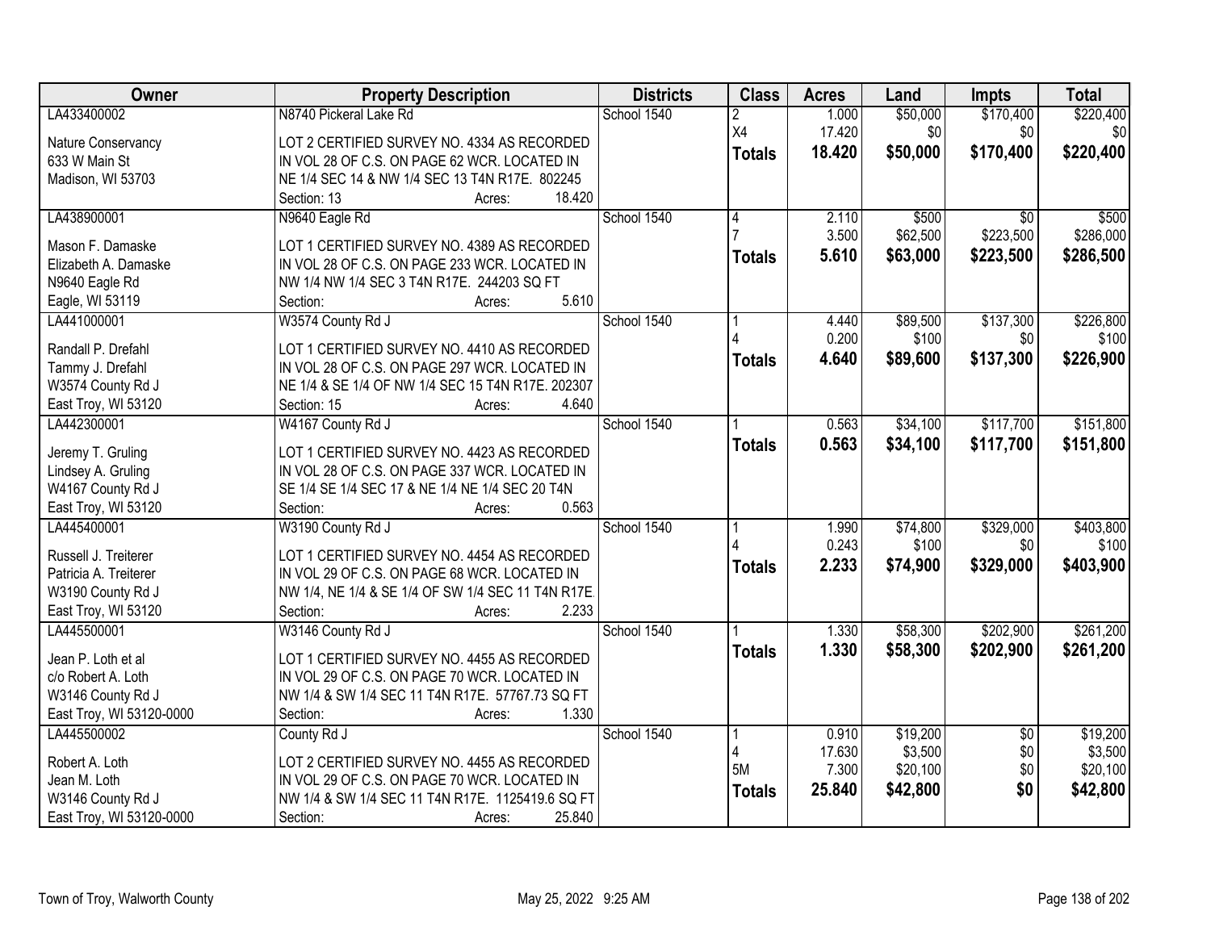| Owner | Property Description | Districts | Class | Acres | Land | Impts | Total |
|---|---|---|---|---|---|---|---|
| LA433400002<br>Nature Conservancy<br>633 W Main St<br>Madison, WI 53703 | N8740 Pickeral Lake Rd<br>LOT 2 CERTIFIED SURVEY NO. 4334 AS RECORDED IN VOL 28 OF C.S. ON PAGE 62 WCR. LOCATED IN NE 1/4 SEC 14 & NW 1/4 SEC 13 T4N R17E. 802245<br>Section: 13 Acres: 18.420 | School 1540 | 2<br>X4<br>**Totals** | 1.000<br>17.420<br>**18.420** | $50,000<br>$0<br>**$50,000** | $170,400<br>$0<br>**$170,400** | $220,400<br>$0<br>**$220,400** |
| LA438900001<br>Mason F. Damaske<br>Elizabeth A. Damaske<br>N9640 Eagle Rd<br>Eagle, WI 53119 | N9640 Eagle Rd<br>LOT 1 CERTIFIED SURVEY NO. 4389 AS RECORDED IN VOL 28 OF C.S. ON PAGE 233 WCR. LOCATED IN NW 1/4 NW 1/4 SEC 3 T4N R17E. 244203 SQ FT<br>Section: Acres: 5.610 | School 1540 | 4<br>7<br>**Totals** | 2.110<br>3.500<br>**5.610** | $500<br>$62,500<br>**$63,000** | $0<br>$223,500<br>**$223,500** | $500<br>$286,000<br>**$286,500** |
| LA441000001<br>Randall P. Drefahl<br>Tammy J. Drefahl<br>W3574 County Rd J<br>East Troy, WI 53120 | W3574 County Rd J<br>LOT 1 CERTIFIED SURVEY NO. 4410 AS RECORDED IN VOL 28 OF C.S. ON PAGE 297 WCR. LOCATED IN NE 1/4 & SE 1/4 OF NW 1/4 SEC 15 T4N R17E. 202307<br>Section: 15 Acres: 4.640 | School 1540 | 1<br>4<br>**Totals** | 4.440<br>0.200<br>**4.640** | $89,500<br>$100<br>**$89,600** | $137,300<br>$0<br>**$137,300** | $226,800<br>$100<br>**$226,900** |
| LA442300001<br>Jeremy T. Gruling<br>Lindsey A. Gruling<br>W4167 County Rd J<br>East Troy, WI 53120 | W4167 County Rd J<br>LOT 1 CERTIFIED SURVEY NO. 4423 AS RECORDED IN VOL 28 OF C.S. ON PAGE 337 WCR. LOCATED IN SE 1/4 SE 1/4 SEC 17 & NE 1/4 NE 1/4 SEC 20 T4N<br>Section: Acres: 0.563 | School 1540 | 1<br>**Totals** | 0.563<br>**0.563** | $34,100<br>**$34,100** | $117,700<br>**$117,700** | $151,800<br>**$151,800** |
| LA445400001<br>Russell J. Treiterer<br>Patricia A. Treiterer<br>W3190 County Rd J<br>East Troy, WI 53120 | W3190 County Rd J<br>LOT 1 CERTIFIED SURVEY NO. 4454 AS RECORDED IN VOL 29 OF C.S. ON PAGE 68 WCR. LOCATED IN NW 1/4, NE 1/4 & SE 1/4 OF SW 1/4 SEC 11 T4N R17E.<br>Section: Acres: 2.233 | School 1540 | 1<br>4<br>**Totals** | 1.990<br>0.243<br>**2.233** | $74,800<br>$100<br>**$74,900** | $329,000<br>$0<br>**$329,000** | $403,800<br>$100<br>**$403,900** |
| LA445500001<br>Jean P. Loth et al<br>c/o Robert A. Loth<br>W3146 County Rd J<br>East Troy, WI 53120-0000 | W3146 County Rd J<br>LOT 1 CERTIFIED SURVEY NO. 4455 AS RECORDED IN VOL 29 OF C.S. ON PAGE 70 WCR. LOCATED IN NW 1/4 & SW 1/4 SEC 11 T4N R17E. 57767.73 SQ FT<br>Section: Acres: 1.330 | School 1540 | 1<br>**Totals** | 1.330<br>**1.330** | $58,300<br>**$58,300** | $202,900<br>**$202,900** | $261,200<br>**$261,200** |
| LA445500002<br>Robert A. Loth<br>Jean M. Loth<br>W3146 County Rd J<br>East Troy, WI 53120-0000 | County Rd J<br>LOT 2 CERTIFIED SURVEY NO. 4455 AS RECORDED IN VOL 29 OF C.S. ON PAGE 70 WCR. LOCATED IN NW 1/4 & SW 1/4 SEC 11 T4N R17E. 1125419.6 SQ FT<br>Section: Acres: 25.840 | School 1540 | 1<br>4<br>5M<br>**Totals** | 0.910<br>17.630<br>7.300<br>**25.840** | $19,200<br>$3,500<br>$20,100<br>**$42,800** | $0<br>$0<br>$0<br>**$0** | $19,200<br>$3,500<br>$20,100<br>**$42,800** |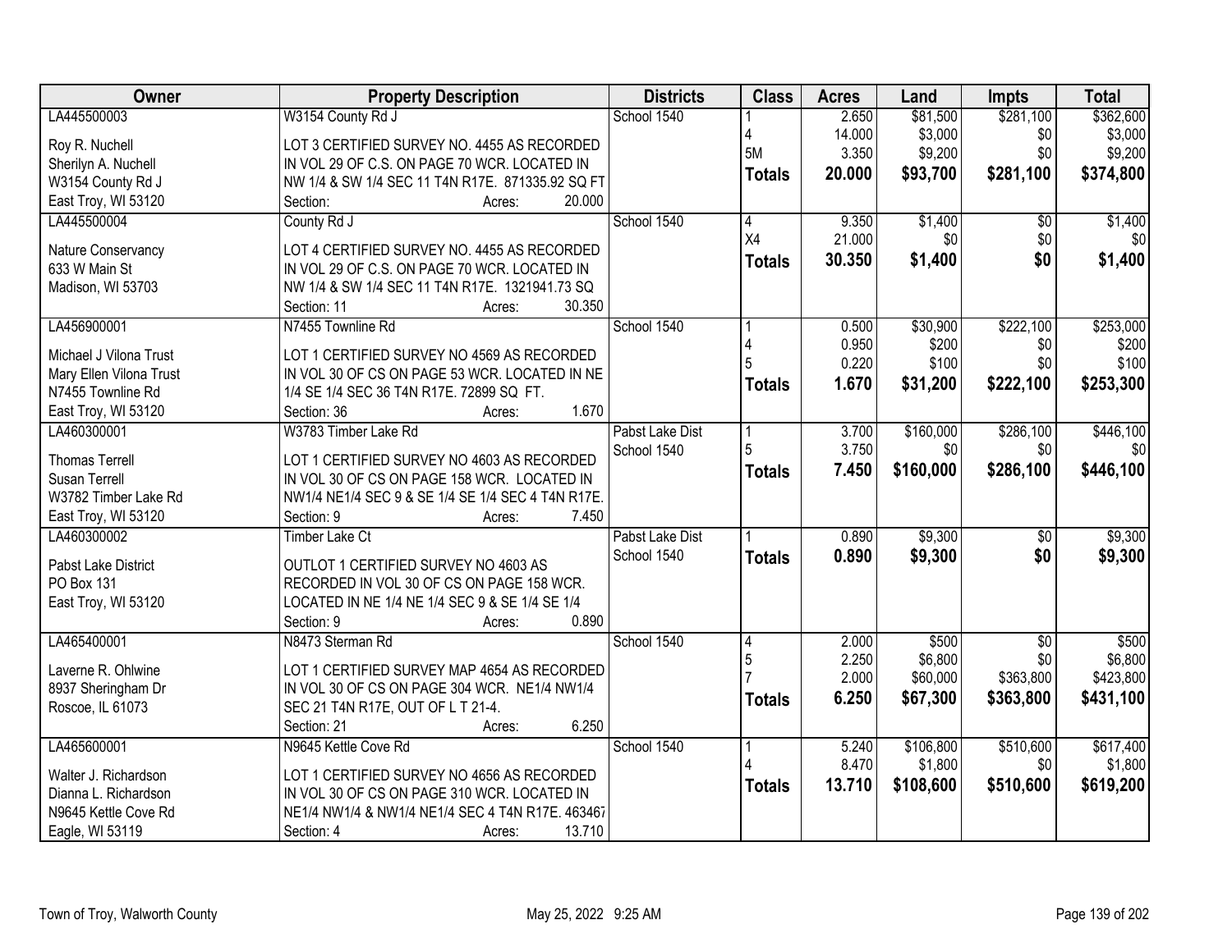| Owner | Property Description | Districts | Class | Acres | Land | Impts | Total |
|---|---|---|---|---|---|---|---|
| LA445500003<br>Roy R. Nuchell<br>Sherilyn A. Nuchell<br>W3154 County Rd J<br>East Troy, WI 53120 | W3154 County Rd J<br>LOT 3 CERTIFIED SURVEY NO. 4455 AS RECORDED IN VOL 29 OF C.S. ON PAGE 70 WCR. LOCATED IN NW 1/4 & SW 1/4 SEC 11 T4N R17E. 871335.92 SQ FT<br>Section: Acres: 20.000 | School 1540 | 1<br>4<br>5M<br>**Totals** | 2.650<br>14.000<br>3.350<br>**20.000** | $81,500<br>$3,000<br>$9,200<br>**$93,700** | $281,100<br>$0<br>$0<br>**$281,100** | $362,600<br>$3,000<br>$9,200<br>**$374,800** |
| LA445500004<br>Nature Conservancy<br>633 W Main St<br>Madison, WI 53703 | County Rd J<br>LOT 4 CERTIFIED SURVEY NO. 4455 AS RECORDED IN VOL 29 OF C.S. ON PAGE 70 WCR. LOCATED IN NW 1/4 & SW 1/4 SEC 11 T4N R17E. 1321941.73 SQ<br>Section: 11 Acres: 30.350 | School 1540 | 4<br>X4<br>**Totals** | 9.350<br>21.000<br>**30.350** | $1,400<br>$0<br>**$1,400** | $0<br>$0<br>**$0** | $1,400<br>$0<br>**$1,400** |
| LA456900001<br>Michael J Vilona Trust<br>Mary Ellen Vilona Trust<br>N7455 Townline Rd<br>East Troy, WI 53120 | N7455 Townline Rd<br>LOT 1 CERTIFIED SURVEY NO 4569 AS RECORDED IN VOL 30 OF CS ON PAGE 53 WCR. LOCATED IN NE 1/4 SE 1/4 SEC 36 T4N R17E. 72899 SQ FT.<br>Section: 36 Acres: 1.670 | School 1540 | 1<br>4<br>5<br>**Totals** | 0.500<br>0.950<br>0.220<br>**1.670** | $30,900<br>$200<br>$100<br>**$31,200** | $222,100<br>$0<br>$0<br>**$222,100** | $253,000<br>$200<br>$100<br>**$253,300** |
| LA460300001<br>Thomas Terrell<br>Susan Terrell<br>W3782 Timber Lake Rd<br>East Troy, WI 53120 | W3783 Timber Lake Rd<br>LOT 1 CERTIFIED SURVEY NO 4603 AS RECORDED IN VOL 30 OF CS ON PAGE 158 WCR. LOCATED IN NW1/4 NE1/4 SEC 9 & SE 1/4 SE 1/4 SEC 4 T4N R17E.<br>Section: 9 Acres: 7.450 | Pabst Lake Dist<br>School 1540 | 1<br>5<br>**Totals** | 3.700<br>3.750<br>**7.450** | $160,000<br>$0<br>**$160,000** | $286,100<br>$0<br>**$286,100** | $446,100<br>$0<br>**$446,100** |
| LA460300002<br>Pabst Lake District<br>PO Box 131<br>East Troy, WI 53120 | Timber Lake Ct<br>OUTLOT 1 CERTIFIED SURVEY NO 4603 AS RECORDED IN VOL 30 OF CS ON PAGE 158 WCR. LOCATED IN NE 1/4 NE 1/4 SEC 9 & SE 1/4 SE 1/4<br>Section: 9 Acres: 0.890 | Pabst Lake Dist<br>School 1540 | 1<br>**Totals** | 0.890<br>**0.890** | $9,300<br>**$9,300** | $0<br>**$0** | $9,300<br>**$9,300** |
| LA465400001<br>Laverne R. Ohlwine<br>8937 Sheringham Dr<br>Roscoe, IL 61073 | N8473 Sterman Rd<br>LOT 1 CERTIFIED SURVEY MAP 4654 AS RECORDED IN VOL 30 OF CS ON PAGE 304 WCR. NE1/4 NW1/4 SEC 21 T4N R17E, OUT OF L T 21-4.<br>Section: 21 Acres: 6.250 | School 1540 | 4<br>5<br>7<br>**Totals** | 2.000<br>2.250<br>2.000<br>**6.250** | $500<br>$6,800<br>$60,000<br>**$67,300** | $0<br>$0<br>$363,800<br>**$363,800** | $500<br>$6,800<br>$423,800<br>**$431,100** |
| LA465600001<br>Walter J. Richardson<br>Dianna L. Richardson<br>N9645 Kettle Cove Rd<br>Eagle, WI 53119 | N9645 Kettle Cove Rd<br>LOT 1 CERTIFIED SURVEY NO 4656 AS RECORDED IN VOL 30 OF CS ON PAGE 310 WCR. LOCATED IN NE1/4 NW1/4 & NW1/4 NE1/4 SEC 4 T4N R17E. 463467<br>Section: 4 Acres: 13.710 | School 1540 | 1<br>4<br>**Totals** | 5.240<br>8.470<br>**13.710** | $106,800<br>$1,800<br>**$108,600** | $510,600<br>$0<br>**$510,600** | $617,400<br>$1,800<br>**$619,200** |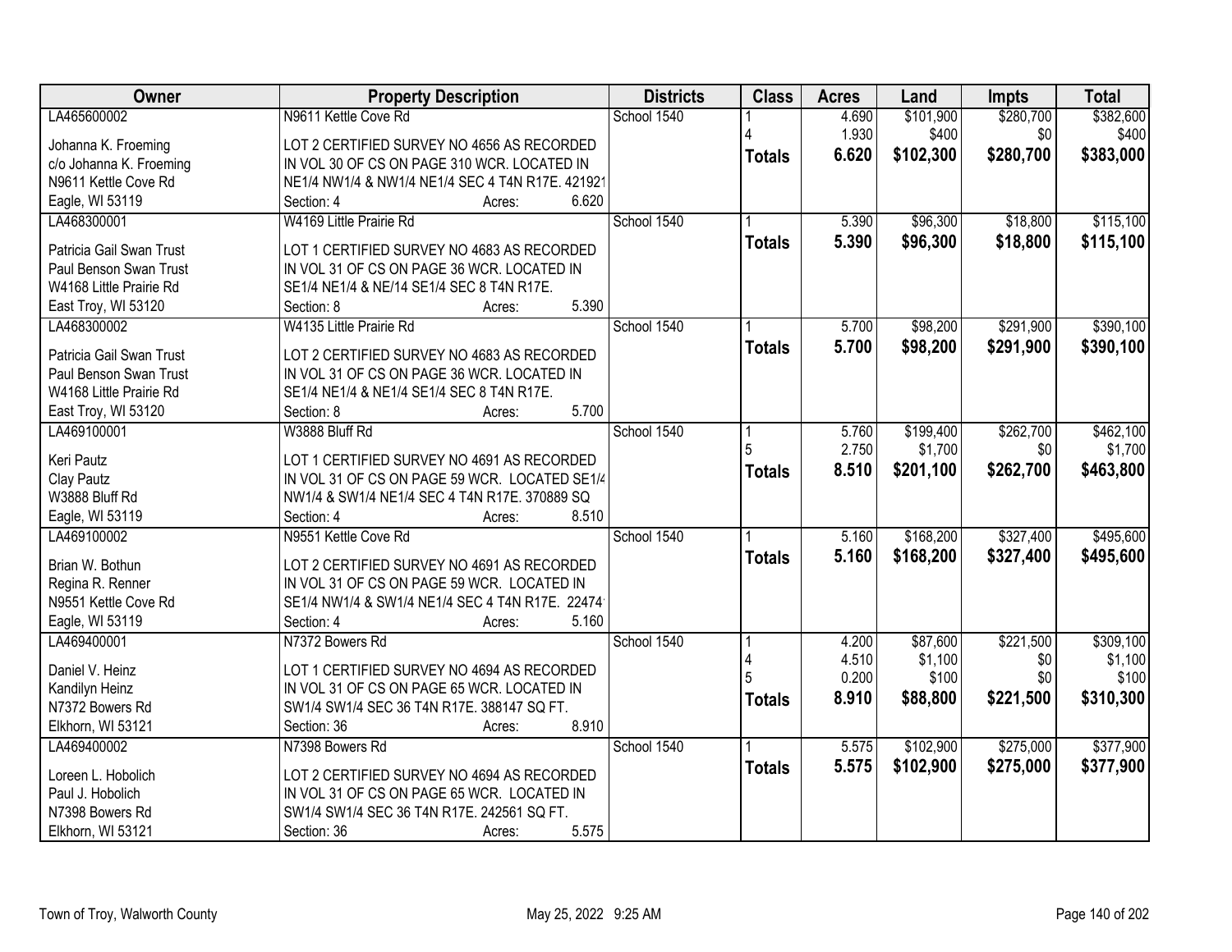| Owner | Property Description | Districts | Class | Acres | Land | Impts | Total |
|---|---|---|---|---|---|---|---|
| LA465600002<br><br>Johanna K. Froeming<br>c/o Johanna K. Froeming<br>N9611 Kettle Cove Rd<br>Eagle, WI 53119 | N9611 Kettle Cove Rd<br><br>LOT 2 CERTIFIED SURVEY NO 4656 AS RECORDED IN VOL 30 OF CS ON PAGE 310 WCR. LOCATED IN NE1/4 NW1/4 & NW1/4 NE1/4 SEC 4 T4N R17E. 421921<br>Section: 4 Acres: 6.620 | School 1540 | 1<br>4<br>**Totals** | 4.690<br>1.930<br>**6.620** | $101,900<br>$400<br>**$102,300** | $280,700<br>$0<br>**$280,700** | $382,600<br>$400<br>**$383,000** |
| LA468300001<br><br>Patricia Gail Swan Trust<br>Paul Benson Swan Trust<br>W4168 Little Prairie Rd<br>East Troy, WI 53120 | W4169 Little Prairie Rd<br><br>LOT 1 CERTIFIED SURVEY NO 4683 AS RECORDED IN VOL 31 OF CS ON PAGE 36 WCR. LOCATED IN SE1/4 NE1/4 & NE/14 SE1/4 SEC 8 T4N R17E.<br>Section: 8 Acres: 5.390 | School 1540 | 1<br>**Totals** | 5.390<br>**5.390** | $96,300<br>**$96,300** | $18,800<br>**$18,800** | $115,100<br>**$115,100** |
| LA468300002<br><br>Patricia Gail Swan Trust<br>Paul Benson Swan Trust<br>W4168 Little Prairie Rd<br>East Troy, WI 53120 | W4135 Little Prairie Rd<br><br>LOT 2 CERTIFIED SURVEY NO 4683 AS RECORDED IN VOL 31 OF CS ON PAGE 36 WCR. LOCATED IN SE1/4 NE1/4 & NE1/4 SE1/4 SEC 8 T4N R17E.<br>Section: 8 Acres: 5.700 | School 1540 | 1<br>**Totals** | 5.700<br>**5.700** | $98,200<br>**$98,200** | $291,900<br>**$291,900** | $390,100<br>**$390,100** |
| LA469100001<br><br>Keri Pautz<br>Clay Pautz<br>W3888 Bluff Rd<br>Eagle, WI 53119 | W3888 Bluff Rd<br><br>LOT 1 CERTIFIED SURVEY NO 4691 AS RECORDED IN VOL 31 OF CS ON PAGE 59 WCR. LOCATED SE1/4 NW1/4 & SW1/4 NE1/4 SEC 4 T4N R17E. 370889 SQ<br>Section: 4 Acres: 8.510 | School 1540 | 1<br>5<br>**Totals** | 5.760<br>2.750<br>**8.510** | $199,400<br>$1,700<br>**$201,100** | $262,700<br>$0<br>**$262,700** | $462,100<br>$1,700<br>**$463,800** |
| LA469100002<br><br>Brian W. Bothun<br>Regina R. Renner<br>N9551 Kettle Cove Rd<br>Eagle, WI 53119 | N9551 Kettle Cove Rd<br><br>LOT 2 CERTIFIED SURVEY NO 4691 AS RECORDED IN VOL 31 OF CS ON PAGE 59 WCR. LOCATED IN SE1/4 NW1/4 & SW1/4 NE1/4 SEC 4 T4N R17E. 22474<br>Section: 4 Acres: 5.160 | School 1540 | 1<br>**Totals** | 5.160<br>**5.160** | $168,200<br>**$168,200** | $327,400<br>**$327,400** | $495,600<br>**$495,600** |
| LA469400001<br><br>Daniel V. Heinz<br>Kandilyn Heinz<br>N7372 Bowers Rd<br>Elkhorn, WI 53121 | N7372 Bowers Rd<br><br>LOT 1 CERTIFIED SURVEY NO 4694 AS RECORDED IN VOL 31 OF CS ON PAGE 65 WCR. LOCATED IN SW1/4 SW1/4 SEC 36 T4N R17E. 388147 SQ FT.<br>Section: 36 Acres: 8.910 | School 1540 | 1<br>4<br>5<br>**Totals** | 4.200<br>4.510<br>0.200<br>**8.910** | $87,600<br>$1,100<br>$100<br>**$88,800** | $221,500<br>$0<br>$0<br>**$221,500** | $309,100<br>$1,100<br>$100<br>**$310,300** |
| LA469400002<br><br>Loreen L. Hobolich<br>Paul J. Hobolich<br>N7398 Bowers Rd<br>Elkhorn, WI 53121 | N7398 Bowers Rd<br><br>LOT 2 CERTIFIED SURVEY NO 4694 AS RECORDED IN VOL 31 OF CS ON PAGE 65 WCR. LOCATED IN SW1/4 SW1/4 SEC 36 T4N R17E. 242561 SQ FT.<br>Section: 36 Acres: 5.575 | School 1540 | 1<br>**Totals** | 5.575<br>**5.575** | $102,900<br>**$102,900** | $275,000<br>**$275,000** | $377,900<br>**$377,900** |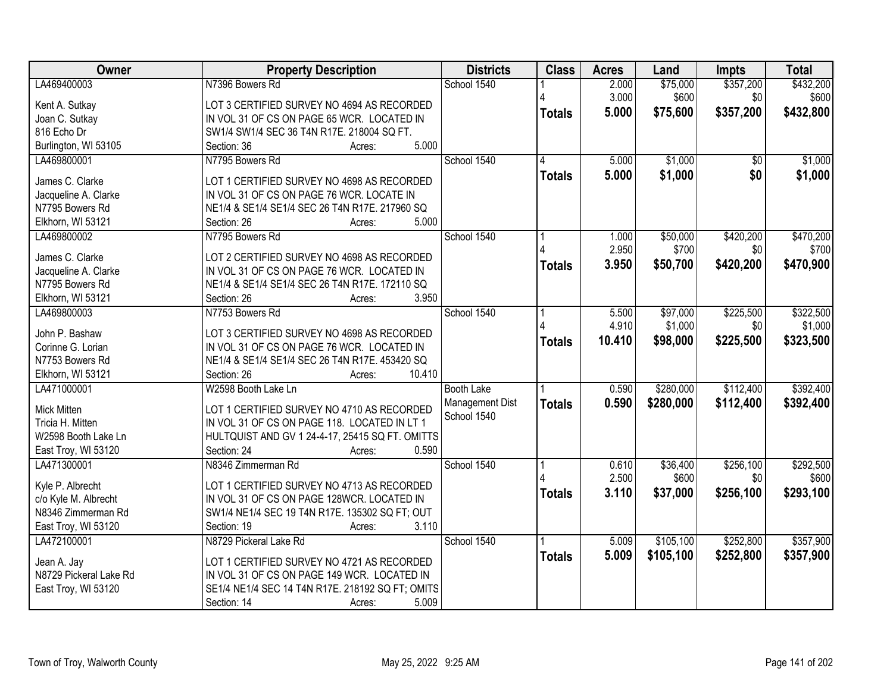| Owner | Property Description | Districts | Class | Acres | Land | Impts | Total |
|---|---|---|---|---|---|---|---|
| LA469400003 | N7396 Bowers Rd | School 1540 | 1 | 2.000 | $75,000 | $357,200 | $432,200 |
| Kent A. Sutkay | LOT 3 CERTIFIED SURVEY NO 4694 AS RECORDED | | 4 | 3.000 | $600 | $0 | $600 |
| Joan C. Sutkay | IN VOL 31 OF CS ON PAGE 65 WCR. LOCATED IN | | **Totals** | **5.000** | **$75,600** | **$357,200** | **$432,800** |
| 816 Echo Dr | SW1/4 SW1/4 SEC 36 T4N R17E. 218004 SQ FT. | | | | | | |
| Burlington, WI 53105 | Section: 36 Acres: 5.000 | | | | | | |
| LA469800001 | N7795 Bowers Rd | School 1540 | 4 | 5.000 | $1,000 | $0 | $1,000 |
| James C. Clarke | LOT 1 CERTIFIED SURVEY NO 4698 AS RECORDED | | **Totals** | **5.000** | **$1,000** | **$0** | **$1,000** |
| Jacqueline A. Clarke | IN VOL 31 OF CS ON PAGE 76 WCR. LOCATE IN | | | | | | |
| N7795 Bowers Rd | NE1/4 & SE1/4 SE1/4 SEC 26 T4N R17E. 217960 SQ | | | | | | |
| Elkhorn, WI 53121 | Section: 26 Acres: 5.000 | | | | | | |
| LA469800002 | N7795 Bowers Rd | School 1540 | 1 | 1.000 | $50,000 | $420,200 | $470,200 |
| James C. Clarke | LOT 2 CERTIFIED SURVEY NO 4698 AS RECORDED | | 4 | 2.950 | $700 | $0 | $700 |
| Jacqueline A. Clarke | IN VOL 31 OF CS ON PAGE 76 WCR. LOCATED IN | | **Totals** | **3.950** | **$50,700** | **$420,200** | **$470,900** |
| N7795 Bowers Rd | NE1/4 & SE1/4 SE1/4 SEC 26 T4N R17E. 172110 SQ | | | | | | |
| Elkhorn, WI 53121 | Section: 26 Acres: 3.950 | | | | | | |
| LA469800003 | N7753 Bowers Rd | School 1540 | 1 | 5.500 | $97,000 | $225,500 | $322,500 |
| John P. Bashaw | LOT 3 CERTIFIED SURVEY NO 4698 AS RECORDED | | 4 | 4.910 | $1,000 | $0 | $1,000 |
| Corinne G. Lorian | IN VOL 31 OF CS ON PAGE 76 WCR. LOCATED IN | | **Totals** | **10.410** | **$98,000** | **$225,500** | **$323,500** |
| N7753 Bowers Rd | NE1/4 & SE1/4 SE1/4 SEC 26 T4N R17E. 453420 SQ | | | | | | |
| Elkhorn, WI 53121 | Section: 26 Acres: 10.410 | | | | | | |
| LA471000001 | W2598 Booth Lake Ln | Booth Lake | 1 | 0.590 | $280,000 | $112,400 | $392,400 |
| Mick Mitten | LOT 1 CERTIFIED SURVEY NO 4710 AS RECORDED | Management Dist | **Totals** | **0.590** | **$280,000** | **$112,400** | **$392,400** |
| Tricia H. Mitten | IN VOL 31 OF CS ON PAGE 118. LOCATED IN LT 1 | School 1540 | | | | | |
| W2598 Booth Lake Ln | HULTQUIST AND GV 1 24-4-17, 25415 SQ FT. OMITTS | | | | | | |
| East Troy, WI 53120 | Section: 24 Acres: 0.590 | | | | | | |
| LA471300001 | N8346 Zimmerman Rd | School 1540 | 1 | 0.610 | $36,400 | $256,100 | $292,500 |
| Kyle P. Albrecht | LOT 1 CERTIFIED SURVEY NO 4713 AS RECORDED | | 4 | 2.500 | $600 | $0 | $600 |
| c/o Kyle M. Albrecht | IN VOL 31 OF CS ON PAGE 128WCR. LOCATED IN | | **Totals** | **3.110** | **$37,000** | **$256,100** | **$293,100** |
| N8346 Zimmerman Rd | SW1/4 NE1/4 SEC 19 T4N R17E. 135302 SQ FT; OUT | | | | | | |
| East Troy, WI 53120 | Section: 19 Acres: 3.110 | | | | | | |
| LA472100001 | N8729 Pickeral Lake Rd | School 1540 | 1 | 5.009 | $105,100 | $252,800 | $357,900 |
| Jean A. Jay | LOT 1 CERTIFIED SURVEY NO 4721 AS RECORDED | | **Totals** | **5.009** | **$105,100** | **$252,800** | **$357,900** |
| N8729 Pickeral Lake Rd | IN VOL 31 OF CS ON PAGE 149 WCR. LOCATED IN | | | | | | |
| East Troy, WI 53120 | SE1/4 NE1/4 SEC 14 T4N R17E. 218192 SQ FT; OMITS | | | | | | |
| | Section: 14 Acres: 5.009 | | | | | | |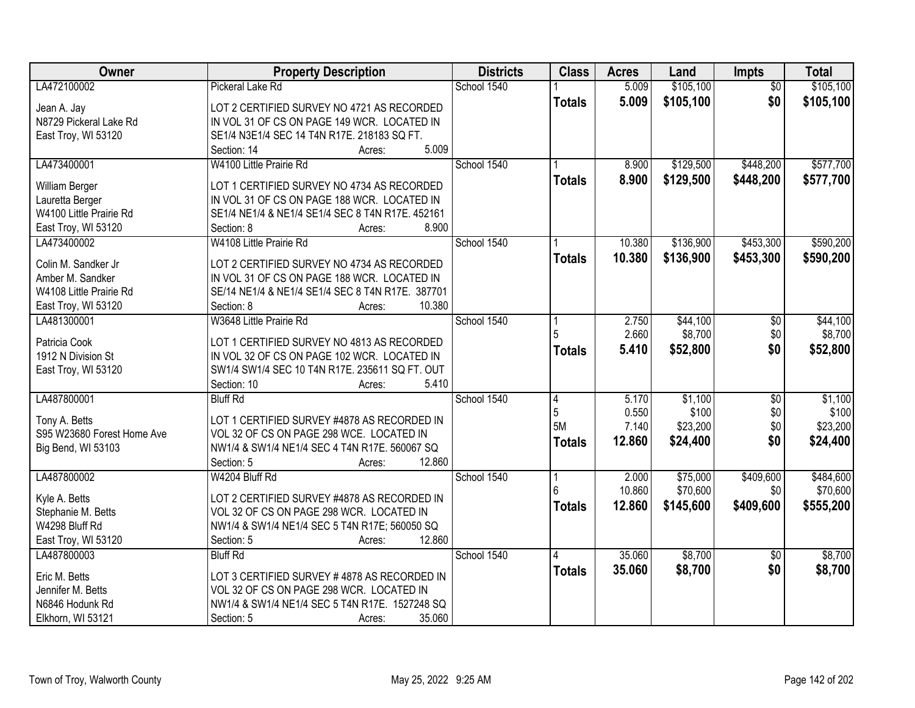| Owner | Property Description | Districts | Class | Acres | Land | Impts | Total |
|---|---|---|---|---|---|---|---|
| LA472100002<br>Jean A. Jay<br>N8729 Pickeral Lake Rd<br>East Troy, WI 53120 | Pickeral Lake Rd<br>LOT 2 CERTIFIED SURVEY NO 4721 AS RECORDED IN VOL 31 OF CS ON PAGE 149 WCR. LOCATED IN SE1/4 N3E1/4 SEC 14 T4N R17E. 218183 SQ FT.<br>Section: 14 Acres: 5.009 | School 1540 | 1<br>**Totals** | 5.009<br>**5.009** | $105,100<br>**$105,100** | $0<br>**$0** | $105,100<br>**$105,100** |
| LA473400001<br>William Berger<br>Lauretta Berger<br>W4100 Little Prairie Rd<br>East Troy, WI 53120 | W4100 Little Prairie Rd<br>LOT 1 CERTIFIED SURVEY NO 4734 AS RECORDED IN VOL 31 OF CS ON PAGE 188 WCR. LOCATED IN SE1/4 NE1/4 & NE1/4 SE1/4 SEC 8 T4N R17E. 452161<br>Section: 8 Acres: 8.900 | School 1540 | 1<br>**Totals** | 8.900<br>**8.900** | $129,500<br>**$129,500** | $448,200<br>**$448,200** | $577,700<br>**$577,700** |
| LA473400002<br>Colin M. Sandker Jr<br>Amber M. Sandker<br>W4108 Little Prairie Rd<br>East Troy, WI 53120 | W4108 Little Prairie Rd<br>LOT 2 CERTIFIED SURVEY NO 4734 AS RECORDED IN VOL 31 OF CS ON PAGE 188 WCR. LOCATED IN SE/14 NE1/4 & NE1/4 SE1/4 SEC 8 T4N R17E. 387701<br>Section: 8 Acres: 10.380 | School 1540 | 1<br>**Totals** | 10.380<br>**10.380** | $136,900<br>**$136,900** | $453,300<br>**$453,300** | $590,200<br>**$590,200** |
| LA481300001<br>Patricia Cook<br>1912 N Division St<br>East Troy, WI 53120 | W3648 Little Prairie Rd<br>LOT 1 CERTIFIED SURVEY NO 4813 AS RECORDED IN VOL 32 OF CS ON PAGE 102 WCR. LOCATED IN SW1/4 SW1/4 SEC 10 T4N R17E. 235611 SQ FT. OUT<br>Section: 10 Acres: 5.410 | School 1540 | 1<br>5<br>**Totals** | 2.750<br>2.660<br>**5.410** | $44,100<br>$8,700<br>**$52,800** | $0<br>$0<br>**$0** | $44,100<br>$8,700<br>**$52,800** |
| LA487800001<br>Tony A. Betts<br>S95 W23680 Forest Home Ave<br>Big Bend, WI 53103 | Bluff Rd<br>LOT 1 CERTIFIED SURVEY #4878 AS RECORDED IN VOL 32 OF CS ON PAGE 298 WCE. LOCATED IN NW1/4 & SW1/4 NE1/4 SEC 4 T4N R17E. 560067 SQ<br>Section: 5 Acres: 12.860 | School 1540 | 4<br>5<br>5M<br>**Totals** | 5.170<br>0.550<br>7.140<br>**12.860** | $1,100<br>$100<br>$23,200<br>**$24,400** | $0<br>$0<br>$0<br>**$0** | $1,100<br>$100<br>$23,200<br>**$24,400** |
| LA487800002<br>Kyle A. Betts<br>Stephanie M. Betts<br>W4298 Bluff Rd<br>East Troy, WI 53120 | W4204 Bluff Rd<br>LOT 2 CERTIFIED SURVEY #4878 AS RECORDED IN VOL 32 OF CS ON PAGE 298 WCR. LOCATED IN NW1/4 & SW1/4 NE1/4 SEC 5 T4N R17E; 560050 SQ<br>Section: 5 Acres: 12.860 | School 1540 | 1<br>6<br>**Totals** | 2.000<br>10.860<br>**12.860** | $75,000<br>$70,600<br>**$145,600** | $409,600<br>$0<br>**$409,600** | $484,600<br>$70,600<br>**$555,200** |
| LA487800003<br>Eric M. Betts<br>Jennifer M. Betts<br>N6846 Hodunk Rd<br>Elkhorn, WI 53121 | Bluff Rd<br>LOT 3 CERTIFIED SURVEY # 4878 AS RECORDED IN VOL 32 OF CS ON PAGE 298 WCR. LOCATED IN NW1/4 & SW1/4 NE1/4 SEC 5 T4N R17E. 1527248 SQ<br>Section: 5 Acres: 35.060 | School 1540 | 4<br>**Totals** | 35.060<br>**35.060** | $8,700<br>**$8,700** | $0<br>**$0** | $8,700<br>**$8,700** |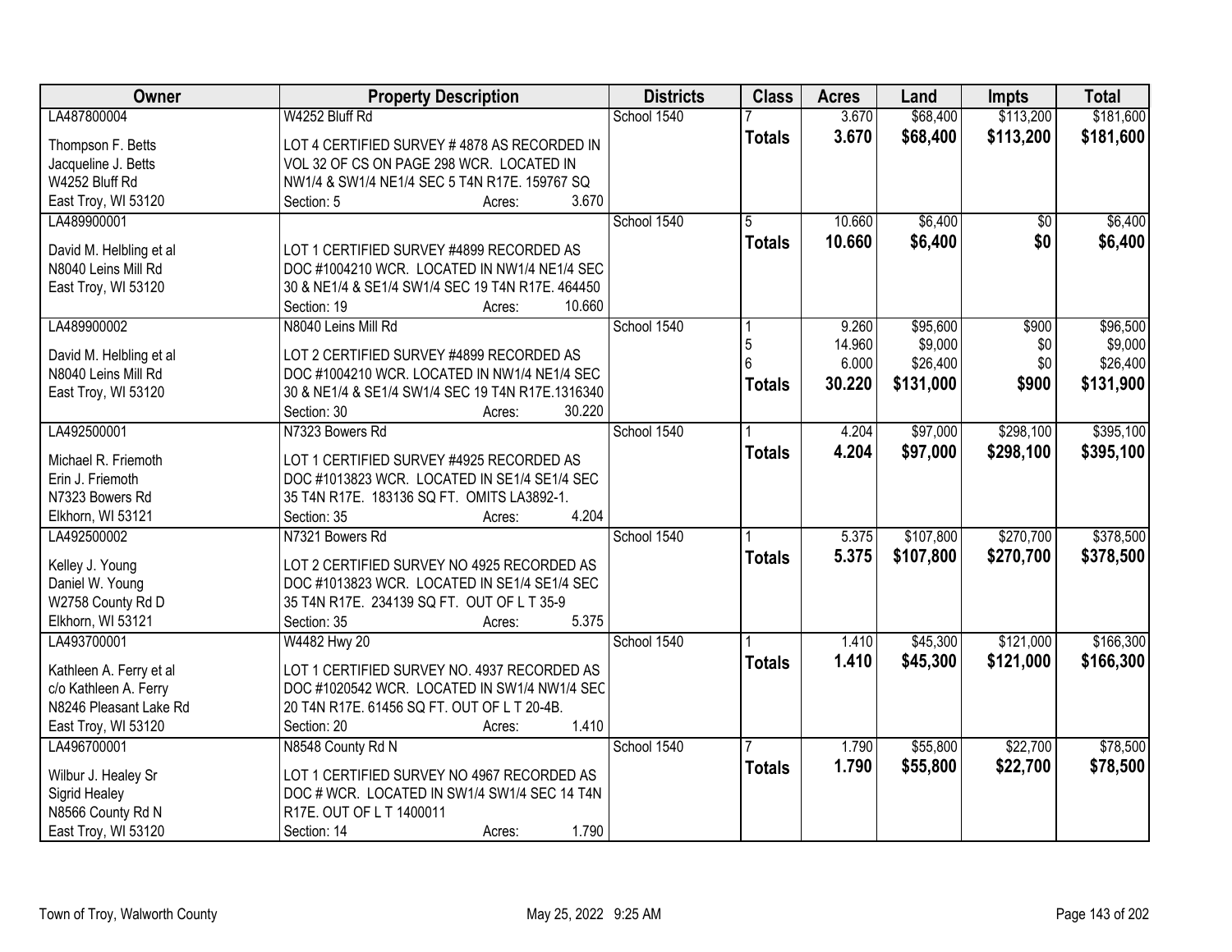| Owner | Property Description | Districts | Class | Acres | Land | Impts | Total |
|---|---|---|---|---|---|---|---|
| LA487800004<br><br>Thompson F. Betts<br>Jacqueline J. Betts<br>W4252 Bluff Rd<br>East Troy, WI 53120 | W4252 Bluff Rd<br><br>LOT 4 CERTIFIED SURVEY # 4878 AS RECORDED IN VOL 32 OF CS ON PAGE 298 WCR. LOCATED IN NW1/4 & SW1/4 NE1/4 SEC 5 T4N R17E. 159767 SQ<br>Section: 5 Acres: 3.670 | School 1540 | 7<br>**Totals** | 3.670<br>**3.670** | $68,400<br>**$68,400** | $113,200<br>**$113,200** | $181,600<br>**$181,600** |
| LA489900001<br><br>David M. Helbling et al<br>N8040 Leins Mill Rd<br>East Troy, WI 53120 | <br><br>LOT 1 CERTIFIED SURVEY #4899 RECORDED AS DOC #1004210 WCR. LOCATED IN NW1/4 NE1/4 SEC 30 & NE1/4 & SE1/4 SW1/4 SEC 19 T4N R17E. 464450<br>Section: 19 Acres: 10.660 | School 1540 | 5<br>**Totals** | 10.660<br>**10.660** | $6,400<br>**$6,400** | $0<br>**$0** | $6,400<br>**$6,400** |
| LA489900002<br><br>David M. Helbling et al<br>N8040 Leins Mill Rd<br>East Troy, WI 53120 | N8040 Leins Mill Rd<br><br>LOT 2 CERTIFIED SURVEY #4899 RECORDED AS DOC #1004210 WCR. LOCATED IN NW1/4 NE1/4 SEC 30 & NE1/4 & SE1/4 SW1/4 SEC 19 T4N R17E.1316340<br>Section: 30 Acres: 30.220 | School 1540 | 1<br>5<br>6<br>**Totals** | 9.260<br>14.960<br>6.000<br>**30.220** | $95,600<br>$9,000<br>$26,400<br>**$131,000** | $900<br>$0<br>$0<br>**$900** | $96,500<br>$9,000<br>$26,400<br>**$131,900** |
| LA492500001<br><br>Michael R. Friemoth<br>Erin J. Friemoth<br>N7323 Bowers Rd<br>Elkhorn, WI 53121 | N7323 Bowers Rd<br><br>LOT 1 CERTIFIED SURVEY #4925 RECORDED AS DOC #1013823 WCR. LOCATED IN SE1/4 SE1/4 SEC 35 T4N R17E. 183136 SQ FT. OMITS LA3892-1.<br>Section: 35 Acres: 4.204 | School 1540 | 1<br>**Totals** | 4.204<br>**4.204** | $97,000<br>**$97,000** | $298,100<br>**$298,100** | $395,100<br>**$395,100** |
| LA492500002<br><br>Kelley J. Young<br>Daniel W. Young<br>W2758 County Rd D<br>Elkhorn, WI 53121 | N7321 Bowers Rd<br><br>LOT 2 CERTIFIED SURVEY NO 4925 RECORDED AS DOC #1013823 WCR. LOCATED IN SE1/4 SE1/4 SEC 35 T4N R17E. 234139 SQ FT. OUT OF L T 35-9<br>Section: 35 Acres: 5.375 | School 1540 | 1<br>**Totals** | 5.375<br>**5.375** | $107,800<br>**$107,800** | $270,700<br>**$270,700** | $378,500<br>**$378,500** |
| LA493700001<br><br>Kathleen A. Ferry et al<br>c/o Kathleen A. Ferry<br>N8246 Pleasant Lake Rd<br>East Troy, WI 53120 | W4482 Hwy 20<br><br>LOT 1 CERTIFIED SURVEY NO. 4937 RECORDED AS DOC #1020542 WCR. LOCATED IN SW1/4 NW1/4 SEC 20 T4N R17E. 61456 SQ FT. OUT OF L T 20-4B.<br>Section: 20 Acres: 1.410 | School 1540 | 1<br>**Totals** | 1.410<br>**1.410** | $45,300<br>**$45,300** | $121,000<br>**$121,000** | $166,300<br>**$166,300** |
| LA496700001<br><br>Wilbur J. Healey Sr<br>Sigrid Healey<br>N8566 County Rd N<br>East Troy, WI 53120 | N8548 County Rd N<br><br>LOT 1 CERTIFIED SURVEY NO 4967 RECORDED AS DOC # WCR. LOCATED IN SW1/4 SW1/4 SEC 14 T4N R17E. OUT OF L T 1400011<br>Section: 14 Acres: 1.790 | School 1540 | 7<br>**Totals** | 1.790<br>**1.790** | $55,800<br>**$55,800** | $22,700<br>**$22,700** | $78,500<br>**$78,500** |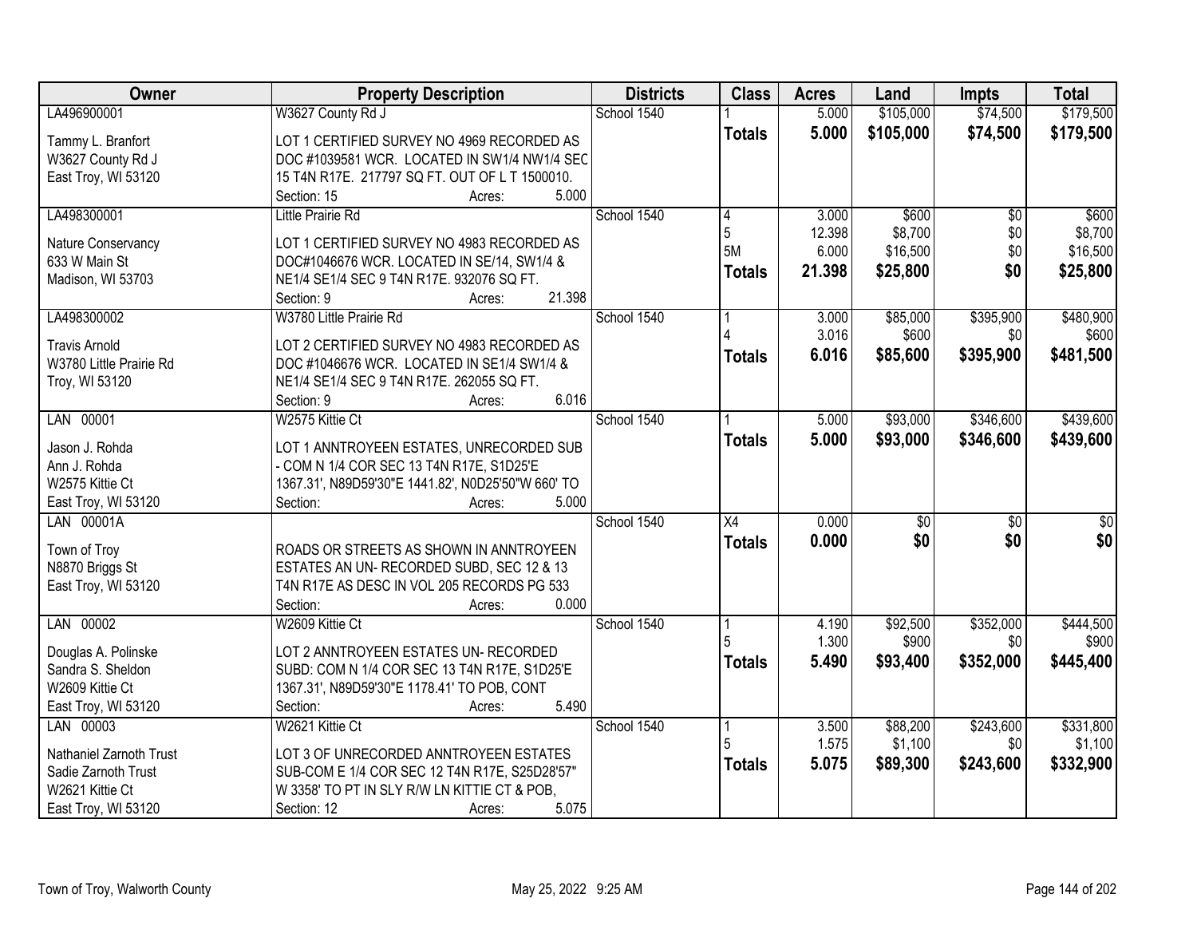| Owner | Property Description | Districts | Class | Acres | Land | Impts | Total |
|---|---|---|---|---|---|---|---|
| LA496900001 | W3627 County Rd J | School 1540 | 1 | 5.000 | $105,000 | $74,500 | $179,500 |
| Tammy L. Branfort<br>W3627 County Rd J<br>East Troy, WI 53120 | LOT 1 CERTIFIED SURVEY NO 4969 RECORDED AS DOC #1039581 WCR. LOCATED IN SW1/4 NW1/4 SEC 15 T4N R17E. 217797 SQ FT. OUT OF L T 1500010.<br>Section: 15 Acres: 5.000 | | **Totals** | **5.000** | **$105,000** | **$74,500** | **$179,500** |
| LA498300001 | Little Prairie Rd | School 1540 | 4 | 3.000 | $600 | $0 | $600 |
| Nature Conservancy<br>633 W Main St<br>Madison, WI 53703 | LOT 1 CERTIFIED SURVEY NO 4983 RECORDED AS DOC#1046676 WCR. LOCATED IN SE/14, SW1/4 & NE1/4 SE1/4 SEC 9 T4N R17E. 932076 SQ FT.<br>Section: 9 Acres: 21.398 | | 5 | 12.398 | $8,700 | $0 | $8,700 |
| | | | 5M | 6.000 | $16,500 | $0 | $16,500 |
| | | | **Totals** | **21.398** | **$25,800** | **$0** | **$25,800** |
| LA498300002 | W3780 Little Prairie Rd | School 1540 | 1 | 3.000 | $85,000 | $395,900 | $480,900 |
| Travis Arnold<br>W3780 Little Prairie Rd<br>Troy, WI 53120 | LOT 2 CERTIFIED SURVEY NO 4983 RECORDED AS DOC #1046676 WCR. LOCATED IN SE1/4 SW1/4 & NE1/4 SE1/4 SEC 9 T4N R17E. 262055 SQ FT.<br>Section: 9 Acres: 6.016 | | 4 | 3.016 | $600 | $0 | $600 |
| | | | **Totals** | **6.016** | **$85,600** | **$395,900** | **$481,500** |
| LAN 00001 | W2575 Kittie Ct | School 1540 | 1 | 5.000 | $93,000 | $346,600 | $439,600 |
| Jason J. Rohda<br>Ann J. Rohda<br>W2575 Kittie Ct<br>East Troy, WI 53120 | LOT 1 ANNTROYEEN ESTATES, UNRECORDED SUB - COM N 1/4 COR SEC 13 T4N R17E, S1D25'E 1367.31', N89D59'30"E 1441.82', N0D25'50"W 660' TO<br>Section: Acres: 5.000 | | **Totals** | **5.000** | **$93,000** | **$346,600** | **$439,600** |
| LAN 00001A | | School 1540 | X4 | 0.000 | $0 | $0 | $0 |
| Town of Troy<br>N8870 Briggs St<br>East Troy, WI 53120 | ROADS OR STREETS AS SHOWN IN ANNTROYEEN ESTATES AN UN- RECORDED SUBD, SEC 12 & 13 T4N R17E AS DESC IN VOL 205 RECORDS PG 533<br>Section: Acres: 0.000 | | **Totals** | **0.000** | **$0** | **$0** | **$0** |
| LAN 00002 | W2609 Kittie Ct | School 1540 | 1 | 4.190 | $92,500 | $352,000 | $444,500 |
| Douglas A. Polinske<br>Sandra S. Sheldon<br>W2609 Kittie Ct<br>East Troy, WI 53120 | LOT 2 ANNTROYEEN ESTATES UN- RECORDED SUBD: COM N 1/4 COR SEC 13 T4N R17E, S1D25'E 1367.31', N89D59'30"E 1178.41' TO POB, CONT<br>Section: Acres: 5.490 | | 5 | 1.300 | $900 | $0 | $900 |
| | | | **Totals** | **5.490** | **$93,400** | **$352,000** | **$445,400** |
| LAN 00003 | W2621 Kittie Ct | School 1540 | 1 | 3.500 | $88,200 | $243,600 | $331,800 |
| Nathaniel Zarnoth Trust<br>Sadie Zarnoth Trust<br>W2621 Kittie Ct<br>East Troy, WI 53120 | LOT 3 OF UNRECORDED ANNTROYEEN ESTATES SUB-COM E 1/4 COR SEC 12 T4N R17E, S25D28'57" W 3358' TO PT IN SLY R/W LN KITTIE CT & POB,<br>Section: 12 Acres: 5.075 | | 5 | 1.575 | $1,100 | $0 | $1,100 |
| | | | **Totals** | **5.075** | **$89,300** | **$243,600** | **$332,900** |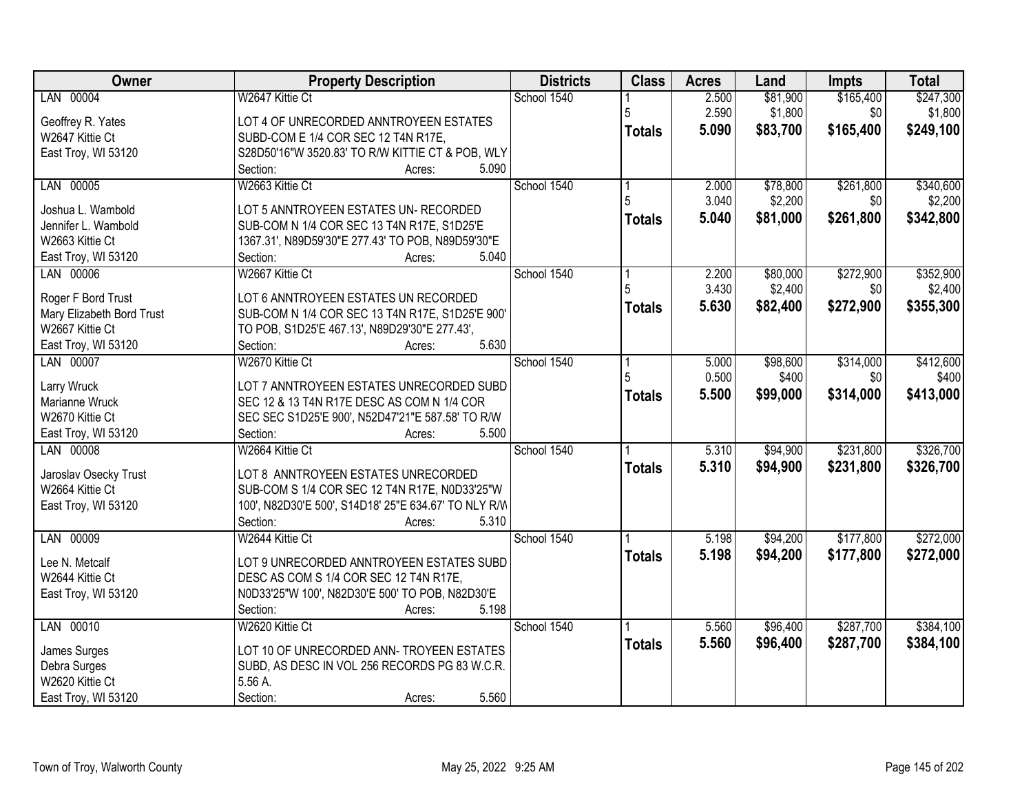| Owner | Property Description | Districts | Class | Acres | Land | Impts | Total |
|---|---|---|---|---|---|---|---|
| LAN 00004<br><br>Geoffrey R. Yates<br>W2647 Kittie Ct<br>East Troy, WI 53120 | W2647 Kittie Ct<br><br>LOT 4 OF UNRECORDED ANNTROYEEN ESTATES SUBD-COM E 1/4 COR SEC 12 T4N R17E, S28D50'16"W 3520.83' TO R/W KITTIE CT & POB, WLY<br>Section: Acres: 5.090 | School 1540 | 1<br>5<br>**Totals** | 2.500<br>2.590<br>**5.090** | $81,900<br>$1,800<br>**$83,700** | $165,400<br>$0<br>**$165,400** | $247,300<br>$1,800<br>**$249,100** |
| LAN 00005<br><br>Joshua L. Wambold<br>Jennifer L. Wambold<br>W2663 Kittie Ct<br>East Troy, WI 53120 | W2663 Kittie Ct<br><br>LOT 5 ANNTROYEEN ESTATES UN- RECORDED SUB-COM N 1/4 COR SEC 13 T4N R17E, S1D25'E 1367.31', N89D59'30"E 277.43' TO POB, N89D59'30"E<br>Section: Acres: 5.040 | School 1540 | 1<br>5<br>**Totals** | 2.000<br>3.040<br>**5.040** | $78,800<br>$2,200<br>**$81,000** | $261,800<br>$0<br>**$261,800** | $340,600<br>$2,200<br>**$342,800** |
| LAN 00006<br><br>Roger F Bord Trust<br>Mary Elizabeth Bord Trust<br>W2667 Kittie Ct<br>East Troy, WI 53120 | W2667 Kittie Ct<br><br>LOT 6 ANNTROYEEN ESTATES UN RECORDED SUB-COM N 1/4 COR SEC 13 T4N R17E, S1D25'E 900' TO POB, S1D25'E 467.13', N89D29'30"E 277.43',<br>Section: Acres: 5.630 | School 1540 | 1<br>5<br>**Totals** | 2.200<br>3.430<br>**5.630** | $80,000<br>$2,400<br>**$82,400** | $272,900<br>$0<br>**$272,900** | $352,900<br>$2,400<br>**$355,300** |
| LAN 00007<br><br>Larry Wruck<br>Marianne Wruck<br>W2670 Kittie Ct<br>East Troy, WI 53120 | W2670 Kittie Ct<br><br>LOT 7 ANNTROYEEN ESTATES UNRECORDED SUBD SEC 12 & 13 T4N R17E DESC AS COM N 1/4 COR SEC SEC S1D25'E 900', N52D47'21"E 587.58' TO R/W<br>Section: Acres: 5.500 | School 1540 | 1<br>5<br>**Totals** | 5.000<br>0.500<br>**5.500** | $98,600<br>$400<br>**$99,000** | $314,000<br>$0<br>**$314,000** | $412,600<br>$400<br>**$413,000** |
| LAN 00008<br><br>Jaroslav Osecky Trust<br>W2664 Kittie Ct<br>East Troy, WI 53120 | W2664 Kittie Ct<br><br>LOT 8 ANNTROYEEN ESTATES UNRECORDED SUB-COM S 1/4 COR SEC 12 T4N R17E, N0D33'25"W 100', N82D30'E 500', S14D18' 25"E 634.67' TO NLY R/W<br>Section: Acres: 5.310 | School 1540 | 1<br>**Totals** | 5.310<br>**5.310** | $94,900<br>**$94,900** | $231,800<br>**$231,800** | $326,700<br>**$326,700** |
| LAN 00009<br><br>Lee N. Metcalf<br>W2644 Kittie Ct<br>East Troy, WI 53120 | W2644 Kittie Ct<br><br>LOT 9 UNRECORDED ANNTROYEEN ESTATES SUBD DESC AS COM S 1/4 COR SEC 12 T4N R17E, N0D33'25"W 100', N82D30'E 500' TO POB, N82D30'E<br>Section: Acres: 5.198 | School 1540 | 1<br>**Totals** | 5.198<br>**5.198** | $94,200<br>**$94,200** | $177,800<br>**$177,800** | $272,000<br>**$272,000** |
| LAN 00010<br><br>James Surges<br>Debra Surges<br>W2620 Kittie Ct<br>East Troy, WI 53120 | W2620 Kittie Ct<br><br>LOT 10 OF UNRECORDED ANN- TROYEEN ESTATES SUBD, AS DESC IN VOL 256 RECORDS PG 83 W.C.R. 5.56 A.<br>Section: Acres: 5.560 | School 1540 | 1<br>**Totals** | 5.560<br>**5.560** | $96,400<br>**$96,400** | $287,700<br>**$287,700** | $384,100<br>**$384,100** |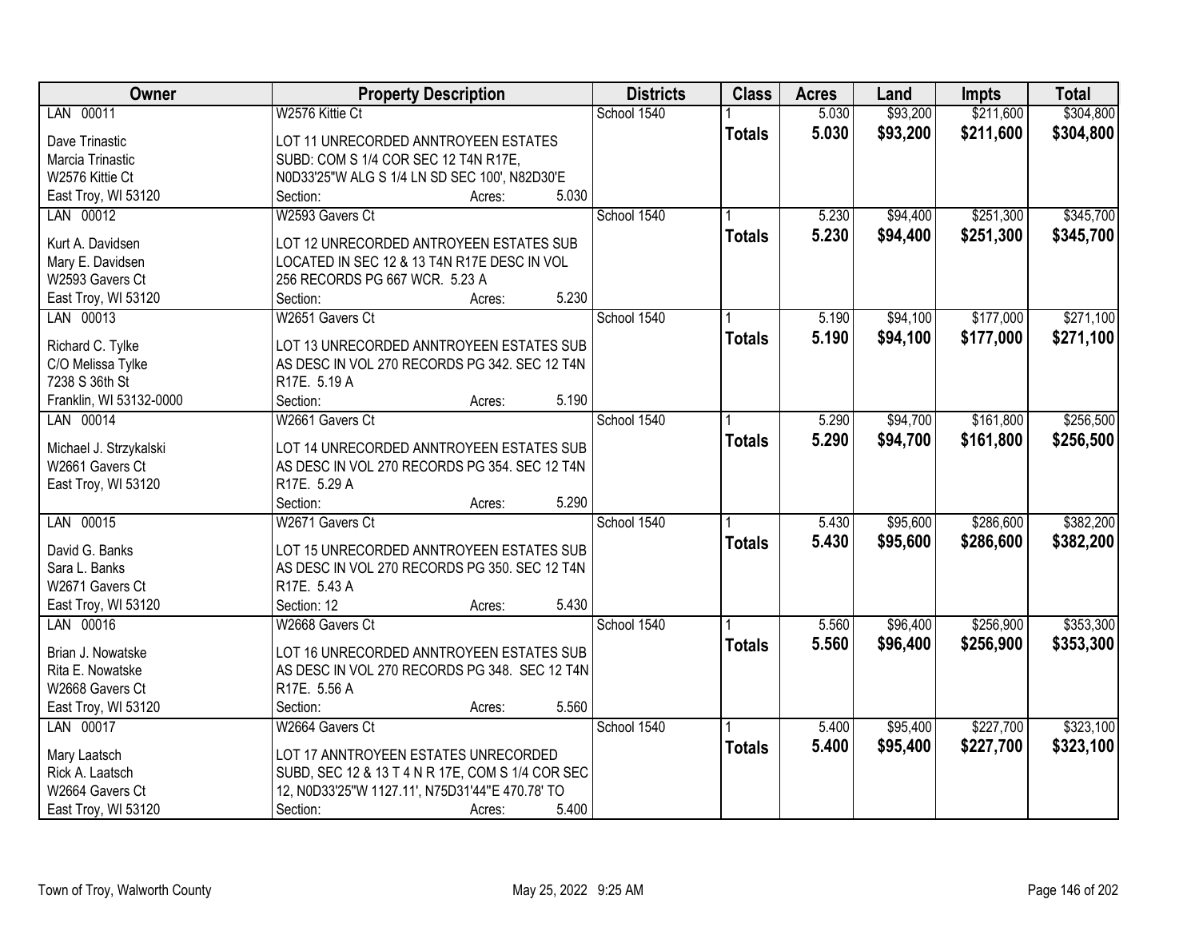| Owner | Property Description | Districts | Class | Acres | Land | Impts | Total |
|---|---|---|---|---|---|---|---|
| LAN 00011 | W2576 Kittie Ct | School 1540 | 1 | 5.030 | $93,200 | $211,600 | $304,800 |
| Dave Trinastic<br>Marcia Trinastic<br>W2576 Kittie Ct<br>East Troy, WI 53120 | LOT 11 UNRECORDED ANNTROYEEN ESTATES SUBD: COM S 1/4 COR SEC 12 T4N R17E, N0D33'25"W ALG S 1/4 LN SD SEC 100', N82D30'E<br>Section: Acres: 5.030 | | **Totals** | **5.030** | **$93,200** | **$211,600** | **$304,800** |
| LAN 00012 | W2593 Gavers Ct | School 1540 | 1 | 5.230 | $94,400 | $251,300 | $345,700 |
| Kurt A. Davidsen<br>Mary E. Davidsen<br>W2593 Gavers Ct<br>East Troy, WI 53120 | LOT 12 UNRECORDED ANTROYEEN ESTATES SUB LOCATED IN SEC 12 & 13 T4N R17E DESC IN VOL 256 RECORDS PG 667 WCR. 5.23 A<br>Section: Acres: 5.230 | | **Totals** | **5.230** | **$94,400** | **$251,300** | **$345,700** |
| LAN 00013 | W2651 Gavers Ct | School 1540 | 1 | 5.190 | $94,100 | $177,000 | $271,100 |
| Richard C. Tylke<br>C/O Melissa Tylke<br>7238 S 36th St<br>Franklin, WI 53132-0000 | LOT 13 UNRECORDED ANNTROYEEN ESTATES SUB AS DESC IN VOL 270 RECORDS PG 342. SEC 12 T4N R17E. 5.19 A<br>Section: Acres: 5.190 | | **Totals** | **5.190** | **$94,100** | **$177,000** | **$271,100** |
| LAN 00014 | W2661 Gavers Ct | School 1540 | 1 | 5.290 | $94,700 | $161,800 | $256,500 |
| Michael J. Strzykalski<br>W2661 Gavers Ct<br>East Troy, WI 53120 | LOT 14 UNRECORDED ANNTROYEEN ESTATES SUB AS DESC IN VOL 270 RECORDS PG 354. SEC 12 T4N R17E. 5.29 A<br>Section: Acres: 5.290 | | **Totals** | **5.290** | **$94,700** | **$161,800** | **$256,500** |
| LAN 00015 | W2671 Gavers Ct | School 1540 | 1 | 5.430 | $95,600 | $286,600 | $382,200 |
| David G. Banks<br>Sara L. Banks<br>W2671 Gavers Ct<br>East Troy, WI 53120 | LOT 15 UNRECORDED ANNTROYEEN ESTATES SUB AS DESC IN VOL 270 RECORDS PG 350. SEC 12 T4N R17E. 5.43 A<br>Section: 12 Acres: 5.430 | | **Totals** | **5.430** | **$95,600** | **$286,600** | **$382,200** |
| LAN 00016 | W2668 Gavers Ct | School 1540 | 1 | 5.560 | $96,400 | $256,900 | $353,300 |
| Brian J. Nowatske<br>Rita E. Nowatske<br>W2668 Gavers Ct<br>East Troy, WI 53120 | LOT 16 UNRECORDED ANNTROYEEN ESTATES SUB AS DESC IN VOL 270 RECORDS PG 348. SEC 12 T4N R17E. 5.56 A<br>Section: Acres: 5.560 | | **Totals** | **5.560** | **$96,400** | **$256,900** | **$353,300** |
| LAN 00017 | W2664 Gavers Ct | School 1540 | 1 | 5.400 | $95,400 | $227,700 | $323,100 |
| Mary Laatsch<br>Rick A. Laatsch<br>W2664 Gavers Ct<br>East Troy, WI 53120 | LOT 17 ANNTROYEEN ESTATES UNRECORDED SUBD, SEC 12 & 13 T 4 N R 17E, COM S 1/4 COR SEC 12, N0D33'25"W 1127.11', N75D31'44"E 470.78' TO<br>Section: Acres: 5.400 | | **Totals** | **5.400** | **$95,400** | **$227,700** | **$323,100** |

Town of Troy, Walworth County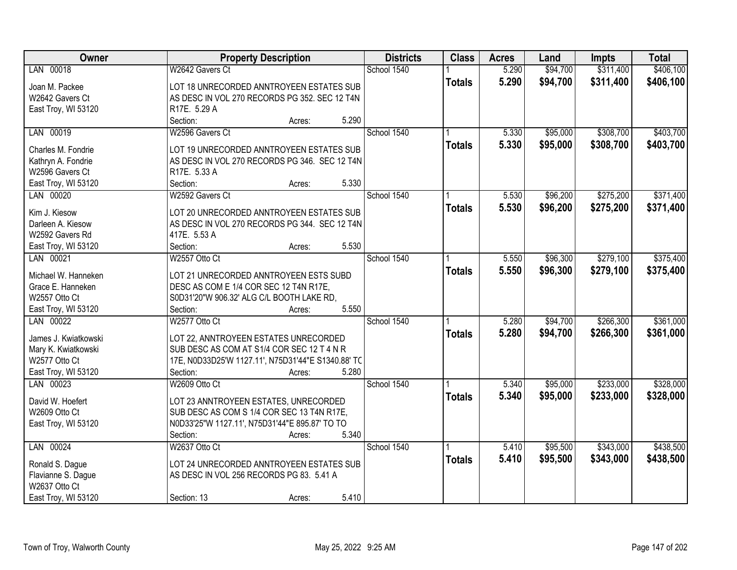| Owner | Property Description | Districts | Class | Acres | Land | Impts | Total |
|---|---|---|---|---|---|---|---|
| LAN 00018 | W2642 Gavers Ct | School 1540 | 1 | 5.290 | $94,700 | $311,400 | $406,100 |
| Joan M. Packee<br>W2642 Gavers Ct<br>East Troy, WI 53120 | LOT 18 UNRECORDED ANNTROYEEN ESTATES SUB AS DESC IN VOL 270 RECORDS PG 352. SEC 12 T4N R17E. 5.29 A<br>Section: Acres: 5.290 | | **Totals** | **5.290** | **$94,700** | **$311,400** | **$406,100** |
| LAN 00019 | W2596 Gavers Ct | School 1540 | 1 | 5.330 | $95,000 | $308,700 | $403,700 |
| Charles M. Fondrie<br>Kathryn A. Fondrie<br>W2596 Gavers Ct<br>East Troy, WI 53120 | LOT 19 UNRECORDED ANNTROYEEN ESTATES SUB AS DESC IN VOL 270 RECORDS PG 346. SEC 12 T4N R17E. 5.33 A<br>Section: Acres: 5.330 | | **Totals** | **5.330** | **$95,000** | **$308,700** | **$403,700** |
| LAN 00020 | W2592 Gavers Ct | School 1540 | 1 | 5.530 | $96,200 | $275,200 | $371,400 |
| Kim J. Kiesow<br>Darleen A. Kiesow<br>W2592 Gavers Rd<br>East Troy, WI 53120 | LOT 20 UNRECORDED ANNTROYEEN ESTATES SUB AS DESC IN VOL 270 RECORDS PG 344. SEC 12 T4N 417E. 5.53 A<br>Section: Acres: 5.530 | | **Totals** | **5.530** | **$96,200** | **$275,200** | **$371,400** |
| LAN 00021 | W2557 Otto Ct | School 1540 | 1 | 5.550 | $96,300 | $279,100 | $375,400 |
| Michael W. Hanneken<br>Grace E. Hanneken<br>W2557 Otto Ct<br>East Troy, WI 53120 | LOT 21 UNRECORDED ANNTROYEEN ESTS SUBD DESC AS COM E 1/4 COR SEC 12 T4N R17E, S0D31'20"W 906.32' ALG C/L BOOTH LAKE RD,<br>Section: Acres: 5.550 | | **Totals** | **5.550** | **$96,300** | **$279,100** | **$375,400** |
| LAN 00022 | W2577 Otto Ct | School 1540 | 1 | 5.280 | $94,700 | $266,300 | $361,000 |
| James J. Kwiatkowski<br>Mary K. Kwiatkowski<br>W2577 Otto Ct<br>East Troy, WI 53120 | LOT 22, ANNTROYEEN ESTATES UNRECORDED SUB DESC AS COM AT S1/4 COR SEC 12 T 4 N R 17E, N0D33D25'W 1127.11', N75D31'44"E S1340.88' TO<br>Section: Acres: 5.280 | | **Totals** | **5.280** | **$94,700** | **$266,300** | **$361,000** |
| LAN 00023 | W2609 Otto Ct | School 1540 | 1 | 5.340 | $95,000 | $233,000 | $328,000 |
| David W. Hoefert<br>W2609 Otto Ct<br>East Troy, WI 53120 | LOT 23 ANNTROYEEN ESTATES, UNRECORDED SUB DESC AS COM S 1/4 COR SEC 13 T4N R17E, N0D33'25"W 1127.11', N75D31'44"E 895.87' TO TO<br>Section: Acres: 5.340 | | **Totals** | **5.340** | **$95,000** | **$233,000** | **$328,000** |
| LAN 00024 | W2637 Otto Ct | School 1540 | 1 | 5.410 | $95,500 | $343,000 | $438,500 |
| Ronald S. Dague<br>Flavianne S. Dague<br>W2637 Otto Ct<br>East Troy, WI 53120 | LOT 24 UNRECORDED ANNTROYEEN ESTATES SUB AS DESC IN VOL 256 RECORDS PG 83. 5.41 A<br>Section: 13 Acres: 5.410 | | **Totals** | **5.410** | **$95,500** | **$343,000** | **$438,500** |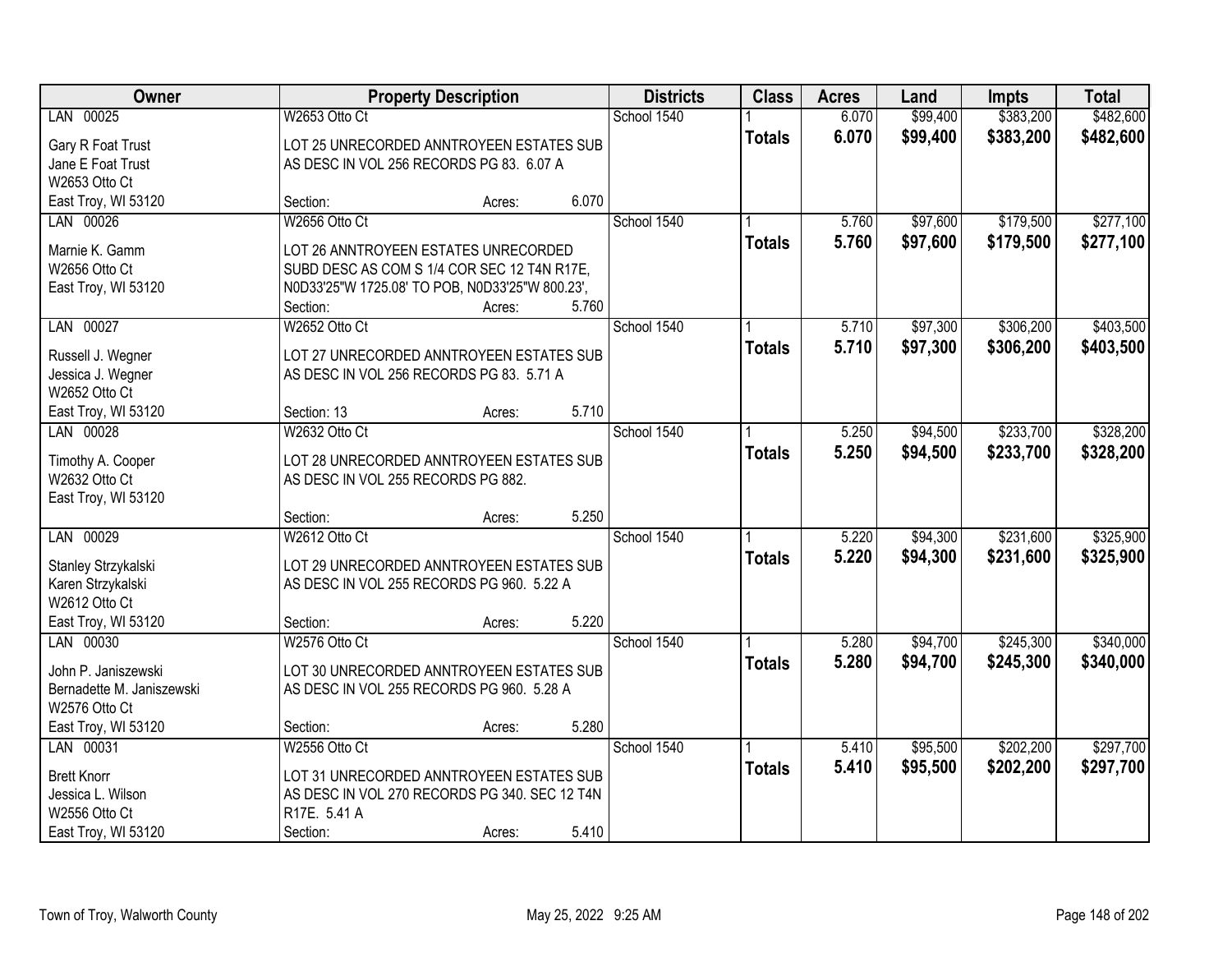| Owner | Property Description | Districts | Class | Acres | Land | Impts | Total |
|---|---|---|---|---|---|---|---|
| LAN 00025 | W2653 Otto Ct | School 1540 | 1 | 6.070 | $99,400 | $383,200 | $482,600 |
| Gary R Foat Trust<br>Jane E Foat Trust<br>W2653 Otto Ct<br>East Troy, WI 53120 | LOT 25 UNRECORDED ANNTROYEEN ESTATES SUB AS DESC IN VOL 256 RECORDS PG 83. 6.07 A<br>Section: Acres: 6.070 | | **Totals** | **6.070** | **$99,400** | **$383,200** | **$482,600** |
| LAN 00026 | W2656 Otto Ct | School 1540 | 1 | 5.760 | $97,600 | $179,500 | $277,100 |
| Marnie K. Gamm<br>W2656 Otto Ct<br>East Troy, WI 53120 | LOT 26 ANNTROYEEN ESTATES UNRECORDED SUBD DESC AS COM S 1/4 COR SEC 12 T4N R17E, N0D33'25"W 1725.08' TO POB, N0D33'25"W 800.23',<br>Section: Acres: 5.760 | | **Totals** | **5.760** | **$97,600** | **$179,500** | **$277,100** |
| LAN 00027 | W2652 Otto Ct | School 1540 | 1 | 5.710 | $97,300 | $306,200 | $403,500 |
| Russell J. Wegner<br>Jessica J. Wegner<br>W2652 Otto Ct<br>East Troy, WI 53120 | LOT 27 UNRECORDED ANNTROYEEN ESTATES SUB AS DESC IN VOL 256 RECORDS PG 83. 5.71 A<br>Section: 13 Acres: 5.710 | | **Totals** | **5.710** | **$97,300** | **$306,200** | **$403,500** |
| LAN 00028 | W2632 Otto Ct | School 1540 | 1 | 5.250 | $94,500 | $233,700 | $328,200 |
| Timothy A. Cooper<br>W2632 Otto Ct<br>East Troy, WI 53120 | LOT 28 UNRECORDED ANNTROYEEN ESTATES SUB AS DESC IN VOL 255 RECORDS PG 882.<br>Section: Acres: 5.250 | | **Totals** | **5.250** | **$94,500** | **$233,700** | **$328,200** |
| LAN 00029 | W2612 Otto Ct | School 1540 | 1 | 5.220 | $94,300 | $231,600 | $325,900 |
| Stanley Strzykalski<br>Karen Strzykalski<br>W2612 Otto Ct<br>East Troy, WI 53120 | LOT 29 UNRECORDED ANNTROYEEN ESTATES SUB AS DESC IN VOL 255 RECORDS PG 960. 5.22 A<br>Section: Acres: 5.220 | | **Totals** | **5.220** | **$94,300** | **$231,600** | **$325,900** |
| LAN 00030 | W2576 Otto Ct | School 1540 | 1 | 5.280 | $94,700 | $245,300 | $340,000 |
| John P. Janiszewski<br>Bernadette M. Janiszewski<br>W2576 Otto Ct<br>East Troy, WI 53120 | LOT 30 UNRECORDED ANNTROYEEN ESTATES SUB AS DESC IN VOL 255 RECORDS PG 960. 5.28 A<br>Section: Acres: 5.280 | | **Totals** | **5.280** | **$94,700** | **$245,300** | **$340,000** |
| LAN 00031 | W2556 Otto Ct | School 1540 | 1 | 5.410 | $95,500 | $202,200 | $297,700 |
| Brett Knorr<br>Jessica L. Wilson<br>W2556 Otto Ct<br>East Troy, WI 53120 | LOT 31 UNRECORDED ANNTROYEEN ESTATES SUB AS DESC IN VOL 270 RECORDS PG 340. SEC 12 T4N R17E. 5.41 A<br>Section: Acres: 5.410 | | **Totals** | **5.410** | **$95,500** | **$202,200** | **$297,700** |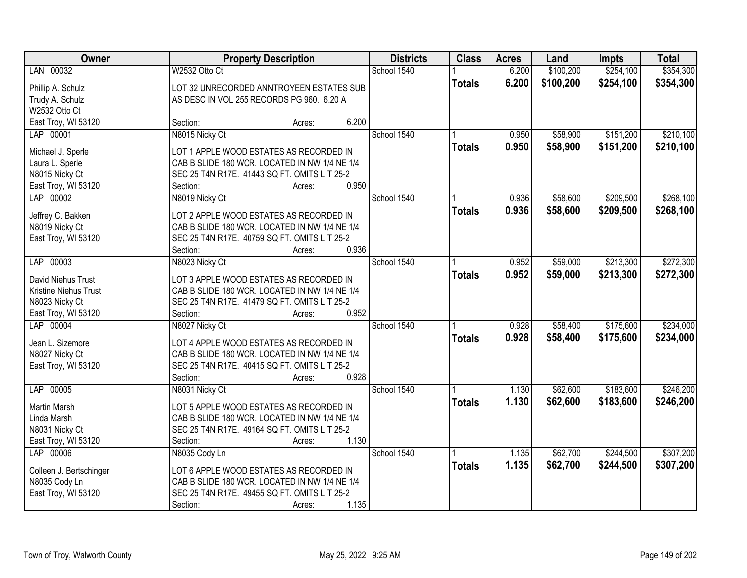| Owner | Property Description | Districts | Class | Acres | Land | Impts | Total |
|---|---|---|---|---|---|---|---|
| LAN 00032 | W2532 Otto Ct | School 1540 | 1 | 6.200 | $100,200 | $254,100 | $354,300 |
| Phillip A. Schulz<br>Trudy A. Schulz<br>W2532 Otto Ct<br>East Troy, WI 53120 | LOT 32 UNRECORDED ANNTROYEEN ESTATES SUB AS DESC IN VOL 255 RECORDS PG 960. 6.20 A<br>Section: Acres: 6.200 | | **Totals** | **6.200** | **$100,200** | **$254,100** | **$354,300** |
| LAP 00001 | N8015 Nicky Ct | School 1540 | 1 | 0.950 | $58,900 | $151,200 | $210,100 |
| Michael J. Sperle<br>Laura L. Sperle<br>N8015 Nicky Ct<br>East Troy, WI 53120 | LOT 1 APPLE WOOD ESTATES AS RECORDED IN CAB B SLIDE 180 WCR. LOCATED IN NW 1/4 NE 1/4 SEC 25 T4N R17E. 41443 SQ FT. OMITS L T 25-2<br>Section: Acres: 0.950 | | **Totals** | **0.950** | **$58,900** | **$151,200** | **$210,100** |
| LAP 00002 | N8019 Nicky Ct | School 1540 | 1 | 0.936 | $58,600 | $209,500 | $268,100 |
| Jeffrey C. Bakken<br>N8019 Nicky Ct<br>East Troy, WI 53120 | LOT 2 APPLE WOOD ESTATES AS RECORDED IN CAB B SLIDE 180 WCR. LOCATED IN NW 1/4 NE 1/4 SEC 25 T4N R17E. 40759 SQ FT. OMITS L T 25-2<br>Section: Acres: 0.936 | | **Totals** | **0.936** | **$58,600** | **$209,500** | **$268,100** |
| LAP 00003 | N8023 Nicky Ct | School 1540 | 1 | 0.952 | $59,000 | $213,300 | $272,300 |
| David Niehus Trust<br>Kristine Niehus Trust<br>N8023 Nicky Ct<br>East Troy, WI 53120 | LOT 3 APPLE WOOD ESTATES AS RECORDED IN CAB B SLIDE 180 WCR. LOCATED IN NW 1/4 NE 1/4 SEC 25 T4N R17E. 41479 SQ FT. OMITS L T 25-2<br>Section: Acres: 0.952 | | **Totals** | **0.952** | **$59,000** | **$213,300** | **$272,300** |
| LAP 00004 | N8027 Nicky Ct | School 1540 | 1 | 0.928 | $58,400 | $175,600 | $234,000 |
| Jean L. Sizemore<br>N8027 Nicky Ct<br>East Troy, WI 53120 | LOT 4 APPLE WOOD ESTATES AS RECORDED IN CAB B SLIDE 180 WCR. LOCATED IN NW 1/4 NE 1/4 SEC 25 T4N R17E. 40415 SQ FT. OMITS L T 25-2<br>Section: Acres: 0.928 | | **Totals** | **0.928** | **$58,400** | **$175,600** | **$234,000** |
| LAP 00005 | N8031 Nicky Ct | School 1540 | 1 | 1.130 | $62,600 | $183,600 | $246,200 |
| Martin Marsh<br>Linda Marsh<br>N8031 Nicky Ct<br>East Troy, WI 53120 | LOT 5 APPLE WOOD ESTATES AS RECORDED IN CAB B SLIDE 180 WCR. LOCATED IN NW 1/4 NE 1/4 SEC 25 T4N R17E. 49164 SQ FT. OMITS L T 25-2<br>Section: Acres: 1.130 | | **Totals** | **1.130** | **$62,600** | **$183,600** | **$246,200** |
| LAP 00006 | N8035 Cody Ln | School 1540 | 1 | 1.135 | $62,700 | $244,500 | $307,200 |
| Colleen J. Bertschinger<br>N8035 Cody Ln<br>East Troy, WI 53120 | LOT 6 APPLE WOOD ESTATES AS RECORDED IN CAB B SLIDE 180 WCR. LOCATED IN NW 1/4 NE 1/4 SEC 25 T4N R17E. 49455 SQ FT. OMITS L T 25-2<br>Section: Acres: 1.135 | | **Totals** | **1.135** | **$62,700** | **$244,500** | **$307,200** |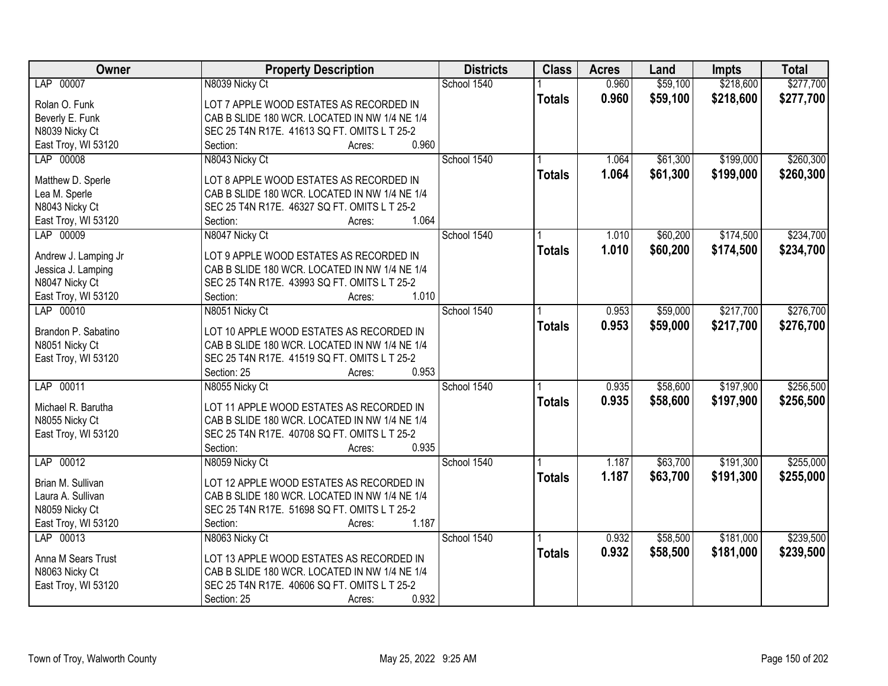| Owner | Property Description | Districts | Class | Acres | Land | Impts | Total |
|---|---|---|---|---|---|---|---|
| LAP 00007 | N8039 Nicky Ct | School 1540 | 1 | 0.960 | $59,100 | $218,600 | $277,700 |
| Rolan O. Funk<br>Beverly E. Funk<br>N8039 Nicky Ct<br>East Troy, WI 53120 | LOT 7 APPLE WOOD ESTATES AS RECORDED IN CAB B SLIDE 180 WCR. LOCATED IN NW 1/4 NE 1/4 SEC 25 T4N R17E. 41613 SQ FT. OMITS L T 25-2<br>Section: Acres: 0.960 | | **Totals** | **0.960** | **$59,100** | **$218,600** | **$277,700** |
| LAP 00008 | N8043 Nicky Ct | School 1540 | 1 | 1.064 | $61,300 | $199,000 | $260,300 |
| Matthew D. Sperle<br>Lea M. Sperle<br>N8043 Nicky Ct<br>East Troy, WI 53120 | LOT 8 APPLE WOOD ESTATES AS RECORDED IN CAB B SLIDE 180 WCR. LOCATED IN NW 1/4 NE 1/4 SEC 25 T4N R17E. 46327 SQ FT. OMITS L T 25-2<br>Section: Acres: 1.064 | | **Totals** | **1.064** | **$61,300** | **$199,000** | **$260,300** |
| LAP 00009 | N8047 Nicky Ct | School 1540 | 1 | 1.010 | $60,200 | $174,500 | $234,700 |
| Andrew J. Lamping Jr<br>Jessica J. Lamping<br>N8047 Nicky Ct<br>East Troy, WI 53120 | LOT 9 APPLE WOOD ESTATES AS RECORDED IN CAB B SLIDE 180 WCR. LOCATED IN NW 1/4 NE 1/4 SEC 25 T4N R17E. 43993 SQ FT. OMITS L T 25-2<br>Section: Acres: 1.010 | | **Totals** | **1.010** | **$60,200** | **$174,500** | **$234,700** |
| LAP 00010 | N8051 Nicky Ct | School 1540 | 1 | 0.953 | $59,000 | $217,700 | $276,700 |
| Brandon P. Sabatino<br>N8051 Nicky Ct<br>East Troy, WI 53120 | LOT 10 APPLE WOOD ESTATES AS RECORDED IN CAB B SLIDE 180 WCR. LOCATED IN NW 1/4 NE 1/4 SEC 25 T4N R17E. 41519 SQ FT. OMITS L T 25-2<br>Section: 25 Acres: 0.953 | | **Totals** | **0.953** | **$59,000** | **$217,700** | **$276,700** |
| LAP 00011 | N8055 Nicky Ct | School 1540 | 1 | 0.935 | $58,600 | $197,900 | $256,500 |
| Michael R. Barutha<br>N8055 Nicky Ct<br>East Troy, WI 53120 | LOT 11 APPLE WOOD ESTATES AS RECORDED IN CAB B SLIDE 180 WCR. LOCATED IN NW 1/4 NE 1/4 SEC 25 T4N R17E. 40708 SQ FT. OMITS L T 25-2<br>Section: Acres: 0.935 | | **Totals** | **0.935** | **$58,600** | **$197,900** | **$256,500** |
| LAP 00012 | N8059 Nicky Ct | School 1540 | 1 | 1.187 | $63,700 | $191,300 | $255,000 |
| Brian M. Sullivan<br>Laura A. Sullivan<br>N8059 Nicky Ct<br>East Troy, WI 53120 | LOT 12 APPLE WOOD ESTATES AS RECORDED IN CAB B SLIDE 180 WCR. LOCATED IN NW 1/4 NE 1/4 SEC 25 T4N R17E. 51698 SQ FT. OMITS L T 25-2<br>Section: Acres: 1.187 | | **Totals** | **1.187** | **$63,700** | **$191,300** | **$255,000** |
| LAP 00013 | N8063 Nicky Ct | School 1540 | 1 | 0.932 | $58,500 | $181,000 | $239,500 |
| Anna M Sears Trust<br>N8063 Nicky Ct<br>East Troy, WI 53120 | LOT 13 APPLE WOOD ESTATES AS RECORDED IN CAB B SLIDE 180 WCR. LOCATED IN NW 1/4 NE 1/4 SEC 25 T4N R17E. 40606 SQ FT. OMITS L T 25-2<br>Section: 25 Acres: 0.932 | | **Totals** | **0.932** | **$58,500** | **$181,000** | **$239,500** |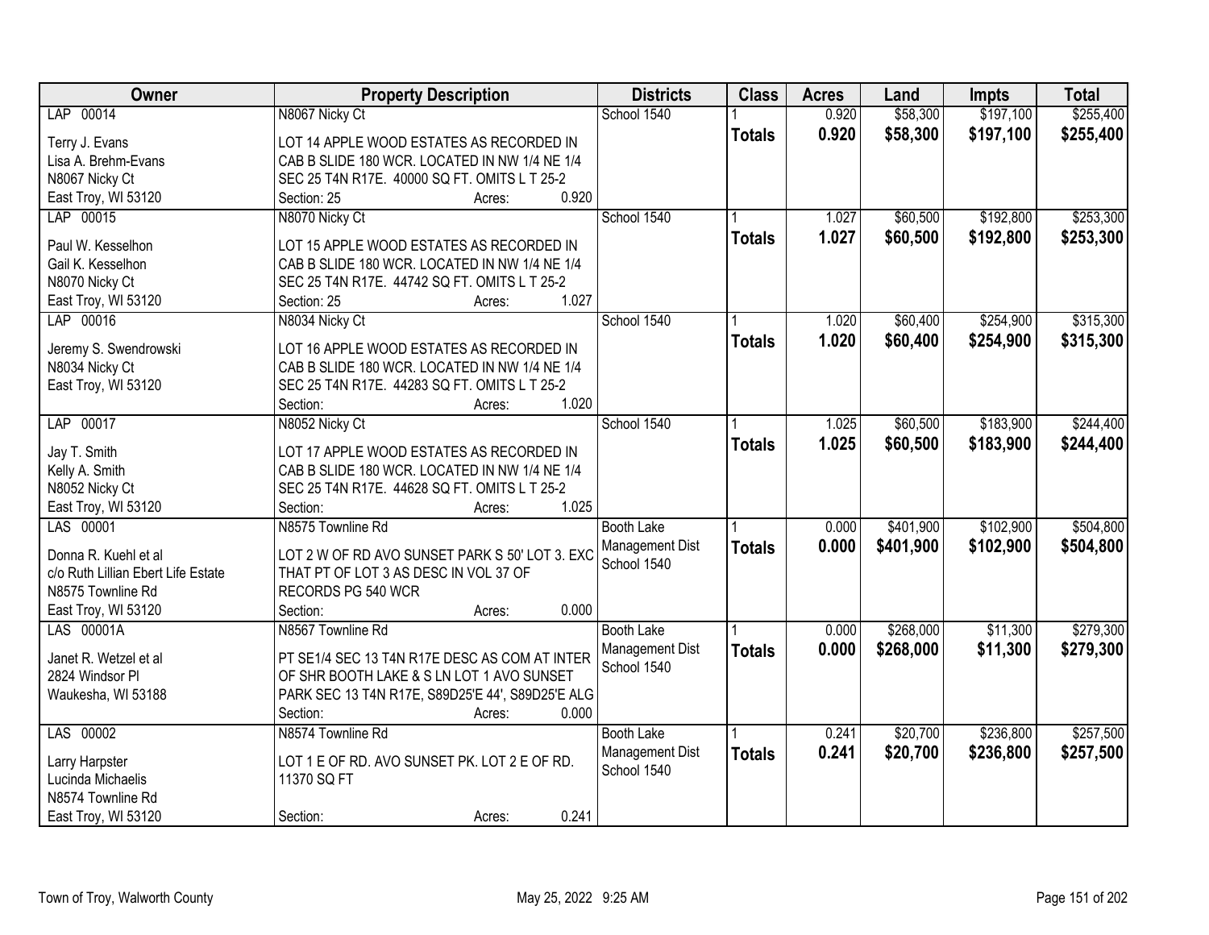| Owner | Property Description | Districts | Class | Acres | Land | Impts | Total |
|---|---|---|---|---|---|---|---|
| LAP 00014<br><br>Terry J. Evans<br>Lisa A. Brehm-Evans<br>N8067 Nicky Ct<br>East Troy, WI 53120 | N8067 Nicky Ct<br><br>LOT 14 APPLE WOOD ESTATES AS RECORDED IN CAB B SLIDE 180 WCR. LOCATED IN NW 1/4 NE 1/4 SEC 25 T4N R17E. 40000 SQ FT. OMITS L T 25-2<br>Section: 25 Acres: 0.920 | School 1540 | 1<br>**Totals** | 0.920<br>**0.920** | $58,300<br>**$58,300** | $197,100<br>**$197,100** | $255,400<br>**$255,400** |
| LAP 00015<br><br>Paul W. Kesselhon<br>Gail K. Kesselhon<br>N8070 Nicky Ct<br>East Troy, WI 53120 | N8070 Nicky Ct<br><br>LOT 15 APPLE WOOD ESTATES AS RECORDED IN CAB B SLIDE 180 WCR. LOCATED IN NW 1/4 NE 1/4 SEC 25 T4N R17E. 44742 SQ FT. OMITS L T 25-2<br>Section: 25 Acres: 1.027 | School 1540 | 1<br>**Totals** | 1.027<br>**1.027** | $60,500<br>**$60,500** | $192,800<br>**$192,800** | $253,300<br>**$253,300** |
| LAP 00016<br><br>Jeremy S. Swendrowski<br>N8034 Nicky Ct<br>East Troy, WI 53120 | N8034 Nicky Ct<br><br>LOT 16 APPLE WOOD ESTATES AS RECORDED IN CAB B SLIDE 180 WCR. LOCATED IN NW 1/4 NE 1/4 SEC 25 T4N R17E. 44283 SQ FT. OMITS L T 25-2<br>Section: Acres: 1.020 | School 1540 | 1<br>**Totals** | 1.020<br>**1.020** | $60,400<br>**$60,400** | $254,900<br>**$254,900** | $315,300<br>**$315,300** |
| LAP 00017<br><br>Jay T. Smith<br>Kelly A. Smith<br>N8052 Nicky Ct<br>East Troy, WI 53120 | N8052 Nicky Ct<br><br>LOT 17 APPLE WOOD ESTATES AS RECORDED IN CAB B SLIDE 180 WCR. LOCATED IN NW 1/4 NE 1/4 SEC 25 T4N R17E. 44628 SQ FT. OMITS L T 25-2<br>Section: Acres: 1.025 | School 1540 | 1<br>**Totals** | 1.025<br>**1.025** | $60,500<br>**$60,500** | $183,900<br>**$183,900** | $244,400<br>**$244,400** |
| LAS 00001<br><br>Donna R. Kuehl et al<br>c/o Ruth Lillian Ebert Life Estate<br>N8575 Townline Rd<br>East Troy, WI 53120 | N8575 Townline Rd<br><br>LOT 2 W OF RD AVO SUNSET PARK S 50' LOT 3. EXC THAT PT OF LOT 3 AS DESC IN VOL 37 OF RECORDS PG 540 WCR<br>Section: Acres: 0.000 | Booth Lake Management Dist<br>School 1540 | 1<br>**Totals** | 0.000<br>**0.000** | $401,900<br>**$401,900** | $102,900<br>**$102,900** | $504,800<br>**$504,800** |
| LAS 00001A<br><br>Janet R. Wetzel et al<br>2824 Windsor Pl<br>Waukesha, WI 53188 | N8567 Townline Rd<br><br>PT SE1/4 SEC 13 T4N R17E DESC AS COM AT INTER OF SHR BOOTH LAKE & S LN LOT 1 AVO SUNSET PARK SEC 13 T4N R17E, S89D25'E 44', S89D25'E ALG<br>Section: Acres: 0.000 | Booth Lake Management Dist<br>School 1540 | 1<br>**Totals** | 0.000<br>**0.000** | $268,000<br>**$268,000** | $11,300<br>**$11,300** | $279,300<br>**$279,300** |
| LAS 00002<br><br>Larry Harpster<br>Lucinda Michaelis<br>N8574 Townline Rd<br>East Troy, WI 53120 | N8574 Townline Rd<br><br>LOT 1 E OF RD. AVO SUNSET PK. LOT 2 E OF RD. 11370 SQ FT<br><br>Section: Acres: 0.241 | Booth Lake Management Dist<br>School 1540 | 1<br>**Totals** | 0.241<br>**0.241** | $20,700<br>**$20,700** | $236,800<br>**$236,800** | $257,500<br>**$257,500** |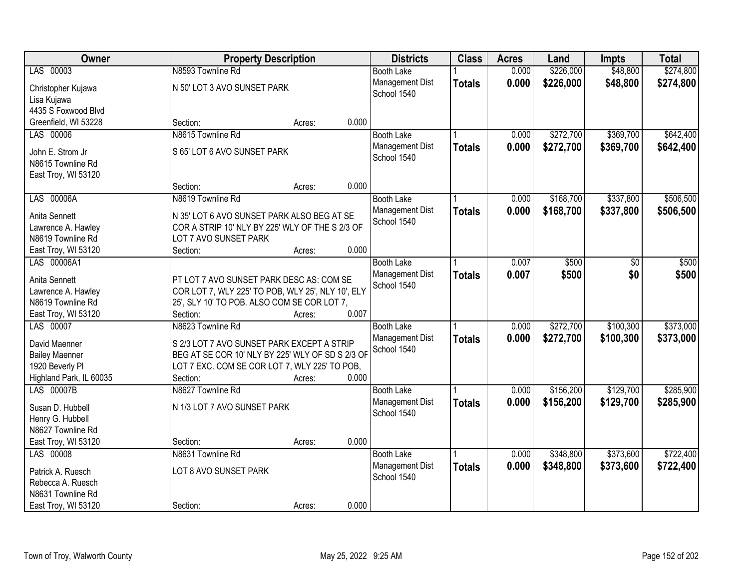| Owner | Property Description | Districts | Class | Acres | Land | Impts | Total |
|---|---|---|---|---|---|---|---|
| LAS 00003<br>Christopher Kujawa<br>Lisa Kujawa<br>4435 S Foxwood Blvd<br>Greenfield, WI 53228 | N8593 Townline Rd<br>N 50' LOT 3 AVO SUNSET PARK<br>Section: Acres: 0.000 | Booth Lake<br>Management Dist<br>School 1540 | 1<br>**Totals** | 0.000<br>**0.000** | $226,000<br>**$226,000** | $48,800<br>**$48,800** | $274,800<br>**$274,800** |
| LAS 00006<br>John E. Strom Jr<br>N8615 Townline Rd<br>East Troy, WI 53120 | N8615 Townline Rd<br>S 65' LOT 6 AVO SUNSET PARK<br>Section: Acres: 0.000 | Booth Lake<br>Management Dist<br>School 1540 | 1<br>**Totals** | 0.000<br>**0.000** | $272,700<br>**$272,700** | $369,700<br>**$369,700** | $642,400<br>**$642,400** |
| LAS 00006A<br>Anita Sennett<br>Lawrence A. Hawley<br>N8619 Townline Rd<br>East Troy, WI 53120 | N8619 Townline Rd<br>N 35' LOT 6 AVO SUNSET PARK ALSO BEG AT SE COR A STRIP 10' NLY BY 225' WLY OF THE S 2/3 OF LOT 7 AVO SUNSET PARK<br>Section: Acres: 0.000 | Booth Lake<br>Management Dist<br>School 1540 | 1<br>**Totals** | 0.000<br>**0.000** | $168,700<br>**$168,700** | $337,800<br>**$337,800** | $506,500<br>**$506,500** |
| LAS 00006A1<br>Anita Sennett<br>Lawrence A. Hawley<br>N8619 Townline Rd<br>East Troy, WI 53120 | PT LOT 7 AVO SUNSET PARK DESC AS: COM SE COR LOT 7, WLY 225' TO POB, WLY 25', NLY 10', ELY 25', SLY 10' TO POB. ALSO COM SE COR LOT 7,<br>Section: Acres: 0.007 | Booth Lake<br>Management Dist<br>School 1540 | 1<br>**Totals** | 0.007<br>**0.007** | $500<br>**$500** | $0<br>**$0** | $500<br>**$500** |
| LAS 00007<br>David Maenner<br>Bailey Maenner<br>1920 Beverly Pl<br>Highland Park, IL 60035 | N8623 Townline Rd<br>S 2/3 LOT 7 AVO SUNSET PARK EXCEPT A STRIP BEG AT SE COR 10' NLY BY 225' WLY OF SD S 2/3 OF LOT 7 EXC. COM SE COR LOT 7, WLY 225' TO POB,<br>Section: Acres: 0.000 | Booth Lake<br>Management Dist<br>School 1540 | 1<br>**Totals** | 0.000<br>**0.000** | $272,700<br>**$272,700** | $100,300<br>**$100,300** | $373,000<br>**$373,000** |
| LAS 00007B<br>Susan D. Hubbell<br>Henry G. Hubbell<br>N8627 Townline Rd<br>East Troy, WI 53120 | N8627 Townline Rd<br>N 1/3 LOT 7 AVO SUNSET PARK<br>Section: Acres: 0.000 | Booth Lake<br>Management Dist<br>School 1540 | 1<br>**Totals** | 0.000<br>**0.000** | $156,200<br>**$156,200** | $129,700<br>**$129,700** | $285,900<br>**$285,900** |
| LAS 00008<br>Patrick A. Ruesch<br>Rebecca A. Ruesch<br>N8631 Townline Rd<br>East Troy, WI 53120 | N8631 Townline Rd<br>LOT 8 AVO SUNSET PARK<br>Section: Acres: 0.000 | Booth Lake<br>Management Dist<br>School 1540 | 1<br>**Totals** | 0.000<br>**0.000** | $348,800<br>**$348,800** | $373,600<br>**$373,600** | $722,400<br>**$722,400** |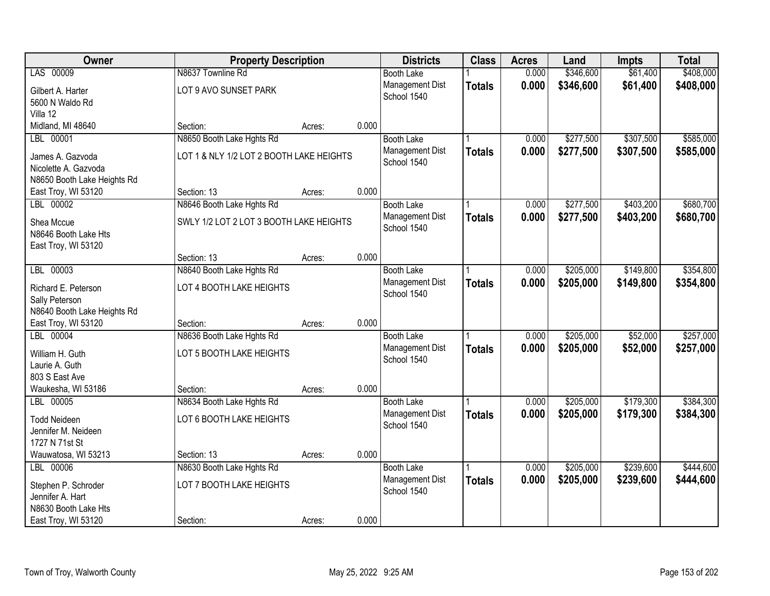| Owner | Property Description | | | Districts | Class | Acres | Land | Impts | Total |
|---|---|---|---|---|---|---|---|---|---|
| LAS 00009 | N8637 Townline Rd | | | Booth Lake | 1 | 0.000 | $346,600 | $61,400 | $408,000 |
| Gilbert A. Harter<br>5600 N Waldo Rd<br>Villa 12<br>Midland, MI 48640 | LOT 9 AVO SUNSET PARK | | | Management Dist<br>School 1540 | **Totals** | **0.000** | **$346,600** | **$61,400** | **$408,000** |
| | Section: | Acres: | 0.000 | | | | | | |
| LBL 00001 | N8650 Booth Lake Hghts Rd | | | Booth Lake | 1 | 0.000 | $277,500 | $307,500 | $585,000 |
| James A. Gazvoda<br>Nicolette A. Gazvoda<br>N8650 Booth Lake Heights Rd<br>East Troy, WI 53120 | LOT 1 & NLY 1/2 LOT 2 BOOTH LAKE HEIGHTS | | | Management Dist<br>School 1540 | **Totals** | **0.000** | **$277,500** | **$307,500** | **$585,000** |
| | Section: 13 | Acres: | 0.000 | | | | | | |
| LBL 00002 | N8646 Booth Lake Hghts Rd | | | Booth Lake | 1 | 0.000 | $277,500 | $403,200 | $680,700 |
| Shea Mccue<br>N8646 Booth Lake Hts<br>East Troy, WI 53120 | SWLY 1/2 LOT 2 LOT 3 BOOTH LAKE HEIGHTS | | | Management Dist<br>School 1540 | **Totals** | **0.000** | **$277,500** | **$403,200** | **$680,700** |
| | Section: 13 | Acres: | 0.000 | | | | | | |
| LBL 00003 | N8640 Booth Lake Hghts Rd | | | Booth Lake | 1 | 0.000 | $205,000 | $149,800 | $354,800 |
| Richard E. Peterson<br>Sally Peterson<br>N8640 Booth Lake Heights Rd<br>East Troy, WI 53120 | LOT 4 BOOTH LAKE HEIGHTS | | | Management Dist<br>School 1540 | **Totals** | **0.000** | **$205,000** | **$149,800** | **$354,800** |
| | Section: | Acres: | 0.000 | | | | | | |
| LBL 00004 | N8636 Booth Lake Hghts Rd | | | Booth Lake | 1 | 0.000 | $205,000 | $52,000 | $257,000 |
| William H. Guth<br>Laurie A. Guth<br>803 S East Ave<br>Waukesha, WI 53186 | LOT 5 BOOTH LAKE HEIGHTS | | | Management Dist<br>School 1540 | **Totals** | **0.000** | **$205,000** | **$52,000** | **$257,000** |
| | Section: | Acres: | 0.000 | | | | | | |
| LBL 00005 | N8634 Booth Lake Hghts Rd | | | Booth Lake | 1 | 0.000 | $205,000 | $179,300 | $384,300 |
| Todd Neideen<br>Jennifer M. Neideen<br>1727 N 71st St<br>Wauwatosa, WI 53213 | LOT 6 BOOTH LAKE HEIGHTS | | | Management Dist<br>School 1540 | **Totals** | **0.000** | **$205,000** | **$179,300** | **$384,300** |
| | Section: 13 | Acres: | 0.000 | | | | | | |
| LBL 00006 | N8630 Booth Lake Hghts Rd | | | Booth Lake | 1 | 0.000 | $205,000 | $239,600 | $444,600 |
| Stephen P. Schroder<br>Jennifer A. Hart<br>N8630 Booth Lake Hts<br>East Troy, WI 53120 | LOT 7 BOOTH LAKE HEIGHTS | | | Management Dist<br>School 1540 | **Totals** | **0.000** | **$205,000** | **$239,600** | **$444,600** |
| | Section: | Acres: | 0.000 | | | | | | |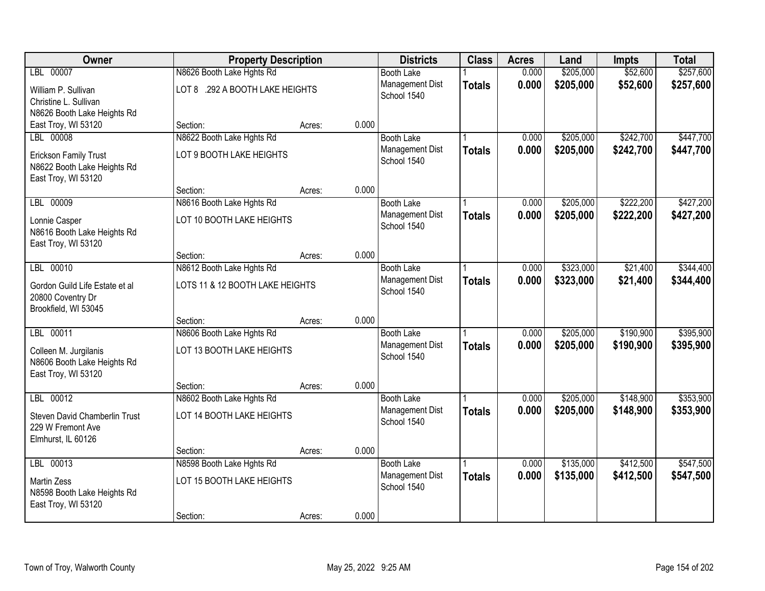| Owner | Property Description | | | Districts | Class | Acres | Land | Impts | Total |
|---|---|---|---|---|---|---|---|---|---|
| LBL 00007 | N8626 Booth Lake Hghts Rd | | | Booth Lake | 1 | 0.000 | $205,000 | $52,600 | $257,600 |
| William P. Sullivan<br>Christine L. Sullivan<br>N8626 Booth Lake Heights Rd<br>East Troy, WI 53120 | LOT 8 .292 A BOOTH LAKE HEIGHTS | | | Management Dist<br>School 1540 | **Totals** | **0.000** | **$205,000** | **$52,600** | **$257,600** |
| | Section: | Acres: | 0.000 | | | | | | |
| LBL 00008 | N8622 Booth Lake Hghts Rd | | | Booth Lake | 1 | 0.000 | $205,000 | $242,700 | $447,700 |
| Erickson Family Trust<br>N8622 Booth Lake Heights Rd<br>East Troy, WI 53120 | LOT 9 BOOTH LAKE HEIGHTS | | | Management Dist<br>School 1540 | **Totals** | **0.000** | **$205,000** | **$242,700** | **$447,700** |
| | Section: | Acres: | 0.000 | | | | | | |
| LBL 00009 | N8616 Booth Lake Hghts Rd | | | Booth Lake | 1 | 0.000 | $205,000 | $222,200 | $427,200 |
| Lonnie Casper<br>N8616 Booth Lake Heights Rd<br>East Troy, WI 53120 | LOT 10 BOOTH LAKE HEIGHTS | | | Management Dist<br>School 1540 | **Totals** | **0.000** | **$205,000** | **$222,200** | **$427,200** |
| | Section: | Acres: | 0.000 | | | | | | |
| LBL 00010 | N8612 Booth Lake Hghts Rd | | | Booth Lake | 1 | 0.000 | $323,000 | $21,400 | $344,400 |
| Gordon Guild Life Estate et al<br>20800 Coventry Dr<br>Brookfield, WI 53045 | LOTS 11 & 12 BOOTH LAKE HEIGHTS | | | Management Dist<br>School 1540 | **Totals** | **0.000** | **$323,000** | **$21,400** | **$344,400** |
| | Section: | Acres: | 0.000 | | | | | | |
| LBL 00011 | N8606 Booth Lake Hghts Rd | | | Booth Lake | 1 | 0.000 | $205,000 | $190,900 | $395,900 |
| Colleen M. Jurgilanis<br>N8606 Booth Lake Heights Rd<br>East Troy, WI 53120 | LOT 13 BOOTH LAKE HEIGHTS | | | Management Dist<br>School 1540 | **Totals** | **0.000** | **$205,000** | **$190,900** | **$395,900** |
| | Section: | Acres: | 0.000 | | | | | | |
| LBL 00012 | N8602 Booth Lake Hghts Rd | | | Booth Lake | 1 | 0.000 | $205,000 | $148,900 | $353,900 |
| Steven David Chamberlin Trust<br>229 W Fremont Ave<br>Elmhurst, IL 60126 | LOT 14 BOOTH LAKE HEIGHTS | | | Management Dist<br>School 1540 | **Totals** | **0.000** | **$205,000** | **$148,900** | **$353,900** |
| | Section: | Acres: | 0.000 | | | | | | |
| LBL 00013 | N8598 Booth Lake Hghts Rd | | | Booth Lake | 1 | 0.000 | $135,000 | $412,500 | $547,500 |
| Martin Zess<br>N8598 Booth Lake Heights Rd<br>East Troy, WI 53120 | LOT 15 BOOTH LAKE HEIGHTS | | | Management Dist<br>School 1540 | **Totals** | **0.000** | **$135,000** | **$412,500** | **$547,500** |
| | Section: | Acres: | 0.000 | | | | | | |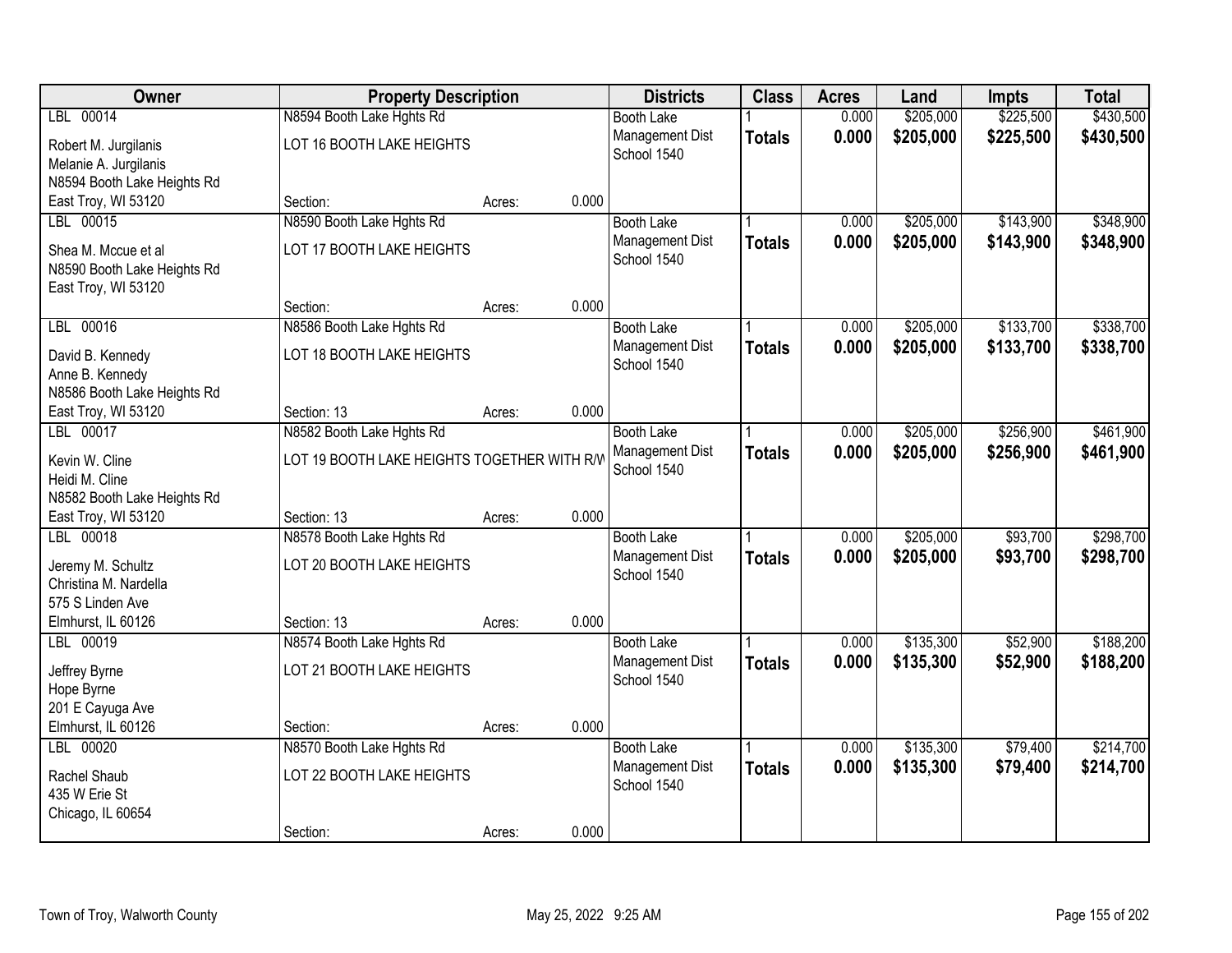| Owner | Property Description | | | Districts | Class | Acres | Land | Impts | Total |
|---|---|---|---|---|---|---|---|---|---|
| LBL 00014 | N8594 Booth Lake Hghts Rd | | | Booth Lake | 1 | 0.000 | $205,000 | $225,500 | $430,500 |
| Robert M. Jurgilanis<br>Melanie A. Jurgilanis<br>N8594 Booth Lake Heights Rd<br>East Troy, WI 53120 | LOT 16 BOOTH LAKE HEIGHTS | | | Management Dist<br>School 1540 | **Totals** | **0.000** | **$205,000** | **$225,500** | **$430,500** |
| | Section: | Acres: | 0.000 | | | | | | |
| LBL 00015 | N8590 Booth Lake Hghts Rd | | | Booth Lake | 1 | 0.000 | $205,000 | $143,900 | $348,900 |
| Shea M. Mccue et al<br>N8590 Booth Lake Heights Rd<br>East Troy, WI 53120 | LOT 17 BOOTH LAKE HEIGHTS | | | Management Dist<br>School 1540 | **Totals** | **0.000** | **$205,000** | **$143,900** | **$348,900** |
| | Section: | Acres: | 0.000 | | | | | | |
| LBL 00016 | N8586 Booth Lake Hghts Rd | | | Booth Lake | 1 | 0.000 | $205,000 | $133,700 | $338,700 |
| David B. Kennedy<br>Anne B. Kennedy<br>N8586 Booth Lake Heights Rd<br>East Troy, WI 53120 | LOT 18 BOOTH LAKE HEIGHTS | | | Management Dist<br>School 1540 | **Totals** | **0.000** | **$205,000** | **$133,700** | **$338,700** |
| | Section: 13 | Acres: | 0.000 | | | | | | |
| LBL 00017 | N8582 Booth Lake Hghts Rd | | | Booth Lake | 1 | 0.000 | $205,000 | $256,900 | $461,900 |
| Kevin W. Cline<br>Heidi M. Cline<br>N8582 Booth Lake Heights Rd<br>East Troy, WI 53120 | LOT 19 BOOTH LAKE HEIGHTS TOGETHER WITH R/W | | | Management Dist<br>School 1540 | **Totals** | **0.000** | **$205,000** | **$256,900** | **$461,900** |
| | Section: 13 | Acres: | 0.000 | | | | | | |
| LBL 00018 | N8578 Booth Lake Hghts Rd | | | Booth Lake | 1 | 0.000 | $205,000 | $93,700 | $298,700 |
| Jeremy M. Schultz<br>Christina M. Nardella<br>575 S Linden Ave<br>Elmhurst, IL 60126 | LOT 20 BOOTH LAKE HEIGHTS | | | Management Dist<br>School 1540 | **Totals** | **0.000** | **$205,000** | **$93,700** | **$298,700** |
| | Section: 13 | Acres: | 0.000 | | | | | | |
| LBL 00019 | N8574 Booth Lake Hghts Rd | | | Booth Lake | 1 | 0.000 | $135,300 | $52,900 | $188,200 |
| Jeffrey Byrne<br>Hope Byrne<br>201 E Cayuga Ave<br>Elmhurst, IL 60126 | LOT 21 BOOTH LAKE HEIGHTS | | | Management Dist<br>School 1540 | **Totals** | **0.000** | **$135,300** | **$52,900** | **$188,200** |
| | Section: | Acres: | 0.000 | | | | | | |
| LBL 00020 | N8570 Booth Lake Hghts Rd | | | Booth Lake | 1 | 0.000 | $135,300 | $79,400 | $214,700 |
| Rachel Shaub<br>435 W Erie St<br>Chicago, IL 60654 | LOT 22 BOOTH LAKE HEIGHTS | | | Management Dist<br>School 1540 | **Totals** | **0.000** | **$135,300** | **$79,400** | **$214,700** |
| | Section: | Acres: | 0.000 | | | | | | |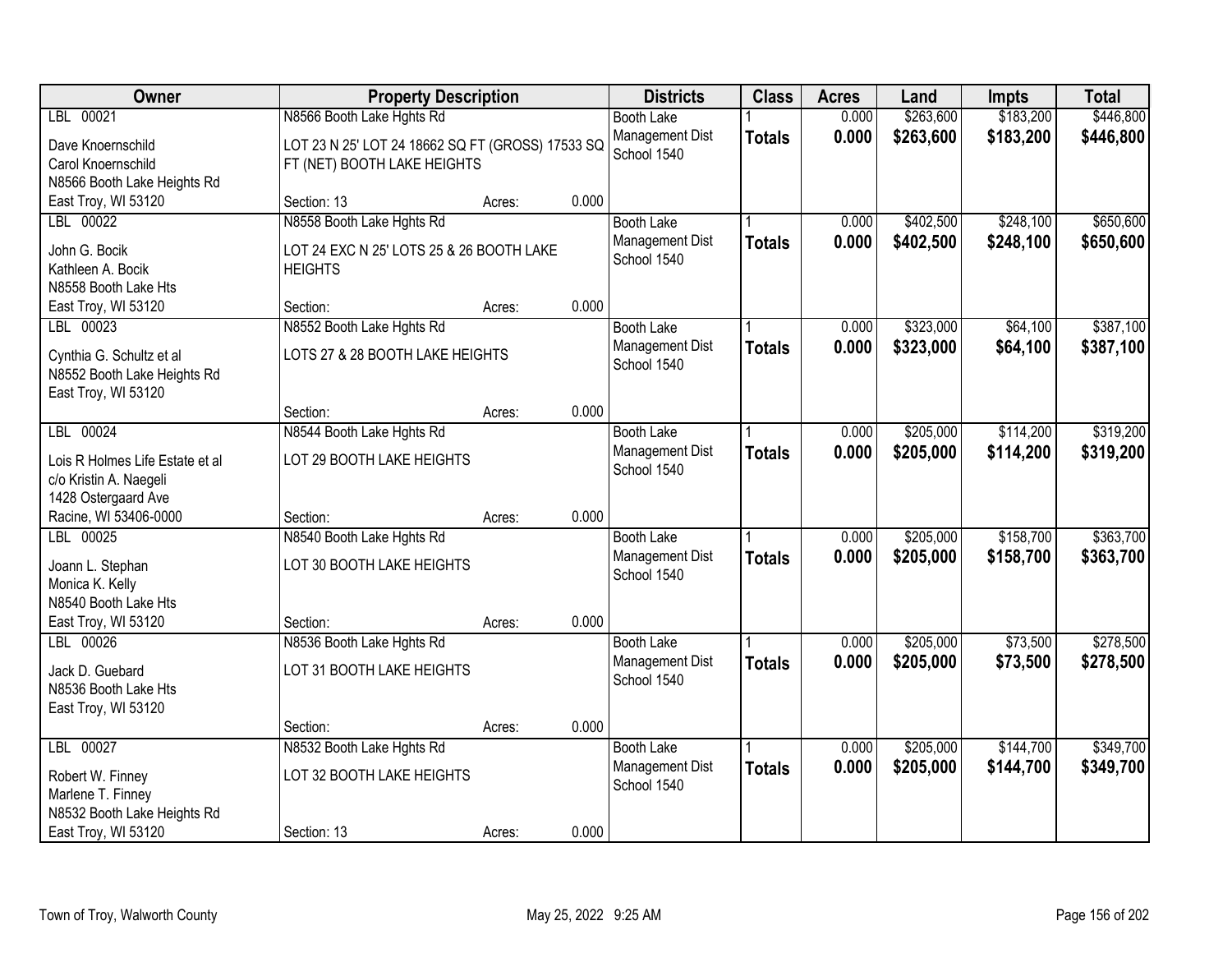| Owner | Property Description | | | Districts | Class | Acres | Land | Impts | Total |
|---|---|---|---|---|---|---|---|---|---|
| LBL 00021 | N8566 Booth Lake Hghts Rd | | | Booth Lake | 1 | 0.000 | $263,600 | $183,200 | $446,800 |
| Dave Knoernschild<br>Carol Knoernschild<br>N8566 Booth Lake Heights Rd<br>East Troy, WI 53120 | LOT 23 N 25' LOT 24 18662 SQ FT (GROSS) 17533 SQ FT (NET) BOOTH LAKE HEIGHTS | | | Management Dist<br>School 1540 | **Totals** | **0.000** | **$263,600** | **$183,200** | **$446,800** |
| | Section: 13 | Acres: | 0.000 | | | | | | |
| LBL 00022 | N8558 Booth Lake Hghts Rd | | | Booth Lake | 1 | 0.000 | $402,500 | $248,100 | $650,600 |
| John G. Bocik<br>Kathleen A. Bocik<br>N8558 Booth Lake Hts<br>East Troy, WI 53120 | LOT 24 EXC N 25' LOTS 25 & 26 BOOTH LAKE HEIGHTS | | | Management Dist<br>School 1540 | **Totals** | **0.000** | **$402,500** | **$248,100** | **$650,600** |
| | Section: | Acres: | 0.000 | | | | | | |
| LBL 00023 | N8552 Booth Lake Hghts Rd | | | Booth Lake | 1 | 0.000 | $323,000 | $64,100 | $387,100 |
| Cynthia G. Schultz et al<br>N8552 Booth Lake Heights Rd<br>East Troy, WI 53120 | LOTS 27 & 28 BOOTH LAKE HEIGHTS | | | Management Dist<br>School 1540 | **Totals** | **0.000** | **$323,000** | **$64,100** | **$387,100** |
| | Section: | Acres: | 0.000 | | | | | | |
| LBL 00024 | N8544 Booth Lake Hghts Rd | | | Booth Lake | 1 | 0.000 | $205,000 | $114,200 | $319,200 |
| Lois R Holmes Life Estate et al<br>c/o Kristin A. Naegeli<br>1428 Ostergaard Ave<br>Racine, WI 53406-0000 | LOT 29 BOOTH LAKE HEIGHTS | | | Management Dist<br>School 1540 | **Totals** | **0.000** | **$205,000** | **$114,200** | **$319,200** |
| | Section: | Acres: | 0.000 | | | | | | |
| LBL 00025 | N8540 Booth Lake Hghts Rd | | | Booth Lake | 1 | 0.000 | $205,000 | $158,700 | $363,700 |
| Joann L. Stephan<br>Monica K. Kelly<br>N8540 Booth Lake Hts<br>East Troy, WI 53120 | LOT 30 BOOTH LAKE HEIGHTS | | | Management Dist<br>School 1540 | **Totals** | **0.000** | **$205,000** | **$158,700** | **$363,700** |
| | Section: | Acres: | 0.000 | | | | | | |
| LBL 00026 | N8536 Booth Lake Hghts Rd | | | Booth Lake | 1 | 0.000 | $205,000 | $73,500 | $278,500 |
| Jack D. Guebard<br>N8536 Booth Lake Hts<br>East Troy, WI 53120 | LOT 31 BOOTH LAKE HEIGHTS | | | Management Dist<br>School 1540 | **Totals** | **0.000** | **$205,000** | **$73,500** | **$278,500** |
| | Section: | Acres: | 0.000 | | | | | | |
| LBL 00027 | N8532 Booth Lake Hghts Rd | | | Booth Lake | 1 | 0.000 | $205,000 | $144,700 | $349,700 |
| Robert W. Finney<br>Marlene T. Finney<br>N8532 Booth Lake Heights Rd<br>East Troy, WI 53120 | LOT 32 BOOTH LAKE HEIGHTS | | | Management Dist<br>School 1540 | **Totals** | **0.000** | **$205,000** | **$144,700** | **$349,700** |
| | Section: 13 | Acres: | 0.000 | | | | | | |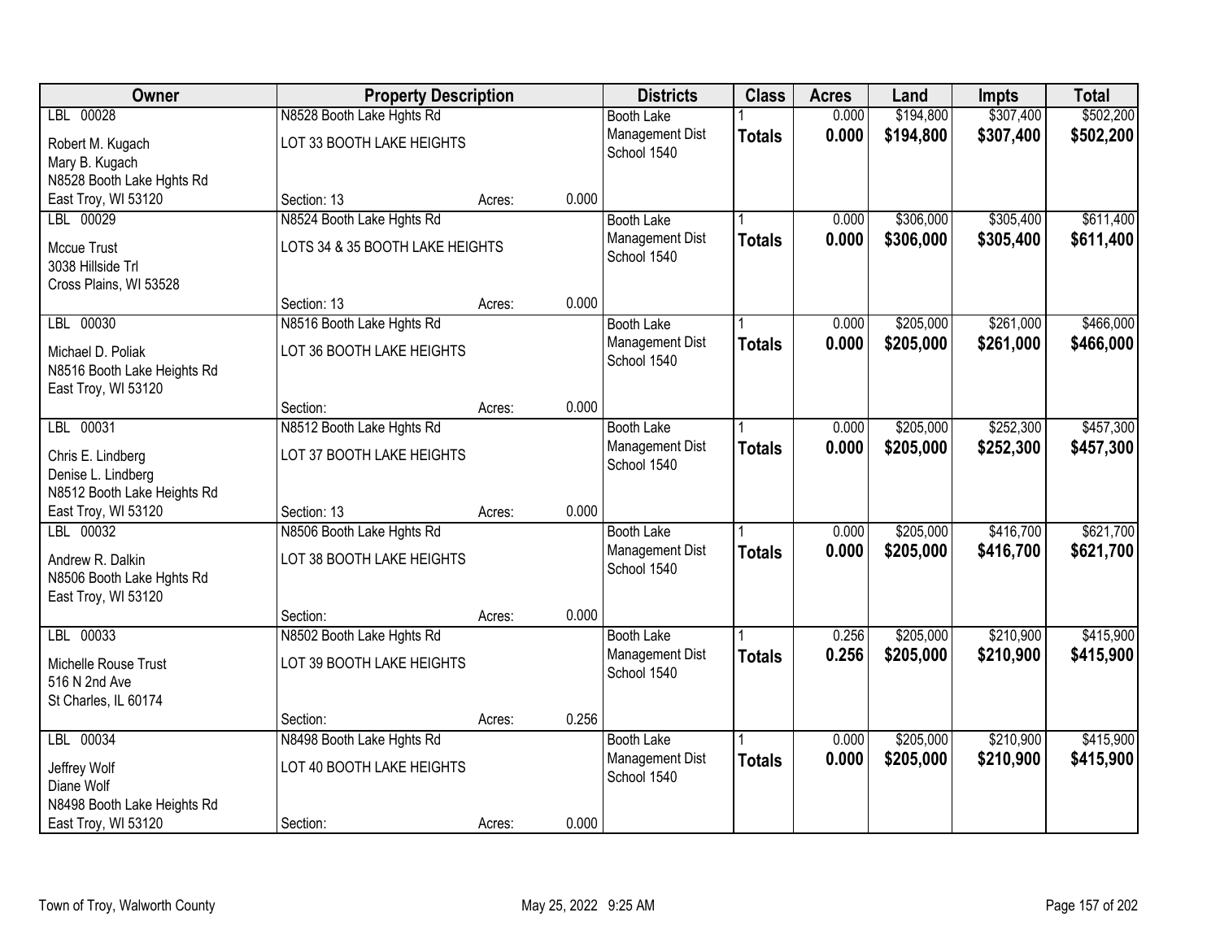| Owner | Property Description | | | Districts | Class | Acres | Land | Impts | Total |
|---|---|---|---|---|---|---|---|---|---|
| LBL 00028<br>Robert M. Kugach<br>Mary B. Kugach<br>N8528 Booth Lake Hghts Rd<br>East Troy, WI 53120 | N8528 Booth Lake Hghts Rd<br>LOT 33 BOOTH LAKE HEIGHTS<br>Section: 13 | Acres: | 0.000 | Booth Lake<br>Management Dist<br>School 1540 | 1<br>**Totals** | 0.000<br>**0.000** | $194,800<br>**$194,800** | $307,400<br>**$307,400** | $502,200<br>**$502,200** |
| LBL 00029<br>Mccue Trust<br>3038 Hillside Trl<br>Cross Plains, WI 53528 | N8524 Booth Lake Hghts Rd<br>LOTS 34 & 35 BOOTH LAKE HEIGHTS<br>Section: 13 | Acres: | 0.000 | Booth Lake<br>Management Dist<br>School 1540 | 1<br>**Totals** | 0.000<br>**0.000** | $306,000<br>**$306,000** | $305,400<br>**$305,400** | $611,400<br>**$611,400** |
| LBL 00030<br>Michael D. Poliak<br>N8516 Booth Lake Heights Rd<br>East Troy, WI 53120 | N8516 Booth Lake Hghts Rd<br>LOT 36 BOOTH LAKE HEIGHTS<br>Section: | Acres: | 0.000 | Booth Lake<br>Management Dist<br>School 1540 | 1<br>**Totals** | 0.000<br>**0.000** | $205,000<br>**$205,000** | $261,000<br>**$261,000** | $466,000<br>**$466,000** |
| LBL 00031<br>Chris E. Lindberg<br>Denise L. Lindberg<br>N8512 Booth Lake Heights Rd<br>East Troy, WI 53120 | N8512 Booth Lake Hghts Rd<br>LOT 37 BOOTH LAKE HEIGHTS<br>Section: 13 | Acres: | 0.000 | Booth Lake<br>Management Dist<br>School 1540 | 1<br>**Totals** | 0.000<br>**0.000** | $205,000<br>**$205,000** | $252,300<br>**$252,300** | $457,300<br>**$457,300** |
| LBL 00032<br>Andrew R. Dalkin<br>N8506 Booth Lake Hghts Rd<br>East Troy, WI 53120 | N8506 Booth Lake Hghts Rd<br>LOT 38 BOOTH LAKE HEIGHTS<br>Section: | Acres: | 0.000 | Booth Lake<br>Management Dist<br>School 1540 | 1<br>**Totals** | 0.000<br>**0.000** | $205,000<br>**$205,000** | $416,700<br>**$416,700** | $621,700<br>**$621,700** |
| LBL 00033<br>Michelle Rouse Trust<br>516 N 2nd Ave<br>St Charles, IL 60174 | N8502 Booth Lake Hghts Rd<br>LOT 39 BOOTH LAKE HEIGHTS<br>Section: | Acres: | 0.256 | Booth Lake<br>Management Dist<br>School 1540 | 1<br>**Totals** | 0.256<br>**0.256** | $205,000<br>**$205,000** | $210,900<br>**$210,900** | $415,900<br>**$415,900** |
| LBL 00034<br>Jeffrey Wolf<br>Diane Wolf<br>N8498 Booth Lake Heights Rd<br>East Troy, WI 53120 | N8498 Booth Lake Hghts Rd<br>LOT 40 BOOTH LAKE HEIGHTS<br>Section: | Acres: | 0.000 | Booth Lake<br>Management Dist<br>School 1540 | 1<br>**Totals** | 0.000<br>**0.000** | $205,000<br>**$205,000** | $210,900<br>**$210,900** | $415,900<br>**$415,900** |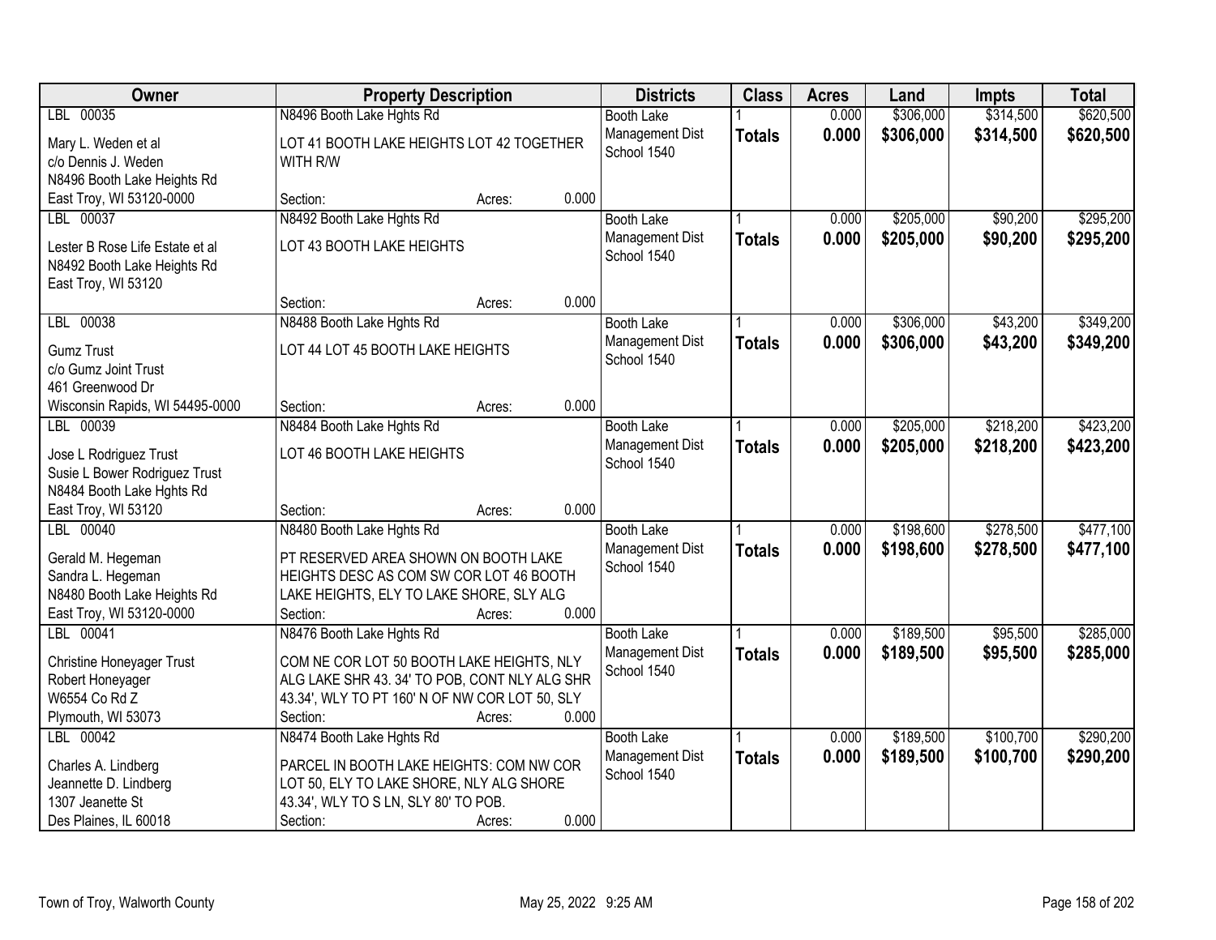| Owner | Property Description | Districts | Class | Acres | Land | Impts | Total |
|---|---|---|---|---|---|---|---|
| LBL 00035<br>Mary L. Weden et al<br>c/o Dennis J. Weden<br>N8496 Booth Lake Heights Rd<br>East Troy, WI 53120-0000 | N8496 Booth Lake Hghts Rd<br>LOT 41 BOOTH LAKE HEIGHTS LOT 42 TOGETHER WITH R/W<br>Section: Acres: 0.000 | Booth Lake<br>Management Dist<br>School 1540 | 1<br>**Totals** | 0.000<br>**0.000** | $306,000<br>**$306,000** | $314,500<br>**$314,500** | $620,500<br>**$620,500** |
| LBL 00037<br>Lester B Rose Life Estate et al<br>N8492 Booth Lake Heights Rd<br>East Troy, WI 53120 | N8492 Booth Lake Hghts Rd<br>LOT 43 BOOTH LAKE HEIGHTS<br>Section: Acres: 0.000 | Booth Lake<br>Management Dist<br>School 1540 | 1<br>**Totals** | 0.000<br>**0.000** | $205,000<br>**$205,000** | $90,200<br>**$90,200** | $295,200<br>**$295,200** |
| LBL 00038<br>Gumz Trust<br>c/o Gumz Joint Trust<br>461 Greenwood Dr<br>Wisconsin Rapids, WI 54495-0000 | N8488 Booth Lake Hghts Rd<br>LOT 44 LOT 45 BOOTH LAKE HEIGHTS<br>Section: Acres: 0.000 | Booth Lake<br>Management Dist<br>School 1540 | 1<br>**Totals** | 0.000<br>**0.000** | $306,000<br>**$306,000** | $43,200<br>**$43,200** | $349,200<br>**$349,200** |
| LBL 00039<br>Jose L Rodriguez Trust<br>Susie L Bower Rodriguez Trust<br>N8484 Booth Lake Hghts Rd<br>East Troy, WI 53120 | N8484 Booth Lake Hghts Rd<br>LOT 46 BOOTH LAKE HEIGHTS<br>Section: Acres: 0.000 | Booth Lake<br>Management Dist<br>School 1540 | 1<br>**Totals** | 0.000<br>**0.000** | $205,000<br>**$205,000** | $218,200<br>**$218,200** | $423,200<br>**$423,200** |
| LBL 00040<br>Gerald M. Hegeman<br>Sandra L. Hegeman<br>N8480 Booth Lake Heights Rd<br>East Troy, WI 53120-0000 | N8480 Booth Lake Hghts Rd<br>PT RESERVED AREA SHOWN ON BOOTH LAKE HEIGHTS DESC AS COM SW COR LOT 46 BOOTH LAKE HEIGHTS, ELY TO LAKE SHORE, SLY ALG<br>Section: Acres: 0.000 | Booth Lake<br>Management Dist<br>School 1540 | 1<br>**Totals** | 0.000<br>**0.000** | $198,600<br>**$198,600** | $278,500<br>**$278,500** | $477,100<br>**$477,100** |
| LBL 00041<br>Christine Honeyager Trust<br>Robert Honeyager<br>W6554 Co Rd Z<br>Plymouth, WI 53073 | N8476 Booth Lake Hghts Rd<br>COM NE COR LOT 50 BOOTH LAKE HEIGHTS, NLY ALG LAKE SHR 43. 34' TO POB, CONT NLY ALG SHR 43.34', WLY TO PT 160' N OF NW COR LOT 50, SLY<br>Section: Acres: 0.000 | Booth Lake<br>Management Dist<br>School 1540 | 1<br>**Totals** | 0.000<br>**0.000** | $189,500<br>**$189,500** | $95,500<br>**$95,500** | $285,000<br>**$285,000** |
| LBL 00042<br>Charles A. Lindberg<br>Jeannette D. Lindberg<br>1307 Jeanette St<br>Des Plaines, IL 60018 | N8474 Booth Lake Hghts Rd<br>PARCEL IN BOOTH LAKE HEIGHTS: COM NW COR LOT 50, ELY TO LAKE SHORE, NLY ALG SHORE 43.34', WLY TO S LN, SLY 80' TO POB.<br>Section: Acres: 0.000 | Booth Lake<br>Management Dist<br>School 1540 | 1<br>**Totals** | 0.000<br>**0.000** | $189,500<br>**$189,500** | $100,700<br>**$100,700** | $290,200<br>**$290,200** |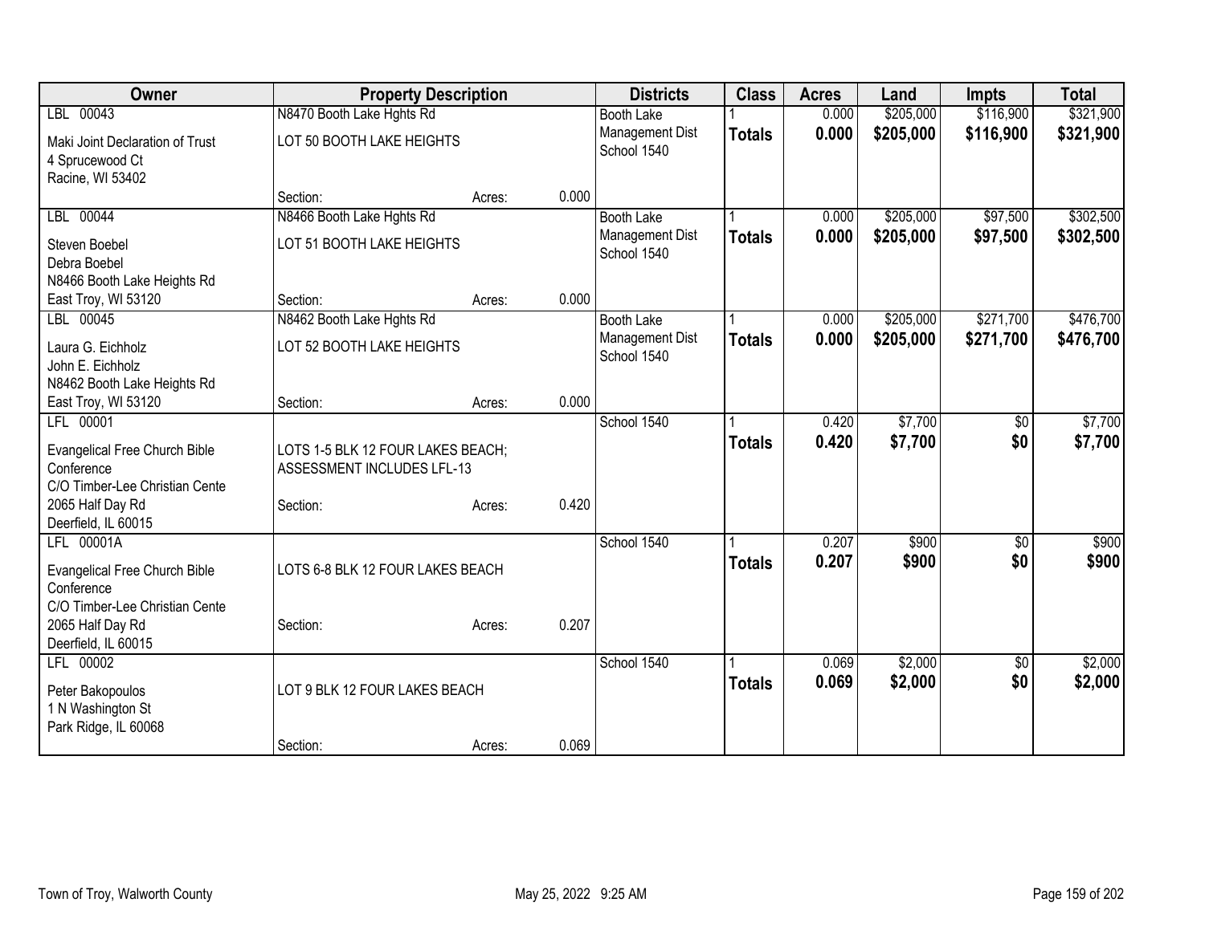| Owner | Property Description | | | Districts | Class | Acres | Land | Impts | Total |
|---|---|---|---|---|---|---|---|---|---|
| LBL 00043<br>Maki Joint Declaration of Trust<br>4 Sprucewood Ct<br>Racine, WI 53402 | N8470 Booth Lake Hghts Rd<br>LOT 50 BOOTH LAKE HEIGHTS<br>Section: | Acres: | 0.000 | Booth Lake Management Dist<br>School 1540 | 1<br>**Totals** | 0.000<br>**0.000** | $205,000<br>**$205,000** | $116,900<br>**$116,900** | $321,900<br>**$321,900** |
| LBL 00044<br>Steven Boebel<br>Debra Boebel<br>N8466 Booth Lake Heights Rd<br>East Troy, WI 53120 | N8466 Booth Lake Hghts Rd<br>LOT 51 BOOTH LAKE HEIGHTS<br>Section: | Acres: | 0.000 | Booth Lake Management Dist<br>School 1540 | 1<br>**Totals** | 0.000<br>**0.000** | $205,000<br>**$205,000** | $97,500<br>**$97,500** | $302,500<br>**$302,500** |
| LBL 00045<br>Laura G. Eichholz<br>John E. Eichholz<br>N8462 Booth Lake Heights Rd<br>East Troy, WI 53120 | N8462 Booth Lake Hghts Rd<br>LOT 52 BOOTH LAKE HEIGHTS<br>Section: | Acres: | 0.000 | Booth Lake Management Dist<br>School 1540 | 1<br>**Totals** | 0.000<br>**0.000** | $205,000<br>**$205,000** | $271,700<br>**$271,700** | $476,700<br>**$476,700** |
| LFL 00001<br>Evangelical Free Church Bible Conference<br>C/O Timber-Lee Christian Cente<br>2065 Half Day Rd<br>Deerfield, IL 60015 | LOTS 1-5 BLK 12 FOUR LAKES BEACH; ASSESSMENT INCLUDES LFL-13<br>Section: | Acres: | 0.420 | School 1540 | 1<br>**Totals** | 0.420<br>**0.420** | $7,700<br>**$7,700** | $0<br>**$0** | $7,700<br>**$7,700** |
| LFL 00001A<br>Evangelical Free Church Bible Conference<br>C/O Timber-Lee Christian Cente<br>2065 Half Day Rd<br>Deerfield, IL 60015 | LOTS 6-8 BLK 12 FOUR LAKES BEACH<br>Section: | Acres: | 0.207 | School 1540 | 1<br>**Totals** | 0.207<br>**0.207** | $900<br>**$900** | $0<br>**$0** | $900<br>**$900** |
| LFL 00002<br>Peter Bakopoulos<br>1 N Washington St<br>Park Ridge, IL 60068 | LOT 9 BLK 12 FOUR LAKES BEACH<br>Section: | Acres: | 0.069 | School 1540 | 1<br>**Totals** | 0.069<br>**0.069** | $2,000<br>**$2,000** | $0<br>**$0** | $2,000<br>**$2,000** |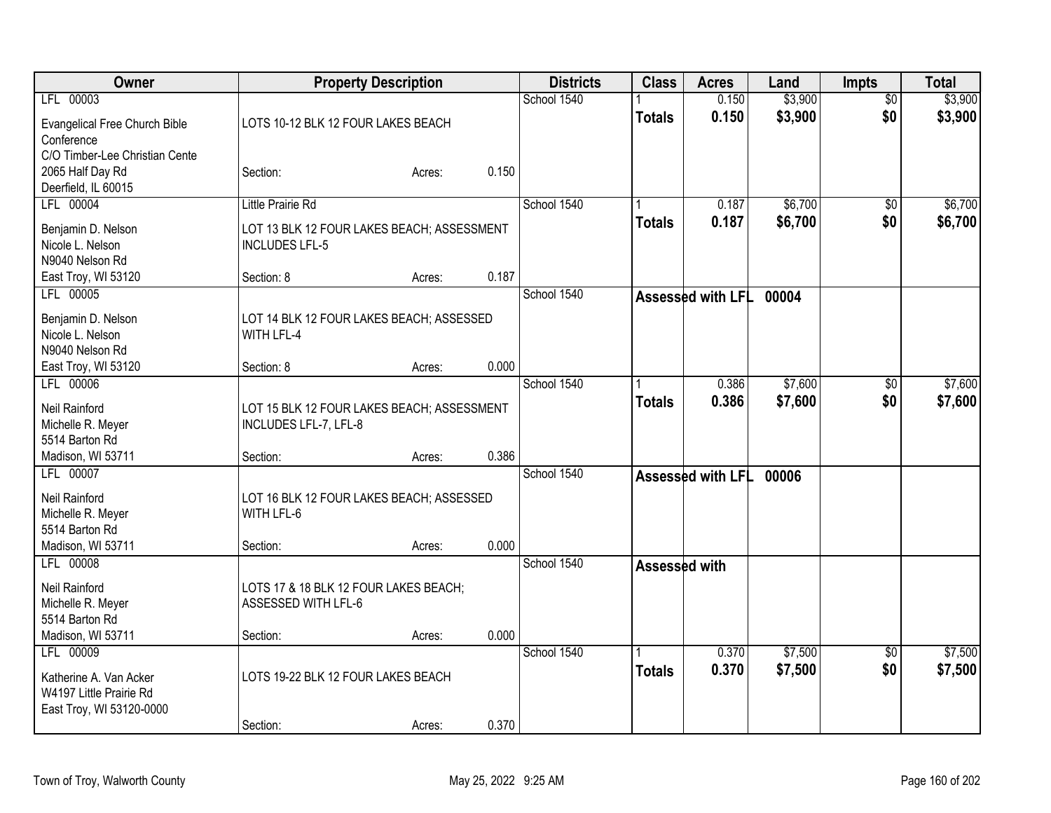| Owner | Property Description | Districts | Class | Acres | Land | Impts | Total |
|---|---|---|---|---|---|---|---|
| LFL 00003<br>Evangelical Free Church Bible Conference<br>C/O Timber-Lee Christian Cente<br>2065 Half Day Rd<br>Deerfield, IL 60015 | LOTS 10-12 BLK 12 FOUR LAKES BEACH<br>Section: Acres: 0.150 | School 1540 | 1<br>**Totals** | 0.150<br>**0.150** | $3,900<br>**$3,900** | $0<br>**$0** | $3,900<br>**$3,900** |
| LFL 00004<br>Benjamin D. Nelson<br>Nicole L. Nelson<br>N9040 Nelson Rd<br>East Troy, WI 53120 | Little Prairie Rd<br>LOT 13 BLK 12 FOUR LAKES BEACH; ASSESSMENT INCLUDES LFL-5<br>Section: 8 Acres: 0.187 | School 1540 | 1<br>**Totals** | 0.187<br>**0.187** | $6,700<br>**$6,700** | $0<br>**$0** | $6,700<br>**$6,700** |
| LFL 00005<br>Benjamin D. Nelson<br>Nicole L. Nelson<br>N9040 Nelson Rd<br>East Troy, WI 53120 | LOT 14 BLK 12 FOUR LAKES BEACH; ASSESSED WITH LFL-4<br>Section: 8 Acres: 0.000 | School 1540 | **Assessed with LFL 00004** | | | | |
| LFL 00006<br>Neil Rainford<br>Michelle R. Meyer<br>5514 Barton Rd<br>Madison, WI 53711 | LOT 15 BLK 12 FOUR LAKES BEACH; ASSESSMENT INCLUDES LFL-7, LFL-8<br>Section: Acres: 0.386 | School 1540 | 1<br>**Totals** | 0.386<br>**0.386** | $7,600<br>**$7,600** | $0<br>**$0** | $7,600<br>**$7,600** |
| LFL 00007<br>Neil Rainford<br>Michelle R. Meyer<br>5514 Barton Rd<br>Madison, WI 53711 | LOT 16 BLK 12 FOUR LAKES BEACH; ASSESSED WITH LFL-6<br>Section: Acres: 0.000 | School 1540 | **Assessed with LFL 00006** | | | | |
| LFL 00008<br>Neil Rainford<br>Michelle R. Meyer<br>5514 Barton Rd<br>Madison, WI 53711 | LOTS 17 & 18 BLK 12 FOUR LAKES BEACH; ASSESSED WITH LFL-6<br>Section: Acres: 0.000 | School 1540 | **Assessed with** | | | | |
| LFL 00009<br>Katherine A. Van Acker<br>W4197 Little Prairie Rd<br>East Troy, WI 53120-0000 | LOTS 19-22 BLK 12 FOUR LAKES BEACH<br>Section: Acres: 0.370 | School 1540 | 1<br>**Totals** | 0.370<br>**0.370** | $7,500<br>**$7,500** | $0<br>**$0** | $7,500<br>**$7,500** |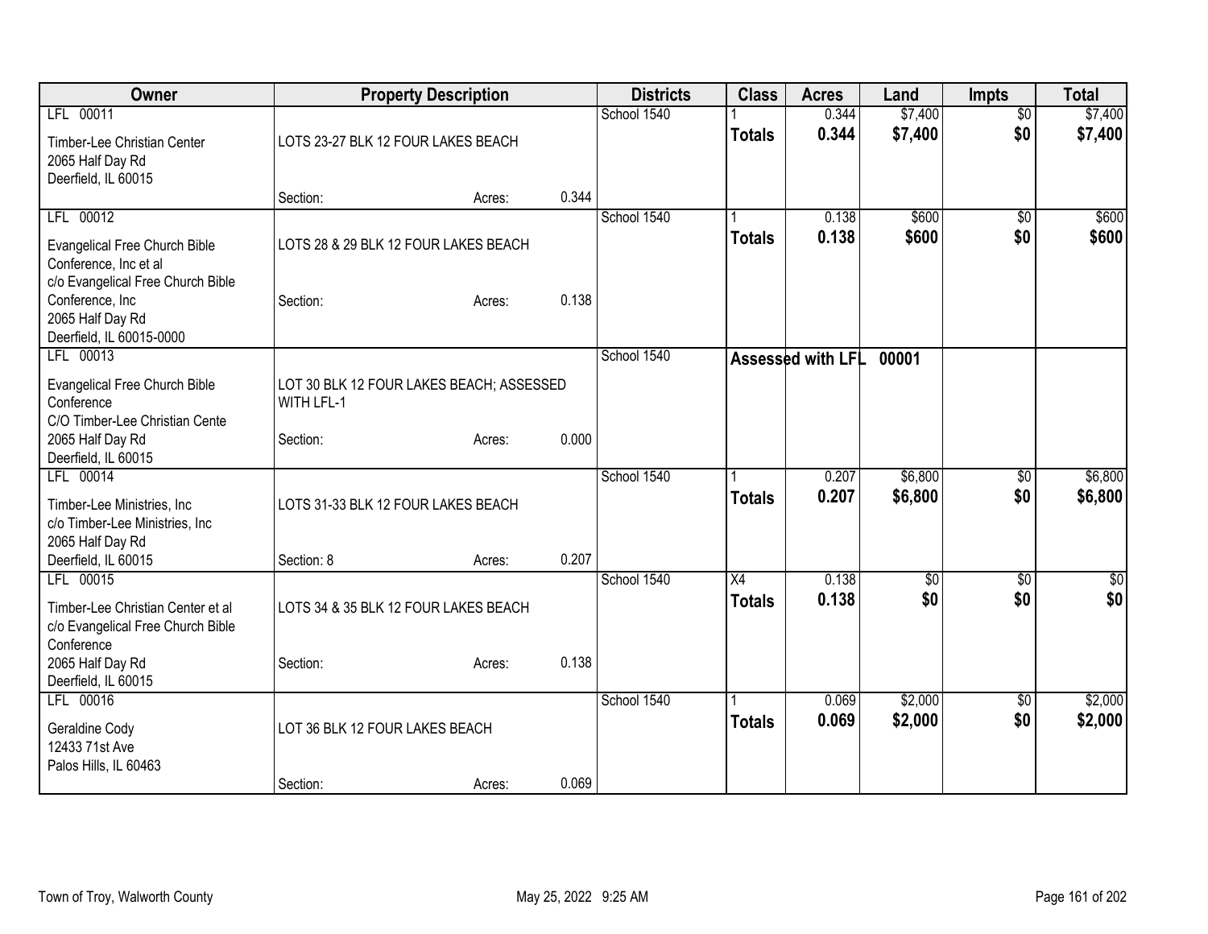| Owner | Property Description | | | Districts | Class | Acres | Land | Impts | Total |
|---|---|---|---|---|---|---|---|---|---|
| LFL 00011 | | | | School 1540 | 1 | 0.344 | $7,400 | $0 | $7,400 |
| Timber-Lee Christian Center<br>2065 Half Day Rd<br>Deerfield, IL 60015 | LOTS 23-27 BLK 12 FOUR LAKES BEACH | | | | **Totals** | **0.344** | **$7,400** | **$0** | **$7,400** |
| | Section: | Acres: | 0.344 | | | | | | |
| LFL 00012 | | | | School 1540 | 1 | 0.138 | $600 | $0 | $600 |
| Evangelical Free Church Bible Conference, Inc et al<br>c/o Evangelical Free Church Bible Conference, Inc<br>2065 Half Day Rd<br>Deerfield, IL 60015-0000 | LOTS 28 & 29 BLK 12 FOUR LAKES BEACH | | | | **Totals** | **0.138** | **$600** | **$0** | **$600** |
| | Section: | Acres: | 0.138 | | | | | | |
| LFL 00013 | | | | School 1540 | **Assessed with LFL 00001** | | | | |
| Evangelical Free Church Bible Conference<br>C/O Timber-Lee Christian Cente<br>2065 Half Day Rd<br>Deerfield, IL 60015 | LOT 30 BLK 12 FOUR LAKES BEACH; ASSESSED WITH LFL-1 | | | | | | | | |
| | Section: | Acres: | 0.000 | | | | | | |
| LFL 00014 | | | | School 1540 | 1 | 0.207 | $6,800 | $0 | $6,800 |
| Timber-Lee Ministries, Inc<br>c/o Timber-Lee Ministries, Inc<br>2065 Half Day Rd<br>Deerfield, IL 60015 | LOTS 31-33 BLK 12 FOUR LAKES BEACH | | | | **Totals** | **0.207** | **$6,800** | **$0** | **$6,800** |
| | Section: 8 | Acres: | 0.207 | | | | | | |
| LFL 00015 | | | | School 1540 | X4 | 0.138 | $0 | $0 | $0 |
| Timber-Lee Christian Center et al<br>c/o Evangelical Free Church Bible Conference<br>2065 Half Day Rd<br>Deerfield, IL 60015 | LOTS 34 & 35 BLK 12 FOUR LAKES BEACH | | | | **Totals** | **0.138** | **$0** | **$0** | **$0** |
| | Section: | Acres: | 0.138 | | | | | | |
| LFL 00016 | | | | School 1540 | 1 | 0.069 | $2,000 | $0 | $2,000 |
| Geraldine Cody<br>12433 71st Ave<br>Palos Hills, IL 60463 | LOT 36 BLK 12 FOUR LAKES BEACH | | | | **Totals** | **0.069** | **$2,000** | **$0** | **$2,000** |
| | Section: | Acres: | 0.069 | | | | | | |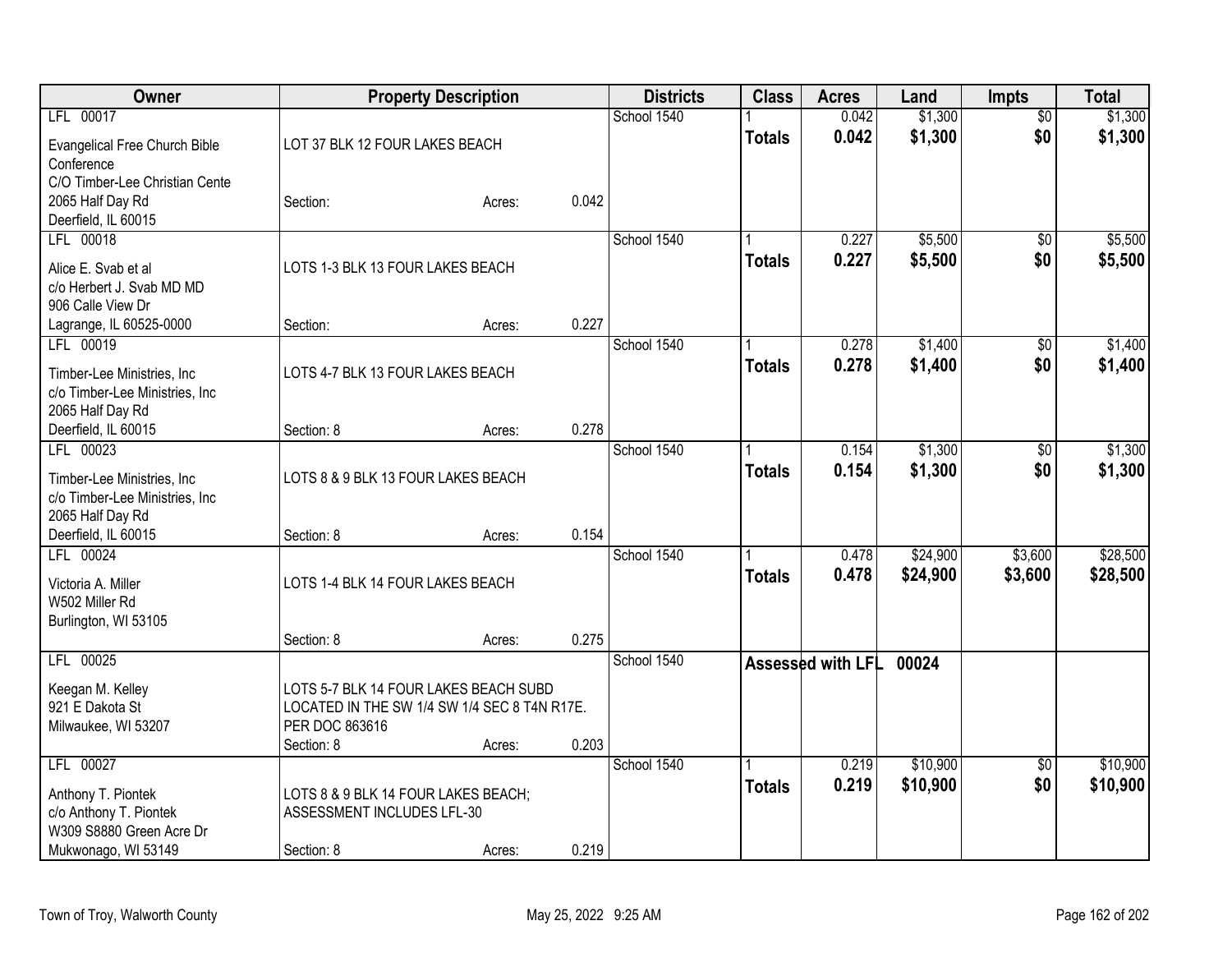| Owner | Property Description | Districts | Class | Acres | Land | Impts | Total |
|---|---|---|---|---|---|---|---|
| LFL 00017<br>Evangelical Free Church Bible Conference<br>C/O Timber-Lee Christian Cente<br>2065 Half Day Rd<br>Deerfield, IL 60015 | LOT 37 BLK 12 FOUR LAKES BEACH<br>Section: Acres: 0.042 | School 1540 | 1<br>**Totals** | 0.042<br>**0.042** | $1,300<br>**$1,300** | $0<br>**$0** | $1,300<br>**$1,300** |
| LFL 00018<br>Alice E. Svab et al<br>c/o Herbert J. Svab MD MD<br>906 Calle View Dr<br>Lagrange, IL 60525-0000 | LOTS 1-3 BLK 13 FOUR LAKES BEACH<br>Section: Acres: 0.227 | School 1540 | 1<br>**Totals** | 0.227<br>**0.227** | $5,500<br>**$5,500** | $0<br>**$0** | $5,500<br>**$5,500** |
| LFL 00019<br>Timber-Lee Ministries, Inc<br>c/o Timber-Lee Ministries, Inc<br>2065 Half Day Rd<br>Deerfield, IL 60015 | LOTS 4-7 BLK 13 FOUR LAKES BEACH<br>Section: 8 Acres: 0.278 | School 1540 | 1<br>**Totals** | 0.278<br>**0.278** | $1,400<br>**$1,400** | $0<br>**$0** | $1,400<br>**$1,400** |
| LFL 00023<br>Timber-Lee Ministries, Inc<br>c/o Timber-Lee Ministries, Inc<br>2065 Half Day Rd<br>Deerfield, IL 60015 | LOTS 8 & 9 BLK 13 FOUR LAKES BEACH<br>Section: 8 Acres: 0.154 | School 1540 | 1<br>**Totals** | 0.154<br>**0.154** | $1,300<br>**$1,300** | $0<br>**$0** | $1,300<br>**$1,300** |
| LFL 00024<br>Victoria A. Miller<br>W502 Miller Rd<br>Burlington, WI 53105 | LOTS 1-4 BLK 14 FOUR LAKES BEACH<br>Section: 8 Acres: 0.275 | School 1540 | 1<br>**Totals** | 0.478<br>**0.478** | $24,900<br>**$24,900** | $3,600<br>**$3,600** | $28,500<br>**$28,500** |
| LFL 00025<br>Keegan M. Kelley<br>921 E Dakota St<br>Milwaukee, WI 53207 | LOTS 5-7 BLK 14 FOUR LAKES BEACH SUBD LOCATED IN THE SW 1/4 SW 1/4 SEC 8 T4N R17E. PER DOC 863616<br>Section: 8 Acres: 0.203 | School 1540 | **Assessed with LFL 00024** | | | | |
| LFL 00027<br>Anthony T. Piontek<br>c/o Anthony T. Piontek<br>W309 S8880 Green Acre Dr<br>Mukwonago, WI 53149 | LOTS 8 & 9 BLK 14 FOUR LAKES BEACH; ASSESSMENT INCLUDES LFL-30<br>Section: 8 Acres: 0.219 | School 1540 | 1<br>**Totals** | 0.219<br>**0.219** | $10,900<br>**$10,900** | $0<br>**$0** | $10,900<br>**$10,900** |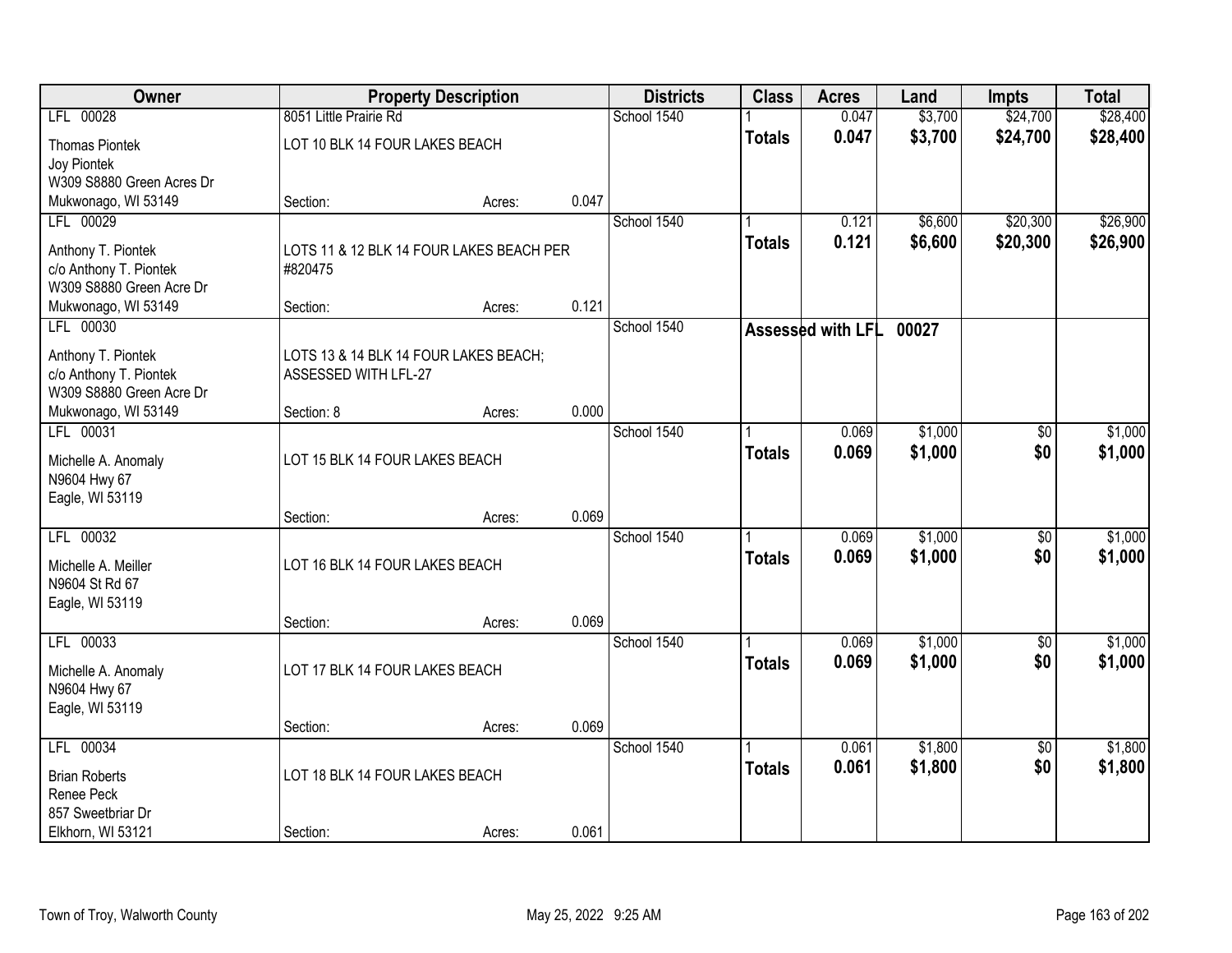| Owner | Property Description | | | Districts | Class | Acres | Land | Impts | Total |
|---|---|---|---|---|---|---|---|---|---|
| LFL 00028 | 8051 Little Prairie Rd | | | School 1540 | 1 | 0.047 | $3,700 | $24,700 | $28,400 |
| Thomas Piontek<br>Joy Piontek<br>W309 S8880 Green Acres Dr<br>Mukwonago, WI 53149 | LOT 10 BLK 14 FOUR LAKES BEACH | | | | **Totals** | **0.047** | **$3,700** | **$24,700** | **$28,400** |
| | Section: | Acres: | 0.047 | | | | | | |
| LFL 00029 | | | | School 1540 | 1 | 0.121 | $6,600 | $20,300 | $26,900 |
| Anthony T. Piontek<br>c/o Anthony T. Piontek<br>W309 S8880 Green Acre Dr<br>Mukwonago, WI 53149 | LOTS 11 & 12 BLK 14 FOUR LAKES BEACH PER #820475 | | | | **Totals** | **0.121** | **$6,600** | **$20,300** | **$26,900** |
| | Section: | Acres: | 0.121 | | | | | | |
| LFL 00030 | | | | School 1540 | **Assessed with LFL** | | **00027** | | |
| Anthony T. Piontek<br>c/o Anthony T. Piontek<br>W309 S8880 Green Acre Dr<br>Mukwonago, WI 53149 | LOTS 13 & 14 BLK 14 FOUR LAKES BEACH; ASSESSED WITH LFL-27 | | | | | | | | |
| | Section: 8 | Acres: | 0.000 | | | | | | |
| LFL 00031 | | | | School 1540 | 1 | 0.069 | $1,000 | $0 | $1,000 |
| Michelle A. Anomaly<br>N9604 Hwy 67<br>Eagle, WI 53119 | LOT 15 BLK 14 FOUR LAKES BEACH | | | | **Totals** | **0.069** | **$1,000** | **$0** | **$1,000** |
| | Section: | Acres: | 0.069 | | | | | | |
| LFL 00032 | | | | School 1540 | 1 | 0.069 | $1,000 | $0 | $1,000 |
| Michelle A. Meiller<br>N9604 St Rd 67<br>Eagle, WI 53119 | LOT 16 BLK 14 FOUR LAKES BEACH | | | | **Totals** | **0.069** | **$1,000** | **$0** | **$1,000** |
| | Section: | Acres: | 0.069 | | | | | | |
| LFL 00033 | | | | School 1540 | 1 | 0.069 | $1,000 | $0 | $1,000 |
| Michelle A. Anomaly<br>N9604 Hwy 67<br>Eagle, WI 53119 | LOT 17 BLK 14 FOUR LAKES BEACH | | | | **Totals** | **0.069** | **$1,000** | **$0** | **$1,000** |
| | Section: | Acres: | 0.069 | | | | | | |
| LFL 00034 | | | | School 1540 | 1 | 0.061 | $1,800 | $0 | $1,800 |
| Brian Roberts<br>Renee Peck<br>857 Sweetbriar Dr<br>Elkhorn, WI 53121 | LOT 18 BLK 14 FOUR LAKES BEACH | | | | **Totals** | **0.061** | **$1,800** | **$0** | **$1,800** |
| | Section: | Acres: | 0.061 | | | | | | |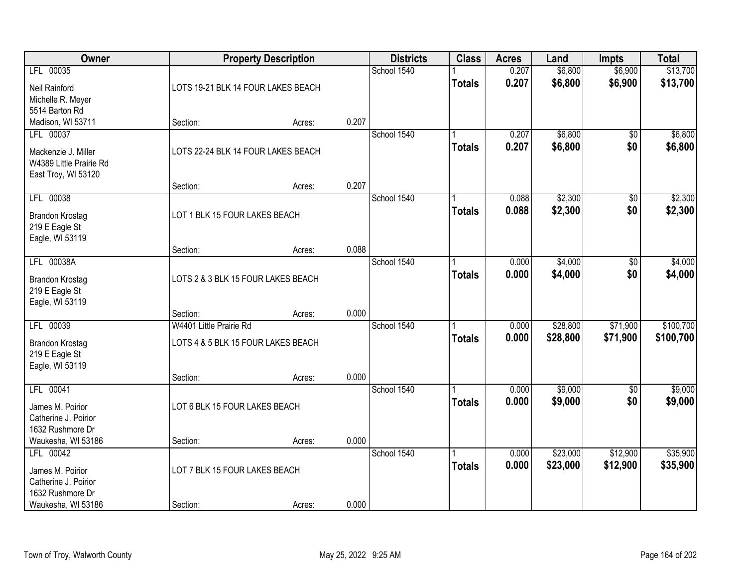| Owner | Property Description | | | Districts | Class | Acres | Land | Impts | Total |
|---|---|---|---|---|---|---|---|---|---|
| LFL 00035 | | | | School 1540 | 1 | 0.207 | $6,800 | $6,900 | $13,700 |
| Neil Rainford<br>Michelle R. Meyer<br>5514 Barton Rd<br>Madison, WI 53711 | LOTS 19-21 BLK 14 FOUR LAKES BEACH | | | | **Totals** | **0.207** | **$6,800** | **$6,900** | **$13,700** |
| | Section: | Acres: | 0.207 | | | | | | |
| LFL 00037 | | | | School 1540 | 1 | 0.207 | $6,800 | $0 | $6,800 |
| Mackenzie J. Miller<br>W4389 Little Prairie Rd<br>East Troy, WI 53120 | LOTS 22-24 BLK 14 FOUR LAKES BEACH | | | | **Totals** | **0.207** | **$6,800** | **$0** | **$6,800** |
| | Section: | Acres: | 0.207 | | | | | | |
| LFL 00038 | | | | School 1540 | 1 | 0.088 | $2,300 | $0 | $2,300 |
| Brandon Krostag<br>219 E Eagle St<br>Eagle, WI 53119 | LOT 1 BLK 15 FOUR LAKES BEACH | | | | **Totals** | **0.088** | **$2,300** | **$0** | **$2,300** |
| | Section: | Acres: | 0.088 | | | | | | |
| LFL 00038A | | | | School 1540 | 1 | 0.000 | $4,000 | $0 | $4,000 |
| Brandon Krostag<br>219 E Eagle St<br>Eagle, WI 53119 | LOTS 2 & 3 BLK 15 FOUR LAKES BEACH | | | | **Totals** | **0.000** | **$4,000** | **$0** | **$4,000** |
| | Section: | Acres: | 0.000 | | | | | | |
| LFL 00039 | W4401 Little Prairie Rd | | | School 1540 | 1 | 0.000 | $28,800 | $71,900 | $100,700 |
| Brandon Krostag<br>219 E Eagle St<br>Eagle, WI 53119 | LOTS 4 & 5 BLK 15 FOUR LAKES BEACH | | | | **Totals** | **0.000** | **$28,800** | **$71,900** | **$100,700** |
| | Section: | Acres: | 0.000 | | | | | | |
| LFL 00041 | | | | School 1540 | 1 | 0.000 | $9,000 | $0 | $9,000 |
| James M. Poirior<br>Catherine J. Poirior<br>1632 Rushmore Dr<br>Waukesha, WI 53186 | LOT 6 BLK 15 FOUR LAKES BEACH | | | | **Totals** | **0.000** | **$9,000** | **$0** | **$9,000** |
| | Section: | Acres: | 0.000 | | | | | | |
| LFL 00042 | | | | School 1540 | 1 | 0.000 | $23,000 | $12,900 | $35,900 |
| James M. Poirior<br>Catherine J. Poirior<br>1632 Rushmore Dr<br>Waukesha, WI 53186 | LOT 7 BLK 15 FOUR LAKES BEACH | | | | **Totals** | **0.000** | **$23,000** | **$12,900** | **$35,900** |
| | Section: | Acres: | 0.000 | | | | | | |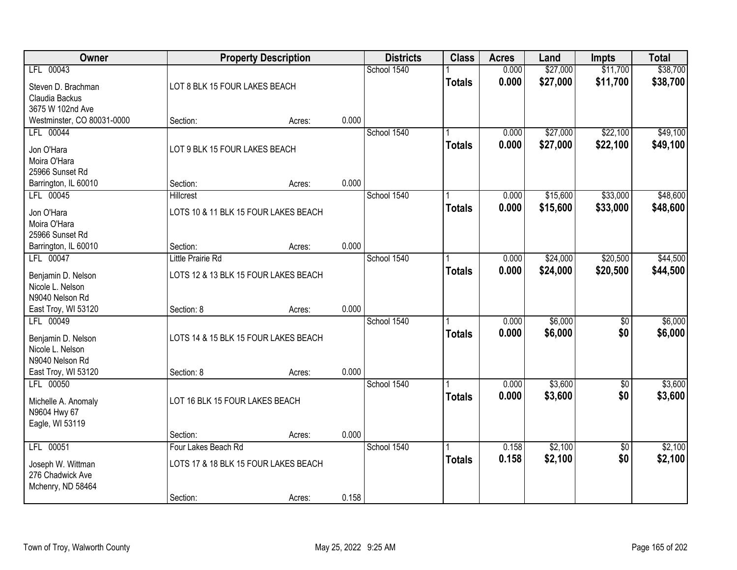| Owner | Property Description | | | Districts | Class | Acres | Land | Impts | Total |
|---|---|---|---|---|---|---|---|---|---|
| LFL 00043 | | | | School 1540 | 1 | 0.000 | $27,000 | $11,700 | $38,700 |
| Steven D. Brachman<br>Claudia Backus<br>3675 W 102nd Ave<br>Westminster, CO 80031-0000 | LOT 8 BLK 15 FOUR LAKES BEACH | | | | **Totals** | **0.000** | **$27,000** | **$11,700** | **$38,700** |
| | Section: | Acres: | 0.000 | | | | | | |
| LFL 00044 | | | | School 1540 | 1 | 0.000 | $27,000 | $22,100 | $49,100 |
| Jon O'Hara<br>Moira O'Hara<br>25966 Sunset Rd<br>Barrington, IL 60010 | LOT 9 BLK 15 FOUR LAKES BEACH | | | | **Totals** | **0.000** | **$27,000** | **$22,100** | **$49,100** |
| | Section: | Acres: | 0.000 | | | | | | |
| LFL 00045 | Hillcrest | | | School 1540 | 1 | 0.000 | $15,600 | $33,000 | $48,600 |
| Jon O'Hara<br>Moira O'Hara<br>25966 Sunset Rd<br>Barrington, IL 60010 | LOTS 10 & 11 BLK 15 FOUR LAKES BEACH | | | | **Totals** | **0.000** | **$15,600** | **$33,000** | **$48,600** |
| | Section: | Acres: | 0.000 | | | | | | |
| LFL 00047 | Little Prairie Rd | | | School 1540 | 1 | 0.000 | $24,000 | $20,500 | $44,500 |
| Benjamin D. Nelson<br>Nicole L. Nelson<br>N9040 Nelson Rd<br>East Troy, WI 53120 | LOTS 12 & 13 BLK 15 FOUR LAKES BEACH | | | | **Totals** | **0.000** | **$24,000** | **$20,500** | **$44,500** |
| | Section: 8 | Acres: | 0.000 | | | | | | |
| LFL 00049 | | | | School 1540 | 1 | 0.000 | $6,000 | $0 | $6,000 |
| Benjamin D. Nelson<br>Nicole L. Nelson<br>N9040 Nelson Rd<br>East Troy, WI 53120 | LOTS 14 & 15 BLK 15 FOUR LAKES BEACH | | | | **Totals** | **0.000** | **$6,000** | **$0** | **$6,000** |
| | Section: 8 | Acres: | 0.000 | | | | | | |
| LFL 00050 | | | | School 1540 | 1 | 0.000 | $3,600 | $0 | $3,600 |
| Michelle A. Anomaly<br>N9604 Hwy 67<br>Eagle, WI 53119 | LOT 16 BLK 15 FOUR LAKES BEACH | | | | **Totals** | **0.000** | **$3,600** | **$0** | **$3,600** |
| | Section: | Acres: | 0.000 | | | | | | |
| LFL 00051 | Four Lakes Beach Rd | | | School 1540 | 1 | 0.158 | $2,100 | $0 | $2,100 |
| Joseph W. Wittman<br>276 Chadwick Ave<br>Mchenry, ND 58464 | LOTS 17 & 18 BLK 15 FOUR LAKES BEACH | | | | **Totals** | **0.158** | **$2,100** | **$0** | **$2,100** |
| | Section: | Acres: | 0.158 | | | | | | |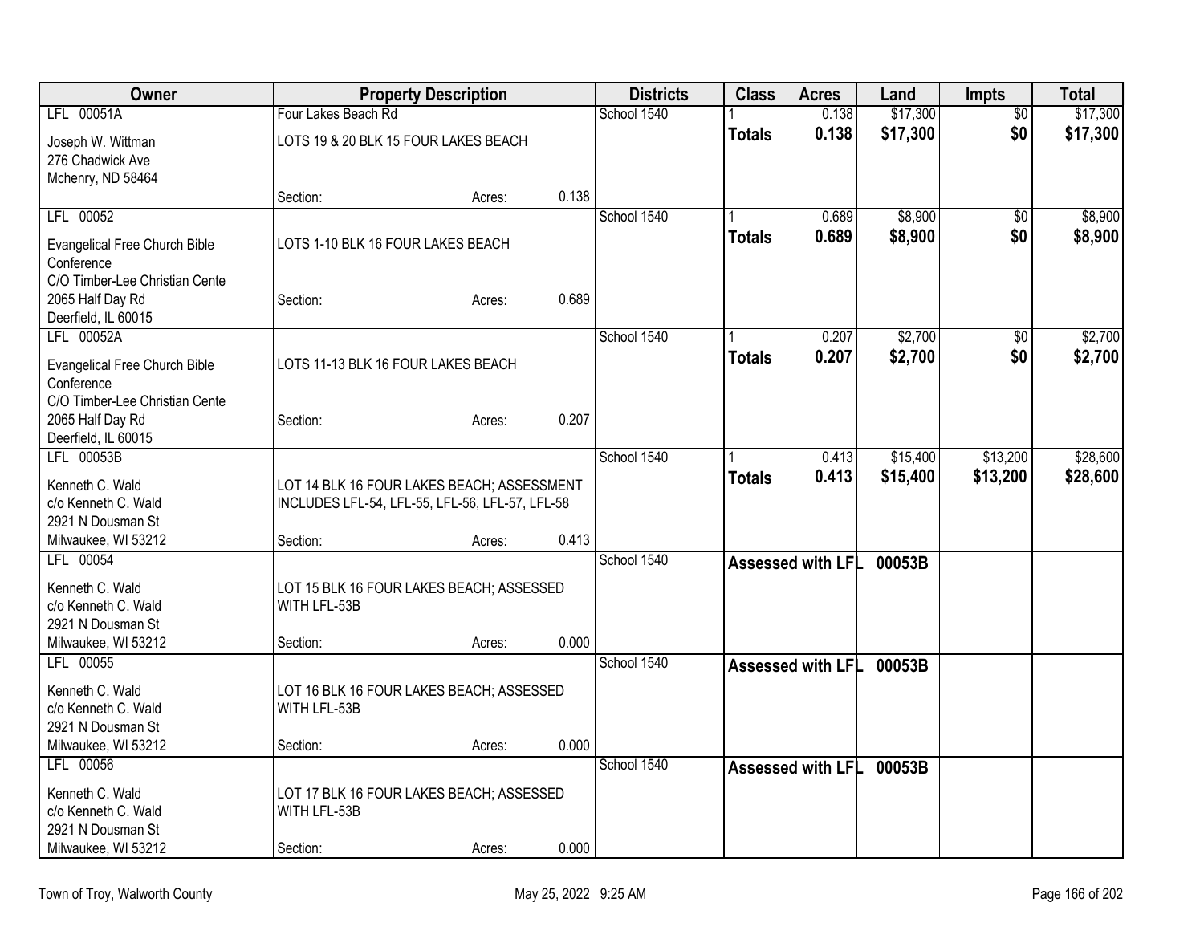| Owner | Property Description | | | Districts | Class | Acres | Land | Impts | Total |
|---|---|---|---|---|---|---|---|---|---|
| LFL 00051A | Four Lakes Beach Rd | | | School 1540 | 1 | 0.138 | $17,300 | $0 | $17,300 |
| Joseph W. Wittman<br>276 Chadwick Ave<br>Mchenry, ND 58464 | LOTS 19 & 20 BLK 15 FOUR LAKES BEACH | | | | **Totals** | **0.138** | **$17,300** | **$0** | **$17,300** |
| | Section: | Acres: | 0.138 | | | | | | |
| LFL 00052 | | | | School 1540 | 1 | 0.689 | $8,900 | $0 | $8,900 |
| Evangelical Free Church Bible Conference<br>C/O Timber-Lee Christian Cente<br>2065 Half Day Rd<br>Deerfield, IL 60015 | LOTS 1-10 BLK 16 FOUR LAKES BEACH | | | | **Totals** | **0.689** | **$8,900** | **$0** | **$8,900** |
| | Section: | Acres: | 0.689 | | | | | | |
| LFL 00052A | | | | School 1540 | 1 | 0.207 | $2,700 | $0 | $2,700 |
| Evangelical Free Church Bible Conference<br>C/O Timber-Lee Christian Cente<br>2065 Half Day Rd<br>Deerfield, IL 60015 | LOTS 11-13 BLK 16 FOUR LAKES BEACH | | | | **Totals** | **0.207** | **$2,700** | **$0** | **$2,700** |
| | Section: | Acres: | 0.207 | | | | | | |
| LFL 00053B | | | | School 1540 | 1 | 0.413 | $15,400 | $13,200 | $28,600 |
| Kenneth C. Wald<br>c/o Kenneth C. Wald<br>2921 N Dousman St<br>Milwaukee, WI 53212 | LOT 14 BLK 16 FOUR LAKES BEACH; ASSESSMENT INCLUDES LFL-54, LFL-55, LFL-56, LFL-57, LFL-58 | | | | **Totals** | **0.413** | **$15,400** | **$13,200** | **$28,600** |
| | Section: | Acres: | 0.413 | | | | | | |
| LFL 00054 | | | | School 1540 | **Assessed with LFL** | | **00053B** | | |
| Kenneth C. Wald<br>c/o Kenneth C. Wald<br>2921 N Dousman St<br>Milwaukee, WI 53212 | LOT 15 BLK 16 FOUR LAKES BEACH; ASSESSED WITH LFL-53B | | | | | | | | |
| | Section: | Acres: | 0.000 | | | | | | |
| LFL 00055 | | | | School 1540 | **Assessed with LFL** | | **00053B** | | |
| Kenneth C. Wald<br>c/o Kenneth C. Wald<br>2921 N Dousman St<br>Milwaukee, WI 53212 | LOT 16 BLK 16 FOUR LAKES BEACH; ASSESSED WITH LFL-53B | | | | | | | | |
| | Section: | Acres: | 0.000 | | | | | | |
| LFL 00056 | | | | School 1540 | **Assessed with LFL** | | **00053B** | | |
| Kenneth C. Wald<br>c/o Kenneth C. Wald<br>2921 N Dousman St<br>Milwaukee, WI 53212 | LOT 17 BLK 16 FOUR LAKES BEACH; ASSESSED WITH LFL-53B | | | | | | | | |
| | Section: | Acres: | 0.000 | | | | | | |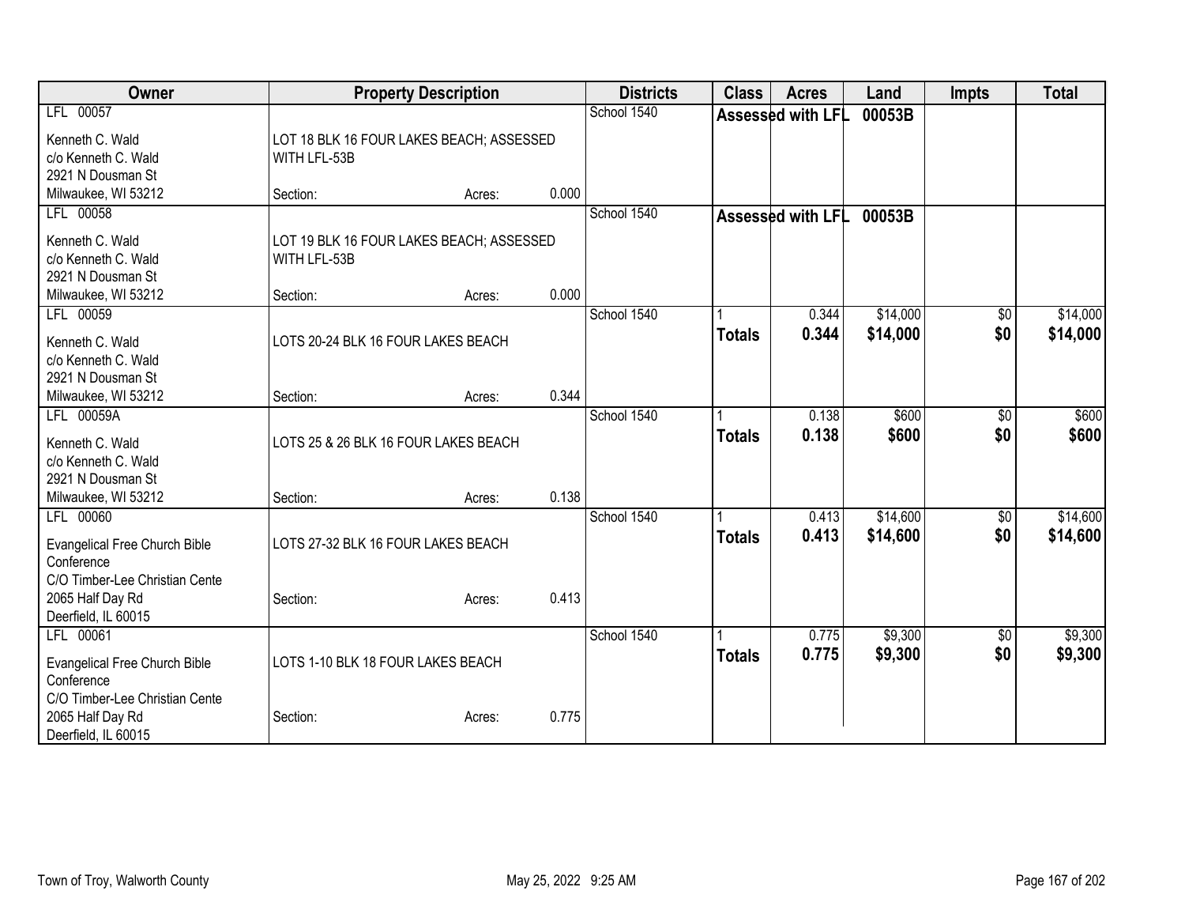| Owner | Property Description | | | Districts | Class | Acres | Land | Impts | Total |
|---|---|---|---|---|---|---|---|---|---|
| LFL 00057<br>Kenneth C. Wald<br>c/o Kenneth C. Wald<br>2921 N Dousman St<br>Milwaukee, WI 53212 | LOT 18 BLK 16 FOUR LAKES BEACH; ASSESSED WITH LFL-53B<br>Section: | Acres: | 0.000 | School 1540 | Assessed with LFL | | 00053B | | |
| LFL 00058<br>Kenneth C. Wald<br>c/o Kenneth C. Wald<br>2921 N Dousman St<br>Milwaukee, WI 53212 | LOT 19 BLK 16 FOUR LAKES BEACH; ASSESSED WITH LFL-53B<br>Section: | Acres: | 0.000 | School 1540 | Assessed with LFL | | 00053B | | |
| LFL 00059<br>Kenneth C. Wald<br>c/o Kenneth C. Wald<br>2921 N Dousman St<br>Milwaukee, WI 53212 | LOTS 20-24 BLK 16 FOUR LAKES BEACH<br>Section: | Acres: | 0.344 | School 1540 | 1<br>**Totals** | 0.344<br>**0.344** | $14,000<br>**$14,000** | $0<br>**$0** | $14,000<br>**$14,000** |
| LFL 00059A<br>Kenneth C. Wald<br>c/o Kenneth C. Wald<br>2921 N Dousman St<br>Milwaukee, WI 53212 | LOTS 25 & 26 BLK 16 FOUR LAKES BEACH<br>Section: | Acres: | 0.138 | School 1540 | 1<br>**Totals** | 0.138<br>**0.138** | $600<br>**$600** | $0<br>**$0** | $600<br>**$600** |
| LFL 00060<br>Evangelical Free Church Bible Conference<br>C/O Timber-Lee Christian Cente<br>2065 Half Day Rd<br>Deerfield, IL 60015 | LOTS 27-32 BLK 16 FOUR LAKES BEACH<br>Section: | Acres: | 0.413 | School 1540 | 1<br>**Totals** | 0.413<br>**0.413** | $14,600<br>**$14,600** | $0<br>**$0** | $14,600<br>**$14,600** |
| LFL 00061<br>Evangelical Free Church Bible Conference<br>C/O Timber-Lee Christian Cente<br>2065 Half Day Rd<br>Deerfield, IL 60015 | LOTS 1-10 BLK 18 FOUR LAKES BEACH<br>Section: | Acres: | 0.775 | School 1540 | 1<br>**Totals** | 0.775<br>**0.775** | $9,300<br>**$9,300** | $0<br>**$0** | $9,300<br>**$9,300** |

Town of Troy, Walworth County

May 25, 2022 9:25 AM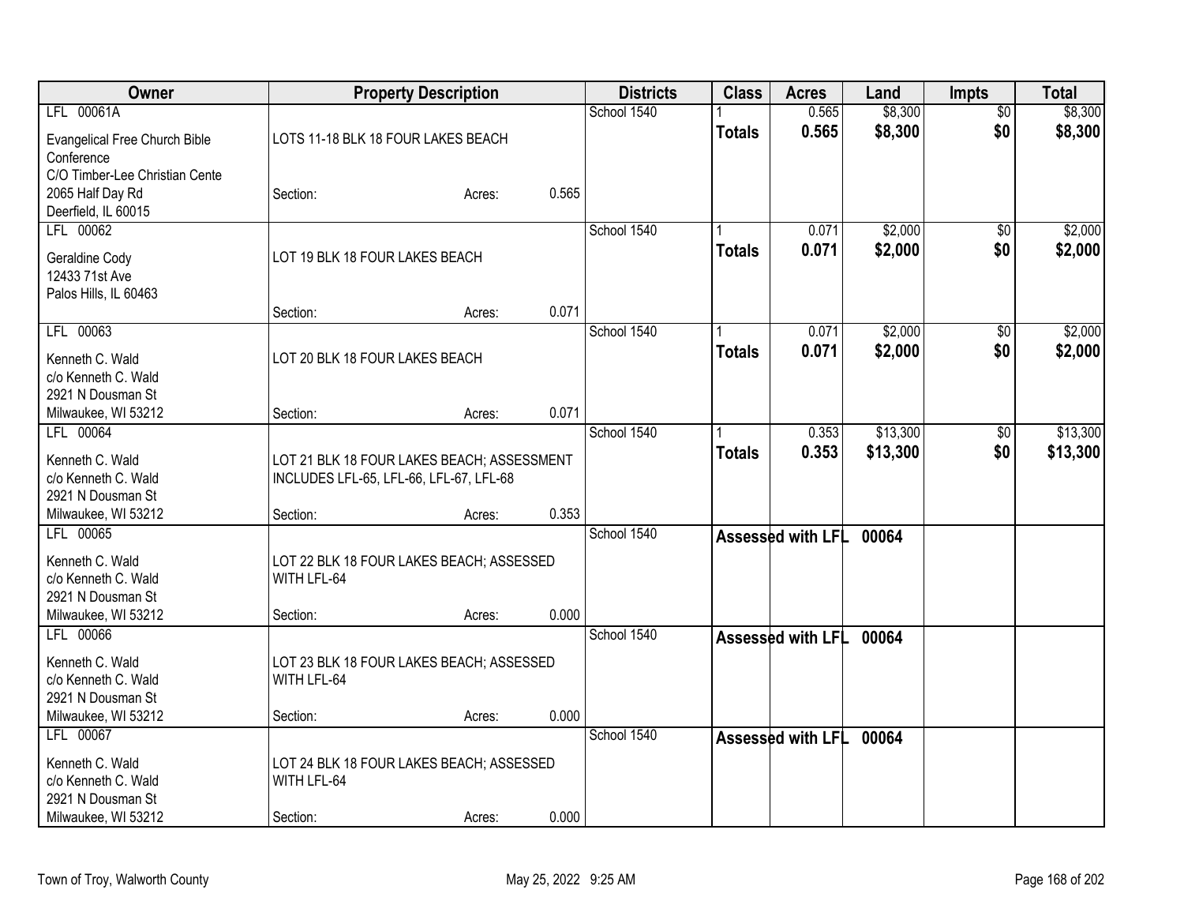| Owner | Property Description | Districts | Class | Acres | Land | Impts | Total |
|---|---|---|---|---|---|---|---|
| LFL 00061A<br>Evangelical Free Church Bible Conference<br>C/O Timber-Lee Christian Cente<br>2065 Half Day Rd<br>Deerfield, IL 60015 | LOTS 11-18 BLK 18 FOUR LAKES BEACH<br>Section: Acres: 0.565 | School 1540 | 1<br>**Totals** | 0.565<br>**0.565** | $8,300<br>**$8,300** | $0<br>**$0** | $8,300<br>**$8,300** |
| LFL 00062<br>Geraldine Cody<br>12433 71st Ave<br>Palos Hills, IL 60463 | LOT 19 BLK 18 FOUR LAKES BEACH<br>Section: Acres: 0.071 | School 1540 | 1<br>**Totals** | 0.071<br>**0.071** | $2,000<br>**$2,000** | $0<br>**$0** | $2,000<br>**$2,000** |
| LFL 00063<br>Kenneth C. Wald<br>c/o Kenneth C. Wald<br>2921 N Dousman St<br>Milwaukee, WI 53212 | LOT 20 BLK 18 FOUR LAKES BEACH<br>Section: Acres: 0.071 | School 1540 | 1<br>**Totals** | 0.071<br>**0.071** | $2,000<br>**$2,000** | $0<br>**$0** | $2,000<br>**$2,000** |
| LFL 00064<br>Kenneth C. Wald<br>c/o Kenneth C. Wald<br>2921 N Dousman St<br>Milwaukee, WI 53212 | LOT 21 BLK 18 FOUR LAKES BEACH; ASSESSMENT INCLUDES LFL-65, LFL-66, LFL-67, LFL-68<br>Section: Acres: 0.353 | School 1540 | 1<br>**Totals** | 0.353<br>**0.353** | $13,300<br>**$13,300** | $0<br>**$0** | $13,300<br>**$13,300** |
| LFL 00065<br>Kenneth C. Wald<br>c/o Kenneth C. Wald<br>2921 N Dousman St<br>Milwaukee, WI 53212 | LOT 22 BLK 18 FOUR LAKES BEACH; ASSESSED WITH LFL-64<br>Section: Acres: 0.000 | School 1540 | **Assessed with LFL** | | **00064** | | |
| LFL 00066<br>Kenneth C. Wald<br>c/o Kenneth C. Wald<br>2921 N Dousman St<br>Milwaukee, WI 53212 | LOT 23 BLK 18 FOUR LAKES BEACH; ASSESSED WITH LFL-64<br>Section: Acres: 0.000 | School 1540 | **Assessed with LFL** | | **00064** | | |
| LFL 00067<br>Kenneth C. Wald<br>c/o Kenneth C. Wald<br>2921 N Dousman St<br>Milwaukee, WI 53212 | LOT 24 BLK 18 FOUR LAKES BEACH; ASSESSED WITH LFL-64<br>Section: Acres: 0.000 | School 1540 | **Assessed with LFL** | | **00064** | | |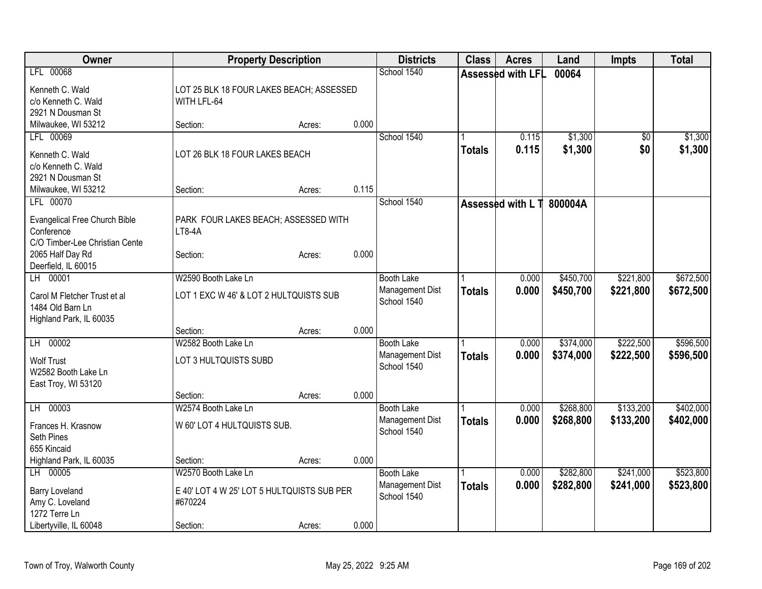| Owner | Property Description | Districts | Class | Acres | Land | Impts | Total |
|---|---|---|---|---|---|---|---|
| LFL 00068<br>Kenneth C. Wald<br>c/o Kenneth C. Wald<br>2921 N Dousman St<br>Milwaukee, WI 53212 | LOT 25 BLK 18 FOUR LAKES BEACH; ASSESSED WITH LFL-64<br>Section: Acres: 0.000 | School 1540 | Assessed with LFL 00064 | | | | |
| LFL 00069<br>Kenneth C. Wald<br>c/o Kenneth C. Wald<br>2921 N Dousman St<br>Milwaukee, WI 53212 | LOT 26 BLK 18 FOUR LAKES BEACH<br>Section: Acres: 0.115 | School 1540 | 1<br>**Totals** | 0.115<br>**0.115** | $1,300<br>**$1,300** | $0<br>**$0** | $1,300<br>**$1,300** |
| LFL 00070<br>Evangelical Free Church Bible Conference<br>C/O Timber-Lee Christian Cente<br>2065 Half Day Rd<br>Deerfield, IL 60015 | PARK FOUR LAKES BEACH; ASSESSED WITH LT8-4A<br>Section: Acres: 0.000 | School 1540 | Assessed with L T 800004A | | | | |
| LH 00001<br>Carol M Fletcher Trust et al<br>1484 Old Barn Ln<br>Highland Park, IL 60035 | W2590 Booth Lake Ln<br>LOT 1 EXC W 46' & LOT 2 HULTQUISTS SUB<br>Section: Acres: 0.000 | Booth Lake Management Dist<br>School 1540 | 1<br>**Totals** | 0.000<br>**0.000** | $450,700<br>**$450,700** | $221,800<br>**$221,800** | $672,500<br>**$672,500** |
| LH 00002<br>Wolf Trust<br>W2582 Booth Lake Ln<br>East Troy, WI 53120 | W2582 Booth Lake Ln<br>LOT 3 HULTQUISTS SUBD<br>Section: Acres: 0.000 | Booth Lake Management Dist<br>School 1540 | 1<br>**Totals** | 0.000<br>**0.000** | $374,000<br>**$374,000** | $222,500<br>**$222,500** | $596,500<br>**$596,500** |
| LH 00003<br>Frances H. Krasnow<br>Seth Pines<br>655 Kincaid<br>Highland Park, IL 60035 | W2574 Booth Lake Ln<br>W 60' LOT 4 HULTQUISTS SUB.<br>Section: Acres: 0.000 | Booth Lake Management Dist<br>School 1540 | 1<br>**Totals** | 0.000<br>**0.000** | $268,800<br>**$268,800** | $133,200<br>**$133,200** | $402,000<br>**$402,000** |
| LH 00005<br>Barry Loveland<br>Amy C. Loveland<br>1272 Terre Ln<br>Libertyville, IL 60048 | W2570 Booth Lake Ln<br>E 40' LOT 4 W 25' LOT 5 HULTQUISTS SUB PER #670224<br>Section: Acres: 0.000 | Booth Lake Management Dist<br>School 1540 | 1<br>**Totals** | 0.000<br>**0.000** | $282,800<br>**$282,800** | $241,000<br>**$241,000** | $523,800<br>**$523,800** |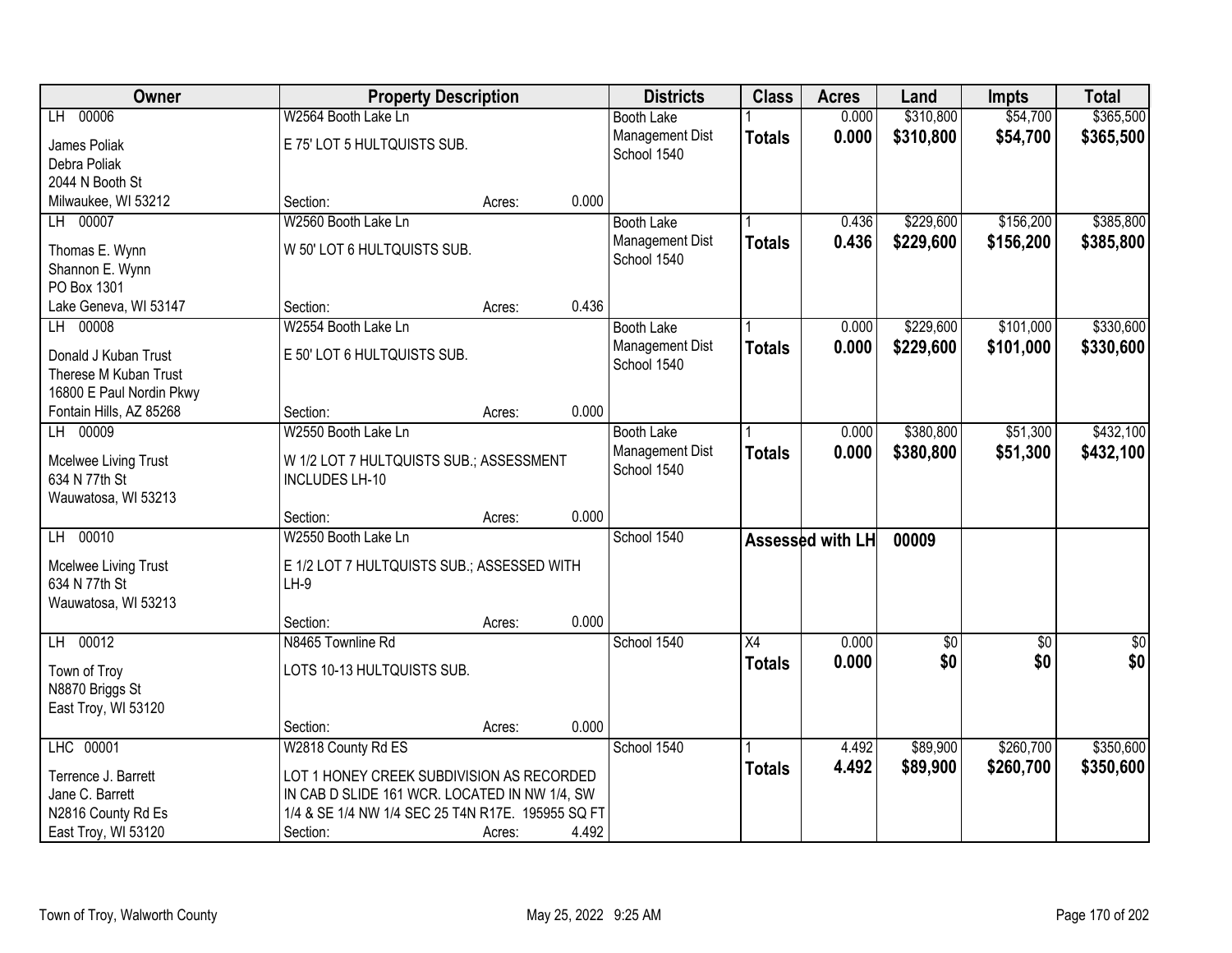| Owner | Property Description | | | Districts | Class | Acres | Land | Impts | Total |
|---|---|---|---|---|---|---|---|---|---|
| LH 00006 | W2564 Booth Lake Ln | | | Booth Lake | 1 | 0.000 | $310,800 | $54,700 | $365,500 |
| James Poliak<br>Debra Poliak<br>2044 N Booth St<br>Milwaukee, WI 53212 | E 75' LOT 5 HULTQUISTS SUB. | | | Management Dist<br>School 1540 | **Totals** | **0.000** | **$310,800** | **$54,700** | **$365,500** |
| | Section: | Acres: | 0.000 | | | | | | |
| LH 00007 | W2560 Booth Lake Ln | | | Booth Lake | 1 | 0.436 | $229,600 | $156,200 | $385,800 |
| Thomas E. Wynn<br>Shannon E. Wynn<br>PO Box 1301<br>Lake Geneva, WI 53147 | W 50' LOT 6 HULTQUISTS SUB. | | | Management Dist<br>School 1540 | **Totals** | **0.436** | **$229,600** | **$156,200** | **$385,800** |
| | Section: | Acres: | 0.436 | | | | | | |
| LH 00008 | W2554 Booth Lake Ln | | | Booth Lake | 1 | 0.000 | $229,600 | $101,000 | $330,600 |
| Donald J Kuban Trust<br>Therese M Kuban Trust<br>16800 E Paul Nordin Pkwy<br>Fontain Hills, AZ 85268 | E 50' LOT 6 HULTQUISTS SUB. | | | Management Dist<br>School 1540 | **Totals** | **0.000** | **$229,600** | **$101,000** | **$330,600** |
| | Section: | Acres: | 0.000 | | | | | | |
| LH 00009 | W2550 Booth Lake Ln | | | Booth Lake | 1 | 0.000 | $380,800 | $51,300 | $432,100 |
| Mcelwee Living Trust<br>634 N 77th St<br>Wauwatosa, WI 53213 | W 1/2 LOT 7 HULTQUISTS SUB.; ASSESSMENT INCLUDES LH-10 | | | Management Dist<br>School 1540 | **Totals** | **0.000** | **$380,800** | **$51,300** | **$432,100** |
| | Section: | Acres: | 0.000 | | | | | | |
| LH 00010 | W2550 Booth Lake Ln | | | School 1540 | **Assessed with LH** | | **00009** | | |
| Mcelwee Living Trust<br>634 N 77th St<br>Wauwatosa, WI 53213 | E 1/2 LOT 7 HULTQUISTS SUB.; ASSESSED WITH LH-9 | | | | | | | | |
| | Section: | Acres: | 0.000 | | | | | | |
| LH 00012 | N8465 Townline Rd | | | School 1540 | X4 | 0.000 | $0 | $0 | $0 |
| Town of Troy<br>N8870 Briggs St<br>East Troy, WI 53120 | LOTS 10-13 HULTQUISTS SUB. | | | | **Totals** | **0.000** | **$0** | **$0** | **$0** |
| | Section: | Acres: | 0.000 | | | | | | |
| LHC 00001 | W2818 County Rd ES | | | School 1540 | 1 | 4.492 | $89,900 | $260,700 | $350,600 |
| Terrence J. Barrett<br>Jane C. Barrett<br>N2816 County Rd Es<br>East Troy, WI 53120 | LOT 1 HONEY CREEK SUBDIVISION AS RECORDED IN CAB D SLIDE 161 WCR. LOCATED IN NW 1/4, SW 1/4 & SE 1/4 NW 1/4 SEC 25 T4N R17E. 195955 SQ FT | | | | **Totals** | **4.492** | **$89,900** | **$260,700** | **$350,600** |
| | Section: | Acres: | 4.492 | | | | | | |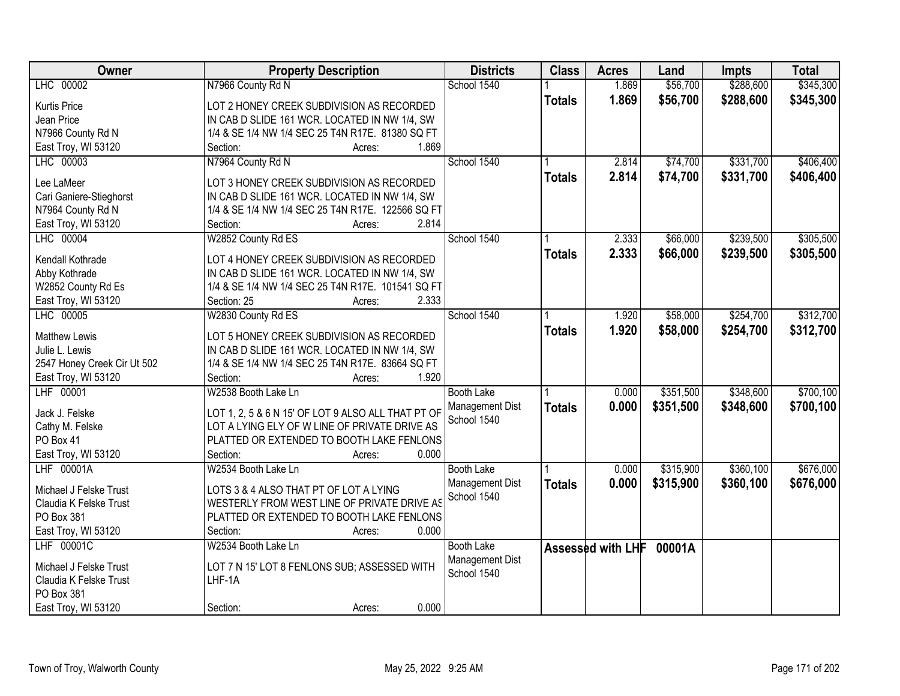| Owner | Property Description | Districts | Class | Acres | Land | Impts | Total |
|---|---|---|---|---|---|---|---|
| LHC 00002 | N7966 County Rd N | School 1540 | 1 | 1.869 | $56,700 | $288,600 | $345,300 |
| Kurtis Price<br>Jean Price<br>N7966 County Rd N<br>East Troy, WI 53120 | LOT 2 HONEY CREEK SUBDIVISION AS RECORDED IN CAB D SLIDE 161 WCR. LOCATED IN NW 1/4, SW 1/4 & SE 1/4 NW 1/4 SEC 25 T4N R17E. 81380 SQ FT<br>Section: Acres: 1.869 | | **Totals** | **1.869** | **$56,700** | **$288,600** | **$345,300** |
| LHC 00003 | N7964 County Rd N | School 1540 | 1 | 2.814 | $74,700 | $331,700 | $406,400 |
| Lee LaMeer<br>Cari Ganiere-Stieghorst<br>N7964 County Rd N<br>East Troy, WI 53120 | LOT 3 HONEY CREEK SUBDIVISION AS RECORDED IN CAB D SLIDE 161 WCR. LOCATED IN NW 1/4, SW 1/4 & SE 1/4 NW 1/4 SEC 25 T4N R17E. 122566 SQ FT<br>Section: Acres: 2.814 | | **Totals** | **2.814** | **$74,700** | **$331,700** | **$406,400** |
| LHC 00004 | W2852 County Rd ES | School 1540 | 1 | 2.333 | $66,000 | $239,500 | $305,500 |
| Kendall Kothrade<br>Abby Kothrade<br>W2852 County Rd Es<br>East Troy, WI 53120 | LOT 4 HONEY CREEK SUBDIVISION AS RECORDED IN CAB D SLIDE 161 WCR. LOCATED IN NW 1/4, SW 1/4 & SE 1/4 NW 1/4 SEC 25 T4N R17E. 101541 SQ FT<br>Section: 25 Acres: 2.333 | | **Totals** | **2.333** | **$66,000** | **$239,500** | **$305,500** |
| LHC 00005 | W2830 County Rd ES | School 1540 | 1 | 1.920 | $58,000 | $254,700 | $312,700 |
| Matthew Lewis<br>Julie L. Lewis<br>2547 Honey Creek Cir Ut 502<br>East Troy, WI 53120 | LOT 5 HONEY CREEK SUBDIVISION AS RECORDED IN CAB D SLIDE 161 WCR. LOCATED IN NW 1/4, SW 1/4 & SE 1/4 NW 1/4 SEC 25 T4N R17E. 83664 SQ FT<br>Section: Acres: 1.920 | | **Totals** | **1.920** | **$58,000** | **$254,700** | **$312,700** |
| LHF 00001 | W2538 Booth Lake Ln | Booth Lake Management Dist School 1540 | 1 | 0.000 | $351,500 | $348,600 | $700,100 |
| Jack J. Felske<br>Cathy M. Felske<br>PO Box 41<br>East Troy, WI 53120 | LOT 1, 2, 5 & 6 N 15' OF LOT 9 ALSO ALL THAT PT OF LOT A LYING ELY OF W LINE OF PRIVATE DRIVE AS PLATTED OR EXTENDED TO BOOTH LAKE FENLONS<br>Section: Acres: 0.000 | | **Totals** | **0.000** | **$351,500** | **$348,600** | **$700,100** |
| LHF 00001A | W2534 Booth Lake Ln | Booth Lake Management Dist School 1540 | 1 | 0.000 | $315,900 | $360,100 | $676,000 |
| Michael J Felske Trust<br>Claudia K Felske Trust<br>PO Box 381<br>East Troy, WI 53120 | LOTS 3 & 4 ALSO THAT PT OF LOT A LYING WESTERLY FROM WEST LINE OF PRIVATE DRIVE AS PLATTED OR EXTENDED TO BOOTH LAKE FENLONS<br>Section: Acres: 0.000 | | **Totals** | **0.000** | **$315,900** | **$360,100** | **$676,000** |
| LHF 00001C | W2534 Booth Lake Ln | Booth Lake Management Dist School 1540 | Assessed with LHF 00001A | | | | |
| Michael J Felske Trust<br>Claudia K Felske Trust<br>PO Box 381<br>East Troy, WI 53120 | LOT 7 N 15' LOT 8 FENLONS SUB; ASSESSED WITH LHF-1A<br>Section: Acres: 0.000 | | | | | | |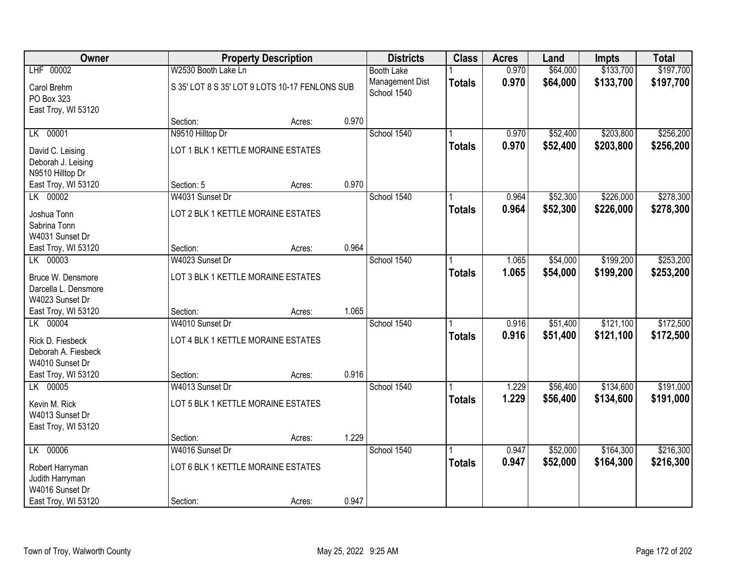| Owner | Property Description | | | Districts | Class | Acres | Land | Impts | Total |
|---|---|---|---|---|---|---|---|---|---|
| LHF 00002 | W2530 Booth Lake Ln | | | Booth Lake | 1 | 0.970 | $64,000 | $133,700 | $197,700 |
| Carol Brehm<br>PO Box 323<br>East Troy, WI 53120 | S 35' LOT 8 S 35' LOT 9 LOTS 10-17 FENLONS SUB | | | Management Dist<br>School 1540 | **Totals** | **0.970** | **$64,000** | **$133,700** | **$197,700** |
| | Section: | Acres: | 0.970 | | | | | | |
| LK 00001 | N9510 Hilltop Dr | | | School 1540 | 1 | 0.970 | $52,400 | $203,800 | $256,200 |
| David C. Leising<br>Deborah J. Leising<br>N9510 Hilltop Dr<br>East Troy, WI 53120 | LOT 1 BLK 1 KETTLE MORAINE ESTATES | | | | **Totals** | **0.970** | **$52,400** | **$203,800** | **$256,200** |
| | Section: 5 | Acres: | 0.970 | | | | | | |
| LK 00002 | W4031 Sunset Dr | | | School 1540 | 1 | 0.964 | $52,300 | $226,000 | $278,300 |
| Joshua Tonn<br>Sabrina Tonn<br>W4031 Sunset Dr<br>East Troy, WI 53120 | LOT 2 BLK 1 KETTLE MORAINE ESTATES | | | | **Totals** | **0.964** | **$52,300** | **$226,000** | **$278,300** |
| | Section: | Acres: | 0.964 | | | | | | |
| LK 00003 | W4023 Sunset Dr | | | School 1540 | 1 | 1.065 | $54,000 | $199,200 | $253,200 |
| Bruce W. Densmore<br>Darcella L. Densmore<br>W4023 Sunset Dr<br>East Troy, WI 53120 | LOT 3 BLK 1 KETTLE MORAINE ESTATES | | | | **Totals** | **1.065** | **$54,000** | **$199,200** | **$253,200** |
| | Section: | Acres: | 1.065 | | | | | | |
| LK 00004 | W4010 Sunset Dr | | | School 1540 | 1 | 0.916 | $51,400 | $121,100 | $172,500 |
| Rick D. Fiesbeck<br>Deborah A. Fiesbeck<br>W4010 Sunset Dr<br>East Troy, WI 53120 | LOT 4 BLK 1 KETTLE MORAINE ESTATES | | | | **Totals** | **0.916** | **$51,400** | **$121,100** | **$172,500** |
| | Section: | Acres: | 0.916 | | | | | | |
| LK 00005 | W4013 Sunset Dr | | | School 1540 | 1 | 1.229 | $56,400 | $134,600 | $191,000 |
| Kevin M. Rick<br>W4013 Sunset Dr<br>East Troy, WI 53120 | LOT 5 BLK 1 KETTLE MORAINE ESTATES | | | | **Totals** | **1.229** | **$56,400** | **$134,600** | **$191,000** |
| | Section: | Acres: | 1.229 | | | | | | |
| LK 00006 | W4016 Sunset Dr | | | School 1540 | 1 | 0.947 | $52,000 | $164,300 | $216,300 |
| Robert Harryman<br>Judith Harryman<br>W4016 Sunset Dr<br>East Troy, WI 53120 | LOT 6 BLK 1 KETTLE MORAINE ESTATES | | | | **Totals** | **0.947** | **$52,000** | **$164,300** | **$216,300** |
| | Section: | Acres: | 0.947 | | | | | | |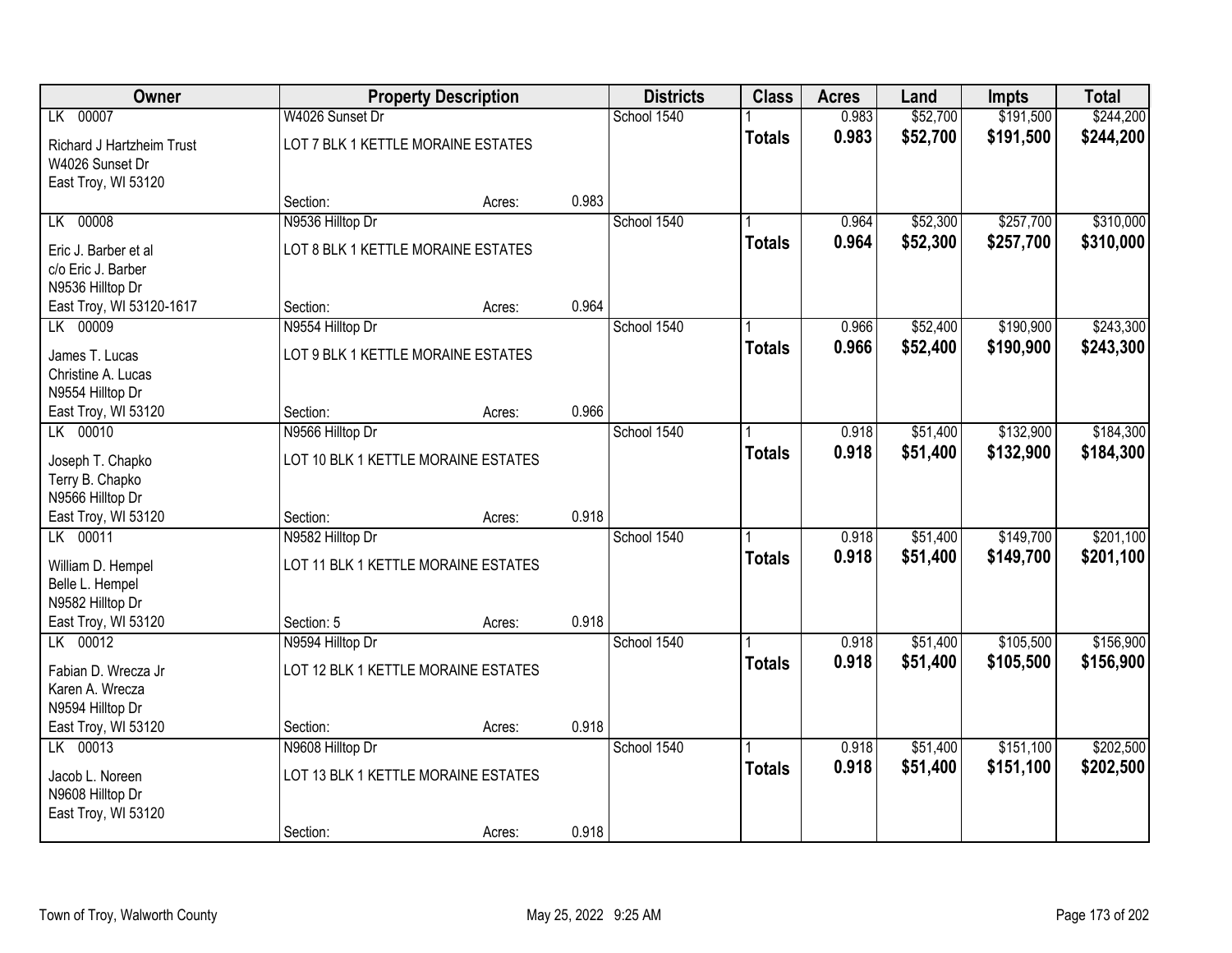| Owner | Property Description | | | Districts | Class | Acres | Land | Impts | Total |
|---|---|---|---|---|---|---|---|---|---|
| LK 00007 | W4026 Sunset Dr | | | School 1540 | 1 | 0.983 | $52,700 | $191,500 | $244,200 |
| Richard J Hartzheim Trust<br>W4026 Sunset Dr<br>East Troy, WI 53120 | LOT 7 BLK 1 KETTLE MORAINE ESTATES | | | | **Totals** | **0.983** | **$52,700** | **$191,500** | **$244,200** |
| | Section: | Acres: | 0.983 | | | | | | |
| LK 00008 | N9536 Hilltop Dr | | | School 1540 | 1 | 0.964 | $52,300 | $257,700 | $310,000 |
| Eric J. Barber et al<br>c/o Eric J. Barber<br>N9536 Hilltop Dr<br>East Troy, WI 53120-1617 | LOT 8 BLK 1 KETTLE MORAINE ESTATES | | | | **Totals** | **0.964** | **$52,300** | **$257,700** | **$310,000** |
| | Section: | Acres: | 0.964 | | | | | | |
| LK 00009 | N9554 Hilltop Dr | | | School 1540 | 1 | 0.966 | $52,400 | $190,900 | $243,300 |
| James T. Lucas<br>Christine A. Lucas<br>N9554 Hilltop Dr<br>East Troy, WI 53120 | LOT 9 BLK 1 KETTLE MORAINE ESTATES | | | | **Totals** | **0.966** | **$52,400** | **$190,900** | **$243,300** |
| | Section: | Acres: | 0.966 | | | | | | |
| LK 00010 | N9566 Hilltop Dr | | | School 1540 | 1 | 0.918 | $51,400 | $132,900 | $184,300 |
| Joseph T. Chapko<br>Terry B. Chapko<br>N9566 Hilltop Dr<br>East Troy, WI 53120 | LOT 10 BLK 1 KETTLE MORAINE ESTATES | | | | **Totals** | **0.918** | **$51,400** | **$132,900** | **$184,300** |
| | Section: | Acres: | 0.918 | | | | | | |
| LK 00011 | N9582 Hilltop Dr | | | School 1540 | 1 | 0.918 | $51,400 | $149,700 | $201,100 |
| William D. Hempel<br>Belle L. Hempel<br>N9582 Hilltop Dr<br>East Troy, WI 53120 | LOT 11 BLK 1 KETTLE MORAINE ESTATES | | | | **Totals** | **0.918** | **$51,400** | **$149,700** | **$201,100** |
| | Section: 5 | Acres: | 0.918 | | | | | | |
| LK 00012 | N9594 Hilltop Dr | | | School 1540 | 1 | 0.918 | $51,400 | $105,500 | $156,900 |
| Fabian D. Wrecza Jr<br>Karen A. Wrecza<br>N9594 Hilltop Dr<br>East Troy, WI 53120 | LOT 12 BLK 1 KETTLE MORAINE ESTATES | | | | **Totals** | **0.918** | **$51,400** | **$105,500** | **$156,900** |
| | Section: | Acres: | 0.918 | | | | | | |
| LK 00013 | N9608 Hilltop Dr | | | School 1540 | 1 | 0.918 | $51,400 | $151,100 | $202,500 |
| Jacob L. Noreen<br>N9608 Hilltop Dr<br>East Troy, WI 53120 | LOT 13 BLK 1 KETTLE MORAINE ESTATES | | | | **Totals** | **0.918** | **$51,400** | **$151,100** | **$202,500** |
| | Section: | Acres: | 0.918 | | | | | | |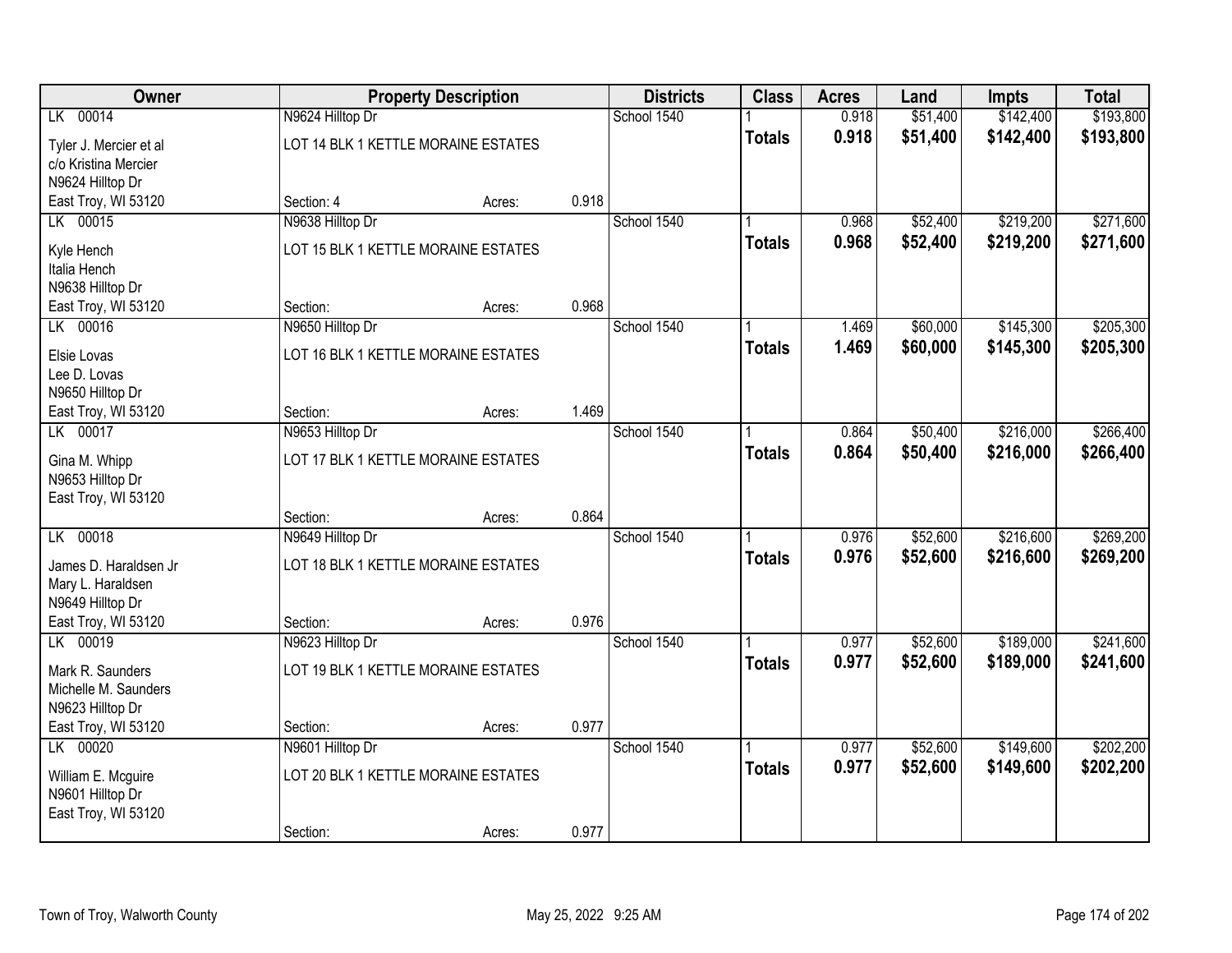| Owner | Property Description | | | Districts | Class | Acres | Land | Impts | Total |
|---|---|---|---|---|---|---|---|---|---|
| LK 00014 | N9624 Hilltop Dr | | | School 1540 | 1 | 0.918 | $51,400 | $142,400 | $193,800 |
| Tyler J. Mercier et al<br>c/o Kristina Mercier<br>N9624 Hilltop Dr<br>East Troy, WI 53120 | LOT 14 BLK 1 KETTLE MORAINE ESTATES | | | | **Totals** | **0.918** | **$51,400** | **$142,400** | **$193,800** |
| | Section: 4 | Acres: | 0.918 | | | | | | |
| LK 00015 | N9638 Hilltop Dr | | | School 1540 | 1 | 0.968 | $52,400 | $219,200 | $271,600 |
| Kyle Hench<br>Italia Hench<br>N9638 Hilltop Dr<br>East Troy, WI 53120 | LOT 15 BLK 1 KETTLE MORAINE ESTATES | | | | **Totals** | **0.968** | **$52,400** | **$219,200** | **$271,600** |
| | Section: | Acres: | 0.968 | | | | | | |
| LK 00016 | N9650 Hilltop Dr | | | School 1540 | 1 | 1.469 | $60,000 | $145,300 | $205,300 |
| Elsie Lovas<br>Lee D. Lovas<br>N9650 Hilltop Dr<br>East Troy, WI 53120 | LOT 16 BLK 1 KETTLE MORAINE ESTATES | | | | **Totals** | **1.469** | **$60,000** | **$145,300** | **$205,300** |
| | Section: | Acres: | 1.469 | | | | | | |
| LK 00017 | N9653 Hilltop Dr | | | School 1540 | 1 | 0.864 | $50,400 | $216,000 | $266,400 |
| Gina M. Whipp<br>N9653 Hilltop Dr<br>East Troy, WI 53120 | LOT 17 BLK 1 KETTLE MORAINE ESTATES | | | | **Totals** | **0.864** | **$50,400** | **$216,000** | **$266,400** |
| | Section: | Acres: | 0.864 | | | | | | |
| LK 00018 | N9649 Hilltop Dr | | | School 1540 | 1 | 0.976 | $52,600 | $216,600 | $269,200 |
| James D. Haraldsen Jr<br>Mary L. Haraldsen<br>N9649 Hilltop Dr<br>East Troy, WI 53120 | LOT 18 BLK 1 KETTLE MORAINE ESTATES | | | | **Totals** | **0.976** | **$52,600** | **$216,600** | **$269,200** |
| | Section: | Acres: | 0.976 | | | | | | |
| LK 00019 | N9623 Hilltop Dr | | | School 1540 | 1 | 0.977 | $52,600 | $189,000 | $241,600 |
| Mark R. Saunders<br>Michelle M. Saunders<br>N9623 Hilltop Dr<br>East Troy, WI 53120 | LOT 19 BLK 1 KETTLE MORAINE ESTATES | | | | **Totals** | **0.977** | **$52,600** | **$189,000** | **$241,600** |
| | Section: | Acres: | 0.977 | | | | | | |
| LK 00020 | N9601 Hilltop Dr | | | School 1540 | 1 | 0.977 | $52,600 | $149,600 | $202,200 |
| William E. Mcguire<br>N9601 Hilltop Dr<br>East Troy, WI 53120 | LOT 20 BLK 1 KETTLE MORAINE ESTATES | | | | **Totals** | **0.977** | **$52,600** | **$149,600** | **$202,200** |
| | Section: | Acres: | 0.977 | | | | | | |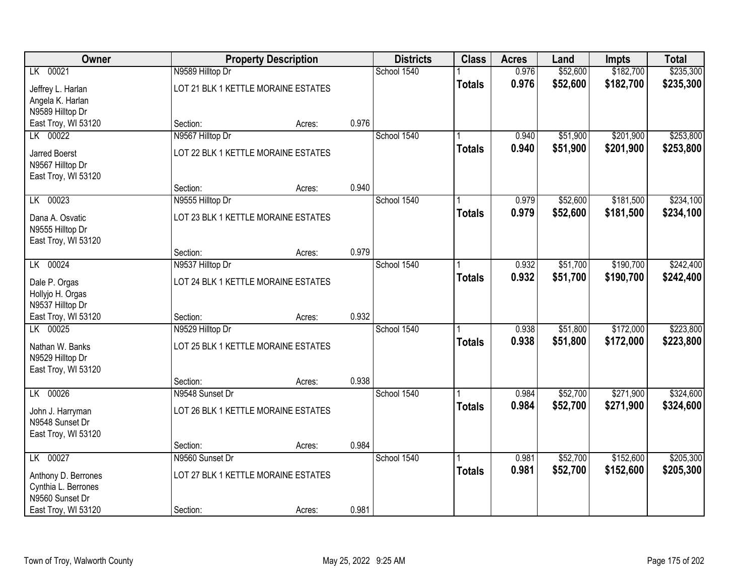| Owner | Property Description | | | Districts | Class | Acres | Land | Impts | Total |
|---|---|---|---|---|---|---|---|---|---|
| LK 00021 | N9589 Hilltop Dr | | | School 1540 | 1 | 0.976 | $52,600 | $182,700 | $235,300 |
| Jeffrey L. Harlan<br>Angela K. Harlan<br>N9589 Hilltop Dr<br>East Troy, WI 53120 | LOT 21 BLK 1 KETTLE MORAINE ESTATES | | | | **Totals** | **0.976** | **$52,600** | **$182,700** | **$235,300** |
| | Section: | Acres: | 0.976 | | | | | | |
| LK 00022 | N9567 Hilltop Dr | | | School 1540 | 1 | 0.940 | $51,900 | $201,900 | $253,800 |
| Jarred Boerst<br>N9567 Hilltop Dr<br>East Troy, WI 53120 | LOT 22 BLK 1 KETTLE MORAINE ESTATES | | | | **Totals** | **0.940** | **$51,900** | **$201,900** | **$253,800** |
| | Section: | Acres: | 0.940 | | | | | | |
| LK 00023 | N9555 Hilltop Dr | | | School 1540 | 1 | 0.979 | $52,600 | $181,500 | $234,100 |
| Dana A. Osvatic<br>N9555 Hilltop Dr<br>East Troy, WI 53120 | LOT 23 BLK 1 KETTLE MORAINE ESTATES | | | | **Totals** | **0.979** | **$52,600** | **$181,500** | **$234,100** |
| | Section: | Acres: | 0.979 | | | | | | |
| LK 00024 | N9537 Hilltop Dr | | | School 1540 | 1 | 0.932 | $51,700 | $190,700 | $242,400 |
| Dale P. Orgas<br>Hollyjo H. Orgas<br>N9537 Hilltop Dr<br>East Troy, WI 53120 | LOT 24 BLK 1 KETTLE MORAINE ESTATES | | | | **Totals** | **0.932** | **$51,700** | **$190,700** | **$242,400** |
| | Section: | Acres: | 0.932 | | | | | | |
| LK 00025 | N9529 Hilltop Dr | | | School 1540 | 1 | 0.938 | $51,800 | $172,000 | $223,800 |
| Nathan W. Banks<br>N9529 Hilltop Dr<br>East Troy, WI 53120 | LOT 25 BLK 1 KETTLE MORAINE ESTATES | | | | **Totals** | **0.938** | **$51,800** | **$172,000** | **$223,800** |
| | Section: | Acres: | 0.938 | | | | | | |
| LK 00026 | N9548 Sunset Dr | | | School 1540 | 1 | 0.984 | $52,700 | $271,900 | $324,600 |
| John J. Harryman<br>N9548 Sunset Dr<br>East Troy, WI 53120 | LOT 26 BLK 1 KETTLE MORAINE ESTATES | | | | **Totals** | **0.984** | **$52,700** | **$271,900** | **$324,600** |
| | Section: | Acres: | 0.984 | | | | | | |
| LK 00027 | N9560 Sunset Dr | | | School 1540 | 1 | 0.981 | $52,700 | $152,600 | $205,300 |
| Anthony D. Berrones<br>Cynthia L. Berrones<br>N9560 Sunset Dr<br>East Troy, WI 53120 | LOT 27 BLK 1 KETTLE MORAINE ESTATES | | | | **Totals** | **0.981** | **$52,700** | **$152,600** | **$205,300** |
| | Section: | Acres: | 0.981 | | | | | | |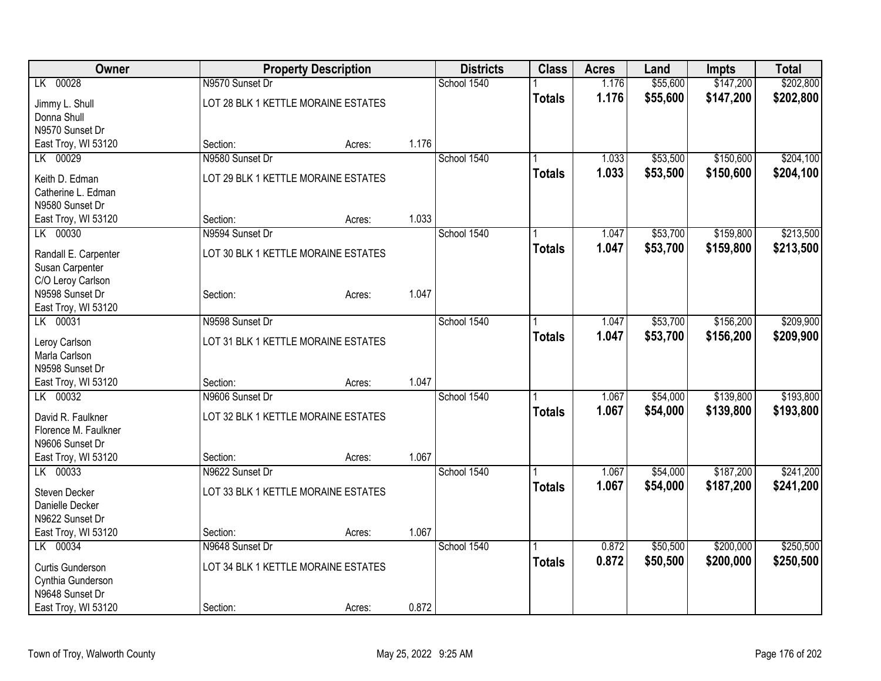| Owner | Property Description | | | Districts | Class | Acres | Land | Impts | Total |
|---|---|---|---|---|---|---|---|---|---|
| LK 00028 | N9570 Sunset Dr | | | School 1540 | 1 | 1.176 | $55,600 | $147,200 | $202,800 |
| Jimmy L. Shull | LOT 28 BLK 1 KETTLE MORAINE ESTATES | | | | **Totals** | **1.176** | **$55,600** | **$147,200** | **$202,800** |
| Donna Shull | | | | | | | | | |
| N9570 Sunset Dr | | | | | | | | | |
| East Troy, WI 53120 | Section: | Acres: | 1.176 | | | | | | |
| LK 00029 | N9580 Sunset Dr | | | School 1540 | 1 | 1.033 | $53,500 | $150,600 | $204,100 |
| Keith D. Edman | LOT 29 BLK 1 KETTLE MORAINE ESTATES | | | | **Totals** | **1.033** | **$53,500** | **$150,600** | **$204,100** |
| Catherine L. Edman | | | | | | | | | |
| N9580 Sunset Dr | | | | | | | | | |
| East Troy, WI 53120 | Section: | Acres: | 1.033 | | | | | | |
| LK 00030 | N9594 Sunset Dr | | | School 1540 | 1 | 1.047 | $53,700 | $159,800 | $213,500 |
| Randall E. Carpenter | LOT 30 BLK 1 KETTLE MORAINE ESTATES | | | | **Totals** | **1.047** | **$53,700** | **$159,800** | **$213,500** |
| Susan Carpenter | | | | | | | | | |
| C/O Leroy Carlson | | | | | | | | | |
| N9598 Sunset Dr | Section: | Acres: | 1.047 | | | | | | |
| East Troy, WI 53120 | | | | | | | | | |
| LK 00031 | N9598 Sunset Dr | | | School 1540 | 1 | 1.047 | $53,700 | $156,200 | $209,900 |
| Leroy Carlson | LOT 31 BLK 1 KETTLE MORAINE ESTATES | | | | **Totals** | **1.047** | **$53,700** | **$156,200** | **$209,900** |
| Marla Carlson | | | | | | | | | |
| N9598 Sunset Dr | | | | | | | | | |
| East Troy, WI 53120 | Section: | Acres: | 1.047 | | | | | | |
| LK 00032 | N9606 Sunset Dr | | | School 1540 | 1 | 1.067 | $54,000 | $139,800 | $193,800 |
| David R. Faulkner | LOT 32 BLK 1 KETTLE MORAINE ESTATES | | | | **Totals** | **1.067** | **$54,000** | **$139,800** | **$193,800** |
| Florence M. Faulkner | | | | | | | | | |
| N9606 Sunset Dr | | | | | | | | | |
| East Troy, WI 53120 | Section: | Acres: | 1.067 | | | | | | |
| LK 00033 | N9622 Sunset Dr | | | School 1540 | 1 | 1.067 | $54,000 | $187,200 | $241,200 |
| Steven Decker | LOT 33 BLK 1 KETTLE MORAINE ESTATES | | | | **Totals** | **1.067** | **$54,000** | **$187,200** | **$241,200** |
| Danielle Decker | | | | | | | | | |
| N9622 Sunset Dr | | | | | | | | | |
| East Troy, WI 53120 | Section: | Acres: | 1.067 | | | | | | |
| LK 00034 | N9648 Sunset Dr | | | School 1540 | 1 | 0.872 | $50,500 | $200,000 | $250,500 |
| Curtis Gunderson | LOT 34 BLK 1 KETTLE MORAINE ESTATES | | | | **Totals** | **0.872** | **$50,500** | **$200,000** | **$250,500** |
| Cynthia Gunderson | | | | | | | | | |
| N9648 Sunset Dr | | | | | | | | | |
| East Troy, WI 53120 | Section: | Acres: | 0.872 | | | | | | |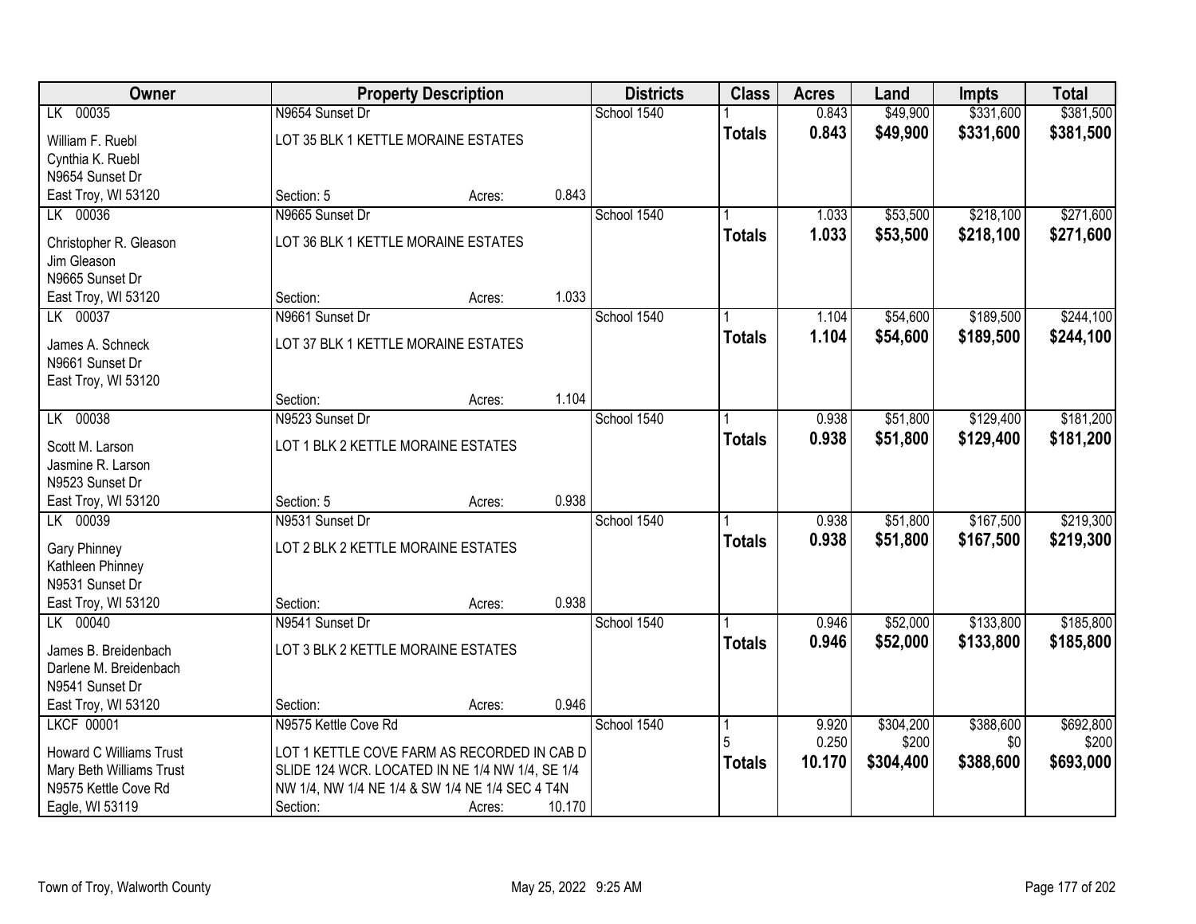| Owner | Property Description | | | Districts | Class | Acres | Land | Impts | Total |
|---|---|---|---|---|---|---|---|---|---|
| LK 00035 | N9654 Sunset Dr | | | School 1540 | 1 | 0.843 | $49,900 | $331,600 | $381,500 |
| William F. Ruebl<br>Cynthia K. Ruebl<br>N9654 Sunset Dr<br>East Troy, WI 53120 | LOT 35 BLK 1 KETTLE MORAINE ESTATES | | | | **Totals** | **0.843** | **$49,900** | **$331,600** | **$381,500** |
| | Section: 5 | Acres: | 0.843 | | | | | | |
| LK 00036 | N9665 Sunset Dr | | | School 1540 | 1 | 1.033 | $53,500 | $218,100 | $271,600 |
| Christopher R. Gleason<br>Jim Gleason<br>N9665 Sunset Dr<br>East Troy, WI 53120 | LOT 36 BLK 1 KETTLE MORAINE ESTATES | | | | **Totals** | **1.033** | **$53,500** | **$218,100** | **$271,600** |
| | Section: | Acres: | 1.033 | | | | | | |
| LK 00037 | N9661 Sunset Dr | | | School 1540 | 1 | 1.104 | $54,600 | $189,500 | $244,100 |
| James A. Schneck<br>N9661 Sunset Dr<br>East Troy, WI 53120 | LOT 37 BLK 1 KETTLE MORAINE ESTATES | | | | **Totals** | **1.104** | **$54,600** | **$189,500** | **$244,100** |
| | Section: | Acres: | 1.104 | | | | | | |
| LK 00038 | N9523 Sunset Dr | | | School 1540 | 1 | 0.938 | $51,800 | $129,400 | $181,200 |
| Scott M. Larson<br>Jasmine R. Larson<br>N9523 Sunset Dr<br>East Troy, WI 53120 | LOT 1 BLK 2 KETTLE MORAINE ESTATES | | | | **Totals** | **0.938** | **$51,800** | **$129,400** | **$181,200** |
| | Section: 5 | Acres: | 0.938 | | | | | | |
| LK 00039 | N9531 Sunset Dr | | | School 1540 | 1 | 0.938 | $51,800 | $167,500 | $219,300 |
| Gary Phinney<br>Kathleen Phinney<br>N9531 Sunset Dr<br>East Troy, WI 53120 | LOT 2 BLK 2 KETTLE MORAINE ESTATES | | | | **Totals** | **0.938** | **$51,800** | **$167,500** | **$219,300** |
| | Section: | Acres: | 0.938 | | | | | | |
| LK 00040 | N9541 Sunset Dr | | | School 1540 | 1 | 0.946 | $52,000 | $133,800 | $185,800 |
| James B. Breidenbach<br>Darlene M. Breidenbach<br>N9541 Sunset Dr<br>East Troy, WI 53120 | LOT 3 BLK 2 KETTLE MORAINE ESTATES | | | | **Totals** | **0.946** | **$52,000** | **$133,800** | **$185,800** |
| | Section: | Acres: | 0.946 | | | | | | |
| LKCF 00001 | N9575 Kettle Cove Rd | | | School 1540 | 1 | 9.920 | $304,200 | $388,600 | $692,800 |
| | | | | | 5 | 0.250 | $200 | $0 | $200 |
| Howard C Williams Trust<br>Mary Beth Williams Trust<br>N9575 Kettle Cove Rd<br>Eagle, WI 53119 | LOT 1 KETTLE COVE FARM AS RECORDED IN CAB D SLIDE 124 WCR. LOCATED IN NE 1/4 NW 1/4, SE 1/4 NW 1/4, NW 1/4 NE 1/4 & SW 1/4 NE 1/4 SEC 4 T4N | | | | **Totals** | **10.170** | **$304,400** | **$388,600** | **$693,000** |
| | Section: | Acres: | 10.170 | | | | | | |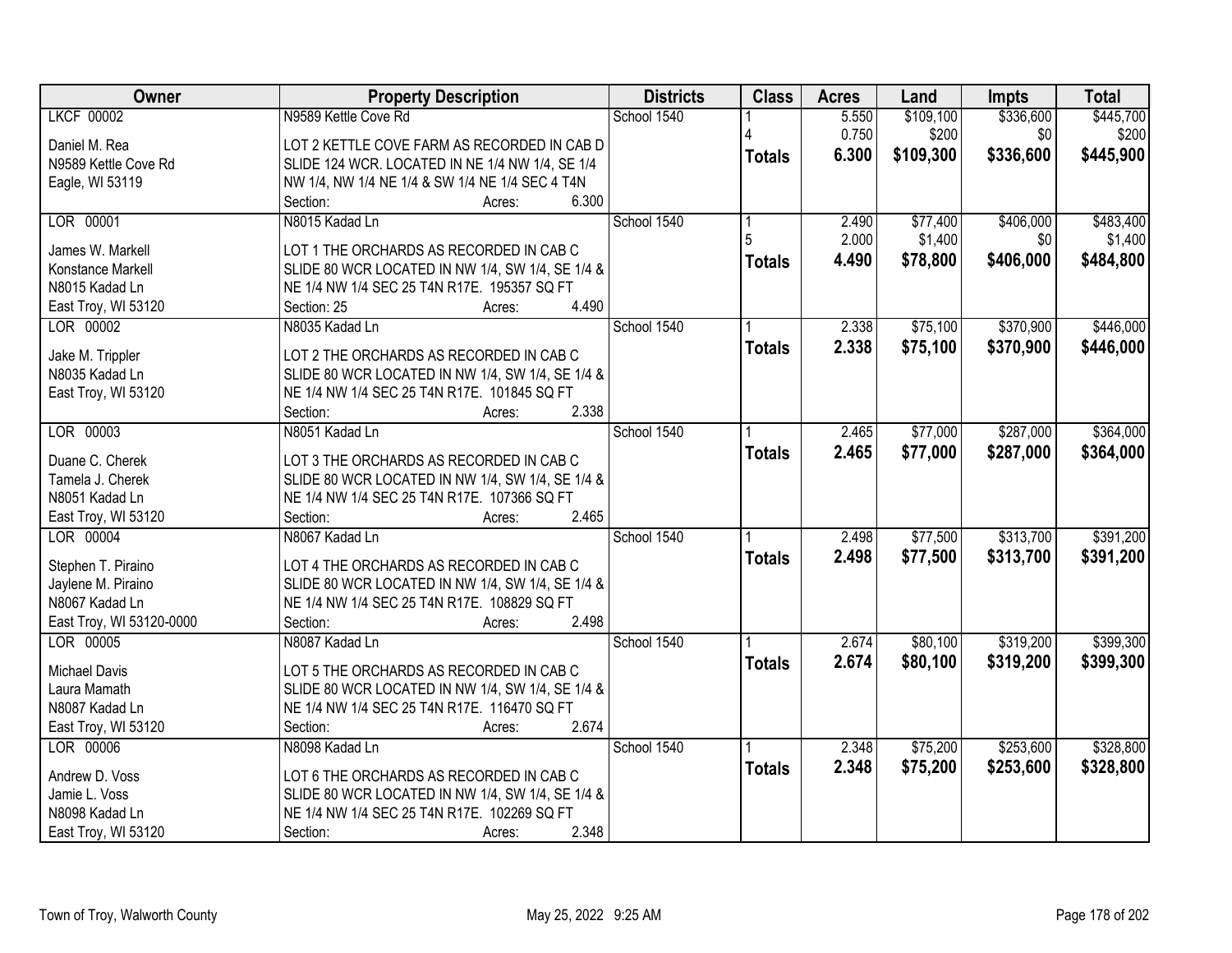| Owner | Property Description | Districts | Class | Acres | Land | Impts | Total |
|---|---|---|---|---|---|---|---|
| LKCF 00002<br><br>Daniel M. Rea<br>N9589 Kettle Cove Rd<br>Eagle, WI 53119 | N9589 Kettle Cove Rd<br><br>LOT 2 KETTLE COVE FARM AS RECORDED IN CAB D SLIDE 124 WCR. LOCATED IN NE 1/4 NW 1/4, SE 1/4 NW 1/4, NW 1/4 NE 1/4 & SW 1/4 NE 1/4 SEC 4 T4N<br>Section: Acres: 6.300 | School 1540 | 1<br>4<br>**Totals** | 5.550<br>0.750<br>**6.300** | $109,100<br>$200<br>**$109,300** | $336,600<br>$0<br>**$336,600** | $445,700<br>$200<br>**$445,900** |
| LOR 00001<br><br>James W. Markell<br>Konstance Markell<br>N8015 Kadad Ln<br>East Troy, WI 53120 | N8015 Kadad Ln<br><br>LOT 1 THE ORCHARDS AS RECORDED IN CAB C SLIDE 80 WCR LOCATED IN NW 1/4, SW 1/4, SE 1/4 & NE 1/4 NW 1/4 SEC 25 T4N R17E. 195357 SQ FT<br>Section: 25 Acres: 4.490 | School 1540 | 1<br>5<br>**Totals** | 2.490<br>2.000<br>**4.490** | $77,400<br>$1,400<br>**$78,800** | $406,000<br>$0<br>**$406,000** | $483,400<br>$1,400<br>**$484,800** |
| LOR 00002<br><br>Jake M. Trippler<br>N8035 Kadad Ln<br>East Troy, WI 53120 | N8035 Kadad Ln<br><br>LOT 2 THE ORCHARDS AS RECORDED IN CAB C SLIDE 80 WCR LOCATED IN NW 1/4, SW 1/4, SE 1/4 & NE 1/4 NW 1/4 SEC 25 T4N R17E. 101845 SQ FT<br>Section: Acres: 2.338 | School 1540 | 1<br>**Totals** | 2.338<br>**2.338** | $75,100<br>**$75,100** | $370,900<br>**$370,900** | $446,000<br>**$446,000** |
| LOR 00003<br><br>Duane C. Cherek<br>Tamela J. Cherek<br>N8051 Kadad Ln<br>East Troy, WI 53120 | N8051 Kadad Ln<br><br>LOT 3 THE ORCHARDS AS RECORDED IN CAB C SLIDE 80 WCR LOCATED IN NW 1/4, SW 1/4, SE 1/4 & NE 1/4 NW 1/4 SEC 25 T4N R17E. 107366 SQ FT<br>Section: Acres: 2.465 | School 1540 | 1<br>**Totals** | 2.465<br>**2.465** | $77,000<br>**$77,000** | $287,000<br>**$287,000** | $364,000<br>**$364,000** |
| LOR 00004<br><br>Stephen T. Piraino<br>Jaylene M. Piraino<br>N8067 Kadad Ln<br>East Troy, WI 53120-0000 | N8067 Kadad Ln<br><br>LOT 4 THE ORCHARDS AS RECORDED IN CAB C SLIDE 80 WCR LOCATED IN NW 1/4, SW 1/4, SE 1/4 & NE 1/4 NW 1/4 SEC 25 T4N R17E. 108829 SQ FT<br>Section: Acres: 2.498 | School 1540 | 1<br>**Totals** | 2.498<br>**2.498** | $77,500<br>**$77,500** | $313,700<br>**$313,700** | $391,200<br>**$391,200** |
| LOR 00005<br><br>Michael Davis<br>Laura Mamath<br>N8087 Kadad Ln<br>East Troy, WI 53120 | N8087 Kadad Ln<br><br>LOT 5 THE ORCHARDS AS RECORDED IN CAB C SLIDE 80 WCR LOCATED IN NW 1/4, SW 1/4, SE 1/4 & NE 1/4 NW 1/4 SEC 25 T4N R17E. 116470 SQ FT<br>Section: Acres: 2.674 | School 1540 | 1<br>**Totals** | 2.674<br>**2.674** | $80,100<br>**$80,100** | $319,200<br>**$319,200** | $399,300<br>**$399,300** |
| LOR 00006<br><br>Andrew D. Voss<br>Jamie L. Voss<br>N8098 Kadad Ln<br>East Troy, WI 53120 | N8098 Kadad Ln<br><br>LOT 6 THE ORCHARDS AS RECORDED IN CAB C SLIDE 80 WCR LOCATED IN NW 1/4, SW 1/4, SE 1/4 & NE 1/4 NW 1/4 SEC 25 T4N R17E. 102269 SQ FT<br>Section: Acres: 2.348 | School 1540 | 1<br>**Totals** | 2.348<br>**2.348** | $75,200<br>**$75,200** | $253,600<br>**$253,600** | $328,800<br>**$328,800** |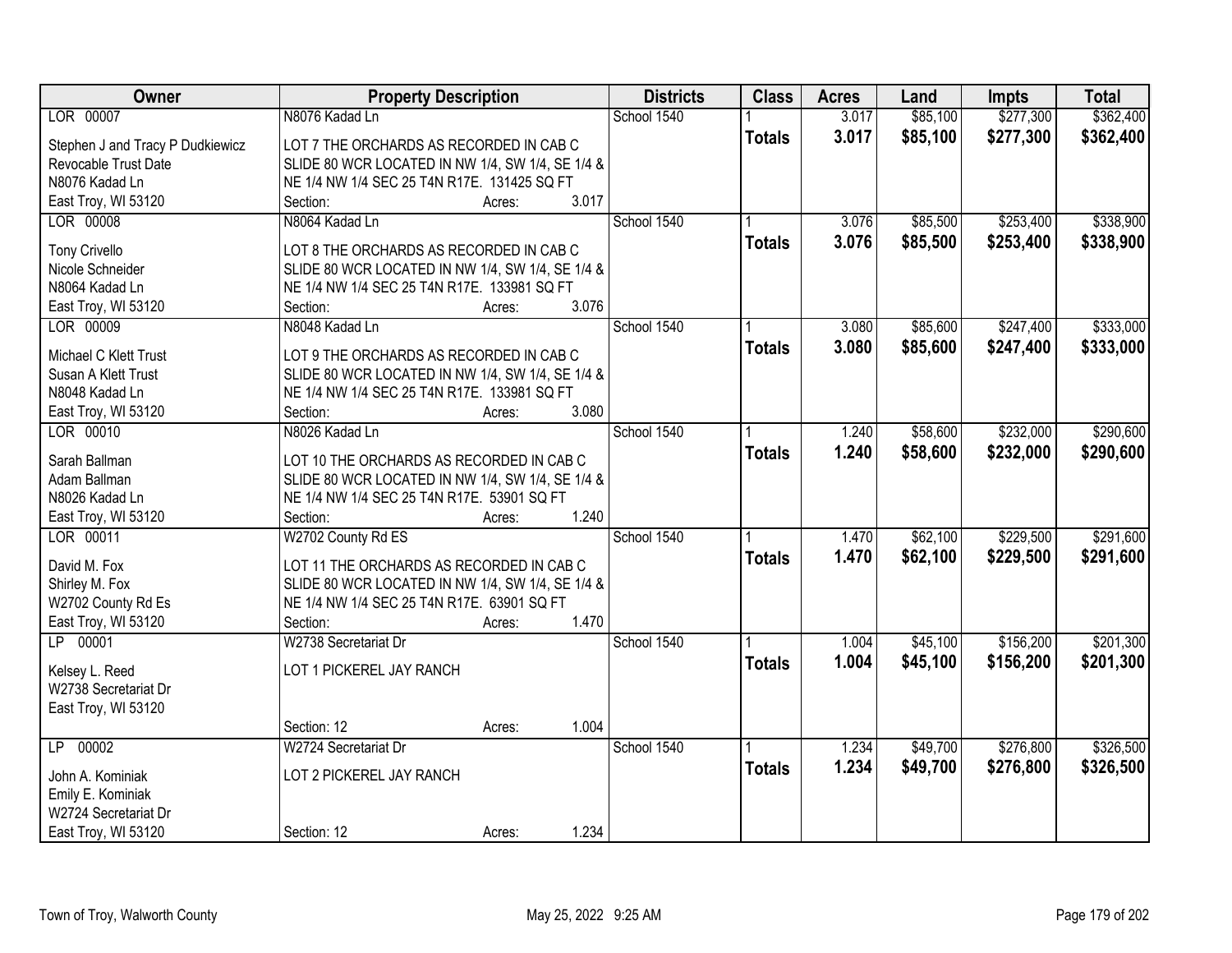| Owner | Property Description | Districts | Class | Acres | Land | Impts | Total |
|---|---|---|---|---|---|---|---|
| LOR 00007<br>Stephen J and Tracy P Dudkiewicz<br>Revocable Trust Date<br>N8076 Kadad Ln<br>East Troy, WI 53120 | N8076 Kadad Ln<br>LOT 7 THE ORCHARDS AS RECORDED IN CAB C SLIDE 80 WCR LOCATED IN NW 1/4, SW 1/4, SE 1/4 & NE 1/4 NW 1/4 SEC 25 T4N R17E. 131425 SQ FT<br>Section: Acres: 3.017 | School 1540 | 1<br>**Totals** | 3.017<br>**3.017** | $85,100<br>**$85,100** | $277,300<br>**$277,300** | $362,400<br>**$362,400** |
| LOR 00008<br>Tony Crivello<br>Nicole Schneider<br>N8064 Kadad Ln<br>East Troy, WI 53120 | N8064 Kadad Ln<br>LOT 8 THE ORCHARDS AS RECORDED IN CAB C SLIDE 80 WCR LOCATED IN NW 1/4, SW 1/4, SE 1/4 & NE 1/4 NW 1/4 SEC 25 T4N R17E. 133981 SQ FT<br>Section: Acres: 3.076 | School 1540 | 1<br>**Totals** | 3.076<br>**3.076** | $85,500<br>**$85,500** | $253,400<br>**$253,400** | $338,900<br>**$338,900** |
| LOR 00009<br>Michael C Klett Trust<br>Susan A Klett Trust<br>N8048 Kadad Ln<br>East Troy, WI 53120 | N8048 Kadad Ln<br>LOT 9 THE ORCHARDS AS RECORDED IN CAB C SLIDE 80 WCR LOCATED IN NW 1/4, SW 1/4, SE 1/4 & NE 1/4 NW 1/4 SEC 25 T4N R17E. 133981 SQ FT<br>Section: Acres: 3.080 | School 1540 | 1<br>**Totals** | 3.080<br>**3.080** | $85,600<br>**$85,600** | $247,400<br>**$247,400** | $333,000<br>**$333,000** |
| LOR 00010<br>Sarah Ballman<br>Adam Ballman<br>N8026 Kadad Ln<br>East Troy, WI 53120 | N8026 Kadad Ln<br>LOT 10 THE ORCHARDS AS RECORDED IN CAB C SLIDE 80 WCR LOCATED IN NW 1/4, SW 1/4, SE 1/4 & NE 1/4 NW 1/4 SEC 25 T4N R17E. 53901 SQ FT<br>Section: Acres: 1.240 | School 1540 | 1<br>**Totals** | 1.240<br>**1.240** | $58,600<br>**$58,600** | $232,000<br>**$232,000** | $290,600<br>**$290,600** |
| LOR 00011<br>David M. Fox<br>Shirley M. Fox<br>W2702 County Rd Es<br>East Troy, WI 53120 | W2702 County Rd ES<br>LOT 11 THE ORCHARDS AS RECORDED IN CAB C SLIDE 80 WCR LOCATED IN NW 1/4, SW 1/4, SE 1/4 & NE 1/4 NW 1/4 SEC 25 T4N R17E. 63901 SQ FT<br>Section: Acres: 1.470 | School 1540 | 1<br>**Totals** | 1.470<br>**1.470** | $62,100<br>**$62,100** | $229,500<br>**$229,500** | $291,600<br>**$291,600** |
| LP 00001<br>Kelsey L. Reed<br>W2738 Secretariat Dr<br>East Troy, WI 53120 | W2738 Secretariat Dr<br>LOT 1 PICKEREL JAY RANCH<br>Section: 12 Acres: 1.004 | School 1540 | 1<br>**Totals** | 1.004<br>**1.004** | $45,100<br>**$45,100** | $156,200<br>**$156,200** | $201,300<br>**$201,300** |
| LP 00002<br>John A. Kominiak<br>Emily E. Kominiak<br>W2724 Secretariat Dr<br>East Troy, WI 53120 | W2724 Secretariat Dr<br>LOT 2 PICKEREL JAY RANCH<br>Section: 12 Acres: 1.234 | School 1540 | 1<br>**Totals** | 1.234<br>**1.234** | $49,700<br>**$49,700** | $276,800<br>**$276,800** | $326,500<br>**$326,500** |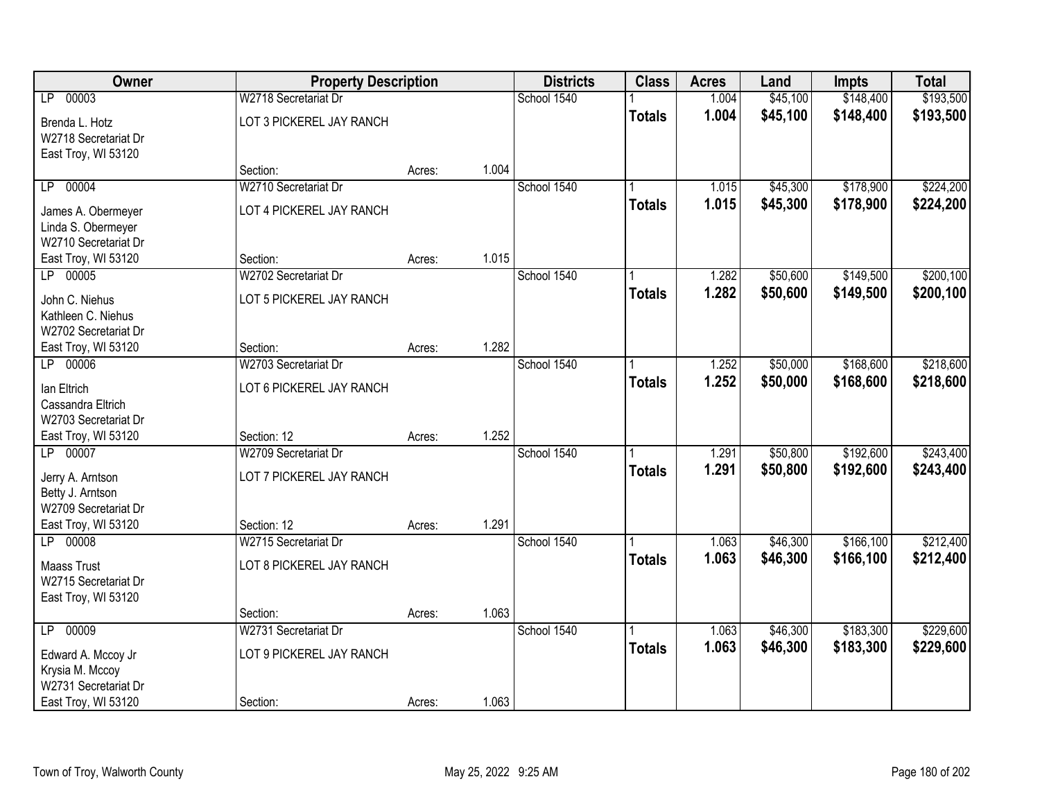| Owner | Property Description | | | Districts | Class | Acres | Land | Impts | Total |
|---|---|---|---|---|---|---|---|---|---|
| LP 00003 | W2718 Secretariat Dr | | | School 1540 | 1 | 1.004 | $45,100 | $148,400 | $193,500 |
| Brenda L. Hotz<br>W2718 Secretariat Dr<br>East Troy, WI 53120 | LOT 3 PICKEREL JAY RANCH | | | | **Totals** | **1.004** | **$45,100** | **$148,400** | **$193,500** |
| | Section: | Acres: | 1.004 | | | | | | |
| LP 00004 | W2710 Secretariat Dr | | | School 1540 | 1 | 1.015 | $45,300 | $178,900 | $224,200 |
| James A. Obermeyer<br>Linda S. Obermeyer<br>W2710 Secretariat Dr<br>East Troy, WI 53120 | LOT 4 PICKEREL JAY RANCH | | | | **Totals** | **1.015** | **$45,300** | **$178,900** | **$224,200** |
| | Section: | Acres: | 1.015 | | | | | | |
| LP 00005 | W2702 Secretariat Dr | | | School 1540 | 1 | 1.282 | $50,600 | $149,500 | $200,100 |
| John C. Niehus<br>Kathleen C. Niehus<br>W2702 Secretariat Dr<br>East Troy, WI 53120 | LOT 5 PICKEREL JAY RANCH | | | | **Totals** | **1.282** | **$50,600** | **$149,500** | **$200,100** |
| | Section: | Acres: | 1.282 | | | | | | |
| LP 00006 | W2703 Secretariat Dr | | | School 1540 | 1 | 1.252 | $50,000 | $168,600 | $218,600 |
| Ian Eltrich<br>Cassandra Eltrich<br>W2703 Secretariat Dr<br>East Troy, WI 53120 | LOT 6 PICKEREL JAY RANCH | | | | **Totals** | **1.252** | **$50,000** | **$168,600** | **$218,600** |
| | Section: 12 | Acres: | 1.252 | | | | | | |
| LP 00007 | W2709 Secretariat Dr | | | School 1540 | 1 | 1.291 | $50,800 | $192,600 | $243,400 |
| Jerry A. Arntson<br>Betty J. Arntson<br>W2709 Secretariat Dr<br>East Troy, WI 53120 | LOT 7 PICKEREL JAY RANCH | | | | **Totals** | **1.291** | **$50,800** | **$192,600** | **$243,400** |
| | Section: 12 | Acres: | 1.291 | | | | | | |
| LP 00008 | W2715 Secretariat Dr | | | School 1540 | 1 | 1.063 | $46,300 | $166,100 | $212,400 |
| Maass Trust<br>W2715 Secretariat Dr<br>East Troy, WI 53120 | LOT 8 PICKEREL JAY RANCH | | | | **Totals** | **1.063** | **$46,300** | **$166,100** | **$212,400** |
| | Section: | Acres: | 1.063 | | | | | | |
| LP 00009 | W2731 Secretariat Dr | | | School 1540 | 1 | 1.063 | $46,300 | $183,300 | $229,600 |
| Edward A. Mccoy Jr<br>Krysia M. Mccoy<br>W2731 Secretariat Dr<br>East Troy, WI 53120 | LOT 9 PICKEREL JAY RANCH | | | | **Totals** | **1.063** | **$46,300** | **$183,300** | **$229,600** |
| | Section: | Acres: | 1.063 | | | | | | |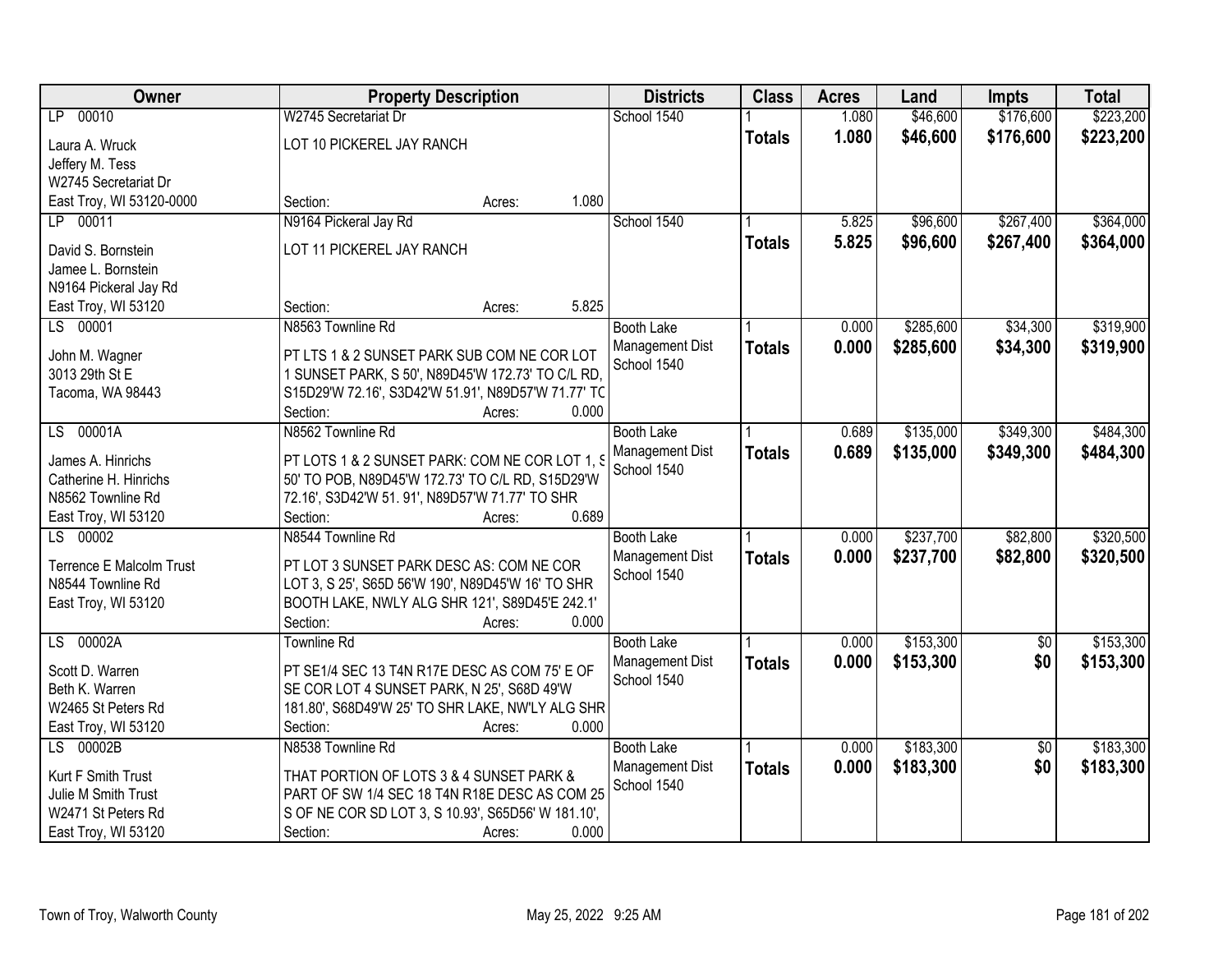| Owner | Property Description | Districts | Class | Acres | Land | Impts | Total |
|---|---|---|---|---|---|---|---|
| LP 00010<br>Laura A. Wruck<br>Jeffery M. Tess<br>W2745 Secretariat Dr<br>East Troy, WI 53120-0000 | W2745 Secretariat Dr<br>LOT 10 PICKEREL JAY RANCH<br>Section: Acres: 1.080 | School 1540 | 1<br>**Totals** | 1.080<br>**1.080** | $46,600<br>**$46,600** | $176,600<br>**$176,600** | $223,200<br>**$223,200** |
| LP 00011<br>David S. Bornstein<br>Jamee L. Bornstein<br>N9164 Pickeral Jay Rd<br>East Troy, WI 53120 | N9164 Pickeral Jay Rd<br>LOT 11 PICKEREL JAY RANCH<br>Section: Acres: 5.825 | School 1540 | 1<br>**Totals** | 5.825<br>**5.825** | $96,600<br>**$96,600** | $267,400<br>**$267,400** | $364,000<br>**$364,000** |
| LS 00001<br>John M. Wagner<br>3013 29th St E<br>Tacoma, WA 98443 | N8563 Townline Rd<br>PT LTS 1 & 2 SUNSET PARK SUB COM NE COR LOT 1 SUNSET PARK, S 50', N89D45'W 172.73' TO C/L RD, S15D29'W 72.16', S3D42'W 51.91', N89D57'W 71.77' TC<br>Section: Acres: 0.000 | Booth Lake Management Dist<br>School 1540 | 1<br>**Totals** | 0.000<br>**0.000** | $285,600<br>**$285,600** | $34,300<br>**$34,300** | $319,900<br>**$319,900** |
| LS 00001A<br>James A. Hinrichs<br>Catherine H. Hinrichs<br>N8562 Townline Rd<br>East Troy, WI 53120 | N8562 Townline Rd<br>PT LOTS 1 & 2 SUNSET PARK: COM NE COR LOT 1, S 50' TO POB, N89D45'W 172.73' TO C/L RD, S15D29'W 72.16', S3D42'W 51. 91', N89D57'W 71.77' TO SHR<br>Section: Acres: 0.689 | Booth Lake Management Dist<br>School 1540 | 1<br>**Totals** | 0.689<br>**0.689** | $135,000<br>**$135,000** | $349,300<br>**$349,300** | $484,300<br>**$484,300** |
| LS 00002<br>Terrence E Malcolm Trust<br>N8544 Townline Rd<br>East Troy, WI 53120 | N8544 Townline Rd<br>PT LOT 3 SUNSET PARK DESC AS: COM NE COR LOT 3, S 25', S65D 56'W 190', N89D45'W 16' TO SHR BOOTH LAKE, NWLY ALG SHR 121', S89D45'E 242.1'<br>Section: Acres: 0.000 | Booth Lake Management Dist<br>School 1540 | 1<br>**Totals** | 0.000<br>**0.000** | $237,700<br>**$237,700** | $82,800<br>**$82,800** | $320,500<br>**$320,500** |
| LS 00002A<br>Scott D. Warren<br>Beth K. Warren<br>W2465 St Peters Rd<br>East Troy, WI 53120 | Townline Rd<br>PT SE1/4 SEC 13 T4N R17E DESC AS COM 75' E OF SE COR LOT 4 SUNSET PARK, N 25', S68D 49'W 181.80', S68D49'W 25' TO SHR LAKE, NW'LY ALG SHR<br>Section: Acres: 0.000 | Booth Lake Management Dist<br>School 1540 | 1<br>**Totals** | 0.000<br>**0.000** | $153,300<br>**$153,300** | $0<br>**$0** | $153,300<br>**$153,300** |
| LS 00002B<br>Kurt F Smith Trust<br>Julie M Smith Trust<br>W2471 St Peters Rd<br>East Troy, WI 53120 | N8538 Townline Rd<br>THAT PORTION OF LOTS 3 & 4 SUNSET PARK & PART OF SW 1/4 SEC 18 T4N R18E DESC AS COM 25 S OF NE COR SD LOT 3, S 10.93', S65D56' W 181.10',<br>Section: Acres: 0.000 | Booth Lake Management Dist<br>School 1540 | 1<br>**Totals** | 0.000<br>**0.000** | $183,300<br>**$183,300** | $0<br>**$0** | $183,300<br>**$183,300** |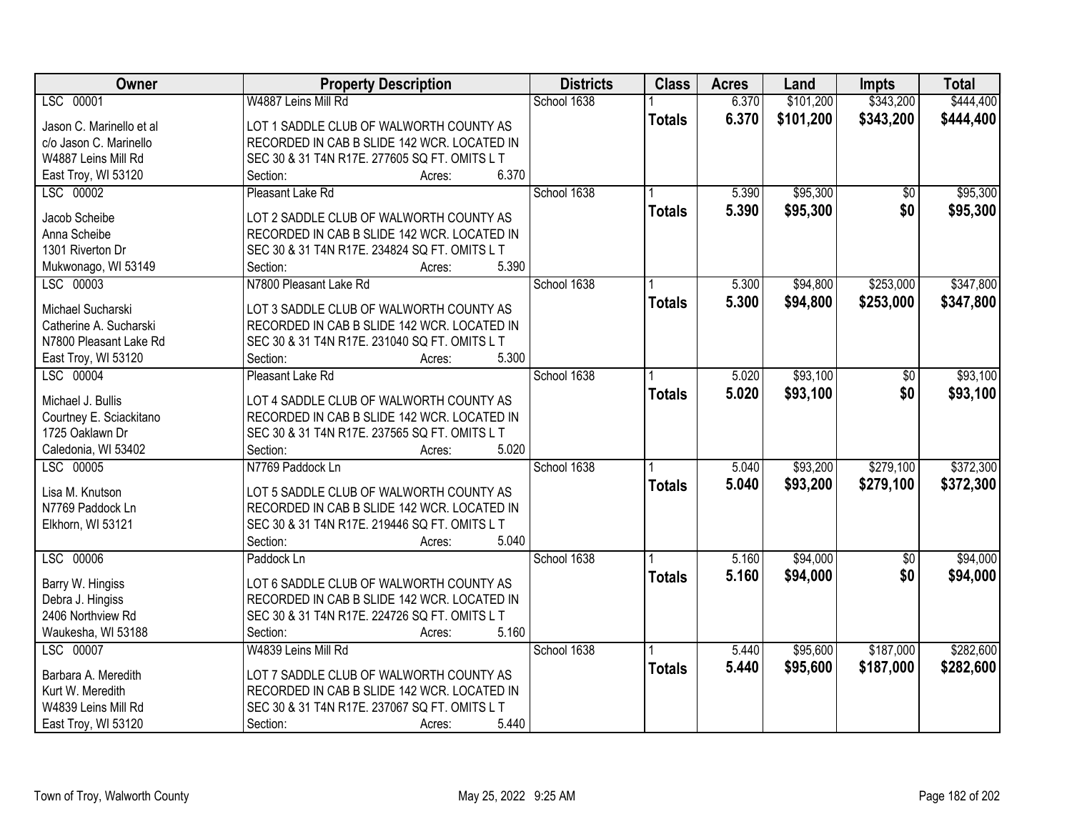| Owner | Property Description | Districts | Class | Acres | Land | Impts | Total |
|---|---|---|---|---|---|---|---|
| LSC 00001 | W4887 Leins Mill Rd | School 1638 | 1 | 6.370 | $101,200 | $343,200 | $444,400 |
| Jason C. Marinello et al<br>c/o Jason C. Marinello<br>W4887 Leins Mill Rd<br>East Troy, WI 53120 | LOT 1 SADDLE CLUB OF WALWORTH COUNTY AS RECORDED IN CAB B SLIDE 142 WCR. LOCATED IN SEC 30 & 31 T4N R17E. 277605 SQ FT. OMITS L T<br>Section: Acres: 6.370 | | **Totals** | **6.370** | **$101,200** | **$343,200** | **$444,400** |
| LSC 00002 | Pleasant Lake Rd | School 1638 | 1 | 5.390 | $95,300 | $0 | $95,300 |
| Jacob Scheibe<br>Anna Scheibe<br>1301 Riverton Dr<br>Mukwonago, WI 53149 | LOT 2 SADDLE CLUB OF WALWORTH COUNTY AS RECORDED IN CAB B SLIDE 142 WCR. LOCATED IN SEC 30 & 31 T4N R17E. 234824 SQ FT. OMITS L T<br>Section: Acres: 5.390 | | **Totals** | **5.390** | **$95,300** | **$0** | **$95,300** |
| LSC 00003 | N7800 Pleasant Lake Rd | School 1638 | 1 | 5.300 | $94,800 | $253,000 | $347,800 |
| Michael Sucharski<br>Catherine A. Sucharski<br>N7800 Pleasant Lake Rd<br>East Troy, WI 53120 | LOT 3 SADDLE CLUB OF WALWORTH COUNTY AS RECORDED IN CAB B SLIDE 142 WCR. LOCATED IN SEC 30 & 31 T4N R17E. 231040 SQ FT. OMITS L T<br>Section: Acres: 5.300 | | **Totals** | **5.300** | **$94,800** | **$253,000** | **$347,800** |
| LSC 00004 | Pleasant Lake Rd | School 1638 | 1 | 5.020 | $93,100 | $0 | $93,100 |
| Michael J. Bullis<br>Courtney E. Sciackitano<br>1725 Oaklawn Dr<br>Caledonia, WI 53402 | LOT 4 SADDLE CLUB OF WALWORTH COUNTY AS RECORDED IN CAB B SLIDE 142 WCR. LOCATED IN SEC 30 & 31 T4N R17E. 237565 SQ FT. OMITS L T<br>Section: Acres: 5.020 | | **Totals** | **5.020** | **$93,100** | **$0** | **$93,100** |
| LSC 00005 | N7769 Paddock Ln | School 1638 | 1 | 5.040 | $93,200 | $279,100 | $372,300 |
| Lisa M. Knutson<br>N7769 Paddock Ln<br>Elkhorn, WI 53121 | LOT 5 SADDLE CLUB OF WALWORTH COUNTY AS RECORDED IN CAB B SLIDE 142 WCR. LOCATED IN SEC 30 & 31 T4N R17E. 219446 SQ FT. OMITS L T<br>Section: Acres: 5.040 | | **Totals** | **5.040** | **$93,200** | **$279,100** | **$372,300** |
| LSC 00006 | Paddock Ln | School 1638 | 1 | 5.160 | $94,000 | $0 | $94,000 |
| Barry W. Hingiss<br>Debra J. Hingiss<br>2406 Northview Rd<br>Waukesha, WI 53188 | LOT 6 SADDLE CLUB OF WALWORTH COUNTY AS RECORDED IN CAB B SLIDE 142 WCR. LOCATED IN SEC 30 & 31 T4N R17E. 224726 SQ FT. OMITS L T<br>Section: Acres: 5.160 | | **Totals** | **5.160** | **$94,000** | **$0** | **$94,000** |
| LSC 00007 | W4839 Leins Mill Rd | School 1638 | 1 | 5.440 | $95,600 | $187,000 | $282,600 |
| Barbara A. Meredith<br>Kurt W. Meredith<br>W4839 Leins Mill Rd<br>East Troy, WI 53120 | LOT 7 SADDLE CLUB OF WALWORTH COUNTY AS RECORDED IN CAB B SLIDE 142 WCR. LOCATED IN SEC 30 & 31 T4N R17E. 237067 SQ FT. OMITS L T<br>Section: Acres: 5.440 | | **Totals** | **5.440** | **$95,600** | **$187,000** | **$282,600** |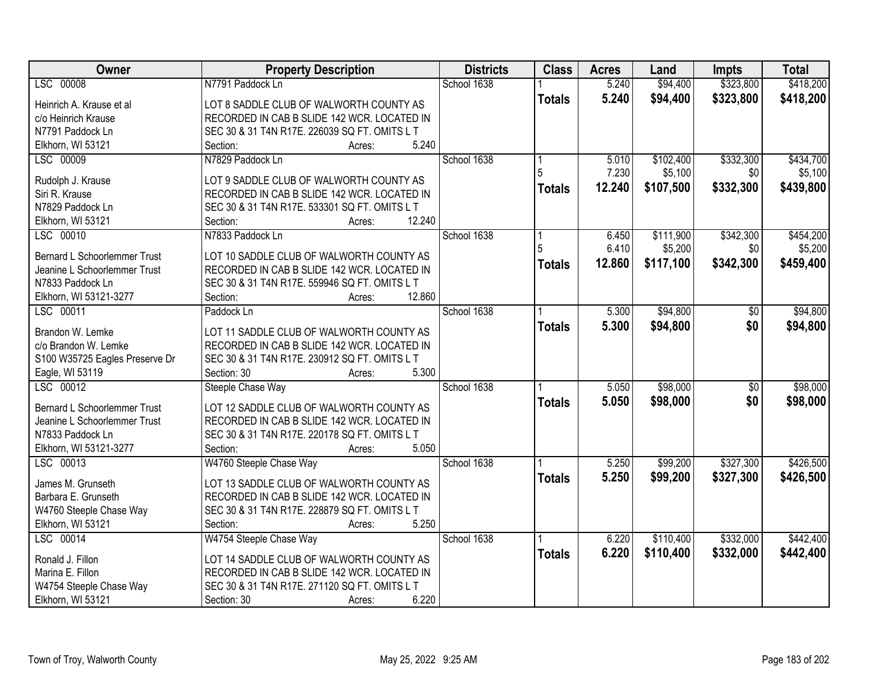| Owner | Property Description | Districts | Class | Acres | Land | Impts | Total |
|---|---|---|---|---|---|---|---|
| LSC 00008 | N7791 Paddock Ln | School 1638 | 1 | 5.240 | $94,400 | $323,800 | $418,200 |
| Heinrich A. Krause et al<br>c/o Heinrich Krause<br>N7791 Paddock Ln<br>Elkhorn, WI 53121 | LOT 8 SADDLE CLUB OF WALWORTH COUNTY AS RECORDED IN CAB B SLIDE 142 WCR. LOCATED IN SEC 30 & 31 T4N R17E. 226039 SQ FT. OMITS L T<br>Section: Acres: 5.240 | | **Totals** | **5.240** | **$94,400** | **$323,800** | **$418,200** |
| LSC 00009 | N7829 Paddock Ln | School 1638 | 1<br>5 | 5.010<br>7.230 | $102,400<br>$5,100 | $332,300<br>$0 | $434,700<br>$5,100 |
| Rudolph J. Krause<br>Siri R. Krause<br>N7829 Paddock Ln<br>Elkhorn, WI 53121 | LOT 9 SADDLE CLUB OF WALWORTH COUNTY AS RECORDED IN CAB B SLIDE 142 WCR. LOCATED IN SEC 30 & 31 T4N R17E. 533301 SQ FT. OMITS L T<br>Section: Acres: 12.240 | | **Totals** | **12.240** | **$107,500** | **$332,300** | **$439,800** |
| LSC 00010 | N7833 Paddock Ln | School 1638 | 1<br>5 | 6.450<br>6.410 | $111,900<br>$5,200 | $342,300<br>$0 | $454,200<br>$5,200 |
| Bernard L Schoorlemmer Trust<br>Jeanine L Schoorlemmer Trust<br>N7833 Paddock Ln<br>Elkhorn, WI 53121-3277 | LOT 10 SADDLE CLUB OF WALWORTH COUNTY AS RECORDED IN CAB B SLIDE 142 WCR. LOCATED IN SEC 30 & 31 T4N R17E. 559946 SQ FT. OMITS L T<br>Section: Acres: 12.860 | | **Totals** | **12.860** | **$117,100** | **$342,300** | **$459,400** |
| LSC 00011 | Paddock Ln | School 1638 | 1 | 5.300 | $94,800 | $0 | $94,800 |
| Brandon W. Lemke<br>c/o Brandon W. Lemke<br>S100 W35725 Eagles Preserve Dr<br>Eagle, WI 53119 | LOT 11 SADDLE CLUB OF WALWORTH COUNTY AS RECORDED IN CAB B SLIDE 142 WCR. LOCATED IN SEC 30 & 31 T4N R17E. 230912 SQ FT. OMITS L T<br>Section: 30 Acres: 5.300 | | **Totals** | **5.300** | **$94,800** | **$0** | **$94,800** |
| LSC 00012 | Steeple Chase Way | School 1638 | 1 | 5.050 | $98,000 | $0 | $98,000 |
| Bernard L Schoorlemmer Trust<br>Jeanine L Schoorlemmer Trust<br>N7833 Paddock Ln<br>Elkhorn, WI 53121-3277 | LOT 12 SADDLE CLUB OF WALWORTH COUNTY AS RECORDED IN CAB B SLIDE 142 WCR. LOCATED IN SEC 30 & 31 T4N R17E. 220178 SQ FT. OMITS L T<br>Section: Acres: 5.050 | | **Totals** | **5.050** | **$98,000** | **$0** | **$98,000** |
| LSC 00013 | W4760 Steeple Chase Way | School 1638 | 1 | 5.250 | $99,200 | $327,300 | $426,500 |
| James M. Grunseth<br>Barbara E. Grunseth<br>W4760 Steeple Chase Way<br>Elkhorn, WI 53121 | LOT 13 SADDLE CLUB OF WALWORTH COUNTY AS RECORDED IN CAB B SLIDE 142 WCR. LOCATED IN SEC 30 & 31 T4N R17E. 228879 SQ FT. OMITS L T<br>Section: Acres: 5.250 | | **Totals** | **5.250** | **$99,200** | **$327,300** | **$426,500** |
| LSC 00014 | W4754 Steeple Chase Way | School 1638 | 1 | 6.220 | $110,400 | $332,000 | $442,400 |
| Ronald J. Fillon<br>Marina E. Fillon<br>W4754 Steeple Chase Way<br>Elkhorn, WI 53121 | LOT 14 SADDLE CLUB OF WALWORTH COUNTY AS RECORDED IN CAB B SLIDE 142 WCR. LOCATED IN SEC 30 & 31 T4N R17E. 271120 SQ FT. OMITS L T<br>Section: 30 Acres: 6.220 | | **Totals** | **6.220** | **$110,400** | **$332,000** | **$442,400** |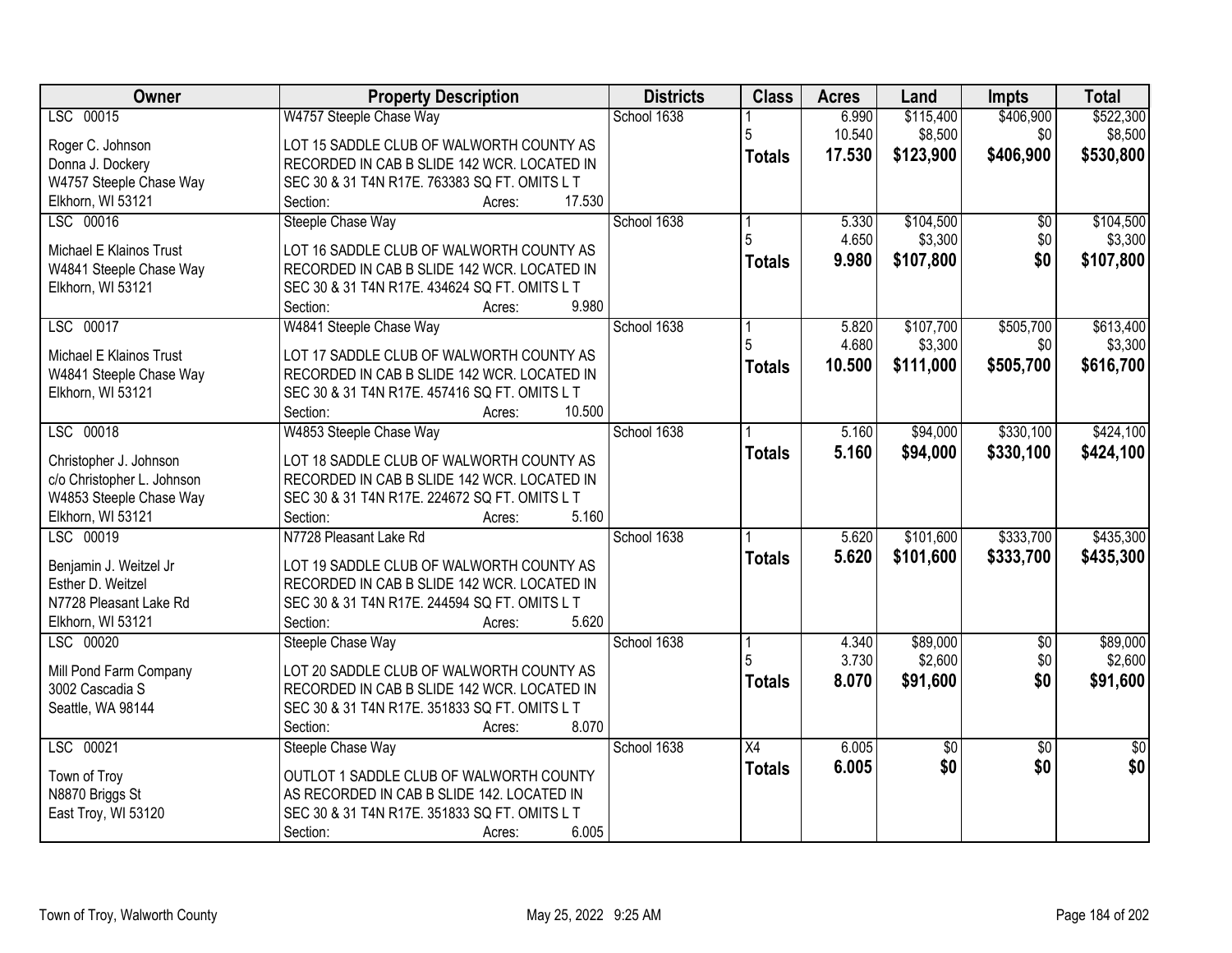| Owner | Property Description | Districts | Class | Acres | Land | Impts | Total |
|---|---|---|---|---|---|---|---|
| LSC 00015 | W4757 Steeple Chase Way | School 1638 | 1 | 6.990 | $115,400 | $406,900 | $522,300 |
| Roger C. Johnson | LOT 15 SADDLE CLUB OF WALWORTH COUNTY AS | | 5 | 10.540 | $8,500 | $0 | $8,500 |
| Donna J. Dockery | RECORDED IN CAB B SLIDE 142 WCR. LOCATED IN | | **Totals** | **17.530** | **$123,900** | **$406,900** | **$530,800** |
| W4757 Steeple Chase Way | SEC 30 & 31 T4N R17E. 763383 SQ FT. OMITS L T | | | | | | |
| Elkhorn, WI 53121 | Section: Acres: 17.530 | | | | | | |
| LSC 00016 | Steeple Chase Way | School 1638 | 1 | 5.330 | $104,500 | $0 | $104,500 |
| Michael E Klainos Trust | LOT 16 SADDLE CLUB OF WALWORTH COUNTY AS | | 5 | 4.650 | $3,300 | $0 | $3,300 |
| W4841 Steeple Chase Way | RECORDED IN CAB B SLIDE 142 WCR. LOCATED IN | | **Totals** | **9.980** | **$107,800** | **$0** | **$107,800** |
| Elkhorn, WI 53121 | SEC 30 & 31 T4N R17E. 434624 SQ FT. OMITS L T | | | | | | |
| | Section: Acres: 9.980 | | | | | | |
| LSC 00017 | W4841 Steeple Chase Way | School 1638 | 1 | 5.820 | $107,700 | $505,700 | $613,400 |
| Michael E Klainos Trust | LOT 17 SADDLE CLUB OF WALWORTH COUNTY AS | | 5 | 4.680 | $3,300 | $0 | $3,300 |
| W4841 Steeple Chase Way | RECORDED IN CAB B SLIDE 142 WCR. LOCATED IN | | **Totals** | **10.500** | **$111,000** | **$505,700** | **$616,700** |
| Elkhorn, WI 53121 | SEC 30 & 31 T4N R17E. 457416 SQ FT. OMITS L T | | | | | | |
| | Section: Acres: 10.500 | | | | | | |
| LSC 00018 | W4853 Steeple Chase Way | School 1638 | 1 | 5.160 | $94,000 | $330,100 | $424,100 |
| Christopher J. Johnson | LOT 18 SADDLE CLUB OF WALWORTH COUNTY AS | | **Totals** | **5.160** | **$94,000** | **$330,100** | **$424,100** |
| c/o Christopher L. Johnson | RECORDED IN CAB B SLIDE 142 WCR. LOCATED IN | | | | | | |
| W4853 Steeple Chase Way | SEC 30 & 31 T4N R17E. 224672 SQ FT. OMITS L T | | | | | | |
| Elkhorn, WI 53121 | Section: Acres: 5.160 | | | | | | |
| LSC 00019 | N7728 Pleasant Lake Rd | School 1638 | 1 | 5.620 | $101,600 | $333,700 | $435,300 |
| Benjamin J. Weitzel Jr | LOT 19 SADDLE CLUB OF WALWORTH COUNTY AS | | **Totals** | **5.620** | **$101,600** | **$333,700** | **$435,300** |
| Esther D. Weitzel | RECORDED IN CAB B SLIDE 142 WCR. LOCATED IN | | | | | | |
| N7728 Pleasant Lake Rd | SEC 30 & 31 T4N R17E. 244594 SQ FT. OMITS L T | | | | | | |
| Elkhorn, WI 53121 | Section: Acres: 5.620 | | | | | | |
| LSC 00020 | Steeple Chase Way | School 1638 | 1 | 4.340 | $89,000 | $0 | $89,000 |
| Mill Pond Farm Company | LOT 20 SADDLE CLUB OF WALWORTH COUNTY AS | | 5 | 3.730 | $2,600 | $0 | $2,600 |
| 3002 Cascadia S | RECORDED IN CAB B SLIDE 142 WCR. LOCATED IN | | **Totals** | **8.070** | **$91,600** | **$0** | **$91,600** |
| Seattle, WA 98144 | SEC 30 & 31 T4N R17E. 351833 SQ FT. OMITS L T | | | | | | |
| | Section: Acres: 8.070 | | | | | | |
| LSC 00021 | Steeple Chase Way | School 1638 | X4 | 6.005 | $0 | $0 | $0 |
| Town of Troy | OUTLOT 1 SADDLE CLUB OF WALWORTH COUNTY | | **Totals** | **6.005** | **$0** | **$0** | **$0** |
| N8870 Briggs St | AS RECORDED IN CAB B SLIDE 142. LOCATED IN | | | | | | |
| East Troy, WI 53120 | SEC 30 & 31 T4N R17E. 351833 SQ FT. OMITS L T | | | | | | |
| | Section: Acres: 6.005 | | | | | | |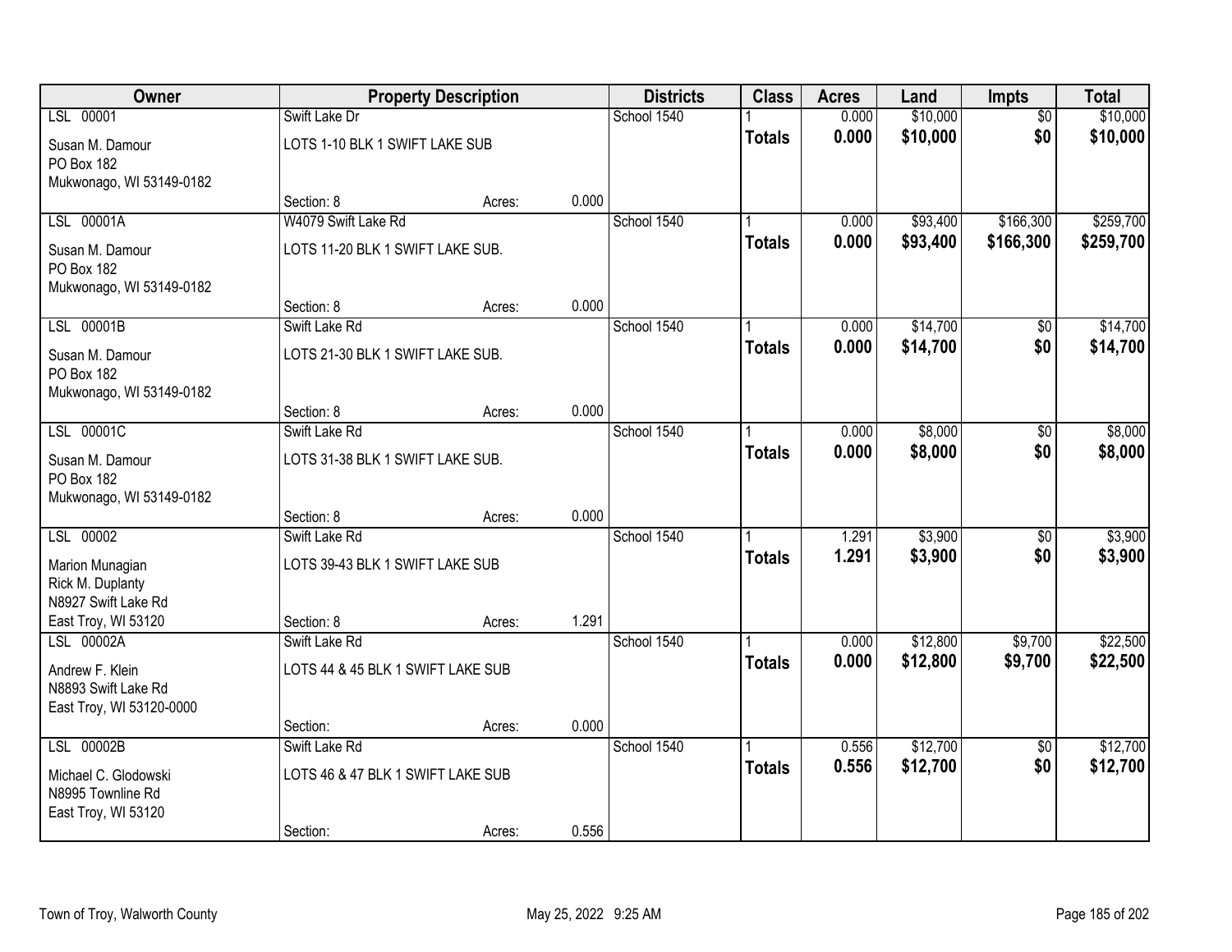| Owner | Property Description | | | Districts | Class | Acres | Land | Impts | Total |
|---|---|---|---|---|---|---|---|---|---|
| LSL 00001 | Swift Lake Dr | | | School 1540 | 1 | 0.000 | $10,000 | $0 | $10,000 |
| Susan M. Damour<br>PO Box 182<br>Mukwonago, WI 53149-0182 | LOTS 1-10 BLK 1 SWIFT LAKE SUB | | | | **Totals** | **0.000** | **$10,000** | **$0** | **$10,000** |
| | Section: 8 | Acres: | 0.000 | | | | | | |
| LSL 00001A | W4079 Swift Lake Rd | | | School 1540 | 1 | 0.000 | $93,400 | $166,300 | $259,700 |
| Susan M. Damour<br>PO Box 182<br>Mukwonago, WI 53149-0182 | LOTS 11-20 BLK 1 SWIFT LAKE SUB. | | | | **Totals** | **0.000** | **$93,400** | **$166,300** | **$259,700** |
| | Section: 8 | Acres: | 0.000 | | | | | | |
| LSL 00001B | Swift Lake Rd | | | School 1540 | 1 | 0.000 | $14,700 | $0 | $14,700 |
| Susan M. Damour<br>PO Box 182<br>Mukwonago, WI 53149-0182 | LOTS 21-30 BLK 1 SWIFT LAKE SUB. | | | | **Totals** | **0.000** | **$14,700** | **$0** | **$14,700** |
| | Section: 8 | Acres: | 0.000 | | | | | | |
| LSL 00001C | Swift Lake Rd | | | School 1540 | 1 | 0.000 | $8,000 | $0 | $8,000 |
| Susan M. Damour<br>PO Box 182<br>Mukwonago, WI 53149-0182 | LOTS 31-38 BLK 1 SWIFT LAKE SUB. | | | | **Totals** | **0.000** | **$8,000** | **$0** | **$8,000** |
| | Section: 8 | Acres: | 0.000 | | | | | | |
| LSL 00002 | Swift Lake Rd | | | School 1540 | 1 | 1.291 | $3,900 | $0 | $3,900 |
| Marion Munagian<br>Rick M. Duplanty<br>N8927 Swift Lake Rd<br>East Troy, WI 53120 | LOTS 39-43 BLK 1 SWIFT LAKE SUB | | | | **Totals** | **1.291** | **$3,900** | **$0** | **$3,900** |
| | Section: 8 | Acres: | 1.291 | | | | | | |
| LSL 00002A | Swift Lake Rd | | | School 1540 | 1 | 0.000 | $12,800 | $9,700 | $22,500 |
| Andrew F. Klein<br>N8893 Swift Lake Rd<br>East Troy, WI 53120-0000 | LOTS 44 & 45 BLK 1 SWIFT LAKE SUB | | | | **Totals** | **0.000** | **$12,800** | **$9,700** | **$22,500** |
| | Section: | Acres: | 0.000 | | | | | | |
| LSL 00002B | Swift Lake Rd | | | School 1540 | 1 | 0.556 | $12,700 | $0 | $12,700 |
| Michael C. Glodowski<br>N8995 Townline Rd<br>East Troy, WI 53120 | LOTS 46 & 47 BLK 1 SWIFT LAKE SUB | | | | **Totals** | **0.556** | **$12,700** | **$0** | **$12,700** |
| | Section: | Acres: | 0.556 | | | | | | |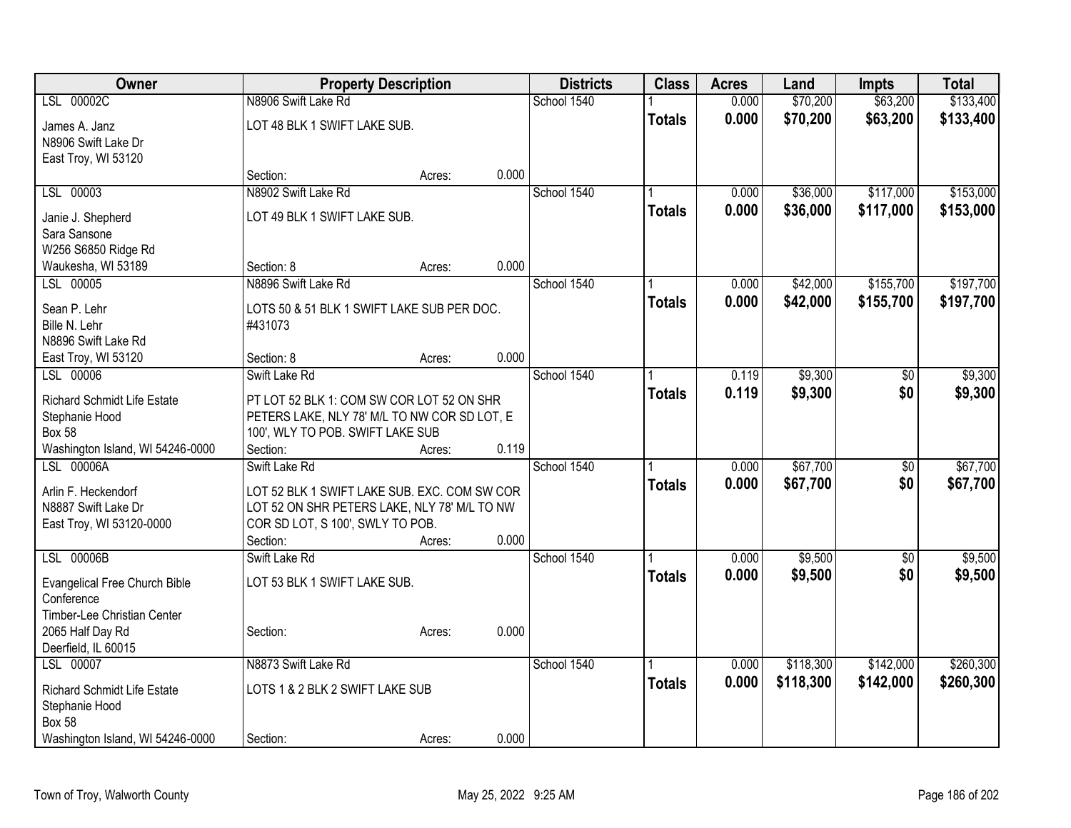| Owner | Property Description | Districts | Class | Acres | Land | Impts | Total |
|---|---|---|---|---|---|---|---|
| LSL 00002C | N8906 Swift Lake Rd | School 1540 | 1 | 0.000 | $70,200 | $63,200 | $133,400 |
| James A. Janz<br>N8906 Swift Lake Dr<br>East Troy, WI 53120 | LOT 48 BLK 1 SWIFT LAKE SUB.<br>Section: Acres: 0.000 | | **Totals** | **0.000** | **$70,200** | **$63,200** | **$133,400** |
| LSL 00003 | N8902 Swift Lake Rd | School 1540 | 1 | 0.000 | $36,000 | $117,000 | $153,000 |
| Janie J. Shepherd<br>Sara Sansone<br>W256 S6850 Ridge Rd<br>Waukesha, WI 53189 | LOT 49 BLK 1 SWIFT LAKE SUB.<br>Section: 8 Acres: 0.000 | | **Totals** | **0.000** | **$36,000** | **$117,000** | **$153,000** |
| LSL 00005 | N8896 Swift Lake Rd | School 1540 | 1 | 0.000 | $42,000 | $155,700 | $197,700 |
| Sean P. Lehr<br>Bille N. Lehr<br>N8896 Swift Lake Rd<br>East Troy, WI 53120 | LOTS 50 & 51 BLK 1 SWIFT LAKE SUB PER DOC. #431073<br>Section: 8 Acres: 0.000 | | **Totals** | **0.000** | **$42,000** | **$155,700** | **$197,700** |
| LSL 00006 | Swift Lake Rd | School 1540 | 1 | 0.119 | $9,300 | $0 | $9,300 |
| Richard Schmidt Life Estate<br>Stephanie Hood<br>Box 58<br>Washington Island, WI 54246-0000 | PT LOT 52 BLK 1: COM SW COR LOT 52 ON SHR PETERS LAKE, NLY 78' M/L TO NW COR SD LOT, E 100', WLY TO POB. SWIFT LAKE SUB<br>Section: Acres: 0.119 | | **Totals** | **0.119** | **$9,300** | **$0** | **$9,300** |
| LSL 00006A | Swift Lake Rd | School 1540 | 1 | 0.000 | $67,700 | $0 | $67,700 |
| Arlin F. Heckendorf<br>N8887 Swift Lake Dr<br>East Troy, WI 53120-0000 | LOT 52 BLK 1 SWIFT LAKE SUB. EXC. COM SW COR LOT 52 ON SHR PETERS LAKE, NLY 78' M/L TO NW COR SD LOT, S 100', SWLY TO POB.<br>Section: Acres: 0.000 | | **Totals** | **0.000** | **$67,700** | **$0** | **$67,700** |
| LSL 00006B | Swift Lake Rd | School 1540 | 1 | 0.000 | $9,500 | $0 | $9,500 |
| Evangelical Free Church Bible Conference<br>Timber-Lee Christian Center<br>2065 Half Day Rd<br>Deerfield, IL 60015 | LOT 53 BLK 1 SWIFT LAKE SUB.<br>Section: Acres: 0.000 | | **Totals** | **0.000** | **$9,500** | **$0** | **$9,500** |
| LSL 00007 | N8873 Swift Lake Rd | School 1540 | 1 | 0.000 | $118,300 | $142,000 | $260,300 |
| Richard Schmidt Life Estate<br>Stephanie Hood<br>Box 58<br>Washington Island, WI 54246-0000 | LOTS 1 & 2 BLK 2 SWIFT LAKE SUB<br>Section: Acres: 0.000 | | **Totals** | **0.000** | **$118,300** | **$142,000** | **$260,300** |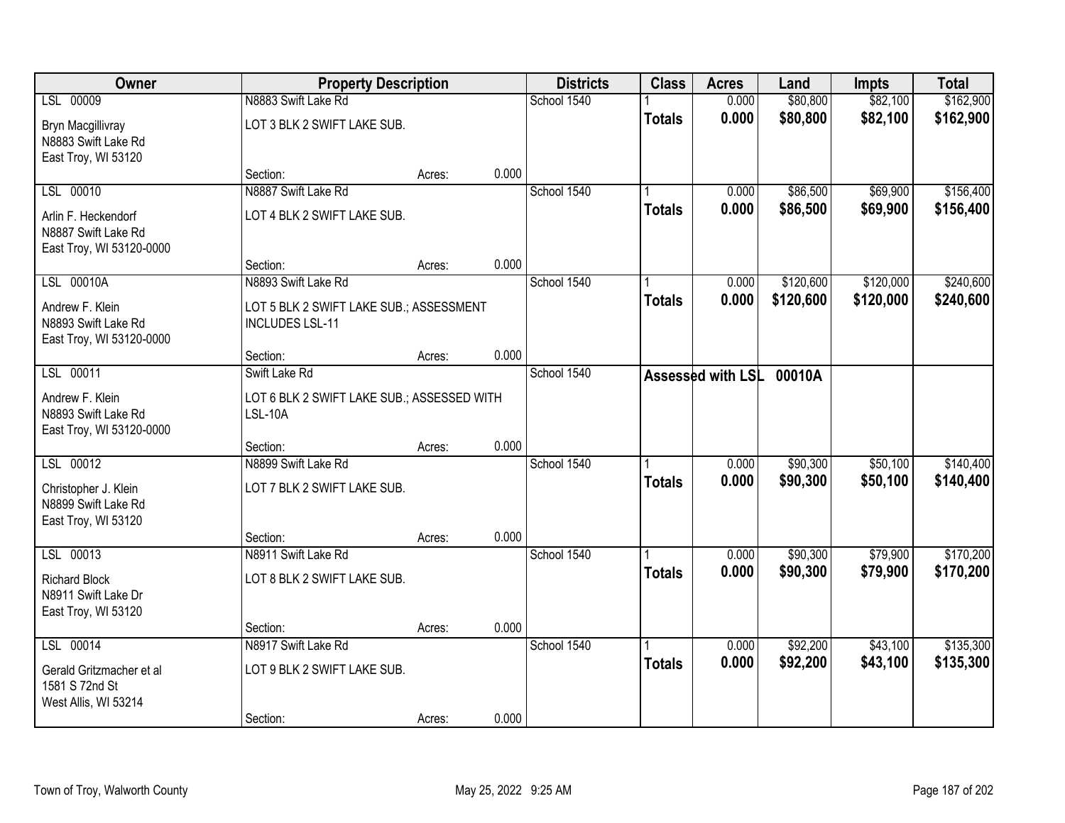| Owner | Property Description | | | Districts | Class | Acres | Land | Impts | Total |
|---|---|---|---|---|---|---|---|---|---|
| LSL 00009 | N8883 Swift Lake Rd | | | School 1540 | 1 | 0.000 | $80,800 | $82,100 | $162,900 |
| Bryn Macgillivray<br>N8883 Swift Lake Rd<br>East Troy, WI 53120 | LOT 3 BLK 2 SWIFT LAKE SUB. | | | | **Totals** | **0.000** | **$80,800** | **$82,100** | **$162,900** |
| | Section: | Acres: | 0.000 | | | | | | |
| LSL 00010 | N8887 Swift Lake Rd | | | School 1540 | 1 | 0.000 | $86,500 | $69,900 | $156,400 |
| Arlin F. Heckendorf<br>N8887 Swift Lake Rd<br>East Troy, WI 53120-0000 | LOT 4 BLK 2 SWIFT LAKE SUB. | | | | **Totals** | **0.000** | **$86,500** | **$69,900** | **$156,400** |
| | Section: | Acres: | 0.000 | | | | | | |
| LSL 00010A | N8893 Swift Lake Rd | | | School 1540 | 1 | 0.000 | $120,600 | $120,000 | $240,600 |
| Andrew F. Klein<br>N8893 Swift Lake Rd<br>East Troy, WI 53120-0000 | LOT 5 BLK 2 SWIFT LAKE SUB.; ASSESSMENT INCLUDES LSL-11 | | | | **Totals** | **0.000** | **$120,600** | **$120,000** | **$240,600** |
| | Section: | Acres: | 0.000 | | | | | | |
| LSL 00011 | Swift Lake Rd | | | School 1540 | **Assessed with LSL** | | **00010A** | | |
| Andrew F. Klein<br>N8893 Swift Lake Rd<br>East Troy, WI 53120-0000 | LOT 6 BLK 2 SWIFT LAKE SUB.; ASSESSED WITH LSL-10A | | | | | | | | |
| | Section: | Acres: | 0.000 | | | | | | |
| LSL 00012 | N8899 Swift Lake Rd | | | School 1540 | 1 | 0.000 | $90,300 | $50,100 | $140,400 |
| Christopher J. Klein<br>N8899 Swift Lake Rd<br>East Troy, WI 53120 | LOT 7 BLK 2 SWIFT LAKE SUB. | | | | **Totals** | **0.000** | **$90,300** | **$50,100** | **$140,400** |
| | Section: | Acres: | 0.000 | | | | | | |
| LSL 00013 | N8911 Swift Lake Rd | | | School 1540 | 1 | 0.000 | $90,300 | $79,900 | $170,200 |
| Richard Block<br>N8911 Swift Lake Dr<br>East Troy, WI 53120 | LOT 8 BLK 2 SWIFT LAKE SUB. | | | | **Totals** | **0.000** | **$90,300** | **$79,900** | **$170,200** |
| | Section: | Acres: | 0.000 | | | | | | |
| LSL 00014 | N8917 Swift Lake Rd | | | School 1540 | 1 | 0.000 | $92,200 | $43,100 | $135,300 |
| Gerald Gritzmacher et al<br>1581 S 72nd St<br>West Allis, WI 53214 | LOT 9 BLK 2 SWIFT LAKE SUB. | | | | **Totals** | **0.000** | **$92,200** | **$43,100** | **$135,300** |
| | Section: | Acres: | 0.000 | | | | | | |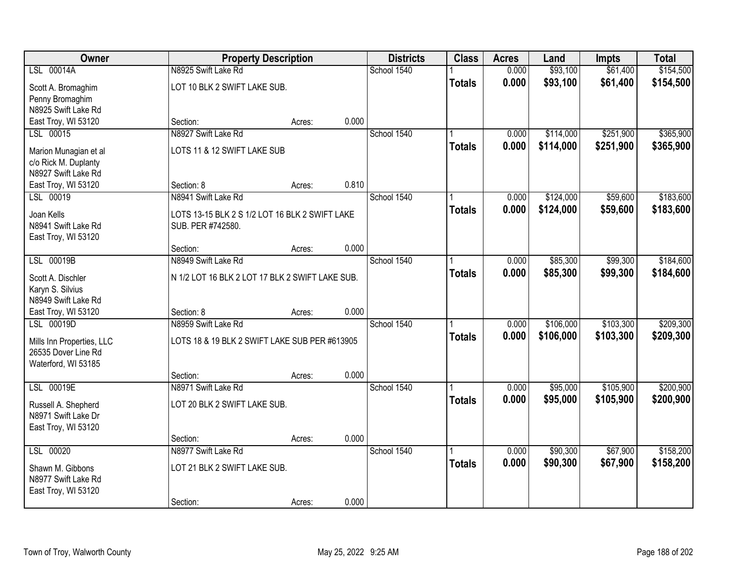| Owner | Property Description | | | Districts | Class | Acres | Land | Impts | Total |
|---|---|---|---|---|---|---|---|---|---|
| LSL 00014A | N8925 Swift Lake Rd | | | School 1540 | 1 | 0.000 | $93,100 | $61,400 | $154,500 |
| Scott A. Bromaghim<br>Penny Bromaghim<br>N8925 Swift Lake Rd<br>East Troy, WI 53120 | LOT 10 BLK 2 SWIFT LAKE SUB. | | | | **Totals** | **0.000** | **$93,100** | **$61,400** | **$154,500** |
| | Section: | Acres: | 0.000 | | | | | | |
| LSL 00015 | N8927 Swift Lake Rd | | | School 1540 | 1 | 0.000 | $114,000 | $251,900 | $365,900 |
| Marion Munagian et al<br>c/o Rick M. Duplanty<br>N8927 Swift Lake Rd<br>East Troy, WI 53120 | LOTS 11 & 12 SWIFT LAKE SUB | | | | **Totals** | **0.000** | **$114,000** | **$251,900** | **$365,900** |
| | Section: 8 | Acres: | 0.810 | | | | | | |
| LSL 00019 | N8941 Swift Lake Rd | | | School 1540 | 1 | 0.000 | $124,000 | $59,600 | $183,600 |
| Joan Kells<br>N8941 Swift Lake Rd<br>East Troy, WI 53120 | LOTS 13-15 BLK 2 S 1/2 LOT 16 BLK 2 SWIFT LAKE SUB. PER #742580. | | | | **Totals** | **0.000** | **$124,000** | **$59,600** | **$183,600** |
| | Section: | Acres: | 0.000 | | | | | | |
| LSL 00019B | N8949 Swift Lake Rd | | | School 1540 | 1 | 0.000 | $85,300 | $99,300 | $184,600 |
| Scott A. Dischler<br>Karyn S. Silvius<br>N8949 Swift Lake Rd<br>East Troy, WI 53120 | N 1/2 LOT 16 BLK 2 LOT 17 BLK 2 SWIFT LAKE SUB. | | | | **Totals** | **0.000** | **$85,300** | **$99,300** | **$184,600** |
| | Section: 8 | Acres: | 0.000 | | | | | | |
| LSL 00019D | N8959 Swift Lake Rd | | | School 1540 | 1 | 0.000 | $106,000 | $103,300 | $209,300 |
| Mills Inn Properties, LLC<br>26535 Dover Line Rd<br>Waterford, WI 53185 | LOTS 18 & 19 BLK 2 SWIFT LAKE SUB PER #613905 | | | | **Totals** | **0.000** | **$106,000** | **$103,300** | **$209,300** |
| | Section: | Acres: | 0.000 | | | | | | |
| LSL 00019E | N8971 Swift Lake Rd | | | School 1540 | 1 | 0.000 | $95,000 | $105,900 | $200,900 |
| Russell A. Shepherd<br>N8971 Swift Lake Dr<br>East Troy, WI 53120 | LOT 20 BLK 2 SWIFT LAKE SUB. | | | | **Totals** | **0.000** | **$95,000** | **$105,900** | **$200,900** |
| | Section: | Acres: | 0.000 | | | | | | |
| LSL 00020 | N8977 Swift Lake Rd | | | School 1540 | 1 | 0.000 | $90,300 | $67,900 | $158,200 |
| Shawn M. Gibbons<br>N8977 Swift Lake Rd<br>East Troy, WI 53120 | LOT 21 BLK 2 SWIFT LAKE SUB. | | | | **Totals** | **0.000** | **$90,300** | **$67,900** | **$158,200** |
| | Section: | Acres: | 0.000 | | | | | | |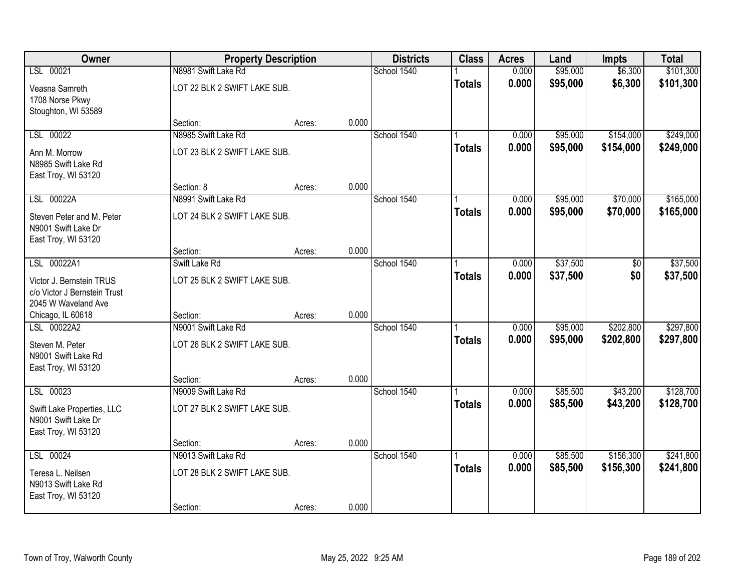| Owner | Property Description | | | Districts | Class | Acres | Land | Impts | Total |
|---|---|---|---|---|---|---|---|---|---|
| LSL 00021 | N8981 Swift Lake Rd | | | School 1540 | 1 | 0.000 | $95,000 | $6,300 | $101,300 |
| Veasna Samreth<br>1708 Norse Pkwy<br>Stoughton, WI 53589 | LOT 22 BLK 2 SWIFT LAKE SUB. | | | | **Totals** | **0.000** | **$95,000** | **$6,300** | **$101,300** |
| | Section: | Acres: | 0.000 | | | | | | |
| LSL 00022 | N8985 Swift Lake Rd | | | School 1540 | 1 | 0.000 | $95,000 | $154,000 | $249,000 |
| Ann M. Morrow<br>N8985 Swift Lake Rd<br>East Troy, WI 53120 | LOT 23 BLK 2 SWIFT LAKE SUB. | | | | **Totals** | **0.000** | **$95,000** | **$154,000** | **$249,000** |
| | Section: 8 | Acres: | 0.000 | | | | | | |
| LSL 00022A | N8991 Swift Lake Rd | | | School 1540 | 1 | 0.000 | $95,000 | $70,000 | $165,000 |
| Steven Peter and M. Peter<br>N9001 Swift Lake Dr<br>East Troy, WI 53120 | LOT 24 BLK 2 SWIFT LAKE SUB. | | | | **Totals** | **0.000** | **$95,000** | **$70,000** | **$165,000** |
| | Section: | Acres: | 0.000 | | | | | | |
| LSL 00022A1 | Swift Lake Rd | | | School 1540 | 1 | 0.000 | $37,500 | $0 | $37,500 |
| Victor J. Bernstein TRUS<br>c/o Victor J Bernstein Trust<br>2045 W Waveland Ave<br>Chicago, IL 60618 | LOT 25 BLK 2 SWIFT LAKE SUB. | | | | **Totals** | **0.000** | **$37,500** | **$0** | **$37,500** |
| | Section: | Acres: | 0.000 | | | | | | |
| LSL 00022A2 | N9001 Swift Lake Rd | | | School 1540 | 1 | 0.000 | $95,000 | $202,800 | $297,800 |
| Steven M. Peter<br>N9001 Swift Lake Rd<br>East Troy, WI 53120 | LOT 26 BLK 2 SWIFT LAKE SUB. | | | | **Totals** | **0.000** | **$95,000** | **$202,800** | **$297,800** |
| | Section: | Acres: | 0.000 | | | | | | |
| LSL 00023 | N9009 Swift Lake Rd | | | School 1540 | 1 | 0.000 | $85,500 | $43,200 | $128,700 |
| Swift Lake Properties, LLC<br>N9001 Swift Lake Dr<br>East Troy, WI 53120 | LOT 27 BLK 2 SWIFT LAKE SUB. | | | | **Totals** | **0.000** | **$85,500** | **$43,200** | **$128,700** |
| | Section: | Acres: | 0.000 | | | | | | |
| LSL 00024 | N9013 Swift Lake Rd | | | School 1540 | 1 | 0.000 | $85,500 | $156,300 | $241,800 |
| Teresa L. Neilsen<br>N9013 Swift Lake Rd<br>East Troy, WI 53120 | LOT 28 BLK 2 SWIFT LAKE SUB. | | | | **Totals** | **0.000** | **$85,500** | **$156,300** | **$241,800** |
| | Section: | Acres: | 0.000 | | | | | | |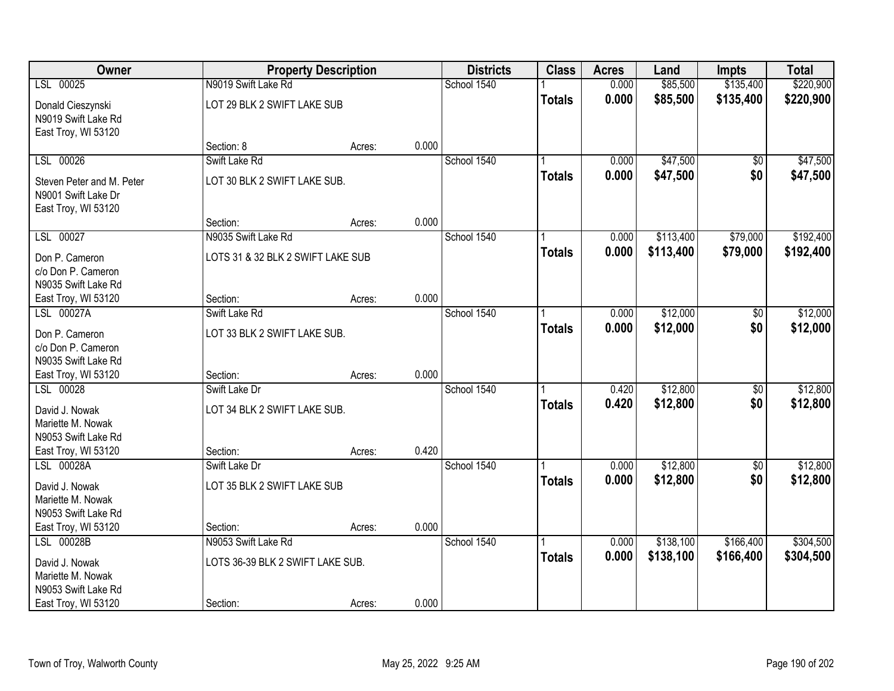| Owner | Property Description | | | Districts | Class | Acres | Land | Impts | Total |
|---|---|---|---|---|---|---|---|---|---|
| LSL 00025 | N9019 Swift Lake Rd | | | School 1540 | 1 | 0.000 | $85,500 | $135,400 | $220,900 |
| Donald Cieszynski<br>N9019 Swift Lake Rd<br>East Troy, WI 53120 | LOT 29 BLK 2 SWIFT LAKE SUB | | | | **Totals** | **0.000** | **$85,500** | **$135,400** | **$220,900** |
| | Section: 8 | Acres: | 0.000 | | | | | | |
| LSL 00026 | Swift Lake Rd | | | School 1540 | 1 | 0.000 | $47,500 | $0 | $47,500 |
| Steven Peter and M. Peter<br>N9001 Swift Lake Dr<br>East Troy, WI 53120 | LOT 30 BLK 2 SWIFT LAKE SUB. | | | | **Totals** | **0.000** | **$47,500** | **$0** | **$47,500** |
| | Section: | Acres: | 0.000 | | | | | | |
| LSL 00027 | N9035 Swift Lake Rd | | | School 1540 | 1 | 0.000 | $113,400 | $79,000 | $192,400 |
| Don P. Cameron<br>c/o Don P. Cameron<br>N9035 Swift Lake Rd<br>East Troy, WI 53120 | LOTS 31 & 32 BLK 2 SWIFT LAKE SUB | | | | **Totals** | **0.000** | **$113,400** | **$79,000** | **$192,400** |
| | Section: | Acres: | 0.000 | | | | | | |
| LSL 00027A | Swift Lake Rd | | | School 1540 | 1 | 0.000 | $12,000 | $0 | $12,000 |
| Don P. Cameron<br>c/o Don P. Cameron<br>N9035 Swift Lake Rd<br>East Troy, WI 53120 | LOT 33 BLK 2 SWIFT LAKE SUB. | | | | **Totals** | **0.000** | **$12,000** | **$0** | **$12,000** |
| | Section: | Acres: | 0.000 | | | | | | |
| LSL 00028 | Swift Lake Dr | | | School 1540 | 1 | 0.420 | $12,800 | $0 | $12,800 |
| David J. Nowak<br>Mariette M. Nowak<br>N9053 Swift Lake Rd<br>East Troy, WI 53120 | LOT 34 BLK 2 SWIFT LAKE SUB. | | | | **Totals** | **0.420** | **$12,800** | **$0** | **$12,800** |
| | Section: | Acres: | 0.420 | | | | | | |
| LSL 00028A | Swift Lake Dr | | | School 1540 | 1 | 0.000 | $12,800 | $0 | $12,800 |
| David J. Nowak<br>Mariette M. Nowak<br>N9053 Swift Lake Rd<br>East Troy, WI 53120 | LOT 35 BLK 2 SWIFT LAKE SUB | | | | **Totals** | **0.000** | **$12,800** | **$0** | **$12,800** |
| | Section: | Acres: | 0.000 | | | | | | |
| LSL 00028B | N9053 Swift Lake Rd | | | School 1540 | 1 | 0.000 | $138,100 | $166,400 | $304,500 |
| David J. Nowak<br>Mariette M. Nowak<br>N9053 Swift Lake Rd<br>East Troy, WI 53120 | LOTS 36-39 BLK 2 SWIFT LAKE SUB. | | | | **Totals** | **0.000** | **$138,100** | **$166,400** | **$304,500** |
| | Section: | Acres: | 0.000 | | | | | | |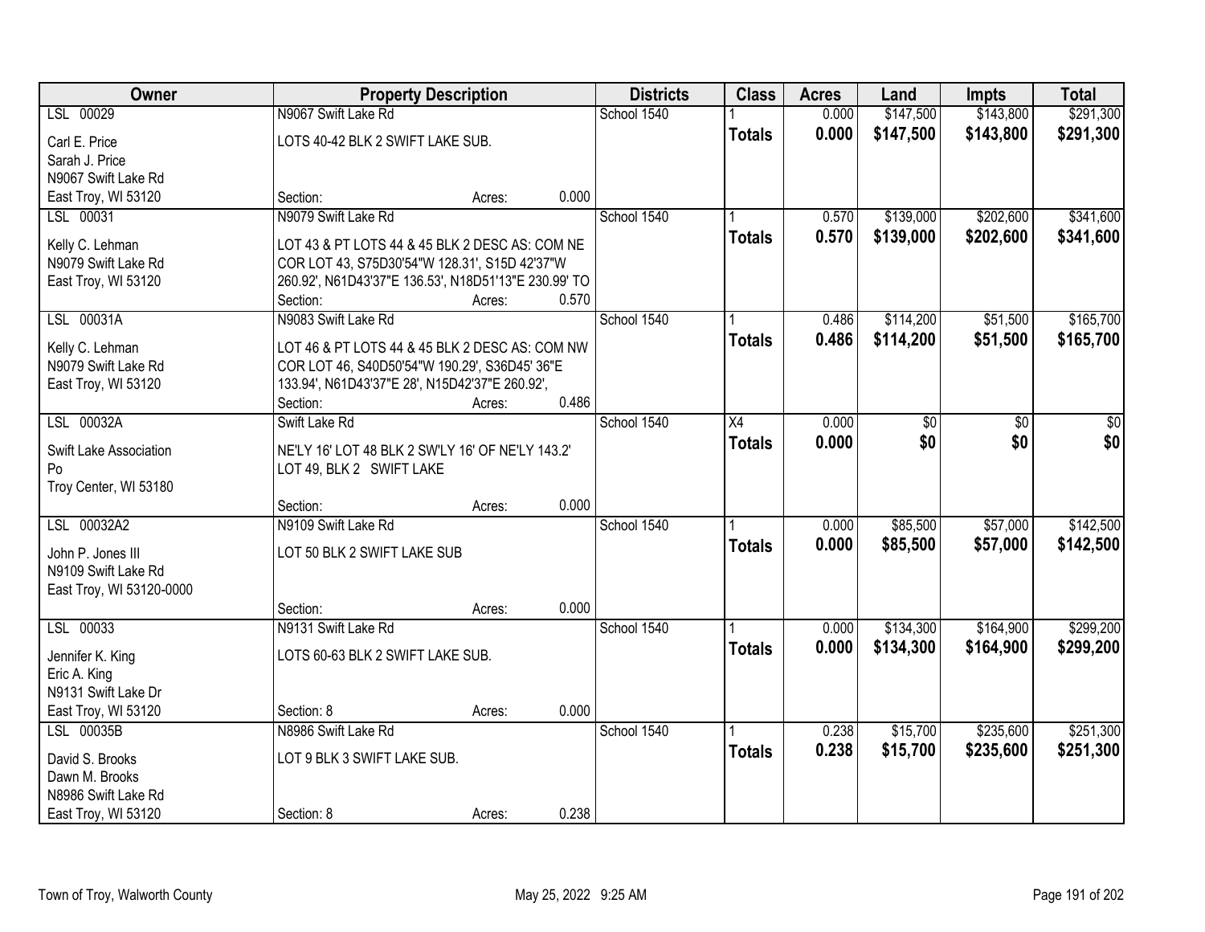| Owner | Property Description | | | Districts | Class | Acres | Land | Impts | Total |
|---|---|---|---|---|---|---|---|---|---|
| LSL 00029 | N9067 Swift Lake Rd | | | School 1540 | 1 | 0.000 | $147,500 | $143,800 | $291,300 |
| Carl E. Price<br>Sarah J. Price<br>N9067 Swift Lake Rd<br>East Troy, WI 53120 | LOTS 40-42 BLK 2 SWIFT LAKE SUB. | | | | **Totals** | **0.000** | **$147,500** | **$143,800** | **$291,300** |
| | Section: | Acres: | 0.000 | | | | | | |
| LSL 00031 | N9079 Swift Lake Rd | | | School 1540 | 1 | 0.570 | $139,000 | $202,600 | $341,600 |
| Kelly C. Lehman<br>N9079 Swift Lake Rd<br>East Troy, WI 53120 | LOT 43 & PT LOTS 44 & 45 BLK 2 DESC AS: COM NE COR LOT 43, S75D30'54"W 128.31', S15D 42'37"W 260.92', N61D43'37"E 136.53', N18D51'13"E 230.99' TO | | | | **Totals** | **0.570** | **$139,000** | **$202,600** | **$341,600** |
| | Section: | Acres: | 0.570 | | | | | | |
| LSL 00031A | N9083 Swift Lake Rd | | | School 1540 | 1 | 0.486 | $114,200 | $51,500 | $165,700 |
| Kelly C. Lehman<br>N9079 Swift Lake Rd<br>East Troy, WI 53120 | LOT 46 & PT LOTS 44 & 45 BLK 2 DESC AS: COM NW COR LOT 46, S40D50'54"W 190.29', S36D45' 36"E 133.94', N61D43'37"E 28', N15D42'37"E 260.92', | | | | **Totals** | **0.486** | **$114,200** | **$51,500** | **$165,700** |
| | Section: | Acres: | 0.486 | | | | | | |
| LSL 00032A | Swift Lake Rd | | | School 1540 | X4 | 0.000 | $0 | $0 | $0 |
| Swift Lake Association<br>Po<br>Troy Center, WI 53180 | NE'LY 16' LOT 48 BLK 2 SW'LY 16' OF NE'LY 143.2' LOT 49, BLK 2 SWIFT LAKE | | | | **Totals** | **0.000** | **$0** | **$0** | **$0** |
| | Section: | Acres: | 0.000 | | | | | | |
| LSL 00032A2 | N9109 Swift Lake Rd | | | School 1540 | 1 | 0.000 | $85,500 | $57,000 | $142,500 |
| John P. Jones III<br>N9109 Swift Lake Rd<br>East Troy, WI 53120-0000 | LOT 50 BLK 2 SWIFT LAKE SUB | | | | **Totals** | **0.000** | **$85,500** | **$57,000** | **$142,500** |
| | Section: | Acres: | 0.000 | | | | | | |
| LSL 00033 | N9131 Swift Lake Rd | | | School 1540 | 1 | 0.000 | $134,300 | $164,900 | $299,200 |
| Jennifer K. King<br>Eric A. King<br>N9131 Swift Lake Dr<br>East Troy, WI 53120 | LOTS 60-63 BLK 2 SWIFT LAKE SUB. | | | | **Totals** | **0.000** | **$134,300** | **$164,900** | **$299,200** |
| | Section: 8 | Acres: | 0.000 | | | | | | |
| LSL 00035B | N8986 Swift Lake Rd | | | School 1540 | 1 | 0.238 | $15,700 | $235,600 | $251,300 |
| David S. Brooks<br>Dawn M. Brooks<br>N8986 Swift Lake Rd<br>East Troy, WI 53120 | LOT 9 BLK 3 SWIFT LAKE SUB. | | | | **Totals** | **0.238** | **$15,700** | **$235,600** | **$251,300** |
| | Section: 8 | Acres: | 0.238 | | | | | | |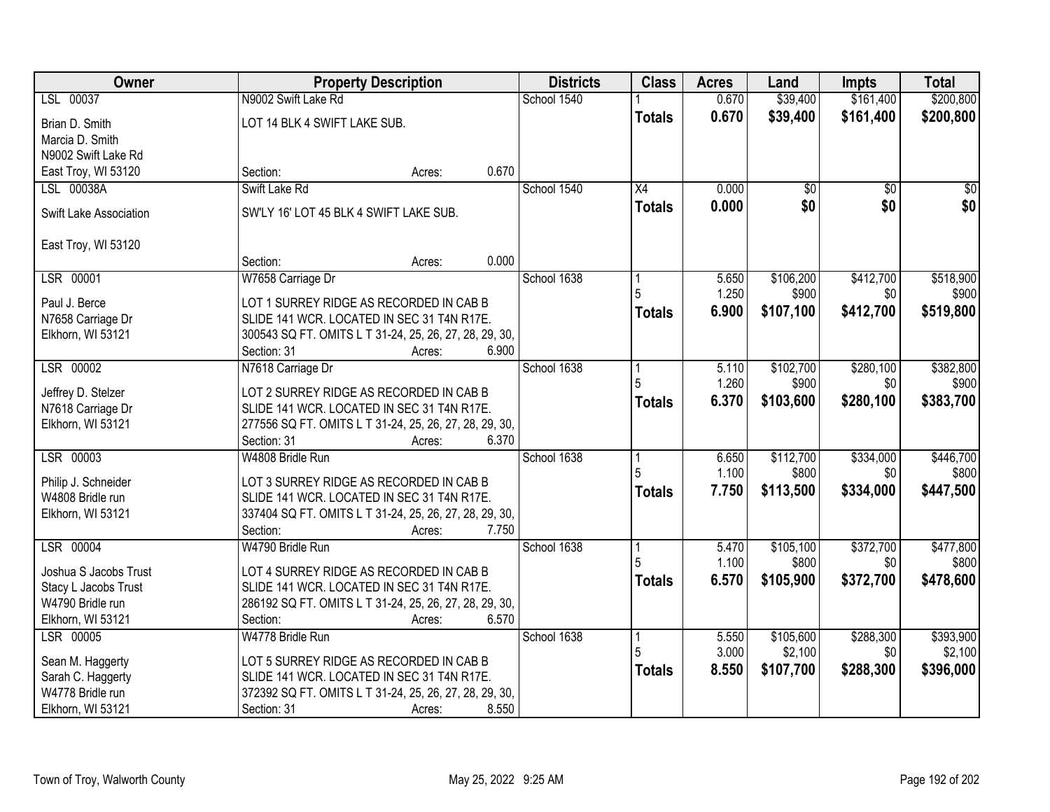| Owner | Property Description | Districts | Class | Acres | Land | Impts | Total |
|---|---|---|---|---|---|---|---|
| LSL 00037<br>Brian D. Smith<br>Marcia D. Smith<br>N9002 Swift Lake Rd<br>East Troy, WI 53120 | N9002 Swift Lake Rd<br>LOT 14 BLK 4 SWIFT LAKE SUB.<br>Section: Acres: 0.670 | School 1540 | 1<br>**Totals** | 0.670<br>**0.670** | $39,400<br>**$39,400** | $161,400<br>**$161,400** | $200,800<br>**$200,800** |
| LSL 00038A<br>Swift Lake Association<br><br>East Troy, WI 53120 | Swift Lake Rd<br>SW'LY 16' LOT 45 BLK 4 SWIFT LAKE SUB.<br>Section: Acres: 0.000 | School 1540 | X4<br>**Totals** | 0.000<br>**0.000** | $0<br>**$0** | $0<br>**$0** | $0<br>**$0** |
| LSR 00001<br>Paul J. Berce<br>N7658 Carriage Dr<br>Elkhorn, WI 53121 | W7658 Carriage Dr<br>LOT 1 SURREY RIDGE AS RECORDED IN CAB B SLIDE 141 WCR. LOCATED IN SEC 31 T4N R17E. 300543 SQ FT. OMITS L T 31-24, 25, 26, 27, 28, 29, 30,<br>Section: 31 Acres: 6.900 | School 1638 | 1<br>5<br>**Totals** | 5.650<br>1.250<br>**6.900** | $106,200<br>$900<br>**$107,100** | $412,700<br>$0<br>**$412,700** | $518,900<br>$900<br>**$519,800** |
| LSR 00002<br>Jeffrey D. Stelzer<br>N7618 Carriage Dr<br>Elkhorn, WI 53121 | N7618 Carriage Dr<br>LOT 2 SURREY RIDGE AS RECORDED IN CAB B SLIDE 141 WCR. LOCATED IN SEC 31 T4N R17E. 277556 SQ FT. OMITS L T 31-24, 25, 26, 27, 28, 29, 30,<br>Section: 31 Acres: 6.370 | School 1638 | 1<br>5<br>**Totals** | 5.110<br>1.260<br>**6.370** | $102,700<br>$900<br>**$103,600** | $280,100<br>$0<br>**$280,100** | $382,800<br>$900<br>**$383,700** |
| LSR 00003<br>Philip J. Schneider<br>W4808 Bridle run<br>Elkhorn, WI 53121 | W4808 Bridle Run<br>LOT 3 SURREY RIDGE AS RECORDED IN CAB B SLIDE 141 WCR. LOCATED IN SEC 31 T4N R17E. 337404 SQ FT. OMITS L T 31-24, 25, 26, 27, 28, 29, 30,<br>Section: Acres: 7.750 | School 1638 | 1<br>5<br>**Totals** | 6.650<br>1.100<br>**7.750** | $112,700<br>$800<br>**$113,500** | $334,000<br>$0<br>**$334,000** | $446,700<br>$800<br>**$447,500** |
| LSR 00004<br>Joshua S Jacobs Trust<br>Stacy L Jacobs Trust<br>W4790 Bridle run<br>Elkhorn, WI 53121 | W4790 Bridle Run<br>LOT 4 SURREY RIDGE AS RECORDED IN CAB B SLIDE 141 WCR. LOCATED IN SEC 31 T4N R17E. 286192 SQ FT. OMITS L T 31-24, 25, 26, 27, 28, 29, 30,<br>Section: Acres: 6.570 | School 1638 | 1<br>5<br>**Totals** | 5.470<br>1.100<br>**6.570** | $105,100<br>$800<br>**$105,900** | $372,700<br>$0<br>**$372,700** | $477,800<br>$800<br>**$478,600** |
| LSR 00005<br>Sean M. Haggerty<br>Sarah C. Haggerty<br>W4778 Bridle run<br>Elkhorn, WI 53121 | W4778 Bridle Run<br>LOT 5 SURREY RIDGE AS RECORDED IN CAB B SLIDE 141 WCR. LOCATED IN SEC 31 T4N R17E. 372392 SQ FT. OMITS L T 31-24, 25, 26, 27, 28, 29, 30,<br>Section: 31 Acres: 8.550 | School 1638 | 1<br>5<br>**Totals** | 5.550<br>3.000<br>**8.550** | $105,600<br>$2,100<br>**$107,700** | $288,300<br>$0<br>**$288,300** | $393,900<br>$2,100<br>**$396,000** |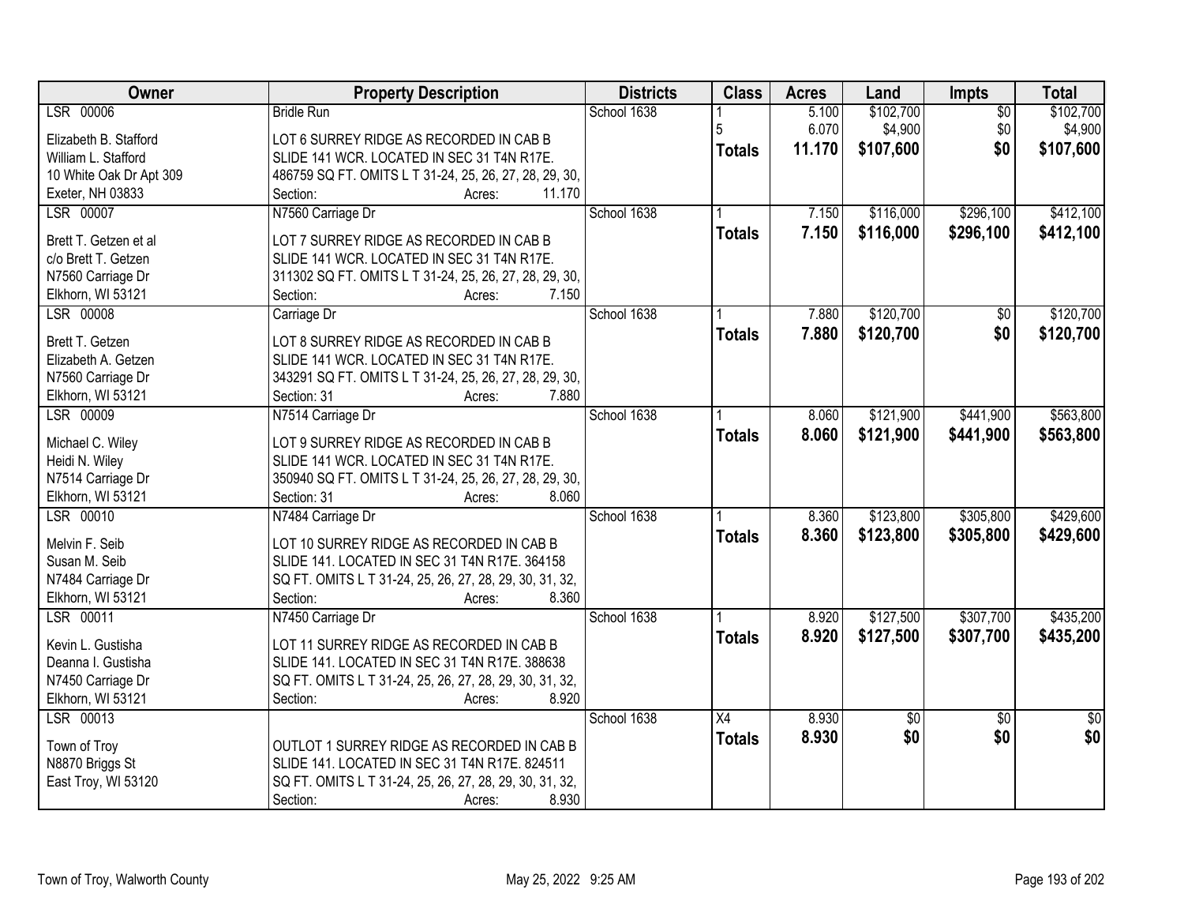| Owner | Property Description | Districts | Class | Acres | Land | Impts | Total |
|---|---|---|---|---|---|---|---|
| LSR 00006<br><br>Elizabeth B. Stafford<br>William L. Stafford<br>10 White Oak Dr Apt 309<br>Exeter, NH 03833 | Bridle Run<br><br>LOT 6 SURREY RIDGE AS RECORDED IN CAB B SLIDE 141 WCR. LOCATED IN SEC 31 T4N R17E. 486759 SQ FT. OMITS L T 31-24, 25, 26, 27, 28, 29, 30,<br>Section: Acres: 11.170 | School 1638 | 1<br>5<br>**Totals** | 5.100<br>6.070<br>**11.170** | $102,700<br>$4,900<br>**$107,600** | $0<br>$0<br>**$0** | $102,700<br>$4,900<br>**$107,600** |
| LSR 00007<br><br>Brett T. Getzen et al<br>c/o Brett T. Getzen<br>N7560 Carriage Dr<br>Elkhorn, WI 53121 | N7560 Carriage Dr<br><br>LOT 7 SURREY RIDGE AS RECORDED IN CAB B SLIDE 141 WCR. LOCATED IN SEC 31 T4N R17E. 311302 SQ FT. OMITS L T 31-24, 25, 26, 27, 28, 29, 30,<br>Section: Acres: 7.150 | School 1638 | 1<br>**Totals** | 7.150<br>**7.150** | $116,000<br>**$116,000** | $296,100<br>**$296,100** | $412,100<br>**$412,100** |
| LSR 00008<br><br>Brett T. Getzen<br>Elizabeth A. Getzen<br>N7560 Carriage Dr<br>Elkhorn, WI 53121 | Carriage Dr<br><br>LOT 8 SURREY RIDGE AS RECORDED IN CAB B SLIDE 141 WCR. LOCATED IN SEC 31 T4N R17E. 343291 SQ FT. OMITS L T 31-24, 25, 26, 27, 28, 29, 30,<br>Section: 31 Acres: 7.880 | School 1638 | 1<br>**Totals** | 7.880<br>**7.880** | $120,700<br>**$120,700** | $0<br>**$0** | $120,700<br>**$120,700** |
| LSR 00009<br><br>Michael C. Wiley<br>Heidi N. Wiley<br>N7514 Carriage Dr<br>Elkhorn, WI 53121 | N7514 Carriage Dr<br><br>LOT 9 SURREY RIDGE AS RECORDED IN CAB B SLIDE 141 WCR. LOCATED IN SEC 31 T4N R17E. 350940 SQ FT. OMITS L T 31-24, 25, 26, 27, 28, 29, 30,<br>Section: 31 Acres: 8.060 | School 1638 | 1<br>**Totals** | 8.060<br>**8.060** | $121,900<br>**$121,900** | $441,900<br>**$441,900** | $563,800<br>**$563,800** |
| LSR 00010<br><br>Melvin F. Seib<br>Susan M. Seib<br>N7484 Carriage Dr<br>Elkhorn, WI 53121 | N7484 Carriage Dr<br><br>LOT 10 SURREY RIDGE AS RECORDED IN CAB B SLIDE 141. LOCATED IN SEC 31 T4N R17E. 364158 SQ FT. OMITS L T 31-24, 25, 26, 27, 28, 29, 30, 31, 32,<br>Section: Acres: 8.360 | School 1638 | 1<br>**Totals** | 8.360<br>**8.360** | $123,800<br>**$123,800** | $305,800<br>**$305,800** | $429,600<br>**$429,600** |
| LSR 00011<br><br>Kevin L. Gustisha<br>Deanna I. Gustisha<br>N7450 Carriage Dr<br>Elkhorn, WI 53121 | N7450 Carriage Dr<br><br>LOT 11 SURREY RIDGE AS RECORDED IN CAB B SLIDE 141. LOCATED IN SEC 31 T4N R17E. 388638 SQ FT. OMITS L T 31-24, 25, 26, 27, 28, 29, 30, 31, 32,<br>Section: Acres: 8.920 | School 1638 | 1<br>**Totals** | 8.920<br>**8.920** | $127,500<br>**$127,500** | $307,700<br>**$307,700** | $435,200<br>**$435,200** |
| LSR 00013<br><br>Town of Troy<br>N8870 Briggs St<br>East Troy, WI 53120 | OUTLOT 1 SURREY RIDGE AS RECORDED IN CAB B SLIDE 141. LOCATED IN SEC 31 T4N R17E. 824511 SQ FT. OMITS L T 31-24, 25, 26, 27, 28, 29, 30, 31, 32,<br>Section: Acres: 8.930 | School 1638 | X4<br>**Totals** | 8.930<br>**8.930** | $0<br>**$0** | $0<br>**$0** | $0<br>**$0** |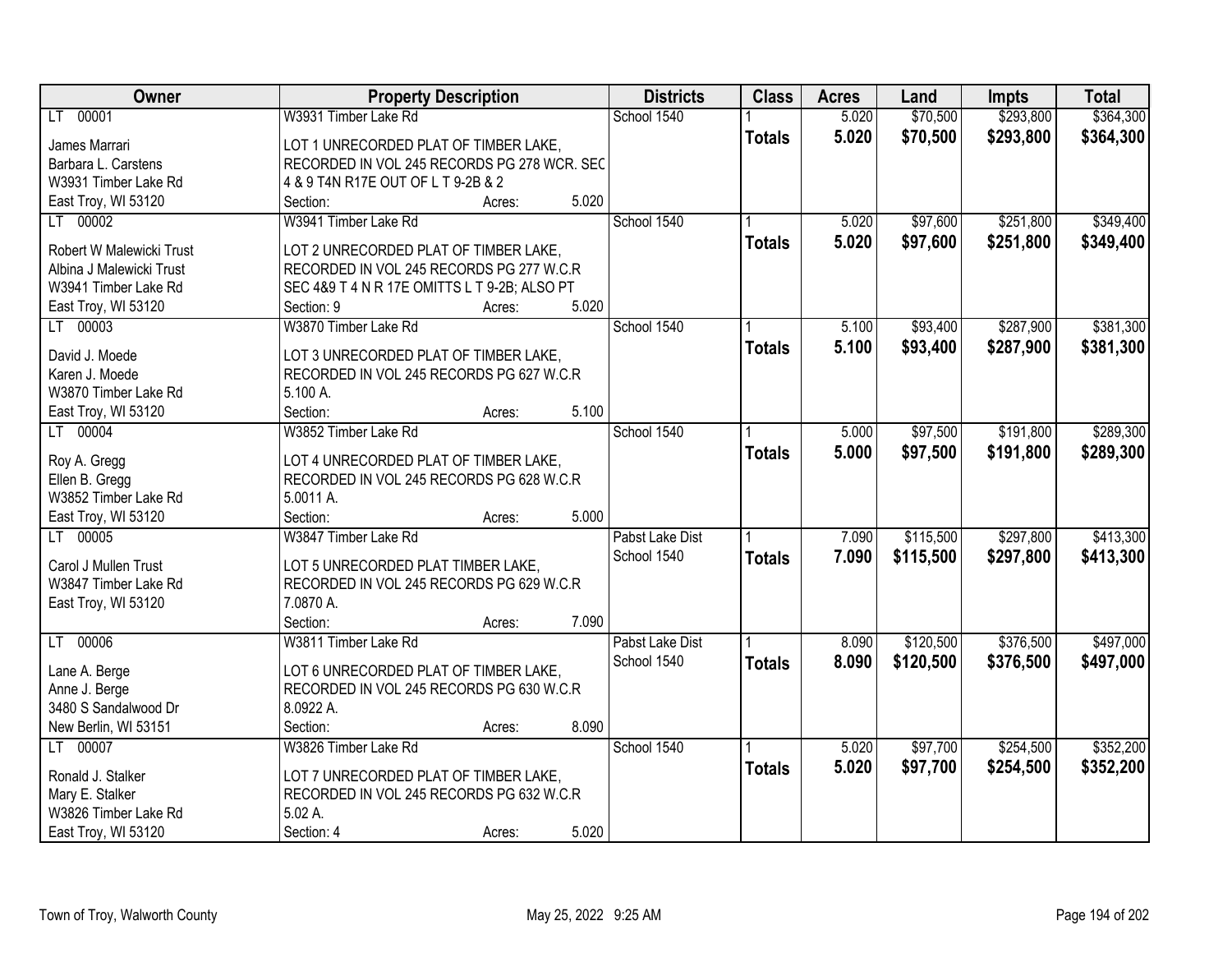| Owner | Property Description | Districts | Class | Acres | Land | Impts | Total |
|---|---|---|---|---|---|---|---|
| LT 00001 | W3931 Timber Lake Rd | School 1540 | 1 | 5.020 | $70,500 | $293,800 | $364,300 |
| James Marrari<br>Barbara L. Carstens<br>W3931 Timber Lake Rd<br>East Troy, WI 53120 | LOT 1 UNRECORDED PLAT OF TIMBER LAKE, RECORDED IN VOL 245 RECORDS PG 278 WCR. SEC 4 & 9 T4N R17E OUT OF L T 9-2B & 2<br>Section: Acres: 5.020 | | **Totals** | **5.020** | **$70,500** | **$293,800** | **$364,300** |
| LT 00002 | W3941 Timber Lake Rd | School 1540 | 1 | 5.020 | $97,600 | $251,800 | $349,400 |
| Robert W Malewicki Trust<br>Albina J Malewicki Trust<br>W3941 Timber Lake Rd<br>East Troy, WI 53120 | LOT 2 UNRECORDED PLAT OF TIMBER LAKE, RECORDED IN VOL 245 RECORDS PG 277 W.C.R SEC 4&9 T 4 N R 17E OMITTS L T 9-2B; ALSO PT<br>Section: 9 Acres: 5.020 | | **Totals** | **5.020** | **$97,600** | **$251,800** | **$349,400** |
| LT 00003 | W3870 Timber Lake Rd | School 1540 | 1 | 5.100 | $93,400 | $287,900 | $381,300 |
| David J. Moede<br>Karen J. Moede<br>W3870 Timber Lake Rd<br>East Troy, WI 53120 | LOT 3 UNRECORDED PLAT OF TIMBER LAKE, RECORDED IN VOL 245 RECORDS PG 627 W.C.R 5.100 A.<br>Section: Acres: 5.100 | | **Totals** | **5.100** | **$93,400** | **$287,900** | **$381,300** |
| LT 00004 | W3852 Timber Lake Rd | School 1540 | 1 | 5.000 | $97,500 | $191,800 | $289,300 |
| Roy A. Gregg<br>Ellen B. Gregg<br>W3852 Timber Lake Rd<br>East Troy, WI 53120 | LOT 4 UNRECORDED PLAT OF TIMBER LAKE, RECORDED IN VOL 245 RECORDS PG 628 W.C.R 5.0011 A.<br>Section: Acres: 5.000 | | **Totals** | **5.000** | **$97,500** | **$191,800** | **$289,300** |
| LT 00005 | W3847 Timber Lake Rd | Pabst Lake Dist | 1 | 7.090 | $115,500 | $297,800 | $413,300 |
| Carol J Mullen Trust<br>W3847 Timber Lake Rd<br>East Troy, WI 53120 | LOT 5 UNRECORDED PLAT TIMBER LAKE, RECORDED IN VOL 245 RECORDS PG 629 W.C.R 7.0870 A.<br>Section: Acres: 7.090 | School 1540 | **Totals** | **7.090** | **$115,500** | **$297,800** | **$413,300** |
| LT 00006 | W3811 Timber Lake Rd | Pabst Lake Dist | 1 | 8.090 | $120,500 | $376,500 | $497,000 |
| Lane A. Berge<br>Anne J. Berge<br>3480 S Sandalwood Dr<br>New Berlin, WI 53151 | LOT 6 UNRECORDED PLAT OF TIMBER LAKE, RECORDED IN VOL 245 RECORDS PG 630 W.C.R 8.0922 A.<br>Section: Acres: 8.090 | School 1540 | **Totals** | **8.090** | **$120,500** | **$376,500** | **$497,000** |
| LT 00007 | W3826 Timber Lake Rd | School 1540 | 1 | 5.020 | $97,700 | $254,500 | $352,200 |
| Ronald J. Stalker<br>Mary E. Stalker<br>W3826 Timber Lake Rd<br>East Troy, WI 53120 | LOT 7 UNRECORDED PLAT OF TIMBER LAKE, RECORDED IN VOL 245 RECORDS PG 632 W.C.R 5.02 A.<br>Section: 4 Acres: 5.020 | | **Totals** | **5.020** | **$97,700** | **$254,500** | **$352,200** |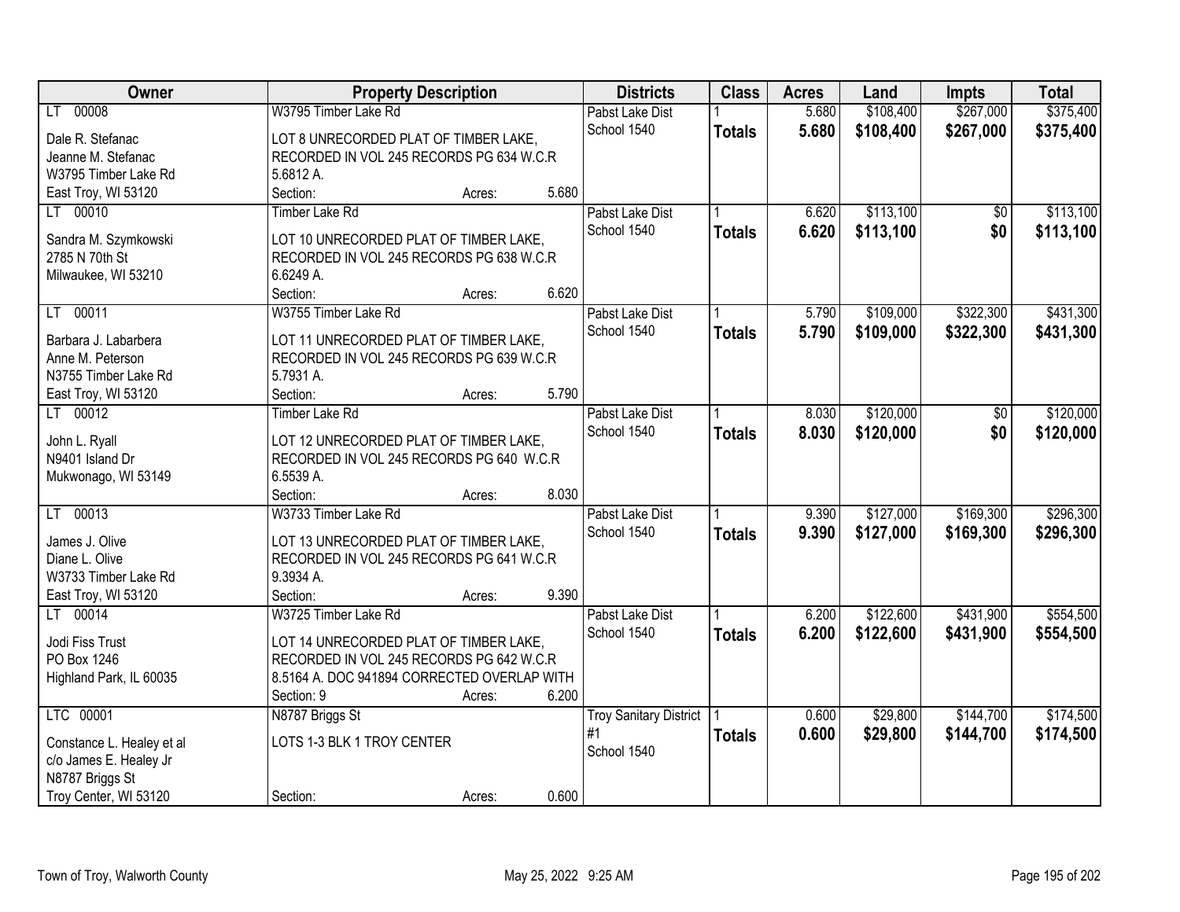| Owner | Property Description | Districts | Class | Acres | Land | Impts | Total |
|---|---|---|---|---|---|---|---|
| LT 00008<br>Dale R. Stefanac<br>Jeanne M. Stefanac<br>W3795 Timber Lake Rd<br>East Troy, WI 53120 | W3795 Timber Lake Rd<br>LOT 8 UNRECORDED PLAT OF TIMBER LAKE, RECORDED IN VOL 245 RECORDS PG 634 W.C.R 5.6812 A.<br>Section: Acres: 5.680 | Pabst Lake Dist<br>School 1540 | 1<br>**Totals** | 5.680<br>**5.680** | $108,400<br>**$108,400** | $267,000<br>**$267,000** | $375,400<br>**$375,400** |
| LT 00010<br>Sandra M. Szymkowski<br>2785 N 70th St<br>Milwaukee, WI 53210 | Timber Lake Rd<br>LOT 10 UNRECORDED PLAT OF TIMBER LAKE, RECORDED IN VOL 245 RECORDS PG 638 W.C.R 6.6249 A.<br>Section: Acres: 6.620 | Pabst Lake Dist<br>School 1540 | 1<br>**Totals** | 6.620<br>**6.620** | $113,100<br>**$113,100** | $0<br>**$0** | $113,100<br>**$113,100** |
| LT 00011<br>Barbara J. Labarbera<br>Anne M. Peterson<br>N3755 Timber Lake Rd<br>East Troy, WI 53120 | W3755 Timber Lake Rd<br>LOT 11 UNRECORDED PLAT OF TIMBER LAKE, RECORDED IN VOL 245 RECORDS PG 639 W.C.R 5.7931 A.<br>Section: Acres: 5.790 | Pabst Lake Dist<br>School 1540 | 1<br>**Totals** | 5.790<br>**5.790** | $109,000<br>**$109,000** | $322,300<br>**$322,300** | $431,300<br>**$431,300** |
| LT 00012<br>John L. Ryall<br>N9401 Island Dr<br>Mukwonago, WI 53149 | Timber Lake Rd<br>LOT 12 UNRECORDED PLAT OF TIMBER LAKE, RECORDED IN VOL 245 RECORDS PG 640 W.C.R 6.5539 A.<br>Section: Acres: 8.030 | Pabst Lake Dist<br>School 1540 | 1<br>**Totals** | 8.030<br>**8.030** | $120,000<br>**$120,000** | $0<br>**$0** | $120,000<br>**$120,000** |
| LT 00013<br>James J. Olive<br>Diane L. Olive<br>W3733 Timber Lake Rd<br>East Troy, WI 53120 | W3733 Timber Lake Rd<br>LOT 13 UNRECORDED PLAT OF TIMBER LAKE, RECORDED IN VOL 245 RECORDS PG 641 W.C.R 9.3934 A.<br>Section: Acres: 9.390 | Pabst Lake Dist<br>School 1540 | 1<br>**Totals** | 9.390<br>**9.390** | $127,000<br>**$127,000** | $169,300<br>**$169,300** | $296,300<br>**$296,300** |
| LT 00014<br>Jodi Fiss Trust<br>PO Box 1246<br>Highland Park, IL 60035 | W3725 Timber Lake Rd<br>LOT 14 UNRECORDED PLAT OF TIMBER LAKE, RECORDED IN VOL 245 RECORDS PG 642 W.C.R 8.5164 A. DOC 941894 CORRECTED OVERLAP WITH<br>Section: 9 Acres: 6.200 | Pabst Lake Dist<br>School 1540 | 1<br>**Totals** | 6.200<br>**6.200** | $122,600<br>**$122,600** | $431,900<br>**$431,900** | $554,500<br>**$554,500** |
| LTC 00001<br>Constance L. Healey et al<br>c/o James E. Healey Jr<br>N8787 Briggs St<br>Troy Center, WI 53120 | N8787 Briggs St<br>LOTS 1-3 BLK 1 TROY CENTER<br>Section: Acres: 0.600 | Troy Sanitary District #1<br>School 1540 | 1<br>**Totals** | 0.600<br>**0.600** | $29,800<br>**$29,800** | $144,700<br>**$144,700** | $174,500<br>**$174,500** |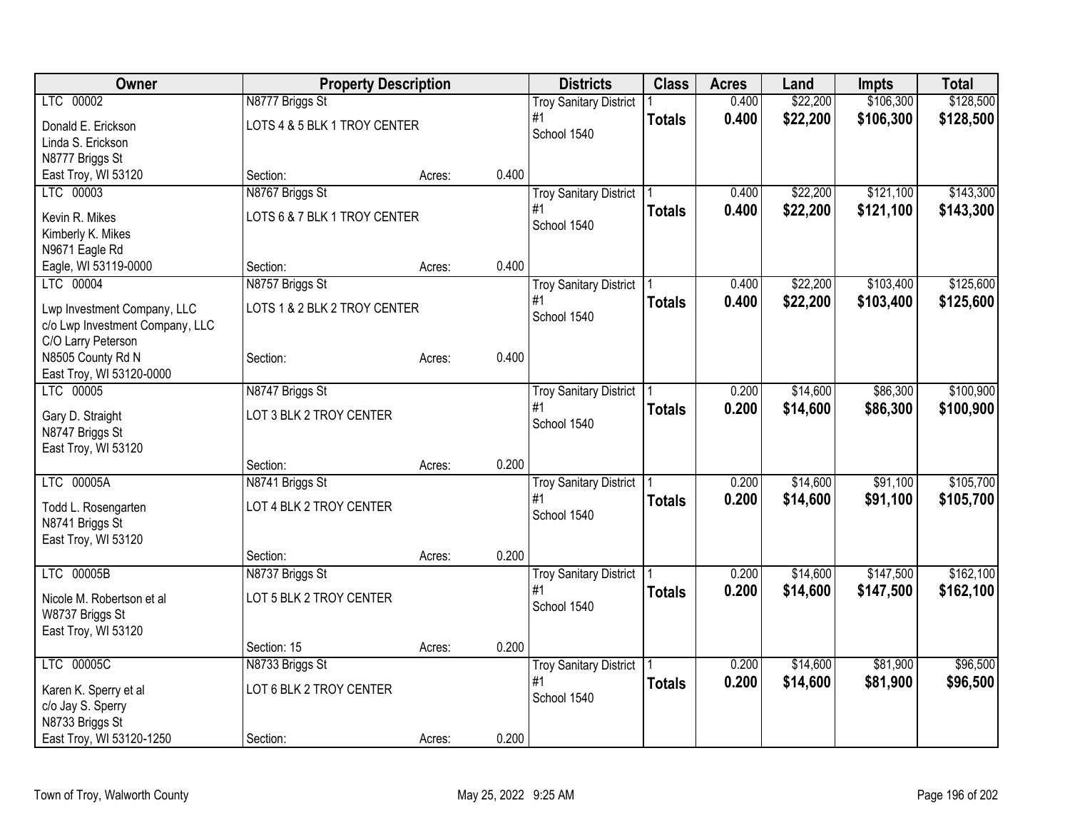| Owner | Property Description | | | Districts | Class | Acres | Land | Impts | Total |
|---|---|---|---|---|---|---|---|---|---|
| LTC 00002 | N8777 Briggs St | | | Troy Sanitary District #1 | 1 | 0.400 | $22,200 | $106,300 | $128,500 |
| Donald E. Erickson<br>Linda S. Erickson<br>N8777 Briggs St<br>East Troy, WI 53120 | LOTS 4 & 5 BLK 1 TROY CENTER | | | School 1540 | **Totals** | **0.400** | **$22,200** | **$106,300** | **$128,500** |
| | Section: | Acres: | 0.400 | | | | | | |
| LTC 00003 | N8767 Briggs St | | | Troy Sanitary District #1 | 1 | 0.400 | $22,200 | $121,100 | $143,300 |
| Kevin R. Mikes<br>Kimberly K. Mikes<br>N9671 Eagle Rd<br>Eagle, WI 53119-0000 | LOTS 6 & 7 BLK 1 TROY CENTER | | | School 1540 | **Totals** | **0.400** | **$22,200** | **$121,100** | **$143,300** |
| | Section: | Acres: | 0.400 | | | | | | |
| LTC 00004 | N8757 Briggs St | | | Troy Sanitary District #1 | 1 | 0.400 | $22,200 | $103,400 | $125,600 |
| Lwp Investment Company, LLC<br>c/o Lwp Investment Company, LLC<br>C/O Larry Peterson<br>N8505 County Rd N<br>East Troy, WI 53120-0000 | LOTS 1 & 2 BLK 2 TROY CENTER | | | School 1540 | **Totals** | **0.400** | **$22,200** | **$103,400** | **$125,600** |
| | Section: | Acres: | 0.400 | | | | | | |
| LTC 00005 | N8747 Briggs St | | | Troy Sanitary District #1 | 1 | 0.200 | $14,600 | $86,300 | $100,900 |
| Gary D. Straight<br>N8747 Briggs St<br>East Troy, WI 53120 | LOT 3 BLK 2 TROY CENTER | | | School 1540 | **Totals** | **0.200** | **$14,600** | **$86,300** | **$100,900** |
| | Section: | Acres: | 0.200 | | | | | | |
| LTC 00005A | N8741 Briggs St | | | Troy Sanitary District #1 | 1 | 0.200 | $14,600 | $91,100 | $105,700 |
| Todd L. Rosengarten<br>N8741 Briggs St<br>East Troy, WI 53120 | LOT 4 BLK 2 TROY CENTER | | | School 1540 | **Totals** | **0.200** | **$14,600** | **$91,100** | **$105,700** |
| | Section: | Acres: | 0.200 | | | | | | |
| LTC 00005B | N8737 Briggs St | | | Troy Sanitary District #1 | 1 | 0.200 | $14,600 | $147,500 | $162,100 |
| Nicole M. Robertson et al<br>W8737 Briggs St<br>East Troy, WI 53120 | LOT 5 BLK 2 TROY CENTER | | | School 1540 | **Totals** | **0.200** | **$14,600** | **$147,500** | **$162,100** |
| | Section: 15 | Acres: | 0.200 | | | | | | |
| LTC 00005C | N8733 Briggs St | | | Troy Sanitary District #1 | 1 | 0.200 | $14,600 | $81,900 | $96,500 |
| Karen K. Sperry et al<br>c/o Jay S. Sperry<br>N8733 Briggs St<br>East Troy, WI 53120-1250 | LOT 6 BLK 2 TROY CENTER | | | School 1540 | **Totals** | **0.200** | **$14,600** | **$81,900** | **$96,500** |
| | Section: | Acres: | 0.200 | | | | | | |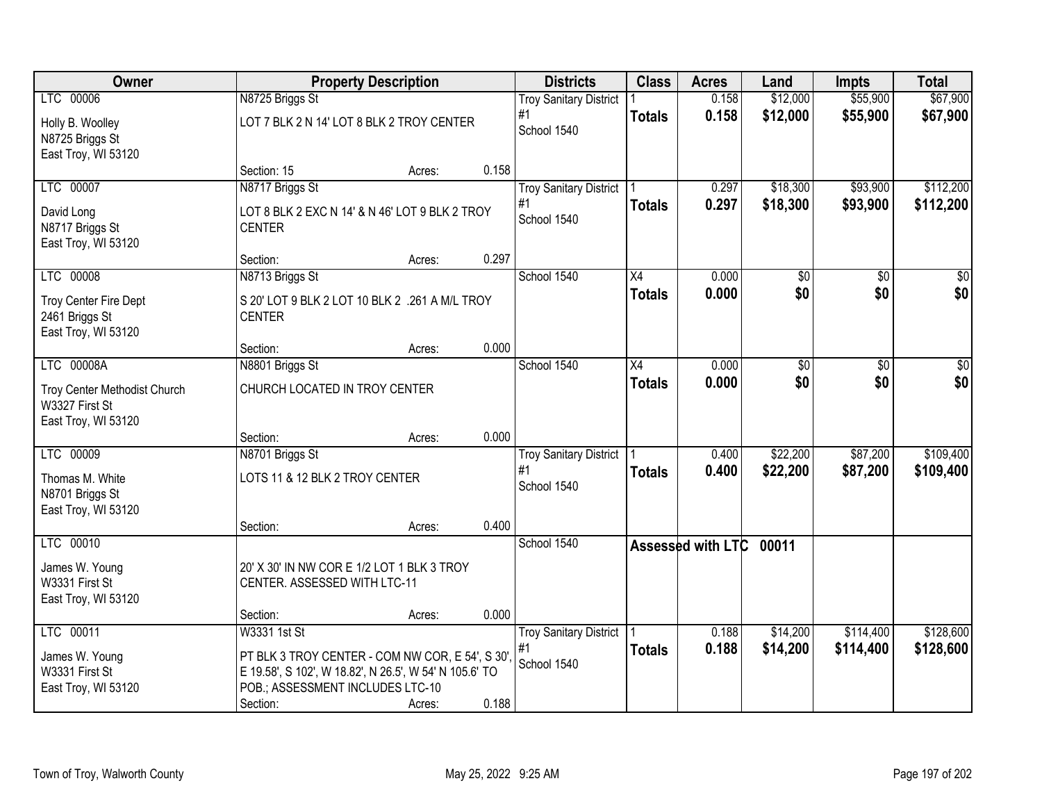| Owner | Property Description | Districts | Class | Acres | Land | Impts | Total |
|---|---|---|---|---|---|---|---|
| LTC 00006<br>Holly B. Woolley<br>N8725 Briggs St<br>East Troy, WI 53120 | N8725 Briggs St<br>LOT 7 BLK 2 N 14' LOT 8 BLK 2 TROY CENTER<br>Section: 15 Acres: 0.158 | Troy Sanitary District #1<br>School 1540 | 1<br>**Totals** | 0.158<br>**0.158** | $12,000<br>**$12,000** | $55,900<br>**$55,900** | $67,900<br>**$67,900** |
| LTC 00007<br>David Long<br>N8717 Briggs St<br>East Troy, WI 53120 | N8717 Briggs St<br>LOT 8 BLK 2 EXC N 14' & N 46' LOT 9 BLK 2 TROY CENTER<br>Section: Acres: 0.297 | Troy Sanitary District #1<br>School 1540 | 1<br>**Totals** | 0.297<br>**0.297** | $18,300<br>**$18,300** | $93,900<br>**$93,900** | $112,200<br>**$112,200** |
| LTC 00008<br>Troy Center Fire Dept<br>2461 Briggs St<br>East Troy, WI 53120 | N8713 Briggs St<br>S 20' LOT 9 BLK 2 LOT 10 BLK 2 .261 A M/L TROY CENTER<br>Section: Acres: 0.000 | School 1540 | X4<br>**Totals** | 0.000<br>**0.000** | $0<br>**$0** | $0<br>**$0** | $0<br>**$0** |
| LTC 00008A<br>Troy Center Methodist Church<br>W3327 First St<br>East Troy, WI 53120 | N8801 Briggs St<br>CHURCH LOCATED IN TROY CENTER<br>Section: Acres: 0.000 | School 1540 | X4<br>**Totals** | 0.000<br>**0.000** | $0<br>**$0** | $0<br>**$0** | $0<br>**$0** |
| LTC 00009<br>Thomas M. White<br>N8701 Briggs St<br>East Troy, WI 53120 | N8701 Briggs St<br>LOTS 11 & 12 BLK 2 TROY CENTER<br>Section: Acres: 0.400 | Troy Sanitary District #1<br>School 1540 | 1<br>**Totals** | 0.400<br>**0.400** | $22,200<br>**$22,200** | $87,200<br>**$87,200** | $109,400<br>**$109,400** |
| LTC 00010<br>James W. Young<br>W3331 First St<br>East Troy, WI 53120 | 20' X 30' IN NW COR E 1/2 LOT 1 BLK 3 TROY CENTER. ASSESSED WITH LTC-11<br>Section: Acres: 0.000 | School 1540 | **Assessed with LTC 00011** | | | | |
| LTC 00011<br>James W. Young<br>W3331 First St<br>East Troy, WI 53120 | W3331 1st St<br>PT BLK 3 TROY CENTER - COM NW COR, E 54', S 30', E 19.58', S 102', W 18.82', N 26.5', W 54' N 105.6' TO POB.; ASSESSMENT INCLUDES LTC-10<br>Section: Acres: 0.188 | Troy Sanitary District #1<br>School 1540 | 1<br>**Totals** | 0.188<br>**0.188** | $14,200<br>**$14,200** | $114,400<br>**$114,400** | $128,600<br>**$128,600** |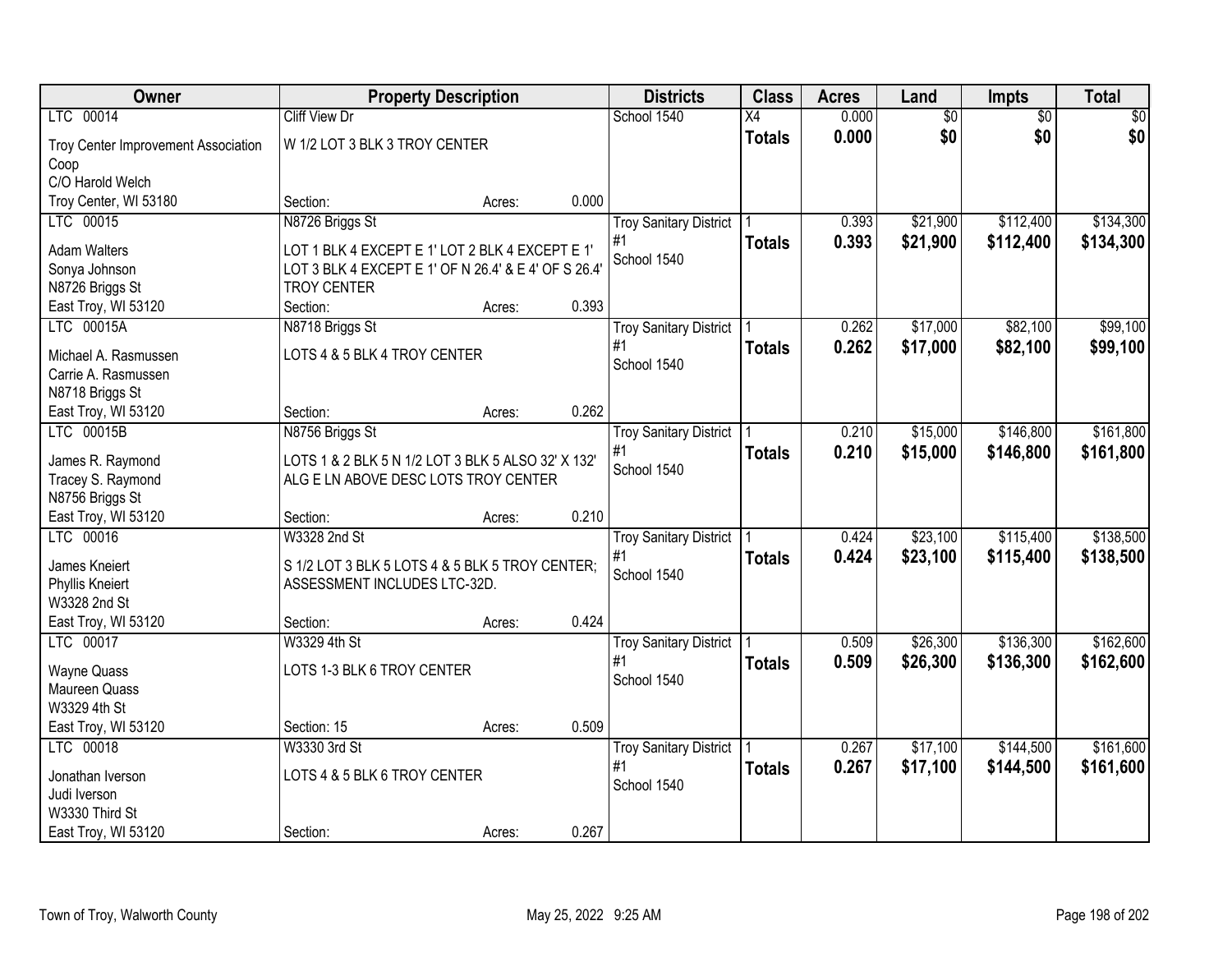| Owner | Property Description | Districts | Class | Acres | Land | Impts | Total |
|---|---|---|---|---|---|---|---|
| LTC 00014<br>Troy Center Improvement Association Coop<br>C/O Harold Welch<br>Troy Center, WI 53180 | Cliff View Dr<br>W 1/2 LOT 3 BLK 3 TROY CENTER<br>Section: Acres: 0.000 | School 1540 | X4<br>**Totals** | 0.000<br>**0.000** | $0<br>**$0** | $0<br>**$0** | $0<br>**$0** |
| LTC 00015<br>Adam Walters<br>Sonya Johnson<br>N8726 Briggs St<br>East Troy, WI 53120 | N8726 Briggs St<br>LOT 1 BLK 4 EXCEPT E 1' LOT 2 BLK 4 EXCEPT E 1' LOT 3 BLK 4 EXCEPT E 1' OF N 26.4' & E 4' OF S 26.4' TROY CENTER<br>Section: Acres: 0.393 | Troy Sanitary District #1<br>School 1540 | 1<br>**Totals** | 0.393<br>**0.393** | $21,900<br>**$21,900** | $112,400<br>**$112,400** | $134,300<br>**$134,300** |
| LTC 00015A<br>Michael A. Rasmussen<br>Carrie A. Rasmussen<br>N8718 Briggs St<br>East Troy, WI 53120 | N8718 Briggs St<br>LOTS 4 & 5 BLK 4 TROY CENTER<br>Section: Acres: 0.262 | Troy Sanitary District #1<br>School 1540 | 1<br>**Totals** | 0.262<br>**0.262** | $17,000<br>**$17,000** | $82,100<br>**$82,100** | $99,100<br>**$99,100** |
| LTC 00015B<br>James R. Raymond<br>Tracey S. Raymond<br>N8756 Briggs St<br>East Troy, WI 53120 | N8756 Briggs St<br>LOTS 1 & 2 BLK 5 N 1/2 LOT 3 BLK 5 ALSO 32' X 132' ALG E LN ABOVE DESC LOTS TROY CENTER<br>Section: Acres: 0.210 | Troy Sanitary District #1<br>School 1540 | 1<br>**Totals** | 0.210<br>**0.210** | $15,000<br>**$15,000** | $146,800<br>**$146,800** | $161,800<br>**$161,800** |
| LTC 00016<br>James Kneiert<br>Phyllis Kneiert<br>W3328 2nd St<br>East Troy, WI 53120 | W3328 2nd St<br>S 1/2 LOT 3 BLK 5 LOTS 4 & 5 BLK 5 TROY CENTER; ASSESSMENT INCLUDES LTC-32D.<br>Section: Acres: 0.424 | Troy Sanitary District #1<br>School 1540 | 1<br>**Totals** | 0.424<br>**0.424** | $23,100<br>**$23,100** | $115,400<br>**$115,400** | $138,500<br>**$138,500** |
| LTC 00017<br>Wayne Quass<br>Maureen Quass<br>W3329 4th St<br>East Troy, WI 53120 | W3329 4th St<br>LOTS 1-3 BLK 6 TROY CENTER<br>Section: 15 Acres: 0.509 | Troy Sanitary District #1<br>School 1540 | 1<br>**Totals** | 0.509<br>**0.509** | $26,300<br>**$26,300** | $136,300<br>**$136,300** | $162,600<br>**$162,600** |
| LTC 00018<br>Jonathan Iverson<br>Judi Iverson<br>W3330 Third St<br>East Troy, WI 53120 | W3330 3rd St<br>LOTS 4 & 5 BLK 6 TROY CENTER<br>Section: Acres: 0.267 | Troy Sanitary District #1<br>School 1540 | 1<br>**Totals** | 0.267<br>**0.267** | $17,100<br>**$17,100** | $144,500<br>**$144,500** | $161,600<br>**$161,600** |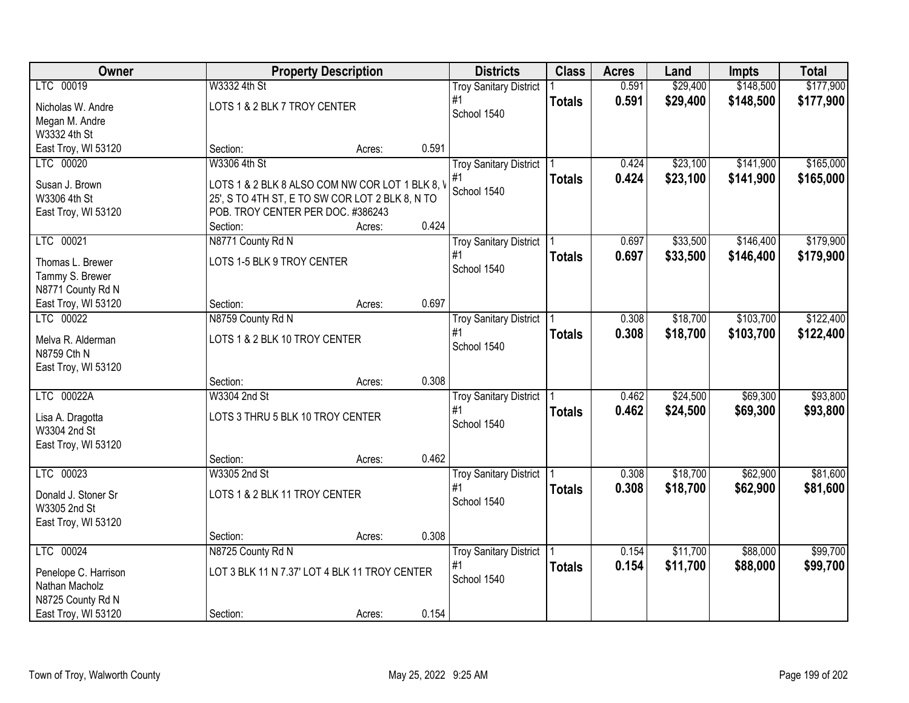| Owner | Property Description | Districts | Class | Acres | Land | Impts | Total |
|---|---|---|---|---|---|---|---|
| LTC 00019<br>Nicholas W. Andre<br>Megan M. Andre<br>W3332 4th St<br>East Troy, WI 53120 | W3332 4th St<br>LOTS 1 & 2 BLK 7 TROY CENTER<br>Section: Acres: 0.591 | Troy Sanitary District #1<br>School 1540 | 1<br>**Totals** | 0.591<br>**0.591** | $29,400<br>**$29,400** | $148,500<br>**$148,500** | $177,900<br>**$177,900** |
| LTC 00020<br>Susan J. Brown<br>W3306 4th St<br>East Troy, WI 53120 | W3306 4th St<br>LOTS 1 & 2 BLK 8 ALSO COM NW COR LOT 1 BLK 8, W 25', S TO 4TH ST, E TO SW COR LOT 2 BLK 8, N TO POB. TROY CENTER PER DOC. #386243<br>Section: Acres: 0.424 | Troy Sanitary District #1<br>School 1540 | 1<br>**Totals** | 0.424<br>**0.424** | $23,100<br>**$23,100** | $141,900<br>**$141,900** | $165,000<br>**$165,000** |
| LTC 00021<br>Thomas L. Brewer<br>Tammy S. Brewer<br>N8771 County Rd N<br>East Troy, WI 53120 | N8771 County Rd N<br>LOTS 1-5 BLK 9 TROY CENTER<br>Section: Acres: 0.697 | Troy Sanitary District #1<br>School 1540 | 1<br>**Totals** | 0.697<br>**0.697** | $33,500<br>**$33,500** | $146,400<br>**$146,400** | $179,900<br>**$179,900** |
| LTC 00022<br>Melva R. Alderman<br>N8759 Cth N<br>East Troy, WI 53120 | N8759 County Rd N<br>LOTS 1 & 2 BLK 10 TROY CENTER<br>Section: Acres: 0.308 | Troy Sanitary District #1<br>School 1540 | 1<br>**Totals** | 0.308<br>**0.308** | $18,700<br>**$18,700** | $103,700<br>**$103,700** | $122,400<br>**$122,400** |
| LTC 00022A<br>Lisa A. Dragotta<br>W3304 2nd St<br>East Troy, WI 53120 | W3304 2nd St<br>LOTS 3 THRU 5 BLK 10 TROY CENTER<br>Section: Acres: 0.462 | Troy Sanitary District #1<br>School 1540 | 1<br>**Totals** | 0.462<br>**0.462** | $24,500<br>**$24,500** | $69,300<br>**$69,300** | $93,800<br>**$93,800** |
| LTC 00023<br>Donald J. Stoner Sr<br>W3305 2nd St<br>East Troy, WI 53120 | W3305 2nd St<br>LOTS 1 & 2 BLK 11 TROY CENTER<br>Section: Acres: 0.308 | Troy Sanitary District #1<br>School 1540 | 1<br>**Totals** | 0.308<br>**0.308** | $18,700<br>**$18,700** | $62,900<br>**$62,900** | $81,600<br>**$81,600** |
| LTC 00024<br>Penelope C. Harrison<br>Nathan Macholz<br>N8725 County Rd N<br>East Troy, WI 53120 | N8725 County Rd N<br>LOT 3 BLK 11 N 7.37' LOT 4 BLK 11 TROY CENTER<br>Section: Acres: 0.154 | Troy Sanitary District #1<br>School 1540 | 1<br>**Totals** | 0.154<br>**0.154** | $11,700<br>**$11,700** | $88,000<br>**$88,000** | $99,700<br>**$99,700** |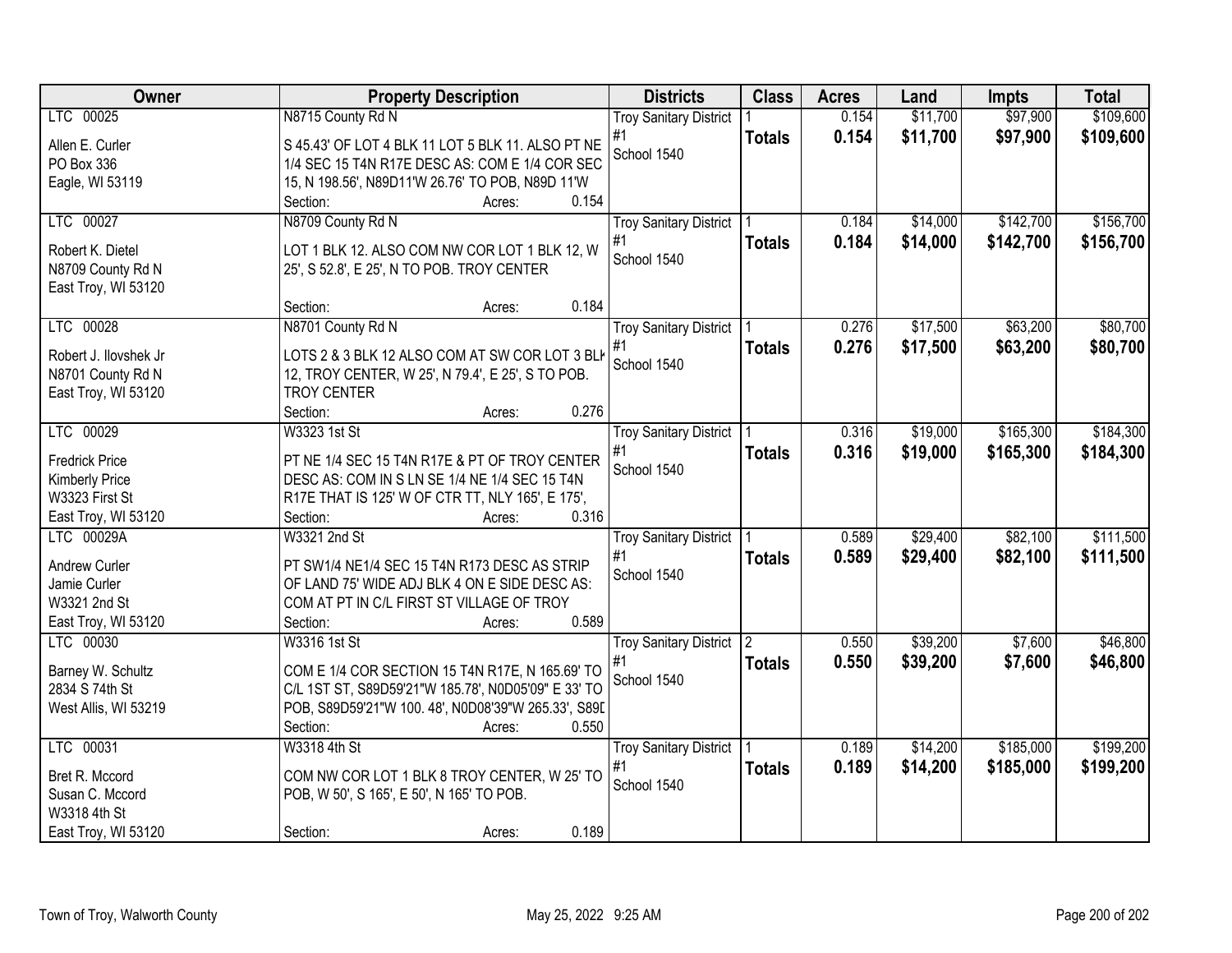| Owner | Property Description | Districts | Class | Acres | Land | Impts | Total |
|---|---|---|---|---|---|---|---|
| LTC 00025<br>Allen E. Curler<br>PO Box 336<br>Eagle, WI 53119 | N8715 County Rd N<br>S 45.43' OF LOT 4 BLK 11 LOT 5 BLK 11. ALSO PT NE 1/4 SEC 15 T4N R17E DESC AS: COM E 1/4 COR SEC 15, N 198.56', N89D11'W 26.76' TO POB, N89D 11'W<br>Section: Acres: 0.154 | Troy Sanitary District #1<br>School 1540 | 1<br>**Totals** | 0.154<br>**0.154** | $11,700<br>**$11,700** | $97,900<br>**$97,900** | $109,600<br>**$109,600** |
| LTC 00027<br>Robert K. Dietel<br>N8709 County Rd N<br>East Troy, WI 53120 | N8709 County Rd N<br>LOT 1 BLK 12. ALSO COM NW COR LOT 1 BLK 12, W 25', S 52.8', E 25', N TO POB. TROY CENTER<br>Section: Acres: 0.184 | Troy Sanitary District #1<br>School 1540 | 1<br>**Totals** | 0.184<br>**0.184** | $14,000<br>**$14,000** | $142,700<br>**$142,700** | $156,700<br>**$156,700** |
| LTC 00028<br>Robert J. Ilovshek Jr<br>N8701 County Rd N<br>East Troy, WI 53120 | N8701 County Rd N<br>LOTS 2 & 3 BLK 12 ALSO COM AT SW COR LOT 3 BLK 12, TROY CENTER, W 25', N 79.4', E 25', S TO POB. TROY CENTER<br>Section: Acres: 0.276 | Troy Sanitary District #1<br>School 1540 | 1<br>**Totals** | 0.276<br>**0.276** | $17,500<br>**$17,500** | $63,200<br>**$63,200** | $80,700<br>**$80,700** |
| LTC 00029<br>Fredrick Price<br>Kimberly Price<br>W3323 First St<br>East Troy, WI 53120 | W3323 1st St<br>PT NE 1/4 SEC 15 T4N R17E & PT OF TROY CENTER DESC AS: COM IN S LN SE 1/4 NE 1/4 SEC 15 T4N R17E THAT IS 125' W OF CTR TT, NLY 165', E 175',<br>Section: Acres: 0.316 | Troy Sanitary District #1<br>School 1540 | 1<br>**Totals** | 0.316<br>**0.316** | $19,000<br>**$19,000** | $165,300<br>**$165,300** | $184,300<br>**$184,300** |
| LTC 00029A<br>Andrew Curler<br>Jamie Curler<br>W3321 2nd St<br>East Troy, WI 53120 | W3321 2nd St<br>PT SW1/4 NE1/4 SEC 15 T4N R173 DESC AS STRIP OF LAND 75' WIDE ADJ BLK 4 ON E SIDE DESC AS: COM AT PT IN C/L FIRST ST VILLAGE OF TROY<br>Section: Acres: 0.589 | Troy Sanitary District #1<br>School 1540 | 1<br>**Totals** | 0.589<br>**0.589** | $29,400<br>**$29,400** | $82,100<br>**$82,100** | $111,500<br>**$111,500** |
| LTC 00030<br>Barney W. Schultz<br>2834 S 74th St<br>West Allis, WI 53219 | W3316 1st St<br>COM E 1/4 COR SECTION 15 T4N R17E, N 165.69' TO C/L 1ST ST, S89D59'21"W 185.78', N0D05'09" E 33' TO POB, S89D59'21"W 100. 48', N0D08'39"W 265.33', S89D<br>Section: Acres: 0.550 | Troy Sanitary District #1<br>School 1540 | 2<br>**Totals** | 0.550<br>**0.550** | $39,200<br>**$39,200** | $7,600<br>**$7,600** | $46,800<br>**$46,800** |
| LTC 00031<br>Bret R. Mccord<br>Susan C. Mccord<br>W3318 4th St<br>East Troy, WI 53120 | W3318 4th St<br>COM NW COR LOT 1 BLK 8 TROY CENTER, W 25' TO POB, W 50', S 165', E 50', N 165' TO POB.<br>Section: Acres: 0.189 | Troy Sanitary District #1<br>School 1540 | 1<br>**Totals** | 0.189<br>**0.189** | $14,200<br>**$14,200** | $185,000<br>**$185,000** | $199,200<br>**$199,200** |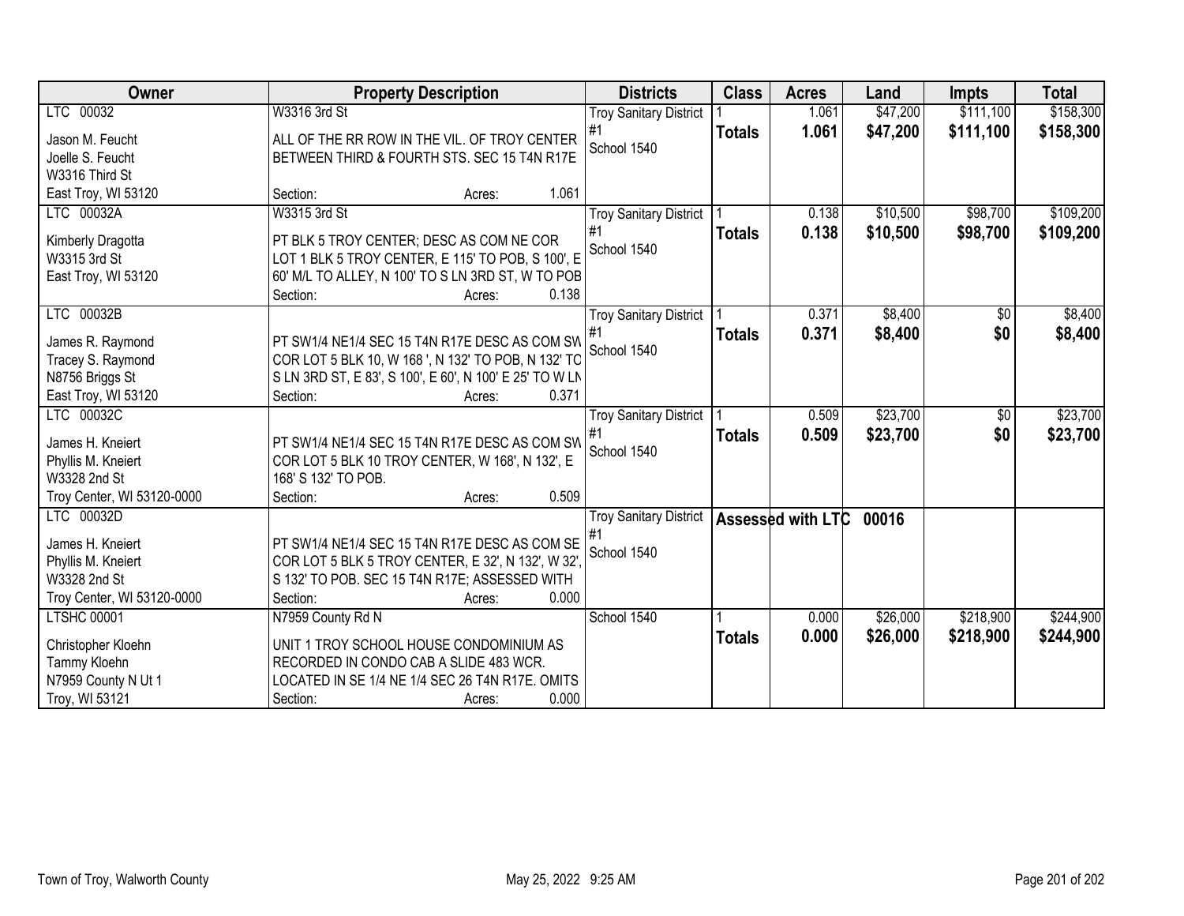| Owner | Property Description | Districts | Class | Acres | Land | Impts | Total |
|---|---|---|---|---|---|---|---|
| LTC 00032<br>Jason M. Feucht<br>Joelle S. Feucht<br>W3316 Third St<br>East Troy, WI 53120 | W3316 3rd St<br>ALL OF THE RR ROW IN THE VIL. OF TROY CENTER BETWEEN THIRD & FOURTH STS. SEC 15 T4N R17E<br>Section: Acres: 1.061 | Troy Sanitary District #1<br>School 1540 | 1<br>**Totals** | 1.061<br>**1.061** | $47,200<br>**$47,200** | $111,100<br>**$111,100** | $158,300<br>**$158,300** |
| LTC 00032A<br>Kimberly Dragotta<br>W3315 3rd St<br>East Troy, WI 53120 | W3315 3rd St<br>PT BLK 5 TROY CENTER; DESC AS COM NE COR LOT 1 BLK 5 TROY CENTER, E 115' TO POB, S 100', E 60' M/L TO ALLEY, N 100' TO S LN 3RD ST, W TO POB<br>Section: Acres: 0.138 | Troy Sanitary District #1<br>School 1540 | 1<br>**Totals** | 0.138<br>**0.138** | $10,500<br>**$10,500** | $98,700<br>**$98,700** | $109,200<br>**$109,200** |
| LTC 00032B<br>James R. Raymond<br>Tracey S. Raymond<br>N8756 Briggs St<br>East Troy, WI 53120 | PT SW1/4 NE1/4 SEC 15 T4N R17E DESC AS COM SW COR LOT 5 BLK 10, W 168 ', N 132' TO POB, N 132' TO S LN 3RD ST, E 83', S 100', E 60', N 100' E 25' TO W LN<br>Section: Acres: 0.371 | Troy Sanitary District #1<br>School 1540 | 1<br>**Totals** | 0.371<br>**0.371** | $8,400<br>**$8,400** | $0<br>**$0** | $8,400<br>**$8,400** |
| LTC 00032C<br>James H. Kneiert<br>Phyllis M. Kneiert<br>W3328 2nd St<br>Troy Center, WI 53120-0000 | PT SW1/4 NE1/4 SEC 15 T4N R17E DESC AS COM SW COR LOT 5 BLK 10 TROY CENTER, W 168', N 132', E 168' S 132' TO POB.<br>Section: Acres: 0.509 | Troy Sanitary District #1<br>School 1540 | 1<br>**Totals** | 0.509<br>**0.509** | $23,700<br>**$23,700** | $0<br>**$0** | $23,700<br>**$23,700** |
| LTC 00032D<br>James H. Kneiert<br>Phyllis M. Kneiert<br>W3328 2nd St<br>Troy Center, WI 53120-0000 | PT SW1/4 NE1/4 SEC 15 T4N R17E DESC AS COM SE COR LOT 5 BLK 5 TROY CENTER, E 32', N 132', W 32', S 132' TO POB. SEC 15 T4N R17E; ASSESSED WITH<br>Section: Acres: 0.000 | Troy Sanitary District #1<br>School 1540 | **Assessed with LTC 00016** | | | | |
| LTSHC 00001<br>Christopher Kloehn<br>Tammy Kloehn<br>N7959 County N Ut 1<br>Troy, WI 53121 | N7959 County Rd N<br>UNIT 1 TROY SCHOOL HOUSE CONDOMINIUM AS RECORDED IN CONDO CAB A SLIDE 483 WCR. LOCATED IN SE 1/4 NE 1/4 SEC 26 T4N R17E. OMITS<br>Section: Acres: 0.000 | School 1540 | 1<br>**Totals** | 0.000<br>**0.000** | $26,000<br>**$26,000** | $218,900<br>**$218,900** | $244,900<br>**$244,900** |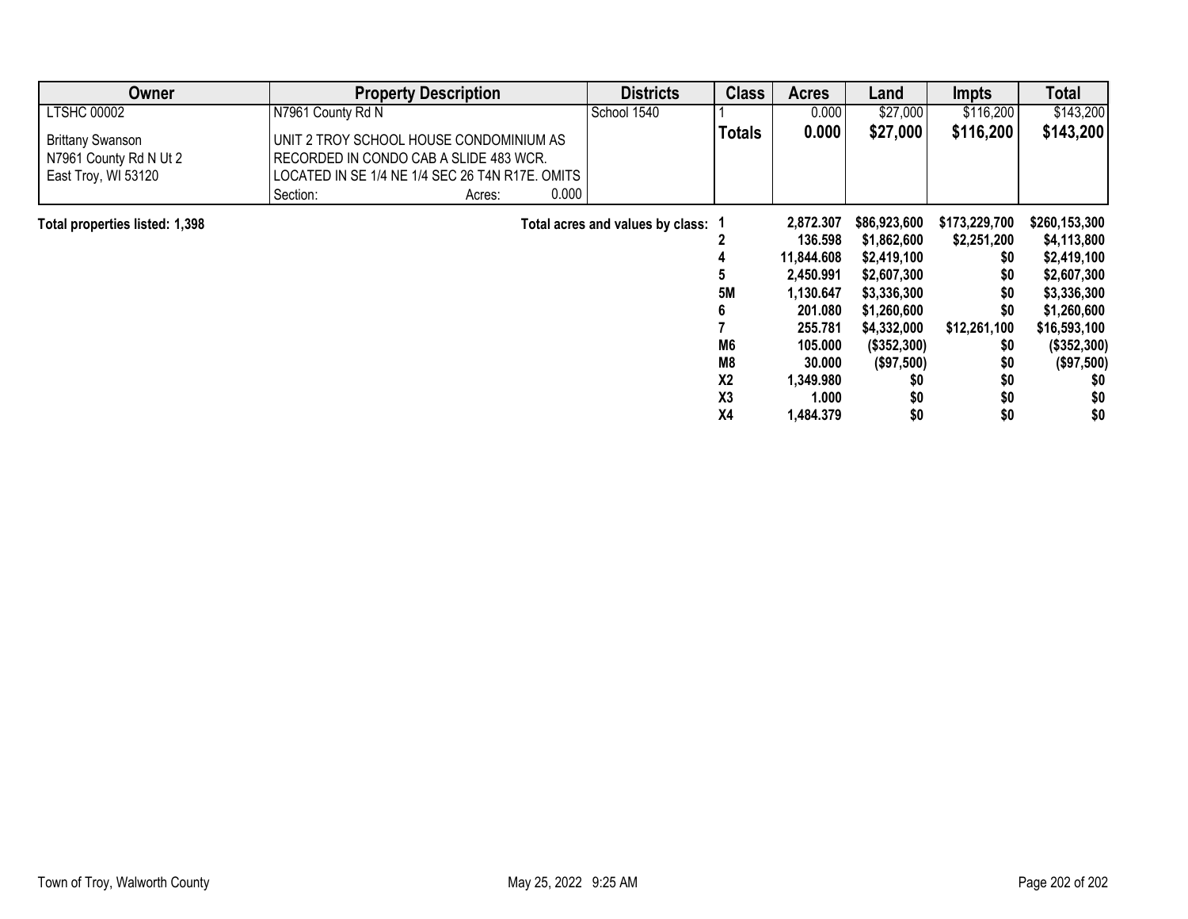| Owner | Property Description | Districts | Class | Acres | Land | Impts | Total |
|---|---|---|---|---|---|---|---|
| LTSHC 00002 | N7961 County Rd N | School 1540 | 1 | 0.000 | $27,000 | $116,200 | $143,200 |
| Brittany Swanson<br>N7961 County Rd N Ut 2<br>East Troy, WI 53120 | UNIT 2 TROY SCHOOL HOUSE CONDOMINIUM AS RECORDED IN CONDO CAB A SLIDE 483 WCR. LOCATED IN SE 1/4 NE 1/4 SEC 26 T4N R17E. OMITS<br>Section: Acres: 0.000 | | **Totals** | **0.000** | **$27,000** | **$116,200** | **$143,200** |

**Total properties listed: 1,398**

| Total acres and values by class: | Class | Acres | Land | Impts | Total |
|---|---|---|---|---|---|
| | 1 | 2,872.307 | $86,923,600 | $173,229,700 | $260,153,300 |
| | 2 | 136.598 | $1,862,600 | $2,251,200 | $4,113,800 |
| | 4 | 11,844.608 | $2,419,100 | $0 | $2,419,100 |
| | 5 | 2,450.991 | $2,607,300 | $0 | $2,607,300 |
| | 5M | 1,130.647 | $3,336,300 | $0 | $3,336,300 |
| | 6 | 201.080 | $1,260,600 | $0 | $1,260,600 |
| | 7 | 255.781 | $4,332,000 | $12,261,100 | $16,593,100 |
| | M6 | 105.000 | ($352,300) | $0 | ($352,300) |
| | M8 | 30.000 | ($97,500) | $0 | ($97,500) |
| | X2 | 1,349.980 | $0 | $0 | $0 |
| | X3 | 1.000 | $0 | $0 | $0 |
| | X4 | 1,484.379 | $0 | $0 | $0 |